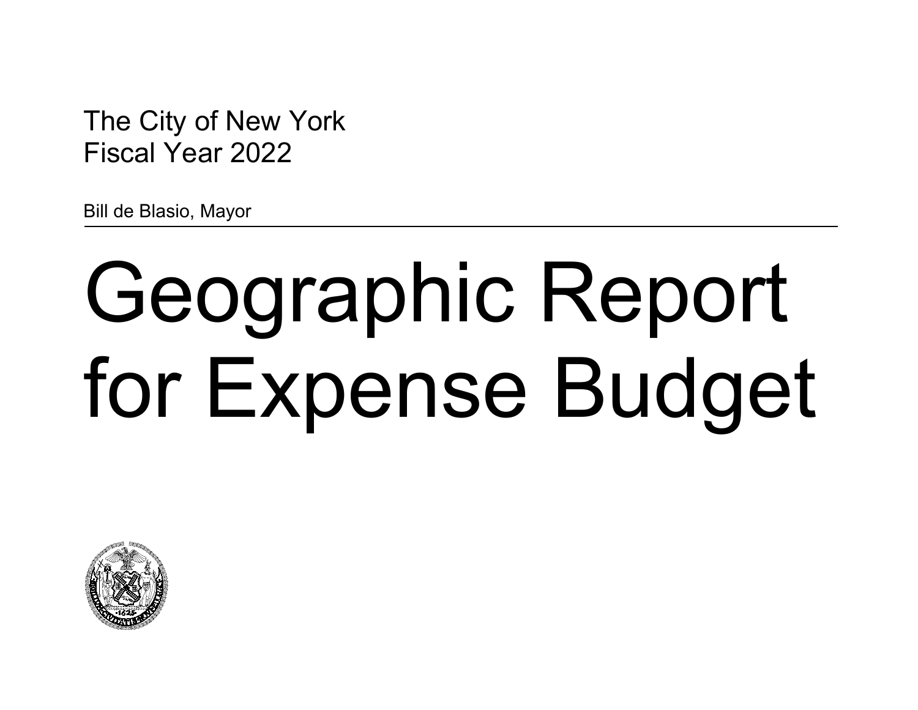The City of New York
Fiscal Year 2022

Bill de Blasio, Mayor

# Geographic Report for Expense Budget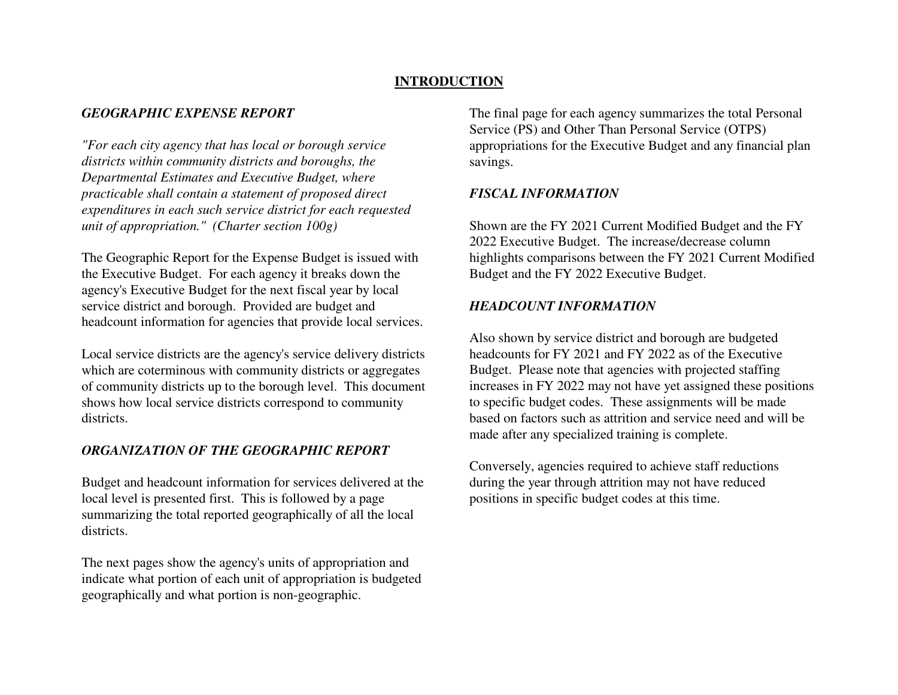# INTRODUCTION

### *GEOGRAPHIC EXPENSE REPORT*

*"For each city agency that has local or borough service districts within community districts and boroughs, the Departmental Estimates and Executive Budget, where practicable shall contain a statement of proposed direct expenditures in each such service district for each requested unit of appropriation." (Charter section 100g)*

The Geographic Report for the Expense Budget is issued with the Executive Budget. For each agency it breaks down the agency's Executive Budget for the next fiscal year by local service district and borough. Provided are budget and headcount information for agencies that provide local services.

Local service districts are the agency's service delivery districts which are coterminous with community districts or aggregates of community districts up to the borough level. This document shows how local service districts correspond to community districts.

### *ORGANIZATION OF THE GEOGRAPHIC REPORT*

Budget and headcount information for services delivered at the local level is presented first. This is followed by a page summarizing the total reported geographically of all the local districts.

The next pages show the agency's units of appropriation and indicate what portion of each unit of appropriation is budgeted geographically and what portion is non-geographic.

The final page for each agency summarizes the total Personal Service (PS) and Other Than Personal Service (OTPS) appropriations for the Executive Budget and any financial plan savings.

### *FISCAL INFORMATION*

Shown are the FY 2021 Current Modified Budget and the FY 2022 Executive Budget. The increase/decrease column highlights comparisons between the FY 2021 Current Modified Budget and the FY 2022 Executive Budget.

### *HEADCOUNT INFORMATION*

Also shown by service district and borough are budgeted headcounts for FY 2021 and FY 2022 as of the Executive Budget. Please note that agencies with projected staffing increases in FY 2022 may not have yet assigned these positions to specific budget codes. These assignments will be made based on factors such as attrition and service need and will be made after any specialized training is complete.

Conversely, agencies required to achieve staff reductions during the year through attrition may not have reduced positions in specific budget codes at this time.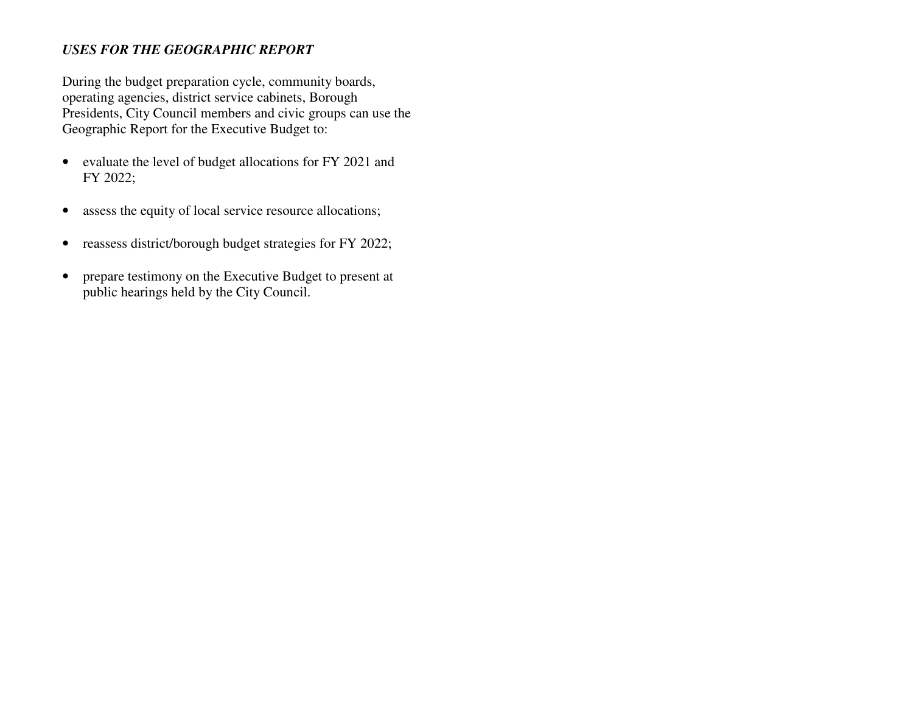***USES FOR THE GEOGRAPHIC REPORT***

During the budget preparation cycle, community boards, operating agencies, district service cabinets, Borough Presidents, City Council members and civic groups can use the Geographic Report for the Executive Budget to:

- evaluate the level of budget allocations for FY 2021 and FY 2022;
- assess the equity of local service resource allocations;
- reassess district/borough budget strategies for FY 2022;
- prepare testimony on the Executive Budget to present at public hearings held by the City Council.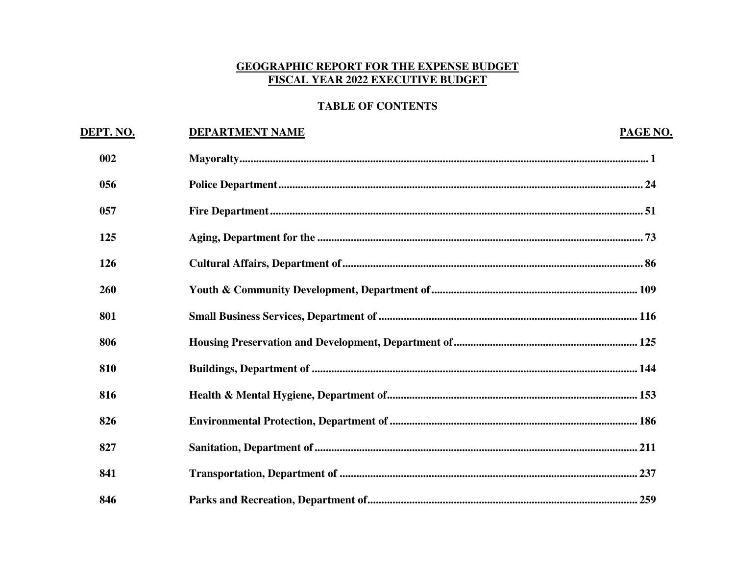# GEOGRAPHIC REPORT FOR THE EXPENSE BUDGET
# FISCAL YEAR 2022 EXECUTIVE BUDGET

## TABLE OF CONTENTS

| DEPT. NO. | DEPARTMENT NAME | PAGE NO. |
|---|---|---|
| 002 | Mayoralty | 1 |
| 056 | Police Department | 24 |
| 057 | Fire Department | 51 |
| 125 | Aging, Department for the | 73 |
| 126 | Cultural Affairs, Department of | 86 |
| 260 | Youth & Community Development, Department of | 109 |
| 801 | Small Business Services, Department of | 116 |
| 806 | Housing Preservation and Development, Department of | 125 |
| 810 | Buildings, Department of | 144 |
| 816 | Health & Mental Hygiene, Department of | 153 |
| 826 | Environmental Protection, Department of | 186 |
| 827 | Sanitation, Department of | 211 |
| 841 | Transportation, Department of | 237 |
| 846 | Parks and Recreation, Department of | 259 |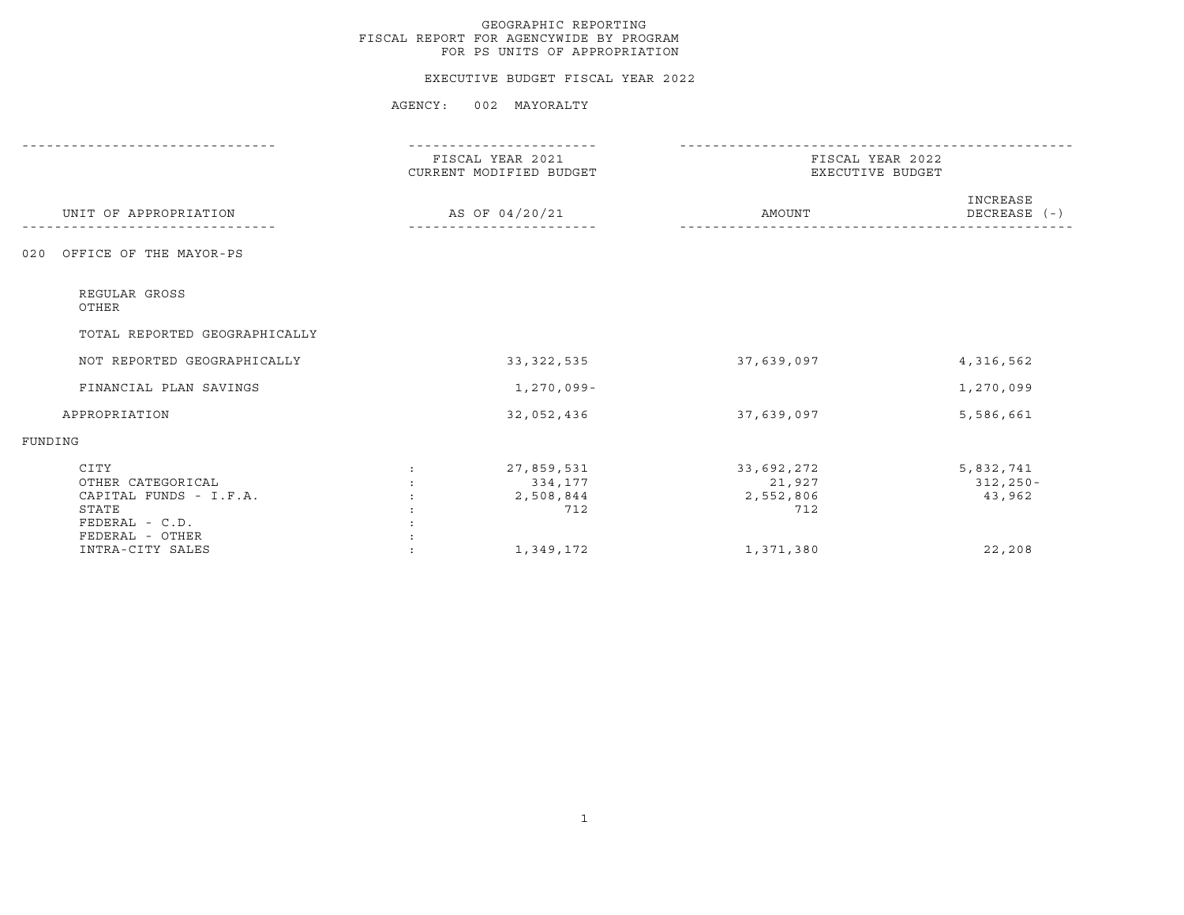GEOGRAPHIC REPORTING
FISCAL REPORT FOR AGENCYWIDE BY PROGRAM
FOR PS UNITS OF APPROPRIATION

EXECUTIVE BUDGET FISCAL YEAR 2022

AGENCY: 002 MAYORALTY

| UNIT OF APPROPRIATION | | FISCAL YEAR 2021 CURRENT MODIFIED BUDGET AS OF 04/20/21 | FISCAL YEAR 2022 EXECUTIVE BUDGET AMOUNT | INCREASE DECREASE (-) |
|---|---|---|---|---|
| 020 OFFICE OF THE MAYOR-PS | | | | |
| REGULAR GROSS | | | | |
| OTHER | | | | |
| TOTAL REPORTED GEOGRAPHICALLY | | | | |
| NOT REPORTED GEOGRAPHICALLY | | 33,322,535 | 37,639,097 | 4,316,562 |
| FINANCIAL PLAN SAVINGS | | 1,270,099- | | 1,270,099 |
| APPROPRIATION | | 32,052,436 | 37,639,097 | 5,586,661 |
| FUNDING | | | | |
| CITY | : | 27,859,531 | 33,692,272 | 5,832,741 |
| OTHER CATEGORICAL | : | 334,177 | 21,927 | 312,250- |
| CAPITAL FUNDS - I.F.A. | : | 2,508,844 | 2,552,806 | 43,962 |
| STATE | : | 712 | 712 | |
| FEDERAL - C.D. | : | | | |
| FEDERAL - OTHER | : | | | |
| INTRA-CITY SALES | : | 1,349,172 | 1,371,380 | 22,208 |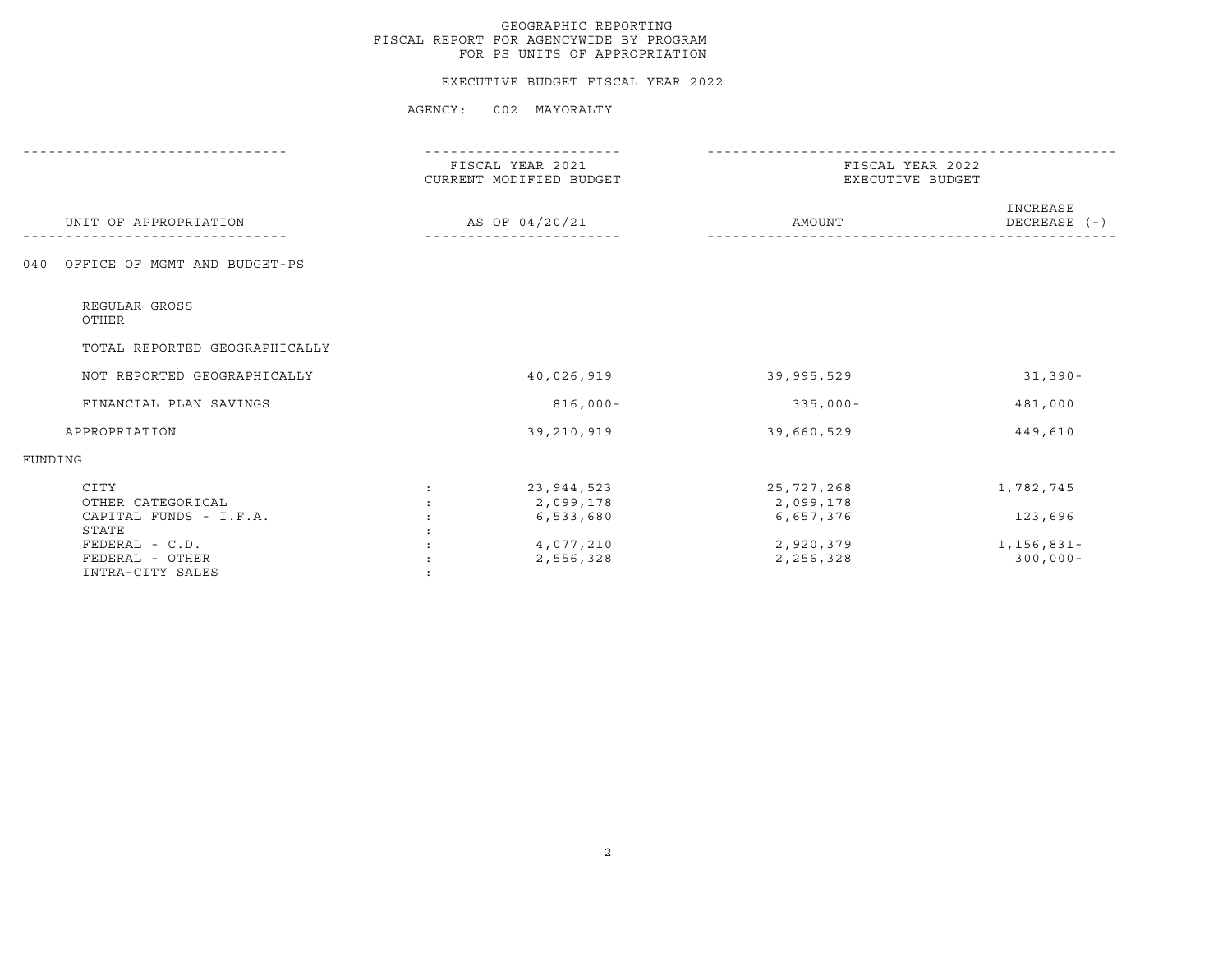GEOGRAPHIC REPORTING
FISCAL REPORT FOR AGENCYWIDE BY PROGRAM
FOR PS UNITS OF APPROPRIATION

EXECUTIVE BUDGET FISCAL YEAR 2022

AGENCY: 002 MAYORALTY

| UNIT OF APPROPRIATION | | FISCAL YEAR 2021 CURRENT MODIFIED BUDGET AS OF 04/20/21 | FISCAL YEAR 2022 EXECUTIVE BUDGET AMOUNT | INCREASE DECREASE (-) |
|---|---|---|---|---|
| 040 OFFICE OF MGMT AND BUDGET-PS | | | | |
| REGULAR GROSS | | | | |
| OTHER | | | | |
| TOTAL REPORTED GEOGRAPHICALLY | | | | |
| NOT REPORTED GEOGRAPHICALLY | | 40,026,919 | 39,995,529 | 31,390- |
| FINANCIAL PLAN SAVINGS | | 816,000- | 335,000- | 481,000 |
| APPROPRIATION | | 39,210,919 | 39,660,529 | 449,610 |
| FUNDING | | | | |
| CITY | : | 23,944,523 | 25,727,268 | 1,782,745 |
| OTHER CATEGORICAL | : | 2,099,178 | 2,099,178 | |
| CAPITAL FUNDS - I.F.A. | : | 6,533,680 | 6,657,376 | 123,696 |
| STATE | : | | | |
| FEDERAL - C.D. | : | 4,077,210 | 2,920,379 | 1,156,831- |
| FEDERAL - OTHER | : | 2,556,328 | 2,256,328 | 300,000- |
| INTRA-CITY SALES | : | | | |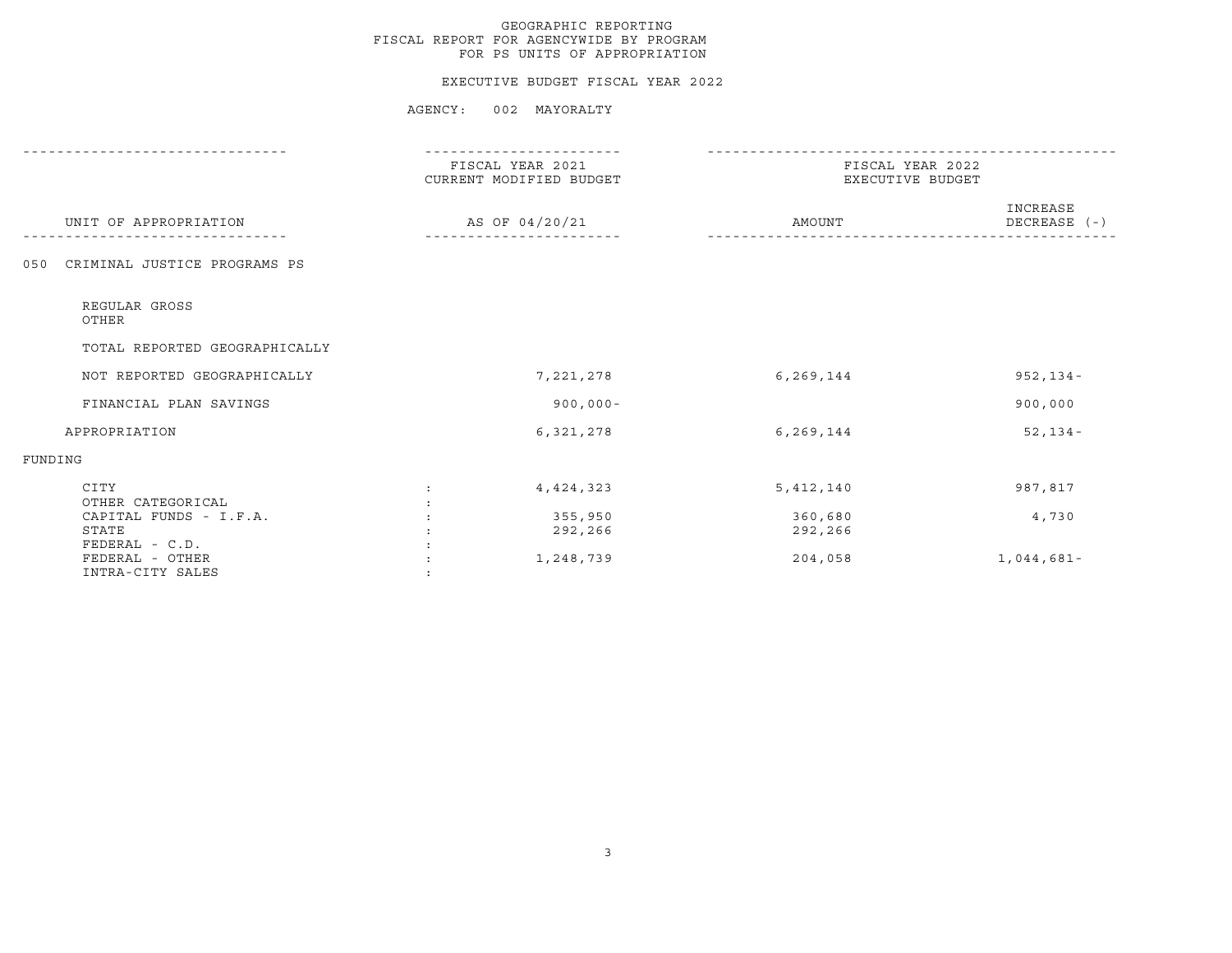GEOGRAPHIC REPORTING
FISCAL REPORT FOR AGENCYWIDE BY PROGRAM
FOR PS UNITS OF APPROPRIATION

EXECUTIVE BUDGET FISCAL YEAR 2022

AGENCY: 002 MAYORALTY

| UNIT OF APPROPRIATION | FISCAL YEAR 2021 CURRENT MODIFIED BUDGET AS OF 04/20/21 | FISCAL YEAR 2022 EXECUTIVE BUDGET AMOUNT | INCREASE DECREASE (-) |
|---|---|---|---|
| 050 CRIMINAL JUSTICE PROGRAMS PS | | | |
| REGULAR GROSS | | | |
| OTHER | | | |
| TOTAL REPORTED GEOGRAPHICALLY | | | |
| NOT REPORTED GEOGRAPHICALLY | 7,221,278 | 6,269,144 | 952,134- |
| FINANCIAL PLAN SAVINGS | 900,000- | | 900,000 |
| APPROPRIATION | 6,321,278 | 6,269,144 | 52,134- |
| FUNDING | | | |
| CITY | 4,424,323 | 5,412,140 | 987,817 |
| OTHER CATEGORICAL | | | |
| CAPITAL FUNDS - I.F.A. | 355,950 | 360,680 | 4,730 |
| STATE | 292,266 | 292,266 | |
| FEDERAL - C.D. | | | |
| FEDERAL - OTHER | 1,248,739 | 204,058 | 1,044,681- |
| INTRA-CITY SALES | | | |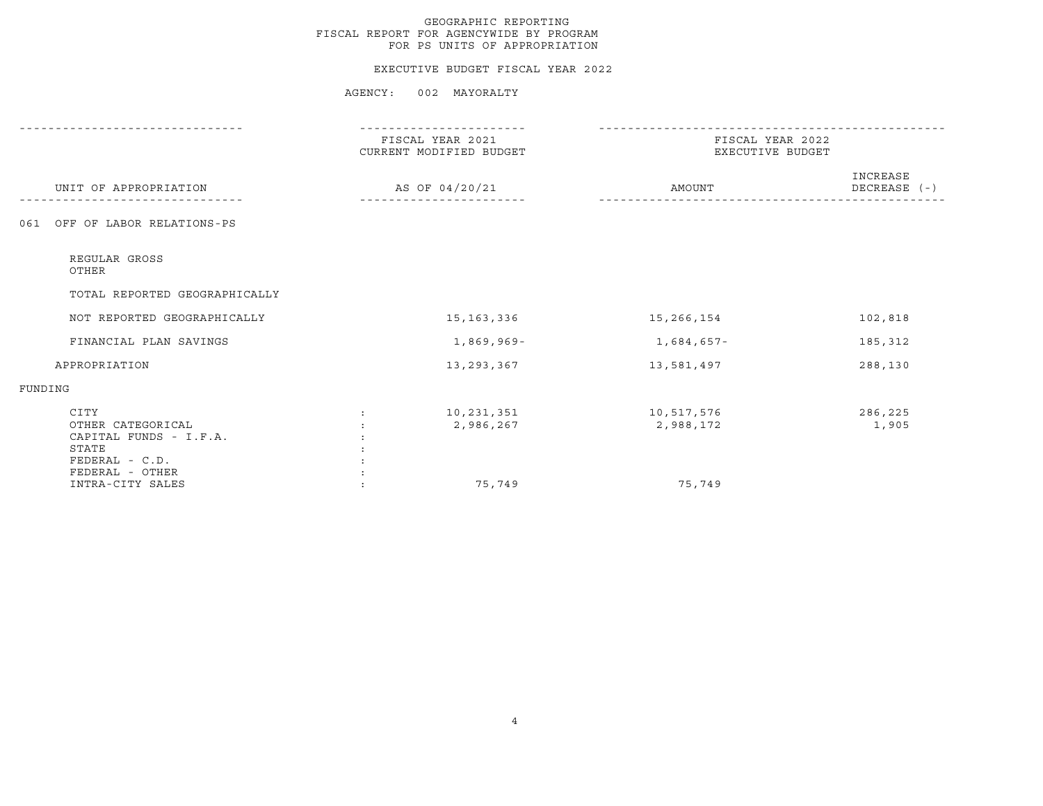GEOGRAPHIC REPORTING
FISCAL REPORT FOR AGENCYWIDE BY PROGRAM
FOR PS UNITS OF APPROPRIATION

EXECUTIVE BUDGET FISCAL YEAR 2022

AGENCY: 002 MAYORALTY

| UNIT OF APPROPRIATION | | FISCAL YEAR 2021 CURRENT MODIFIED BUDGET AS OF 04/20/21 | FISCAL YEAR 2022 EXECUTIVE BUDGET AMOUNT | INCREASE DECREASE (-) |
|---|---|---|---|---|
| 061 OFF OF LABOR RELATIONS-PS | | | | |
| REGULAR GROSS | | | | |
| OTHER | | | | |
| TOTAL REPORTED GEOGRAPHICALLY | | | | |
| NOT REPORTED GEOGRAPHICALLY | | 15,163,336 | 15,266,154 | 102,818 |
| FINANCIAL PLAN SAVINGS | | 1,869,969- | 1,684,657- | 185,312 |
| APPROPRIATION | | 13,293,367 | 13,581,497 | 288,130 |
| FUNDING | | | | |
| CITY | : | 10,231,351 | 10,517,576 | 286,225 |
| OTHER CATEGORICAL | : | 2,986,267 | 2,988,172 | 1,905 |
| CAPITAL FUNDS - I.F.A. | : | | | |
| STATE | : | | | |
| FEDERAL - C.D. | : | | | |
| FEDERAL - OTHER | : | | | |
| INTRA-CITY SALES | : | 75,749 | 75,749 | |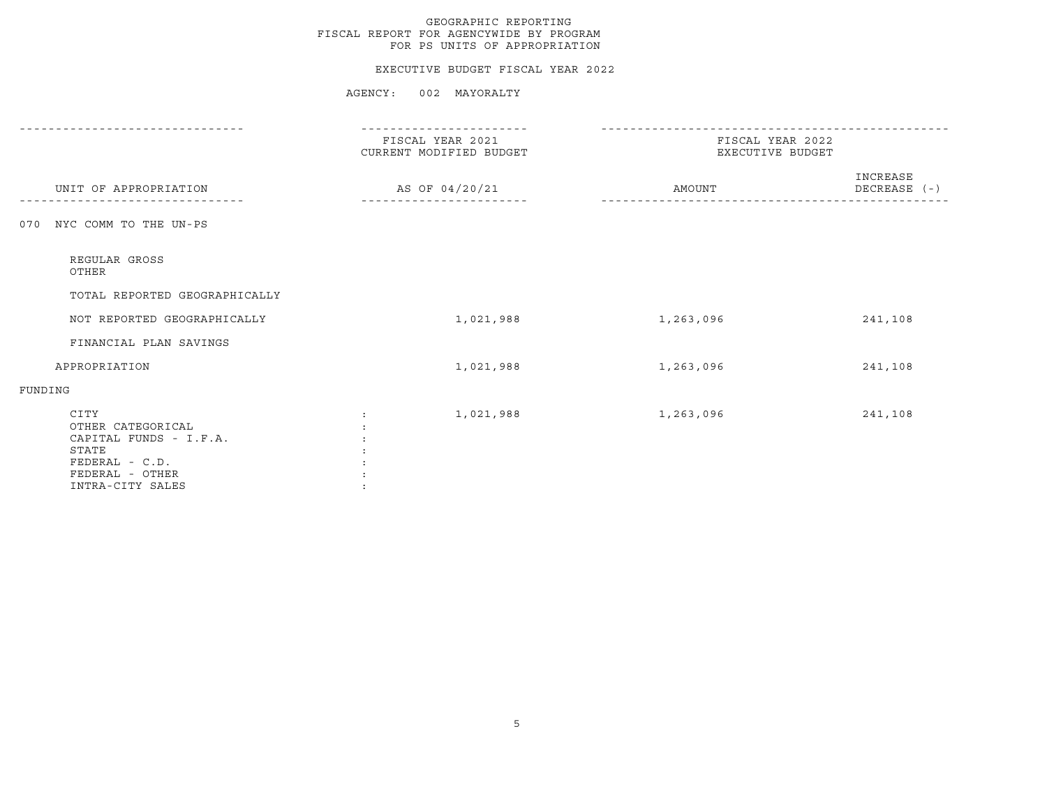# GEOGRAPHIC REPORTING
## FISCAL REPORT FOR AGENCYWIDE BY PROGRAM
## FOR PS UNITS OF APPROPRIATION

### EXECUTIVE BUDGET FISCAL YEAR 2022

AGENCY: 002 MAYORALTY

| UNIT OF APPROPRIATION | FISCAL YEAR 2021 CURRENT MODIFIED BUDGET AS OF 04/20/21 | FISCAL YEAR 2022 EXECUTIVE BUDGET AMOUNT | INCREASE DECREASE (-) |
|---|---|---|---|
| 070 NYC COMM TO THE UN-PS | | | |
| REGULAR GROSS | | | |
| OTHER | | | |
| TOTAL REPORTED GEOGRAPHICALLY | | | |
| NOT REPORTED GEOGRAPHICALLY | 1,021,988 | 1,263,096 | 241,108 |
| FINANCIAL PLAN SAVINGS | | | |
| APPROPRIATION | 1,021,988 | 1,263,096 | 241,108 |
| FUNDING | | | |
| CITY | 1,021,988 | 1,263,096 | 241,108 |
| OTHER CATEGORICAL | | | |
| CAPITAL FUNDS - I.F.A. | | | |
| STATE | | | |
| FEDERAL - C.D. | | | |
| FEDERAL - OTHER | | | |
| INTRA-CITY SALES | | | |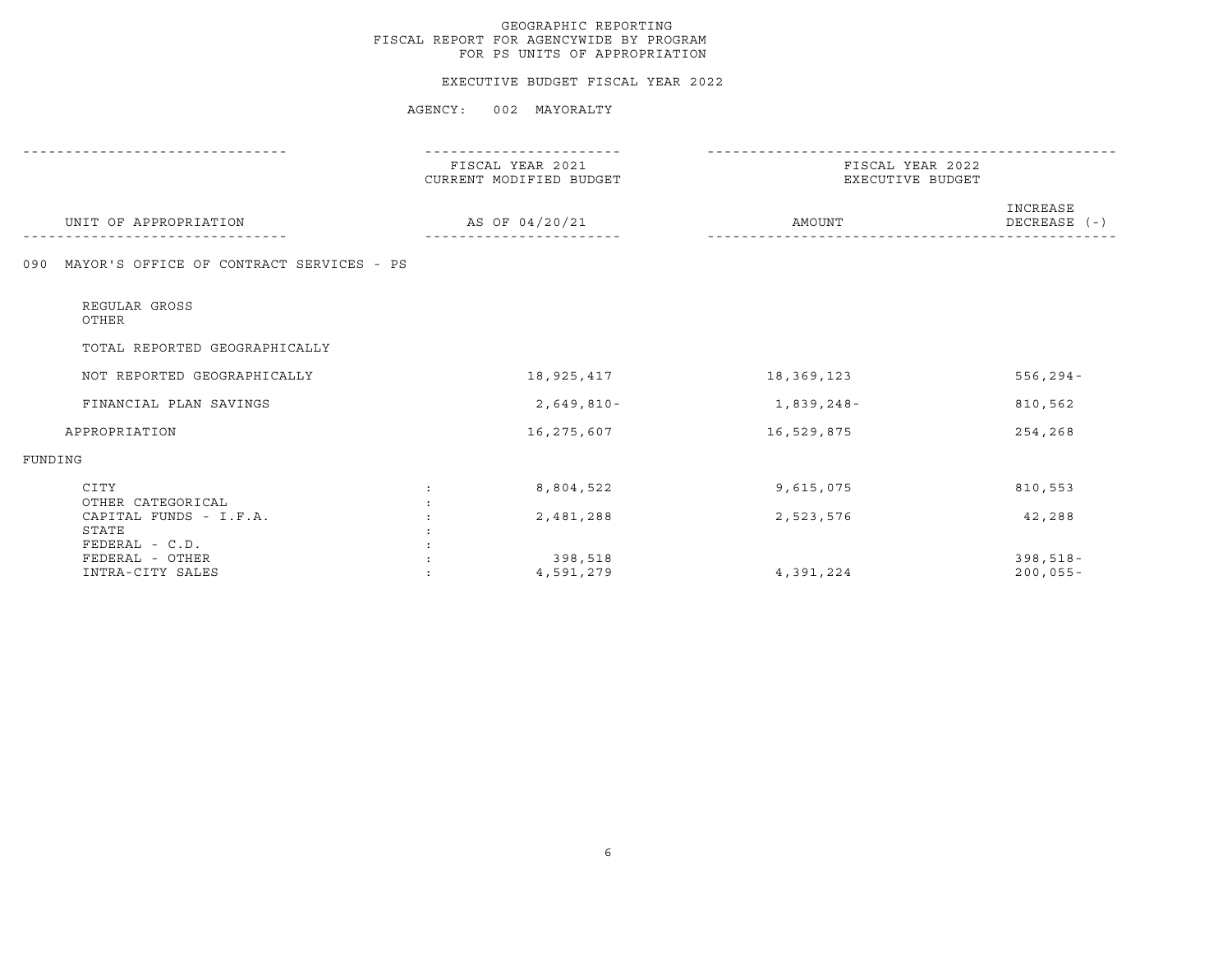GEOGRAPHIC REPORTING
FISCAL REPORT FOR AGENCYWIDE BY PROGRAM
FOR PS UNITS OF APPROPRIATION

EXECUTIVE BUDGET FISCAL YEAR 2022

AGENCY: 002 MAYORALTY

| UNIT OF APPROPRIATION | FISCAL YEAR 2021 CURRENT MODIFIED BUDGET AS OF 04/20/21 | FISCAL YEAR 2022 EXECUTIVE BUDGET AMOUNT | INCREASE DECREASE (-) |
|---|---|---|---|
| 090 MAYOR'S OFFICE OF CONTRACT SERVICES - PS | | | |
| REGULAR GROSS | | | |
| OTHER | | | |
| TOTAL REPORTED GEOGRAPHICALLY | | | |
| NOT REPORTED GEOGRAPHICALLY | 18,925,417 | 18,369,123 | 556,294- |
| FINANCIAL PLAN SAVINGS | 2,649,810- | 1,839,248- | 810,562 |
| APPROPRIATION | 16,275,607 | 16,529,875 | 254,268 |
| FUNDING | | | |
| CITY | 8,804,522 | 9,615,075 | 810,553 |
| OTHER CATEGORICAL | | | |
| CAPITAL FUNDS - I.F.A. | 2,481,288 | 2,523,576 | 42,288 |
| STATE | | | |
| FEDERAL - C.D. | | | |
| FEDERAL - OTHER | 398,518 | | 398,518- |
| INTRA-CITY SALES | 4,591,279 | 4,391,224 | 200,055- |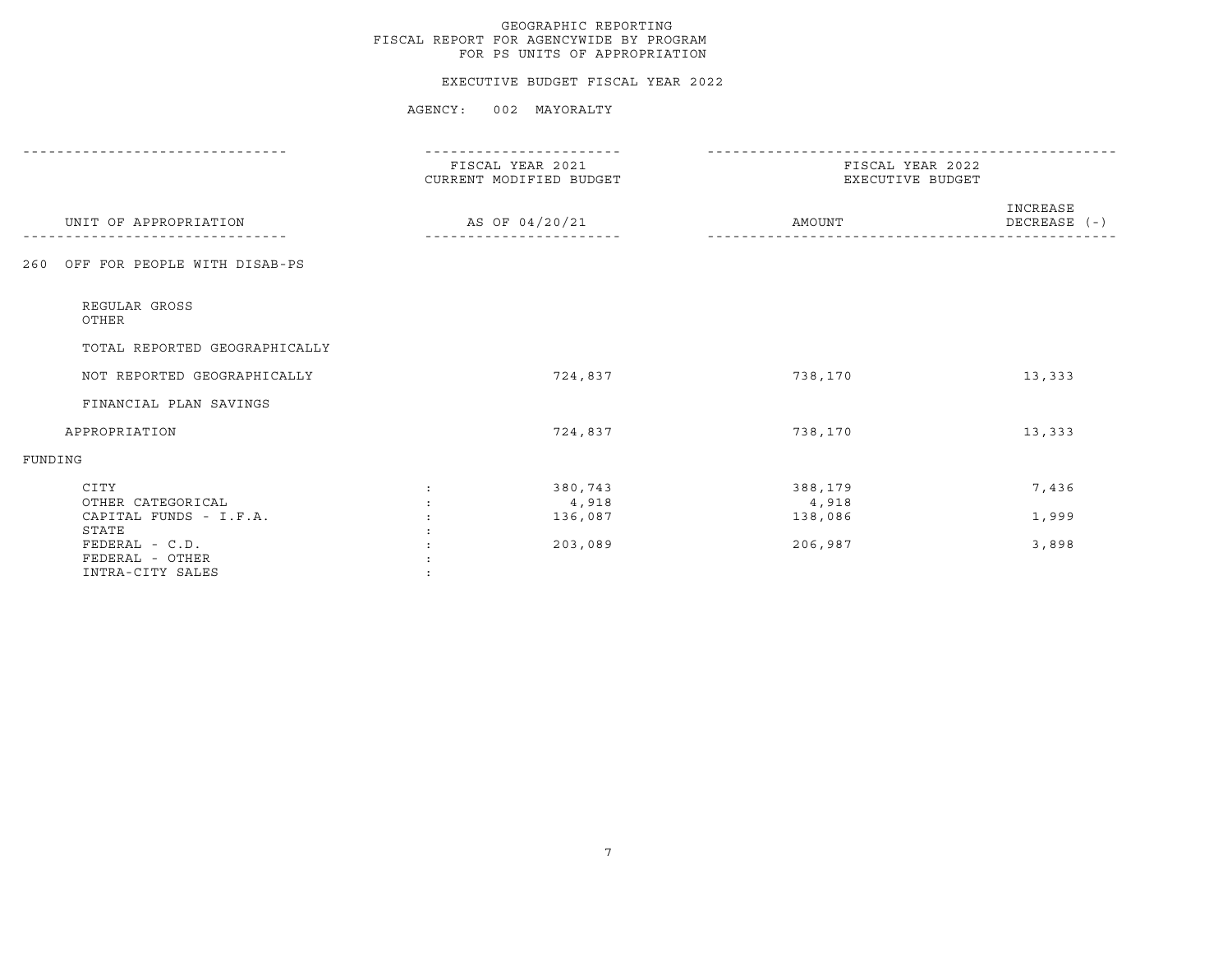# GEOGRAPHIC REPORTING
## FISCAL REPORT FOR AGENCYWIDE BY PROGRAM
## FOR PS UNITS OF APPROPRIATION

### EXECUTIVE BUDGET FISCAL YEAR 2022

### AGENCY: 002 MAYORALTY

| UNIT OF APPROPRIATION | | FISCAL YEAR 2021 CURRENT MODIFIED BUDGET AS OF 04/20/21 | FISCAL YEAR 2022 EXECUTIVE BUDGET AMOUNT | INCREASE DECREASE (-) |
|---|---|---|---|---|
| 260 OFF FOR PEOPLE WITH DISAB-PS | | | | |
| REGULAR GROSS | | | | |
| OTHER | | | | |
| TOTAL REPORTED GEOGRAPHICALLY | | | | |
| NOT REPORTED GEOGRAPHICALLY | | 724,837 | 738,170 | 13,333 |
| FINANCIAL PLAN SAVINGS | | | | |
| APPROPRIATION | | 724,837 | 738,170 | 13,333 |
| FUNDING | | | | |
| CITY | : | 380,743 | 388,179 | 7,436 |
| OTHER CATEGORICAL | : | 4,918 | 4,918 | |
| CAPITAL FUNDS - I.F.A. | : | 136,087 | 138,086 | 1,999 |
| STATE | : | | | |
| FEDERAL - C.D. | : | 203,089 | 206,987 | 3,898 |
| FEDERAL - OTHER | : | | | |
| INTRA-CITY SALES | : | | | |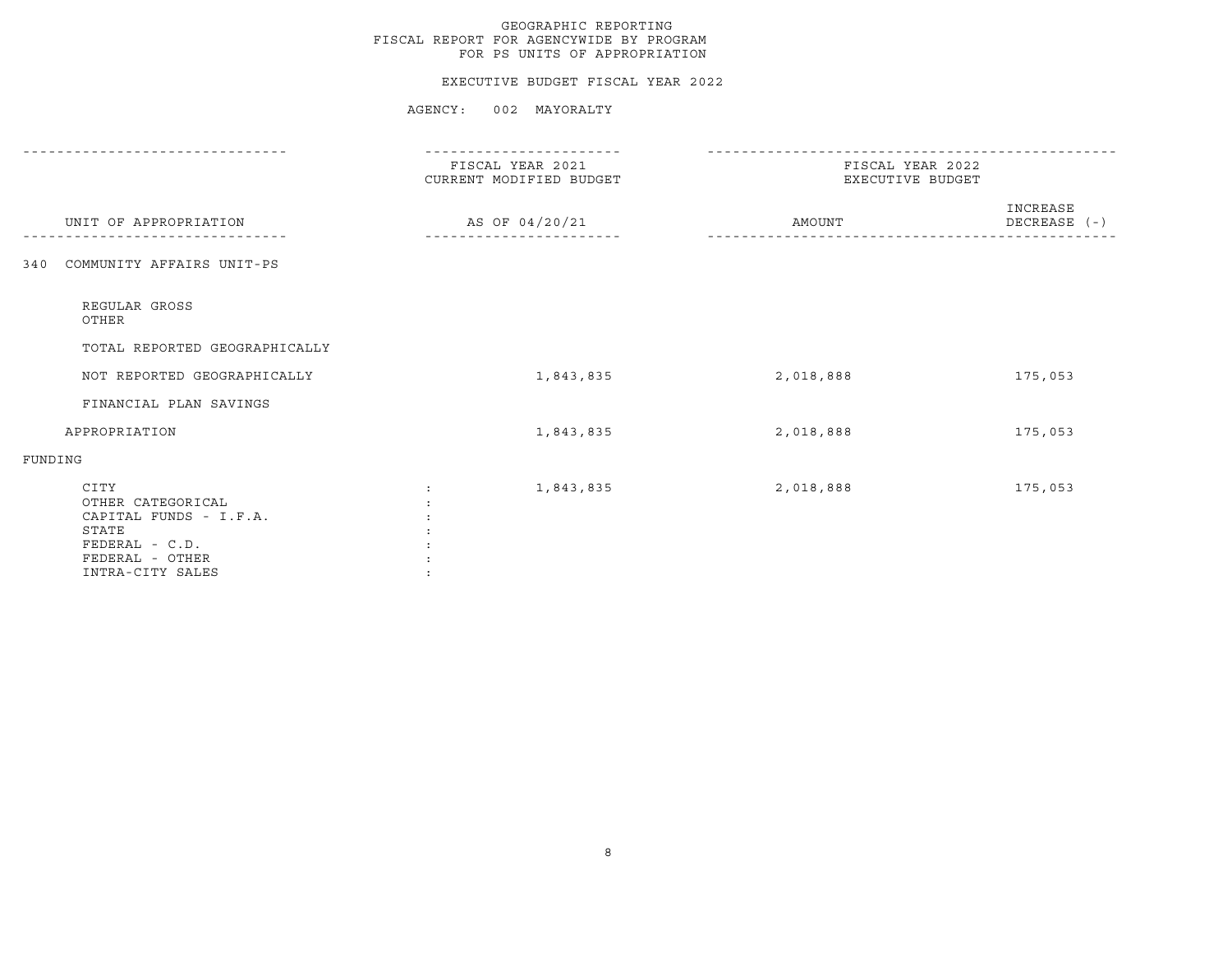GEOGRAPHIC REPORTING
FISCAL REPORT FOR AGENCYWIDE BY PROGRAM
FOR PS UNITS OF APPROPRIATION

EXECUTIVE BUDGET FISCAL YEAR 2022

AGENCY: 002 MAYORALTY

| UNIT OF APPROPRIATION | FISCAL YEAR 2021 CURRENT MODIFIED BUDGET AS OF 04/20/21 | FISCAL YEAR 2022 EXECUTIVE BUDGET AMOUNT | INCREASE DECREASE (-) |
|---|---|---|---|
| 340 COMMUNITY AFFAIRS UNIT-PS | | | |
| REGULAR GROSS | | | |
| OTHER | | | |
| TOTAL REPORTED GEOGRAPHICALLY | | | |
| NOT REPORTED GEOGRAPHICALLY | 1,843,835 | 2,018,888 | 175,053 |
| FINANCIAL PLAN SAVINGS | | | |
| APPROPRIATION | 1,843,835 | 2,018,888 | 175,053 |
| FUNDING | | | |
| CITY | 1,843,835 | 2,018,888 | 175,053 |
| OTHER CATEGORICAL | | | |
| CAPITAL FUNDS - I.F.A. | | | |
| STATE | | | |
| FEDERAL - C.D. | | | |
| FEDERAL - OTHER | | | |
| INTRA-CITY SALES | | | |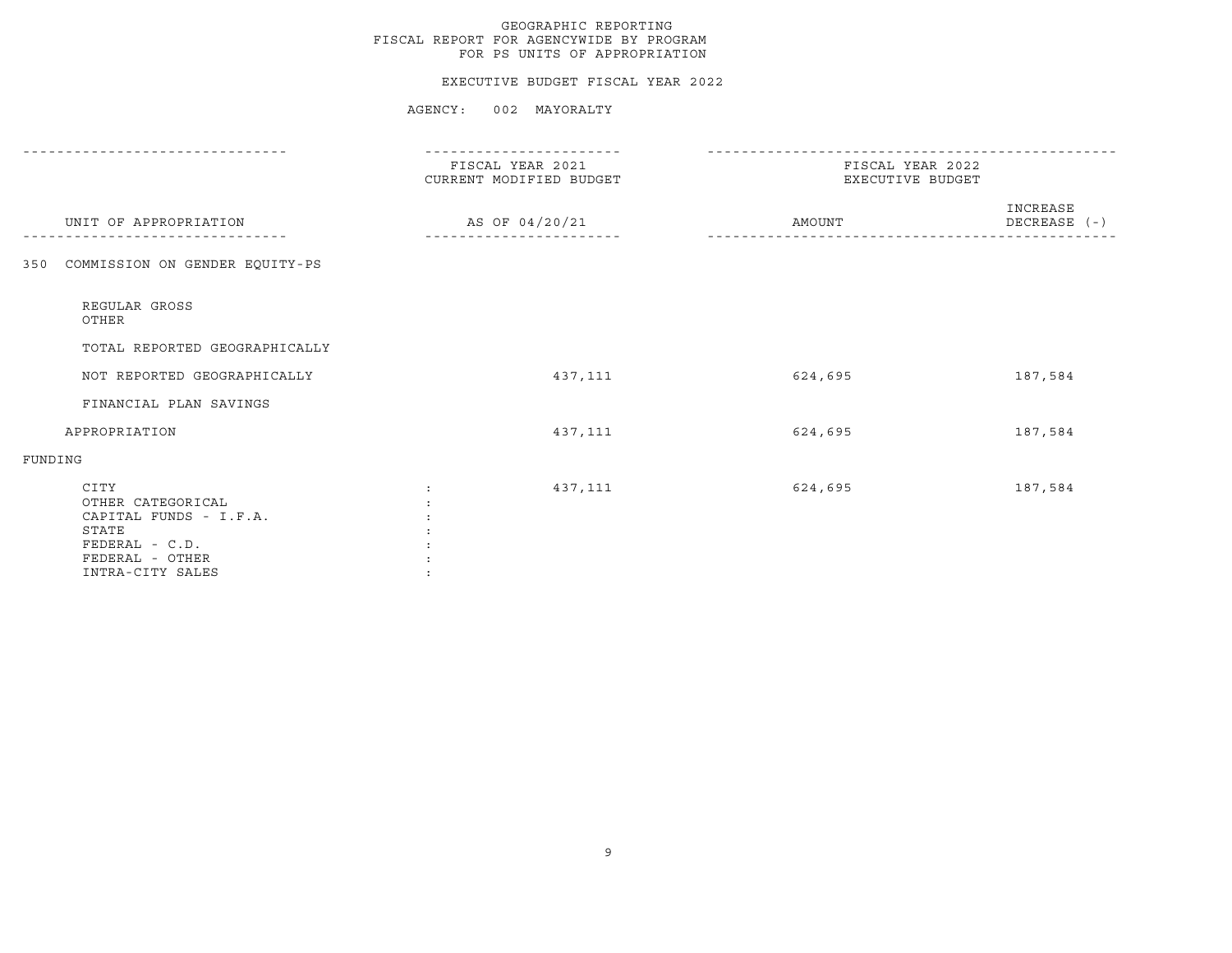GEOGRAPHIC REPORTING
FISCAL REPORT FOR AGENCYWIDE BY PROGRAM
FOR PS UNITS OF APPROPRIATION

EXECUTIVE BUDGET FISCAL YEAR 2022

AGENCY: 002 MAYORALTY

| UNIT OF APPROPRIATION | FISCAL YEAR 2021 CURRENT MODIFIED BUDGET AS OF 04/20/21 | FISCAL YEAR 2022 EXECUTIVE BUDGET AMOUNT | INCREASE DECREASE (-) |
|---|---|---|---|
| 350 COMMISSION ON GENDER EQUITY-PS | | | |
| REGULAR GROSS | | | |
| OTHER | | | |
| TOTAL REPORTED GEOGRAPHICALLY | | | |
| NOT REPORTED GEOGRAPHICALLY | 437,111 | 624,695 | 187,584 |
| FINANCIAL PLAN SAVINGS | | | |
| APPROPRIATION | 437,111 | 624,695 | 187,584 |
| FUNDING | | | |
| CITY | 437,111 | 624,695 | 187,584 |
| OTHER CATEGORICAL | | | |
| CAPITAL FUNDS - I.F.A. | | | |
| STATE | | | |
| FEDERAL - C.D. | | | |
| FEDERAL - OTHER | | | |
| INTRA-CITY SALES | | | |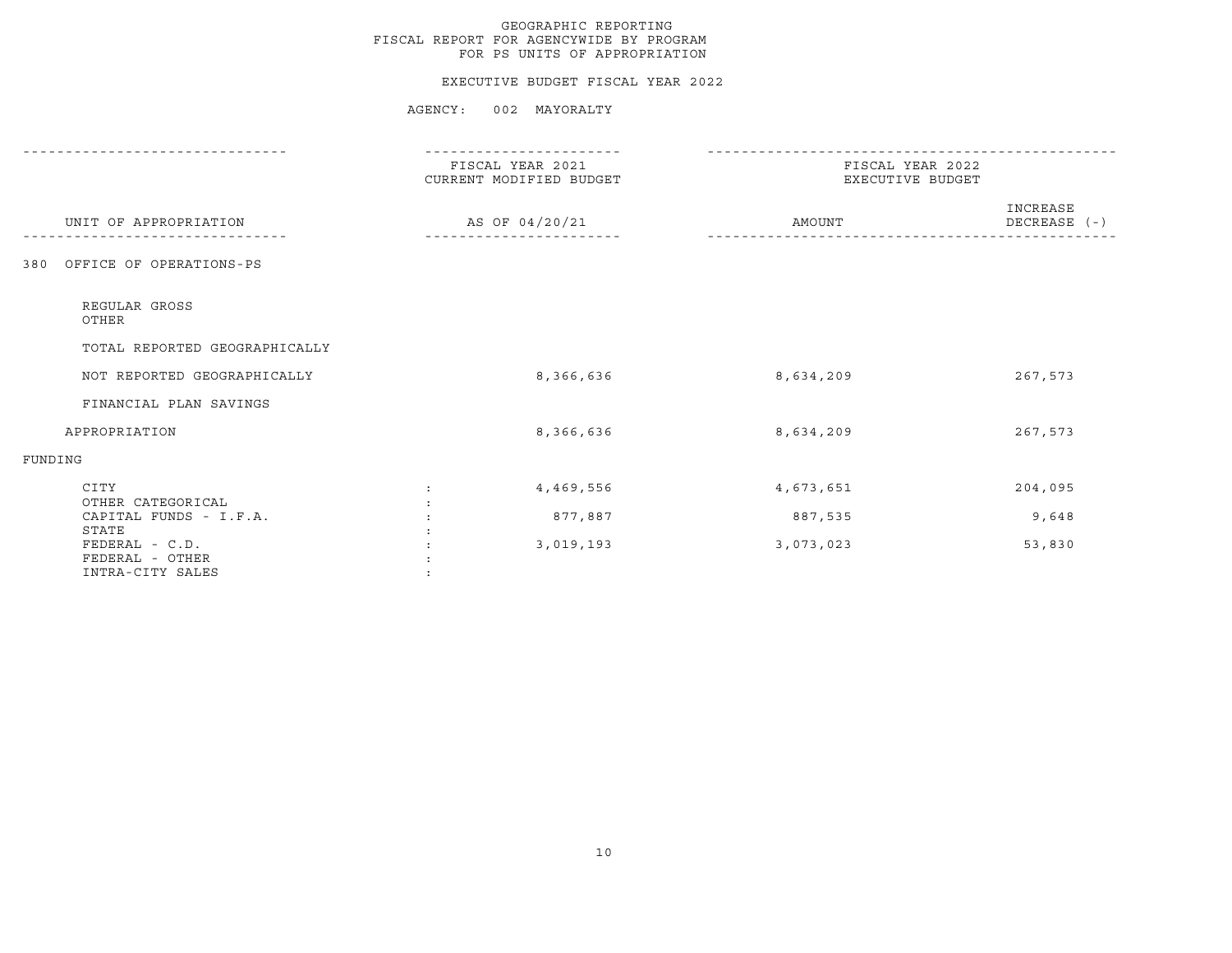GEOGRAPHIC REPORTING
FISCAL REPORT FOR AGENCYWIDE BY PROGRAM
FOR PS UNITS OF APPROPRIATION

EXECUTIVE BUDGET FISCAL YEAR 2022

AGENCY: 002 MAYORALTY

| UNIT OF APPROPRIATION | | FISCAL YEAR 2021 CURRENT MODIFIED BUDGET AS OF 04/20/21 | FISCAL YEAR 2022 EXECUTIVE BUDGET AMOUNT | INCREASE DECREASE (-) |
|---|---|---|---|---|
| 380 OFFICE OF OPERATIONS-PS | | | | |
| REGULAR GROSS | | | | |
| OTHER | | | | |
| TOTAL REPORTED GEOGRAPHICALLY | | | | |
| NOT REPORTED GEOGRAPHICALLY | | 8,366,636 | 8,634,209 | 267,573 |
| FINANCIAL PLAN SAVINGS | | | | |
| APPROPRIATION | | 8,366,636 | 8,634,209 | 267,573 |
| FUNDING | | | | |
| CITY | : | 4,469,556 | 4,673,651 | 204,095 |
| OTHER CATEGORICAL | : | | | |
| CAPITAL FUNDS - I.F.A. | : | 877,887 | 887,535 | 9,648 |
| STATE | : | | | |
| FEDERAL - C.D. | : | 3,019,193 | 3,073,023 | 53,830 |
| FEDERAL - OTHER | : | | | |
| INTRA-CITY SALES | : | | | |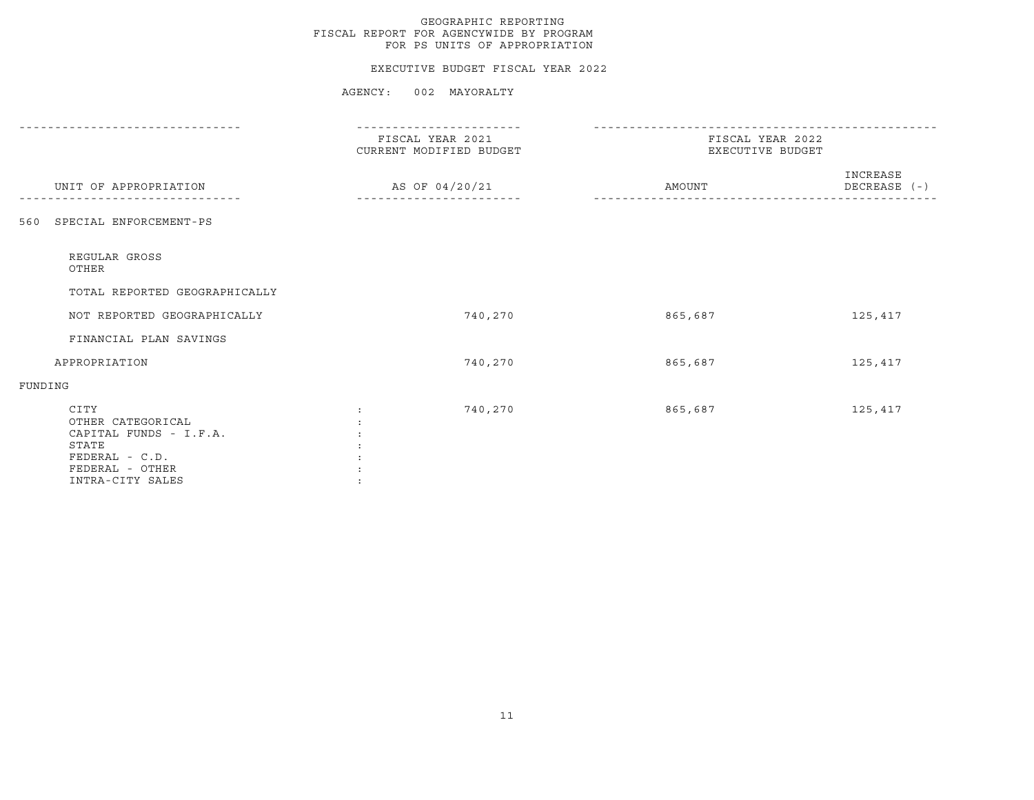GEOGRAPHIC REPORTING
FISCAL REPORT FOR AGENCYWIDE BY PROGRAM
FOR PS UNITS OF APPROPRIATION

EXECUTIVE BUDGET FISCAL YEAR 2022

AGENCY: 002 MAYORALTY

| UNIT OF APPROPRIATION | FISCAL YEAR 2021 CURRENT MODIFIED BUDGET AS OF 04/20/21 | FISCAL YEAR 2022 EXECUTIVE BUDGET AMOUNT | INCREASE DECREASE (-) |
|---|---|---|---|
| 560 SPECIAL ENFORCEMENT-PS | | | |
| REGULAR GROSS | | | |
| OTHER | | | |
| TOTAL REPORTED GEOGRAPHICALLY | | | |
| NOT REPORTED GEOGRAPHICALLY | 740,270 | 865,687 | 125,417 |
| FINANCIAL PLAN SAVINGS | | | |
| APPROPRIATION | 740,270 | 865,687 | 125,417 |
| FUNDING | | | |
| CITY : | 740,270 | 865,687 | 125,417 |
| OTHER CATEGORICAL : | | | |
| CAPITAL FUNDS - I.F.A. : | | | |
| STATE : | | | |
| FEDERAL - C.D. : | | | |
| FEDERAL - OTHER : | | | |
| INTRA-CITY SALES : | | | |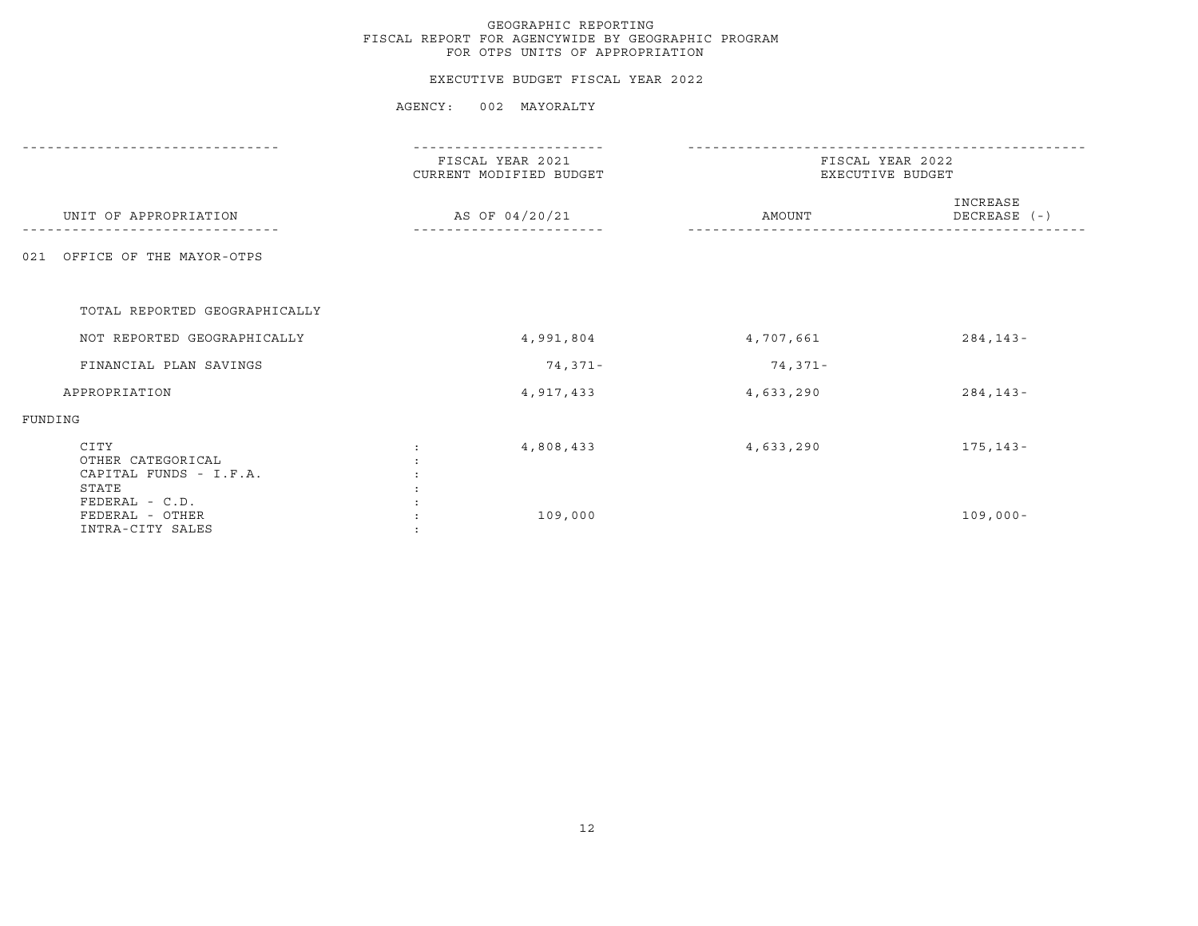GEOGRAPHIC REPORTING
FISCAL REPORT FOR AGENCYWIDE BY GEOGRAPHIC PROGRAM
FOR OTPS UNITS OF APPROPRIATION

EXECUTIVE BUDGET FISCAL YEAR 2022

AGENCY: 002 MAYORALTY

| | FISCAL YEAR 2021 CURRENT MODIFIED BUDGET | FISCAL YEAR 2022 EXECUTIVE BUDGET | |
|---|---|---|---|
| UNIT OF APPROPRIATION | AS OF 04/20/21 | AMOUNT | INCREASE DECREASE (-) |
| 021 OFFICE OF THE MAYOR-OTPS | | | |
| TOTAL REPORTED GEOGRAPHICALLY | | | |
| NOT REPORTED GEOGRAPHICALLY | 4,991,804 | 4,707,661 | 284,143- |
| FINANCIAL PLAN SAVINGS | 74,371- | 74,371- | |
| APPROPRIATION | 4,917,433 | 4,633,290 | 284,143- |
| FUNDING | | | |
| CITY | 4,808,433 | 4,633,290 | 175,143- |
| OTHER CATEGORICAL | | | |
| CAPITAL FUNDS - I.F.A. | | | |
| STATE | | | |
| FEDERAL - C.D. | | | |
| FEDERAL - OTHER | 109,000 | | 109,000- |
| INTRA-CITY SALES | | | |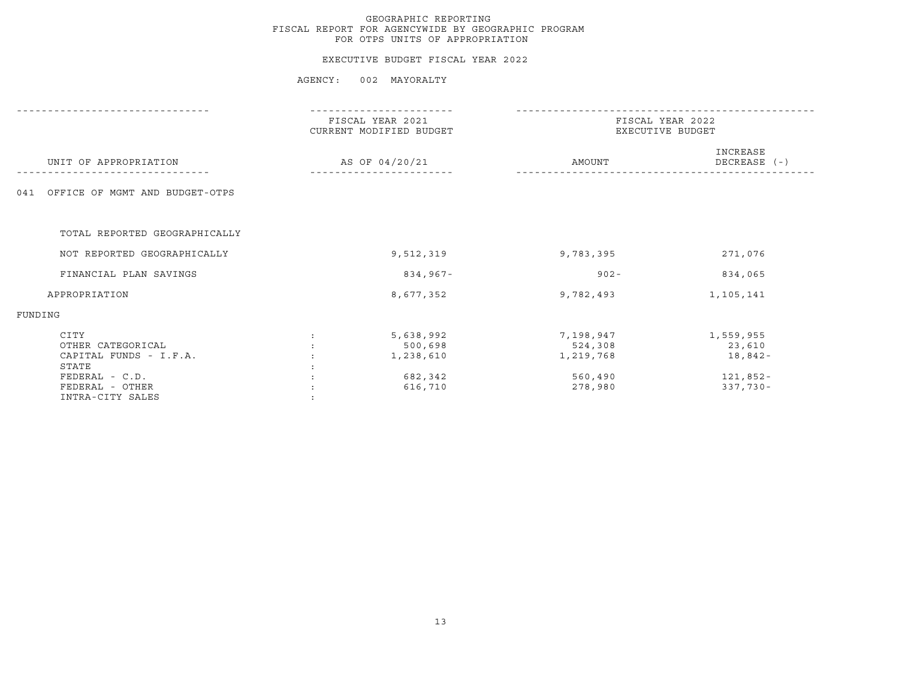GEOGRAPHIC REPORTING
FISCAL REPORT FOR AGENCYWIDE BY GEOGRAPHIC PROGRAM
FOR OTPS UNITS OF APPROPRIATION

EXECUTIVE BUDGET FISCAL YEAR 2022

AGENCY: 002 MAYORALTY

| UNIT OF APPROPRIATION | FISCAL YEAR 2021 CURRENT MODIFIED BUDGET AS OF 04/20/21 | FISCAL YEAR 2022 EXECUTIVE BUDGET AMOUNT | INCREASE DECREASE (-) |
|---|---|---|---|
| 041 OFFICE OF MGMT AND BUDGET-OTPS | | | |
| TOTAL REPORTED GEOGRAPHICALLY | | | |
| NOT REPORTED GEOGRAPHICALLY | 9,512,319 | 9,783,395 | 271,076 |
| FINANCIAL PLAN SAVINGS | 834,967- | 902- | 834,065 |
| APPROPRIATION | 8,677,352 | 9,782,493 | 1,105,141 |
| FUNDING | | | |
| CITY : | 5,638,992 | 7,198,947 | 1,559,955 |
| OTHER CATEGORICAL : | 500,698 | 524,308 | 23,610 |
| CAPITAL FUNDS - I.F.A. : | 1,238,610 | 1,219,768 | 18,842- |
| STATE : | | | |
| FEDERAL - C.D. : | 682,342 | 560,490 | 121,852- |
| FEDERAL - OTHER : | 616,710 | 278,980 | 337,730- |
| INTRA-CITY SALES : | | | |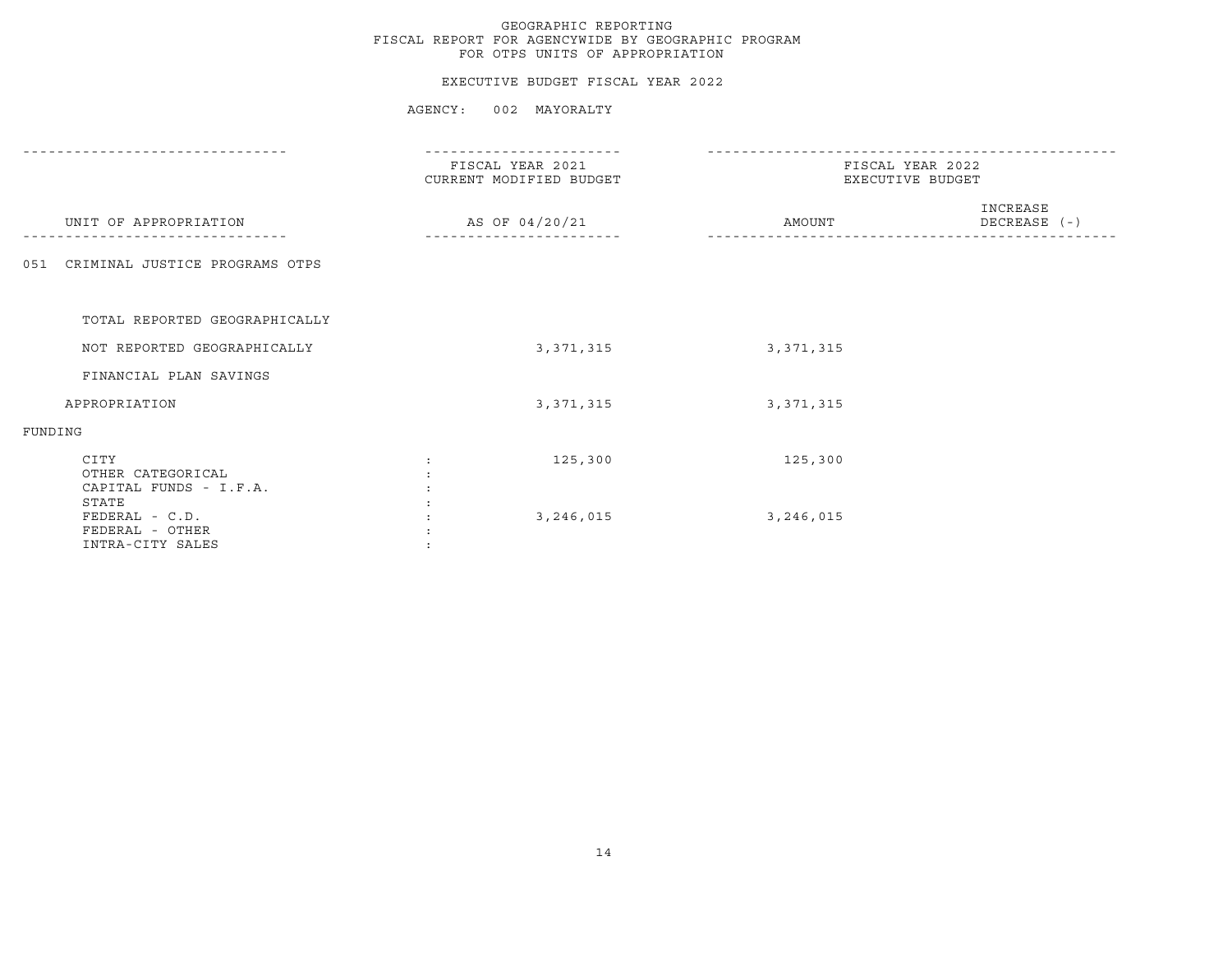GEOGRAPHIC REPORTING
FISCAL REPORT FOR AGENCYWIDE BY GEOGRAPHIC PROGRAM
FOR OTPS UNITS OF APPROPRIATION

EXECUTIVE BUDGET FISCAL YEAR 2022

AGENCY: 002 MAYORALTY

| UNIT OF APPROPRIATION | FISCAL YEAR 2021 CURRENT MODIFIED BUDGET AS OF 04/20/21 | FISCAL YEAR 2022 EXECUTIVE BUDGET AMOUNT | INCREASE DECREASE (-) |
|---|---|---|---|
| 051 CRIMINAL JUSTICE PROGRAMS OTPS | | | |
| TOTAL REPORTED GEOGRAPHICALLY | | | |
| NOT REPORTED GEOGRAPHICALLY | 3,371,315 | 3,371,315 | |
| FINANCIAL PLAN SAVINGS | | | |
| APPROPRIATION | 3,371,315 | 3,371,315 | |
| FUNDING | | | |
| CITY | 125,300 | 125,300 | |
| OTHER CATEGORICAL | | | |
| CAPITAL FUNDS - I.F.A. | | | |
| STATE | | | |
| FEDERAL - C.D. | 3,246,015 | 3,246,015 | |
| FEDERAL - OTHER | | | |
| INTRA-CITY SALES | | | |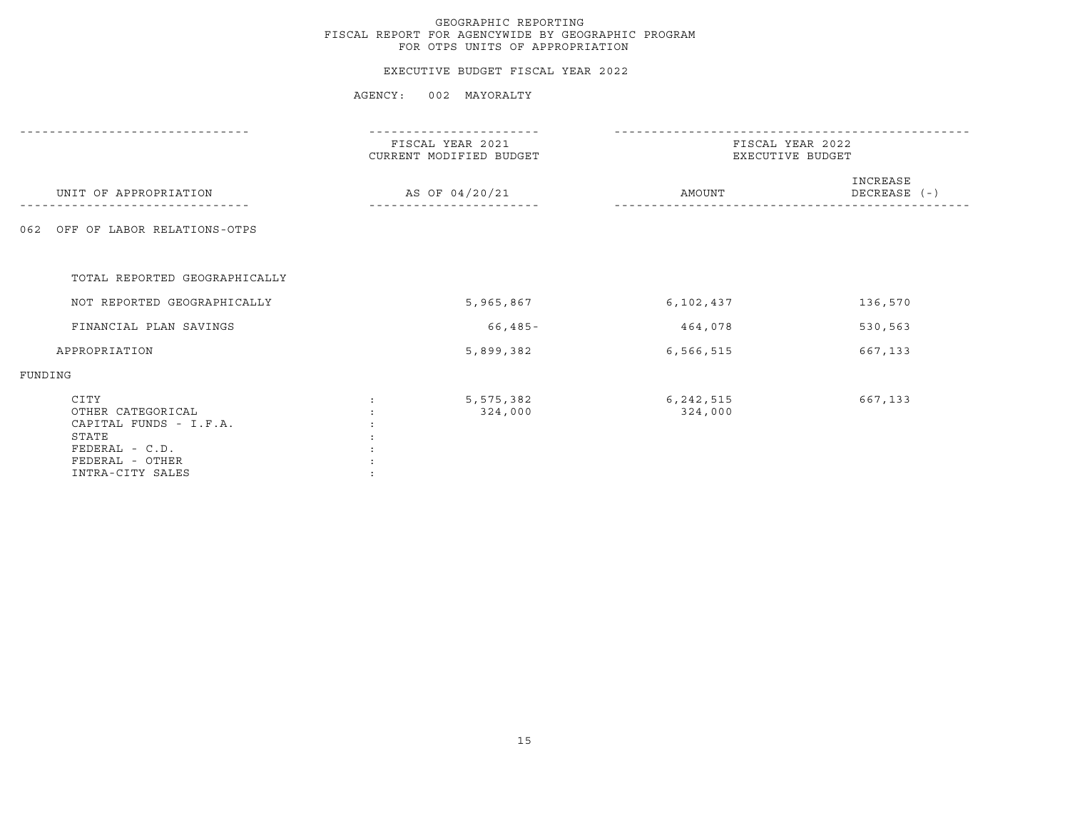GEOGRAPHIC REPORTING
FISCAL REPORT FOR AGENCYWIDE BY GEOGRAPHIC PROGRAM
FOR OTPS UNITS OF APPROPRIATION

EXECUTIVE BUDGET FISCAL YEAR 2022

AGENCY: 002 MAYORALTY

| UNIT OF APPROPRIATION | FISCAL YEAR 2021 CURRENT MODIFIED BUDGET AS OF 04/20/21 | FISCAL YEAR 2022 EXECUTIVE BUDGET AMOUNT | INCREASE DECREASE (-) |
|---|---|---|---|
| 062 OFF OF LABOR RELATIONS-OTPS | | | |
| TOTAL REPORTED GEOGRAPHICALLY | | | |
| NOT REPORTED GEOGRAPHICALLY | 5,965,867 | 6,102,437 | 136,570 |
| FINANCIAL PLAN SAVINGS | 66,485- | 464,078 | 530,563 |
| APPROPRIATION | 5,899,382 | 6,566,515 | 667,133 |
| FUNDING | | | |
| CITY | 5,575,382 | 6,242,515 | 667,133 |
| OTHER CATEGORICAL | 324,000 | 324,000 | |
| CAPITAL FUNDS - I.F.A. | | | |
| STATE | | | |
| FEDERAL - C.D. | | | |
| FEDERAL - OTHER | | | |
| INTRA-CITY SALES | | | |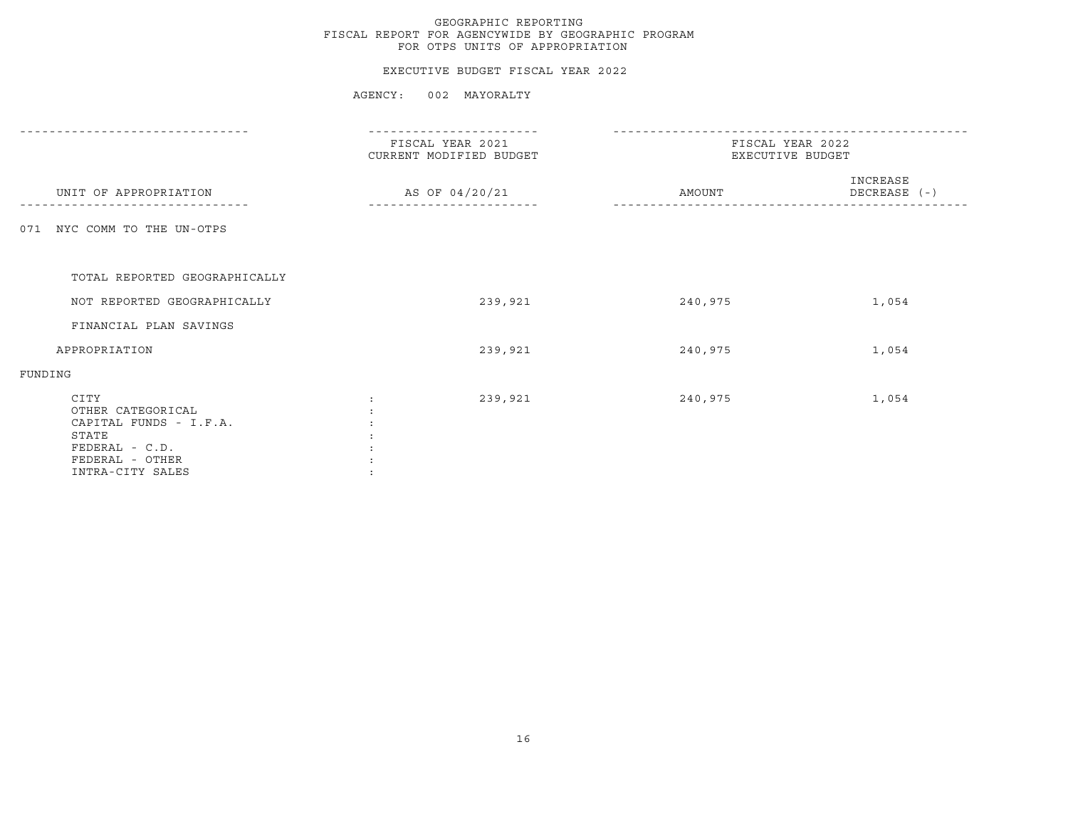GEOGRAPHIC REPORTING
FISCAL REPORT FOR AGENCYWIDE BY GEOGRAPHIC PROGRAM
FOR OTPS UNITS OF APPROPRIATION

EXECUTIVE BUDGET FISCAL YEAR 2022

AGENCY: 002 MAYORALTY

| UNIT OF APPROPRIATION | FISCAL YEAR 2021 CURRENT MODIFIED BUDGET AS OF 04/20/21 | FISCAL YEAR 2022 EXECUTIVE BUDGET AMOUNT | FISCAL YEAR 2022 EXECUTIVE BUDGET INCREASE DECREASE (-) |
|---|---|---|---|
| 071 NYC COMM TO THE UN-OTPS | | | |
| TOTAL REPORTED GEOGRAPHICALLY | | | |
| NOT REPORTED GEOGRAPHICALLY | 239,921 | 240,975 | 1,054 |
| FINANCIAL PLAN SAVINGS | | | |
| APPROPRIATION | 239,921 | 240,975 | 1,054 |
| FUNDING | | | |
| CITY | 239,921 | 240,975 | 1,054 |
| OTHER CATEGORICAL | | | |
| CAPITAL FUNDS - I.F.A. | | | |
| STATE | | | |
| FEDERAL - C.D. | | | |
| FEDERAL - OTHER | | | |
| INTRA-CITY SALES | | | |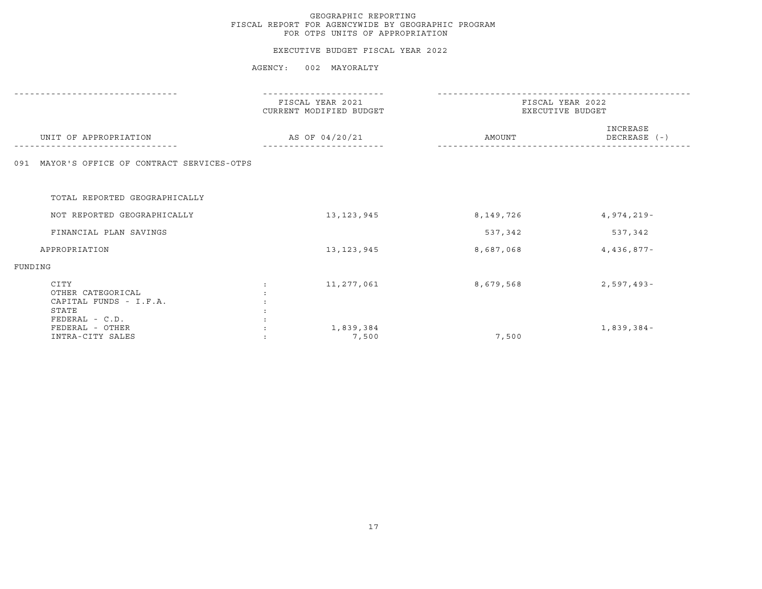GEOGRAPHIC REPORTING
FISCAL REPORT FOR AGENCYWIDE BY GEOGRAPHIC PROGRAM
FOR OTPS UNITS OF APPROPRIATION

EXECUTIVE BUDGET FISCAL YEAR 2022

AGENCY: 002 MAYORALTY

| UNIT OF APPROPRIATION | FISCAL YEAR 2021 CURRENT MODIFIED BUDGET AS OF 04/20/21 | FISCAL YEAR 2022 EXECUTIVE BUDGET AMOUNT | FISCAL YEAR 2022 EXECUTIVE BUDGET INCREASE DECREASE (-) |
|---|---|---|---|
| 091 MAYOR'S OFFICE OF CONTRACT SERVICES-OTPS | | | |
| TOTAL REPORTED GEOGRAPHICALLY | | | |
| NOT REPORTED GEOGRAPHICALLY | 13,123,945 | 8,149,726 | 4,974,219- |
| FINANCIAL PLAN SAVINGS | | 537,342 | 537,342 |
| APPROPRIATION | 13,123,945 | 8,687,068 | 4,436,877- |
| FUNDING | | | |
| CITY | 11,277,061 | 8,679,568 | 2,597,493- |
| OTHER CATEGORICAL | | | |
| CAPITAL FUNDS - I.F.A. | | | |
| STATE | | | |
| FEDERAL - C.D. | | | |
| FEDERAL - OTHER | 1,839,384 | | 1,839,384- |
| INTRA-CITY SALES | 7,500 | 7,500 | |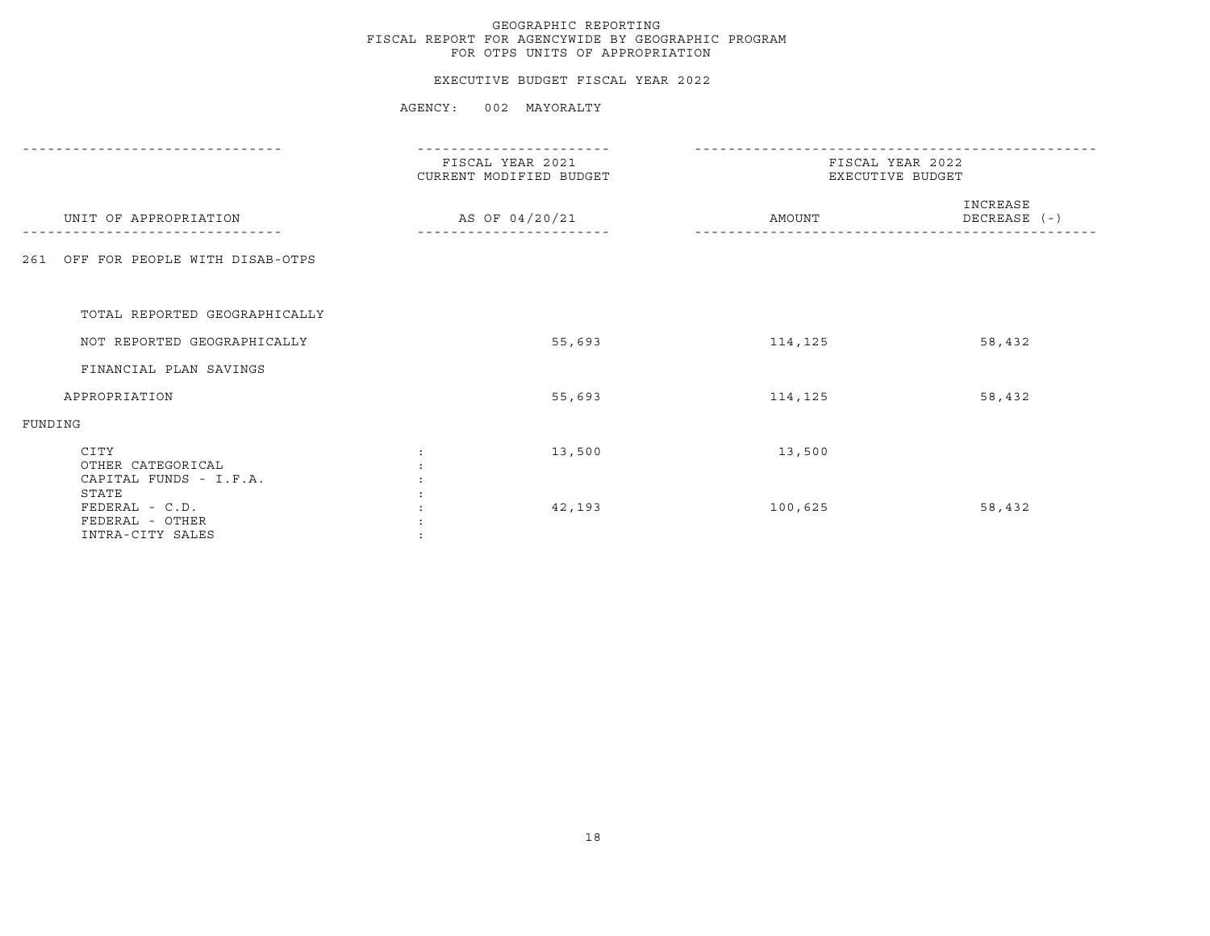# GEOGRAPHIC REPORTING
## FISCAL REPORT FOR AGENCYWIDE BY GEOGRAPHIC PROGRAM
## FOR OTPS UNITS OF APPROPRIATION

### EXECUTIVE BUDGET FISCAL YEAR 2022

AGENCY: 002 MAYORALTY

| UNIT OF APPROPRIATION | | FISCAL YEAR 2021 CURRENT MODIFIED BUDGET AS OF 04/20/21 | FISCAL YEAR 2022 EXECUTIVE BUDGET AMOUNT | INCREASE DECREASE (-) |
|---|---|---|---|---|
| 261 OFF FOR PEOPLE WITH DISAB-OTPS | | | | |
| TOTAL REPORTED GEOGRAPHICALLY | | | | |
| NOT REPORTED GEOGRAPHICALLY | | 55,693 | 114,125 | 58,432 |
| FINANCIAL PLAN SAVINGS | | | | |
| APPROPRIATION | | 55,693 | 114,125 | 58,432 |
| FUNDING | | | | |
| CITY | : | 13,500 | 13,500 | |
| OTHER CATEGORICAL | : | | | |
| CAPITAL FUNDS - I.F.A. | : | | | |
| STATE | : | | | |
| FEDERAL - C.D. | : | 42,193 | 100,625 | 58,432 |
| FEDERAL - OTHER | : | | | |
| INTRA-CITY SALES | : | | | |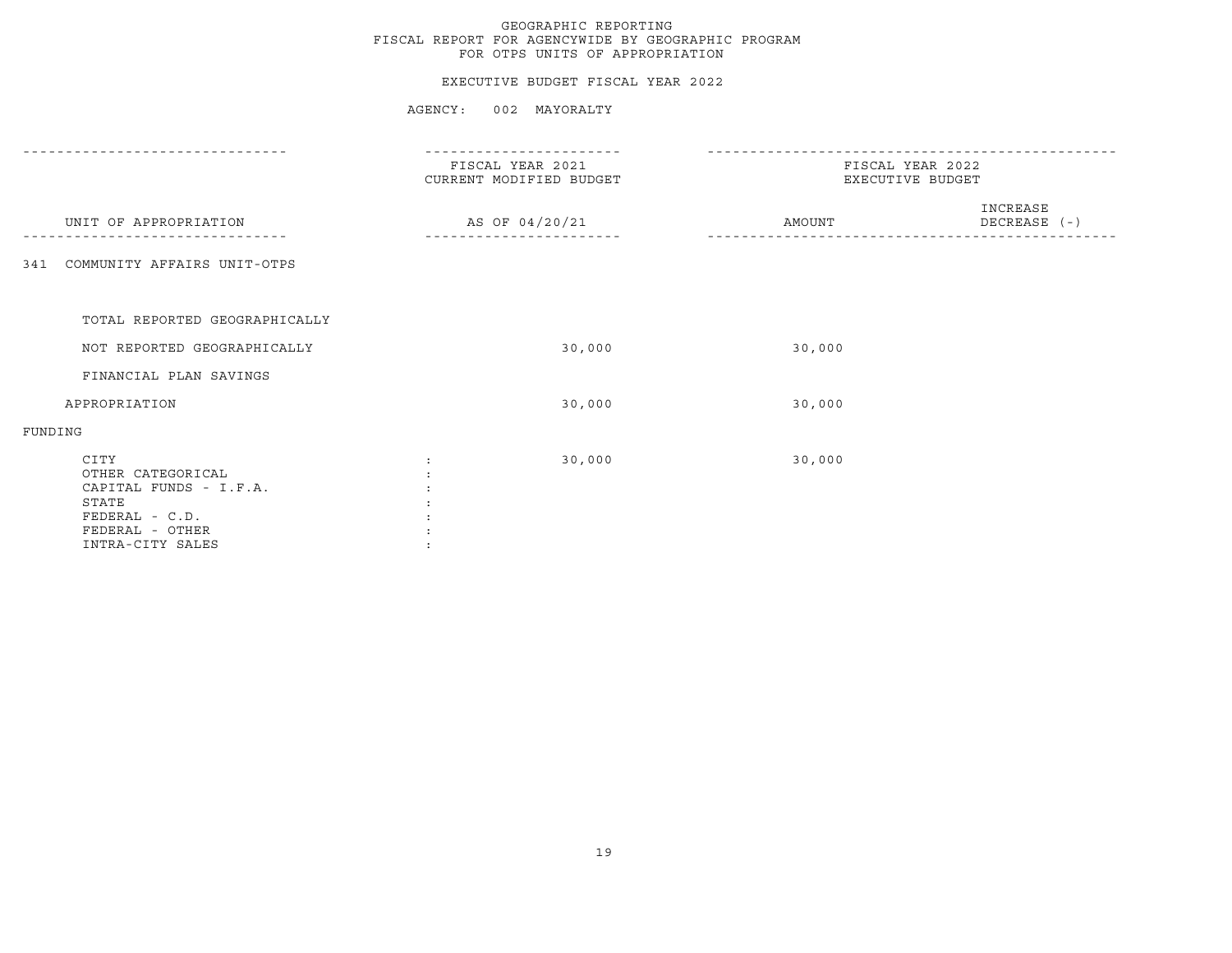GEOGRAPHIC REPORTING
FISCAL REPORT FOR AGENCYWIDE BY GEOGRAPHIC PROGRAM
FOR OTPS UNITS OF APPROPRIATION

EXECUTIVE BUDGET FISCAL YEAR 2022

AGENCY: 002 MAYORALTY

| UNIT OF APPROPRIATION | FISCAL YEAR 2021 CURRENT MODIFIED BUDGET AS OF 04/20/21 | FISCAL YEAR 2022 EXECUTIVE BUDGET AMOUNT | INCREASE DECREASE (-) |
|---|---|---|---|
| 341 COMMUNITY AFFAIRS UNIT-OTPS | | | |
| TOTAL REPORTED GEOGRAPHICALLY | | | |
| NOT REPORTED GEOGRAPHICALLY | 30,000 | 30,000 | |
| FINANCIAL PLAN SAVINGS | | | |
| APPROPRIATION | 30,000 | 30,000 | |
| FUNDING | | | |
| CITY : | 30,000 | 30,000 | |
| OTHER CATEGORICAL : | | | |
| CAPITAL FUNDS - I.F.A. : | | | |
| STATE : | | | |
| FEDERAL - C.D. : | | | |
| FEDERAL - OTHER : | | | |
| INTRA-CITY SALES : | | | |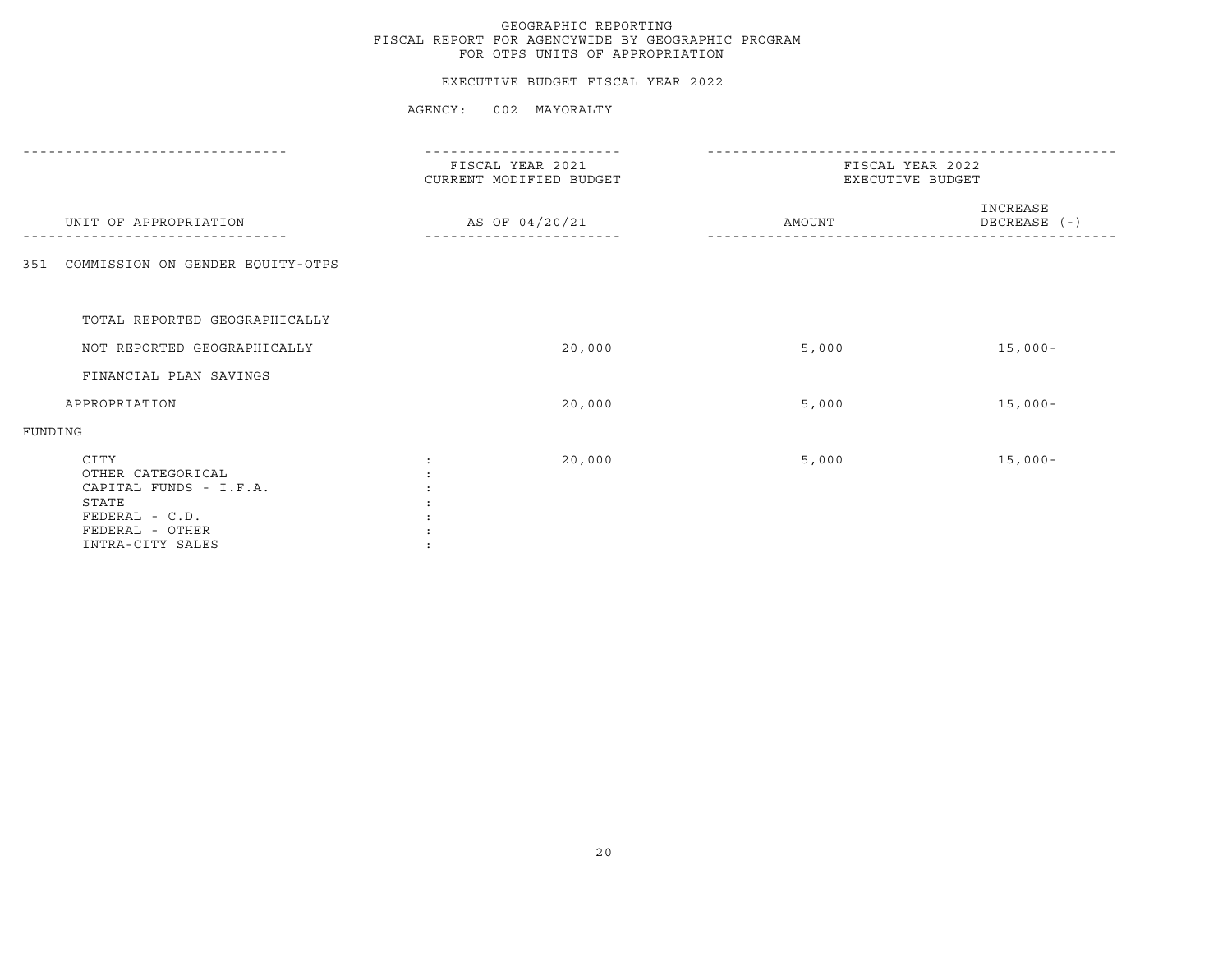GEOGRAPHIC REPORTING
FISCAL REPORT FOR AGENCYWIDE BY GEOGRAPHIC PROGRAM
FOR OTPS UNITS OF APPROPRIATION

EXECUTIVE BUDGET FISCAL YEAR 2022

AGENCY: 002 MAYORALTY

| UNIT OF APPROPRIATION | FISCAL YEAR 2021 CURRENT MODIFIED BUDGET AS OF 04/20/21 | FISCAL YEAR 2022 EXECUTIVE BUDGET AMOUNT | INCREASE DECREASE (-) |
|---|---|---|---|
| 351 COMMISSION ON GENDER EQUITY-OTPS | | | |
| TOTAL REPORTED GEOGRAPHICALLY | | | |
| NOT REPORTED GEOGRAPHICALLY | 20,000 | 5,000 | 15,000- |
| FINANCIAL PLAN SAVINGS | | | |
| APPROPRIATION | 20,000 | 5,000 | 15,000- |
| FUNDING | | | |
| CITY | 20,000 | 5,000 | 15,000- |
| OTHER CATEGORICAL | | | |
| CAPITAL FUNDS - I.F.A. | | | |
| STATE | | | |
| FEDERAL - C.D. | | | |
| FEDERAL - OTHER | | | |
| INTRA-CITY SALES | | | |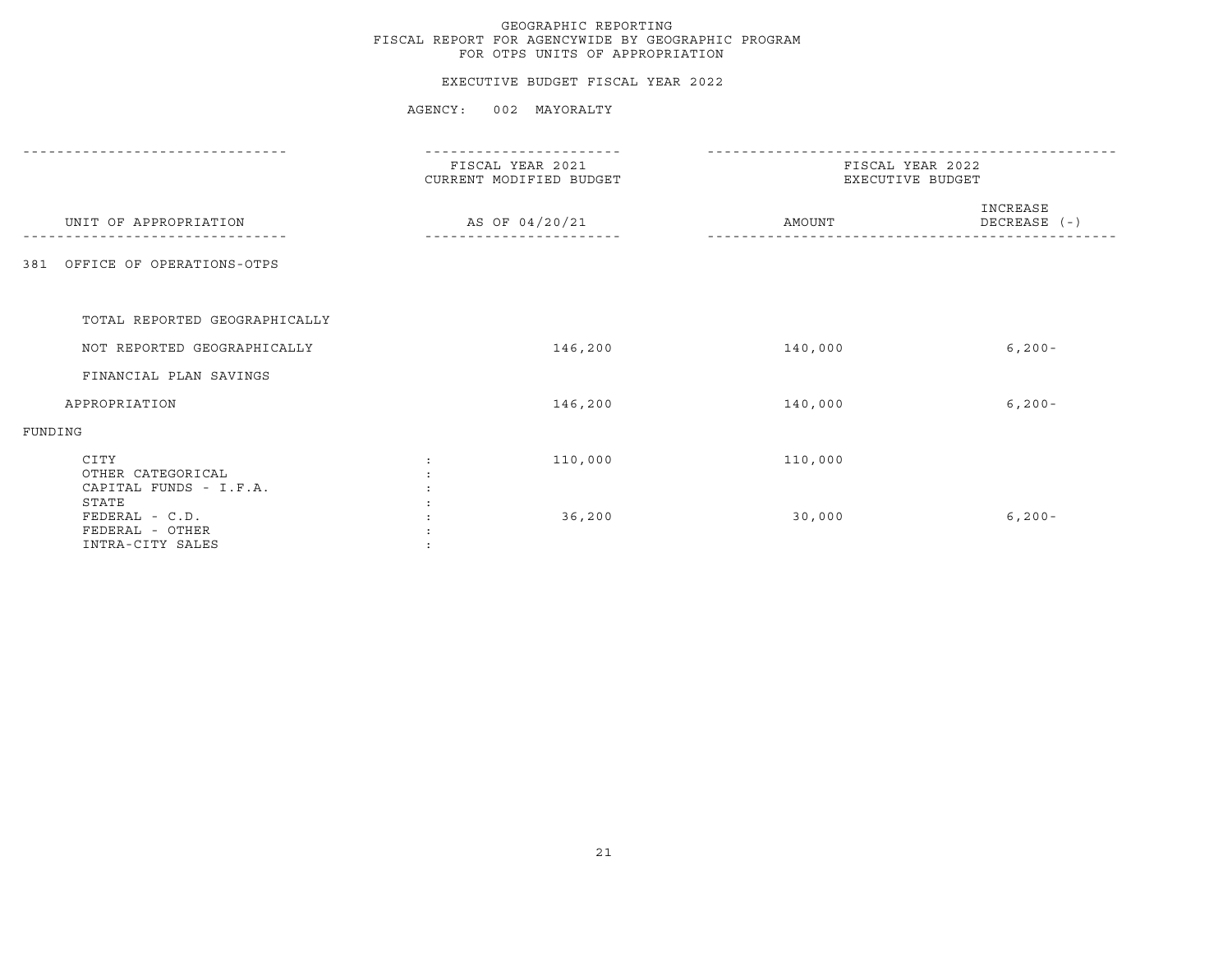# GEOGRAPHIC REPORTING
## FISCAL REPORT FOR AGENCYWIDE BY GEOGRAPHIC PROGRAM
## FOR OTPS UNITS OF APPROPRIATION

### EXECUTIVE BUDGET FISCAL YEAR 2022

### AGENCY: 002 MAYORALTY

| UNIT OF APPROPRIATION | FISCAL YEAR 2021 CURRENT MODIFIED BUDGET AS OF 04/20/21 | FISCAL YEAR 2022 EXECUTIVE BUDGET AMOUNT | INCREASE DECREASE (-) |
|---|---|---|---|
| 381 OFFICE OF OPERATIONS-OTPS | | | |
| TOTAL REPORTED GEOGRAPHICALLY | | | |
| NOT REPORTED GEOGRAPHICALLY | 146,200 | 140,000 | 6,200- |
| FINANCIAL PLAN SAVINGS | | | |
| APPROPRIATION | 146,200 | 140,000 | 6,200- |
| FUNDING | | | |
| CITY | 110,000 | 110,000 | |
| OTHER CATEGORICAL | | | |
| CAPITAL FUNDS - I.F.A. | | | |
| STATE | | | |
| FEDERAL - C.D. | 36,200 | 30,000 | 6,200- |
| FEDERAL - OTHER | | | |
| INTRA-CITY SALES | | | |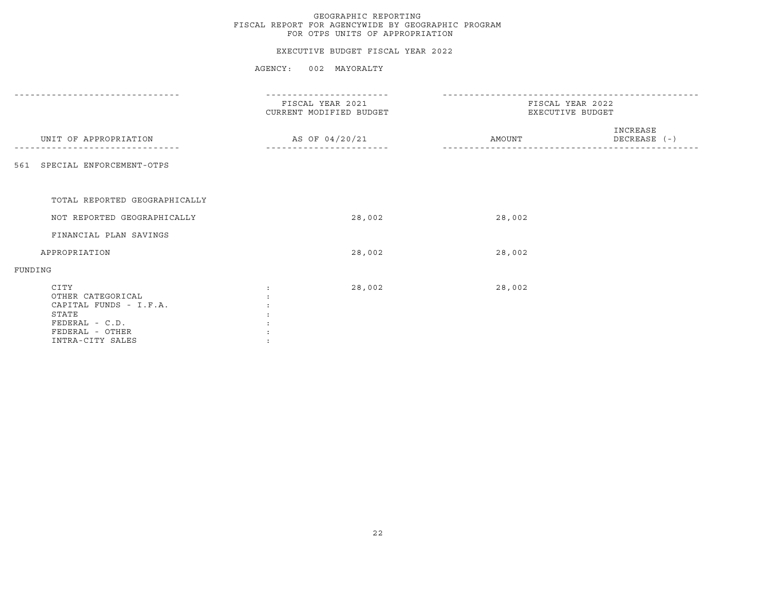GEOGRAPHIC REPORTING
FISCAL REPORT FOR AGENCYWIDE BY GEOGRAPHIC PROGRAM
FOR OTPS UNITS OF APPROPRIATION

EXECUTIVE BUDGET FISCAL YEAR 2022

AGENCY: 002 MAYORALTY

| UNIT OF APPROPRIATION | FISCAL YEAR 2021 CURRENT MODIFIED BUDGET AS OF 04/20/21 | FISCAL YEAR 2022 EXECUTIVE BUDGET AMOUNT | INCREASE DECREASE (-) |
|---|---|---|---|
| 561 SPECIAL ENFORCEMENT-OTPS | | | |
| TOTAL REPORTED GEOGRAPHICALLY | | | |
| NOT REPORTED GEOGRAPHICALLY | 28,002 | 28,002 | |
| FINANCIAL PLAN SAVINGS | | | |
| APPROPRIATION | 28,002 | 28,002 | |
| FUNDING | | | |
| CITY | 28,002 | 28,002 | |
| OTHER CATEGORICAL | | | |
| CAPITAL FUNDS - I.F.A. | | | |
| STATE | | | |
| FEDERAL - C.D. | | | |
| FEDERAL - OTHER | | | |
| INTRA-CITY SALES | | | |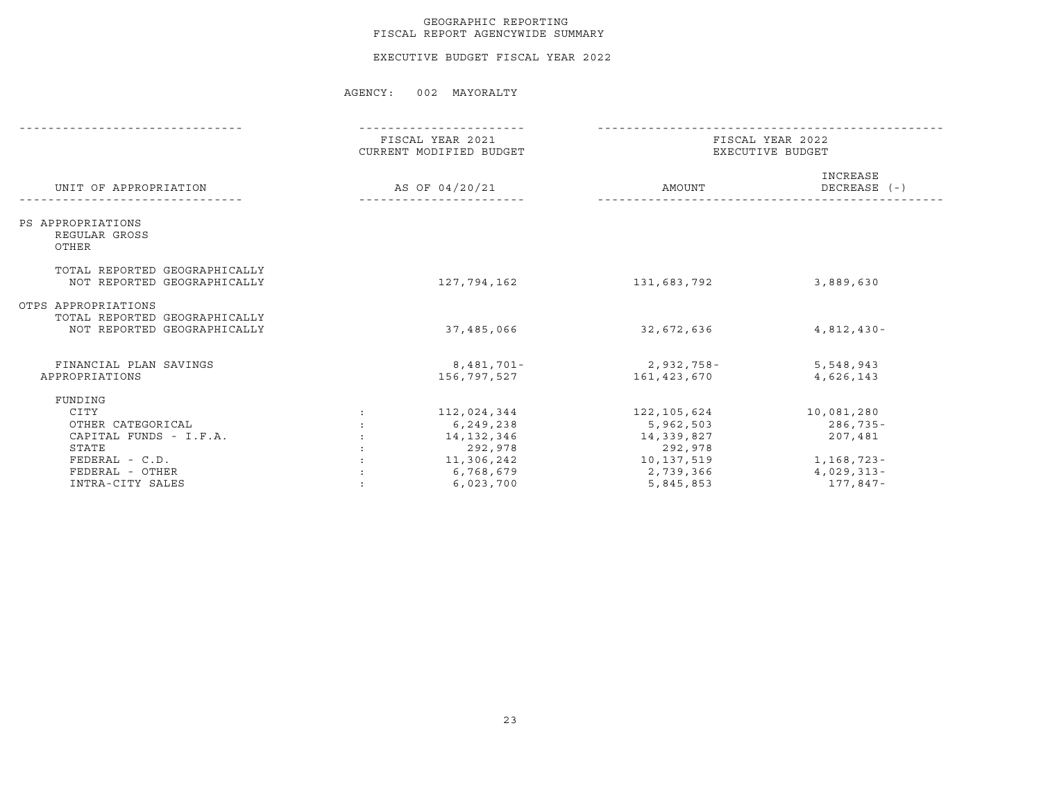GEOGRAPHIC REPORTING
FISCAL REPORT AGENCYWIDE SUMMARY

EXECUTIVE BUDGET FISCAL YEAR 2022

AGENCY: 002 MAYORALTY

| UNIT OF APPROPRIATION | | FISCAL YEAR 2021 CURRENT MODIFIED BUDGET AS OF 04/20/21 | FISCAL YEAR 2022 EXECUTIVE BUDGET AMOUNT | INCREASE DECREASE (-) |
|---|---|---|---|---|
| PS APPROPRIATIONS | | | | |
| REGULAR GROSS | | | | |
| OTHER | | | | |
| TOTAL REPORTED GEOGRAPHICALLY | | | | |
| NOT REPORTED GEOGRAPHICALLY | | 127,794,162 | 131,683,792 | 3,889,630 |
| OTPS APPROPRIATIONS | | | | |
| TOTAL REPORTED GEOGRAPHICALLY | | | | |
| NOT REPORTED GEOGRAPHICALLY | | 37,485,066 | 32,672,636 | 4,812,430- |
| FINANCIAL PLAN SAVINGS | | 8,481,701- | 2,932,758- | 5,548,943 |
| APPROPRIATIONS | | 156,797,527 | 161,423,670 | 4,626,143 |
| FUNDING | | | | |
| CITY | : | 112,024,344 | 122,105,624 | 10,081,280 |
| OTHER CATEGORICAL | : | 6,249,238 | 5,962,503 | 286,735- |
| CAPITAL FUNDS - I.F.A. | : | 14,132,346 | 14,339,827 | 207,481 |
| STATE | : | 292,978 | 292,978 | |
| FEDERAL - C.D. | : | 11,306,242 | 10,137,519 | 1,168,723- |
| FEDERAL - OTHER | : | 6,768,679 | 2,739,366 | 4,029,313- |
| INTRA-CITY SALES | : | 6,023,700 | 5,845,853 | 177,847- |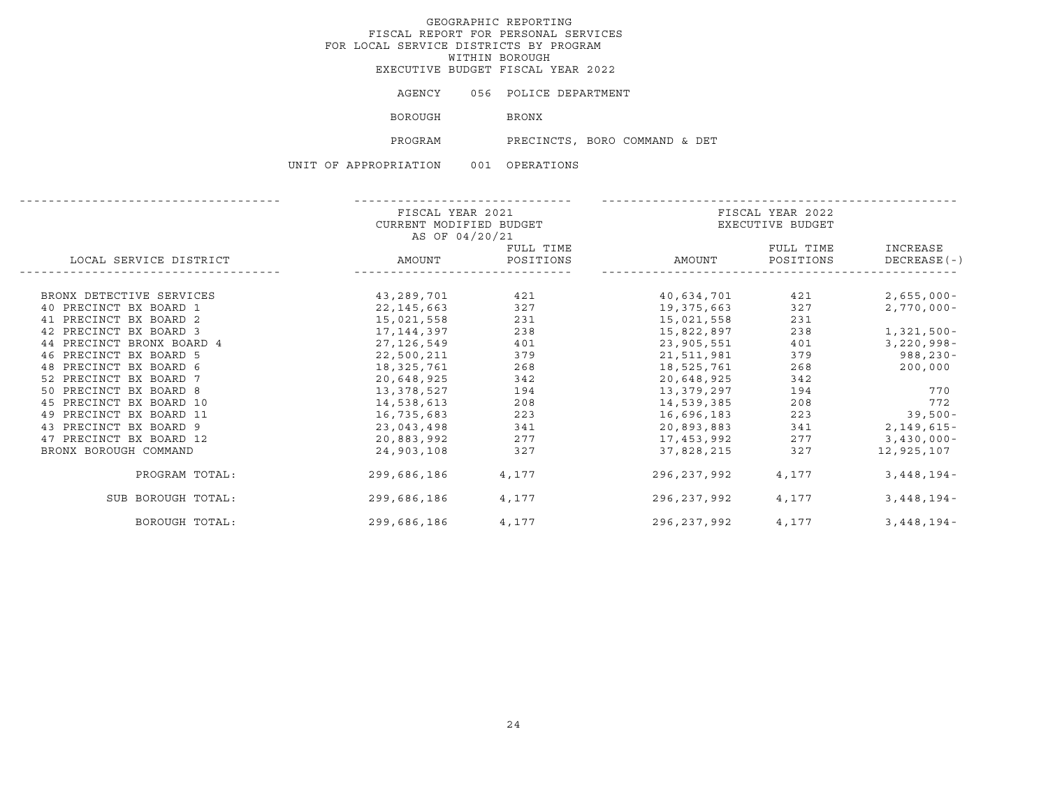GEOGRAPHIC REPORTING
FISCAL REPORT FOR PERSONAL SERVICES
FOR LOCAL SERVICE DISTRICTS BY PROGRAM
WITHIN BOROUGH
EXECUTIVE BUDGET FISCAL YEAR 2022

AGENCY 056 POLICE DEPARTMENT

BOROUGH BRONX

PROGRAM PRECINCTS, BORO COMMAND & DET

UNIT OF APPROPRIATION 001 OPERATIONS

| LOCAL SERVICE DISTRICT | FISCAL YEAR 2021 CURRENT MODIFIED BUDGET AS OF 04/20/21 AMOUNT | FULL TIME POSITIONS | FISCAL YEAR 2022 EXECUTIVE BUDGET AMOUNT | FULL TIME POSITIONS | INCREASE DECREASE(-) |
|---|---|---|---|---|---|
| BRONX DETECTIVE SERVICES | 43,289,701 | 421 | 40,634,701 | 421 | 2,655,000- |
| 40 PRECINCT BX BOARD 1 | 22,145,663 | 327 | 19,375,663 | 327 | 2,770,000- |
| 41 PRECINCT BX BOARD 2 | 15,021,558 | 231 | 15,021,558 | 231 | |
| 42 PRECINCT BX BOARD 3 | 17,144,397 | 238 | 15,822,897 | 238 | 1,321,500- |
| 44 PRECINCT BRONX BOARD 4 | 27,126,549 | 401 | 23,905,551 | 401 | 3,220,998- |
| 46 PRECINCT BX BOARD 5 | 22,500,211 | 379 | 21,511,981 | 379 | 988,230- |
| 48 PRECINCT BX BOARD 6 | 18,325,761 | 268 | 18,525,761 | 268 | 200,000 |
| 52 PRECINCT BX BOARD 7 | 20,648,925 | 342 | 20,648,925 | 342 | |
| 50 PRECINCT BX BOARD 8 | 13,378,527 | 194 | 13,379,297 | 194 | 770 |
| 45 PRECINCT BX BOARD 10 | 14,538,613 | 208 | 14,539,385 | 208 | 772 |
| 49 PRECINCT BX BOARD 11 | 16,735,683 | 223 | 16,696,183 | 223 | 39,500- |
| 43 PRECINCT BX BOARD 9 | 23,043,498 | 341 | 20,893,883 | 341 | 2,149,615- |
| 47 PRECINCT BX BOARD 12 | 20,883,992 | 277 | 17,453,992 | 277 | 3,430,000- |
| BRONX BOROUGH COMMAND | 24,903,108 | 327 | 37,828,215 | 327 | 12,925,107 |
| PROGRAM TOTAL: | 299,686,186 | 4,177 | 296,237,992 | 4,177 | 3,448,194- |
| SUB BOROUGH TOTAL: | 299,686,186 | 4,177 | 296,237,992 | 4,177 | 3,448,194- |
| BOROUGH TOTAL: | 299,686,186 | 4,177 | 296,237,992 | 4,177 | 3,448,194- |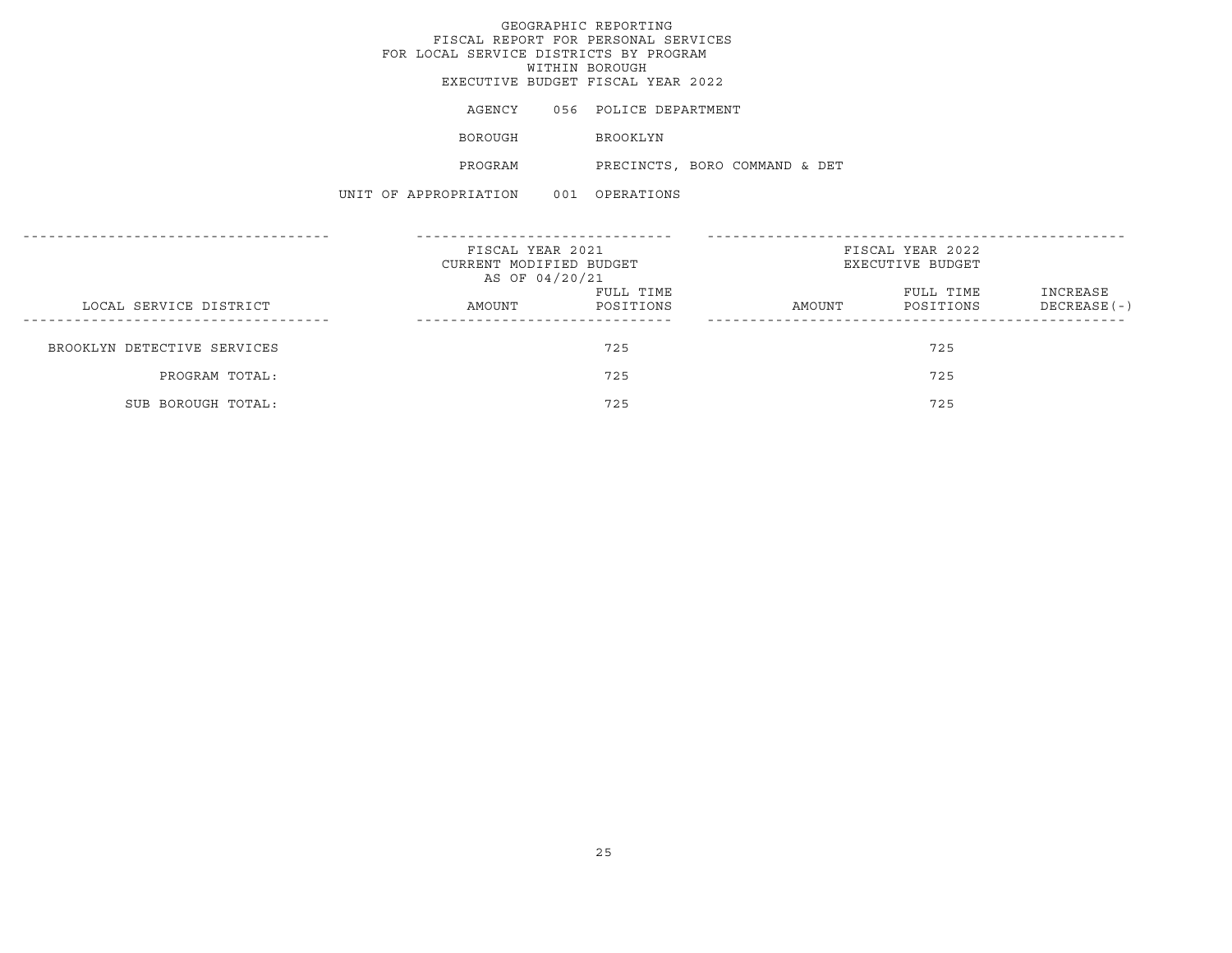GEOGRAPHIC REPORTING
FISCAL REPORT FOR PERSONAL SERVICES
FOR LOCAL SERVICE DISTRICTS BY PROGRAM
WITHIN BOROUGH
EXECUTIVE BUDGET FISCAL YEAR 2022

AGENCY 056 POLICE DEPARTMENT

BOROUGH BROOKLYN

PROGRAM PRECINCTS, BORO COMMAND & DET

UNIT OF APPROPRIATION 001 OPERATIONS

| LOCAL SERVICE DISTRICT | FISCAL YEAR 2021 CURRENT MODIFIED BUDGET AS OF 04/20/21 | | FISCAL YEAR 2022 EXECUTIVE BUDGET | | |
|---|---|---|---|---|---|
| | AMOUNT | FULL TIME POSITIONS | AMOUNT | FULL TIME POSITIONS | INCREASE DECREASE(-) |
| BROOKLYN DETECTIVE SERVICES | | 725 | | 725 | |
| PROGRAM TOTAL: | | 725 | | 725 | |
| SUB BOROUGH TOTAL: | | 725 | | 725 | |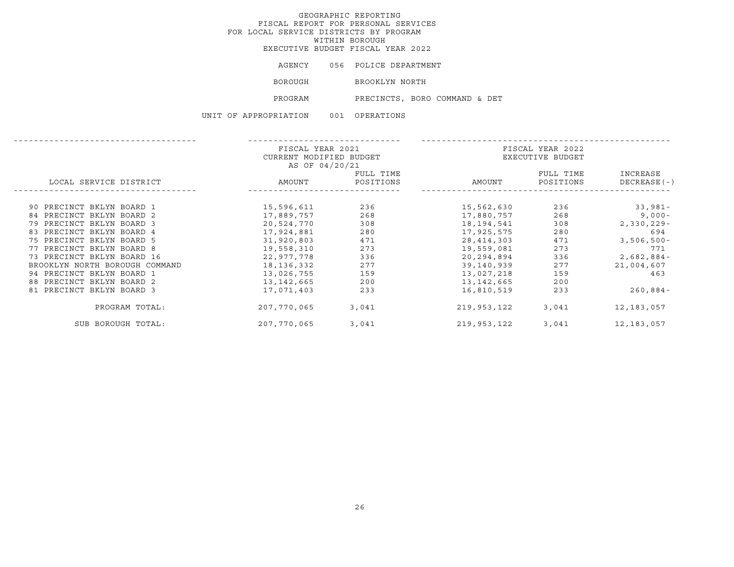GEOGRAPHIC REPORTING
FISCAL REPORT FOR PERSONAL SERVICES
FOR LOCAL SERVICE DISTRICTS BY PROGRAM
WITHIN BOROUGH
EXECUTIVE BUDGET FISCAL YEAR 2022

AGENCY 056 POLICE DEPARTMENT

BOROUGH BROOKLYN NORTH

PROGRAM PRECINCTS, BORO COMMAND & DET

UNIT OF APPROPRIATION 001 OPERATIONS

| LOCAL SERVICE DISTRICT | FISCAL YEAR 2021 CURRENT MODIFIED BUDGET AS OF 04/20/21 AMOUNT | FULL TIME POSITIONS | FISCAL YEAR 2022 EXECUTIVE BUDGET AMOUNT | FULL TIME POSITIONS | INCREASE DECREASE(-) |
|---|---|---|---|---|---|
| 90 PRECINCT BKLYN BOARD 1 | 15,596,611 | 236 | 15,562,630 | 236 | 33,981- |
| 84 PRECINCT BKLYN BOARD 2 | 17,889,757 | 268 | 17,880,757 | 268 | 9,000- |
| 79 PRECINCT BKLYN BOARD 3 | 20,524,770 | 308 | 18,194,541 | 308 | 2,330,229- |
| 83 PRECINCT BKLYN BOARD 4 | 17,924,881 | 280 | 17,925,575 | 280 | 694 |
| 75 PRECINCT BKLYN BOARD 5 | 31,920,803 | 471 | 28,414,303 | 471 | 3,506,500- |
| 77 PRECINCT BKLYN BOARD 8 | 19,558,310 | 273 | 19,559,081 | 273 | 771 |
| 73 PRECINCT BKLYN BOARD 16 | 22,977,778 | 336 | 20,294,894 | 336 | 2,682,884- |
| BROOKLYN NORTH BOROUGH COMMAND | 18,136,332 | 277 | 39,140,939 | 277 | 21,004,607 |
| 94 PRECINCT BKLYN BOARD 1 | 13,026,755 | 159 | 13,027,218 | 159 | 463 |
| 88 PRECINCT BKLYN BOARD 2 | 13,142,665 | 200 | 13,142,665 | 200 | |
| 81 PRECINCT BKLYN BOARD 3 | 17,071,403 | 233 | 16,810,519 | 233 | 260,884- |
| PROGRAM TOTAL: | 207,770,065 | 3,041 | 219,953,122 | 3,041 | 12,183,057 |
| SUB BOROUGH TOTAL: | 207,770,065 | 3,041 | 219,953,122 | 3,041 | 12,183,057 |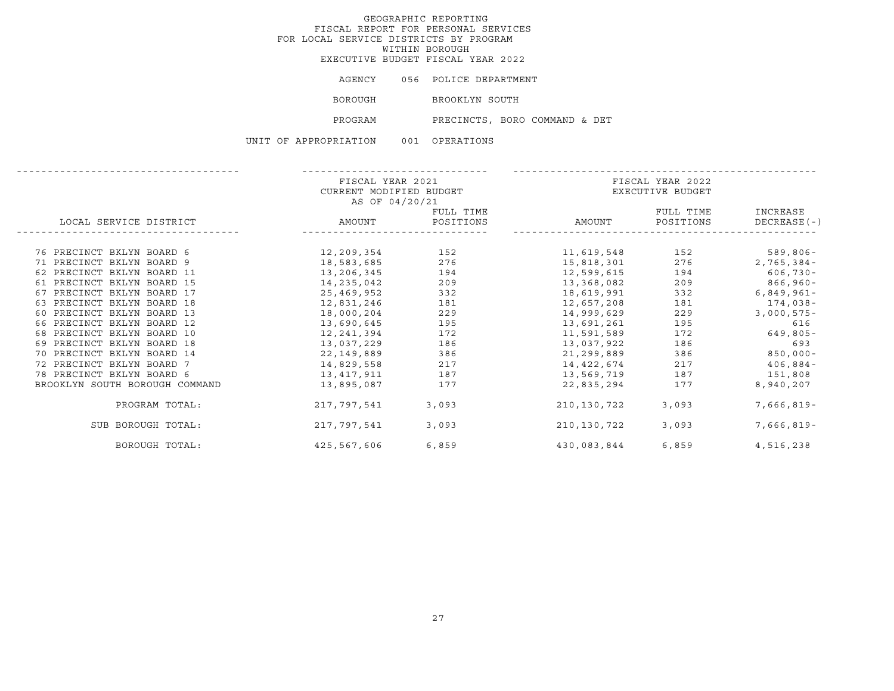GEOGRAPHIC REPORTING
FISCAL REPORT FOR PERSONAL SERVICES
FOR LOCAL SERVICE DISTRICTS BY PROGRAM
WITHIN BOROUGH
EXECUTIVE BUDGET FISCAL YEAR 2022

AGENCY 056 POLICE DEPARTMENT

BOROUGH BROOKLYN SOUTH

PROGRAM PRECINCTS, BORO COMMAND & DET

UNIT OF APPROPRIATION 001 OPERATIONS

| LOCAL SERVICE DISTRICT | FISCAL YEAR 2021 CURRENT MODIFIED BUDGET AS OF 04/20/21 AMOUNT | FULL TIME POSITIONS | FISCAL YEAR 2022 EXECUTIVE BUDGET AMOUNT | FULL TIME POSITIONS | INCREASE DECREASE(-) |
|---|---|---|---|---|---|
| 76 PRECINCT BKLYN BOARD 6 | 12,209,354 | 152 | 11,619,548 | 152 | 589,806- |
| 71 PRECINCT BKLYN BOARD 9 | 18,583,685 | 276 | 15,818,301 | 276 | 2,765,384- |
| 62 PRECINCT BKLYN BOARD 11 | 13,206,345 | 194 | 12,599,615 | 194 | 606,730- |
| 61 PRECINCT BKLYN BOARD 15 | 14,235,042 | 209 | 13,368,082 | 209 | 866,960- |
| 67 PRECINCT BKLYN BOARD 17 | 25,469,952 | 332 | 18,619,991 | 332 | 6,849,961- |
| 63 PRECINCT BKLYN BOARD 18 | 12,831,246 | 181 | 12,657,208 | 181 | 174,038- |
| 60 PRECINCT BKLYN BOARD 13 | 18,000,204 | 229 | 14,999,629 | 229 | 3,000,575- |
| 66 PRECINCT BKLYN BOARD 12 | 13,690,645 | 195 | 13,691,261 | 195 | 616 |
| 68 PRECINCT BKLYN BOARD 10 | 12,241,394 | 172 | 11,591,589 | 172 | 649,805- |
| 69 PRECINCT BKLYN BOARD 18 | 13,037,229 | 186 | 13,037,922 | 186 | 693 |
| 70 PRECINCT BKLYN BOARD 14 | 22,149,889 | 386 | 21,299,889 | 386 | 850,000- |
| 72 PRECINCT BKLYN BOARD 7 | 14,829,558 | 217 | 14,422,674 | 217 | 406,884- |
| 78 PRECINCT BKLYN BOARD 6 | 13,417,911 | 187 | 13,569,719 | 187 | 151,808 |
| BROOKLYN SOUTH BOROUGH COMMAND | 13,895,087 | 177 | 22,835,294 | 177 | 8,940,207 |
| PROGRAM TOTAL: | 217,797,541 | 3,093 | 210,130,722 | 3,093 | 7,666,819- |
| SUB BOROUGH TOTAL: | 217,797,541 | 3,093 | 210,130,722 | 3,093 | 7,666,819- |
| BOROUGH TOTAL: | 425,567,606 | 6,859 | 430,083,844 | 6,859 | 4,516,238 |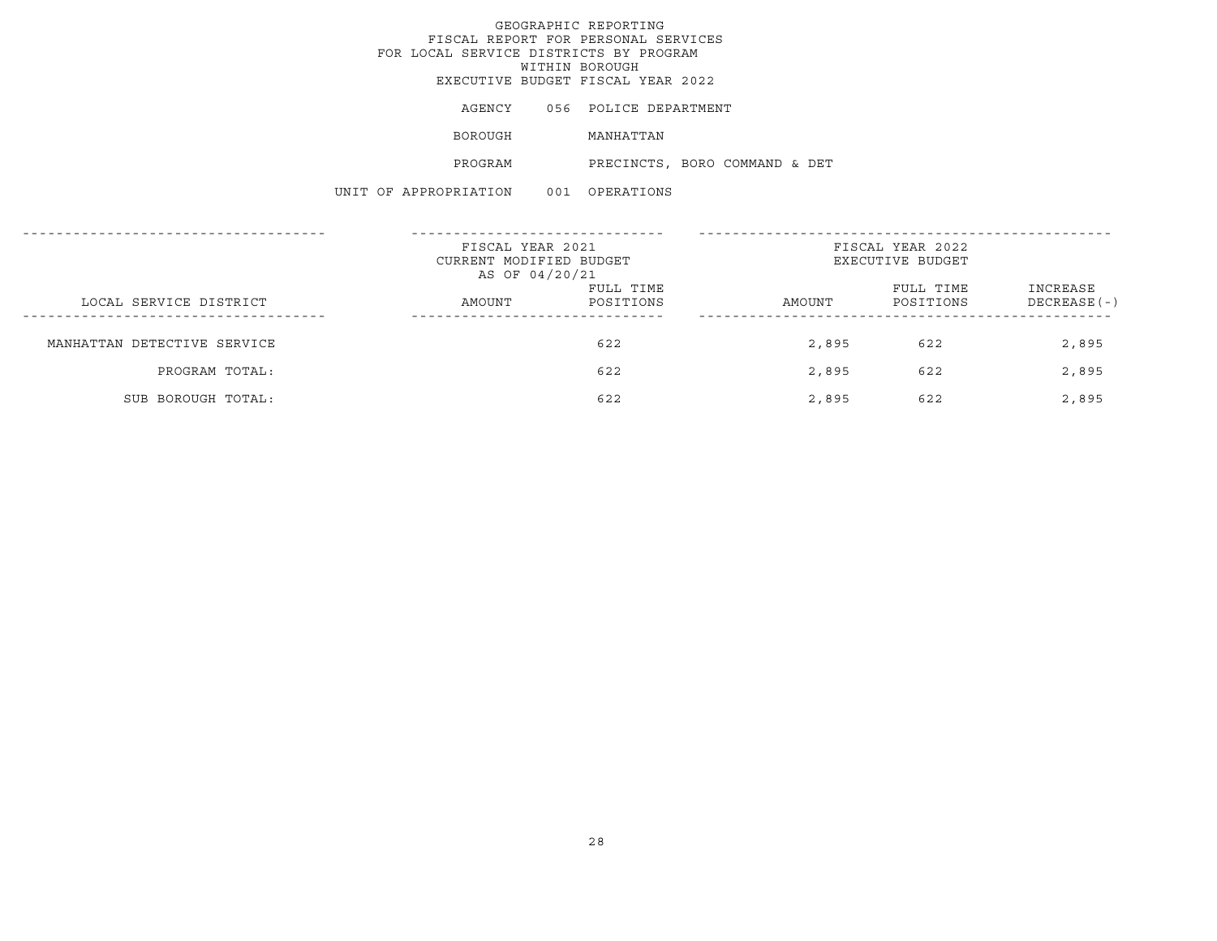# GEOGRAPHIC REPORTING
## FISCAL REPORT FOR PERSONAL SERVICES FOR LOCAL SERVICE DISTRICTS BY PROGRAM WITHIN BOROUGH
## EXECUTIVE BUDGET FISCAL YEAR 2022

AGENCY 056 POLICE DEPARTMENT

BOROUGH MANHATTAN

PROGRAM PRECINCTS, BORO COMMAND & DET

UNIT OF APPROPRIATION 001 OPERATIONS

| LOCAL SERVICE DISTRICT | FISCAL YEAR 2021 CURRENT MODIFIED BUDGET AS OF 04/20/21 AMOUNT | FULL TIME POSITIONS | FISCAL YEAR 2022 EXECUTIVE BUDGET AMOUNT | FULL TIME POSITIONS | INCREASE DECREASE(-) |
|---|---|---|---|---|---|
| MANHATTAN DETECTIVE SERVICE | | 622 | 2,895 | 622 | 2,895 |
| PROGRAM TOTAL: | | 622 | 2,895 | 622 | 2,895 |
| SUB BOROUGH TOTAL: | | 622 | 2,895 | 622 | 2,895 |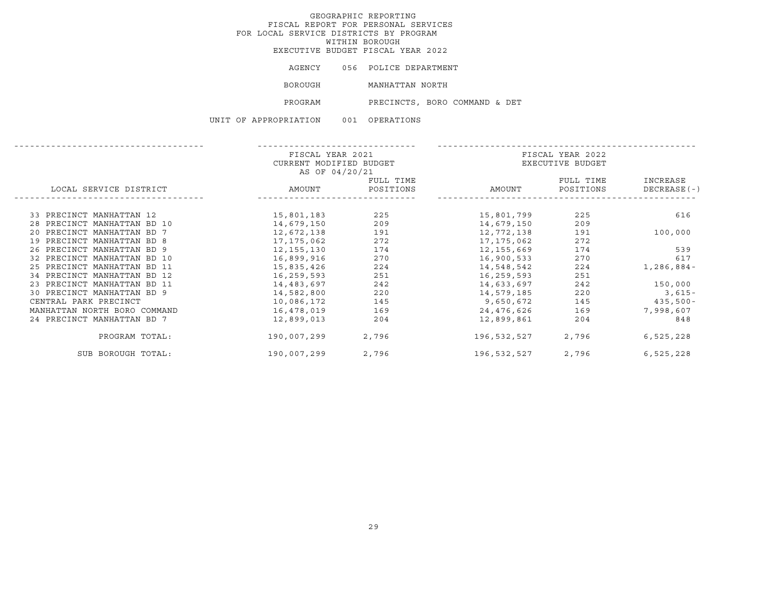GEOGRAPHIC REPORTING
FISCAL REPORT FOR PERSONAL SERVICES
FOR LOCAL SERVICE DISTRICTS BY PROGRAM
WITHIN BOROUGH
EXECUTIVE BUDGET FISCAL YEAR 2022

AGENCY 056 POLICE DEPARTMENT

BOROUGH MANHATTAN NORTH

PROGRAM PRECINCTS, BORO COMMAND & DET

UNIT OF APPROPRIATION 001 OPERATIONS

| LOCAL SERVICE DISTRICT | FISCAL YEAR 2021 CURRENT MODIFIED BUDGET AS OF 04/20/21 AMOUNT | FULL TIME POSITIONS | FISCAL YEAR 2022 EXECUTIVE BUDGET AMOUNT | FULL TIME POSITIONS | INCREASE DECREASE(-) |
|---|---|---|---|---|---|
| 33 PRECINCT MANHATTAN 12 | 15,801,183 | 225 | 15,801,799 | 225 | 616 |
| 28 PRECINCT MANHATTAN BD 10 | 14,679,150 | 209 | 14,679,150 | 209 | |
| 20 PRECINCT MANHATTAN BD 7 | 12,672,138 | 191 | 12,772,138 | 191 | 100,000 |
| 19 PRECINCT MANHATTAN BD 8 | 17,175,062 | 272 | 17,175,062 | 272 | |
| 26 PRECINCT MANHATTAN BD 9 | 12,155,130 | 174 | 12,155,669 | 174 | 539 |
| 32 PRECINCT MANHATTAN BD 10 | 16,899,916 | 270 | 16,900,533 | 270 | 617 |
| 25 PRECINCT MANHATTAN BD 11 | 15,835,426 | 224 | 14,548,542 | 224 | 1,286,884- |
| 34 PRECINCT MANHATTAN BD 12 | 16,259,593 | 251 | 16,259,593 | 251 | |
| 23 PRECINCT MANHATTAN BD 11 | 14,483,697 | 242 | 14,633,697 | 242 | 150,000 |
| 30 PRECINCT MANHATTAN BD 9 | 14,582,800 | 220 | 14,579,185 | 220 | 3,615- |
| CENTRAL PARK PRECINCT | 10,086,172 | 145 | 9,650,672 | 145 | 435,500- |
| MANHATTAN NORTH BORO COMMAND | 16,478,019 | 169 | 24,476,626 | 169 | 7,998,607 |
| 24 PRECINCT MANHATTAN BD 7 | 12,899,013 | 204 | 12,899,861 | 204 | 848 |
| PROGRAM TOTAL: | 190,007,299 | 2,796 | 196,532,527 | 2,796 | 6,525,228 |
| SUB BOROUGH TOTAL: | 190,007,299 | 2,796 | 196,532,527 | 2,796 | 6,525,228 |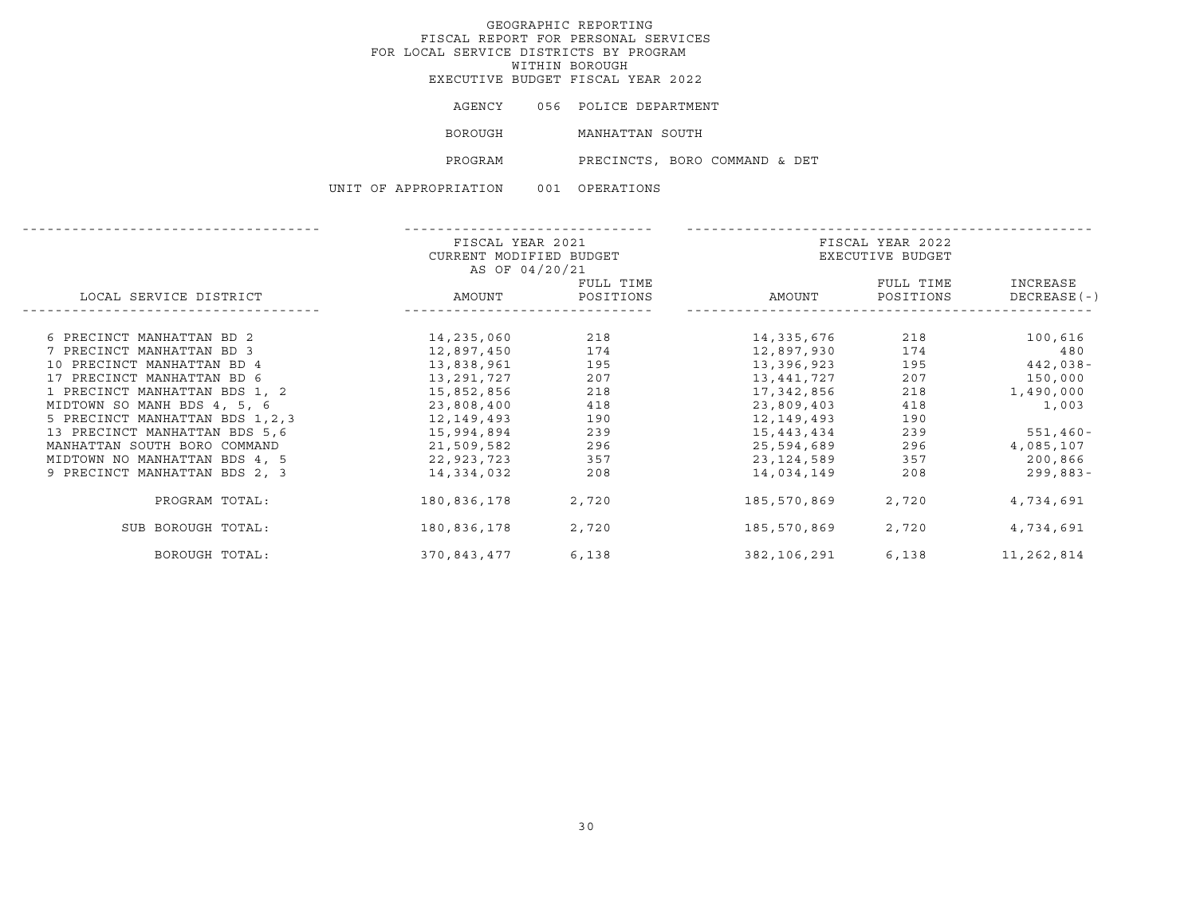# GEOGRAPHIC REPORTING
## FISCAL REPORT FOR PERSONAL SERVICES
## FOR LOCAL SERVICE DISTRICTS BY PROGRAM
## WITHIN BOROUGH
## EXECUTIVE BUDGET FISCAL YEAR 2022

AGENCY 056 POLICE DEPARTMENT

BOROUGH MANHATTAN SOUTH

PROGRAM PRECINCTS, BORO COMMAND & DET

UNIT OF APPROPRIATION 001 OPERATIONS

| LOCAL SERVICE DISTRICT | FISCAL YEAR 2021 CURRENT MODIFIED BUDGET AS OF 04/20/21 | | FISCAL YEAR 2022 EXECUTIVE BUDGET | | |
|---|---|---|---|---|---|
| | AMOUNT | FULL TIME POSITIONS | AMOUNT | FULL TIME POSITIONS | INCREASE DECREASE(-) |
| 6 PRECINCT MANHATTAN BD 2 | 14,235,060 | 218 | 14,335,676 | 218 | 100,616 |
| 7 PRECINCT MANHATTAN BD 3 | 12,897,450 | 174 | 12,897,930 | 174 | 480 |
| 10 PRECINCT MANHATTAN BD 4 | 13,838,961 | 195 | 13,396,923 | 195 | 442,038- |
| 17 PRECINCT MANHATTAN BD 6 | 13,291,727 | 207 | 13,441,727 | 207 | 150,000 |
| 1 PRECINCT MANHATTAN BDS 1, 2 | 15,852,856 | 218 | 17,342,856 | 218 | 1,490,000 |
| MIDTOWN SO MANH BDS 4, 5, 6 | 23,808,400 | 418 | 23,809,403 | 418 | 1,003 |
| 5 PRECINCT MANHATTAN BDS 1,2,3 | 12,149,493 | 190 | 12,149,493 | 190 | |
| 13 PRECINCT MANHATTAN BDS 5,6 | 15,994,894 | 239 | 15,443,434 | 239 | 551,460- |
| MANHATTAN SOUTH BORO COMMAND | 21,509,582 | 296 | 25,594,689 | 296 | 4,085,107 |
| MIDTOWN NO MANHATTAN BDS 4, 5 | 22,923,723 | 357 | 23,124,589 | 357 | 200,866 |
| 9 PRECINCT MANHATTAN BDS 2, 3 | 14,334,032 | 208 | 14,034,149 | 208 | 299,883- |
| PROGRAM TOTAL: | 180,836,178 | 2,720 | 185,570,869 | 2,720 | 4,734,691 |
| SUB BOROUGH TOTAL: | 180,836,178 | 2,720 | 185,570,869 | 2,720 | 4,734,691 |
| BOROUGH TOTAL: | 370,843,477 | 6,138 | 382,106,291 | 6,138 | 11,262,814 |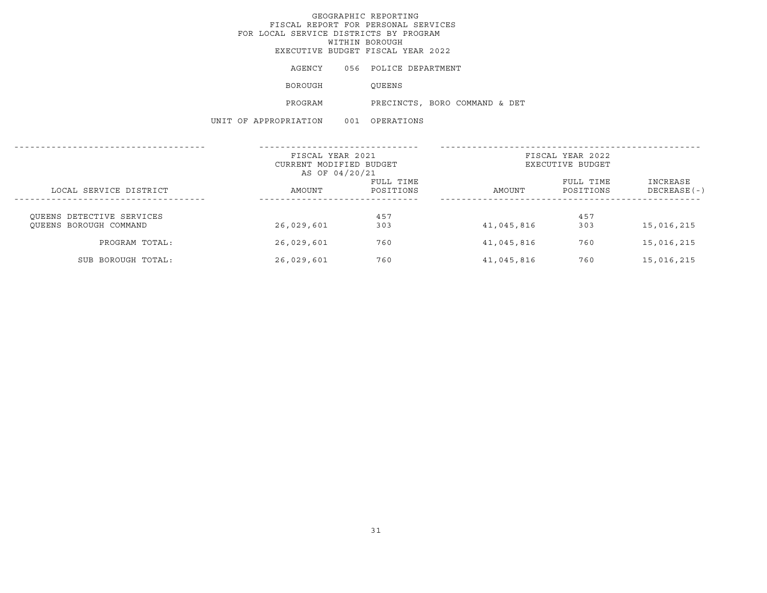# GEOGRAPHIC REPORTING
## FISCAL REPORT FOR PERSONAL SERVICES
## FOR LOCAL SERVICE DISTRICTS BY PROGRAM
## WITHIN BOROUGH
## EXECUTIVE BUDGET FISCAL YEAR 2022

AGENCY 056 POLICE DEPARTMENT

BOROUGH QUEENS

PROGRAM PRECINCTS, BORO COMMAND & DET

UNIT OF APPROPRIATION 001 OPERATIONS

| LOCAL SERVICE DISTRICT | FISCAL YEAR 2021 CURRENT MODIFIED BUDGET AS OF 04/20/21 AMOUNT | FULL TIME POSITIONS | FISCAL YEAR 2022 EXECUTIVE BUDGET AMOUNT | FULL TIME POSITIONS | INCREASE DECREASE(-) |
|---|---|---|---|---|---|
| QUEENS DETECTIVE SERVICES | | 457 | | 457 | |
| QUEENS BOROUGH COMMAND | 26,029,601 | 303 | 41,045,816 | 303 | 15,016,215 |
| PROGRAM TOTAL: | 26,029,601 | 760 | 41,045,816 | 760 | 15,016,215 |
| SUB BOROUGH TOTAL: | 26,029,601 | 760 | 41,045,816 | 760 | 15,016,215 |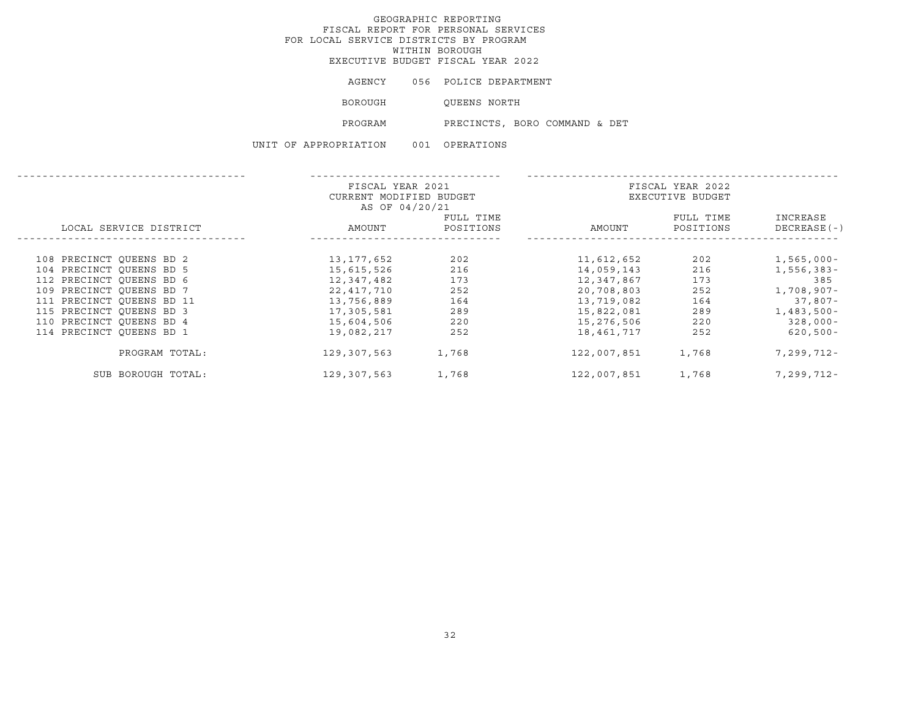# GEOGRAPHIC REPORTING
## FISCAL REPORT FOR PERSONAL SERVICES
## FOR LOCAL SERVICE DISTRICTS BY PROGRAM
## WITHIN BOROUGH
## EXECUTIVE BUDGET FISCAL YEAR 2022

AGENCY 056 POLICE DEPARTMENT

BOROUGH QUEENS NORTH

PROGRAM PRECINCTS, BORO COMMAND & DET

UNIT OF APPROPRIATION 001 OPERATIONS

| | FISCAL YEAR 2021 CURRENT MODIFIED BUDGET AS OF 04/20/21 | | FISCAL YEAR 2022 EXECUTIVE BUDGET | | |
|---|---|---|---|---|---|
| LOCAL SERVICE DISTRICT | AMOUNT | FULL TIME POSITIONS | AMOUNT | FULL TIME POSITIONS | INCREASE DECREASE(-) |
| 108 PRECINCT QUEENS BD 2 | 13,177,652 | 202 | 11,612,652 | 202 | 1,565,000- |
| 104 PRECINCT QUEENS BD 5 | 15,615,526 | 216 | 14,059,143 | 216 | 1,556,383- |
| 112 PRECINCT QUEENS BD 6 | 12,347,482 | 173 | 12,347,867 | 173 | 385 |
| 109 PRECINCT QUEENS BD 7 | 22,417,710 | 252 | 20,708,803 | 252 | 1,708,907- |
| 111 PRECINCT QUEENS BD 11 | 13,756,889 | 164 | 13,719,082 | 164 | 37,807- |
| 115 PRECINCT QUEENS BD 3 | 17,305,581 | 289 | 15,822,081 | 289 | 1,483,500- |
| 110 PRECINCT QUEENS BD 4 | 15,604,506 | 220 | 15,276,506 | 220 | 328,000- |
| 114 PRECINCT QUEENS BD 1 | 19,082,217 | 252 | 18,461,717 | 252 | 620,500- |
| PROGRAM TOTAL: | 129,307,563 | 1,768 | 122,007,851 | 1,768 | 7,299,712- |
| SUB BOROUGH TOTAL: | 129,307,563 | 1,768 | 122,007,851 | 1,768 | 7,299,712- |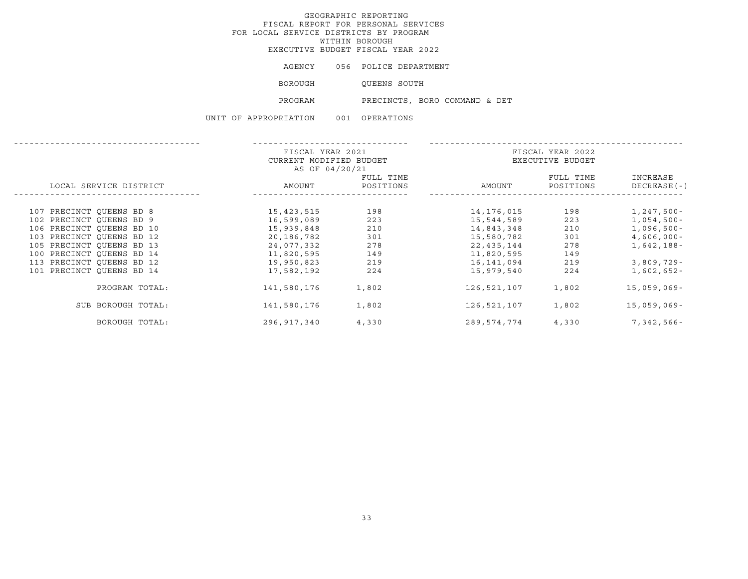GEOGRAPHIC REPORTING
FISCAL REPORT FOR PERSONAL SERVICES
FOR LOCAL SERVICE DISTRICTS BY PROGRAM
WITHIN BOROUGH
EXECUTIVE BUDGET FISCAL YEAR 2022

AGENCY 056 POLICE DEPARTMENT

BOROUGH QUEENS SOUTH

PROGRAM PRECINCTS, BORO COMMAND & DET

UNIT OF APPROPRIATION 001 OPERATIONS

| LOCAL SERVICE DISTRICT | FISCAL YEAR 2021 CURRENT MODIFIED BUDGET AS OF 04/20/21 AMOUNT | FULL TIME POSITIONS | FISCAL YEAR 2022 EXECUTIVE BUDGET AMOUNT | FULL TIME POSITIONS | INCREASE DECREASE(-) |
|---|---|---|---|---|---|
| 107 PRECINCT QUEENS BD 8 | 15,423,515 | 198 | 14,176,015 | 198 | 1,247,500- |
| 102 PRECINCT QUEENS BD 9 | 16,599,089 | 223 | 15,544,589 | 223 | 1,054,500- |
| 106 PRECINCT QUEENS BD 10 | 15,939,848 | 210 | 14,843,348 | 210 | 1,096,500- |
| 103 PRECINCT QUEENS BD 12 | 20,186,782 | 301 | 15,580,782 | 301 | 4,606,000- |
| 105 PRECINCT QUEENS BD 13 | 24,077,332 | 278 | 22,435,144 | 278 | 1,642,188- |
| 100 PRECINCT QUEENS BD 14 | 11,820,595 | 149 | 11,820,595 | 149 | |
| 113 PRECINCT QUEENS BD 12 | 19,950,823 | 219 | 16,141,094 | 219 | 3,809,729- |
| 101 PRECINCT QUEENS BD 14 | 17,582,192 | 224 | 15,979,540 | 224 | 1,602,652- |
| PROGRAM TOTAL: | 141,580,176 | 1,802 | 126,521,107 | 1,802 | 15,059,069- |
| SUB BOROUGH TOTAL: | 141,580,176 | 1,802 | 126,521,107 | 1,802 | 15,059,069- |
| BOROUGH TOTAL: | 296,917,340 | 4,330 | 289,574,774 | 4,330 | 7,342,566- |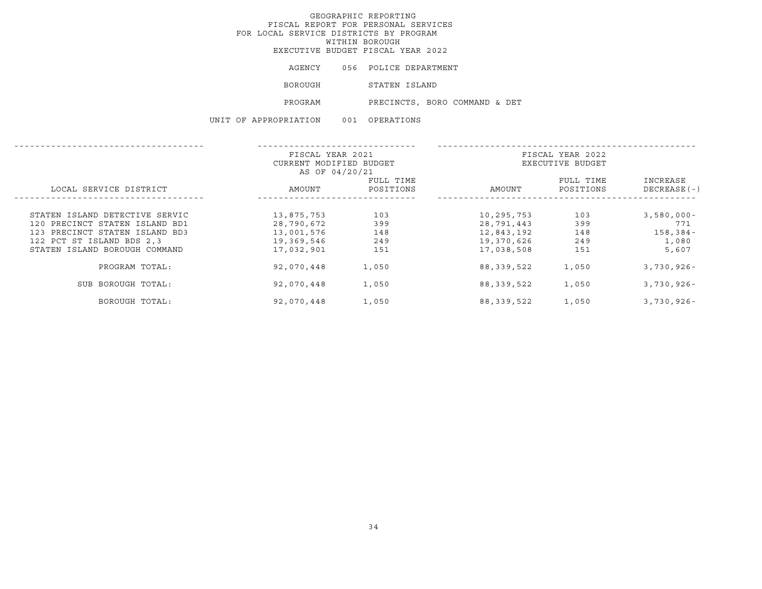# GEOGRAPHIC REPORTING
## FISCAL REPORT FOR PERSONAL SERVICES
## FOR LOCAL SERVICE DISTRICTS BY PROGRAM
## WITHIN BOROUGH
## EXECUTIVE BUDGET FISCAL YEAR 2022

AGENCY 056 POLICE DEPARTMENT

BOROUGH STATEN ISLAND

PROGRAM PRECINCTS, BORO COMMAND & DET

UNIT OF APPROPRIATION 001 OPERATIONS

| LOCAL SERVICE DISTRICT | FISCAL YEAR 2021 CURRENT MODIFIED BUDGET AS OF 04/20/21 AMOUNT | FULL TIME POSITIONS | FISCAL YEAR 2022 EXECUTIVE BUDGET AMOUNT | FULL TIME POSITIONS | INCREASE DECREASE(-) |
|---|---|---|---|---|---|
| STATEN ISLAND DETECTIVE SERVIC | 13,875,753 | 103 | 10,295,753 | 103 | 3,580,000- |
| 120 PRECINCT STATEN ISLAND BD1 | 28,790,672 | 399 | 28,791,443 | 399 | 771 |
| 123 PRECINCT STATEN ISLAND BD3 | 13,001,576 | 148 | 12,843,192 | 148 | 158,384- |
| 122 PCT ST ISLAND BDS 2,3 | 19,369,546 | 249 | 19,370,626 | 249 | 1,080 |
| STATEN ISLAND BOROUGH COMMAND | 17,032,901 | 151 | 17,038,508 | 151 | 5,607 |
| PROGRAM TOTAL: | 92,070,448 | 1,050 | 88,339,522 | 1,050 | 3,730,926- |
| SUB BOROUGH TOTAL: | 92,070,448 | 1,050 | 88,339,522 | 1,050 | 3,730,926- |
| BOROUGH TOTAL: | 92,070,448 | 1,050 | 88,339,522 | 1,050 | 3,730,926- |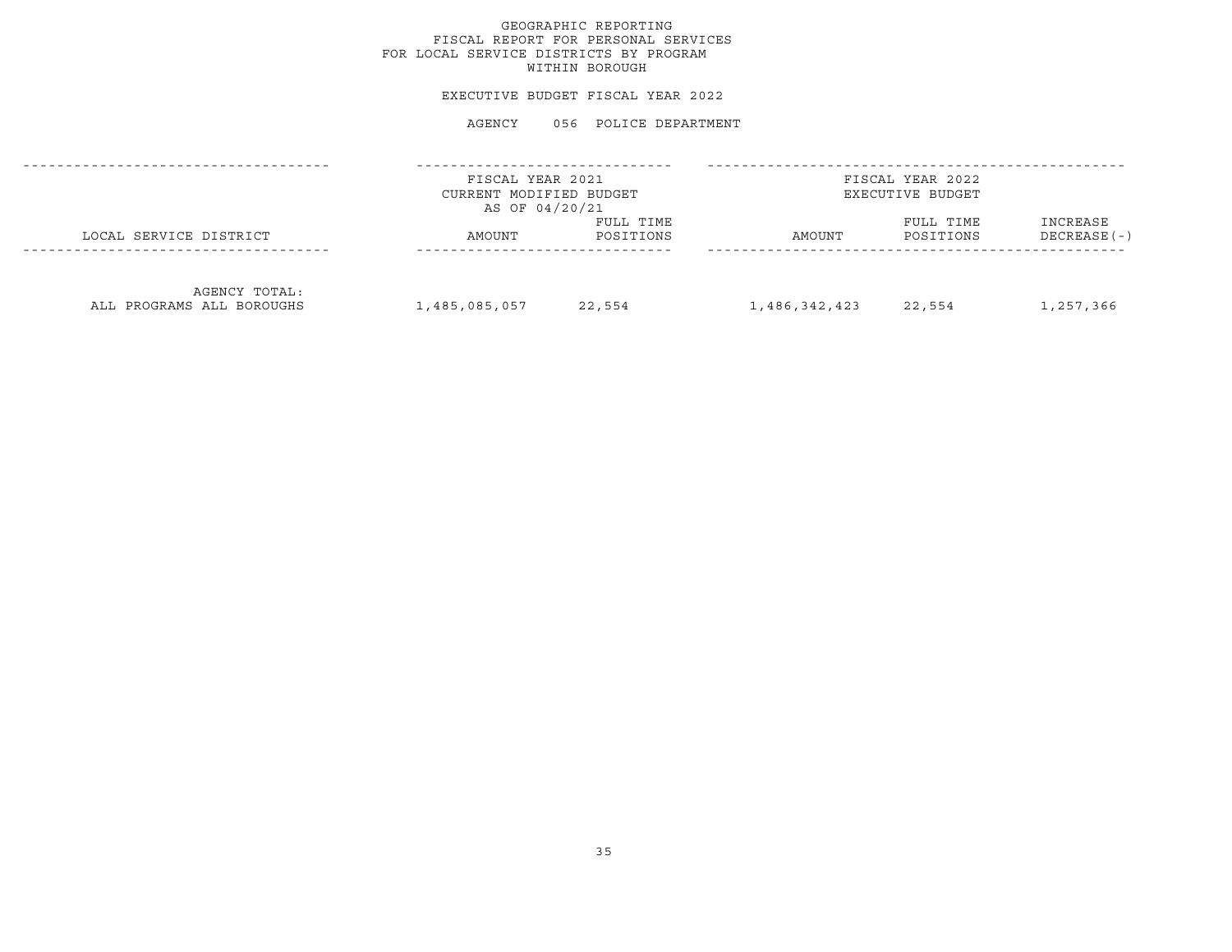GEOGRAPHIC REPORTING
FISCAL REPORT FOR PERSONAL SERVICES
FOR LOCAL SERVICE DISTRICTS BY PROGRAM
WITHIN BOROUGH

EXECUTIVE BUDGET FISCAL YEAR 2022

AGENCY 056 POLICE DEPARTMENT

| LOCAL SERVICE DISTRICT | FISCAL YEAR 2021 CURRENT MODIFIED BUDGET AS OF 04/20/21 AMOUNT | FULL TIME POSITIONS | FISCAL YEAR 2022 EXECUTIVE BUDGET AMOUNT | FULL TIME POSITIONS | INCREASE DECREASE(-) |
|---|---|---|---|---|---|
| AGENCY TOTAL: ALL PROGRAMS ALL BOROUGHS | 1,485,085,057 | 22,554 | 1,486,342,423 | 22,554 | 1,257,366 |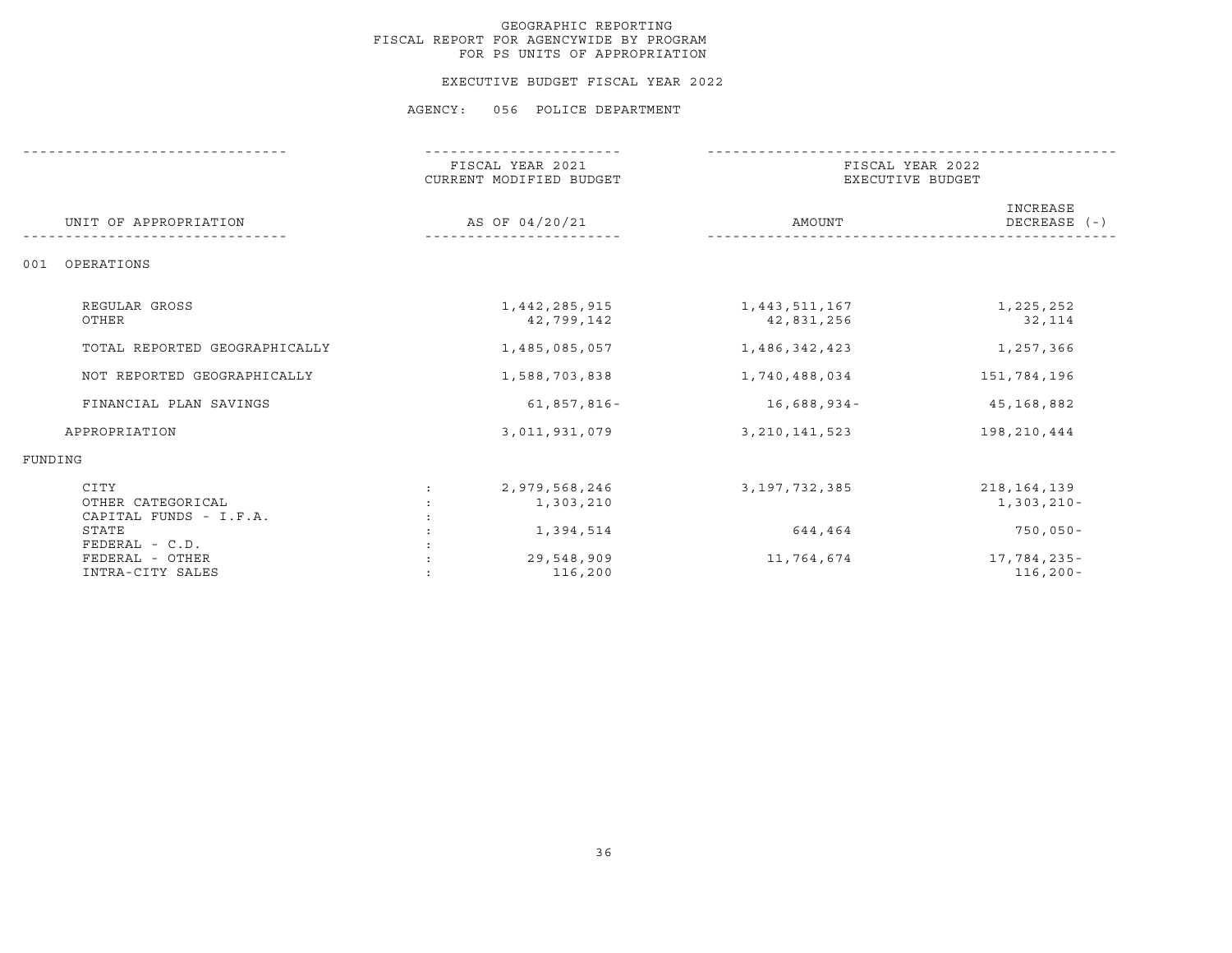GEOGRAPHIC REPORTING
FISCAL REPORT FOR AGENCYWIDE BY PROGRAM
FOR PS UNITS OF APPROPRIATION

EXECUTIVE BUDGET FISCAL YEAR 2022

AGENCY: 056 POLICE DEPARTMENT

| UNIT OF APPROPRIATION | | FISCAL YEAR 2021 CURRENT MODIFIED BUDGET AS OF 04/20/21 | FISCAL YEAR 2022 EXECUTIVE BUDGET AMOUNT | INCREASE DECREASE (-) |
|---|---|---|---|---|
| 001 OPERATIONS | | | | |
| REGULAR GROSS | | 1,442,285,915 | 1,443,511,167 | 1,225,252 |
| OTHER | | 42,799,142 | 42,831,256 | 32,114 |
| TOTAL REPORTED GEOGRAPHICALLY | | 1,485,085,057 | 1,486,342,423 | 1,257,366 |
| NOT REPORTED GEOGRAPHICALLY | | 1,588,703,838 | 1,740,488,034 | 151,784,196 |
| FINANCIAL PLAN SAVINGS | | 61,857,816- | 16,688,934- | 45,168,882 |
| APPROPRIATION | | 3,011,931,079 | 3,210,141,523 | 198,210,444 |
| FUNDING | | | | |
| CITY | : | 2,979,568,246 | 3,197,732,385 | 218,164,139 |
| OTHER CATEGORICAL | : | 1,303,210 | | 1,303,210- |
| CAPITAL FUNDS - I.F.A. | : | | | |
| STATE | : | 1,394,514 | 644,464 | 750,050- |
| FEDERAL - C.D. | : | | | |
| FEDERAL - OTHER | : | 29,548,909 | 11,764,674 | 17,784,235- |
| INTRA-CITY SALES | : | 116,200 | | 116,200- |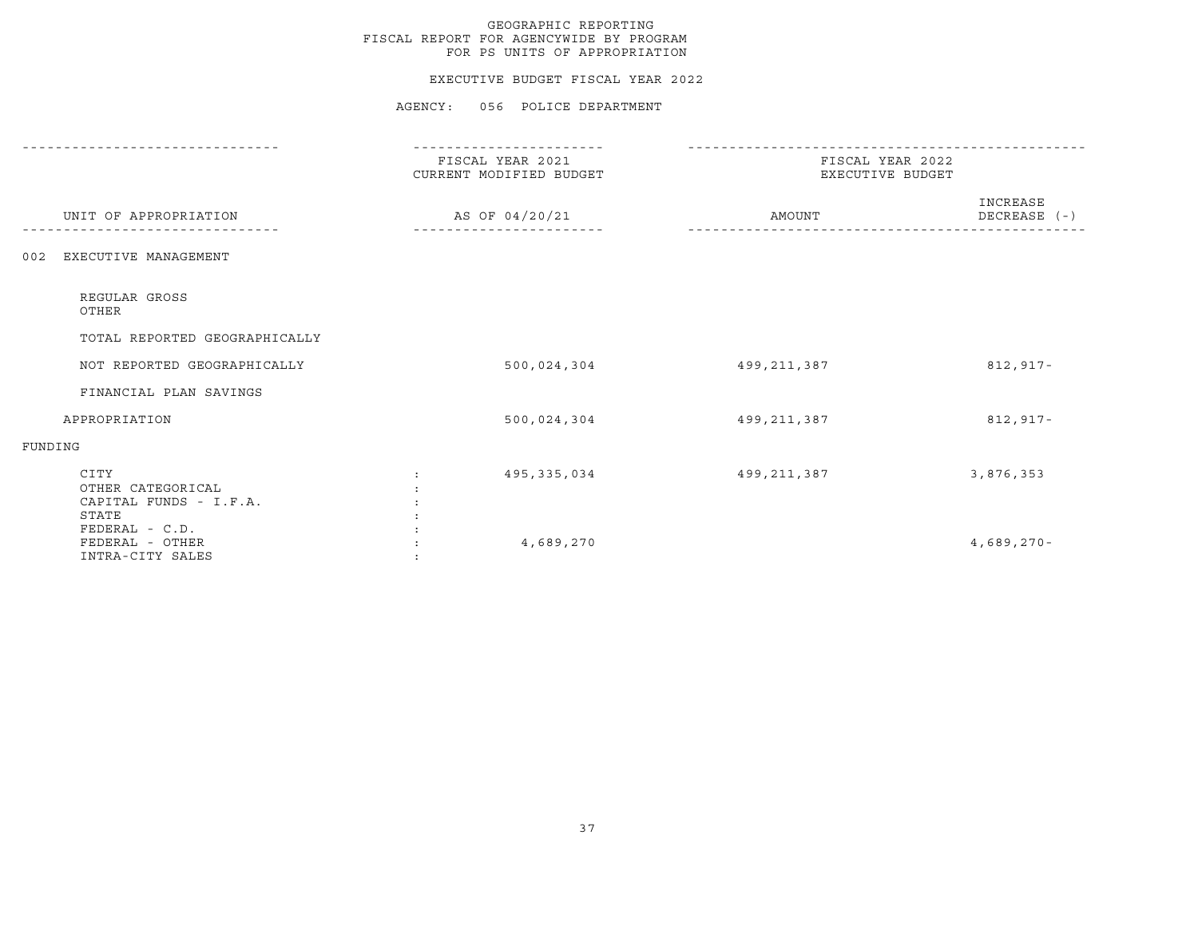GEOGRAPHIC REPORTING
FISCAL REPORT FOR AGENCYWIDE BY PROGRAM
FOR PS UNITS OF APPROPRIATION

EXECUTIVE BUDGET FISCAL YEAR 2022

AGENCY: 056 POLICE DEPARTMENT

| UNIT OF APPROPRIATION | FISCAL YEAR 2021 CURRENT MODIFIED BUDGET AS OF 04/20/21 | FISCAL YEAR 2022 EXECUTIVE BUDGET AMOUNT | INCREASE DECREASE (-) |
|---|---|---|---|
| 002 EXECUTIVE MANAGEMENT | | | |
| REGULAR GROSS | | | |
| OTHER | | | |
| TOTAL REPORTED GEOGRAPHICALLY | | | |
| NOT REPORTED GEOGRAPHICALLY | 500,024,304 | 499,211,387 | 812,917- |
| FINANCIAL PLAN SAVINGS | | | |
| APPROPRIATION | 500,024,304 | 499,211,387 | 812,917- |
| FUNDING | | | |
| CITY | 495,335,034 | 499,211,387 | 3,876,353 |
| OTHER CATEGORICAL | | | |
| CAPITAL FUNDS - I.F.A. | | | |
| STATE | | | |
| FEDERAL - C.D. | | | |
| FEDERAL - OTHER | 4,689,270 | | 4,689,270- |
| INTRA-CITY SALES | | | |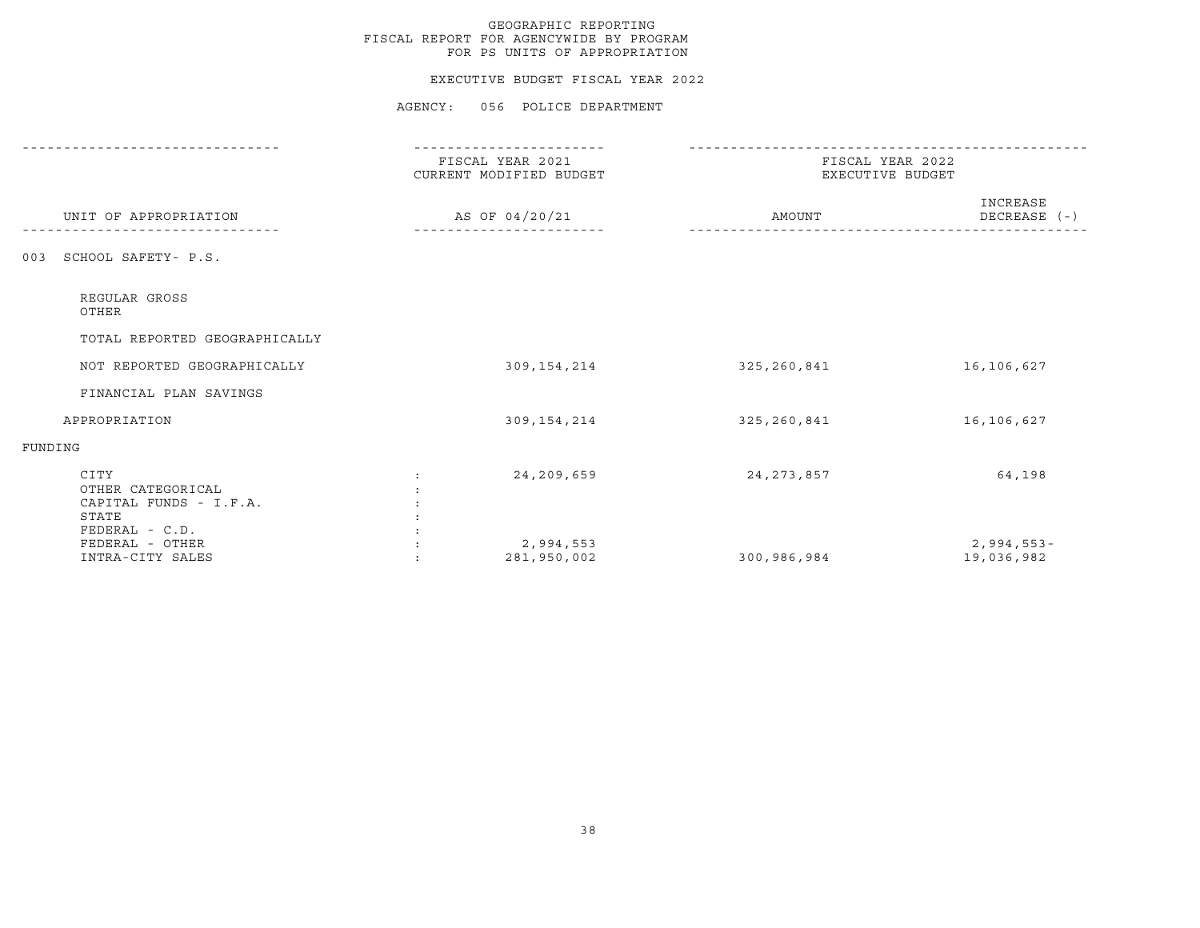GEOGRAPHIC REPORTING
FISCAL REPORT FOR AGENCYWIDE BY PROGRAM
FOR PS UNITS OF APPROPRIATION

EXECUTIVE BUDGET FISCAL YEAR 2022

AGENCY: 056 POLICE DEPARTMENT

| UNIT OF APPROPRIATION | | FISCAL YEAR 2021 CURRENT MODIFIED BUDGET AS OF 04/20/21 | FISCAL YEAR 2022 EXECUTIVE BUDGET AMOUNT | INCREASE DECREASE (-) |
|---|---|---|---|---|
| 003 SCHOOL SAFETY- P.S. | | | | |
| REGULAR GROSS | | | | |
| OTHER | | | | |
| TOTAL REPORTED GEOGRAPHICALLY | | | | |
| NOT REPORTED GEOGRAPHICALLY | | 309,154,214 | 325,260,841 | 16,106,627 |
| FINANCIAL PLAN SAVINGS | | | | |
| APPROPRIATION | | 309,154,214 | 325,260,841 | 16,106,627 |
| FUNDING | | | | |
| CITY | : | 24,209,659 | 24,273,857 | 64,198 |
| OTHER CATEGORICAL | : | | | |
| CAPITAL FUNDS - I.F.A. | : | | | |
| STATE | : | | | |
| FEDERAL - C.D. | : | | | |
| FEDERAL - OTHER | : | 2,994,553 | | 2,994,553- |
| INTRA-CITY SALES | : | 281,950,002 | 300,986,984 | 19,036,982 |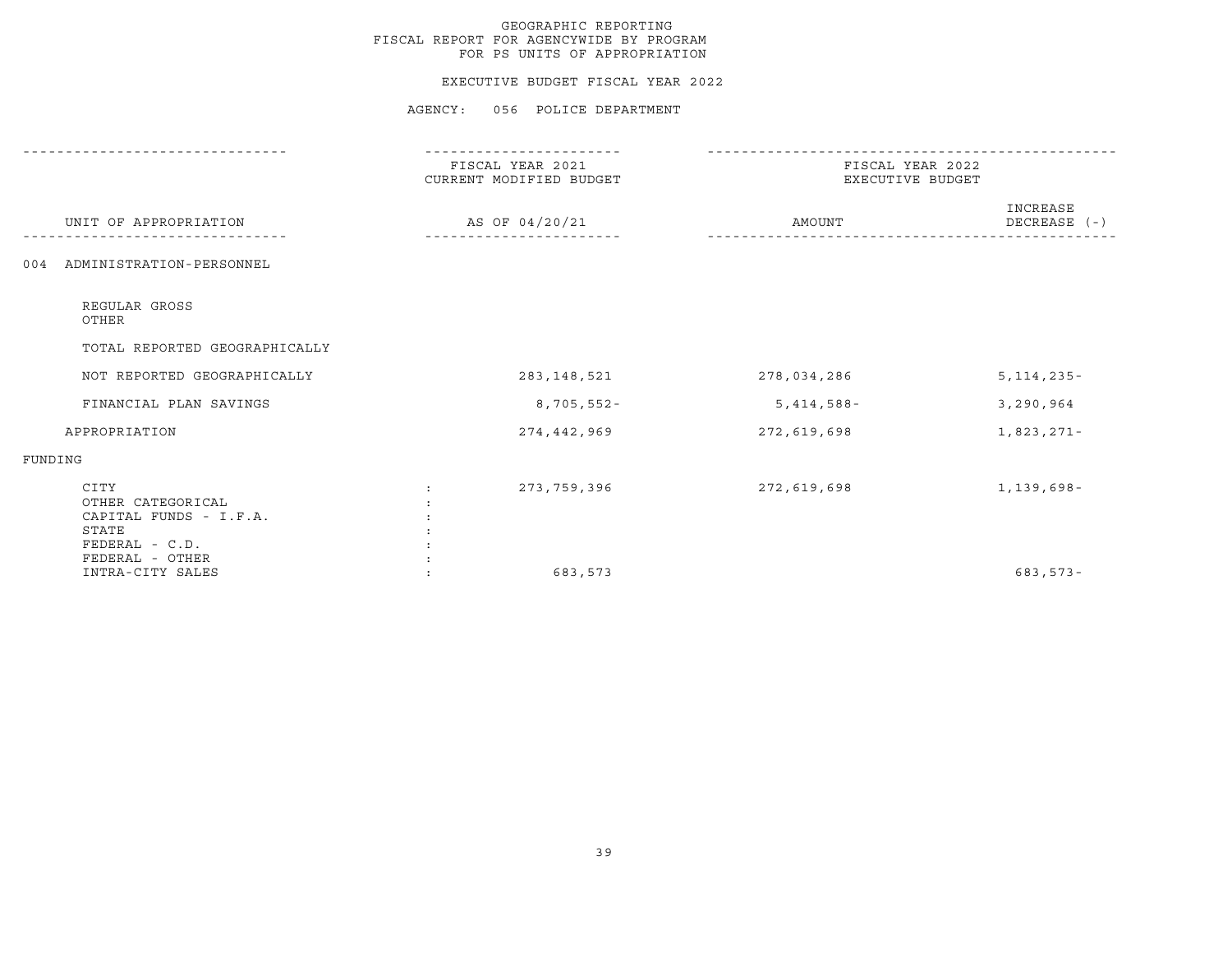GEOGRAPHIC REPORTING
FISCAL REPORT FOR AGENCYWIDE BY PROGRAM
FOR PS UNITS OF APPROPRIATION

EXECUTIVE BUDGET FISCAL YEAR 2022

AGENCY: 056 POLICE DEPARTMENT

| UNIT OF APPROPRIATION | | FISCAL YEAR 2021 CURRENT MODIFIED BUDGET AS OF 04/20/21 | FISCAL YEAR 2022 EXECUTIVE BUDGET AMOUNT | INCREASE DECREASE (-) |
|---|---|---|---|---|
| 004 ADMINISTRATION-PERSONNEL | | | | |
| REGULAR GROSS | | | | |
| OTHER | | | | |
| TOTAL REPORTED GEOGRAPHICALLY | | | | |
| NOT REPORTED GEOGRAPHICALLY | | 283,148,521 | 278,034,286 | 5,114,235- |
| FINANCIAL PLAN SAVINGS | | 8,705,552- | 5,414,588- | 3,290,964 |
| APPROPRIATION | | 274,442,969 | 272,619,698 | 1,823,271- |
| FUNDING | | | | |
| CITY | : | 273,759,396 | 272,619,698 | 1,139,698- |
| OTHER CATEGORICAL | : | | | |
| CAPITAL FUNDS - I.F.A. | : | | | |
| STATE | : | | | |
| FEDERAL - C.D. | : | | | |
| FEDERAL - OTHER | : | | | |
| INTRA-CITY SALES | : | 683,573 | | 683,573- |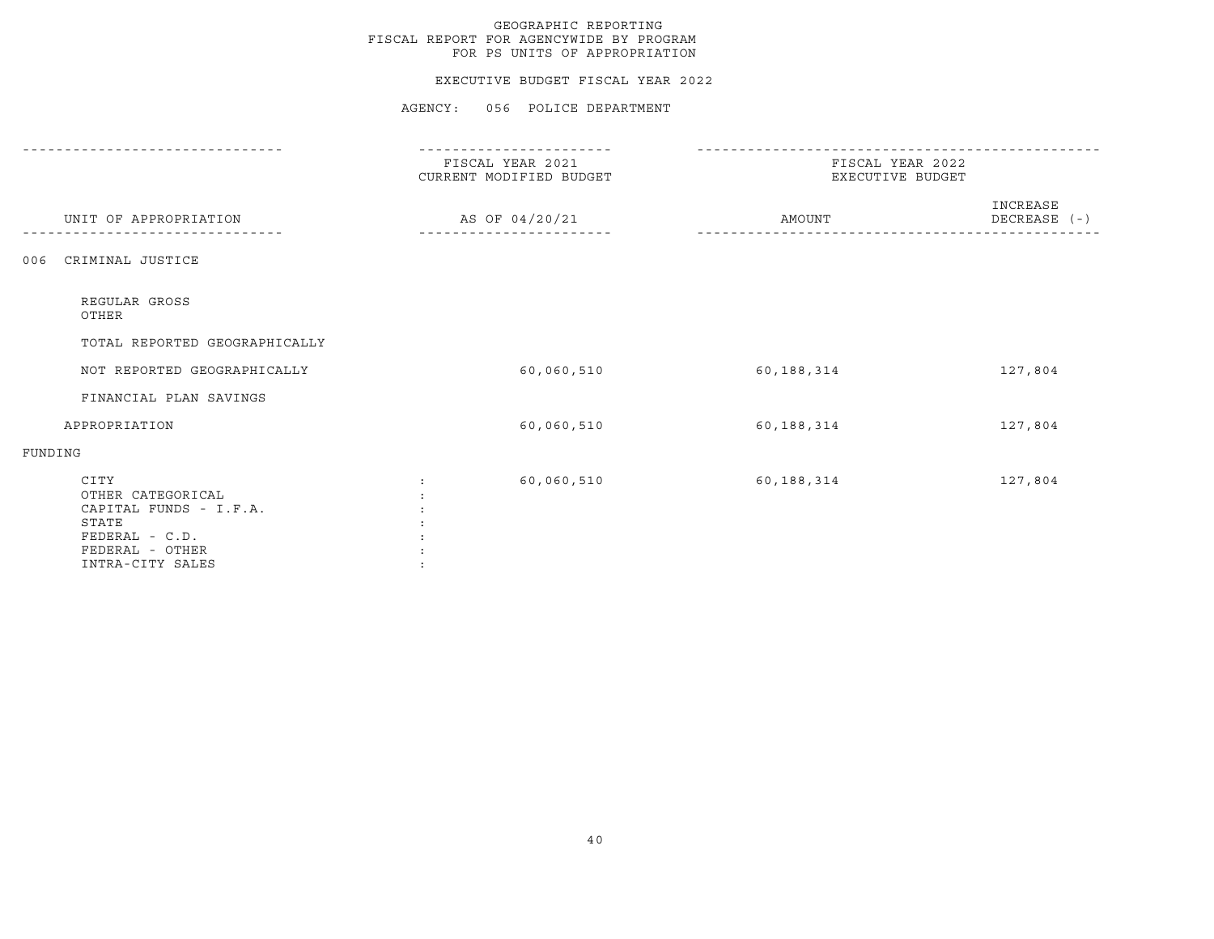GEOGRAPHIC REPORTING
FISCAL REPORT FOR AGENCYWIDE BY PROGRAM
FOR PS UNITS OF APPROPRIATION

EXECUTIVE BUDGET FISCAL YEAR 2022

AGENCY: 056 POLICE DEPARTMENT

| UNIT OF APPROPRIATION | FISCAL YEAR 2021 CURRENT MODIFIED BUDGET AS OF 04/20/21 | FISCAL YEAR 2022 EXECUTIVE BUDGET AMOUNT | INCREASE DECREASE (-) |
|---|---|---|---|
| 006 CRIMINAL JUSTICE | | | |
| REGULAR GROSS | | | |
| OTHER | | | |
| TOTAL REPORTED GEOGRAPHICALLY | | | |
| NOT REPORTED GEOGRAPHICALLY | 60,060,510 | 60,188,314 | 127,804 |
| FINANCIAL PLAN SAVINGS | | | |
| APPROPRIATION | 60,060,510 | 60,188,314 | 127,804 |
| FUNDING | | | |
| CITY | 60,060,510 | 60,188,314 | 127,804 |
| OTHER CATEGORICAL | | | |
| CAPITAL FUNDS - I.F.A. | | | |
| STATE | | | |
| FEDERAL - C.D. | | | |
| FEDERAL - OTHER | | | |
| INTRA-CITY SALES | | | |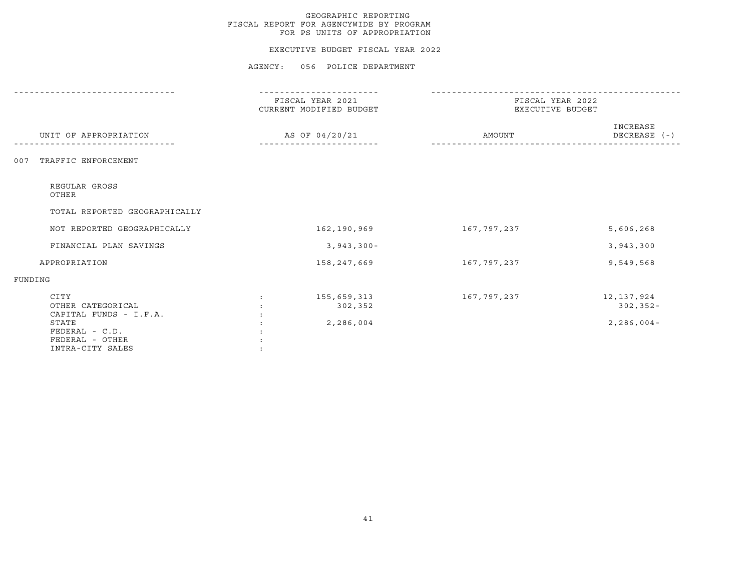GEOGRAPHIC REPORTING
FISCAL REPORT FOR AGENCYWIDE BY PROGRAM
FOR PS UNITS OF APPROPRIATION

EXECUTIVE BUDGET FISCAL YEAR 2022

AGENCY: 056 POLICE DEPARTMENT

| UNIT OF APPROPRIATION | FISCAL YEAR 2021 CURRENT MODIFIED BUDGET AS OF 04/20/21 | FISCAL YEAR 2022 EXECUTIVE BUDGET AMOUNT | INCREASE DECREASE (-) |
|---|---|---|---|
| 007 TRAFFIC ENFORCEMENT | | | |
| REGULAR GROSS | | | |
| OTHER | | | |
| TOTAL REPORTED GEOGRAPHICALLY | | | |
| NOT REPORTED GEOGRAPHICALLY | 162,190,969 | 167,797,237 | 5,606,268 |
| FINANCIAL PLAN SAVINGS | 3,943,300- | | 3,943,300 |
| APPROPRIATION | 158,247,669 | 167,797,237 | 9,549,568 |
| FUNDING | | | |
| CITY | 155,659,313 | 167,797,237 | 12,137,924 |
| OTHER CATEGORICAL | 302,352 | | 302,352- |
| CAPITAL FUNDS - I.F.A. | | | |
| STATE | 2,286,004 | | 2,286,004- |
| FEDERAL - C.D. | | | |
| FEDERAL - OTHER | | | |
| INTRA-CITY SALES | | | |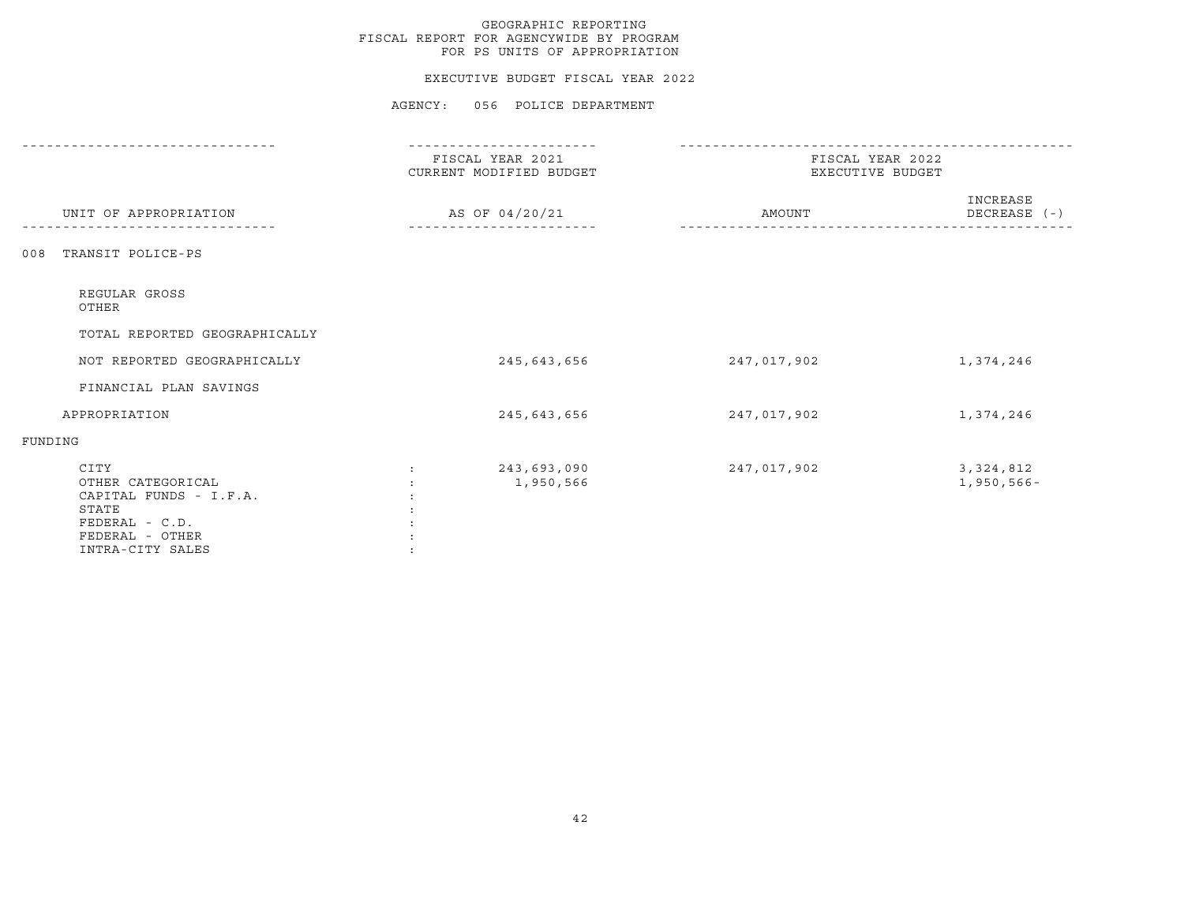GEOGRAPHIC REPORTING
FISCAL REPORT FOR AGENCYWIDE BY PROGRAM
FOR PS UNITS OF APPROPRIATION

EXECUTIVE BUDGET FISCAL YEAR 2022

AGENCY: 056 POLICE DEPARTMENT

| UNIT OF APPROPRIATION | | FISCAL YEAR 2021 CURRENT MODIFIED BUDGET AS OF 04/20/21 | FISCAL YEAR 2022 EXECUTIVE BUDGET AMOUNT | INCREASE DECREASE (-) |
|---|---|---|---|---|
| 008 TRANSIT POLICE-PS | | | | |
| REGULAR GROSS | | | | |
| OTHER | | | | |
| TOTAL REPORTED GEOGRAPHICALLY | | | | |
| NOT REPORTED GEOGRAPHICALLY | | 245,643,656 | 247,017,902 | 1,374,246 |
| FINANCIAL PLAN SAVINGS | | | | |
| APPROPRIATION | | 245,643,656 | 247,017,902 | 1,374,246 |
| FUNDING | | | | |
| CITY | : | 243,693,090 | 247,017,902 | 3,324,812 |
| OTHER CATEGORICAL | : | 1,950,566 | | 1,950,566- |
| CAPITAL FUNDS - I.F.A. | : | | | |
| STATE | : | | | |
| FEDERAL - C.D. | : | | | |
| FEDERAL - OTHER | : | | | |
| INTRA-CITY SALES | : | | | |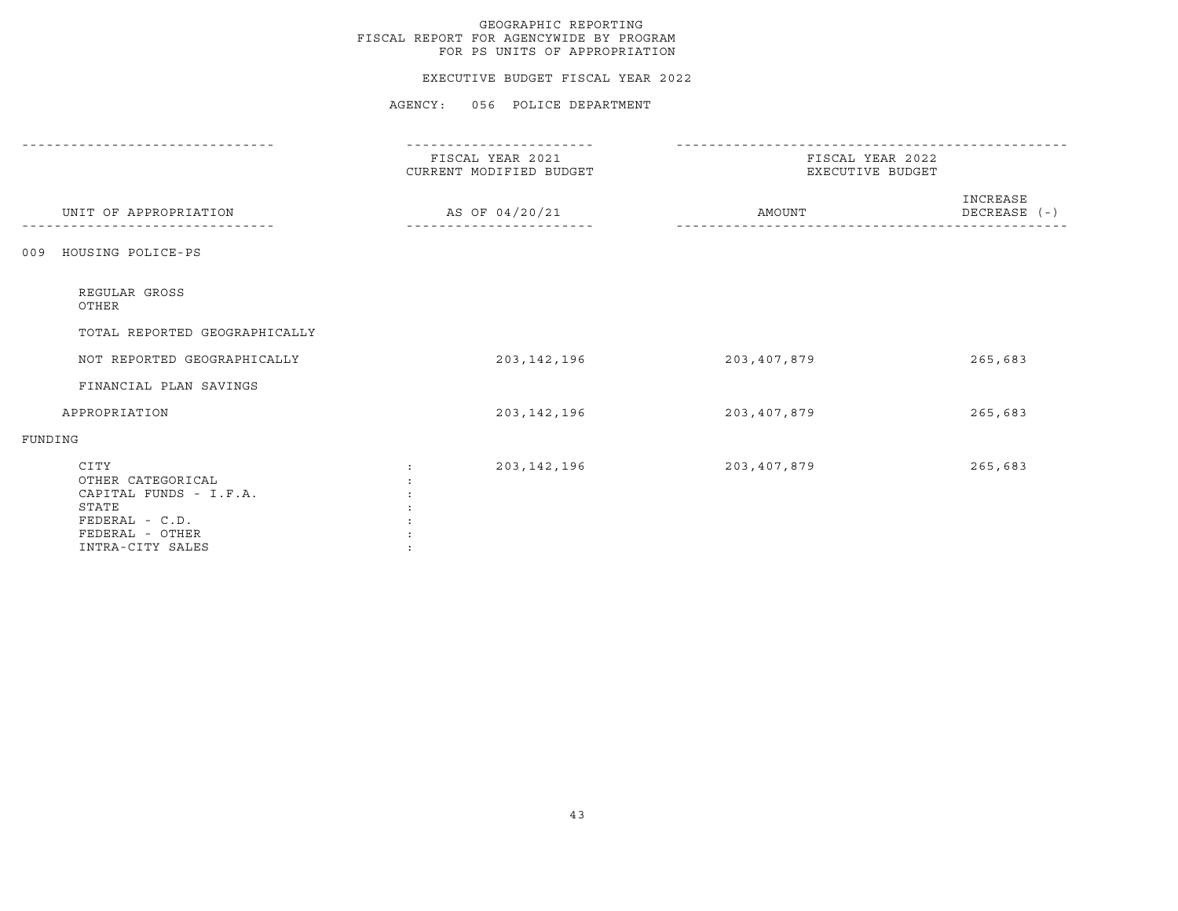GEOGRAPHIC REPORTING
FISCAL REPORT FOR AGENCYWIDE BY PROGRAM
FOR PS UNITS OF APPROPRIATION

EXECUTIVE BUDGET FISCAL YEAR 2022

AGENCY: 056 POLICE DEPARTMENT

| UNIT OF APPROPRIATION | FISCAL YEAR 2021 CURRENT MODIFIED BUDGET AS OF 04/20/21 | FISCAL YEAR 2022 EXECUTIVE BUDGET AMOUNT | INCREASE DECREASE (-) |
|---|---|---|---|
| 009 HOUSING POLICE-PS | | | |
| REGULAR GROSS | | | |
| OTHER | | | |
| TOTAL REPORTED GEOGRAPHICALLY | | | |
| NOT REPORTED GEOGRAPHICALLY | 203,142,196 | 203,407,879 | 265,683 |
| FINANCIAL PLAN SAVINGS | | | |
| APPROPRIATION | 203,142,196 | 203,407,879 | 265,683 |
| FUNDING | | | |
| CITY | 203,142,196 | 203,407,879 | 265,683 |
| OTHER CATEGORICAL | | | |
| CAPITAL FUNDS - I.F.A. | | | |
| STATE | | | |
| FEDERAL - C.D. | | | |
| FEDERAL - OTHER | | | |
| INTRA-CITY SALES | | | |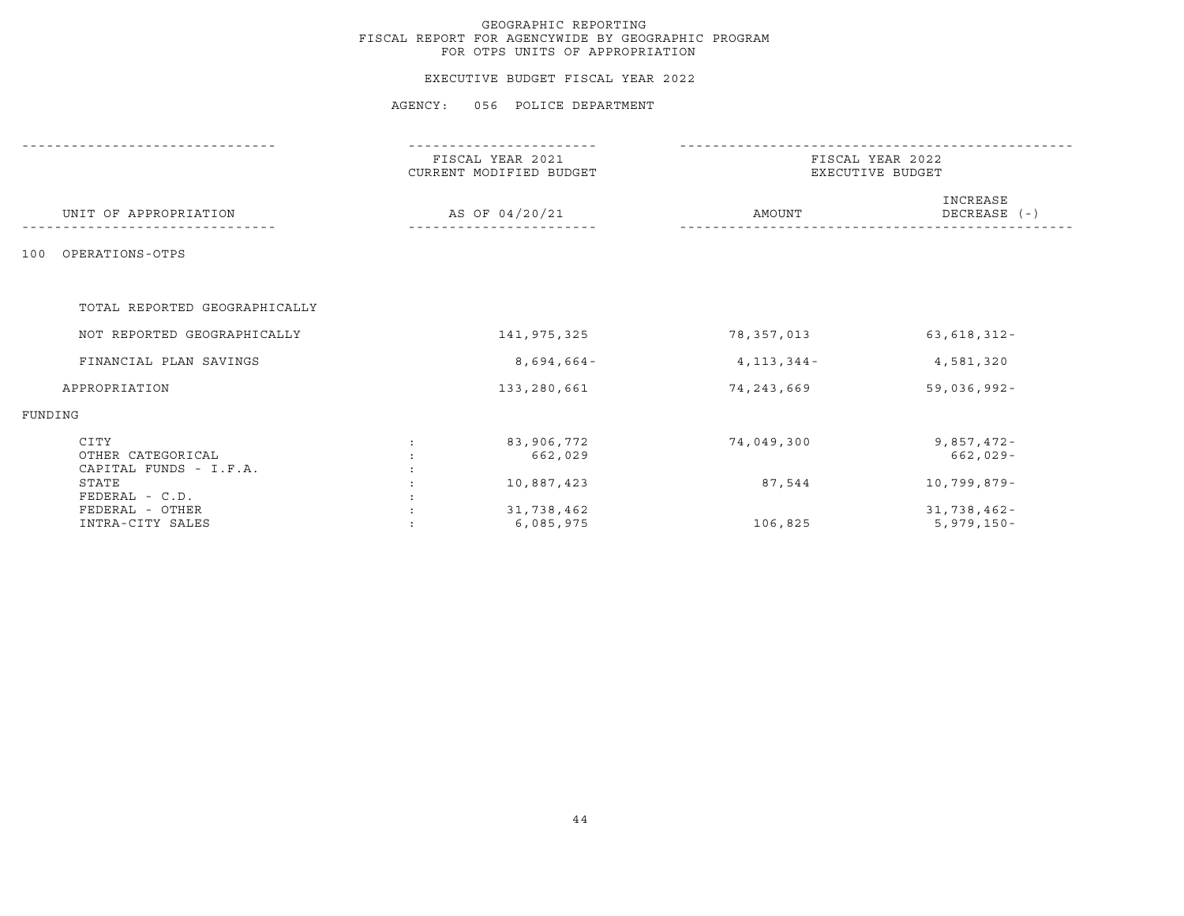GEOGRAPHIC REPORTING
FISCAL REPORT FOR AGENCYWIDE BY GEOGRAPHIC PROGRAM
FOR OTPS UNITS OF APPROPRIATION

EXECUTIVE BUDGET FISCAL YEAR 2022

AGENCY: 056 POLICE DEPARTMENT

| UNIT OF APPROPRIATION | FISCAL YEAR 2021 CURRENT MODIFIED BUDGET AS OF 04/20/21 | FISCAL YEAR 2022 EXECUTIVE BUDGET AMOUNT | INCREASE DECREASE (-) |
|---|---|---|---|
| 100 OPERATIONS-OTPS | | | |
| TOTAL REPORTED GEOGRAPHICALLY | | | |
| NOT REPORTED GEOGRAPHICALLY | 141,975,325 | 78,357,013 | 63,618,312- |
| FINANCIAL PLAN SAVINGS | 8,694,664- | 4,113,344- | 4,581,320 |
| APPROPRIATION | 133,280,661 | 74,243,669 | 59,036,992- |
| FUNDING | | | |
| CITY | 83,906,772 | 74,049,300 | 9,857,472- |
| OTHER CATEGORICAL | 662,029 | | 662,029- |
| CAPITAL FUNDS - I.F.A. | | | |
| STATE | 10,887,423 | 87,544 | 10,799,879- |
| FEDERAL - C.D. | | | |
| FEDERAL - OTHER | 31,738,462 | | 31,738,462- |
| INTRA-CITY SALES | 6,085,975 | 106,825 | 5,979,150- |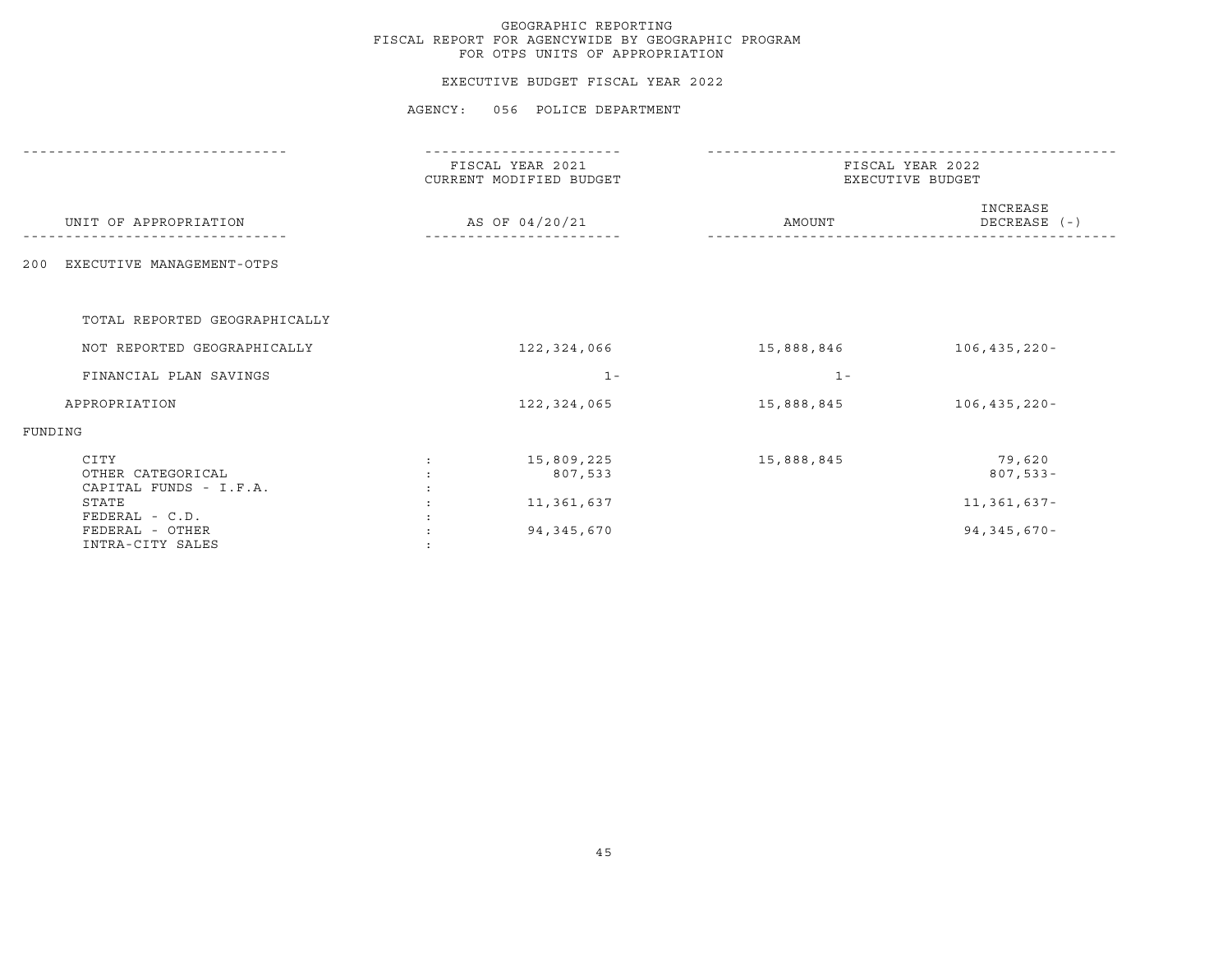GEOGRAPHIC REPORTING
FISCAL REPORT FOR AGENCYWIDE BY GEOGRAPHIC PROGRAM
FOR OTPS UNITS OF APPROPRIATION

EXECUTIVE BUDGET FISCAL YEAR 2022

AGENCY: 056 POLICE DEPARTMENT

| UNIT OF APPROPRIATION | FISCAL YEAR 2021 CURRENT MODIFIED BUDGET AS OF 04/20/21 | FISCAL YEAR 2022 EXECUTIVE BUDGET AMOUNT | INCREASE DECREASE (-) |
|---|---|---|---|
| 200 EXECUTIVE MANAGEMENT-OTPS | | | |
| TOTAL REPORTED GEOGRAPHICALLY | | | |
| NOT REPORTED GEOGRAPHICALLY | 122,324,066 | 15,888,846 | 106,435,220- |
| FINANCIAL PLAN SAVINGS | 1- | 1- | |
| APPROPRIATION | 122,324,065 | 15,888,845 | 106,435,220- |
| FUNDING | | | |
| CITY : | 15,809,225 | 15,888,845 | 79,620 |
| OTHER CATEGORICAL : | 807,533 | | 807,533- |
| CAPITAL FUNDS - I.F.A. : | | | |
| STATE : | 11,361,637 | | 11,361,637- |
| FEDERAL - C.D. : | | | |
| FEDERAL - OTHER : | 94,345,670 | | 94,345,670- |
| INTRA-CITY SALES : | | | |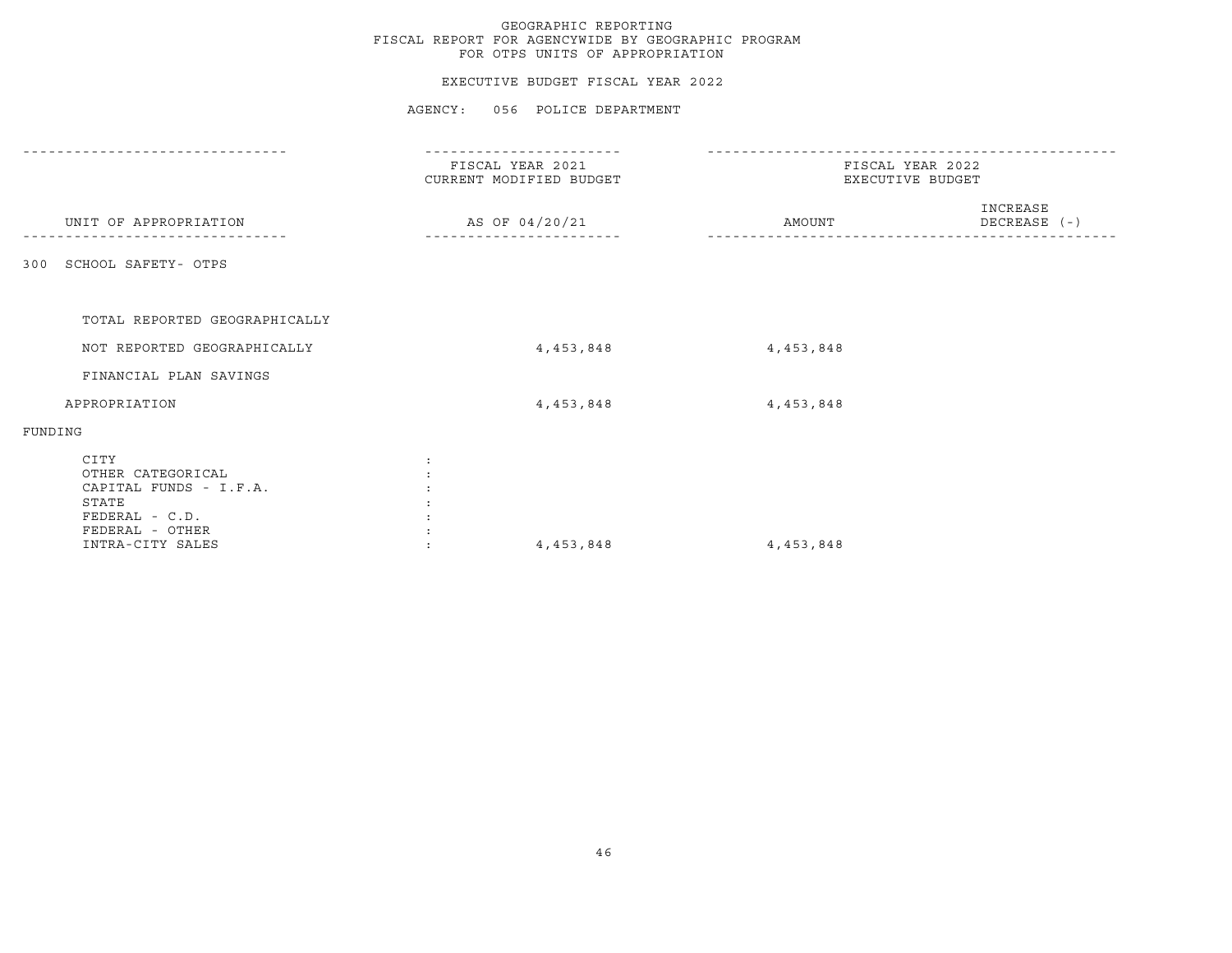GEOGRAPHIC REPORTING
FISCAL REPORT FOR AGENCYWIDE BY GEOGRAPHIC PROGRAM
FOR OTPS UNITS OF APPROPRIATION

EXECUTIVE BUDGET FISCAL YEAR 2022

AGENCY: 056 POLICE DEPARTMENT

| UNIT OF APPROPRIATION | FISCAL YEAR 2021 CURRENT MODIFIED BUDGET AS OF 04/20/21 | FISCAL YEAR 2022 EXECUTIVE BUDGET AMOUNT | FISCAL YEAR 2022 EXECUTIVE BUDGET INCREASE DECREASE (-) |
|---|---|---|---|
| 300 SCHOOL SAFETY- OTPS | | | |
| TOTAL REPORTED GEOGRAPHICALLY | | | |
| NOT REPORTED GEOGRAPHICALLY | 4,453,848 | 4,453,848 | |
| FINANCIAL PLAN SAVINGS | | | |
| APPROPRIATION | 4,453,848 | 4,453,848 | |
| FUNDING | | | |
| CITY | | | |
| OTHER CATEGORICAL | | | |
| CAPITAL FUNDS - I.F.A. | | | |
| STATE | | | |
| FEDERAL - C.D. | | | |
| FEDERAL - OTHER | | | |
| INTRA-CITY SALES | 4,453,848 | 4,453,848 | |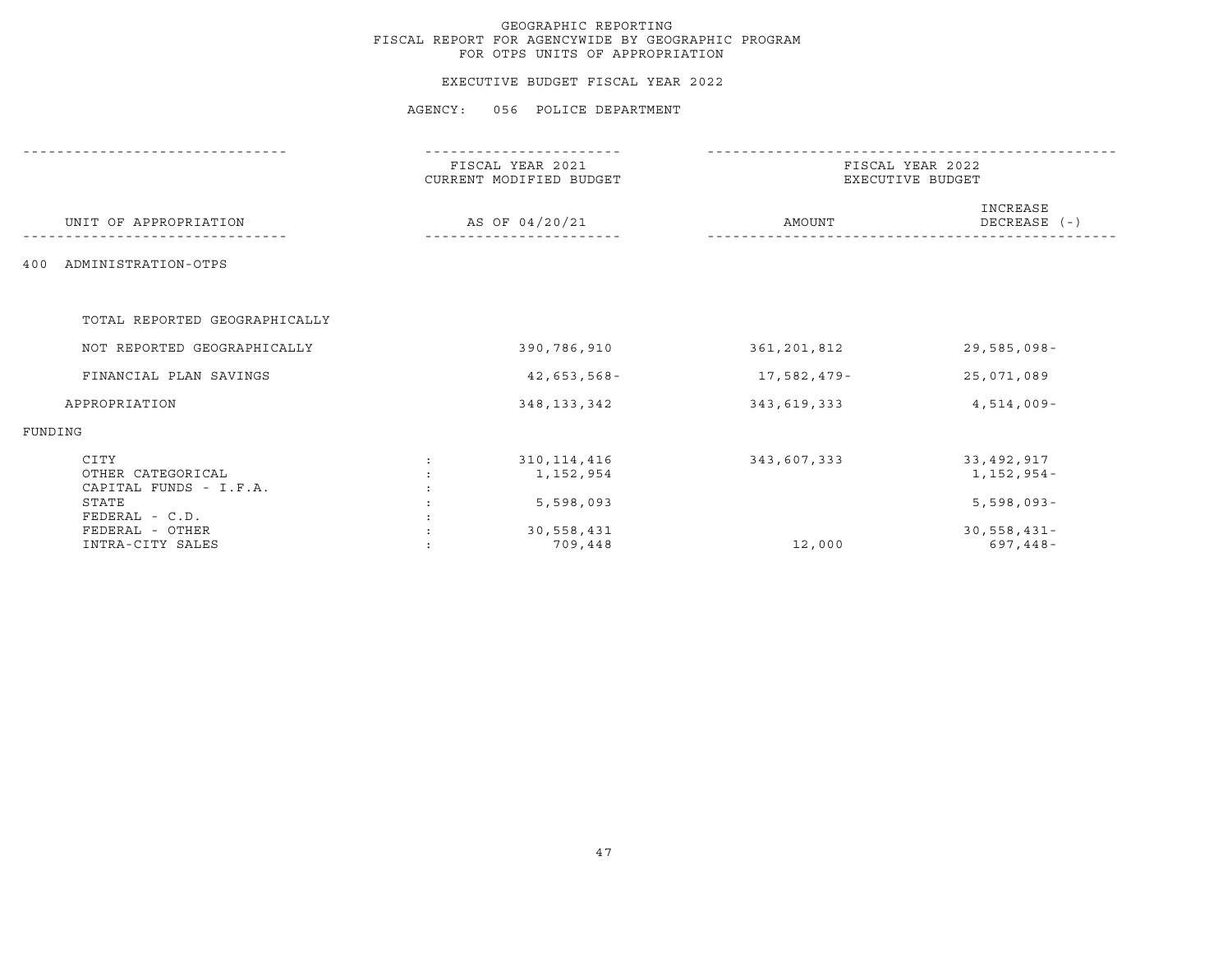# GEOGRAPHIC REPORTING
## FISCAL REPORT FOR AGENCYWIDE BY GEOGRAPHIC PROGRAM
## FOR OTPS UNITS OF APPROPRIATION

### EXECUTIVE BUDGET FISCAL YEAR 2022

### AGENCY: 056 POLICE DEPARTMENT

| UNIT OF APPROPRIATION | | FISCAL YEAR 2021 CURRENT MODIFIED BUDGET AS OF 04/20/21 | FISCAL YEAR 2022 EXECUTIVE BUDGET AMOUNT | INCREASE DECREASE (-) |
|---|---|---|---|---|
| 400 ADMINISTRATION-OTPS | | | | |
| TOTAL REPORTED GEOGRAPHICALLY | | | | |
| NOT REPORTED GEOGRAPHICALLY | | 390,786,910 | 361,201,812 | 29,585,098- |
| FINANCIAL PLAN SAVINGS | | 42,653,568- | 17,582,479- | 25,071,089 |
| APPROPRIATION | | 348,133,342 | 343,619,333 | 4,514,009- |
| FUNDING | | | | |
| CITY | : | 310,114,416 | 343,607,333 | 33,492,917 |
| OTHER CATEGORICAL | : | 1,152,954 | | 1,152,954- |
| CAPITAL FUNDS - I.F.A. | : | | | |
| STATE | : | 5,598,093 | | 5,598,093- |
| FEDERAL - C.D. | : | | | |
| FEDERAL - OTHER | : | 30,558,431 | | 30,558,431- |
| INTRA-CITY SALES | : | 709,448 | 12,000 | 697,448- |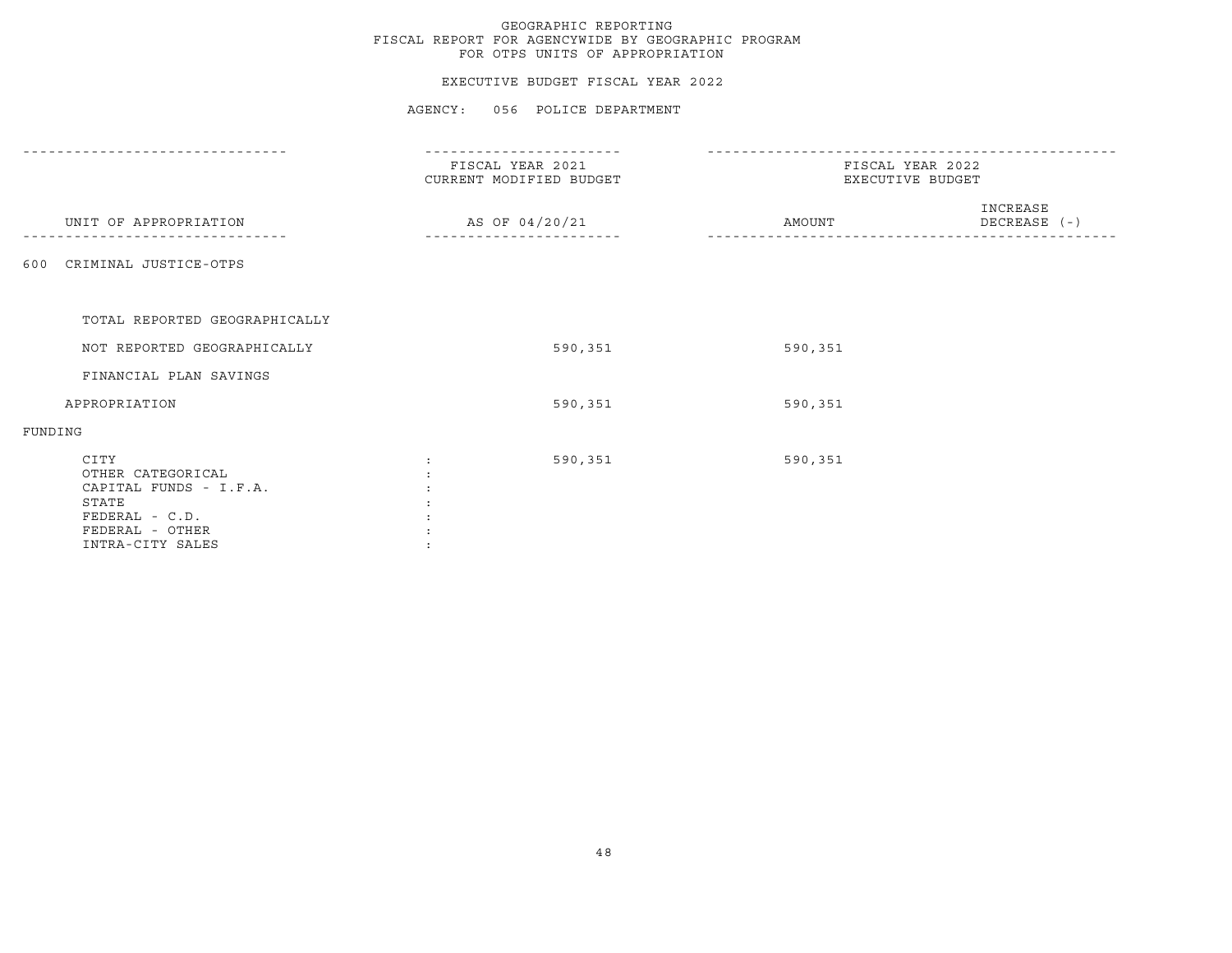GEOGRAPHIC REPORTING
FISCAL REPORT FOR AGENCYWIDE BY GEOGRAPHIC PROGRAM
FOR OTPS UNITS OF APPROPRIATION

EXECUTIVE BUDGET FISCAL YEAR 2022

AGENCY: 056 POLICE DEPARTMENT

| UNIT OF APPROPRIATION | FISCAL YEAR 2021 CURRENT MODIFIED BUDGET AS OF 04/20/21 | FISCAL YEAR 2022 EXECUTIVE BUDGET AMOUNT | INCREASE DECREASE (-) |
|---|---|---|---|
| 600 CRIMINAL JUSTICE-OTPS | | | |
| TOTAL REPORTED GEOGRAPHICALLY | | | |
| NOT REPORTED GEOGRAPHICALLY | 590,351 | 590,351 | |
| FINANCIAL PLAN SAVINGS | | | |
| APPROPRIATION | 590,351 | 590,351 | |
| FUNDING | | | |
| CITY : | 590,351 | 590,351 | |
| OTHER CATEGORICAL : | | | |
| CAPITAL FUNDS - I.F.A. : | | | |
| STATE : | | | |
| FEDERAL - C.D. : | | | |
| FEDERAL - OTHER : | | | |
| INTRA-CITY SALES : | | | |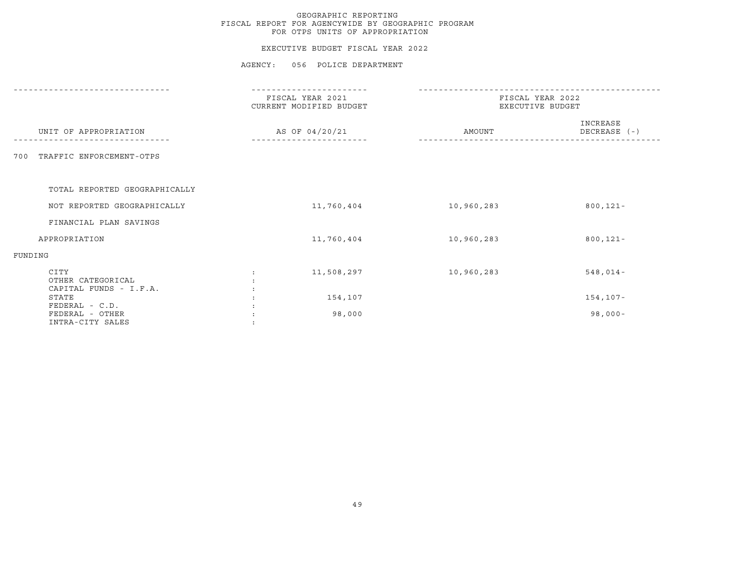GEOGRAPHIC REPORTING
FISCAL REPORT FOR AGENCYWIDE BY GEOGRAPHIC PROGRAM
FOR OTPS UNITS OF APPROPRIATION

EXECUTIVE BUDGET FISCAL YEAR 2022

AGENCY: 056 POLICE DEPARTMENT

| UNIT OF APPROPRIATION | FISCAL YEAR 2021 CURRENT MODIFIED BUDGET AS OF 04/20/21 | FISCAL YEAR 2022 EXECUTIVE BUDGET AMOUNT | INCREASE DECREASE (-) |
|---|---|---|---|
| 700 TRAFFIC ENFORCEMENT-OTPS | | | |
| TOTAL REPORTED GEOGRAPHICALLY | | | |
| NOT REPORTED GEOGRAPHICALLY | 11,760,404 | 10,960,283 | 800,121- |
| FINANCIAL PLAN SAVINGS | | | |
| APPROPRIATION | 11,760,404 | 10,960,283 | 800,121- |
| FUNDING | | | |
| CITY | 11,508,297 | 10,960,283 | 548,014- |
| OTHER CATEGORICAL | | | |
| CAPITAL FUNDS - I.F.A. | | | |
| STATE | 154,107 | | 154,107- |
| FEDERAL - C.D. | | | |
| FEDERAL - OTHER | 98,000 | | 98,000- |
| INTRA-CITY SALES | | | |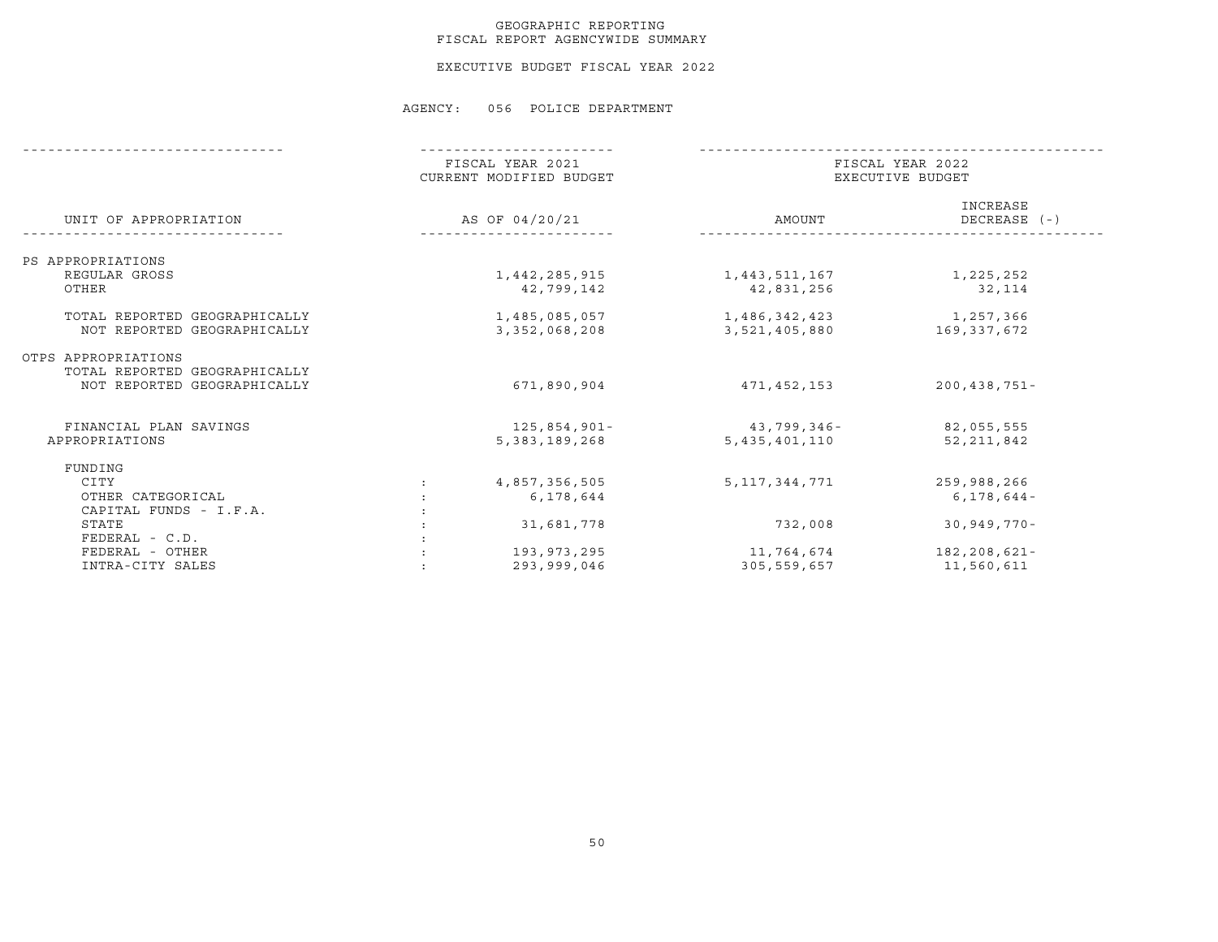GEOGRAPHIC REPORTING
FISCAL REPORT AGENCYWIDE SUMMARY

EXECUTIVE BUDGET FISCAL YEAR 2022

AGENCY: 056 POLICE DEPARTMENT

| UNIT OF APPROPRIATION | | FISCAL YEAR 2021 CURRENT MODIFIED BUDGET AS OF 04/20/21 | FISCAL YEAR 2022 EXECUTIVE BUDGET AMOUNT | INCREASE DECREASE (-) |
|---|---|---|---|---|
| PS APPROPRIATIONS | | | | |
| REGULAR GROSS | | 1,442,285,915 | 1,443,511,167 | 1,225,252 |
| OTHER | | 42,799,142 | 42,831,256 | 32,114 |
| TOTAL REPORTED GEOGRAPHICALLY | | 1,485,085,057 | 1,486,342,423 | 1,257,366 |
| NOT REPORTED GEOGRAPHICALLY | | 3,352,068,208 | 3,521,405,880 | 169,337,672 |
| OTPS APPROPRIATIONS | | | | |
| TOTAL REPORTED GEOGRAPHICALLY | | | | |
| NOT REPORTED GEOGRAPHICALLY | | 671,890,904 | 471,452,153 | 200,438,751- |
| FINANCIAL PLAN SAVINGS | | 125,854,901- | 43,799,346- | 82,055,555 |
| APPROPRIATIONS | | 5,383,189,268 | 5,435,401,110 | 52,211,842 |
| FUNDING | | | | |
| CITY | : | 4,857,356,505 | 5,117,344,771 | 259,988,266 |
| OTHER CATEGORICAL | : | 6,178,644 | | 6,178,644- |
| CAPITAL FUNDS - I.F.A. | : | | | |
| STATE | : | 31,681,778 | 732,008 | 30,949,770- |
| FEDERAL - C.D. | : | | | |
| FEDERAL - OTHER | : | 193,973,295 | 11,764,674 | 182,208,621- |
| INTRA-CITY SALES | : | 293,999,046 | 305,559,657 | 11,560,611 |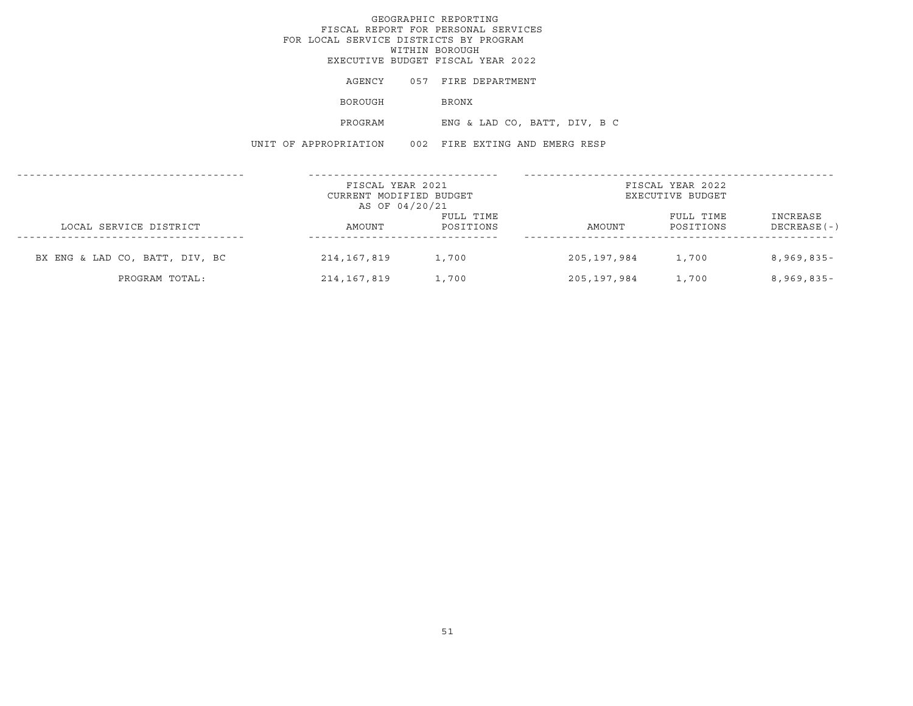GEOGRAPHIC REPORTING
FISCAL REPORT FOR PERSONAL SERVICES
FOR LOCAL SERVICE DISTRICTS BY PROGRAM
WITHIN BOROUGH
EXECUTIVE BUDGET FISCAL YEAR 2022

AGENCY 057 FIRE DEPARTMENT

BOROUGH BRONX

PROGRAM ENG & LAD CO, BATT, DIV, B C

UNIT OF APPROPRIATION 002 FIRE EXTING AND EMERG RESP

| | FISCAL YEAR 2021 CURRENT MODIFIED BUDGET AS OF 04/20/21 | | FISCAL YEAR 2022 EXECUTIVE BUDGET | | |
|---|---|---|---|---|---|
| LOCAL SERVICE DISTRICT | AMOUNT | FULL TIME POSITIONS | AMOUNT | FULL TIME POSITIONS | INCREASE DECREASE(-) |
| BX ENG & LAD CO, BATT, DIV, BC | 214,167,819 | 1,700 | 205,197,984 | 1,700 | 8,969,835- |
| PROGRAM TOTAL: | 214,167,819 | 1,700 | 205,197,984 | 1,700 | 8,969,835- |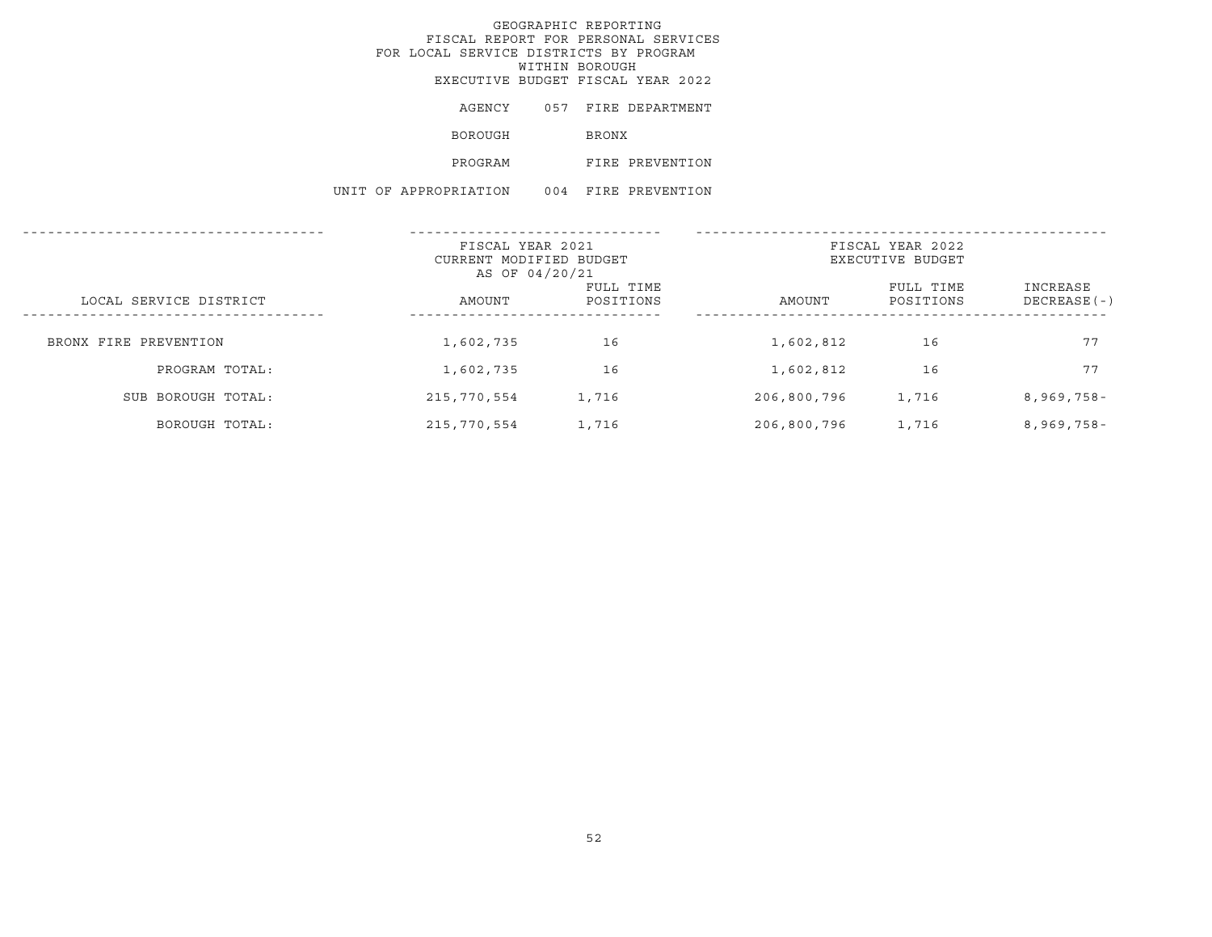# GEOGRAPHIC REPORTING
## FISCAL REPORT FOR PERSONAL SERVICES
## FOR LOCAL SERVICE DISTRICTS BY PROGRAM
## WITHIN BOROUGH
## EXECUTIVE BUDGET FISCAL YEAR 2022

AGENCY 057 FIRE DEPARTMENT

BOROUGH BRONX

PROGRAM FIRE PREVENTION

UNIT OF APPROPRIATION 004 FIRE PREVENTION

| LOCAL SERVICE DISTRICT | FISCAL YEAR 2021 CURRENT MODIFIED BUDGET AS OF 04/20/21 AMOUNT | FULL TIME POSITIONS | FISCAL YEAR 2022 EXECUTIVE BUDGET AMOUNT | FULL TIME POSITIONS | INCREASE DECREASE(-) |
|---|---|---|---|---|---|
| BRONX FIRE PREVENTION | 1,602,735 | 16 | 1,602,812 | 16 | 77 |
| PROGRAM TOTAL: | 1,602,735 | 16 | 1,602,812 | 16 | 77 |
| SUB BOROUGH TOTAL: | 215,770,554 | 1,716 | 206,800,796 | 1,716 | 8,969,758- |
| BOROUGH TOTAL: | 215,770,554 | 1,716 | 206,800,796 | 1,716 | 8,969,758- |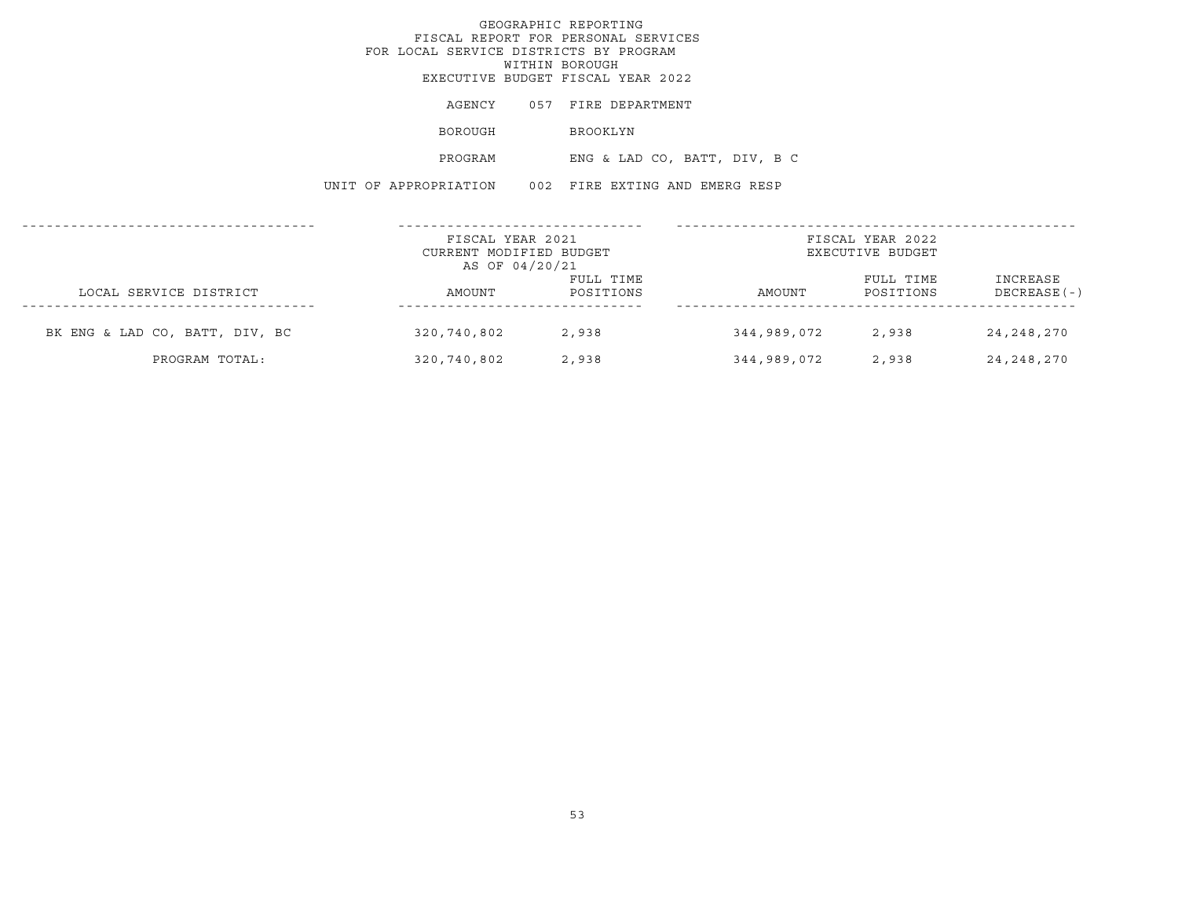GEOGRAPHIC REPORTING
FISCAL REPORT FOR PERSONAL SERVICES
FOR LOCAL SERVICE DISTRICTS BY PROGRAM
WITHIN BOROUGH
EXECUTIVE BUDGET FISCAL YEAR 2022

AGENCY 057 FIRE DEPARTMENT

BOROUGH BROOKLYN

PROGRAM ENG & LAD CO, BATT, DIV, B C

UNIT OF APPROPRIATION 002 FIRE EXTING AND EMERG RESP

| LOCAL SERVICE DISTRICT | FISCAL YEAR 2021 CURRENT MODIFIED BUDGET AS OF 04/20/21 AMOUNT | FULL TIME POSITIONS | FISCAL YEAR 2022 EXECUTIVE BUDGET AMOUNT | FULL TIME POSITIONS | INCREASE DECREASE(-) |
|---|---|---|---|---|---|
| BK ENG & LAD CO, BATT, DIV, BC | 320,740,802 | 2,938 | 344,989,072 | 2,938 | 24,248,270 |
| PROGRAM TOTAL: | 320,740,802 | 2,938 | 344,989,072 | 2,938 | 24,248,270 |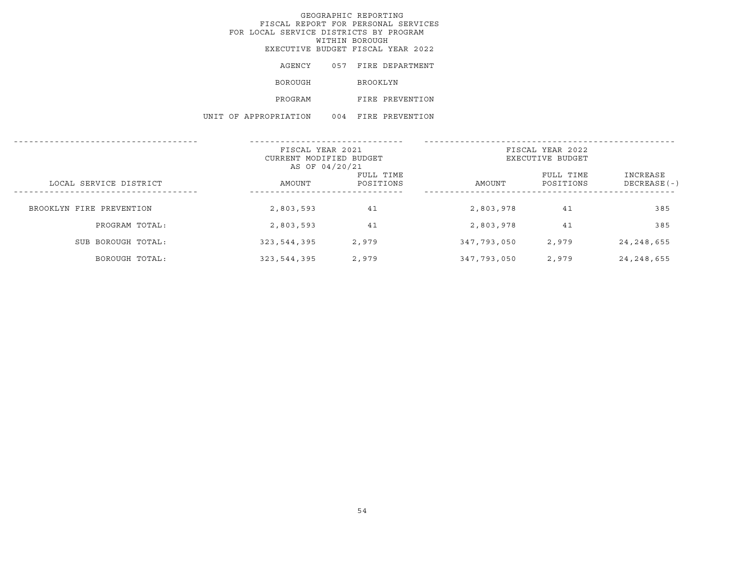# GEOGRAPHIC REPORTING
## FISCAL REPORT FOR PERSONAL SERVICES
## FOR LOCAL SERVICE DISTRICTS BY PROGRAM
## WITHIN BOROUGH
## EXECUTIVE BUDGET FISCAL YEAR 2022

AGENCY 057 FIRE DEPARTMENT

BOROUGH BROOKLYN

PROGRAM FIRE PREVENTION

UNIT OF APPROPRIATION 004 FIRE PREVENTION

| | FISCAL YEAR 2021 CURRENT MODIFIED BUDGET AS OF 04/20/21 | | FISCAL YEAR 2022 EXECUTIVE BUDGET | | |
|---|---|---|---|---|---|
| LOCAL SERVICE DISTRICT | AMOUNT | FULL TIME POSITIONS | AMOUNT | FULL TIME POSITIONS | INCREASE DECREASE(-) |
| BROOKLYN FIRE PREVENTION | 2,803,593 | 41 | 2,803,978 | 41 | 385 |
| PROGRAM TOTAL: | 2,803,593 | 41 | 2,803,978 | 41 | 385 |
| SUB BOROUGH TOTAL: | 323,544,395 | 2,979 | 347,793,050 | 2,979 | 24,248,655 |
| BOROUGH TOTAL: | 323,544,395 | 2,979 | 347,793,050 | 2,979 | 24,248,655 |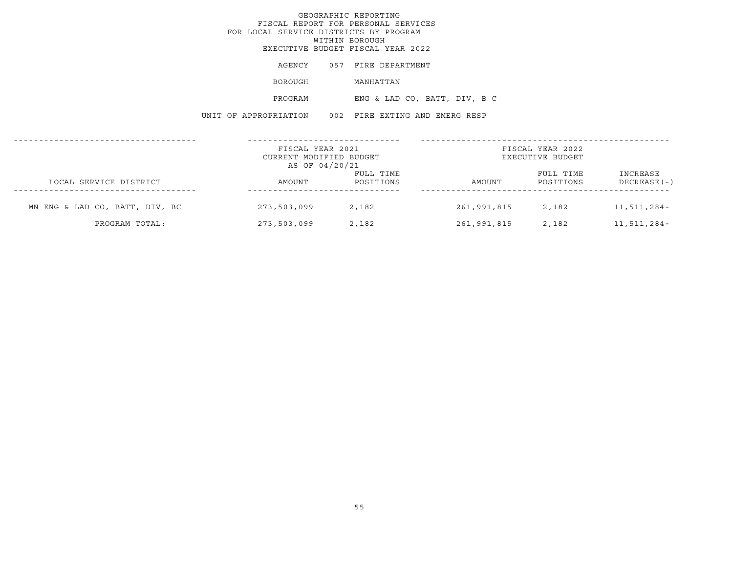# GEOGRAPHIC REPORTING
## FISCAL REPORT FOR PERSONAL SERVICES
## FOR LOCAL SERVICE DISTRICTS BY PROGRAM
## WITHIN BOROUGH
## EXECUTIVE BUDGET FISCAL YEAR 2022

AGENCY 057 FIRE DEPARTMENT

BOROUGH MANHATTAN

PROGRAM ENG & LAD CO, BATT, DIV, B C

UNIT OF APPROPRIATION 002 FIRE EXTING AND EMERG RESP

| LOCAL SERVICE DISTRICT | FISCAL YEAR 2021 CURRENT MODIFIED BUDGET AS OF 04/20/21 AMOUNT | FULL TIME POSITIONS | FISCAL YEAR 2022 EXECUTIVE BUDGET AMOUNT | FULL TIME POSITIONS | INCREASE DECREASE(-) |
|---|---|---|---|---|---|
| MN ENG & LAD CO, BATT, DIV, BC | 273,503,099 | 2,182 | 261,991,815 | 2,182 | 11,511,284- |
| PROGRAM TOTAL: | 273,503,099 | 2,182 | 261,991,815 | 2,182 | 11,511,284- |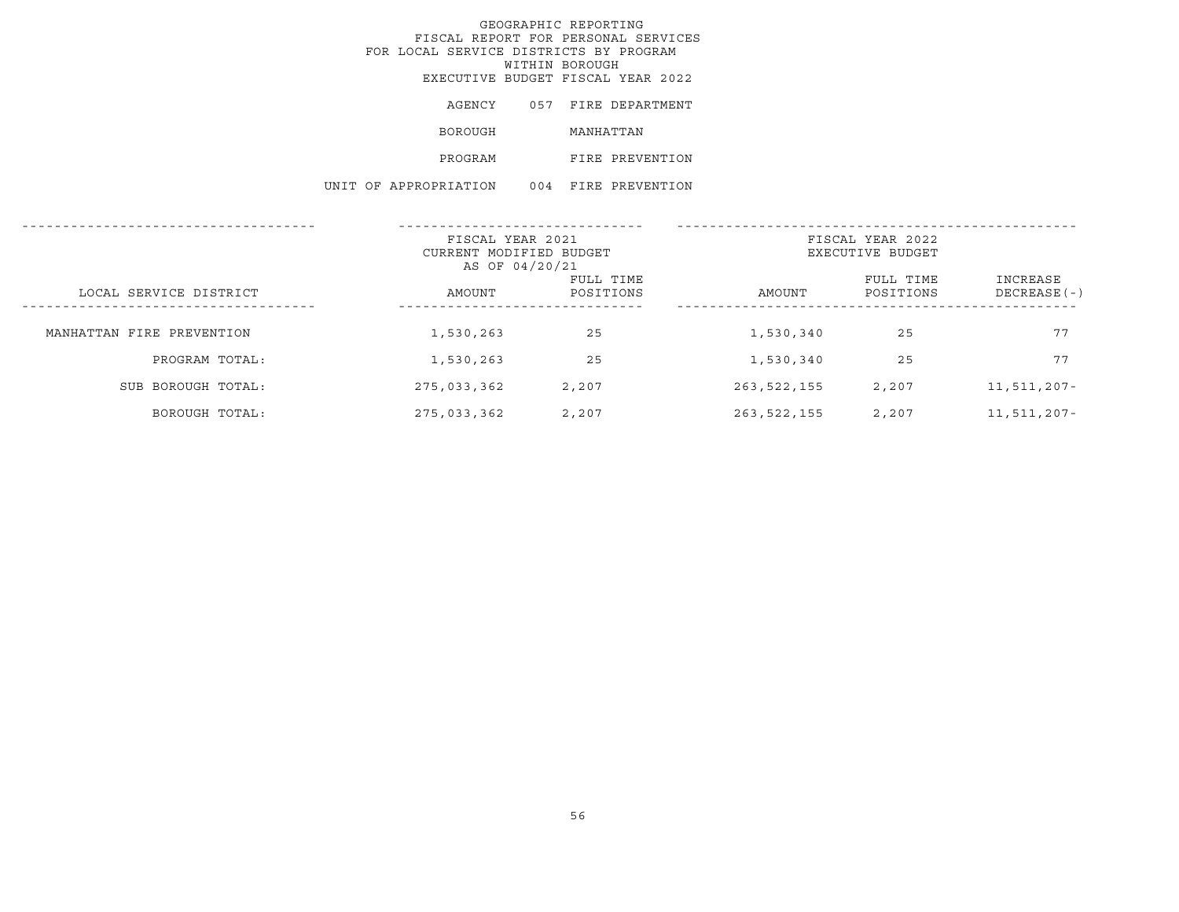GEOGRAPHIC REPORTING
FISCAL REPORT FOR PERSONAL SERVICES
FOR LOCAL SERVICE DISTRICTS BY PROGRAM
WITHIN BOROUGH
EXECUTIVE BUDGET FISCAL YEAR 2022

AGENCY 057 FIRE DEPARTMENT

BOROUGH MANHATTAN

PROGRAM FIRE PREVENTION

UNIT OF APPROPRIATION 004 FIRE PREVENTION

| LOCAL SERVICE DISTRICT | FISCAL YEAR 2021 CURRENT MODIFIED BUDGET AS OF 04/20/21 AMOUNT | FULL TIME POSITIONS | FISCAL YEAR 2022 EXECUTIVE BUDGET AMOUNT | FULL TIME POSITIONS | INCREASE DECREASE(-) |
|---|---|---|---|---|---|
| MANHATTAN FIRE PREVENTION | 1,530,263 | 25 | 1,530,340 | 25 | 77 |
| PROGRAM TOTAL: | 1,530,263 | 25 | 1,530,340 | 25 | 77 |
| SUB BOROUGH TOTAL: | 275,033,362 | 2,207 | 263,522,155 | 2,207 | 11,511,207- |
| BOROUGH TOTAL: | 275,033,362 | 2,207 | 263,522,155 | 2,207 | 11,511,207- |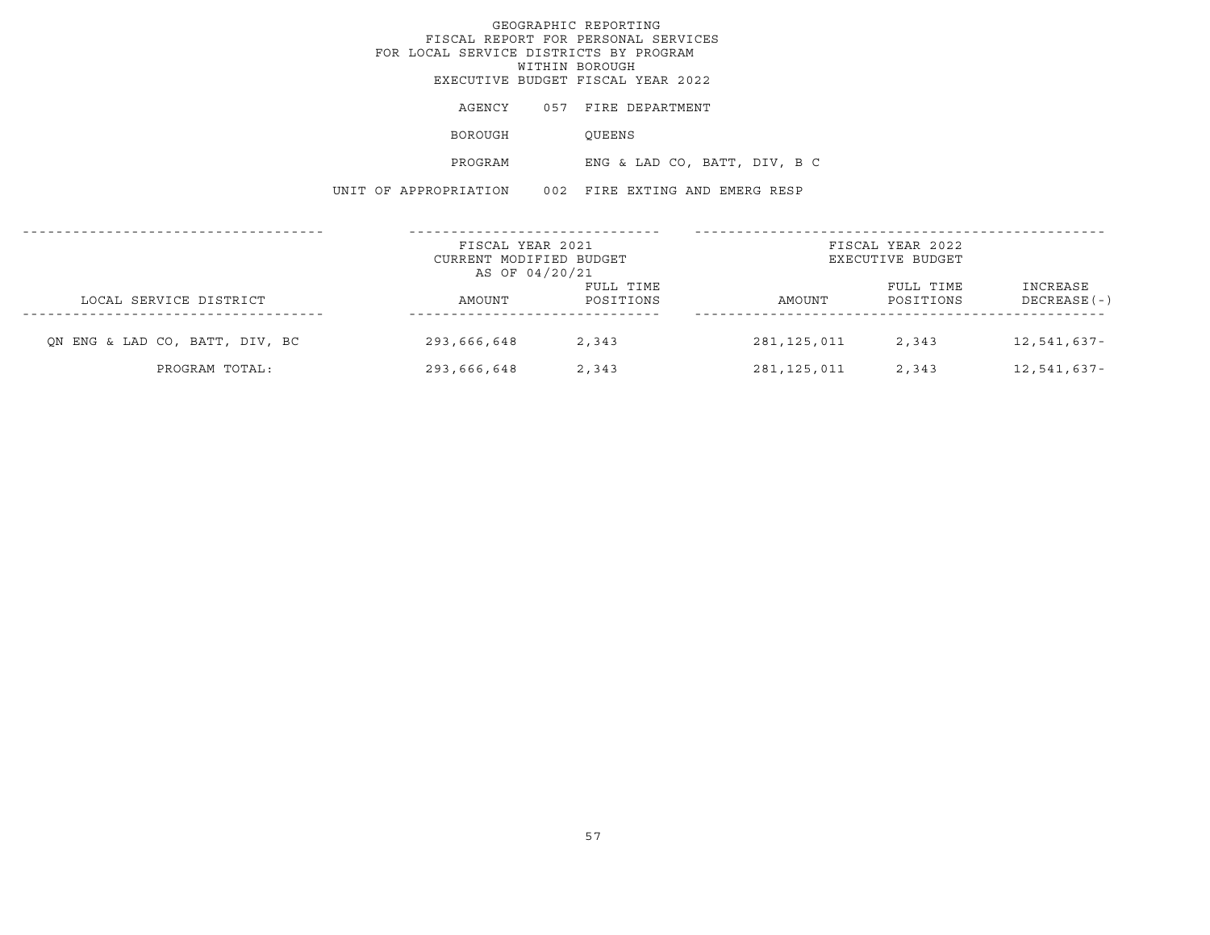GEOGRAPHIC REPORTING
FISCAL REPORT FOR PERSONAL SERVICES
FOR LOCAL SERVICE DISTRICTS BY PROGRAM
WITHIN BOROUGH
EXECUTIVE BUDGET FISCAL YEAR 2022

AGENCY 057 FIRE DEPARTMENT

BOROUGH QUEENS

PROGRAM ENG & LAD CO, BATT, DIV, B C

UNIT OF APPROPRIATION 002 FIRE EXTING AND EMERG RESP

| LOCAL SERVICE DISTRICT | FISCAL YEAR 2021 CURRENT MODIFIED BUDGET AS OF 04/20/21 AMOUNT | FULL TIME POSITIONS | FISCAL YEAR 2022 EXECUTIVE BUDGET AMOUNT | FULL TIME POSITIONS | INCREASE DECREASE(-) |
|---|---|---|---|---|---|
| QN ENG & LAD CO, BATT, DIV, BC | 293,666,648 | 2,343 | 281,125,011 | 2,343 | 12,541,637- |
| PROGRAM TOTAL: | 293,666,648 | 2,343 | 281,125,011 | 2,343 | 12,541,637- |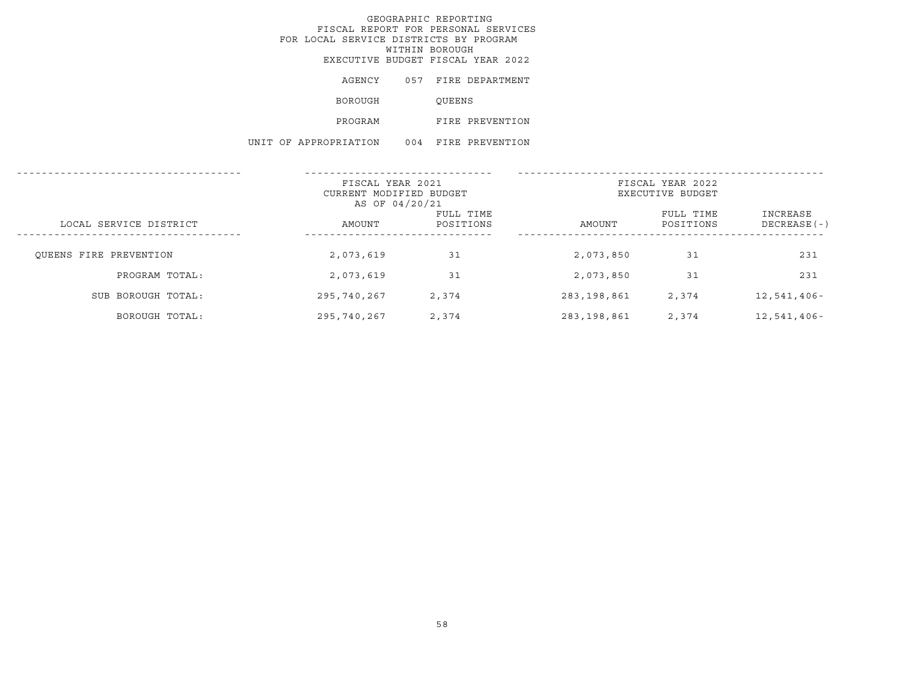GEOGRAPHIC REPORTING
FISCAL REPORT FOR PERSONAL SERVICES
FOR LOCAL SERVICE DISTRICTS BY PROGRAM
WITHIN BOROUGH
EXECUTIVE BUDGET FISCAL YEAR 2022

AGENCY 057 FIRE DEPARTMENT

BOROUGH QUEENS

PROGRAM FIRE PREVENTION

UNIT OF APPROPRIATION 004 FIRE PREVENTION

| LOCAL SERVICE DISTRICT | FISCAL YEAR 2021 CURRENT MODIFIED BUDGET AS OF 04/20/21 AMOUNT | FULL TIME POSITIONS | FISCAL YEAR 2022 EXECUTIVE BUDGET AMOUNT | FULL TIME POSITIONS | INCREASE DECREASE(-) |
|---|---|---|---|---|---|
| QUEENS FIRE PREVENTION | 2,073,619 | 31 | 2,073,850 | 31 | 231 |
| PROGRAM TOTAL: | 2,073,619 | 31 | 2,073,850 | 31 | 231 |
| SUB BOROUGH TOTAL: | 295,740,267 | 2,374 | 283,198,861 | 2,374 | 12,541,406- |
| BOROUGH TOTAL: | 295,740,267 | 2,374 | 283,198,861 | 2,374 | 12,541,406- |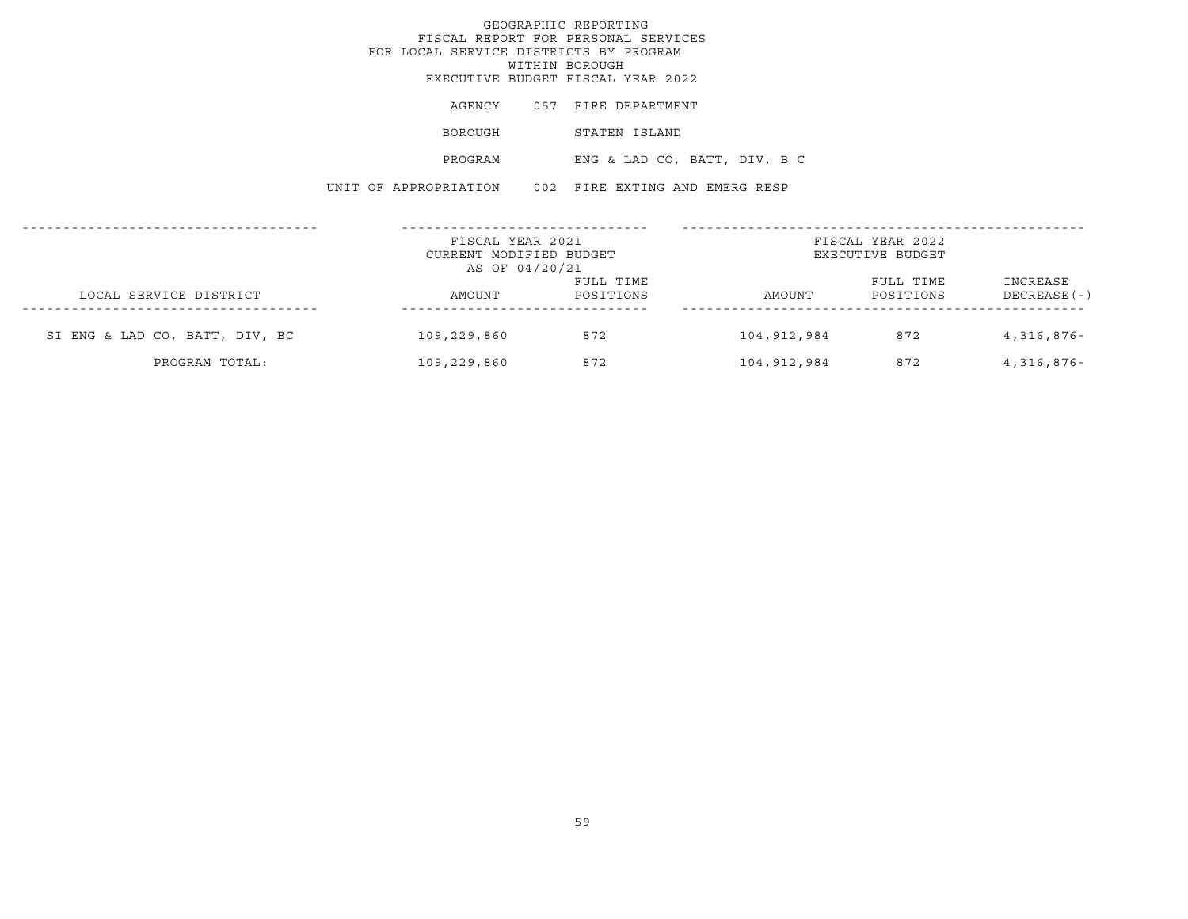GEOGRAPHIC REPORTING
FISCAL REPORT FOR PERSONAL SERVICES
FOR LOCAL SERVICE DISTRICTS BY PROGRAM
WITHIN BOROUGH
EXECUTIVE BUDGET FISCAL YEAR 2022

AGENCY 057 FIRE DEPARTMENT

BOROUGH STATEN ISLAND

PROGRAM ENG & LAD CO, BATT, DIV, B C

UNIT OF APPROPRIATION 002 FIRE EXTING AND EMERG RESP

| LOCAL SERVICE DISTRICT | FISCAL YEAR 2021 CURRENT MODIFIED BUDGET AS OF 04/20/21 AMOUNT | FULL TIME POSITIONS | FISCAL YEAR 2022 EXECUTIVE BUDGET AMOUNT | FULL TIME POSITIONS | INCREASE DECREASE(-) |
|---|---|---|---|---|---|
| SI ENG & LAD CO, BATT, DIV, BC | 109,229,860 | 872 | 104,912,984 | 872 | 4,316,876- |
| PROGRAM TOTAL: | 109,229,860 | 872 | 104,912,984 | 872 | 4,316,876- |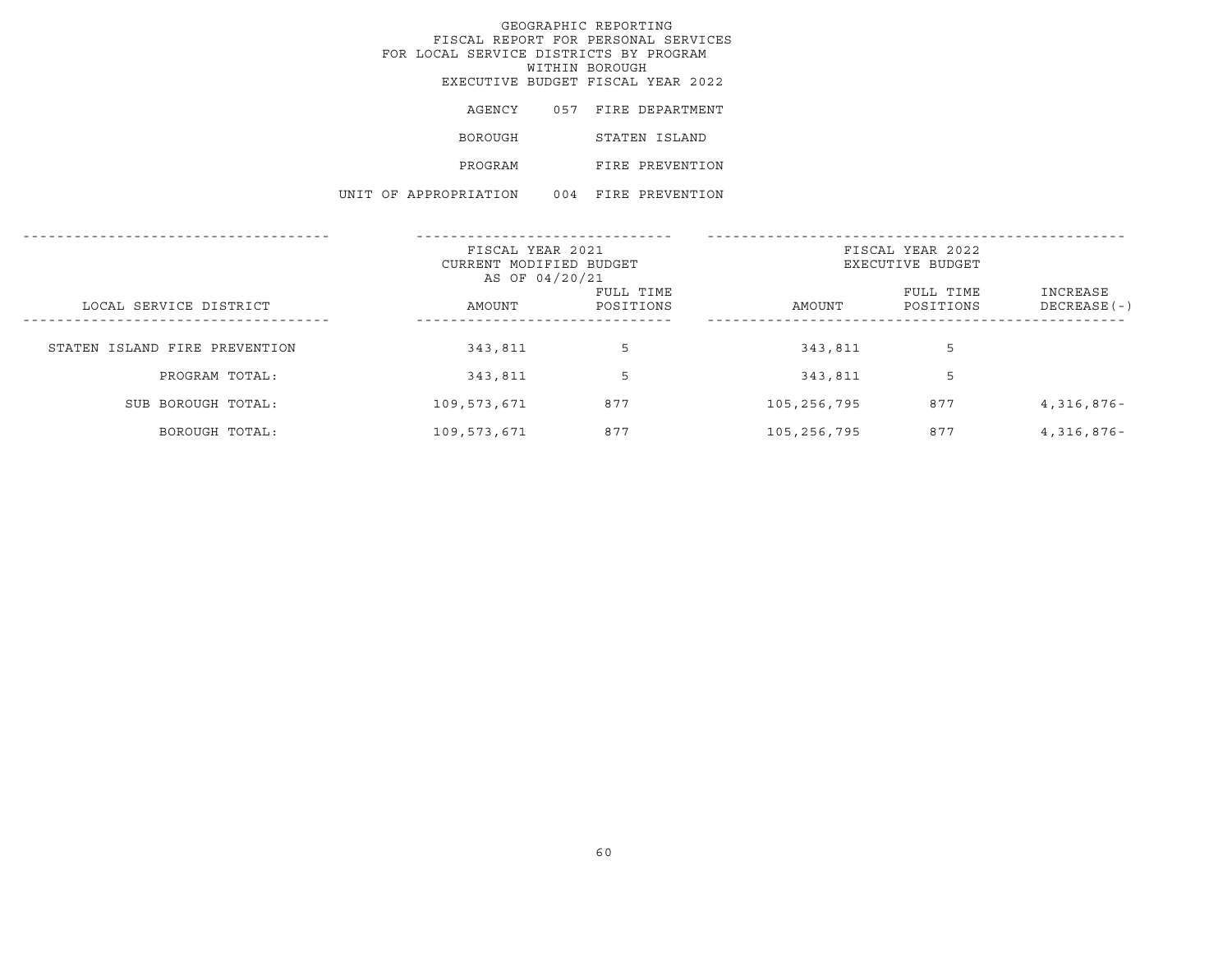# GEOGRAPHIC REPORTING
## FISCAL REPORT FOR PERSONAL SERVICES
## FOR LOCAL SERVICE DISTRICTS BY PROGRAM
## WITHIN BOROUGH
## EXECUTIVE BUDGET FISCAL YEAR 2022

AGENCY 057 FIRE DEPARTMENT

BOROUGH STATEN ISLAND

PROGRAM FIRE PREVENTION

UNIT OF APPROPRIATION 004 FIRE PREVENTION

| | FISCAL YEAR 2021 CURRENT MODIFIED BUDGET AS OF 04/20/21 | | FISCAL YEAR 2022 EXECUTIVE BUDGET | | |
|---|---|---|---|---|---|
| LOCAL SERVICE DISTRICT | AMOUNT | FULL TIME POSITIONS | AMOUNT | FULL TIME POSITIONS | INCREASE DECREASE(-) |
| STATEN ISLAND FIRE PREVENTION | 343,811 | 5 | 343,811 | 5 | |
| PROGRAM TOTAL: | 343,811 | 5 | 343,811 | 5 | |
| SUB BOROUGH TOTAL: | 109,573,671 | 877 | 105,256,795 | 877 | 4,316,876- |
| BOROUGH TOTAL: | 109,573,671 | 877 | 105,256,795 | 877 | 4,316,876- |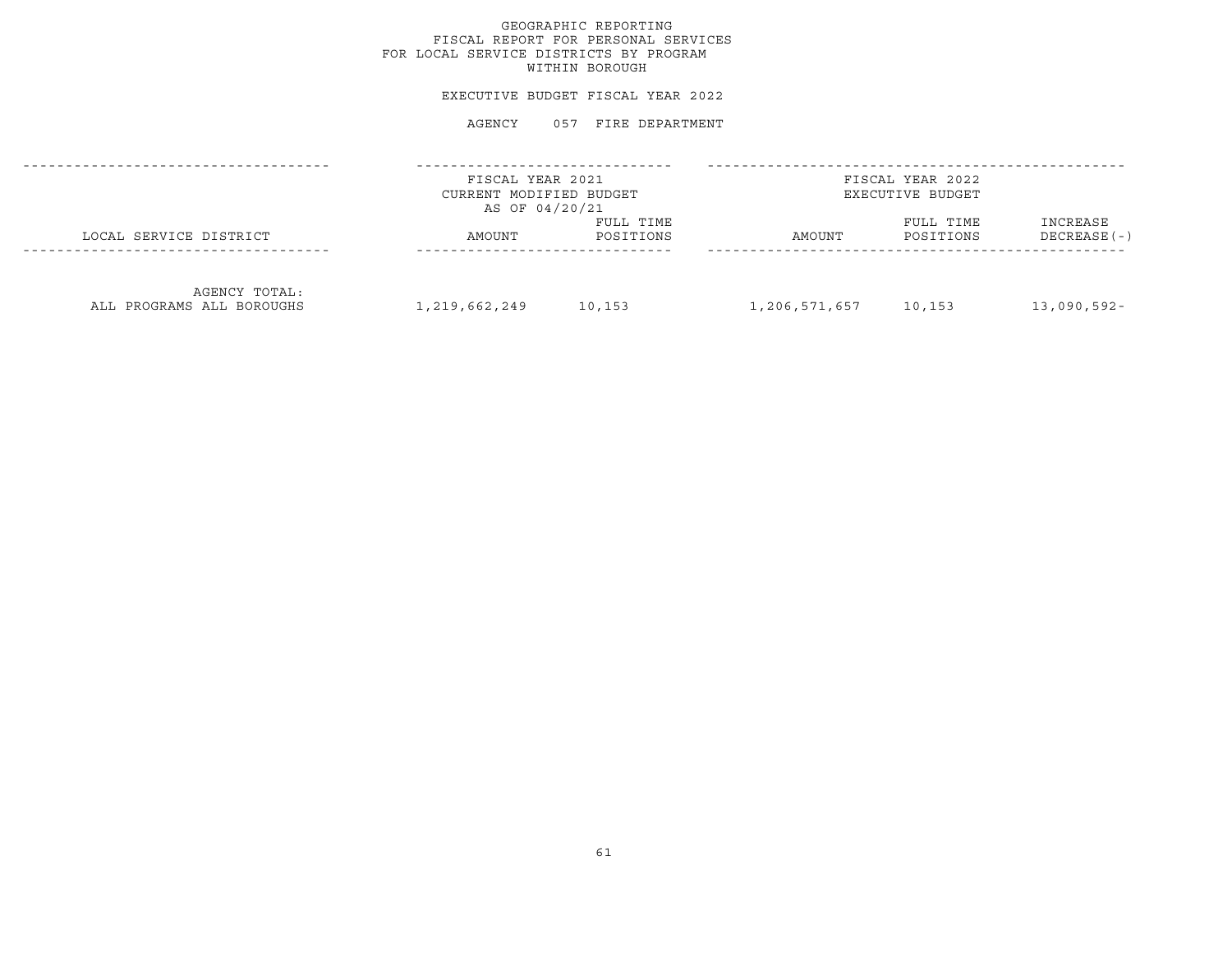# GEOGRAPHIC REPORTING
## FISCAL REPORT FOR PERSONAL SERVICES
## FOR LOCAL SERVICE DISTRICTS BY PROGRAM
## WITHIN BOROUGH

### EXECUTIVE BUDGET FISCAL YEAR 2022

### AGENCY 057 FIRE DEPARTMENT

| LOCAL SERVICE DISTRICT | FISCAL YEAR 2021 CURRENT MODIFIED BUDGET AS OF 04/20/21 | | FISCAL YEAR 2022 EXECUTIVE BUDGET | | |
|---|---|---|---|---|---|
| | AMOUNT | FULL TIME POSITIONS | AMOUNT | FULL TIME POSITIONS | INCREASE DECREASE(-) |
| AGENCY TOTAL: ALL PROGRAMS ALL BOROUGHS | 1,219,662,249 | 10,153 | 1,206,571,657 | 10,153 | 13,090,592- |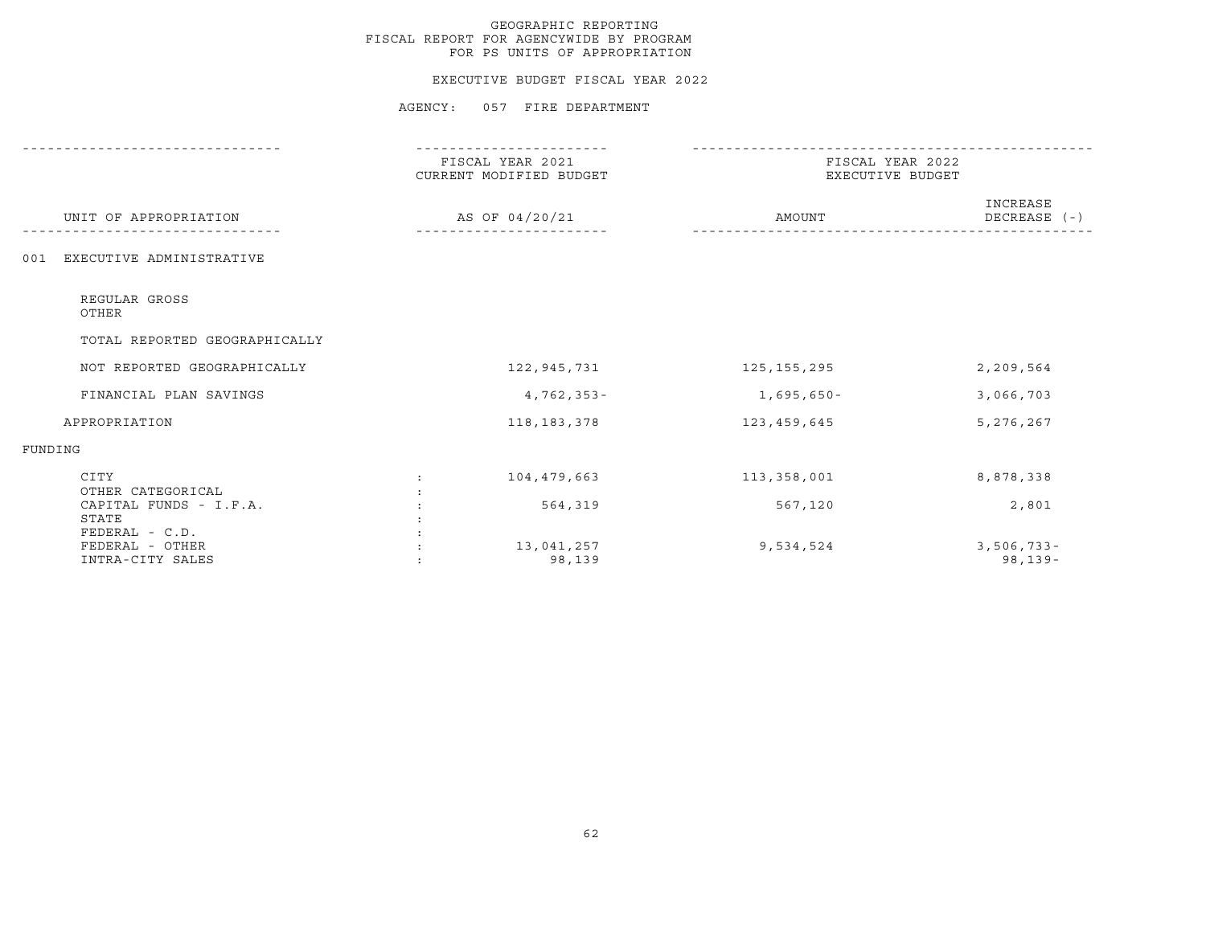GEOGRAPHIC REPORTING
FISCAL REPORT FOR AGENCYWIDE BY PROGRAM
FOR PS UNITS OF APPROPRIATION

EXECUTIVE BUDGET FISCAL YEAR 2022

AGENCY: 057 FIRE DEPARTMENT

| UNIT OF APPROPRIATION | | FISCAL YEAR 2021 CURRENT MODIFIED BUDGET AS OF 04/20/21 | FISCAL YEAR 2022 EXECUTIVE BUDGET AMOUNT | INCREASE DECREASE (-) |
|---|---|---|---|---|
| 001 EXECUTIVE ADMINISTRATIVE | | | | |
| REGULAR GROSS | | | | |
| OTHER | | | | |
| TOTAL REPORTED GEOGRAPHICALLY | | | | |
| NOT REPORTED GEOGRAPHICALLY | | 122,945,731 | 125,155,295 | 2,209,564 |
| FINANCIAL PLAN SAVINGS | | 4,762,353- | 1,695,650- | 3,066,703 |
| APPROPRIATION | | 118,183,378 | 123,459,645 | 5,276,267 |
| FUNDING | | | | |
| CITY | : | 104,479,663 | 113,358,001 | 8,878,338 |
| OTHER CATEGORICAL | : | | | |
| CAPITAL FUNDS - I.F.A. | : | 564,319 | 567,120 | 2,801 |
| STATE | : | | | |
| FEDERAL - C.D. | : | | | |
| FEDERAL - OTHER | : | 13,041,257 | 9,534,524 | 3,506,733- |
| INTRA-CITY SALES | : | 98,139 | | 98,139- |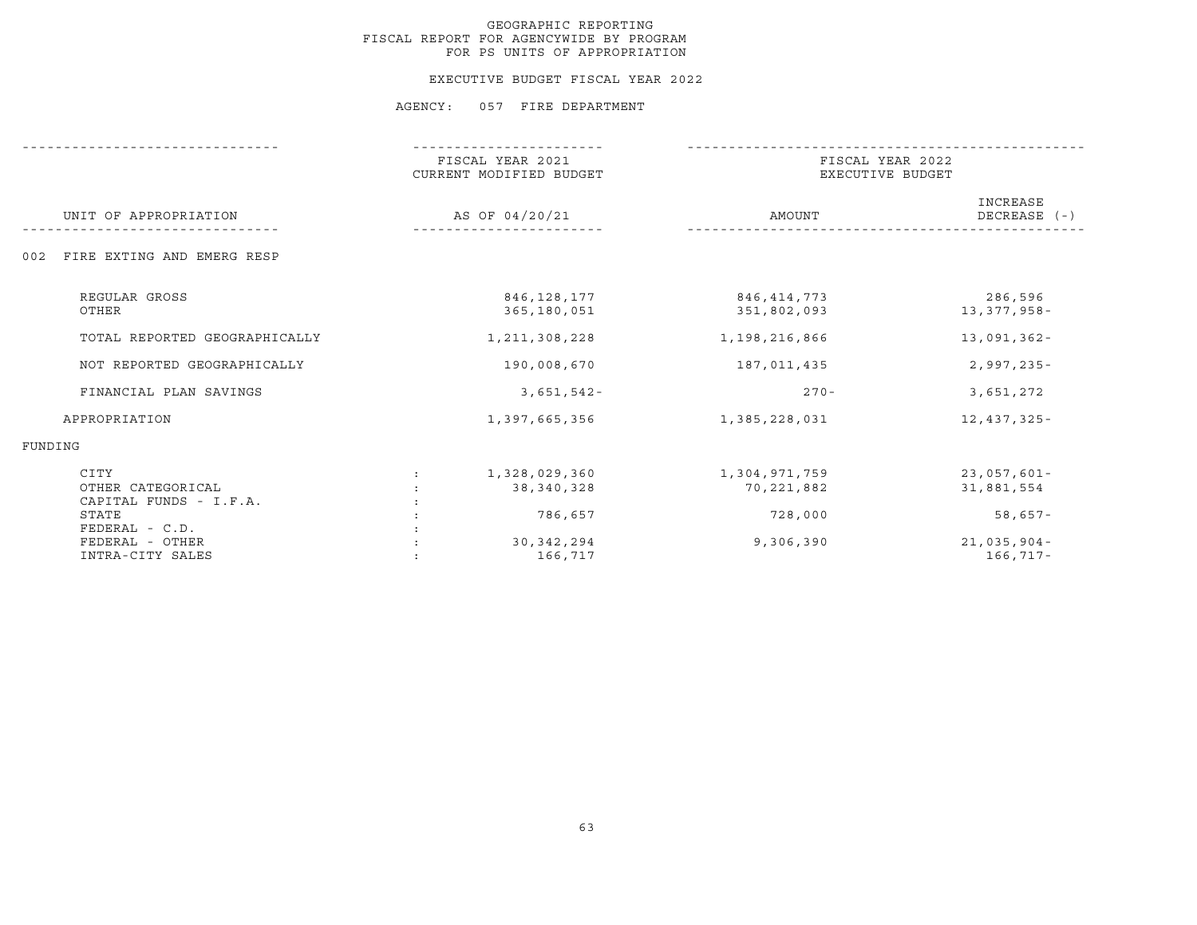GEOGRAPHIC REPORTING
FISCAL REPORT FOR AGENCYWIDE BY PROGRAM
FOR PS UNITS OF APPROPRIATION

EXECUTIVE BUDGET FISCAL YEAR 2022

AGENCY: 057 FIRE DEPARTMENT

| UNIT OF APPROPRIATION | | FISCAL YEAR 2021 CURRENT MODIFIED BUDGET AS OF 04/20/21 | FISCAL YEAR 2022 EXECUTIVE BUDGET AMOUNT | INCREASE DECREASE (-) |
|---|---|---|---|---|
| 002 FIRE EXTING AND EMERG RESP | | | | |
| REGULAR GROSS | | 846,128,177 | 846,414,773 | 286,596 |
| OTHER | | 365,180,051 | 351,802,093 | 13,377,958- |
| TOTAL REPORTED GEOGRAPHICALLY | | 1,211,308,228 | 1,198,216,866 | 13,091,362- |
| NOT REPORTED GEOGRAPHICALLY | | 190,008,670 | 187,011,435 | 2,997,235- |
| FINANCIAL PLAN SAVINGS | | 3,651,542- | 270- | 3,651,272 |
| APPROPRIATION | | 1,397,665,356 | 1,385,228,031 | 12,437,325- |
| FUNDING | | | | |
| CITY | : | 1,328,029,360 | 1,304,971,759 | 23,057,601- |
| OTHER CATEGORICAL | : | 38,340,328 | 70,221,882 | 31,881,554 |
| CAPITAL FUNDS - I.F.A. | : | | | |
| STATE | : | 786,657 | 728,000 | 58,657- |
| FEDERAL - C.D. | : | | | |
| FEDERAL - OTHER | : | 30,342,294 | 9,306,390 | 21,035,904- |
| INTRA-CITY SALES | : | 166,717 | | 166,717- |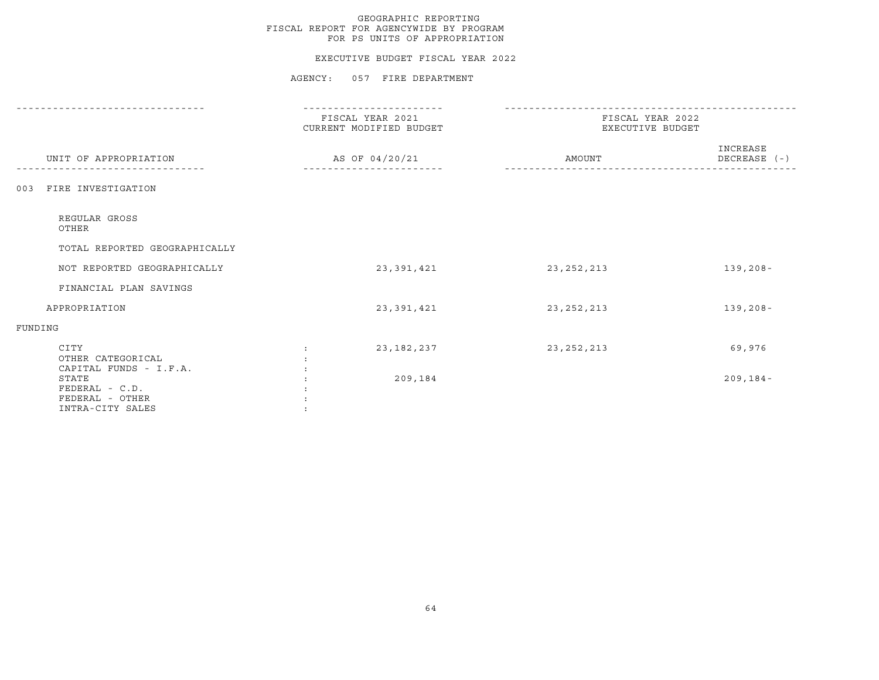GEOGRAPHIC REPORTING
FISCAL REPORT FOR AGENCYWIDE BY PROGRAM
FOR PS UNITS OF APPROPRIATION

EXECUTIVE BUDGET FISCAL YEAR 2022

AGENCY: 057 FIRE DEPARTMENT

| UNIT OF APPROPRIATION | FISCAL YEAR 2021 CURRENT MODIFIED BUDGET AS OF 04/20/21 | FISCAL YEAR 2022 EXECUTIVE BUDGET AMOUNT | INCREASE DECREASE (-) |
|---|---|---|---|
| 003 FIRE INVESTIGATION | | | |
| REGULAR GROSS | | | |
| OTHER | | | |
| TOTAL REPORTED GEOGRAPHICALLY | | | |
| NOT REPORTED GEOGRAPHICALLY | 23,391,421 | 23,252,213 | 139,208- |
| FINANCIAL PLAN SAVINGS | | | |
| APPROPRIATION | 23,391,421 | 23,252,213 | 139,208- |
| FUNDING | | | |
| CITY | 23,182,237 | 23,252,213 | 69,976 |
| OTHER CATEGORICAL | | | |
| CAPITAL FUNDS - I.F.A. | | | |
| STATE | 209,184 | | 209,184- |
| FEDERAL - C.D. | | | |
| FEDERAL - OTHER | | | |
| INTRA-CITY SALES | | | |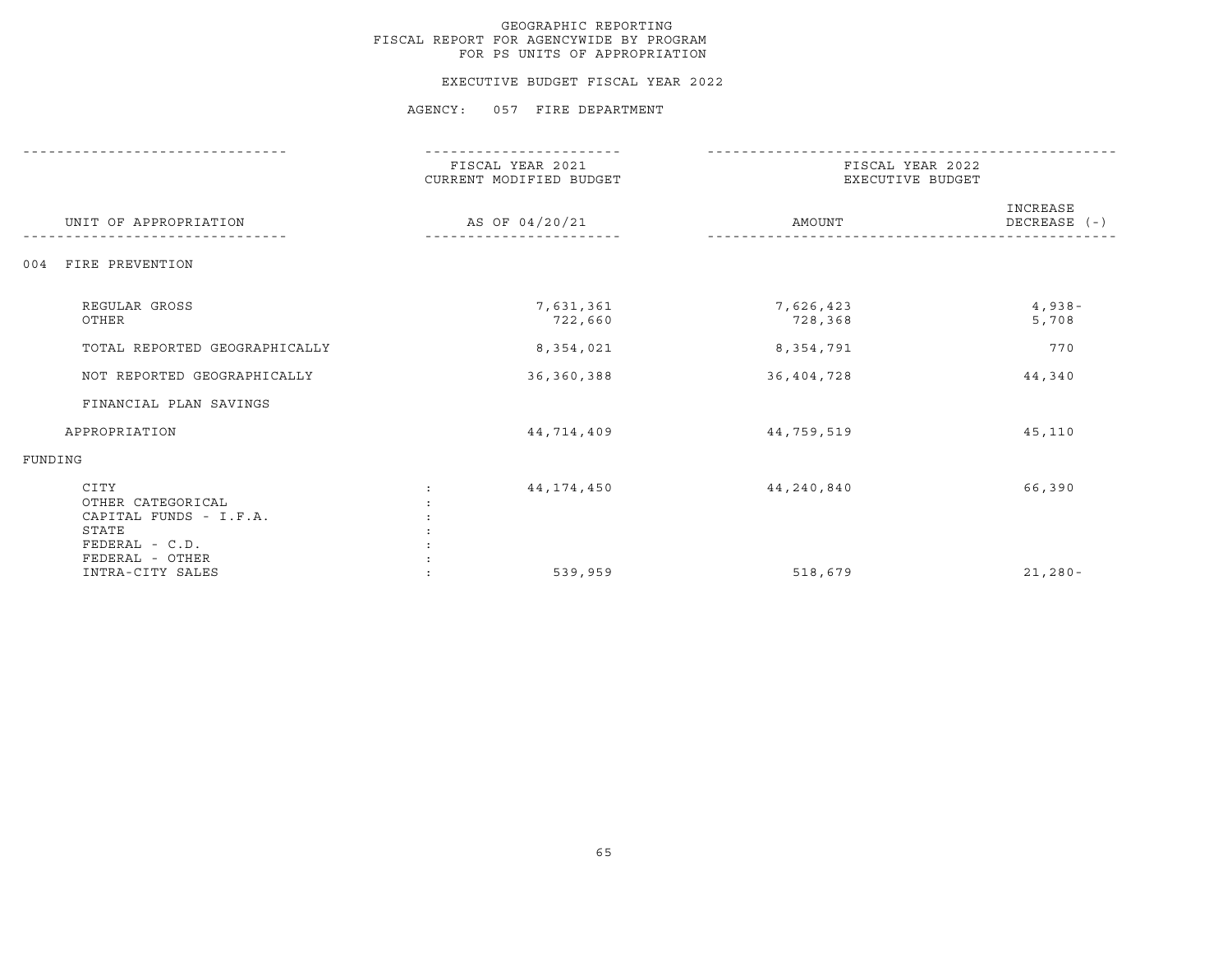GEOGRAPHIC REPORTING
FISCAL REPORT FOR AGENCYWIDE BY PROGRAM
FOR PS UNITS OF APPROPRIATION

EXECUTIVE BUDGET FISCAL YEAR 2022

AGENCY: 057 FIRE DEPARTMENT

| UNIT OF APPROPRIATION | | FISCAL YEAR 2021 CURRENT MODIFIED BUDGET AS OF 04/20/21 | FISCAL YEAR 2022 EXECUTIVE BUDGET AMOUNT | INCREASE DECREASE (-) |
|---|---|---|---|---|
| 004 FIRE PREVENTION | | | | |
| REGULAR GROSS | | 7,631,361 | 7,626,423 | 4,938- |
| OTHER | | 722,660 | 728,368 | 5,708 |
| TOTAL REPORTED GEOGRAPHICALLY | | 8,354,021 | 8,354,791 | 770 |
| NOT REPORTED GEOGRAPHICALLY | | 36,360,388 | 36,404,728 | 44,340 |
| FINANCIAL PLAN SAVINGS | | | | |
| APPROPRIATION | | 44,714,409 | 44,759,519 | 45,110 |
| FUNDING | | | | |
| CITY | : | 44,174,450 | 44,240,840 | 66,390 |
| OTHER CATEGORICAL | : | | | |
| CAPITAL FUNDS - I.F.A. | : | | | |
| STATE | : | | | |
| FEDERAL - C.D. | : | | | |
| FEDERAL - OTHER | : | | | |
| INTRA-CITY SALES | : | 539,959 | 518,679 | 21,280- |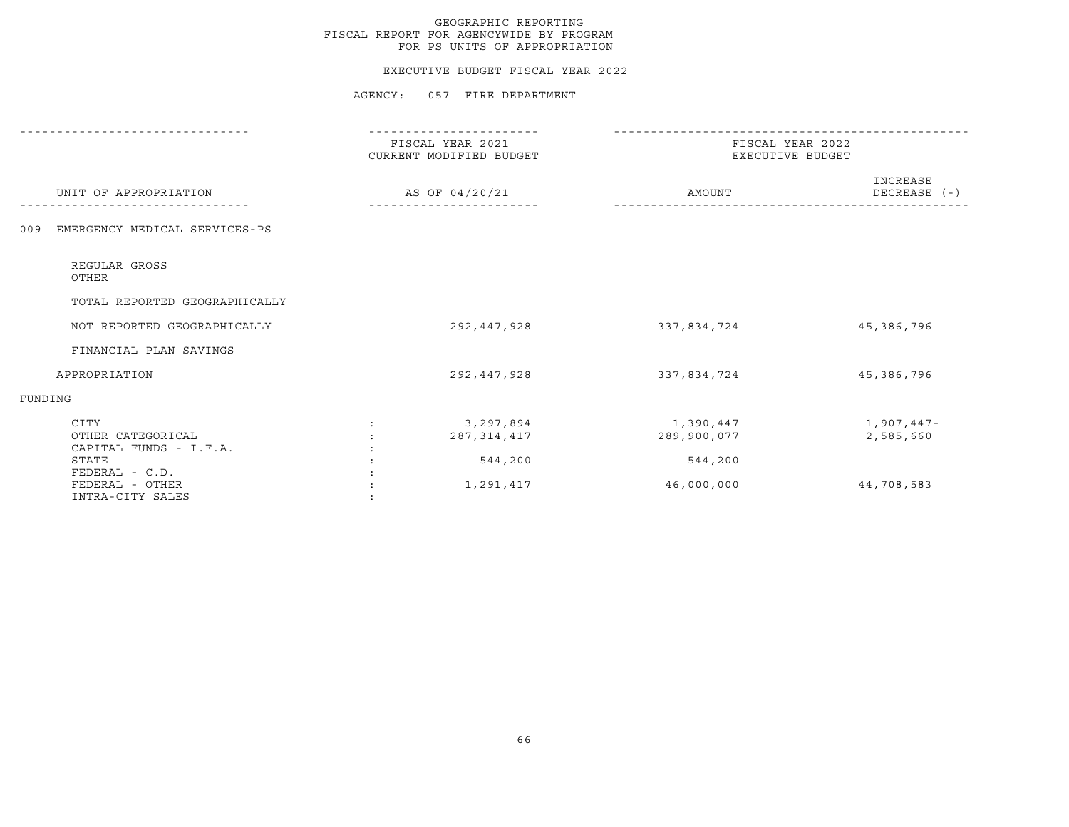GEOGRAPHIC REPORTING
FISCAL REPORT FOR AGENCYWIDE BY PROGRAM
FOR PS UNITS OF APPROPRIATION

EXECUTIVE BUDGET FISCAL YEAR 2022

AGENCY: 057 FIRE DEPARTMENT

| UNIT OF APPROPRIATION | | FISCAL YEAR 2021 CURRENT MODIFIED BUDGET AS OF 04/20/21 | FISCAL YEAR 2022 EXECUTIVE BUDGET AMOUNT | INCREASE DECREASE (-) |
|---|---|---|---|---|
| 009 EMERGENCY MEDICAL SERVICES-PS | | | | |
| REGULAR GROSS | | | | |
| OTHER | | | | |
| TOTAL REPORTED GEOGRAPHICALLY | | | | |
| NOT REPORTED GEOGRAPHICALLY | | 292,447,928 | 337,834,724 | 45,386,796 |
| FINANCIAL PLAN SAVINGS | | | | |
| APPROPRIATION | | 292,447,928 | 337,834,724 | 45,386,796 |
| FUNDING | | | | |
| CITY | : | 3,297,894 | 1,390,447 | 1,907,447- |
| OTHER CATEGORICAL | : | 287,314,417 | 289,900,077 | 2,585,660 |
| CAPITAL FUNDS - I.F.A. | : | | | |
| STATE | : | 544,200 | 544,200 | |
| FEDERAL - C.D. | : | | | |
| FEDERAL - OTHER | : | 1,291,417 | 46,000,000 | 44,708,583 |
| INTRA-CITY SALES | : | | | |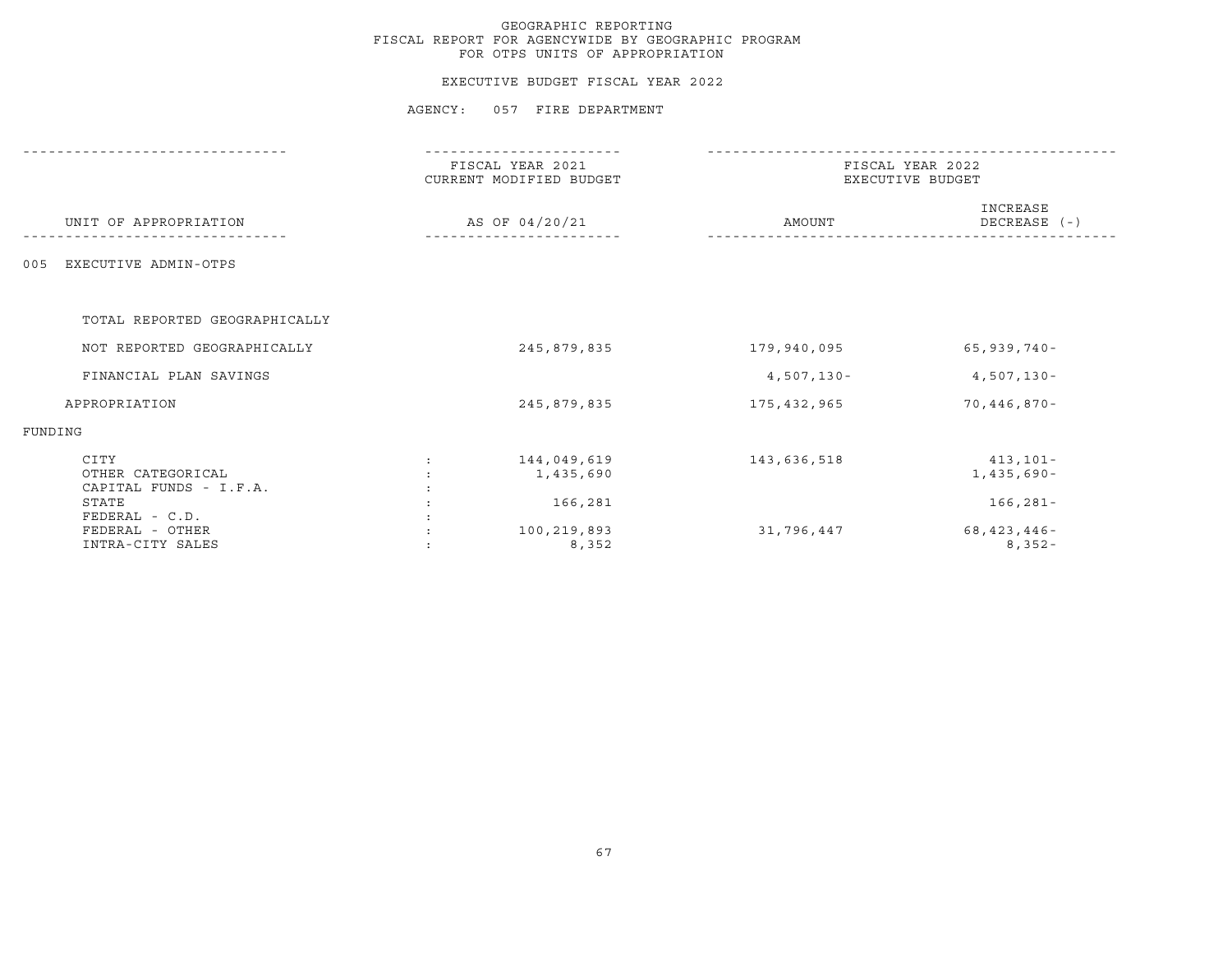GEOGRAPHIC REPORTING
FISCAL REPORT FOR AGENCYWIDE BY GEOGRAPHIC PROGRAM
FOR OTPS UNITS OF APPROPRIATION

EXECUTIVE BUDGET FISCAL YEAR 2022

AGENCY: 057 FIRE DEPARTMENT

| UNIT OF APPROPRIATION | FISCAL YEAR 2021 CURRENT MODIFIED BUDGET AS OF 04/20/21 | FISCAL YEAR 2022 EXECUTIVE BUDGET AMOUNT | FISCAL YEAR 2022 EXECUTIVE BUDGET INCREASE DECREASE (-) |
|---|---|---|---|
| 005 EXECUTIVE ADMIN-OTPS | | | |
| TOTAL REPORTED GEOGRAPHICALLY | | | |
| NOT REPORTED GEOGRAPHICALLY | 245,879,835 | 179,940,095 | 65,939,740- |
| FINANCIAL PLAN SAVINGS | | 4,507,130- | 4,507,130- |
| APPROPRIATION | 245,879,835 | 175,432,965 | 70,446,870- |
| FUNDING | | | |
| CITY | 144,049,619 | 143,636,518 | 413,101- |
| OTHER CATEGORICAL | 1,435,690 | | 1,435,690- |
| CAPITAL FUNDS - I.F.A. | | | |
| STATE | 166,281 | | 166,281- |
| FEDERAL - C.D. | | | |
| FEDERAL - OTHER | 100,219,893 | 31,796,447 | 68,423,446- |
| INTRA-CITY SALES | 8,352 | | 8,352- |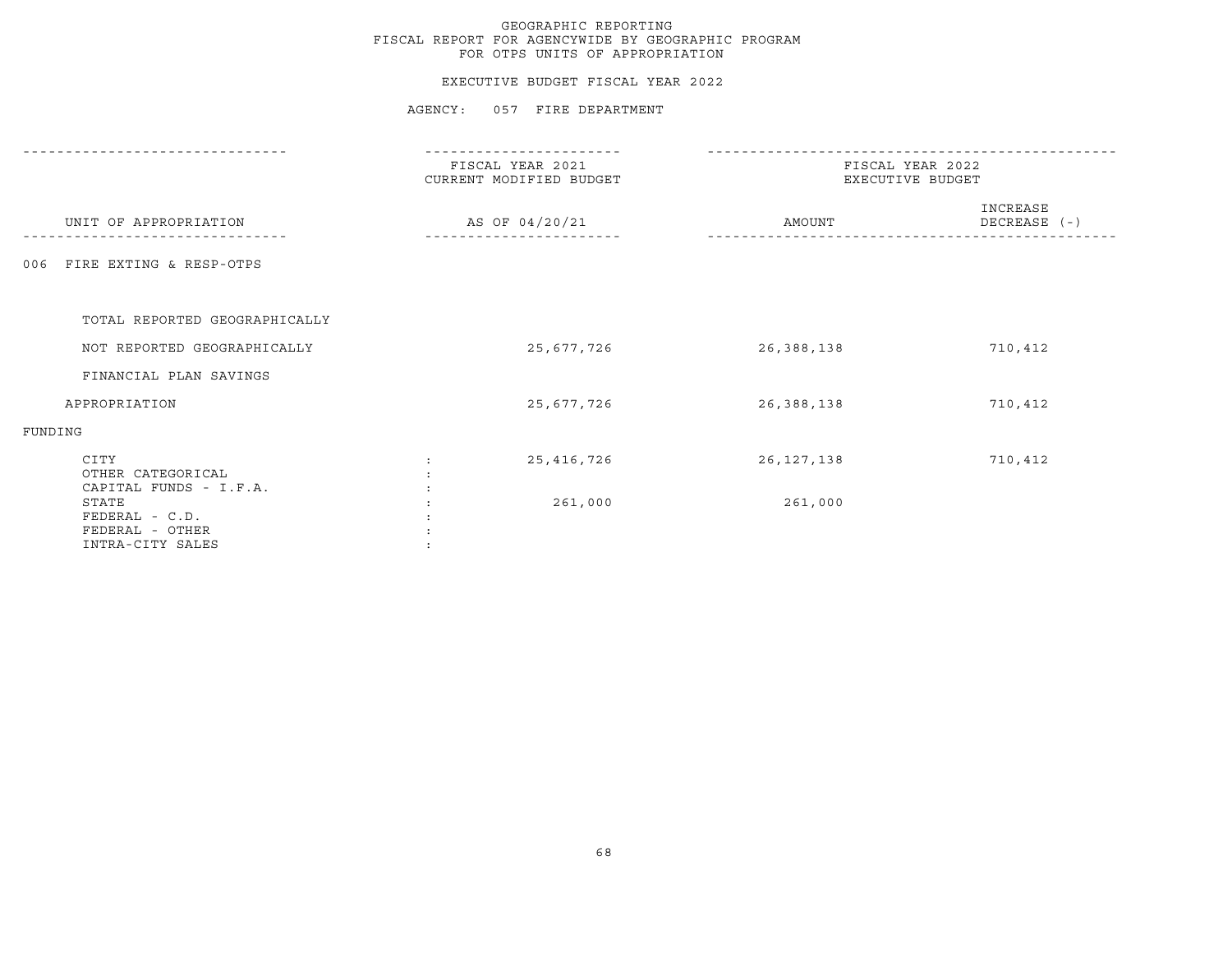# GEOGRAPHIC REPORTING
## FISCAL REPORT FOR AGENCYWIDE BY GEOGRAPHIC PROGRAM
## FOR OTPS UNITS OF APPROPRIATION

EXECUTIVE BUDGET FISCAL YEAR 2022

AGENCY: 057 FIRE DEPARTMENT

| UNIT OF APPROPRIATION | FISCAL YEAR 2021 CURRENT MODIFIED BUDGET AS OF 04/20/21 | FISCAL YEAR 2022 EXECUTIVE BUDGET AMOUNT | INCREASE DECREASE (-) |
|---|---|---|---|
| **006 FIRE EXTING & RESP-OTPS** | | | |
| TOTAL REPORTED GEOGRAPHICALLY | | | |
| NOT REPORTED GEOGRAPHICALLY | 25,677,726 | 26,388,138 | 710,412 |
| FINANCIAL PLAN SAVINGS | | | |
| APPROPRIATION | 25,677,726 | 26,388,138 | 710,412 |
| **FUNDING** | | | |
| CITY | 25,416,726 | 26,127,138 | 710,412 |
| OTHER CATEGORICAL | | | |
| CAPITAL FUNDS - I.F.A. | | | |
| STATE | 261,000 | 261,000 | |
| FEDERAL - C.D. | | | |
| FEDERAL - OTHER | | | |
| INTRA-CITY SALES | | | |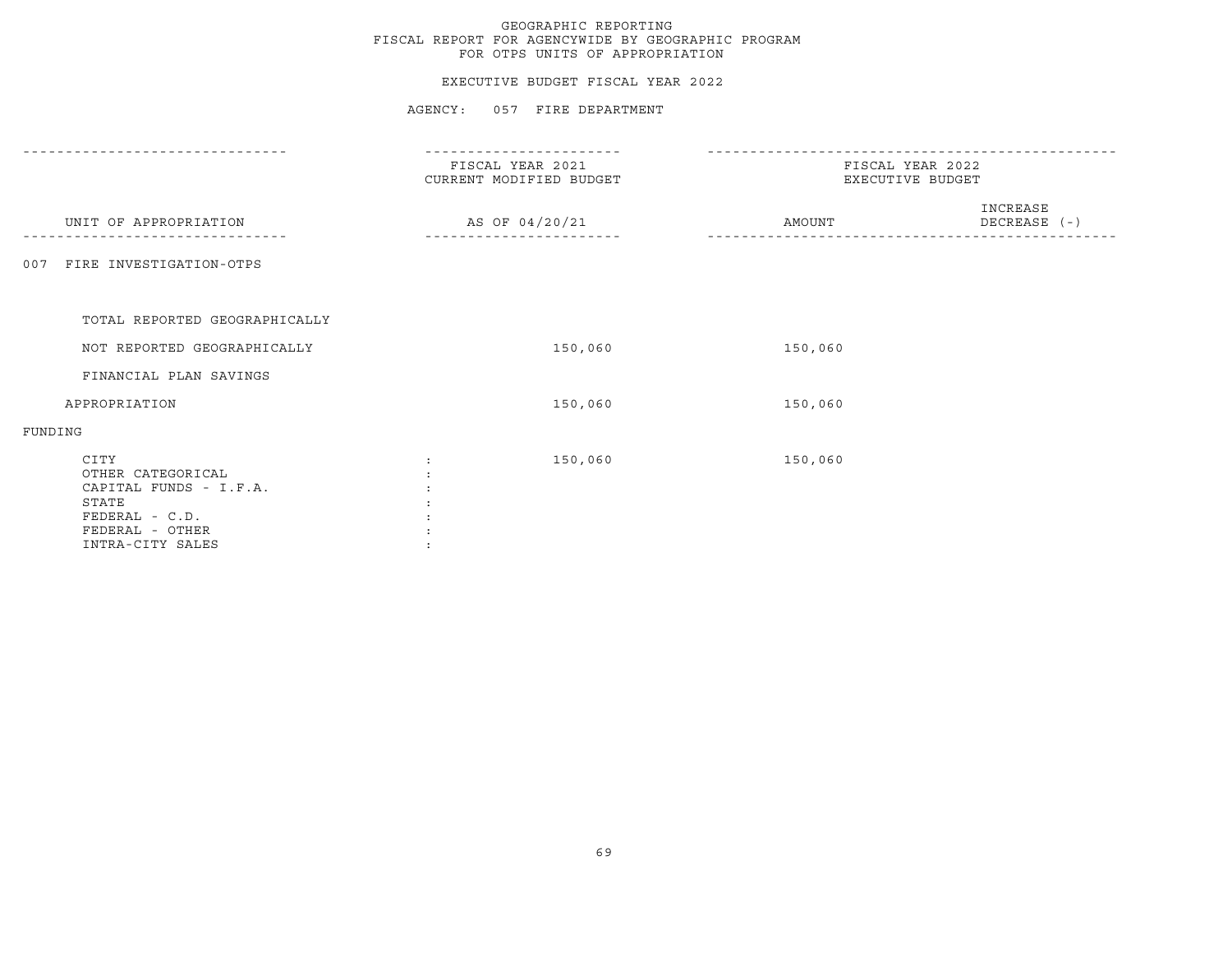GEOGRAPHIC REPORTING
FISCAL REPORT FOR AGENCYWIDE BY GEOGRAPHIC PROGRAM
FOR OTPS UNITS OF APPROPRIATION

EXECUTIVE BUDGET FISCAL YEAR 2022

AGENCY: 057 FIRE DEPARTMENT

| UNIT OF APPROPRIATION | FISCAL YEAR 2021 CURRENT MODIFIED BUDGET AS OF 04/20/21 | FISCAL YEAR 2022 EXECUTIVE BUDGET AMOUNT | INCREASE DECREASE (-) |
|---|---|---|---|
| 007 FIRE INVESTIGATION-OTPS | | | |
| TOTAL REPORTED GEOGRAPHICALLY | | | |
| NOT REPORTED GEOGRAPHICALLY | 150,060 | 150,060 | |
| FINANCIAL PLAN SAVINGS | | | |
| APPROPRIATION | 150,060 | 150,060 | |
| FUNDING | | | |
| CITY : | 150,060 | 150,060 | |
| OTHER CATEGORICAL : | | | |
| CAPITAL FUNDS - I.F.A. : | | | |
| STATE : | | | |
| FEDERAL - C.D. : | | | |
| FEDERAL - OTHER : | | | |
| INTRA-CITY SALES : | | | |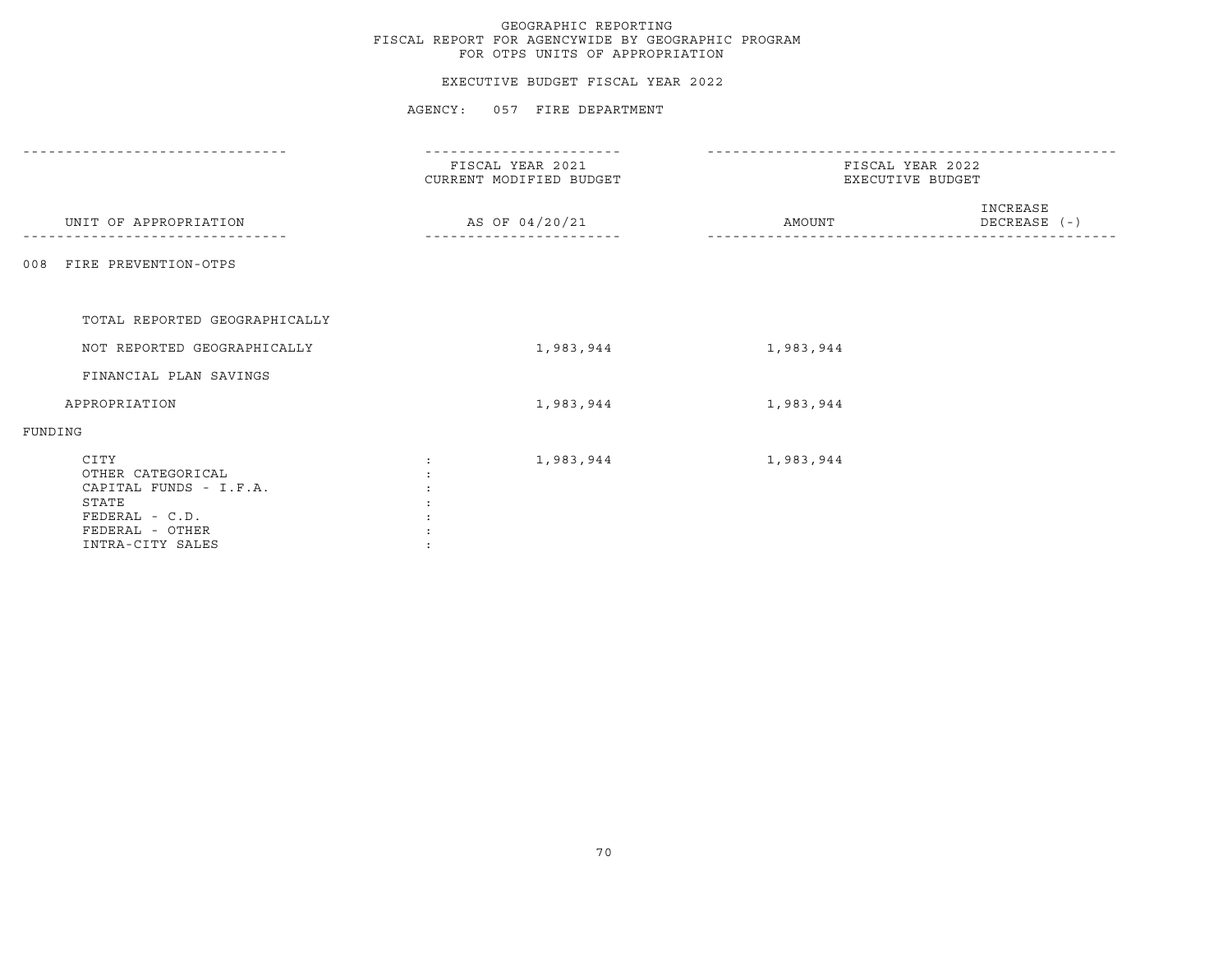GEOGRAPHIC REPORTING
FISCAL REPORT FOR AGENCYWIDE BY GEOGRAPHIC PROGRAM
FOR OTPS UNITS OF APPROPRIATION

EXECUTIVE BUDGET FISCAL YEAR 2022

AGENCY: 057 FIRE DEPARTMENT

| UNIT OF APPROPRIATION | FISCAL YEAR 2021 CURRENT MODIFIED BUDGET AS OF 04/20/21 | FISCAL YEAR 2022 EXECUTIVE BUDGET AMOUNT | INCREASE DECREASE (-) |
|---|---|---|---|
| 008 FIRE PREVENTION-OTPS | | | |
| TOTAL REPORTED GEOGRAPHICALLY | | | |
| NOT REPORTED GEOGRAPHICALLY | 1,983,944 | 1,983,944 | |
| FINANCIAL PLAN SAVINGS | | | |
| APPROPRIATION | 1,983,944 | 1,983,944 | |
| FUNDING | | | |
| CITY : | 1,983,944 | 1,983,944 | |
| OTHER CATEGORICAL : | | | |
| CAPITAL FUNDS - I.F.A. : | | | |
| STATE : | | | |
| FEDERAL - C.D. : | | | |
| FEDERAL - OTHER : | | | |
| INTRA-CITY SALES : | | | |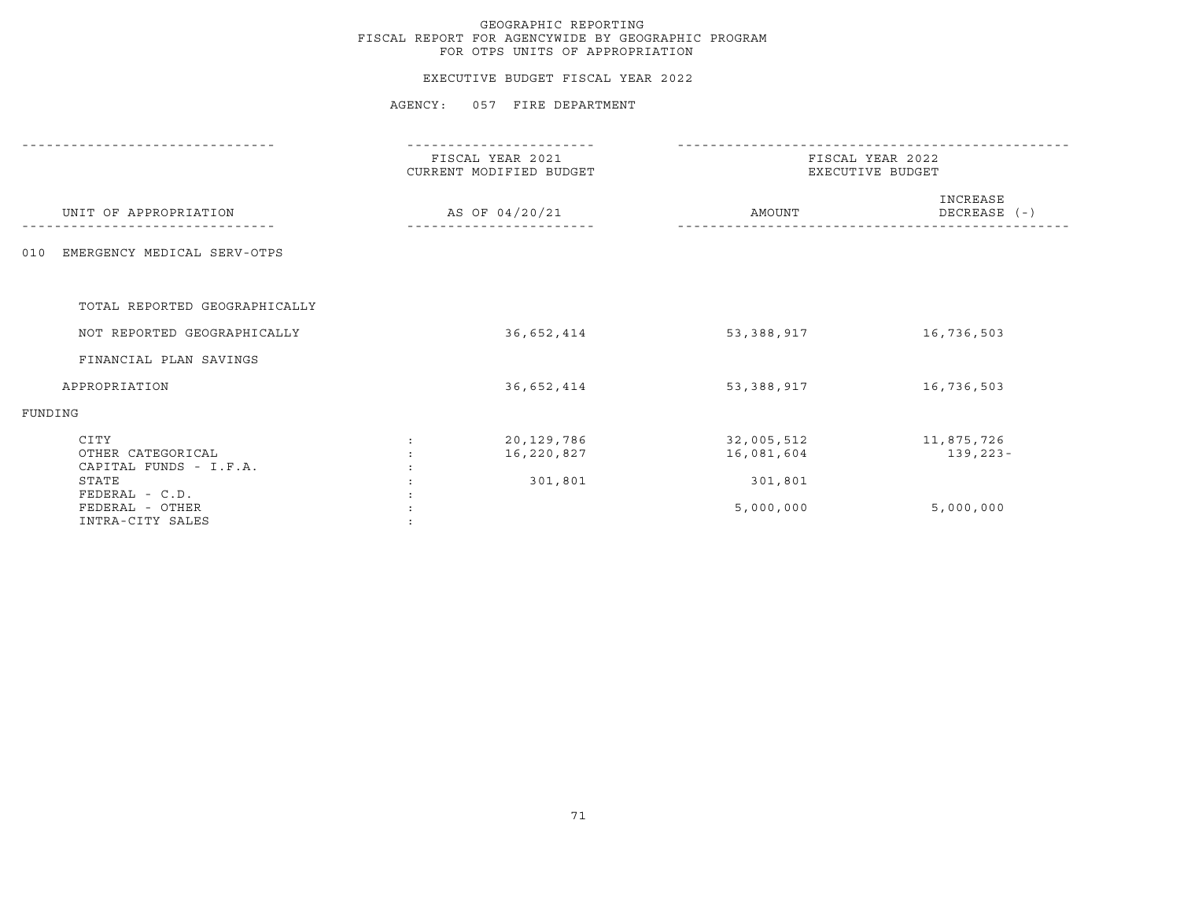GEOGRAPHIC REPORTING
FISCAL REPORT FOR AGENCYWIDE BY GEOGRAPHIC PROGRAM
FOR OTPS UNITS OF APPROPRIATION

EXECUTIVE BUDGET FISCAL YEAR 2022

AGENCY: 057 FIRE DEPARTMENT

| UNIT OF APPROPRIATION | | FISCAL YEAR 2021 CURRENT MODIFIED BUDGET AS OF 04/20/21 | FISCAL YEAR 2022 EXECUTIVE BUDGET AMOUNT | INCREASE DECREASE (-) |
|---|---|---|---|---|
| 010 EMERGENCY MEDICAL SERV-OTPS | | | | |
| TOTAL REPORTED GEOGRAPHICALLY | | | | |
| NOT REPORTED GEOGRAPHICALLY | | 36,652,414 | 53,388,917 | 16,736,503 |
| FINANCIAL PLAN SAVINGS | | | | |
| APPROPRIATION | | 36,652,414 | 53,388,917 | 16,736,503 |
| FUNDING | | | | |
| CITY | : | 20,129,786 | 32,005,512 | 11,875,726 |
| OTHER CATEGORICAL | : | 16,220,827 | 16,081,604 | 139,223- |
| CAPITAL FUNDS - I.F.A. | : | | | |
| STATE | : | 301,801 | 301,801 | |
| FEDERAL - C.D. | : | | | |
| FEDERAL - OTHER | : | | 5,000,000 | 5,000,000 |
| INTRA-CITY SALES | : | | | |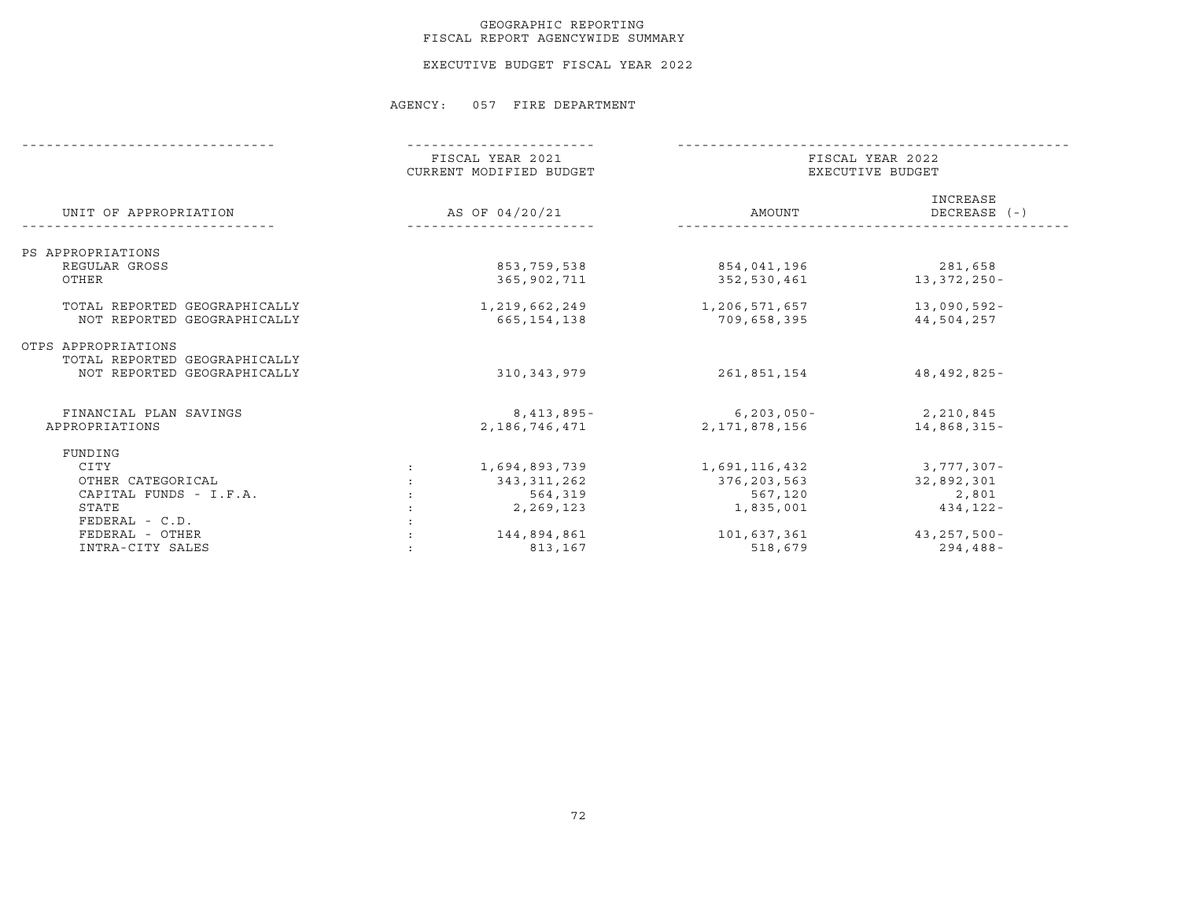GEOGRAPHIC REPORTING
FISCAL REPORT AGENCYWIDE SUMMARY

EXECUTIVE BUDGET FISCAL YEAR 2022

AGENCY: 057 FIRE DEPARTMENT

| UNIT OF APPROPRIATION | FISCAL YEAR 2021 CURRENT MODIFIED BUDGET AS OF 04/20/21 | FISCAL YEAR 2022 EXECUTIVE BUDGET AMOUNT | INCREASE DECREASE (-) |
|---|---|---|---|
| PS APPROPRIATIONS | | | |
| REGULAR GROSS | 853,759,538 | 854,041,196 | 281,658 |
| OTHER | 365,902,711 | 352,530,461 | 13,372,250- |
| TOTAL REPORTED GEOGRAPHICALLY | 1,219,662,249 | 1,206,571,657 | 13,090,592- |
| NOT REPORTED GEOGRAPHICALLY | 665,154,138 | 709,658,395 | 44,504,257 |
| OTPS APPROPRIATIONS | | | |
| TOTAL REPORTED GEOGRAPHICALLY | | | |
| NOT REPORTED GEOGRAPHICALLY | 310,343,979 | 261,851,154 | 48,492,825- |
| FINANCIAL PLAN SAVINGS | 8,413,895- | 6,203,050- | 2,210,845 |
| APPROPRIATIONS | 2,186,746,471 | 2,171,878,156 | 14,868,315- |
| FUNDING | | | |
| CITY | 1,694,893,739 | 1,691,116,432 | 3,777,307- |
| OTHER CATEGORICAL | 343,311,262 | 376,203,563 | 32,892,301 |
| CAPITAL FUNDS - I.F.A. | 564,319 | 567,120 | 2,801 |
| STATE | 2,269,123 | 1,835,001 | 434,122- |
| FEDERAL - C.D. | | | |
| FEDERAL - OTHER | 144,894,861 | 101,637,361 | 43,257,500- |
| INTRA-CITY SALES | 813,167 | 518,679 | 294,488- |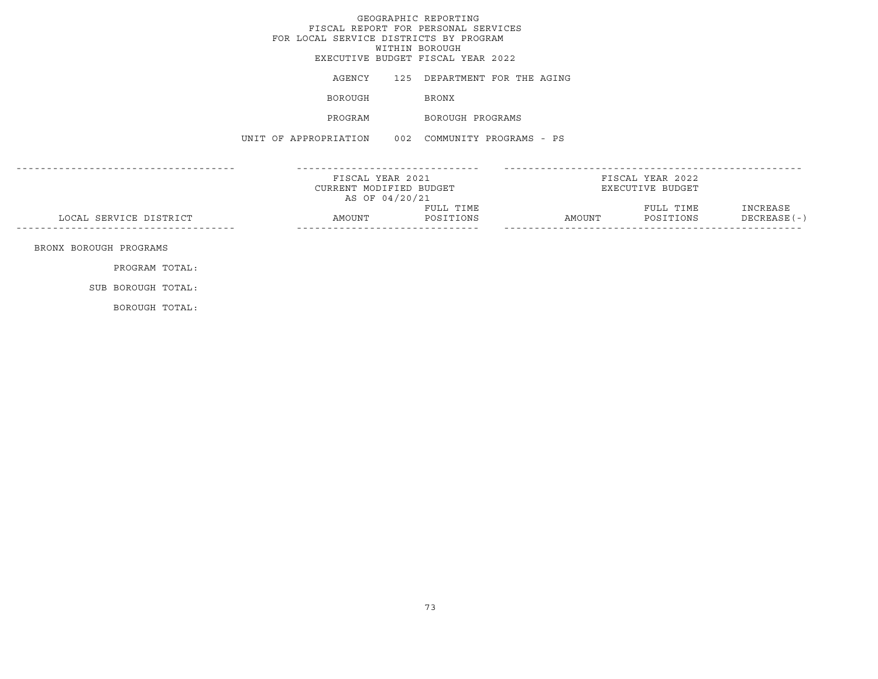GEOGRAPHIC REPORTING
FISCAL REPORT FOR PERSONAL SERVICES
FOR LOCAL SERVICE DISTRICTS BY PROGRAM
WITHIN BOROUGH
EXECUTIVE BUDGET FISCAL YEAR 2022

AGENCY 125 DEPARTMENT FOR THE AGING

BOROUGH BRONX

PROGRAM BOROUGH PROGRAMS

UNIT OF APPROPRIATION 002 COMMUNITY PROGRAMS - PS

| | FISCAL YEAR 2021 CURRENT MODIFIED BUDGET AS OF 04/20/21 | | FISCAL YEAR 2022 EXECUTIVE BUDGET | | |
|---|---|---|---|---|---|
| LOCAL SERVICE DISTRICT | AMOUNT | FULL TIME POSITIONS | AMOUNT | FULL TIME POSITIONS | INCREASE DECREASE(-) |
| BRONX BOROUGH PROGRAMS | | | | | |
| PROGRAM TOTAL: | | | | | |
| SUB BOROUGH TOTAL: | | | | | |
| BOROUGH TOTAL: | | | | | |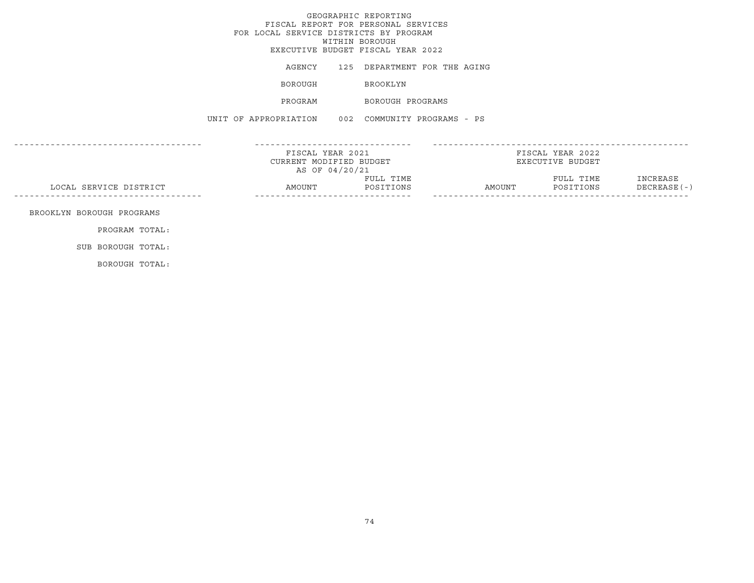# GEOGRAPHIC REPORTING
## FISCAL REPORT FOR PERSONAL SERVICES FOR LOCAL SERVICE DISTRICTS BY PROGRAM WITHIN BOROUGH
## EXECUTIVE BUDGET FISCAL YEAR 2022

AGENCY 125 DEPARTMENT FOR THE AGING

BOROUGH BROOKLYN

PROGRAM BOROUGH PROGRAMS

UNIT OF APPROPRIATION 002 COMMUNITY PROGRAMS - PS

| | FISCAL YEAR 2021 CURRENT MODIFIED BUDGET AS OF 04/20/21 | | FISCAL YEAR 2022 EXECUTIVE BUDGET | | |
|---|---|---|---|---|---|
| LOCAL SERVICE DISTRICT | AMOUNT | FULL TIME POSITIONS | AMOUNT | FULL TIME POSITIONS | INCREASE DECREASE(-) |
| BROOKLYN BOROUGH PROGRAMS | | | | | |
| PROGRAM TOTAL: | | | | | |
| SUB BOROUGH TOTAL: | | | | | |
| BOROUGH TOTAL: | | | | | |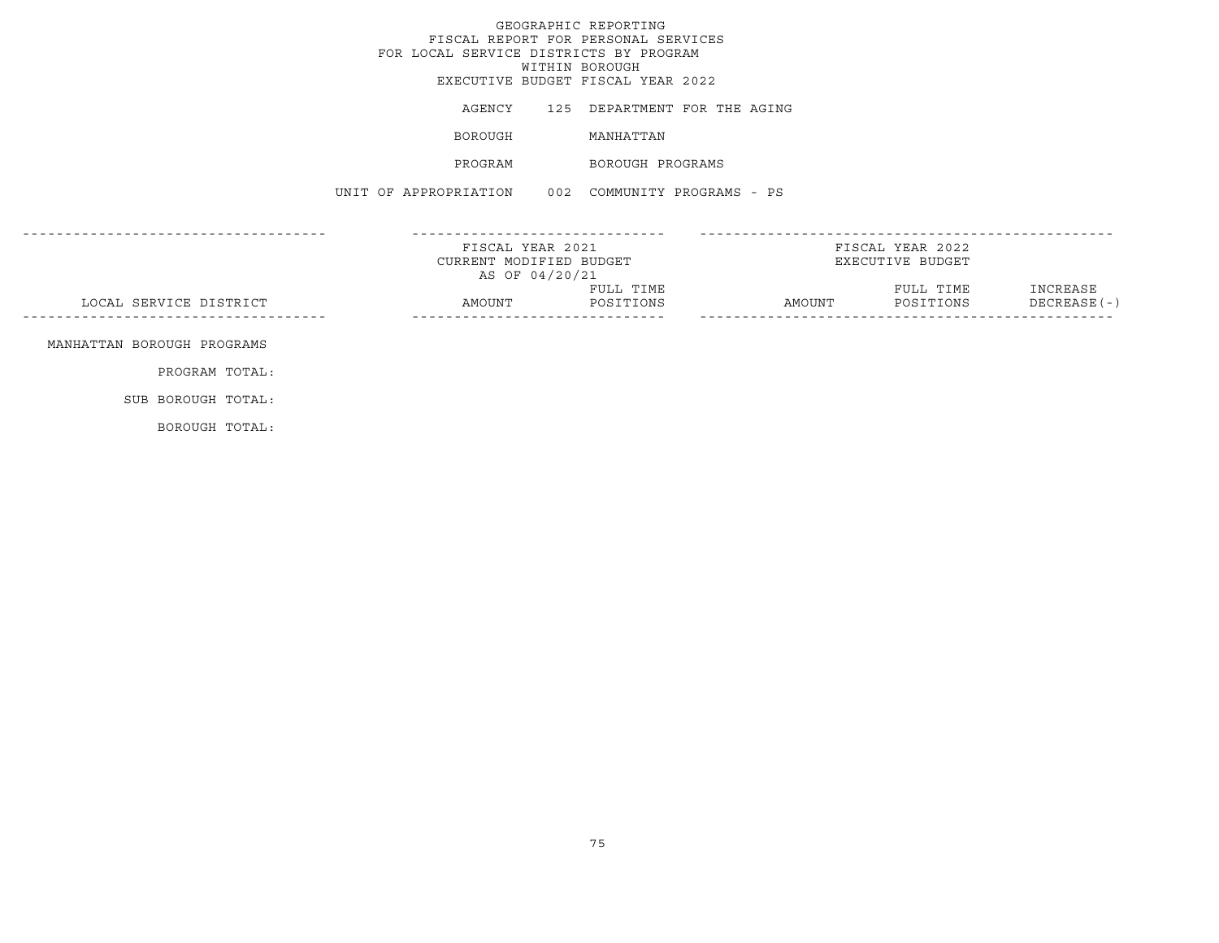GEOGRAPHIC REPORTING
FISCAL REPORT FOR PERSONAL SERVICES
FOR LOCAL SERVICE DISTRICTS BY PROGRAM
WITHIN BOROUGH
EXECUTIVE BUDGET FISCAL YEAR 2022

AGENCY 125 DEPARTMENT FOR THE AGING

BOROUGH MANHATTAN

PROGRAM BOROUGH PROGRAMS

UNIT OF APPROPRIATION 002 COMMUNITY PROGRAMS - PS

| | FISCAL YEAR 2021 CURRENT MODIFIED BUDGET AS OF 04/20/21 | | FISCAL YEAR 2022 EXECUTIVE BUDGET | | |
|---|---|---|---|---|---|
| LOCAL SERVICE DISTRICT | AMOUNT | FULL TIME POSITIONS | AMOUNT | FULL TIME POSITIONS | INCREASE DECREASE(-) |
| MANHATTAN BOROUGH PROGRAMS | | | | | |
| PROGRAM TOTAL: | | | | | |
| SUB BOROUGH TOTAL: | | | | | |
| BOROUGH TOTAL: | | | | | |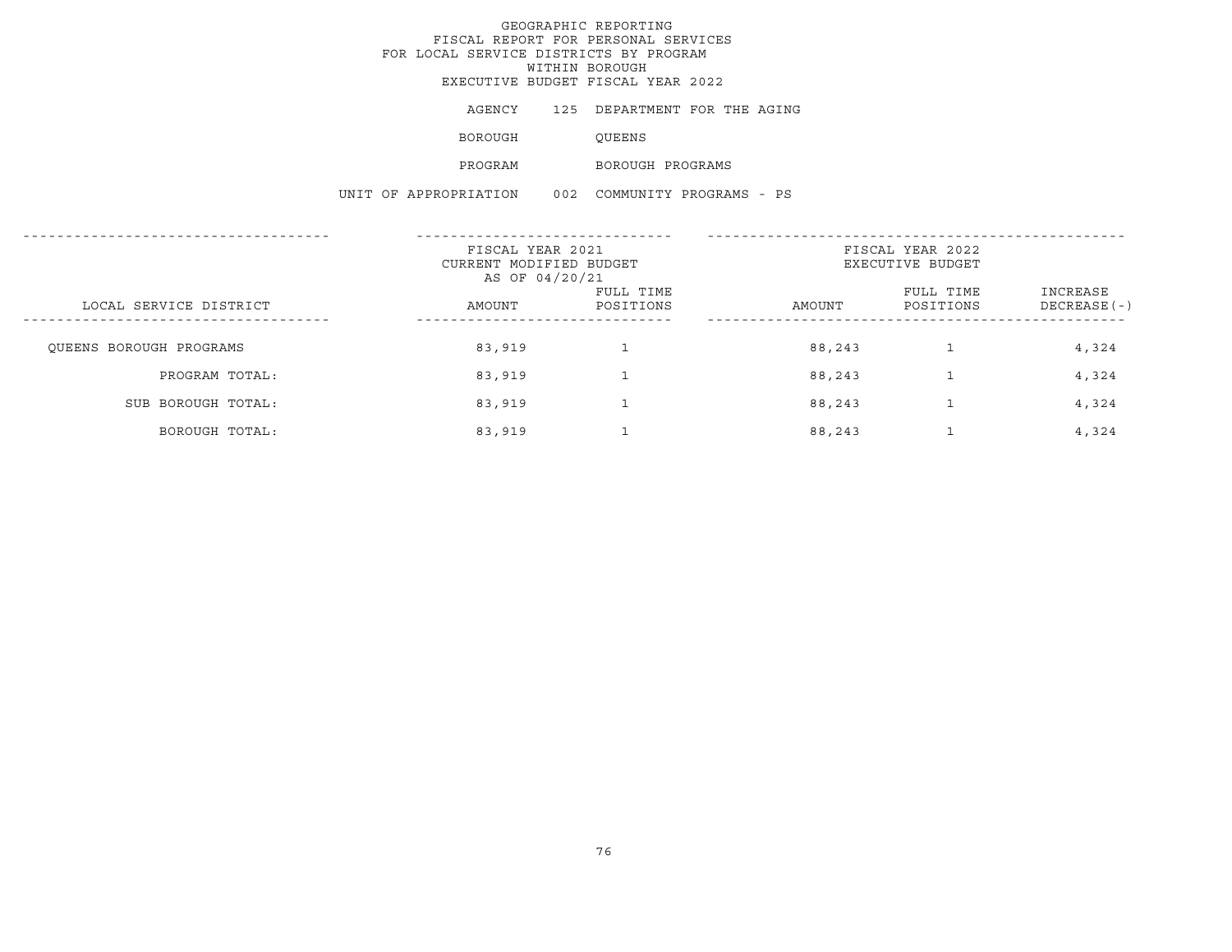# GEOGRAPHIC REPORTING
## FISCAL REPORT FOR PERSONAL SERVICES
## FOR LOCAL SERVICE DISTRICTS BY PROGRAM
## WITHIN BOROUGH
## EXECUTIVE BUDGET FISCAL YEAR 2022

AGENCY 125 DEPARTMENT FOR THE AGING

BOROUGH QUEENS

PROGRAM BOROUGH PROGRAMS

UNIT OF APPROPRIATION 002 COMMUNITY PROGRAMS - PS

| LOCAL SERVICE DISTRICT | FISCAL YEAR 2021 CURRENT MODIFIED BUDGET AS OF 04/20/21 | | FISCAL YEAR 2022 EXECUTIVE BUDGET | | |
|---|---|---|---|---|---|
| | AMOUNT | FULL TIME POSITIONS | AMOUNT | FULL TIME POSITIONS | INCREASE DECREASE(-) |
| QUEENS BOROUGH PROGRAMS | 83,919 | 1 | 88,243 | 1 | 4,324 |
| PROGRAM TOTAL: | 83,919 | 1 | 88,243 | 1 | 4,324 |
| SUB BOROUGH TOTAL: | 83,919 | 1 | 88,243 | 1 | 4,324 |
| BOROUGH TOTAL: | 83,919 | 1 | 88,243 | 1 | 4,324 |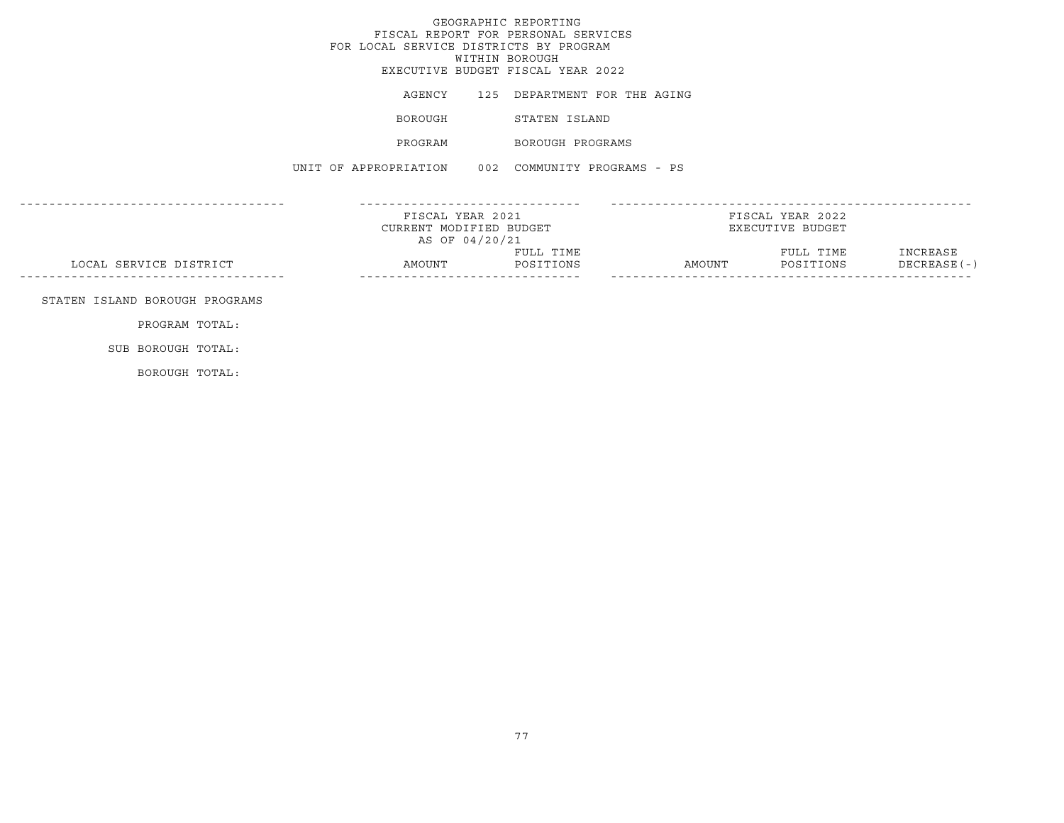GEOGRAPHIC REPORTING
FISCAL REPORT FOR PERSONAL SERVICES
FOR LOCAL SERVICE DISTRICTS BY PROGRAM
WITHIN BOROUGH
EXECUTIVE BUDGET FISCAL YEAR 2022

AGENCY 125 DEPARTMENT FOR THE AGING

BOROUGH STATEN ISLAND

PROGRAM BOROUGH PROGRAMS

UNIT OF APPROPRIATION 002 COMMUNITY PROGRAMS - PS

| LOCAL SERVICE DISTRICT | FISCAL YEAR 2021 CURRENT MODIFIED BUDGET AS OF 04/20/21 AMOUNT | FULL TIME POSITIONS | FISCAL YEAR 2022 EXECUTIVE BUDGET AMOUNT | FULL TIME POSITIONS | INCREASE DECREASE(-) |
|---|---|---|---|---|---|
| STATEN ISLAND BOROUGH PROGRAMS | | | | | |
| PROGRAM TOTAL: | | | | | |
| SUB BOROUGH TOTAL: | | | | | |
| BOROUGH TOTAL: | | | | | |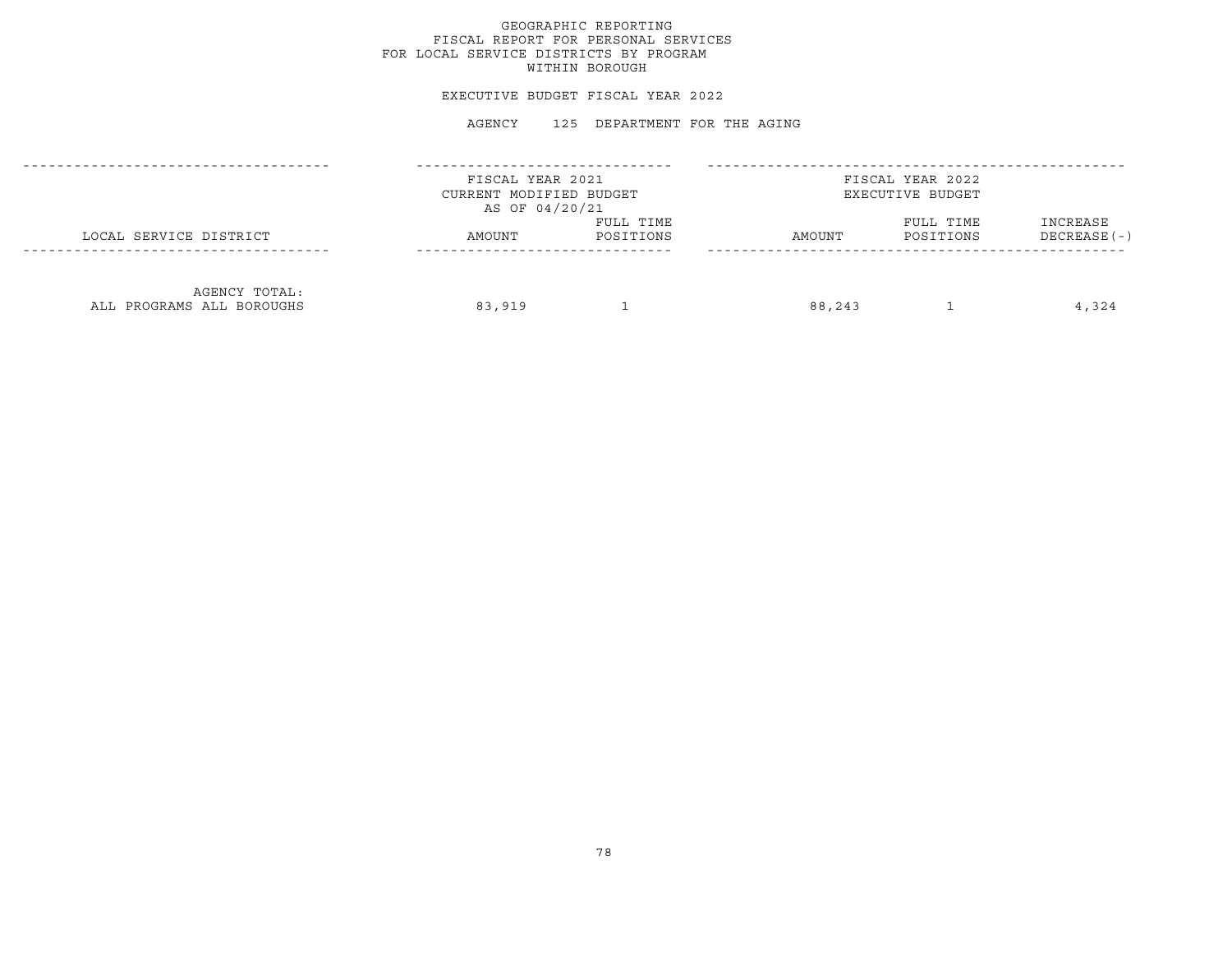# GEOGRAPHIC REPORTING
## FISCAL REPORT FOR PERSONAL SERVICES
## FOR LOCAL SERVICE DISTRICTS BY PROGRAM
## WITHIN BOROUGH

EXECUTIVE BUDGET FISCAL YEAR 2022

AGENCY 125 DEPARTMENT FOR THE AGING

| LOCAL SERVICE DISTRICT | FISCAL YEAR 2021 CURRENT MODIFIED BUDGET AS OF 04/20/21 AMOUNT | FULL TIME POSITIONS | FISCAL YEAR 2022 EXECUTIVE BUDGET AMOUNT | FULL TIME POSITIONS | INCREASE DECREASE(-) |
|---|---|---|---|---|---|
| AGENCY TOTAL: ALL PROGRAMS ALL BOROUGHS | 83,919 | 1 | 88,243 | 1 | 4,324 |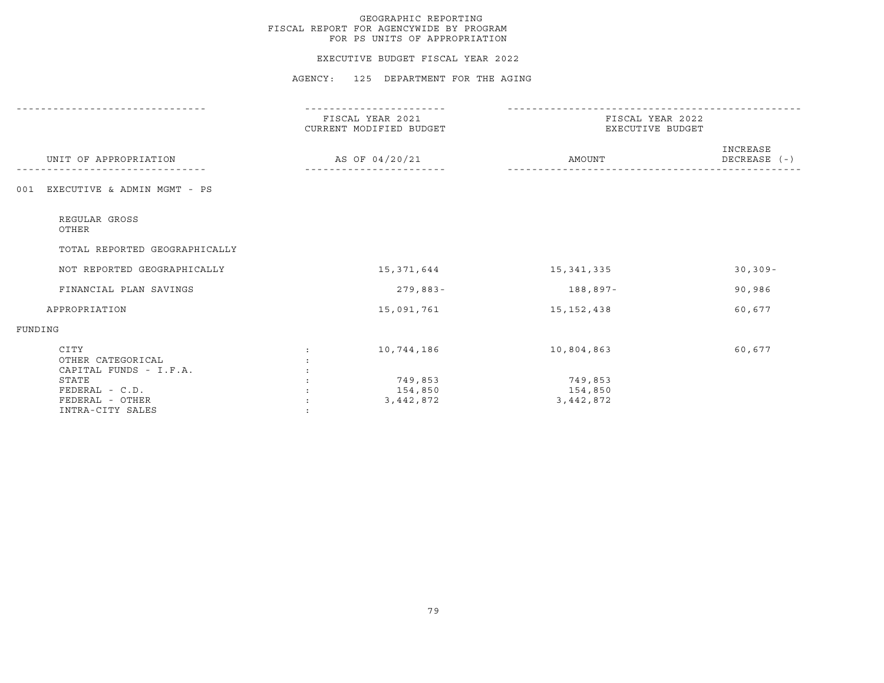GEOGRAPHIC REPORTING
FISCAL REPORT FOR AGENCYWIDE BY PROGRAM
FOR PS UNITS OF APPROPRIATION

EXECUTIVE BUDGET FISCAL YEAR 2022

AGENCY: 125 DEPARTMENT FOR THE AGING

| UNIT OF APPROPRIATION | | FISCAL YEAR 2021 CURRENT MODIFIED BUDGET AS OF 04/20/21 | FISCAL YEAR 2022 EXECUTIVE BUDGET AMOUNT | INCREASE DECREASE (-) |
|---|---|---|---|---|
| 001 EXECUTIVE & ADMIN MGMT - PS | | | | |
| REGULAR GROSS | | | | |
| OTHER | | | | |
| TOTAL REPORTED GEOGRAPHICALLY | | | | |
| NOT REPORTED GEOGRAPHICALLY | | 15,371,644 | 15,341,335 | 30,309- |
| FINANCIAL PLAN SAVINGS | | 279,883- | 188,897- | 90,986 |
| APPROPRIATION | | 15,091,761 | 15,152,438 | 60,677 |
| FUNDING | | | | |
| CITY | : | 10,744,186 | 10,804,863 | 60,677 |
| OTHER CATEGORICAL | : | | | |
| CAPITAL FUNDS - I.F.A. | : | | | |
| STATE | : | 749,853 | 749,853 | |
| FEDERAL - C.D. | : | 154,850 | 154,850 | |
| FEDERAL - OTHER | : | 3,442,872 | 3,442,872 | |
| INTRA-CITY SALES | : | | | |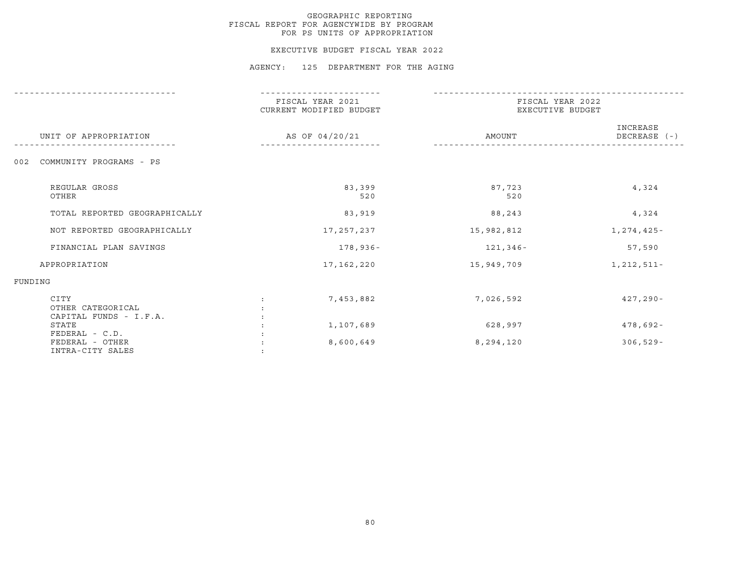GEOGRAPHIC REPORTING
FISCAL REPORT FOR AGENCYWIDE BY PROGRAM
FOR PS UNITS OF APPROPRIATION

EXECUTIVE BUDGET FISCAL YEAR 2022

AGENCY: 125 DEPARTMENT FOR THE AGING

| UNIT OF APPROPRIATION | FISCAL YEAR 2021 CURRENT MODIFIED BUDGET AS OF 04/20/21 | FISCAL YEAR 2022 EXECUTIVE BUDGET AMOUNT | INCREASE DECREASE (-) |
|---|---|---|---|
| 002 COMMUNITY PROGRAMS - PS | | | |
| REGULAR GROSS | 83,399 | 87,723 | 4,324 |
| OTHER | 520 | 520 | |
| TOTAL REPORTED GEOGRAPHICALLY | 83,919 | 88,243 | 4,324 |
| NOT REPORTED GEOGRAPHICALLY | 17,257,237 | 15,982,812 | 1,274,425- |
| FINANCIAL PLAN SAVINGS | 178,936- | 121,346- | 57,590 |
| APPROPRIATION | 17,162,220 | 15,949,709 | 1,212,511- |
| FUNDING | | | |
| CITY | 7,453,882 | 7,026,592 | 427,290- |
| OTHER CATEGORICAL | | | |
| CAPITAL FUNDS - I.F.A. | | | |
| STATE | 1,107,689 | 628,997 | 478,692- |
| FEDERAL - C.D. | | | |
| FEDERAL - OTHER | 8,600,649 | 8,294,120 | 306,529- |
| INTRA-CITY SALES | | | |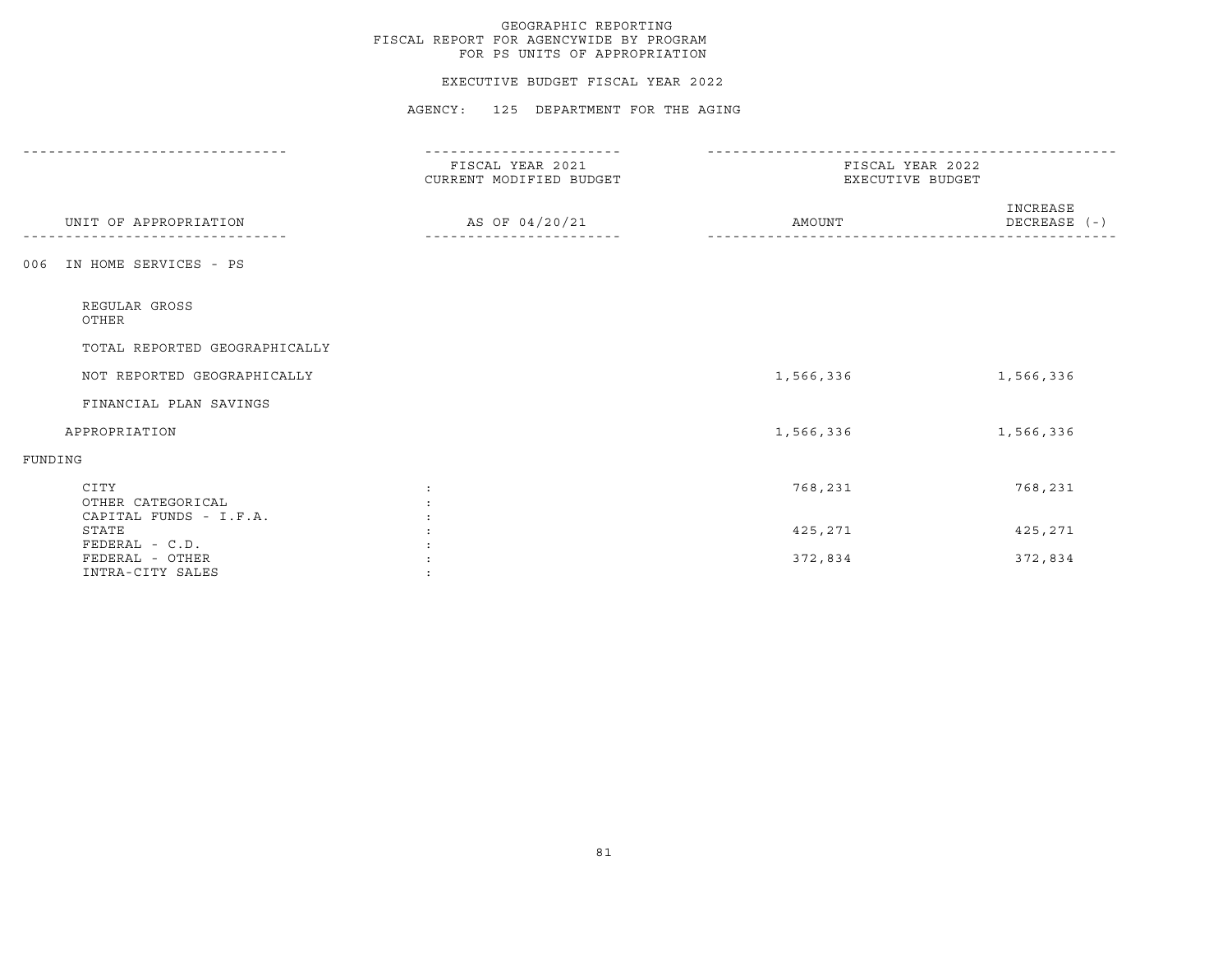GEOGRAPHIC REPORTING
FISCAL REPORT FOR AGENCYWIDE BY PROGRAM
FOR PS UNITS OF APPROPRIATION

EXECUTIVE BUDGET FISCAL YEAR 2022

AGENCY: 125 DEPARTMENT FOR THE AGING

| UNIT OF APPROPRIATION | FISCAL YEAR 2021 CURRENT MODIFIED BUDGET AS OF 04/20/21 | FISCAL YEAR 2022 EXECUTIVE BUDGET AMOUNT | INCREASE DECREASE (-) |
|---|---|---|---|
| 006 IN HOME SERVICES - PS | | | |
| REGULAR GROSS | | | |
| OTHER | | | |
| TOTAL REPORTED GEOGRAPHICALLY | | | |
| NOT REPORTED GEOGRAPHICALLY | | 1,566,336 | 1,566,336 |
| FINANCIAL PLAN SAVINGS | | | |
| APPROPRIATION | | 1,566,336 | 1,566,336 |
| FUNDING | | | |
| CITY | : | 768,231 | 768,231 |
| OTHER CATEGORICAL | : | | |
| CAPITAL FUNDS - I.F.A. | : | | |
| STATE | : | 425,271 | 425,271 |
| FEDERAL - C.D. | : | | |
| FEDERAL - OTHER | : | 372,834 | 372,834 |
| INTRA-CITY SALES | : | | |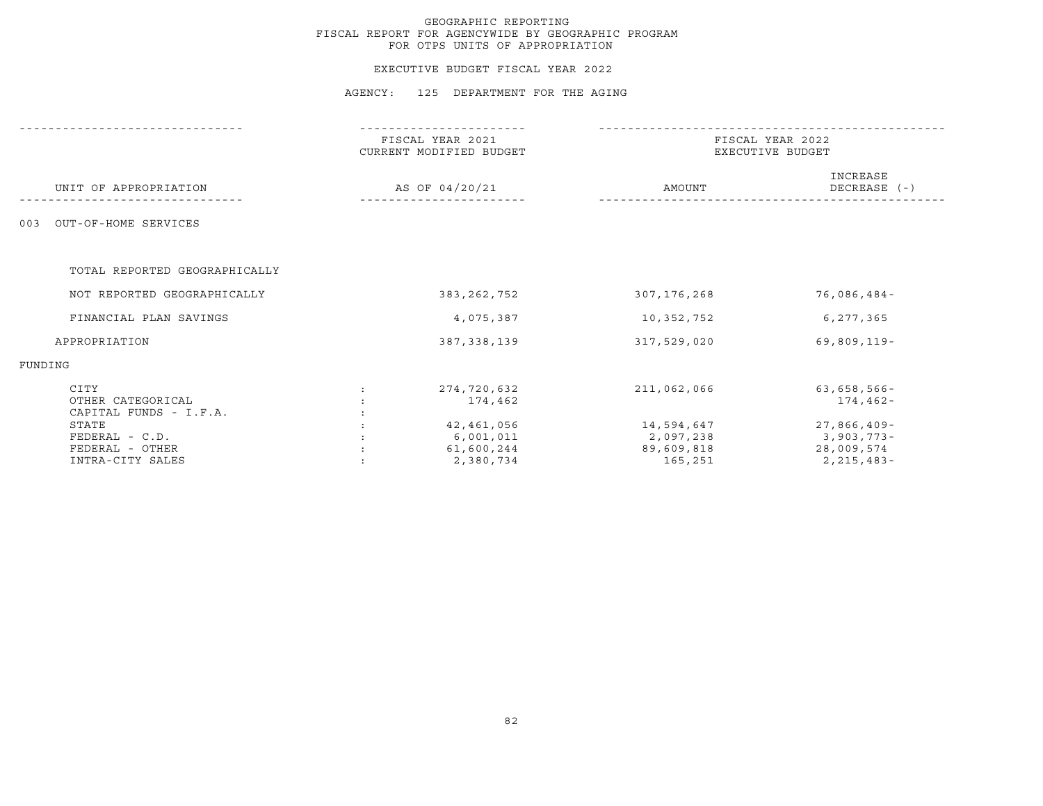GEOGRAPHIC REPORTING
FISCAL REPORT FOR AGENCYWIDE BY GEOGRAPHIC PROGRAM
FOR OTPS UNITS OF APPROPRIATION

EXECUTIVE BUDGET FISCAL YEAR 2022

AGENCY: 125 DEPARTMENT FOR THE AGING

| UNIT OF APPROPRIATION | | FISCAL YEAR 2021 CURRENT MODIFIED BUDGET AS OF 04/20/21 | FISCAL YEAR 2022 EXECUTIVE BUDGET AMOUNT | INCREASE DECREASE (-) |
|---|---|---|---|---|
| 003 OUT-OF-HOME SERVICES | | | | |
| TOTAL REPORTED GEOGRAPHICALLY | | | | |
| NOT REPORTED GEOGRAPHICALLY | | 383,262,752 | 307,176,268 | 76,086,484- |
| FINANCIAL PLAN SAVINGS | | 4,075,387 | 10,352,752 | 6,277,365 |
| APPROPRIATION | | 387,338,139 | 317,529,020 | 69,809,119- |
| FUNDING | | | | |
| CITY | : | 274,720,632 | 211,062,066 | 63,658,566- |
| OTHER CATEGORICAL | : | 174,462 | | 174,462- |
| CAPITAL FUNDS - I.F.A. | : | | | |
| STATE | : | 42,461,056 | 14,594,647 | 27,866,409- |
| FEDERAL - C.D. | : | 6,001,011 | 2,097,238 | 3,903,773- |
| FEDERAL - OTHER | : | 61,600,244 | 89,609,818 | 28,009,574 |
| INTRA-CITY SALES | : | 2,380,734 | 165,251 | 2,215,483- |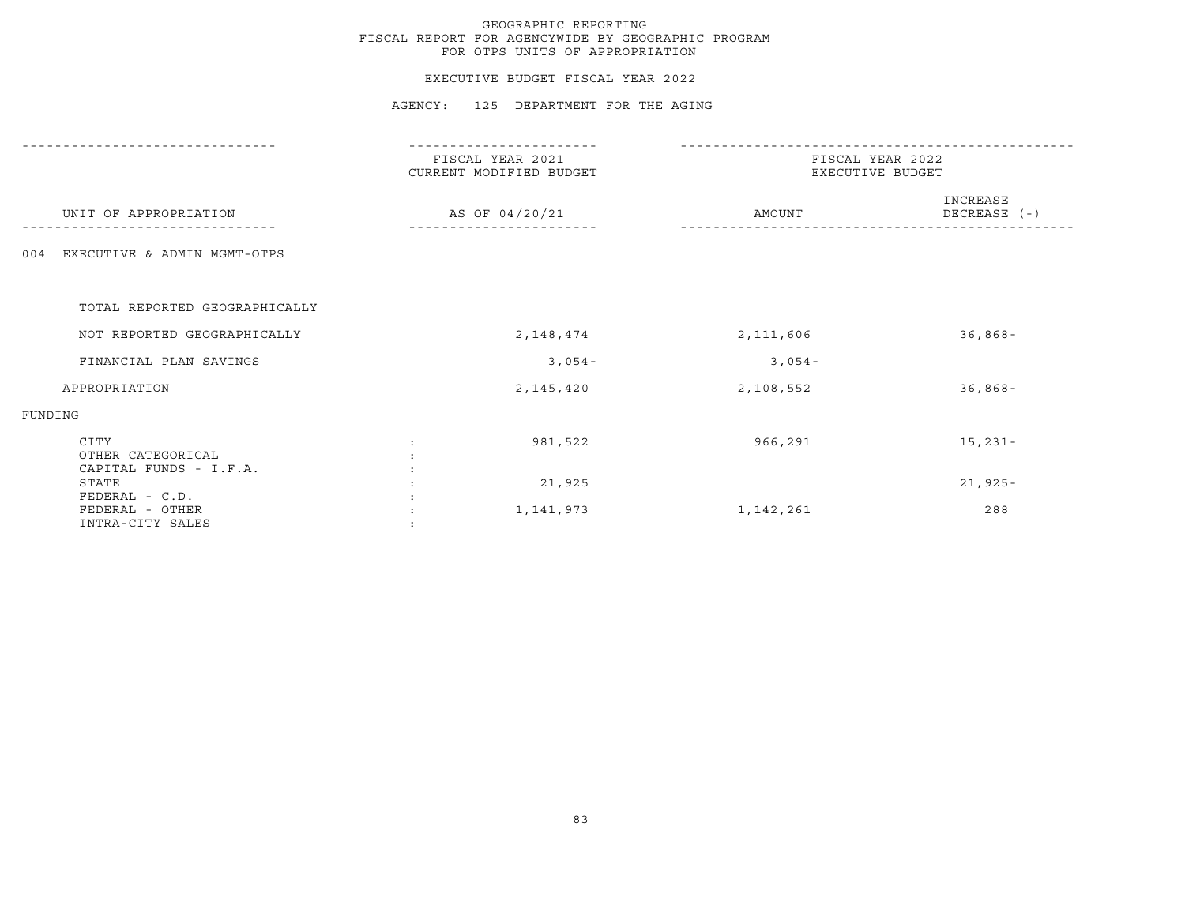GEOGRAPHIC REPORTING
FISCAL REPORT FOR AGENCYWIDE BY GEOGRAPHIC PROGRAM
FOR OTPS UNITS OF APPROPRIATION

EXECUTIVE BUDGET FISCAL YEAR 2022

AGENCY: 125 DEPARTMENT FOR THE AGING

| UNIT OF APPROPRIATION | FISCAL YEAR 2021 CURRENT MODIFIED BUDGET AS OF 04/20/21 | FISCAL YEAR 2022 EXECUTIVE BUDGET AMOUNT | INCREASE DECREASE (-) |
|---|---|---|---|
| 004 EXECUTIVE & ADMIN MGMT-OTPS | | | |
| TOTAL REPORTED GEOGRAPHICALLY | | | |
| NOT REPORTED GEOGRAPHICALLY | 2,148,474 | 2,111,606 | 36,868- |
| FINANCIAL PLAN SAVINGS | 3,054- | 3,054- | |
| APPROPRIATION | 2,145,420 | 2,108,552 | 36,868- |
| FUNDING | | | |
| CITY | 981,522 | 966,291 | 15,231- |
| OTHER CATEGORICAL | | | |
| CAPITAL FUNDS - I.F.A. | | | |
| STATE | 21,925 | | 21,925- |
| FEDERAL - C.D. | | | |
| FEDERAL - OTHER | 1,141,973 | 1,142,261 | 288 |
| INTRA-CITY SALES | | | |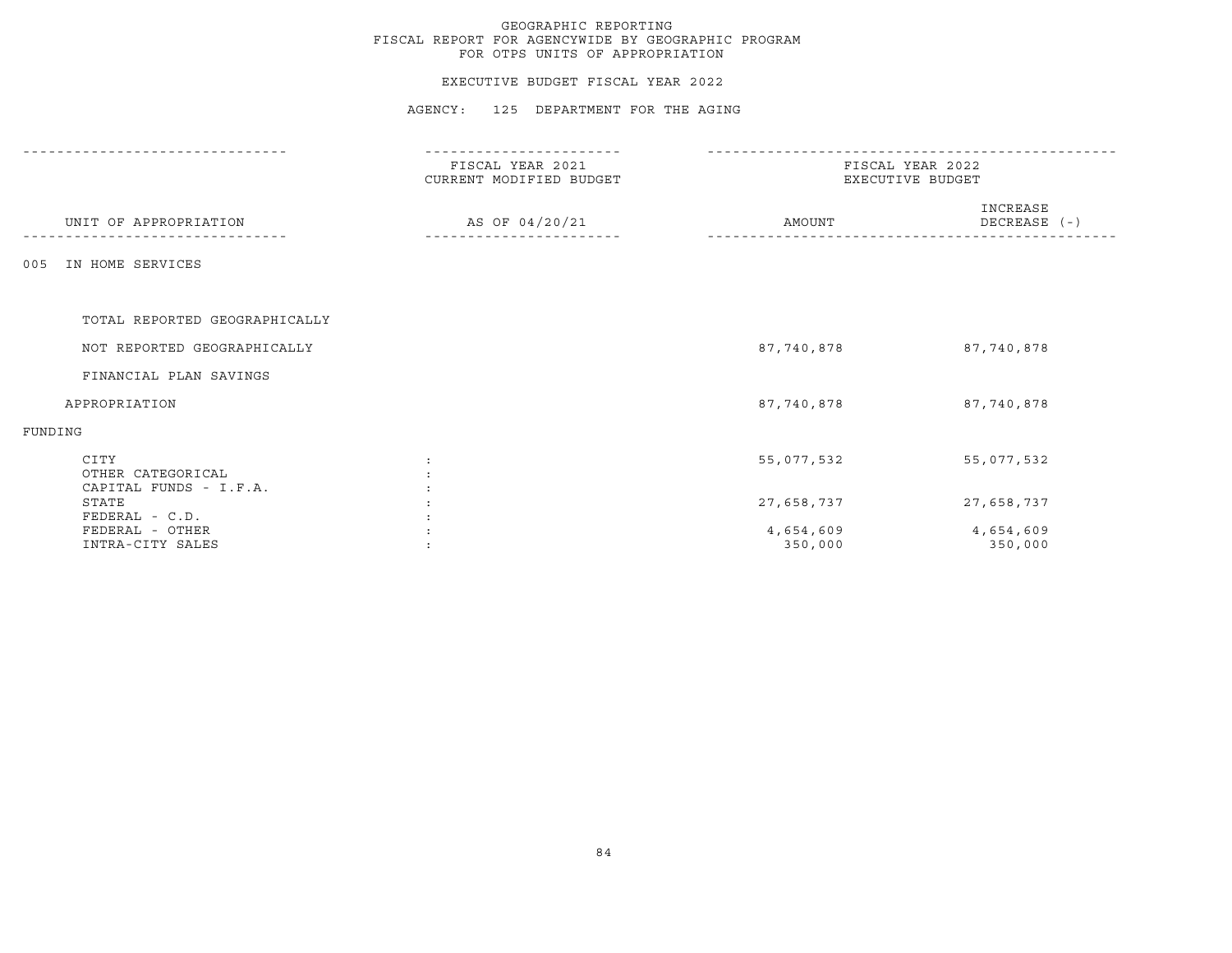GEOGRAPHIC REPORTING
FISCAL REPORT FOR AGENCYWIDE BY GEOGRAPHIC PROGRAM
FOR OTPS UNITS OF APPROPRIATION

EXECUTIVE BUDGET FISCAL YEAR 2022

AGENCY: 125 DEPARTMENT FOR THE AGING

| UNIT OF APPROPRIATION | FISCAL YEAR 2021 CURRENT MODIFIED BUDGET AS OF 04/20/21 | FISCAL YEAR 2022 EXECUTIVE BUDGET AMOUNT | INCREASE DECREASE (-) |
|---|---|---|---|
| 005 IN HOME SERVICES | | | |
| TOTAL REPORTED GEOGRAPHICALLY | | | |
| NOT REPORTED GEOGRAPHICALLY | | 87,740,878 | 87,740,878 |
| FINANCIAL PLAN SAVINGS | | | |
| APPROPRIATION | | 87,740,878 | 87,740,878 |
| FUNDING | | | |
| CITY | : | 55,077,532 | 55,077,532 |
| OTHER CATEGORICAL | : | | |
| CAPITAL FUNDS - I.F.A. | : | | |
| STATE | : | 27,658,737 | 27,658,737 |
| FEDERAL - C.D. | : | | |
| FEDERAL - OTHER | : | 4,654,609 | 4,654,609 |
| INTRA-CITY SALES | : | 350,000 | 350,000 |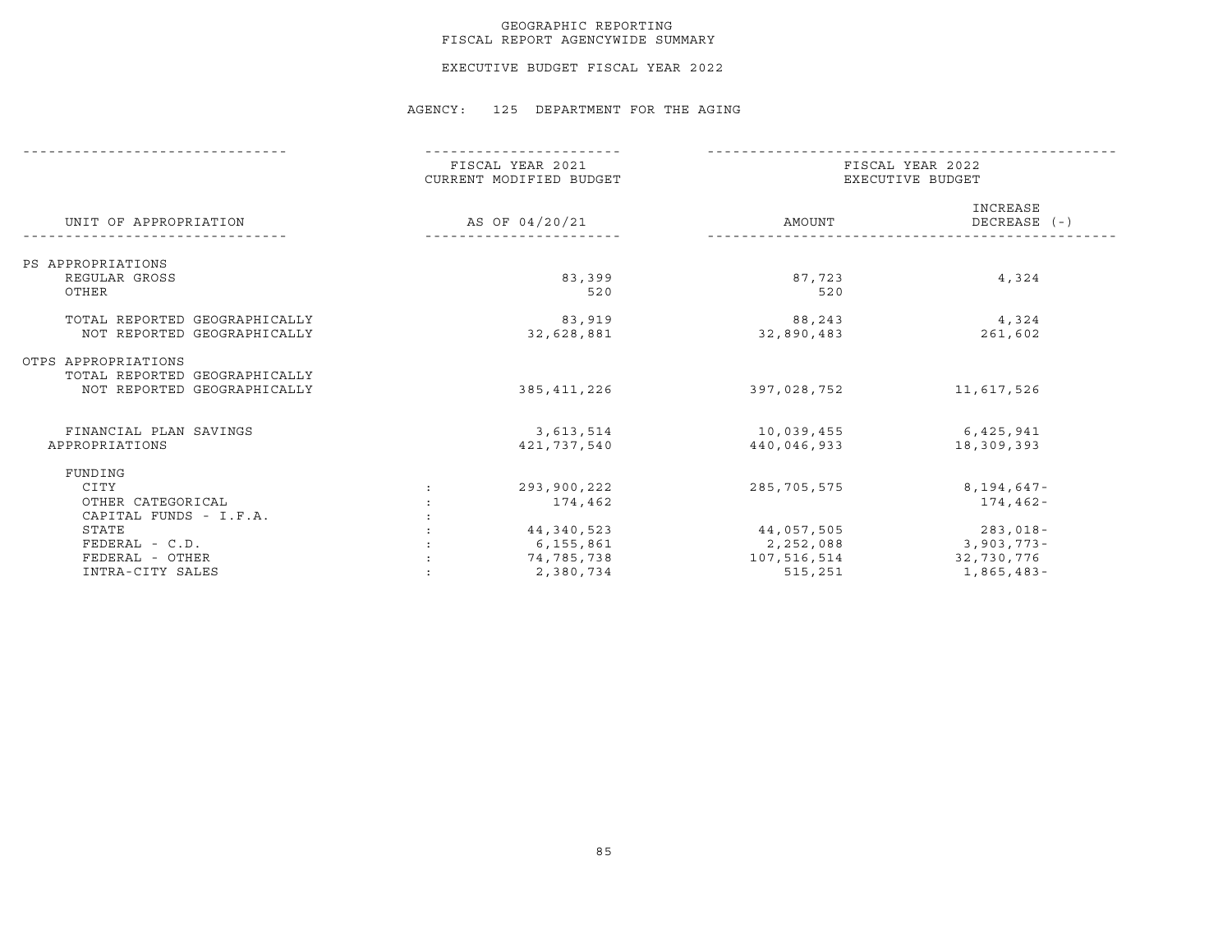GEOGRAPHIC REPORTING
FISCAL REPORT AGENCYWIDE SUMMARY

EXECUTIVE BUDGET FISCAL YEAR 2022

AGENCY: 125 DEPARTMENT FOR THE AGING

| UNIT OF APPROPRIATION | | FISCAL YEAR 2021 CURRENT MODIFIED BUDGET AS OF 04/20/21 | FISCAL YEAR 2022 EXECUTIVE BUDGET AMOUNT | INCREASE DECREASE (-) |
|---|---|---|---|---|
| PS APPROPRIATIONS | | | | |
| REGULAR GROSS | | 83,399 | 87,723 | 4,324 |
| OTHER | | 520 | 520 | |
| TOTAL REPORTED GEOGRAPHICALLY | | 83,919 | 88,243 | 4,324 |
| NOT REPORTED GEOGRAPHICALLY | | 32,628,881 | 32,890,483 | 261,602 |
| OTPS APPROPRIATIONS | | | | |
| TOTAL REPORTED GEOGRAPHICALLY | | | | |
| NOT REPORTED GEOGRAPHICALLY | | 385,411,226 | 397,028,752 | 11,617,526 |
| FINANCIAL PLAN SAVINGS | | 3,613,514 | 10,039,455 | 6,425,941 |
| APPROPRIATIONS | | 421,737,540 | 440,046,933 | 18,309,393 |
| FUNDING | | | | |
| CITY | : | 293,900,222 | 285,705,575 | 8,194,647- |
| OTHER CATEGORICAL | : | 174,462 | | 174,462- |
| CAPITAL FUNDS - I.F.A. | : | | | |
| STATE | : | 44,340,523 | 44,057,505 | 283,018- |
| FEDERAL - C.D. | : | 6,155,861 | 2,252,088 | 3,903,773- |
| FEDERAL - OTHER | : | 74,785,738 | 107,516,514 | 32,730,776 |
| INTRA-CITY SALES | : | 2,380,734 | 515,251 | 1,865,483- |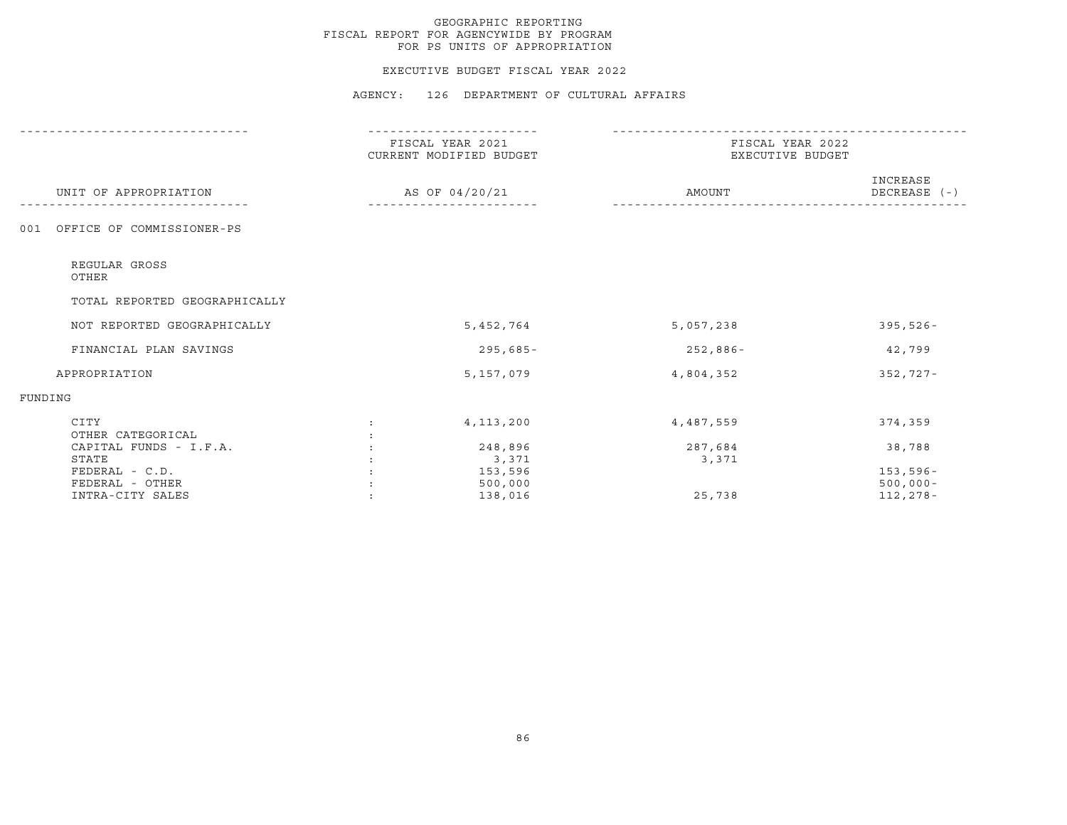GEOGRAPHIC REPORTING
FISCAL REPORT FOR AGENCYWIDE BY PROGRAM
FOR PS UNITS OF APPROPRIATION

EXECUTIVE BUDGET FISCAL YEAR 2022

AGENCY: 126 DEPARTMENT OF CULTURAL AFFAIRS

| UNIT OF APPROPRIATION | FISCAL YEAR 2021 CURRENT MODIFIED BUDGET AS OF 04/20/21 | FISCAL YEAR 2022 EXECUTIVE BUDGET AMOUNT | INCREASE DECREASE (-) |
|---|---|---|---|
| 001 OFFICE OF COMMISSIONER-PS | | | |
| REGULAR GROSS | | | |
| OTHER | | | |
| TOTAL REPORTED GEOGRAPHICALLY | | | |
| NOT REPORTED GEOGRAPHICALLY | 5,452,764 | 5,057,238 | 395,526- |
| FINANCIAL PLAN SAVINGS | 295,685- | 252,886- | 42,799 |
| APPROPRIATION | 5,157,079 | 4,804,352 | 352,727- |
| FUNDING | | | |
| CITY | 4,113,200 | 4,487,559 | 374,359 |
| OTHER CATEGORICAL | | | |
| CAPITAL FUNDS - I.F.A. | 248,896 | 287,684 | 38,788 |
| STATE | 3,371 | 3,371 | |
| FEDERAL - C.D. | 153,596 | | 153,596- |
| FEDERAL - OTHER | 500,000 | | 500,000- |
| INTRA-CITY SALES | 138,016 | 25,738 | 112,278- |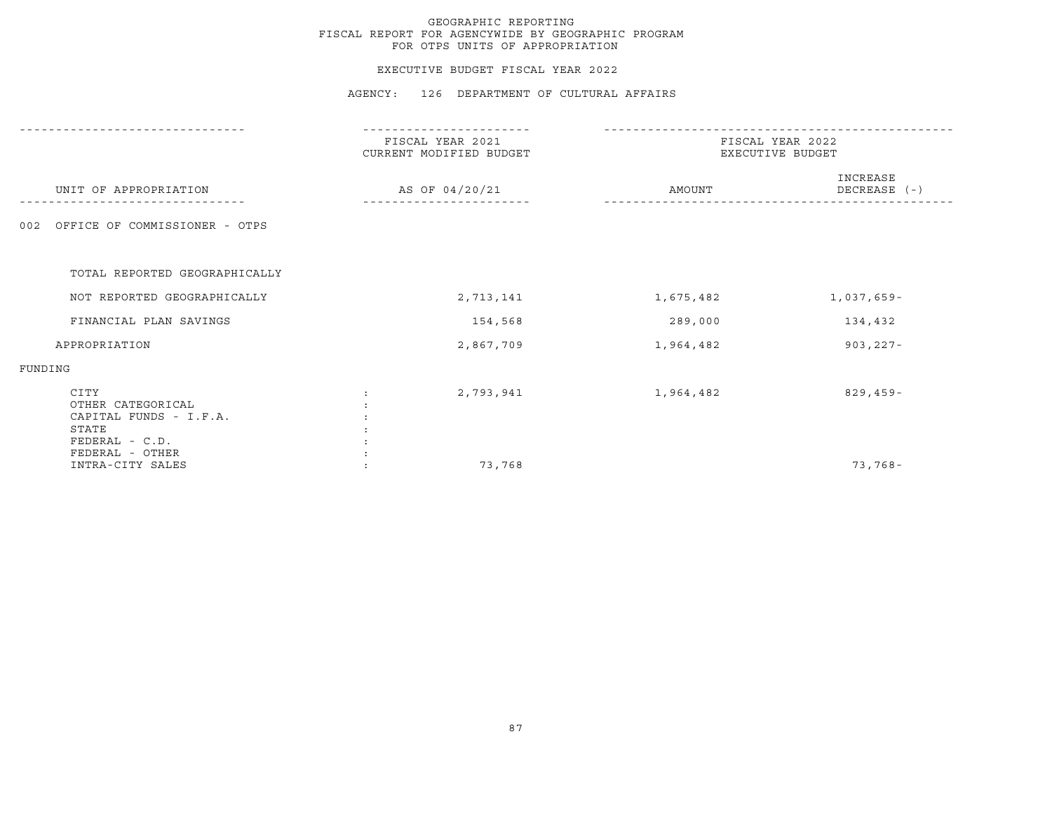GEOGRAPHIC REPORTING
FISCAL REPORT FOR AGENCYWIDE BY GEOGRAPHIC PROGRAM
FOR OTPS UNITS OF APPROPRIATION

EXECUTIVE BUDGET FISCAL YEAR 2022

AGENCY: 126 DEPARTMENT OF CULTURAL AFFAIRS

| UNIT OF APPROPRIATION | FISCAL YEAR 2021 CURRENT MODIFIED BUDGET AS OF 04/20/21 | FISCAL YEAR 2022 EXECUTIVE BUDGET AMOUNT | INCREASE DECREASE (-) |
|---|---|---|---|
| 002 OFFICE OF COMMISSIONER - OTPS | | | |
| TOTAL REPORTED GEOGRAPHICALLY | | | |
| NOT REPORTED GEOGRAPHICALLY | 2,713,141 | 1,675,482 | 1,037,659- |
| FINANCIAL PLAN SAVINGS | 154,568 | 289,000 | 134,432 |
| APPROPRIATION | 2,867,709 | 1,964,482 | 903,227- |
| FUNDING | | | |
| CITY | 2,793,941 | 1,964,482 | 829,459- |
| OTHER CATEGORICAL | | | |
| CAPITAL FUNDS - I.F.A. | | | |
| STATE | | | |
| FEDERAL - C.D. | | | |
| FEDERAL - OTHER | | | |
| INTRA-CITY SALES | 73,768 | | 73,768- |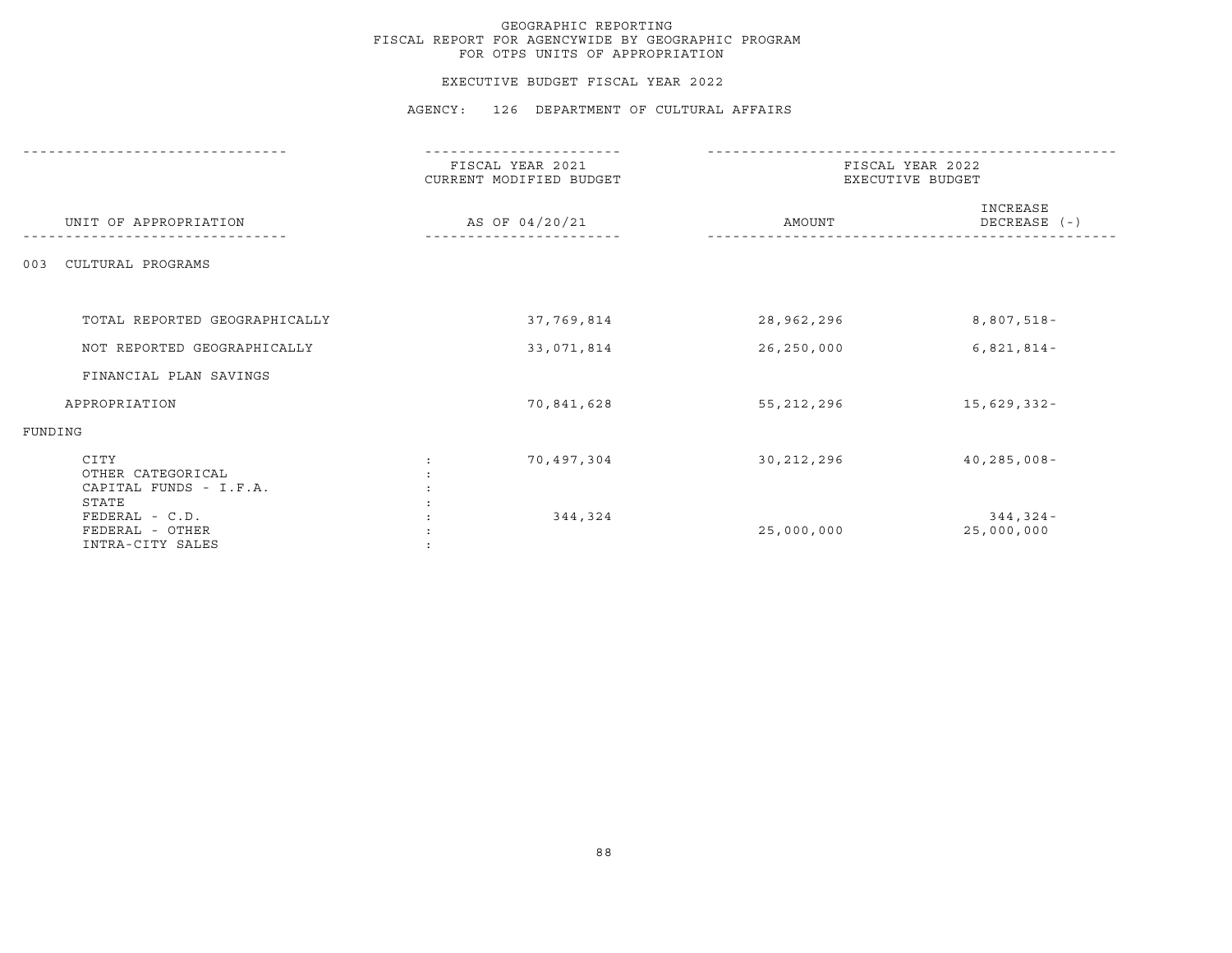GEOGRAPHIC REPORTING
FISCAL REPORT FOR AGENCYWIDE BY GEOGRAPHIC PROGRAM
FOR OTPS UNITS OF APPROPRIATION

EXECUTIVE BUDGET FISCAL YEAR 2022

AGENCY: 126 DEPARTMENT OF CULTURAL AFFAIRS

| UNIT OF APPROPRIATION | FISCAL YEAR 2021 CURRENT MODIFIED BUDGET AS OF 04/20/21 | FISCAL YEAR 2022 EXECUTIVE BUDGET AMOUNT | INCREASE DECREASE (-) |
|---|---|---|---|
| 003 CULTURAL PROGRAMS | | | |
| TOTAL REPORTED GEOGRAPHICALLY | 37,769,814 | 28,962,296 | 8,807,518- |
| NOT REPORTED GEOGRAPHICALLY | 33,071,814 | 26,250,000 | 6,821,814- |
| FINANCIAL PLAN SAVINGS | | | |
| APPROPRIATION | 70,841,628 | 55,212,296 | 15,629,332- |
| FUNDING | | | |
| CITY | 70,497,304 | 30,212,296 | 40,285,008- |
| OTHER CATEGORICAL | | | |
| CAPITAL FUNDS - I.F.A. | | | |
| STATE | | | |
| FEDERAL - C.D. | 344,324 | | 344,324- |
| FEDERAL - OTHER | | 25,000,000 | 25,000,000 |
| INTRA-CITY SALES | | | |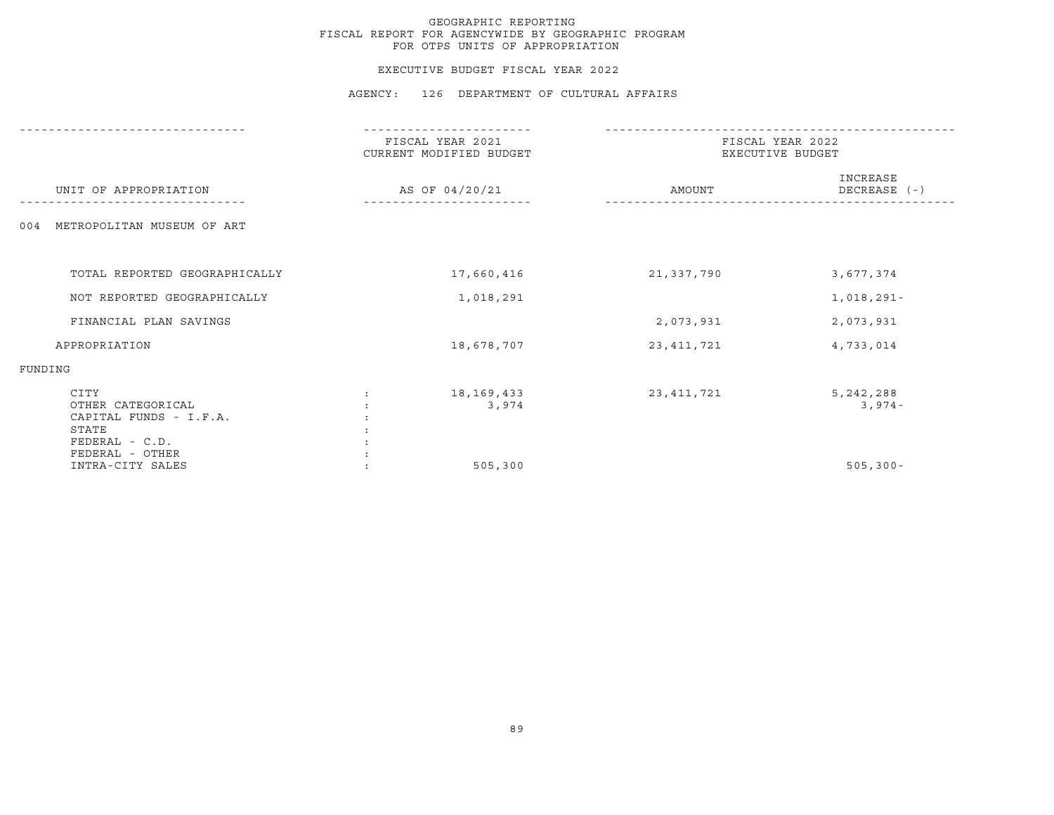# GEOGRAPHIC REPORTING
## FISCAL REPORT FOR AGENCYWIDE BY GEOGRAPHIC PROGRAM
## FOR OTPS UNITS OF APPROPRIATION

### EXECUTIVE BUDGET FISCAL YEAR 2022

### AGENCY: 126 DEPARTMENT OF CULTURAL AFFAIRS

| UNIT OF APPROPRIATION | | FISCAL YEAR 2021 CURRENT MODIFIED BUDGET AS OF 04/20/21 | FISCAL YEAR 2022 EXECUTIVE BUDGET AMOUNT | FISCAL YEAR 2022 EXECUTIVE BUDGET INCREASE DECREASE (-) |
|---|---|---|---|---|
| 004 METROPOLITAN MUSEUM OF ART | | | | |
| TOTAL REPORTED GEOGRAPHICALLY | | 17,660,416 | 21,337,790 | 3,677,374 |
| NOT REPORTED GEOGRAPHICALLY | | 1,018,291 | | 1,018,291- |
| FINANCIAL PLAN SAVINGS | | | 2,073,931 | 2,073,931 |
| APPROPRIATION | | 18,678,707 | 23,411,721 | 4,733,014 |
| FUNDING | | | | |
| CITY | : | 18,169,433 | 23,411,721 | 5,242,288 |
| OTHER CATEGORICAL | : | 3,974 | | 3,974- |
| CAPITAL FUNDS - I.F.A. | : | | | |
| STATE | : | | | |
| FEDERAL - C.D. | : | | | |
| FEDERAL - OTHER | : | | | |
| INTRA-CITY SALES | : | 505,300 | | 505,300- |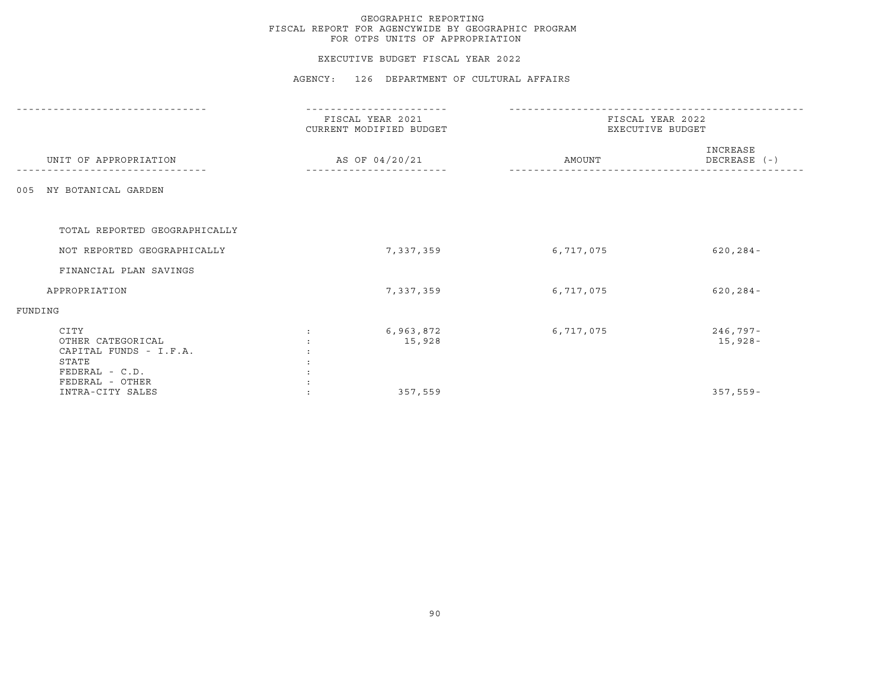GEOGRAPHIC REPORTING
FISCAL REPORT FOR AGENCYWIDE BY GEOGRAPHIC PROGRAM
FOR OTPS UNITS OF APPROPRIATION

EXECUTIVE BUDGET FISCAL YEAR 2022

AGENCY: 126 DEPARTMENT OF CULTURAL AFFAIRS

| UNIT OF APPROPRIATION | FISCAL YEAR 2021 CURRENT MODIFIED BUDGET AS OF 04/20/21 | FISCAL YEAR 2022 EXECUTIVE BUDGET AMOUNT | INCREASE DECREASE (-) |
|---|---|---|---|
| 005 NY BOTANICAL GARDEN | | | |
| TOTAL REPORTED GEOGRAPHICALLY | | | |
| NOT REPORTED GEOGRAPHICALLY | 7,337,359 | 6,717,075 | 620,284- |
| FINANCIAL PLAN SAVINGS | | | |
| APPROPRIATION | 7,337,359 | 6,717,075 | 620,284- |
| FUNDING | | | |
| CITY | 6,963,872 | 6,717,075 | 246,797- |
| OTHER CATEGORICAL | 15,928 | | 15,928- |
| CAPITAL FUNDS - I.F.A. | | | |
| STATE | | | |
| FEDERAL - C.D. | | | |
| FEDERAL - OTHER | | | |
| INTRA-CITY SALES | 357,559 | | 357,559- |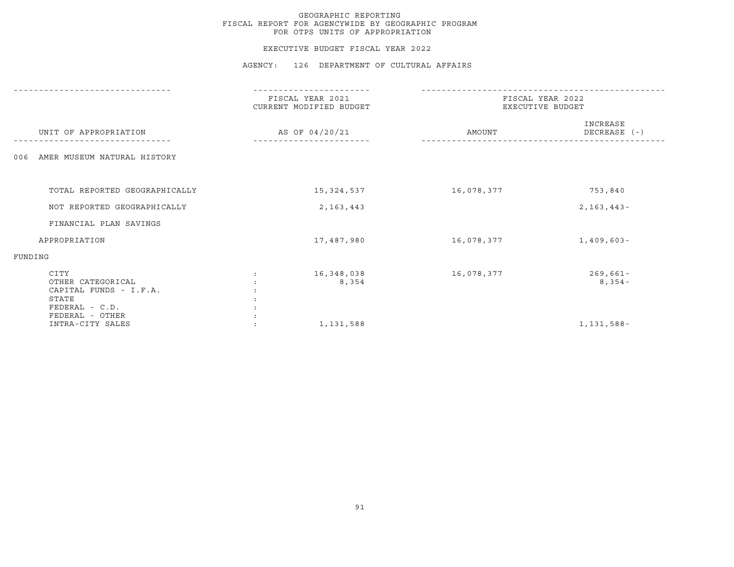GEOGRAPHIC REPORTING
FISCAL REPORT FOR AGENCYWIDE BY GEOGRAPHIC PROGRAM
FOR OTPS UNITS OF APPROPRIATION

EXECUTIVE BUDGET FISCAL YEAR 2022

AGENCY: 126 DEPARTMENT OF CULTURAL AFFAIRS

| UNIT OF APPROPRIATION | FISCAL YEAR 2021 CURRENT MODIFIED BUDGET AS OF 04/20/21 | FISCAL YEAR 2022 EXECUTIVE BUDGET AMOUNT | INCREASE DECREASE (-) |
|---|---|---|---|
| 006 AMER MUSEUM NATURAL HISTORY | | | |
| TOTAL REPORTED GEOGRAPHICALLY | 15,324,537 | 16,078,377 | 753,840 |
| NOT REPORTED GEOGRAPHICALLY | 2,163,443 | | 2,163,443- |
| FINANCIAL PLAN SAVINGS | | | |
| APPROPRIATION | 17,487,980 | 16,078,377 | 1,409,603- |
| FUNDING | | | |
| CITY | 16,348,038 | 16,078,377 | 269,661- |
| OTHER CATEGORICAL | 8,354 | | 8,354- |
| CAPITAL FUNDS - I.F.A. | | | |
| STATE | | | |
| FEDERAL - C.D. | | | |
| FEDERAL - OTHER | | | |
| INTRA-CITY SALES | 1,131,588 | | 1,131,588- |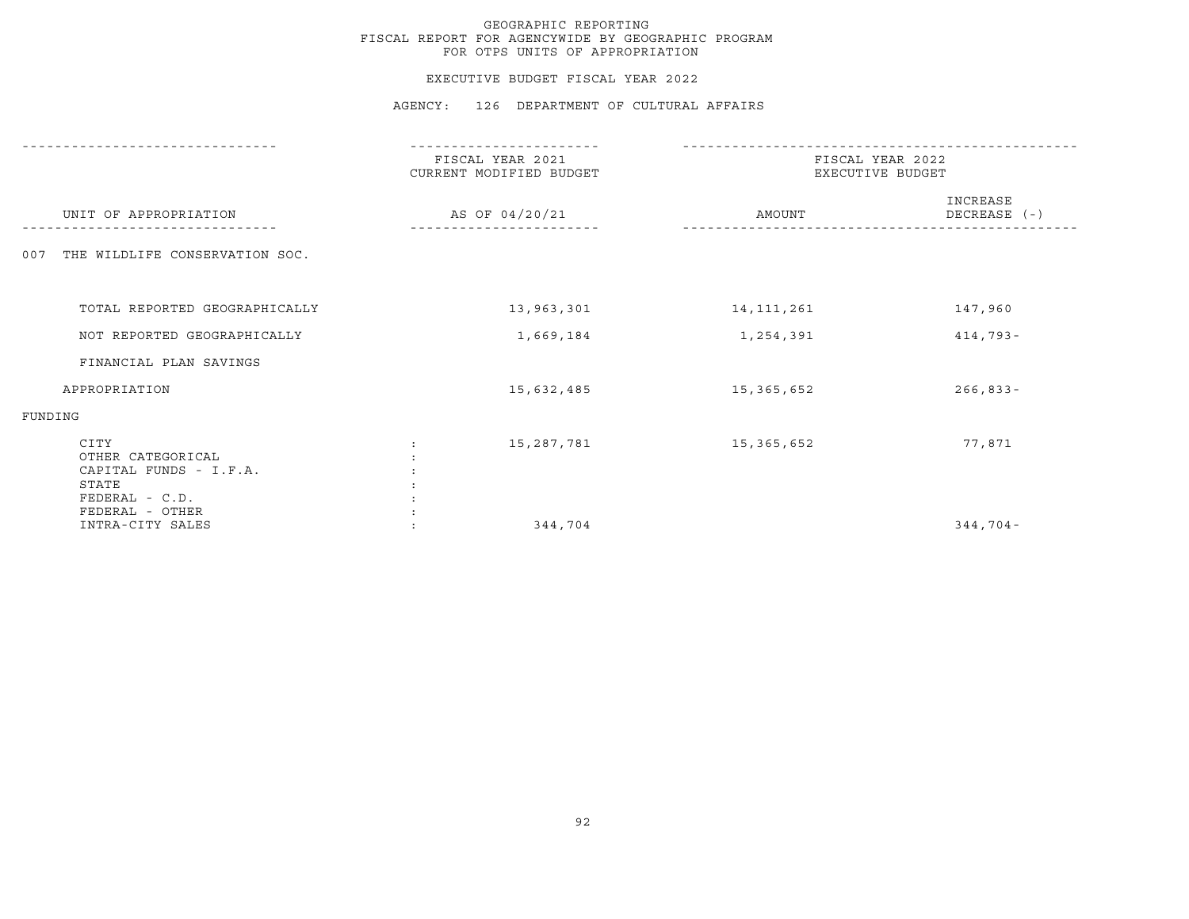GEOGRAPHIC REPORTING
FISCAL REPORT FOR AGENCYWIDE BY GEOGRAPHIC PROGRAM
FOR OTPS UNITS OF APPROPRIATION

EXECUTIVE BUDGET FISCAL YEAR 2022

AGENCY: 126 DEPARTMENT OF CULTURAL AFFAIRS

| UNIT OF APPROPRIATION | FISCAL YEAR 2021 CURRENT MODIFIED BUDGET AS OF 04/20/21 | FISCAL YEAR 2022 EXECUTIVE BUDGET AMOUNT | INCREASE DECREASE (-) |
|---|---|---|---|
| 007 THE WILDLIFE CONSERVATION SOC. | | | |
| TOTAL REPORTED GEOGRAPHICALLY | 13,963,301 | 14,111,261 | 147,960 |
| NOT REPORTED GEOGRAPHICALLY | 1,669,184 | 1,254,391 | 414,793- |
| FINANCIAL PLAN SAVINGS | | | |
| APPROPRIATION | 15,632,485 | 15,365,652 | 266,833- |
| FUNDING | | | |
| CITY | 15,287,781 | 15,365,652 | 77,871 |
| OTHER CATEGORICAL | | | |
| CAPITAL FUNDS - I.F.A. | | | |
| STATE | | | |
| FEDERAL - C.D. | | | |
| FEDERAL - OTHER | | | |
| INTRA-CITY SALES | 344,704 | | 344,704- |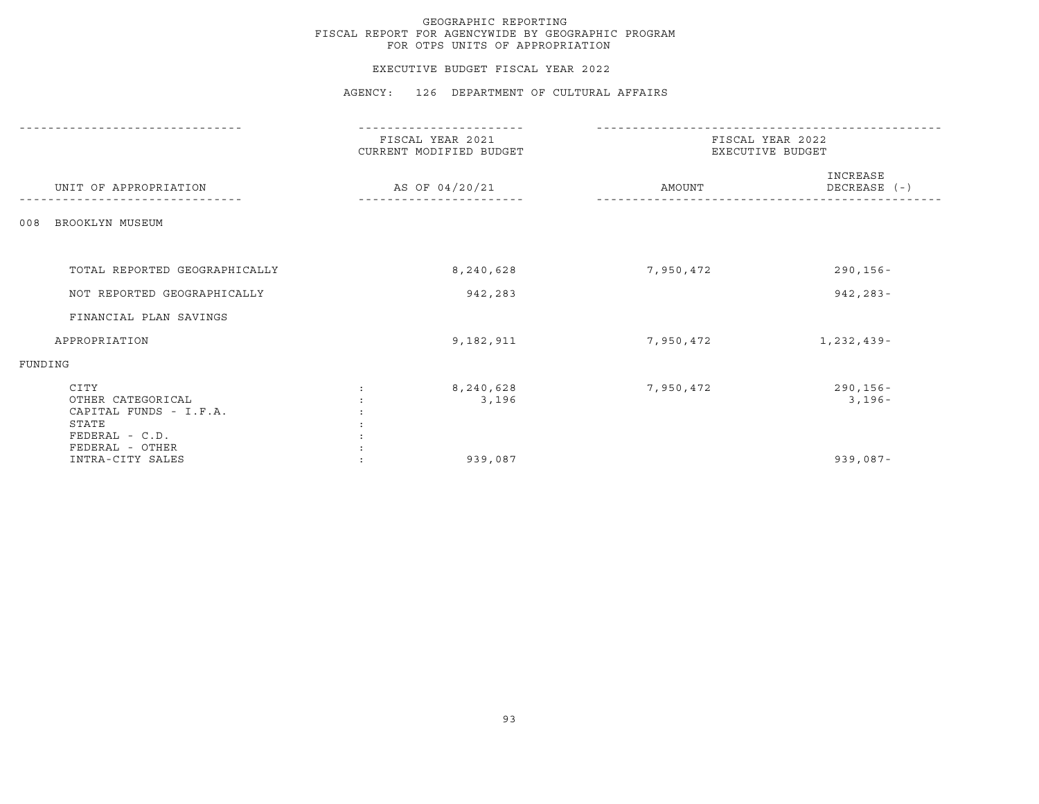# GEOGRAPHIC REPORTING
## FISCAL REPORT FOR AGENCYWIDE BY GEOGRAPHIC PROGRAM
## FOR OTPS UNITS OF APPROPRIATION

### EXECUTIVE BUDGET FISCAL YEAR 2022

### AGENCY: 126 DEPARTMENT OF CULTURAL AFFAIRS

| UNIT OF APPROPRIATION | | FISCAL YEAR 2021 CURRENT MODIFIED BUDGET AS OF 04/20/21 | FISCAL YEAR 2022 EXECUTIVE BUDGET AMOUNT | INCREASE DECREASE (-) |
|---|---|---|---|---|
| 008 BROOKLYN MUSEUM | | | | |
| TOTAL REPORTED GEOGRAPHICALLY | | 8,240,628 | 7,950,472 | 290,156- |
| NOT REPORTED GEOGRAPHICALLY | | 942,283 | | 942,283- |
| FINANCIAL PLAN SAVINGS | | | | |
| APPROPRIATION | | 9,182,911 | 7,950,472 | 1,232,439- |
| FUNDING | | | | |
| CITY | : | 8,240,628 | 7,950,472 | 290,156- |
| OTHER CATEGORICAL | : | 3,196 | | 3,196- |
| CAPITAL FUNDS - I.F.A. | : | | | |
| STATE | : | | | |
| FEDERAL - C.D. | : | | | |
| FEDERAL - OTHER | : | | | |
| INTRA-CITY SALES | : | 939,087 | | 939,087- |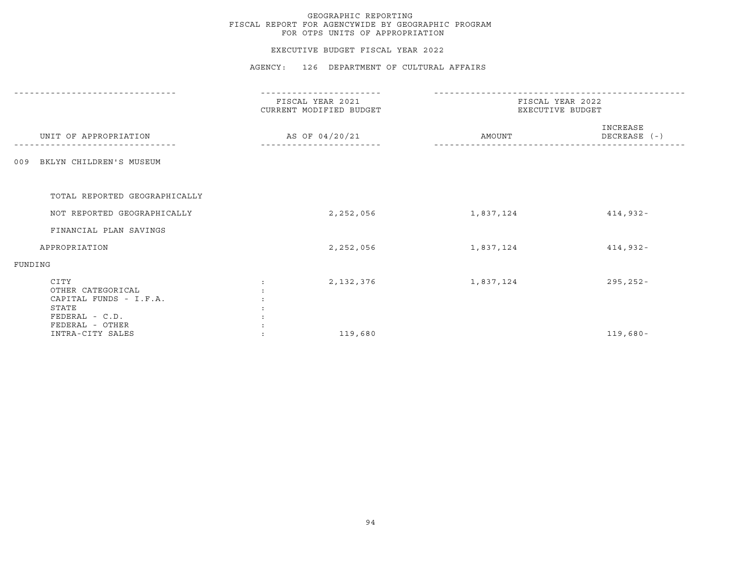GEOGRAPHIC REPORTING
FISCAL REPORT FOR AGENCYWIDE BY GEOGRAPHIC PROGRAM
FOR OTPS UNITS OF APPROPRIATION

EXECUTIVE BUDGET FISCAL YEAR 2022

AGENCY: 126 DEPARTMENT OF CULTURAL AFFAIRS

| UNIT OF APPROPRIATION | FISCAL YEAR 2021 CURRENT MODIFIED BUDGET AS OF 04/20/21 | FISCAL YEAR 2022 EXECUTIVE BUDGET AMOUNT | INCREASE DECREASE (-) |
|---|---|---|---|
| 009 BKLYN CHILDREN'S MUSEUM | | | |
| TOTAL REPORTED GEOGRAPHICALLY | | | |
| NOT REPORTED GEOGRAPHICALLY | 2,252,056 | 1,837,124 | 414,932- |
| FINANCIAL PLAN SAVINGS | | | |
| APPROPRIATION | 2,252,056 | 1,837,124 | 414,932- |
| FUNDING | | | |
| CITY | 2,132,376 | 1,837,124 | 295,252- |
| OTHER CATEGORICAL | | | |
| CAPITAL FUNDS - I.F.A. | | | |
| STATE | | | |
| FEDERAL - C.D. | | | |
| FEDERAL - OTHER | | | |
| INTRA-CITY SALES | 119,680 | | 119,680- |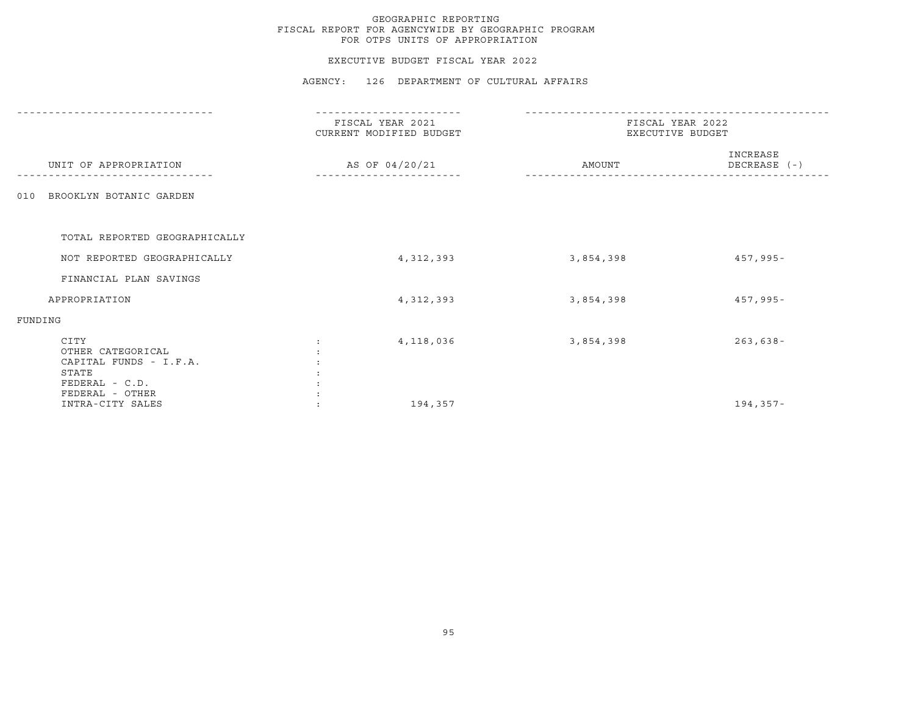GEOGRAPHIC REPORTING
FISCAL REPORT FOR AGENCYWIDE BY GEOGRAPHIC PROGRAM
FOR OTPS UNITS OF APPROPRIATION

EXECUTIVE BUDGET FISCAL YEAR 2022

AGENCY: 126 DEPARTMENT OF CULTURAL AFFAIRS

| UNIT OF APPROPRIATION | FISCAL YEAR 2021 CURRENT MODIFIED BUDGET AS OF 04/20/21 | FISCAL YEAR 2022 EXECUTIVE BUDGET AMOUNT | FISCAL YEAR 2022 EXECUTIVE BUDGET INCREASE DECREASE (-) |
|---|---|---|---|
| 010 BROOKLYN BOTANIC GARDEN | | | |
| TOTAL REPORTED GEOGRAPHICALLY | | | |
| NOT REPORTED GEOGRAPHICALLY | 4,312,393 | 3,854,398 | 457,995- |
| FINANCIAL PLAN SAVINGS | | | |
| APPROPRIATION | 4,312,393 | 3,854,398 | 457,995- |
| FUNDING | | | |
| CITY | 4,118,036 | 3,854,398 | 263,638- |
| OTHER CATEGORICAL | | | |
| CAPITAL FUNDS - I.F.A. | | | |
| STATE | | | |
| FEDERAL - C.D. | | | |
| FEDERAL - OTHER | | | |
| INTRA-CITY SALES | 194,357 | | 194,357- |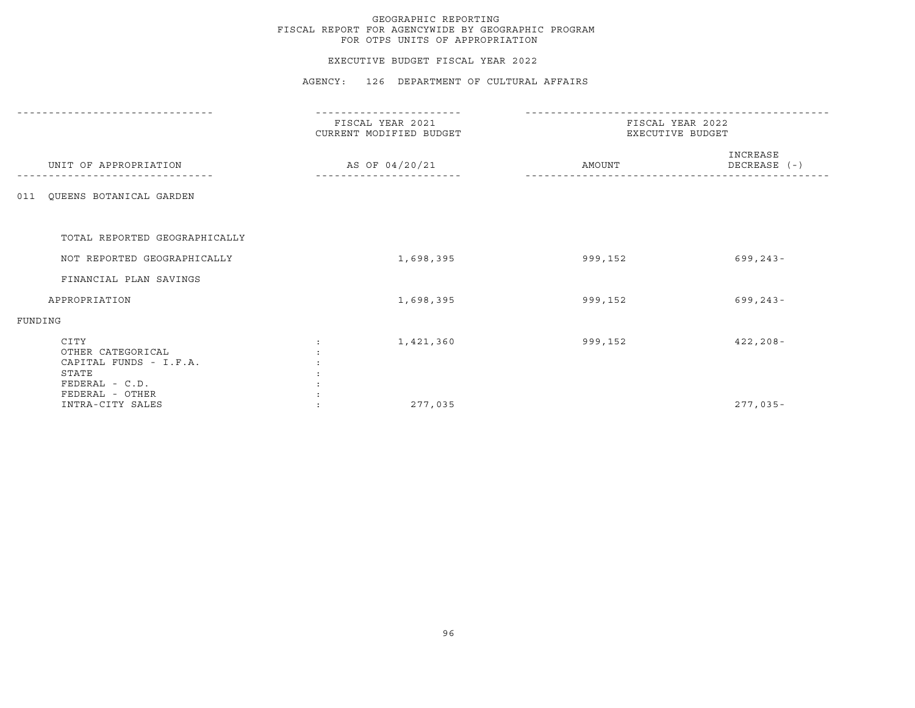GEOGRAPHIC REPORTING
FISCAL REPORT FOR AGENCYWIDE BY GEOGRAPHIC PROGRAM
FOR OTPS UNITS OF APPROPRIATION

EXECUTIVE BUDGET FISCAL YEAR 2022

AGENCY: 126 DEPARTMENT OF CULTURAL AFFAIRS

| UNIT OF APPROPRIATION | FISCAL YEAR 2021 CURRENT MODIFIED BUDGET AS OF 04/20/21 | FISCAL YEAR 2022 EXECUTIVE BUDGET AMOUNT | INCREASE DECREASE (-) |
|---|---|---|---|
| 011 QUEENS BOTANICAL GARDEN | | | |
| TOTAL REPORTED GEOGRAPHICALLY | | | |
| NOT REPORTED GEOGRAPHICALLY | 1,698,395 | 999,152 | 699,243- |
| FINANCIAL PLAN SAVINGS | | | |
| APPROPRIATION | 1,698,395 | 999,152 | 699,243- |
| FUNDING | | | |
| CITY | 1,421,360 | 999,152 | 422,208- |
| OTHER CATEGORICAL | | | |
| CAPITAL FUNDS - I.F.A. | | | |
| STATE | | | |
| FEDERAL - C.D. | | | |
| FEDERAL - OTHER | | | |
| INTRA-CITY SALES | 277,035 | | 277,035- |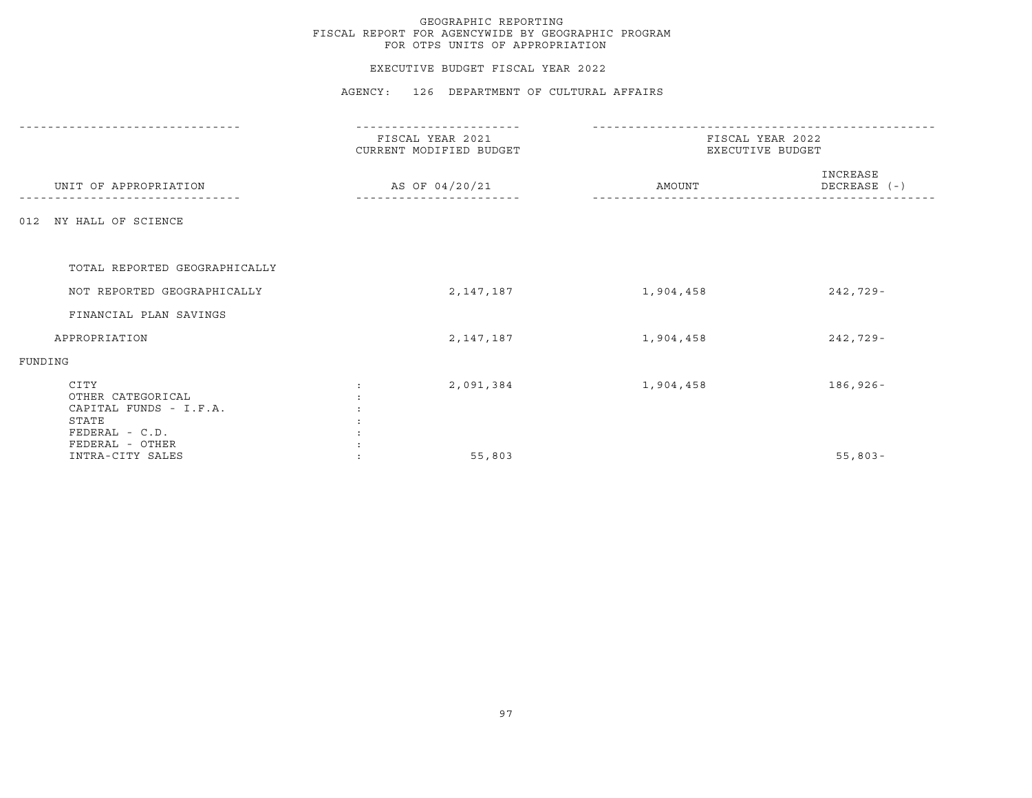# GEOGRAPHIC REPORTING
## FISCAL REPORT FOR AGENCYWIDE BY GEOGRAPHIC PROGRAM
## FOR OTPS UNITS OF APPROPRIATION

EXECUTIVE BUDGET FISCAL YEAR 2022

AGENCY: 126 DEPARTMENT OF CULTURAL AFFAIRS

| UNIT OF APPROPRIATION | FISCAL YEAR 2021 CURRENT MODIFIED BUDGET AS OF 04/20/21 | FISCAL YEAR 2022 EXECUTIVE BUDGET AMOUNT | INCREASE DECREASE (-) |
|---|---|---|---|
| 012 NY HALL OF SCIENCE | | | |
| TOTAL REPORTED GEOGRAPHICALLY | | | |
| NOT REPORTED GEOGRAPHICALLY | 2,147,187 | 1,904,458 | 242,729- |
| FINANCIAL PLAN SAVINGS | | | |
| APPROPRIATION | 2,147,187 | 1,904,458 | 242,729- |
| FUNDING | | | |
| CITY | 2,091,384 | 1,904,458 | 186,926- |
| OTHER CATEGORICAL | | | |
| CAPITAL FUNDS - I.F.A. | | | |
| STATE | | | |
| FEDERAL - C.D. | | | |
| FEDERAL - OTHER | | | |
| INTRA-CITY SALES | 55,803 | | 55,803- |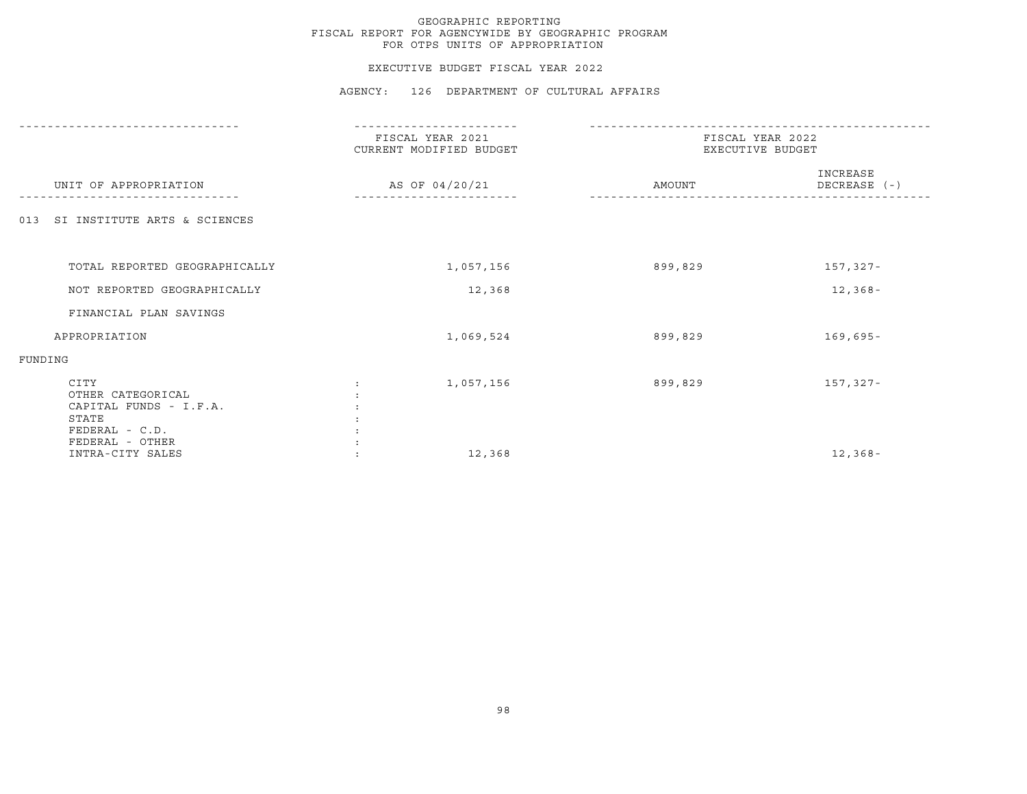# GEOGRAPHIC REPORTING
## FISCAL REPORT FOR AGENCYWIDE BY GEOGRAPHIC PROGRAM
## FOR OTPS UNITS OF APPROPRIATION

EXECUTIVE BUDGET FISCAL YEAR 2022

AGENCY: 126 DEPARTMENT OF CULTURAL AFFAIRS

| UNIT OF APPROPRIATION | FISCAL YEAR 2021 CURRENT MODIFIED BUDGET AS OF 04/20/21 | FISCAL YEAR 2022 EXECUTIVE BUDGET AMOUNT | INCREASE DECREASE (-) |
|---|---|---|---|
| 013 SI INSTITUTE ARTS & SCIENCES | | | |
| TOTAL REPORTED GEOGRAPHICALLY | 1,057,156 | 899,829 | 157,327- |
| NOT REPORTED GEOGRAPHICALLY | 12,368 | | 12,368- |
| FINANCIAL PLAN SAVINGS | | | |
| APPROPRIATION | 1,069,524 | 899,829 | 169,695- |
| FUNDING | | | |
| CITY | 1,057,156 | 899,829 | 157,327- |
| OTHER CATEGORICAL | | | |
| CAPITAL FUNDS - I.F.A. | | | |
| STATE | | | |
| FEDERAL - C.D. | | | |
| FEDERAL - OTHER | | | |
| INTRA-CITY SALES | 12,368 | | 12,368- |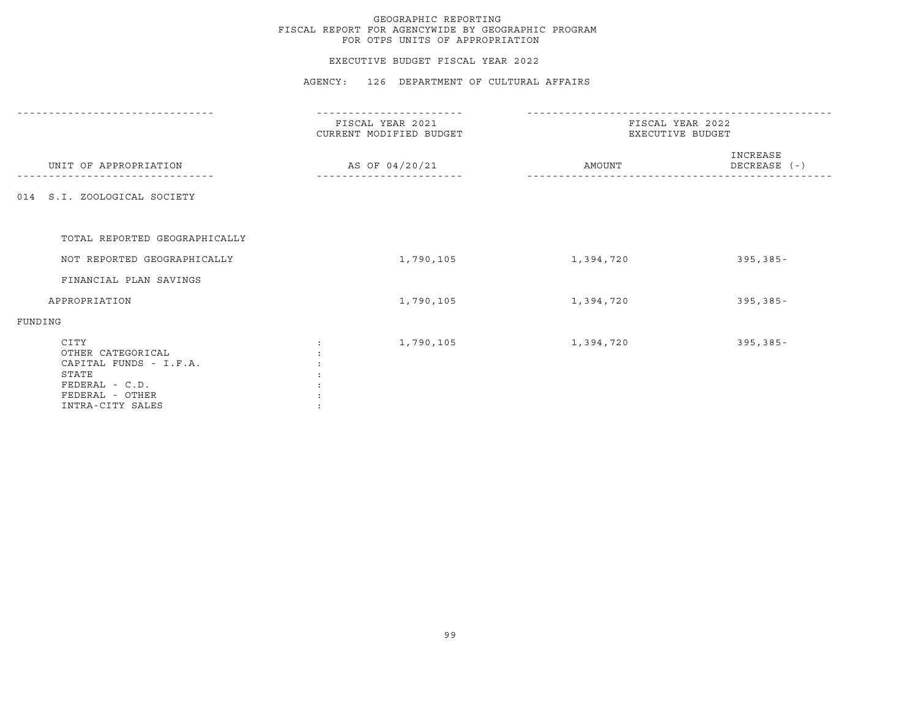GEOGRAPHIC REPORTING
FISCAL REPORT FOR AGENCYWIDE BY GEOGRAPHIC PROGRAM
FOR OTPS UNITS OF APPROPRIATION

EXECUTIVE BUDGET FISCAL YEAR 2022

AGENCY: 126 DEPARTMENT OF CULTURAL AFFAIRS

| UNIT OF APPROPRIATION | FISCAL YEAR 2021 CURRENT MODIFIED BUDGET AS OF 04/20/21 | FISCAL YEAR 2022 EXECUTIVE BUDGET AMOUNT | INCREASE DECREASE (-) |
|---|---|---|---|
| 014 S.I. ZOOLOGICAL SOCIETY | | | |
| TOTAL REPORTED GEOGRAPHICALLY | | | |
| NOT REPORTED GEOGRAPHICALLY | 1,790,105 | 1,394,720 | 395,385- |
| FINANCIAL PLAN SAVINGS | | | |
| APPROPRIATION | 1,790,105 | 1,394,720 | 395,385- |
| FUNDING | | | |
| CITY | 1,790,105 | 1,394,720 | 395,385- |
| OTHER CATEGORICAL | | | |
| CAPITAL FUNDS - I.F.A. | | | |
| STATE | | | |
| FEDERAL - C.D. | | | |
| FEDERAL - OTHER | | | |
| INTRA-CITY SALES | | | |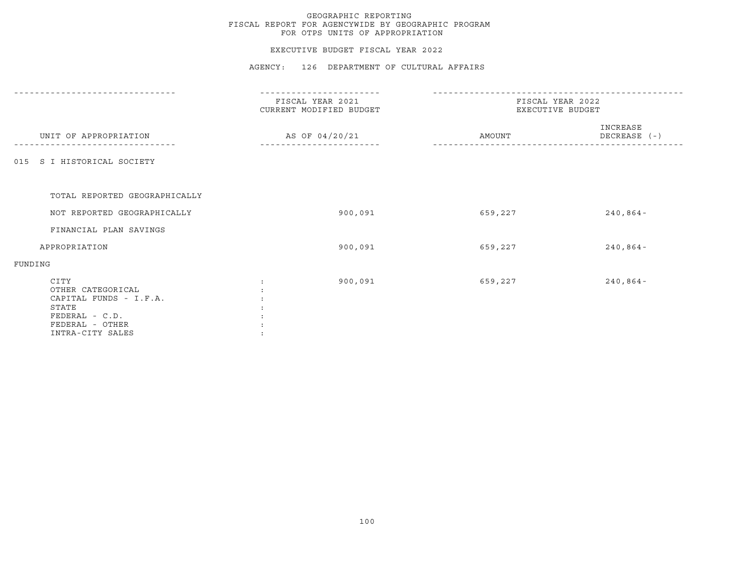GEOGRAPHIC REPORTING
FISCAL REPORT FOR AGENCYWIDE BY GEOGRAPHIC PROGRAM
FOR OTPS UNITS OF APPROPRIATION

EXECUTIVE BUDGET FISCAL YEAR 2022

AGENCY: 126 DEPARTMENT OF CULTURAL AFFAIRS

| UNIT OF APPROPRIATION | FISCAL YEAR 2021 CURRENT MODIFIED BUDGET AS OF 04/20/21 | FISCAL YEAR 2022 EXECUTIVE BUDGET AMOUNT | INCREASE DECREASE (-) |
|---|---|---|---|
| 015 S I HISTORICAL SOCIETY | | | |
| TOTAL REPORTED GEOGRAPHICALLY | | | |
| NOT REPORTED GEOGRAPHICALLY | 900,091 | 659,227 | 240,864- |
| FINANCIAL PLAN SAVINGS | | | |
| APPROPRIATION | 900,091 | 659,227 | 240,864- |
| FUNDING | | | |
| CITY | 900,091 | 659,227 | 240,864- |
| OTHER CATEGORICAL | | | |
| CAPITAL FUNDS - I.F.A. | | | |
| STATE | | | |
| FEDERAL - C.D. | | | |
| FEDERAL - OTHER | | | |
| INTRA-CITY SALES | | | |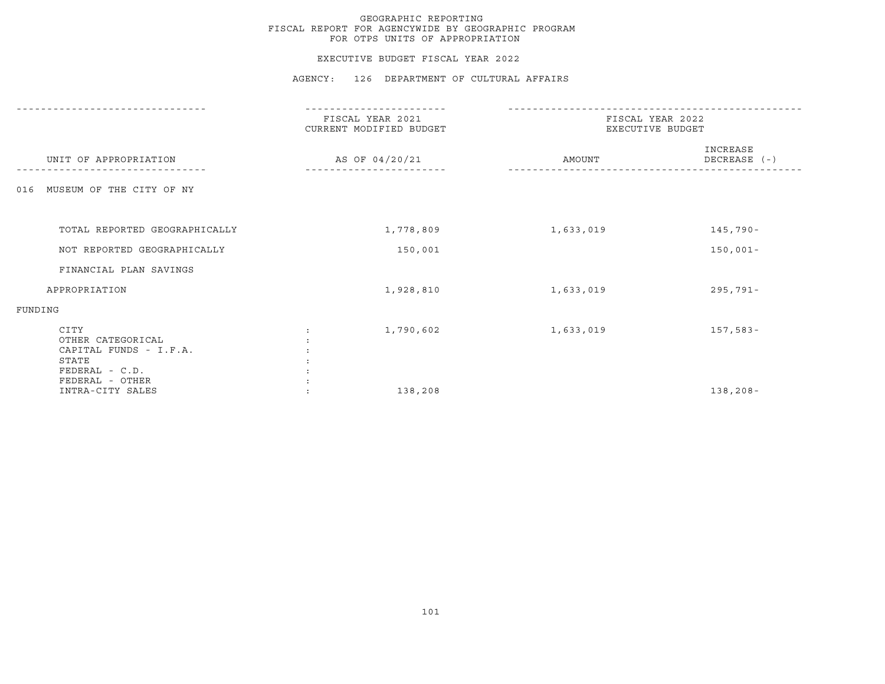GEOGRAPHIC REPORTING
FISCAL REPORT FOR AGENCYWIDE BY GEOGRAPHIC PROGRAM
FOR OTPS UNITS OF APPROPRIATION

EXECUTIVE BUDGET FISCAL YEAR 2022

AGENCY: 126 DEPARTMENT OF CULTURAL AFFAIRS

| UNIT OF APPROPRIATION | FISCAL YEAR 2021 CURRENT MODIFIED BUDGET AS OF 04/20/21 | FISCAL YEAR 2022 EXECUTIVE BUDGET AMOUNT | INCREASE DECREASE (-) |
|---|---|---|---|
| 016 MUSEUM OF THE CITY OF NY | | | |
| TOTAL REPORTED GEOGRAPHICALLY | 1,778,809 | 1,633,019 | 145,790- |
| NOT REPORTED GEOGRAPHICALLY | 150,001 | | 150,001- |
| FINANCIAL PLAN SAVINGS | | | |
| APPROPRIATION | 1,928,810 | 1,633,019 | 295,791- |
| FUNDING | | | |
| CITY | 1,790,602 | 1,633,019 | 157,583- |
| OTHER CATEGORICAL | | | |
| CAPITAL FUNDS - I.F.A. | | | |
| STATE | | | |
| FEDERAL - C.D. | | | |
| FEDERAL - OTHER | | | |
| INTRA-CITY SALES | 138,208 | | 138,208- |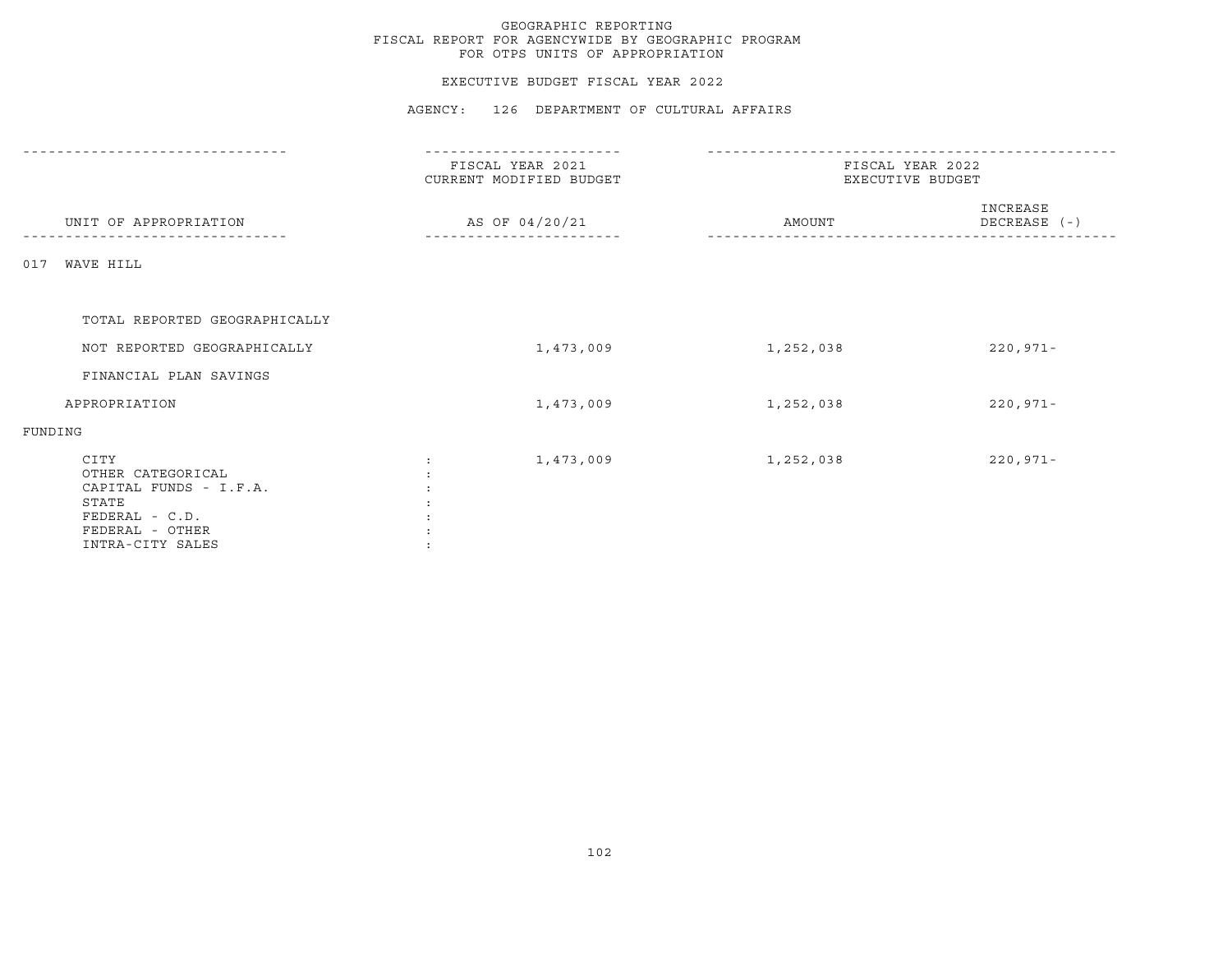GEOGRAPHIC REPORTING
FISCAL REPORT FOR AGENCYWIDE BY GEOGRAPHIC PROGRAM
FOR OTPS UNITS OF APPROPRIATION

EXECUTIVE BUDGET FISCAL YEAR 2022

AGENCY: 126 DEPARTMENT OF CULTURAL AFFAIRS

| UNIT OF APPROPRIATION | FISCAL YEAR 2021 CURRENT MODIFIED BUDGET AS OF 04/20/21 | FISCAL YEAR 2022 EXECUTIVE BUDGET AMOUNT | INCREASE DECREASE (-) |
|---|---|---|---|
| 017 WAVE HILL | | | |
| TOTAL REPORTED GEOGRAPHICALLY | | | |
| NOT REPORTED GEOGRAPHICALLY | 1,473,009 | 1,252,038 | 220,971- |
| FINANCIAL PLAN SAVINGS | | | |
| APPROPRIATION | 1,473,009 | 1,252,038 | 220,971- |
| FUNDING | | | |
| CITY | 1,473,009 | 1,252,038 | 220,971- |
| OTHER CATEGORICAL | | | |
| CAPITAL FUNDS - I.F.A. | | | |
| STATE | | | |
| FEDERAL - C.D. | | | |
| FEDERAL - OTHER | | | |
| INTRA-CITY SALES | | | |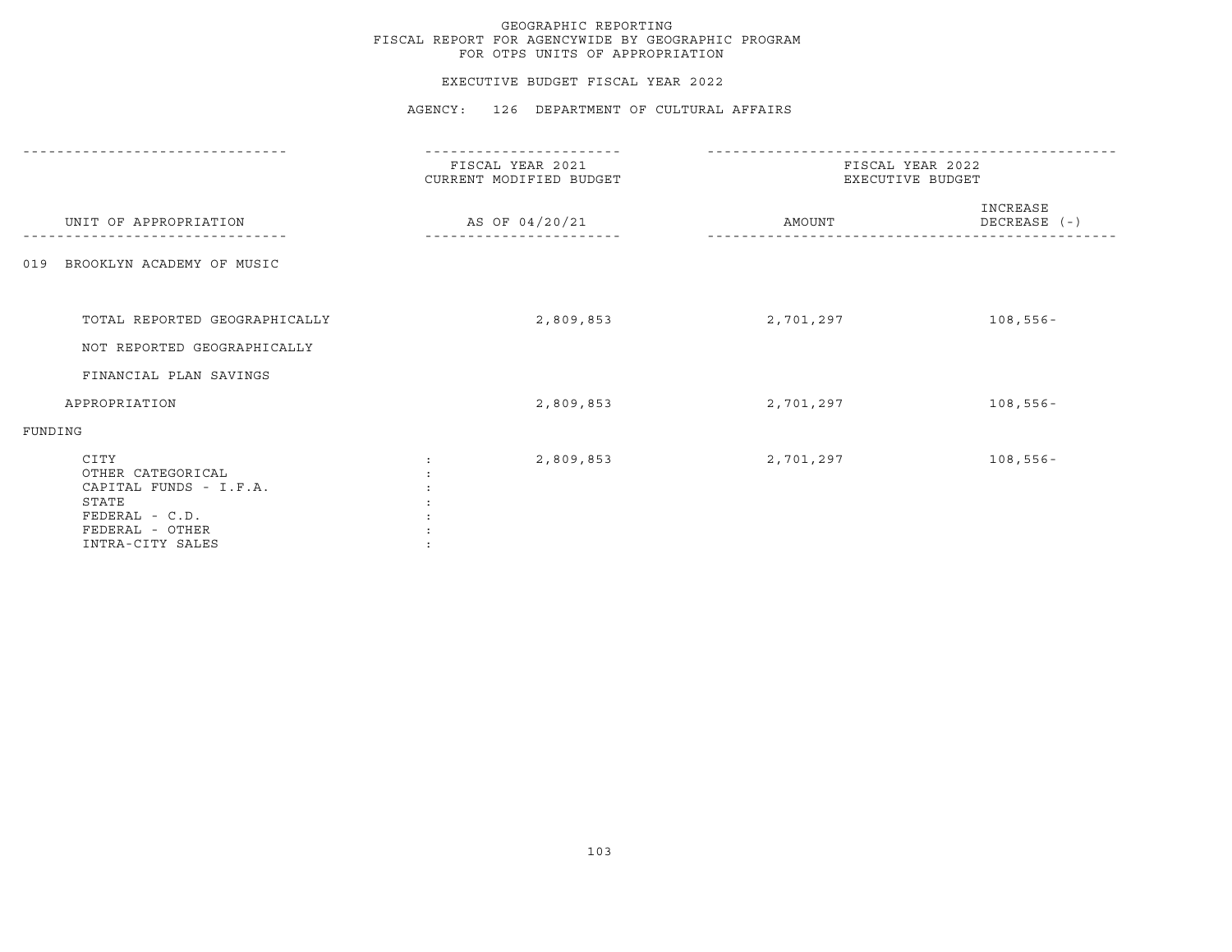GEOGRAPHIC REPORTING
FISCAL REPORT FOR AGENCYWIDE BY GEOGRAPHIC PROGRAM
FOR OTPS UNITS OF APPROPRIATION

EXECUTIVE BUDGET FISCAL YEAR 2022

AGENCY: 126 DEPARTMENT OF CULTURAL AFFAIRS

| UNIT OF APPROPRIATION | FISCAL YEAR 2021 CURRENT MODIFIED BUDGET AS OF 04/20/21 | FISCAL YEAR 2022 EXECUTIVE BUDGET AMOUNT | INCREASE DECREASE (-) |
|---|---|---|---|
| 019 BROOKLYN ACADEMY OF MUSIC | | | |
| TOTAL REPORTED GEOGRAPHICALLY | 2,809,853 | 2,701,297 | 108,556- |
| NOT REPORTED GEOGRAPHICALLY | | | |
| FINANCIAL PLAN SAVINGS | | | |
| APPROPRIATION | 2,809,853 | 2,701,297 | 108,556- |
| FUNDING | | | |
| CITY | 2,809,853 | 2,701,297 | 108,556- |
| OTHER CATEGORICAL | | | |
| CAPITAL FUNDS - I.F.A. | | | |
| STATE | | | |
| FEDERAL - C.D. | | | |
| FEDERAL - OTHER | | | |
| INTRA-CITY SALES | | | |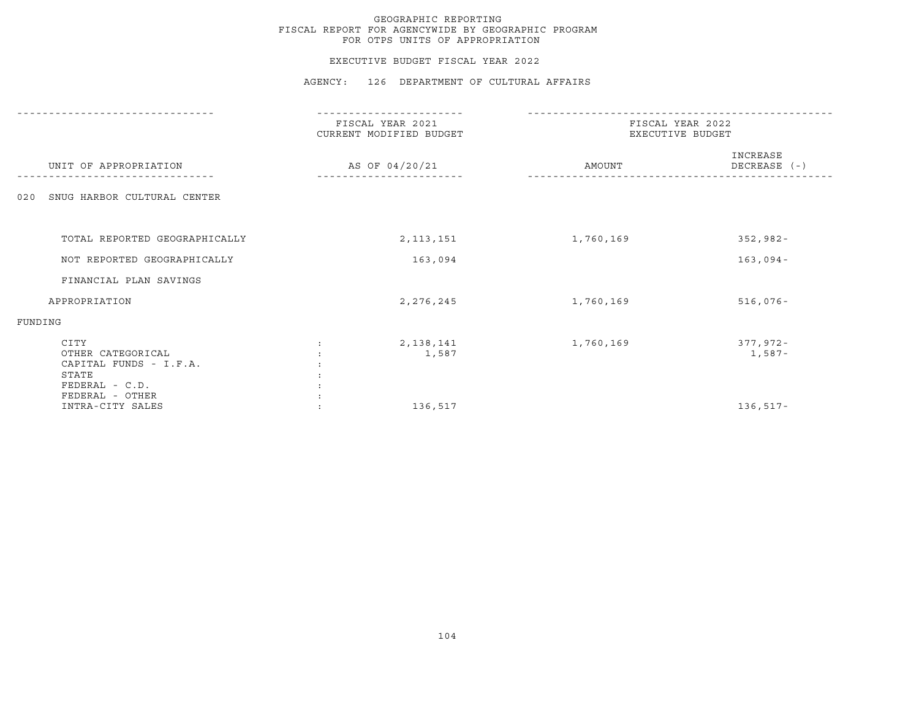GEOGRAPHIC REPORTING
FISCAL REPORT FOR AGENCYWIDE BY GEOGRAPHIC PROGRAM
FOR OTPS UNITS OF APPROPRIATION

EXECUTIVE BUDGET FISCAL YEAR 2022

AGENCY: 126 DEPARTMENT OF CULTURAL AFFAIRS

| UNIT OF APPROPRIATION | FISCAL YEAR 2021 CURRENT MODIFIED BUDGET AS OF 04/20/21 | FISCAL YEAR 2022 EXECUTIVE BUDGET AMOUNT | INCREASE DECREASE (-) |
|---|---|---|---|
| 020 SNUG HARBOR CULTURAL CENTER | | | |
| TOTAL REPORTED GEOGRAPHICALLY | 2,113,151 | 1,760,169 | 352,982- |
| NOT REPORTED GEOGRAPHICALLY | 163,094 | | 163,094- |
| FINANCIAL PLAN SAVINGS | | | |
| APPROPRIATION | 2,276,245 | 1,760,169 | 516,076- |
| FUNDING | | | |
| CITY | 2,138,141 | 1,760,169 | 377,972- |
| OTHER CATEGORICAL | 1,587 | | 1,587- |
| CAPITAL FUNDS - I.F.A. | | | |
| STATE | | | |
| FEDERAL - C.D. | | | |
| FEDERAL - OTHER | | | |
| INTRA-CITY SALES | 136,517 | | 136,517- |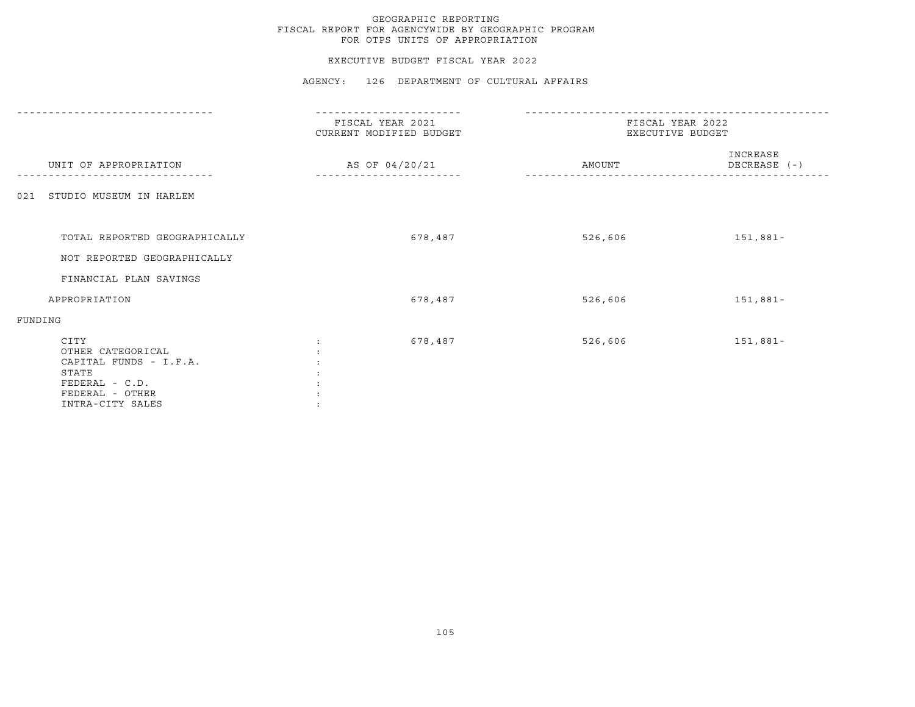# GEOGRAPHIC REPORTING
## FISCAL REPORT FOR AGENCYWIDE BY GEOGRAPHIC PROGRAM
## FOR OTPS UNITS OF APPROPRIATION

### EXECUTIVE BUDGET FISCAL YEAR 2022

### AGENCY: 126 DEPARTMENT OF CULTURAL AFFAIRS

| UNIT OF APPROPRIATION | FISCAL YEAR 2021 CURRENT MODIFIED BUDGET AS OF 04/20/21 | FISCAL YEAR 2022 EXECUTIVE BUDGET AMOUNT | INCREASE DECREASE (-) |
|---|---|---|---|
| 021 STUDIO MUSEUM IN HARLEM | | | |
| TOTAL REPORTED GEOGRAPHICALLY | 678,487 | 526,606 | 151,881- |
| NOT REPORTED GEOGRAPHICALLY | | | |
| FINANCIAL PLAN SAVINGS | | | |
| APPROPRIATION | 678,487 | 526,606 | 151,881- |
| FUNDING | | | |
| CITY | 678,487 | 526,606 | 151,881- |
| OTHER CATEGORICAL | | | |
| CAPITAL FUNDS - I.F.A. | | | |
| STATE | | | |
| FEDERAL - C.D. | | | |
| FEDERAL - OTHER | | | |
| INTRA-CITY SALES | | | |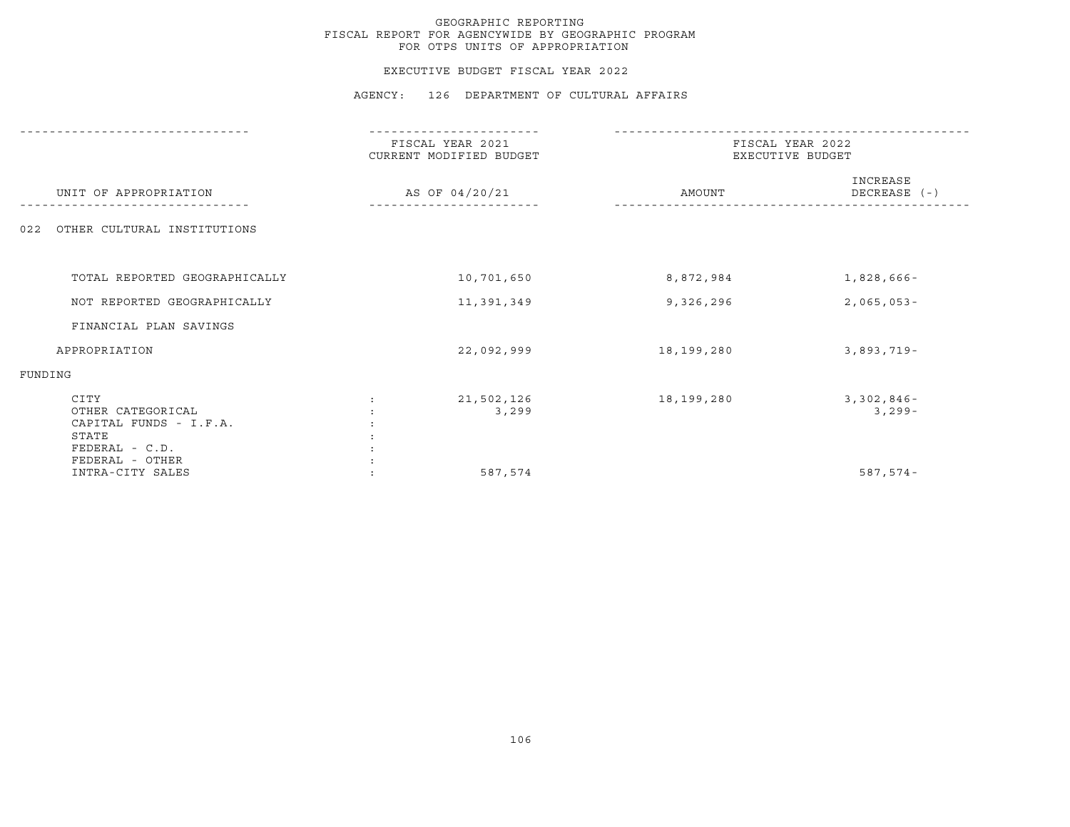# GEOGRAPHIC REPORTING
## FISCAL REPORT FOR AGENCYWIDE BY GEOGRAPHIC PROGRAM
## FOR OTPS UNITS OF APPROPRIATION

### EXECUTIVE BUDGET FISCAL YEAR 2022

### AGENCY: 126 DEPARTMENT OF CULTURAL AFFAIRS

| UNIT OF APPROPRIATION | FISCAL YEAR 2021 CURRENT MODIFIED BUDGET AS OF 04/20/21 | FISCAL YEAR 2022 EXECUTIVE BUDGET AMOUNT | FISCAL YEAR 2022 EXECUTIVE BUDGET INCREASE DECREASE (-) |
|---|---|---|---|
| 022 OTHER CULTURAL INSTITUTIONS | | | |
| TOTAL REPORTED GEOGRAPHICALLY | 10,701,650 | 8,872,984 | 1,828,666- |
| NOT REPORTED GEOGRAPHICALLY | 11,391,349 | 9,326,296 | 2,065,053- |
| FINANCIAL PLAN SAVINGS | | | |
| APPROPRIATION | 22,092,999 | 18,199,280 | 3,893,719- |
| FUNDING | | | |
| CITY | 21,502,126 | 18,199,280 | 3,302,846- |
| OTHER CATEGORICAL | 3,299 | | 3,299- |
| CAPITAL FUNDS - I.F.A. | | | |
| STATE | | | |
| FEDERAL - C.D. | | | |
| FEDERAL - OTHER | | | |
| INTRA-CITY SALES | 587,574 | | 587,574- |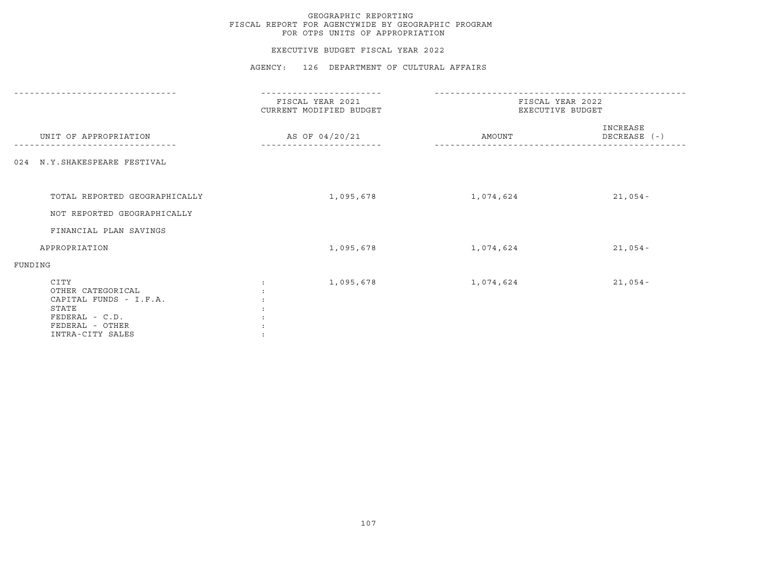GEOGRAPHIC REPORTING
FISCAL REPORT FOR AGENCYWIDE BY GEOGRAPHIC PROGRAM
FOR OTPS UNITS OF APPROPRIATION

EXECUTIVE BUDGET FISCAL YEAR 2022

AGENCY: 126 DEPARTMENT OF CULTURAL AFFAIRS

| UNIT OF APPROPRIATION | FISCAL YEAR 2021 CURRENT MODIFIED BUDGET AS OF 04/20/21 | FISCAL YEAR 2022 EXECUTIVE BUDGET AMOUNT | FISCAL YEAR 2022 EXECUTIVE BUDGET INCREASE DECREASE (-) |
|---|---|---|---|
| 024 N.Y.SHAKESPEARE FESTIVAL | | | |
| TOTAL REPORTED GEOGRAPHICALLY | 1,095,678 | 1,074,624 | 21,054- |
| NOT REPORTED GEOGRAPHICALLY | | | |
| FINANCIAL PLAN SAVINGS | | | |
| APPROPRIATION | 1,095,678 | 1,074,624 | 21,054- |
| FUNDING | | | |
| CITY | 1,095,678 | 1,074,624 | 21,054- |
| OTHER CATEGORICAL | | | |
| CAPITAL FUNDS - I.F.A. | | | |
| STATE | | | |
| FEDERAL - C.D. | | | |
| FEDERAL - OTHER | | | |
| INTRA-CITY SALES | | | |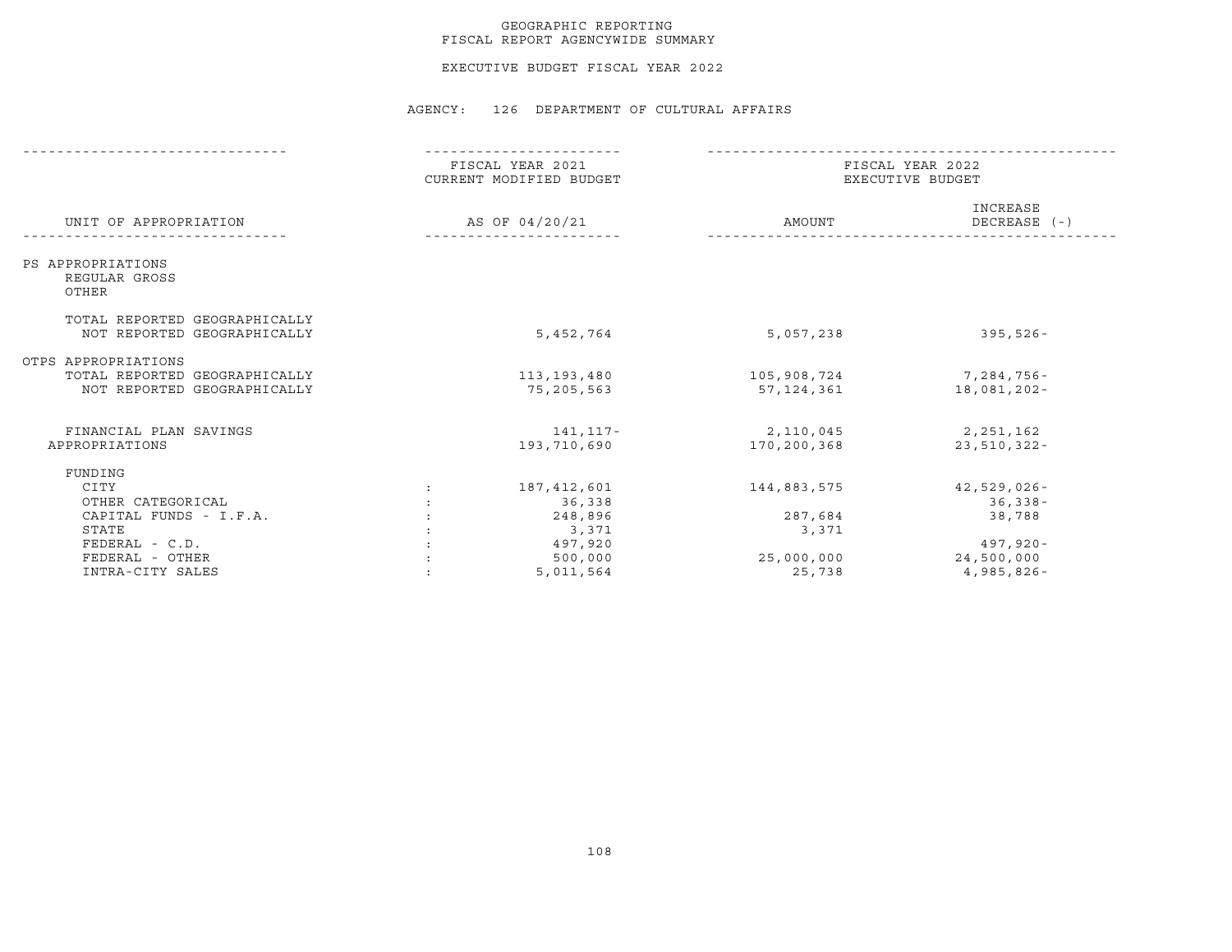GEOGRAPHIC REPORTING
FISCAL REPORT AGENCYWIDE SUMMARY

EXECUTIVE BUDGET FISCAL YEAR 2022

AGENCY: 126 DEPARTMENT OF CULTURAL AFFAIRS

| UNIT OF APPROPRIATION | FISCAL YEAR 2021 CURRENT MODIFIED BUDGET AS OF 04/20/21 | FISCAL YEAR 2022 EXECUTIVE BUDGET AMOUNT | FISCAL YEAR 2022 EXECUTIVE BUDGET INCREASE DECREASE (-) |
|---|---|---|---|
| PS APPROPRIATIONS | | | |
| REGULAR GROSS | | | |
| OTHER | | | |
| TOTAL REPORTED GEOGRAPHICALLY | | | |
| NOT REPORTED GEOGRAPHICALLY | 5,452,764 | 5,057,238 | 395,526- |
| OTPS APPROPRIATIONS | | | |
| TOTAL REPORTED GEOGRAPHICALLY | 113,193,480 | 105,908,724 | 7,284,756- |
| NOT REPORTED GEOGRAPHICALLY | 75,205,563 | 57,124,361 | 18,081,202- |
| FINANCIAL PLAN SAVINGS | 141,117- | 2,110,045 | 2,251,162 |
| APPROPRIATIONS | 193,710,690 | 170,200,368 | 23,510,322- |
| FUNDING | | | |
| CITY | 187,412,601 | 144,883,575 | 42,529,026- |
| OTHER CATEGORICAL | 36,338 | | 36,338- |
| CAPITAL FUNDS - I.F.A. | 248,896 | 287,684 | 38,788 |
| STATE | 3,371 | 3,371 | |
| FEDERAL - C.D. | 497,920 | | 497,920- |
| FEDERAL - OTHER | 500,000 | 25,000,000 | 24,500,000 |
| INTRA-CITY SALES | 5,011,564 | 25,738 | 4,985,826- |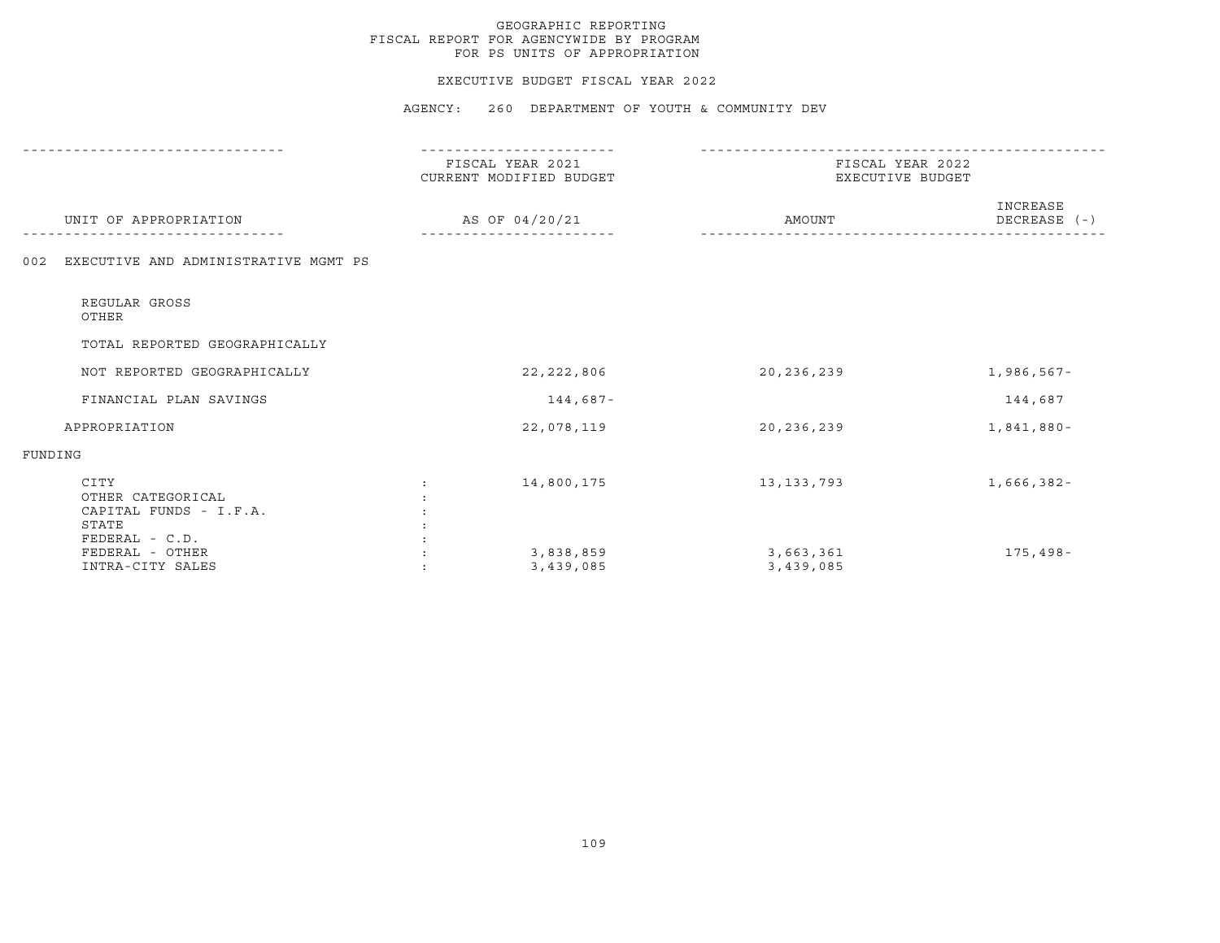GEOGRAPHIC REPORTING
FISCAL REPORT FOR AGENCYWIDE BY PROGRAM
FOR PS UNITS OF APPROPRIATION

EXECUTIVE BUDGET FISCAL YEAR 2022

AGENCY: 260 DEPARTMENT OF YOUTH & COMMUNITY DEV

| UNIT OF APPROPRIATION | FISCAL YEAR 2021 CURRENT MODIFIED BUDGET AS OF 04/20/21 | FISCAL YEAR 2022 EXECUTIVE BUDGET AMOUNT | INCREASE DECREASE (-) |
|---|---|---|---|
| 002 EXECUTIVE AND ADMINISTRATIVE MGMT PS | | | |
| REGULAR GROSS | | | |
| OTHER | | | |
| TOTAL REPORTED GEOGRAPHICALLY | | | |
| NOT REPORTED GEOGRAPHICALLY | 22,222,806 | 20,236,239 | 1,986,567- |
| FINANCIAL PLAN SAVINGS | 144,687- | | 144,687 |
| APPROPRIATION | 22,078,119 | 20,236,239 | 1,841,880- |
| FUNDING | | | |
| CITY : | 14,800,175 | 13,133,793 | 1,666,382- |
| OTHER CATEGORICAL : | | | |
| CAPITAL FUNDS - I.F.A. : | | | |
| STATE : | | | |
| FEDERAL - C.D. : | | | |
| FEDERAL - OTHER : | 3,838,859 | 3,663,361 | 175,498- |
| INTRA-CITY SALES : | 3,439,085 | 3,439,085 | |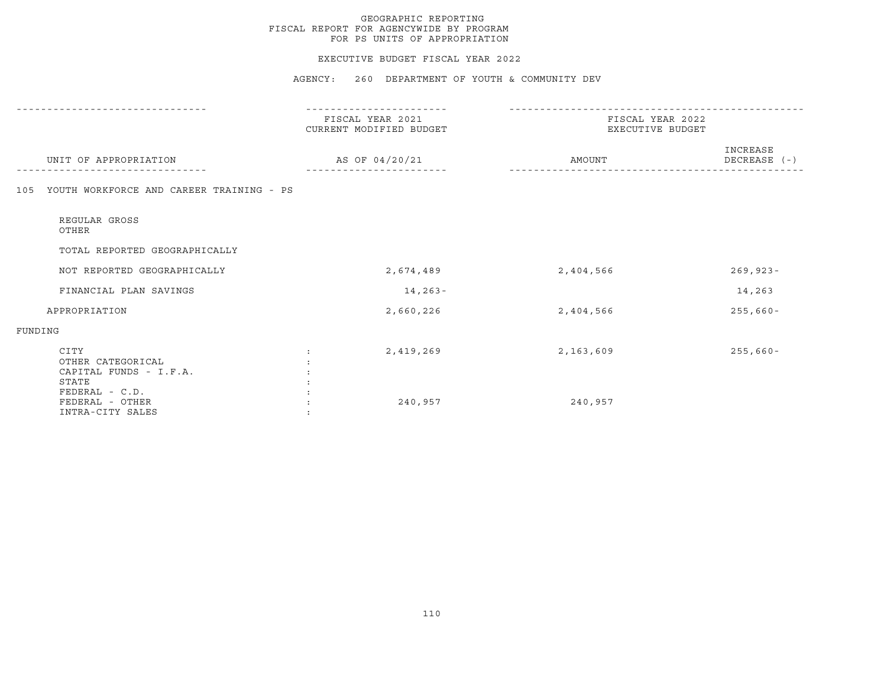GEOGRAPHIC REPORTING
FISCAL REPORT FOR AGENCYWIDE BY PROGRAM
FOR PS UNITS OF APPROPRIATION

EXECUTIVE BUDGET FISCAL YEAR 2022

AGENCY: 260 DEPARTMENT OF YOUTH & COMMUNITY DEV

| UNIT OF APPROPRIATION | FISCAL YEAR 2021 CURRENT MODIFIED BUDGET AS OF 04/20/21 | FISCAL YEAR 2022 EXECUTIVE BUDGET AMOUNT | INCREASE DECREASE (-) |
|---|---|---|---|
| 105 YOUTH WORKFORCE AND CAREER TRAINING - PS | | | |
| REGULAR GROSS | | | |
| OTHER | | | |
| TOTAL REPORTED GEOGRAPHICALLY | | | |
| NOT REPORTED GEOGRAPHICALLY | 2,674,489 | 2,404,566 | 269,923- |
| FINANCIAL PLAN SAVINGS | 14,263- | | 14,263 |
| APPROPRIATION | 2,660,226 | 2,404,566 | 255,660- |
| FUNDING | | | |
| CITY | 2,419,269 | 2,163,609 | 255,660- |
| OTHER CATEGORICAL | | | |
| CAPITAL FUNDS - I.F.A. | | | |
| STATE | | | |
| FEDERAL - C.D. | | | |
| FEDERAL - OTHER | 240,957 | 240,957 | |
| INTRA-CITY SALES | | | |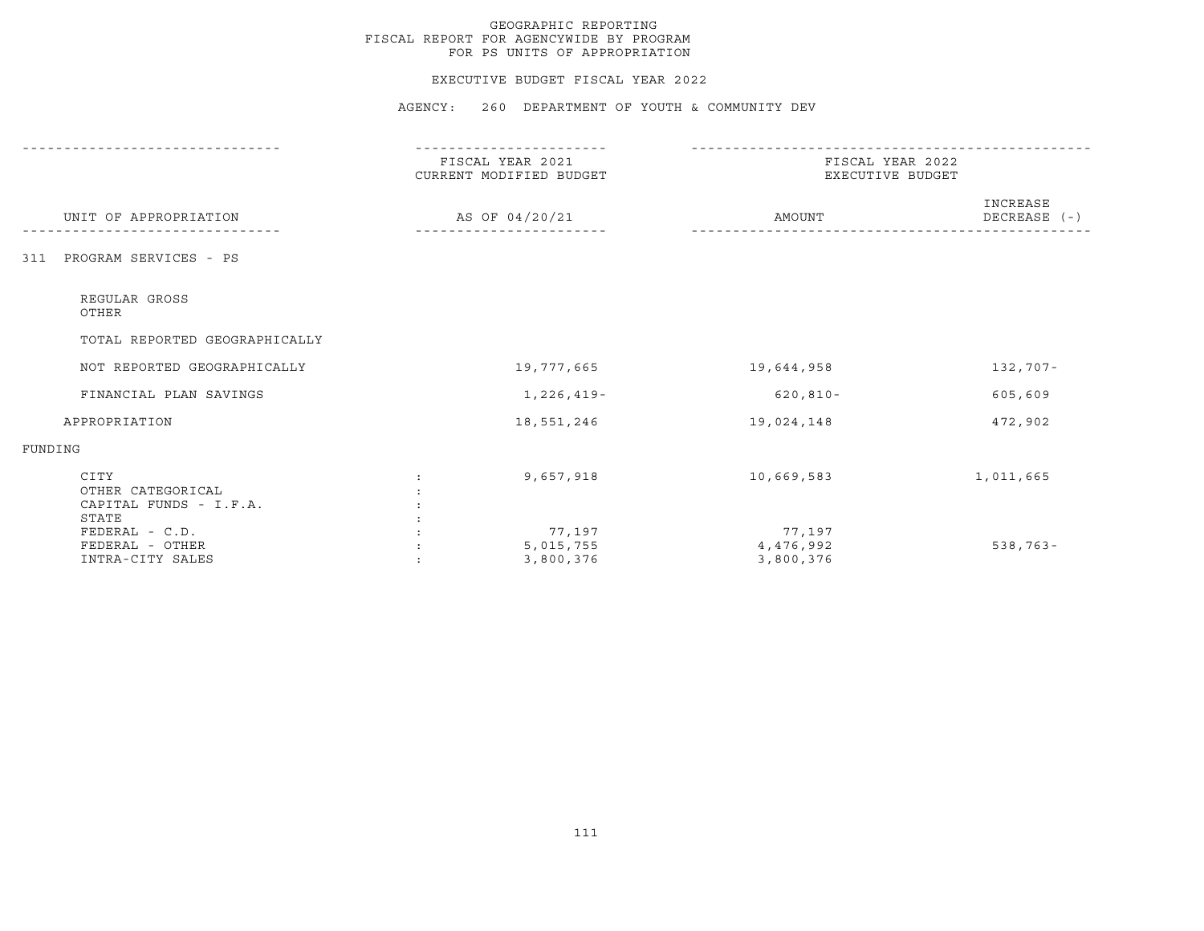GEOGRAPHIC REPORTING
FISCAL REPORT FOR AGENCYWIDE BY PROGRAM
FOR PS UNITS OF APPROPRIATION

EXECUTIVE BUDGET FISCAL YEAR 2022

AGENCY: 260 DEPARTMENT OF YOUTH & COMMUNITY DEV

| UNIT OF APPROPRIATION | FISCAL YEAR 2021 CURRENT MODIFIED BUDGET AS OF 04/20/21 | FISCAL YEAR 2022 EXECUTIVE BUDGET AMOUNT | INCREASE DECREASE (-) |
|---|---|---|---|
| 311 PROGRAM SERVICES - PS | | | |
| REGULAR GROSS | | | |
| OTHER | | | |
| TOTAL REPORTED GEOGRAPHICALLY | | | |
| NOT REPORTED GEOGRAPHICALLY | 19,777,665 | 19,644,958 | 132,707- |
| FINANCIAL PLAN SAVINGS | 1,226,419- | 620,810- | 605,609 |
| APPROPRIATION | 18,551,246 | 19,024,148 | 472,902 |
| FUNDING | | | |
| CITY | 9,657,918 | 10,669,583 | 1,011,665 |
| OTHER CATEGORICAL | | | |
| CAPITAL FUNDS - I.F.A. | | | |
| STATE | | | |
| FEDERAL - C.D. | 77,197 | 77,197 | |
| FEDERAL - OTHER | 5,015,755 | 4,476,992 | 538,763- |
| INTRA-CITY SALES | 3,800,376 | 3,800,376 | |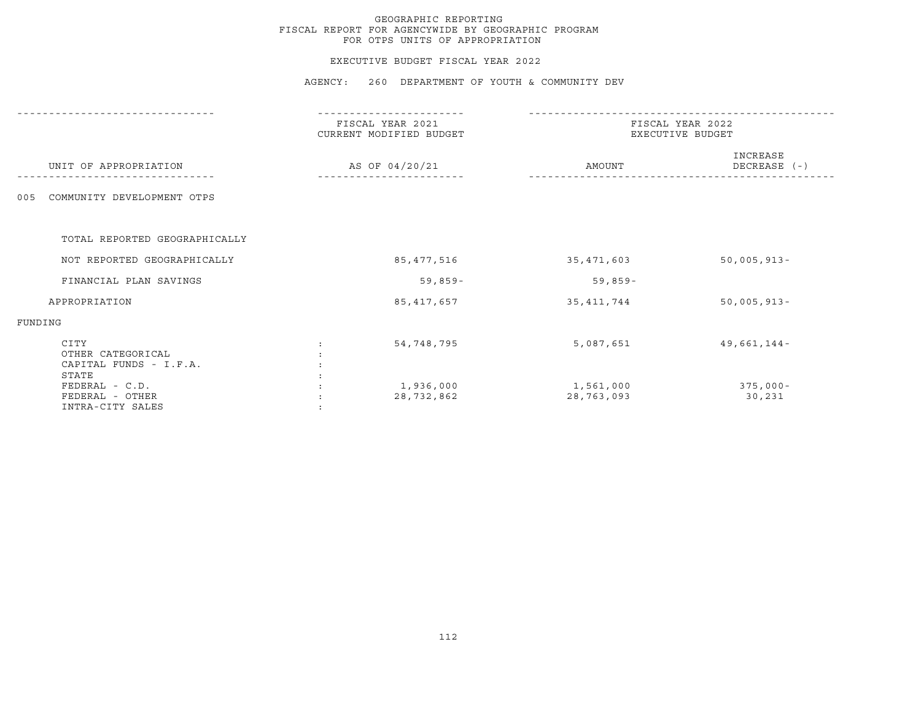# GEOGRAPHIC REPORTING
## FISCAL REPORT FOR AGENCYWIDE BY GEOGRAPHIC PROGRAM
## FOR OTPS UNITS OF APPROPRIATION

### EXECUTIVE BUDGET FISCAL YEAR 2022

### AGENCY: 260 DEPARTMENT OF YOUTH & COMMUNITY DEV

| UNIT OF APPROPRIATION | | FISCAL YEAR 2021 CURRENT MODIFIED BUDGET AS OF 04/20/21 | FISCAL YEAR 2022 EXECUTIVE BUDGET AMOUNT | FISCAL YEAR 2022 EXECUTIVE BUDGET INCREASE DECREASE (-) |
|---|---|---|---|---|
| 005 COMMUNITY DEVELOPMENT OTPS | | | | |
| TOTAL REPORTED GEOGRAPHICALLY | | | | |
| NOT REPORTED GEOGRAPHICALLY | | 85,477,516 | 35,471,603 | 50,005,913- |
| FINANCIAL PLAN SAVINGS | | 59,859- | 59,859- | |
| APPROPRIATION | | 85,417,657 | 35,411,744 | 50,005,913- |
| FUNDING | | | | |
| CITY | : | 54,748,795 | 5,087,651 | 49,661,144- |
| OTHER CATEGORICAL | : | | | |
| CAPITAL FUNDS - I.F.A. | : | | | |
| STATE | : | | | |
| FEDERAL - C.D. | : | 1,936,000 | 1,561,000 | 375,000- |
| FEDERAL - OTHER | : | 28,732,862 | 28,763,093 | 30,231 |
| INTRA-CITY SALES | : | | | |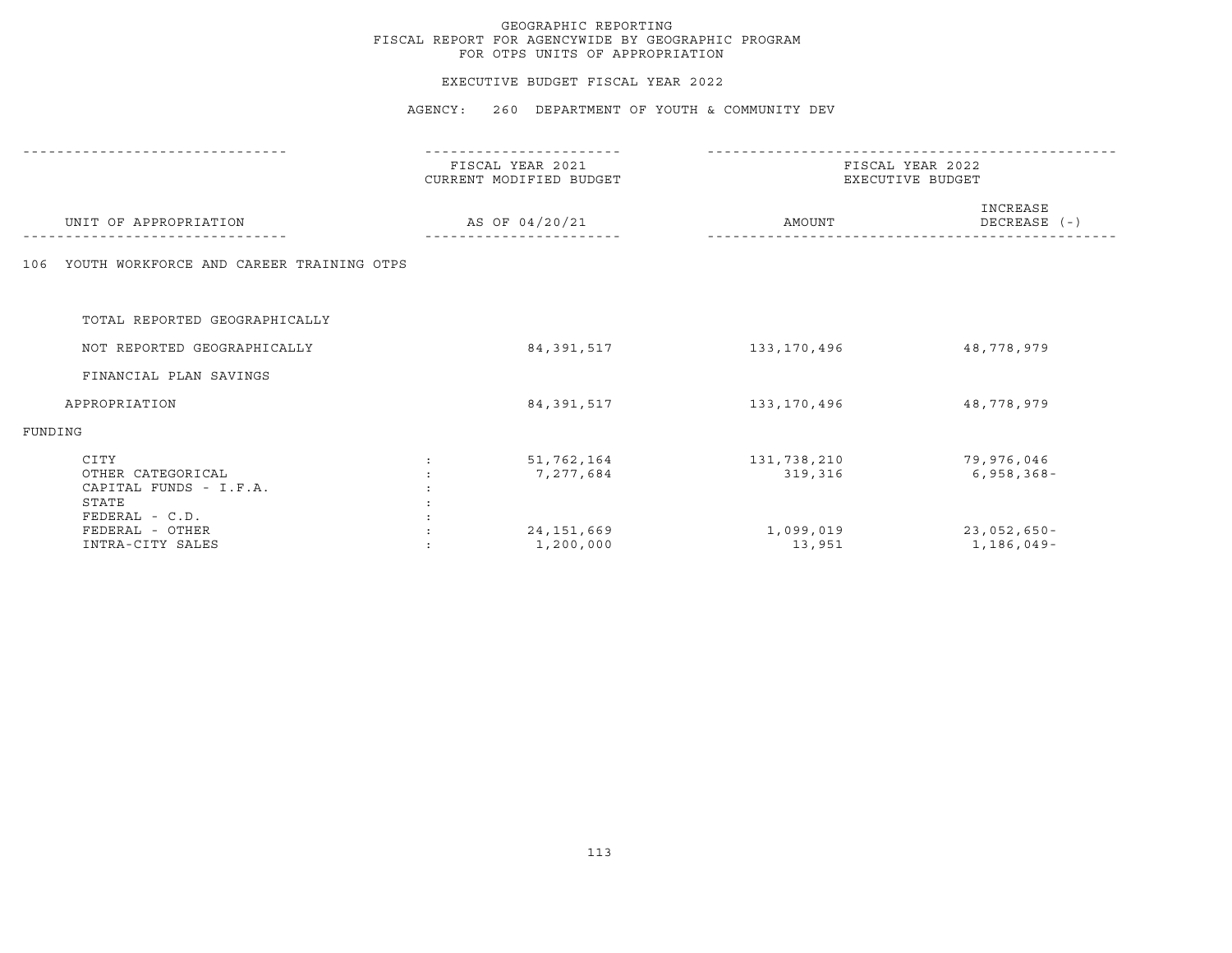GEOGRAPHIC REPORTING
FISCAL REPORT FOR AGENCYWIDE BY GEOGRAPHIC PROGRAM
FOR OTPS UNITS OF APPROPRIATION

EXECUTIVE BUDGET FISCAL YEAR 2022

AGENCY: 260 DEPARTMENT OF YOUTH & COMMUNITY DEV

| UNIT OF APPROPRIATION | | FISCAL YEAR 2021 CURRENT MODIFIED BUDGET AS OF 04/20/21 | FISCAL YEAR 2022 EXECUTIVE BUDGET AMOUNT | INCREASE DECREASE (-) |
|---|---|---|---|---|
| 106 YOUTH WORKFORCE AND CAREER TRAINING OTPS | | | | |
| TOTAL REPORTED GEOGRAPHICALLY | | | | |
| NOT REPORTED GEOGRAPHICALLY | | 84,391,517 | 133,170,496 | 48,778,979 |
| FINANCIAL PLAN SAVINGS | | | | |
| APPROPRIATION | | 84,391,517 | 133,170,496 | 48,778,979 |
| FUNDING | | | | |
| CITY | : | 51,762,164 | 131,738,210 | 79,976,046 |
| OTHER CATEGORICAL | : | 7,277,684 | 319,316 | 6,958,368- |
| CAPITAL FUNDS - I.F.A. | : | | | |
| STATE | : | | | |
| FEDERAL - C.D. | : | | | |
| FEDERAL - OTHER | : | 24,151,669 | 1,099,019 | 23,052,650- |
| INTRA-CITY SALES | : | 1,200,000 | 13,951 | 1,186,049- |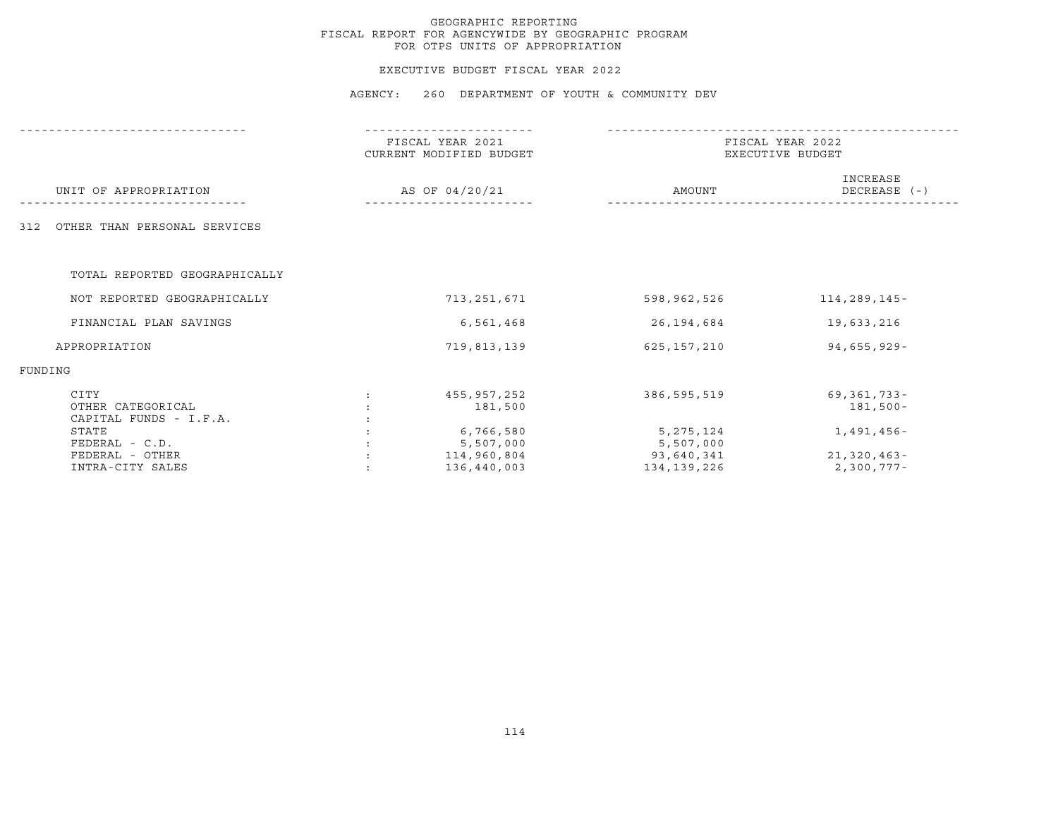# GEOGRAPHIC REPORTING
## FISCAL REPORT FOR AGENCYWIDE BY GEOGRAPHIC PROGRAM
## FOR OTPS UNITS OF APPROPRIATION

### EXECUTIVE BUDGET FISCAL YEAR 2022

### AGENCY: 260 DEPARTMENT OF YOUTH & COMMUNITY DEV

| UNIT OF APPROPRIATION | | FISCAL YEAR 2021 CURRENT MODIFIED BUDGET AS OF 04/20/21 | FISCAL YEAR 2022 EXECUTIVE BUDGET AMOUNT | FISCAL YEAR 2022 EXECUTIVE BUDGET INCREASE DECREASE (-) |
|---|---|---|---|---|
| 312 OTHER THAN PERSONAL SERVICES | | | | |
| TOTAL REPORTED GEOGRAPHICALLY | | | | |
| NOT REPORTED GEOGRAPHICALLY | | 713,251,671 | 598,962,526 | 114,289,145- |
| FINANCIAL PLAN SAVINGS | | 6,561,468 | 26,194,684 | 19,633,216 |
| APPROPRIATION | | 719,813,139 | 625,157,210 | 94,655,929- |
| FUNDING | | | | |
| CITY | : | 455,957,252 | 386,595,519 | 69,361,733- |
| OTHER CATEGORICAL | : | 181,500 | | 181,500- |
| CAPITAL FUNDS - I.F.A. | : | | | |
| STATE | : | 6,766,580 | 5,275,124 | 1,491,456- |
| FEDERAL - C.D. | : | 5,507,000 | 5,507,000 | |
| FEDERAL - OTHER | : | 114,960,804 | 93,640,341 | 21,320,463- |
| INTRA-CITY SALES | : | 136,440,003 | 134,139,226 | 2,300,777- |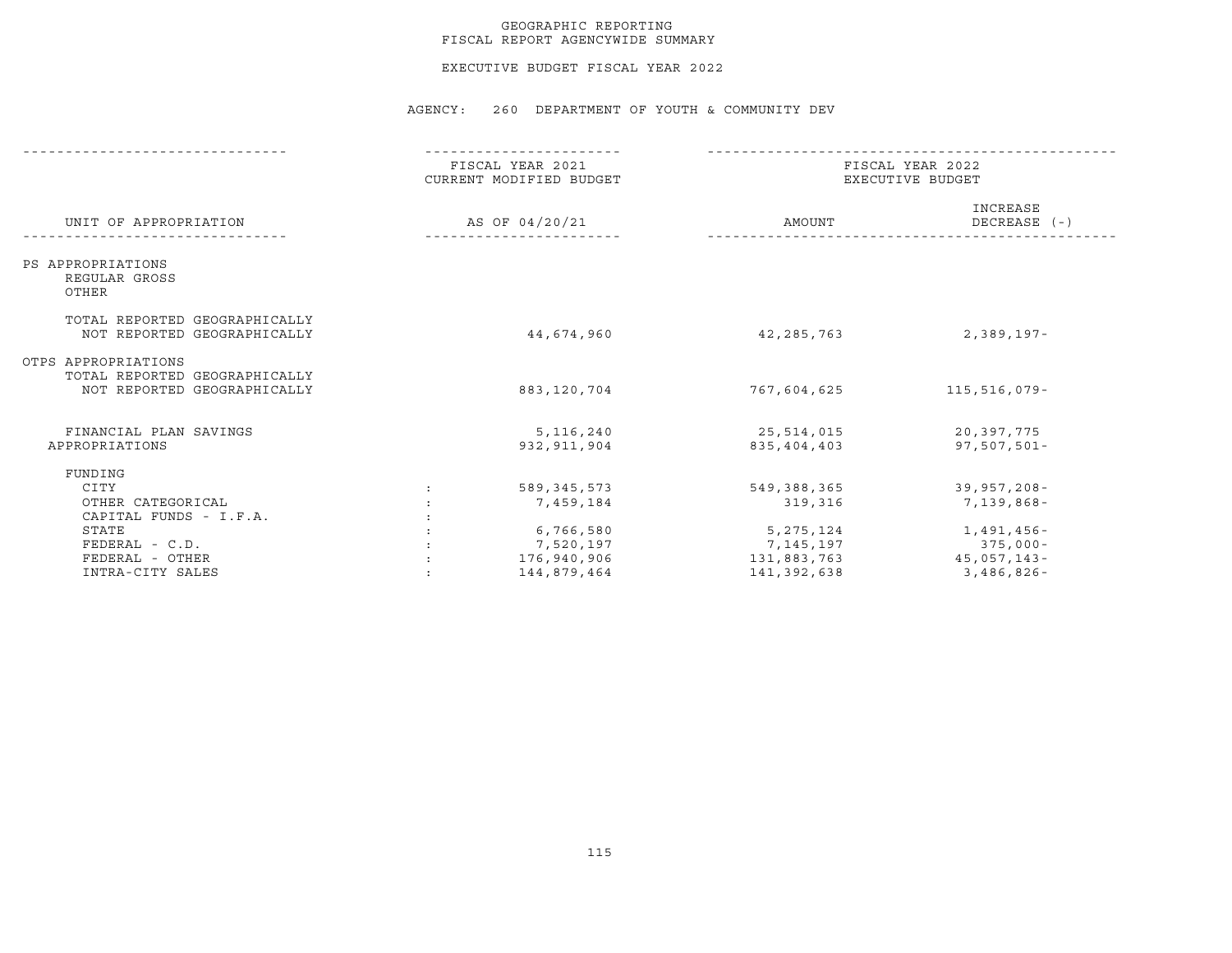# GEOGRAPHIC REPORTING
## FISCAL REPORT AGENCYWIDE SUMMARY

### EXECUTIVE BUDGET FISCAL YEAR 2022

**AGENCY: 260 DEPARTMENT OF YOUTH & COMMUNITY DEV**

| UNIT OF APPROPRIATION | | FISCAL YEAR 2021 CURRENT MODIFIED BUDGET AS OF 04/20/21 | FISCAL YEAR 2022 EXECUTIVE BUDGET AMOUNT | INCREASE DECREASE (-) |
|---|---|---|---|---|
| PS APPROPRIATIONS | | | | |
| REGULAR GROSS | | | | |
| OTHER | | | | |
| TOTAL REPORTED GEOGRAPHICALLY | | | | |
| NOT REPORTED GEOGRAPHICALLY | | 44,674,960 | 42,285,763 | 2,389,197- |
| OTPS APPROPRIATIONS | | | | |
| TOTAL REPORTED GEOGRAPHICALLY | | | | |
| NOT REPORTED GEOGRAPHICALLY | | 883,120,704 | 767,604,625 | 115,516,079- |
| FINANCIAL PLAN SAVINGS | | 5,116,240 | 25,514,015 | 20,397,775 |
| APPROPRIATIONS | | 932,911,904 | 835,404,403 | 97,507,501- |
| FUNDING | | | | |
| CITY | : | 589,345,573 | 549,388,365 | 39,957,208- |
| OTHER CATEGORICAL | : | 7,459,184 | 319,316 | 7,139,868- |
| CAPITAL FUNDS - I.F.A. | : | | | |
| STATE | : | 6,766,580 | 5,275,124 | 1,491,456- |
| FEDERAL - C.D. | : | 7,520,197 | 7,145,197 | 375,000- |
| FEDERAL - OTHER | : | 176,940,906 | 131,883,763 | 45,057,143- |
| INTRA-CITY SALES | : | 144,879,464 | 141,392,638 | 3,486,826- |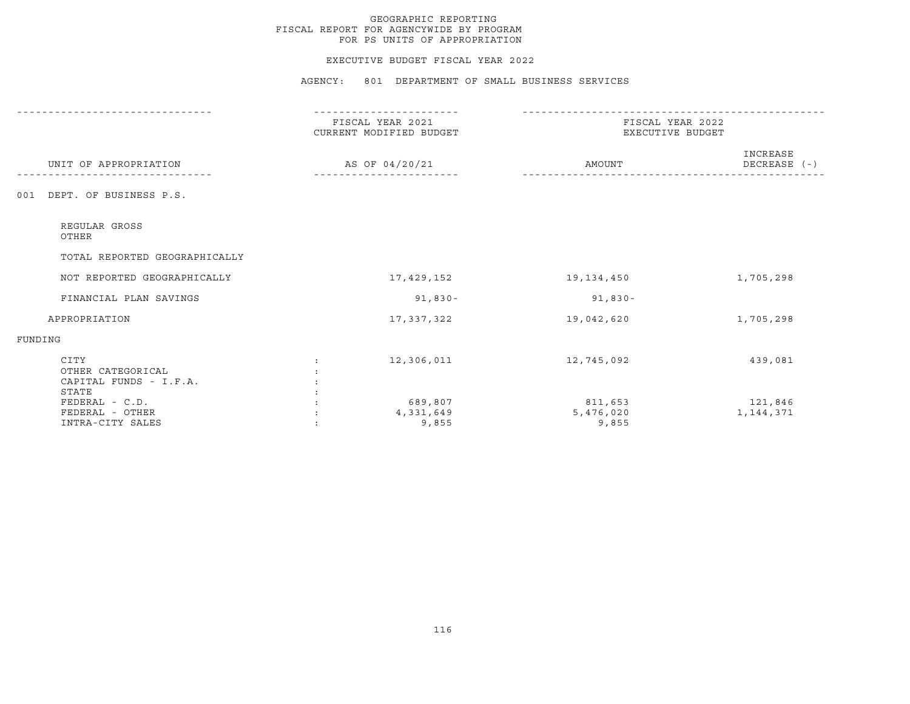GEOGRAPHIC REPORTING
FISCAL REPORT FOR AGENCYWIDE BY PROGRAM
FOR PS UNITS OF APPROPRIATION

EXECUTIVE BUDGET FISCAL YEAR 2022

AGENCY: 801 DEPARTMENT OF SMALL BUSINESS SERVICES

| UNIT OF APPROPRIATION | FISCAL YEAR 2021 CURRENT MODIFIED BUDGET AS OF 04/20/21 | FISCAL YEAR 2022 EXECUTIVE BUDGET AMOUNT | INCREASE DECREASE (-) |
|---|---|---|---|
| 001 DEPT. OF BUSINESS P.S. | | | |
| REGULAR GROSS | | | |
| OTHER | | | |
| TOTAL REPORTED GEOGRAPHICALLY | | | |
| NOT REPORTED GEOGRAPHICALLY | 17,429,152 | 19,134,450 | 1,705,298 |
| FINANCIAL PLAN SAVINGS | 91,830- | 91,830- | |
| APPROPRIATION | 17,337,322 | 19,042,620 | 1,705,298 |
| FUNDING | | | |
| CITY : | 12,306,011 | 12,745,092 | 439,081 |
| OTHER CATEGORICAL : | | | |
| CAPITAL FUNDS - I.F.A. : | | | |
| STATE : | | | |
| FEDERAL - C.D. : | 689,807 | 811,653 | 121,846 |
| FEDERAL - OTHER : | 4,331,649 | 5,476,020 | 1,144,371 |
| INTRA-CITY SALES : | 9,855 | 9,855 | |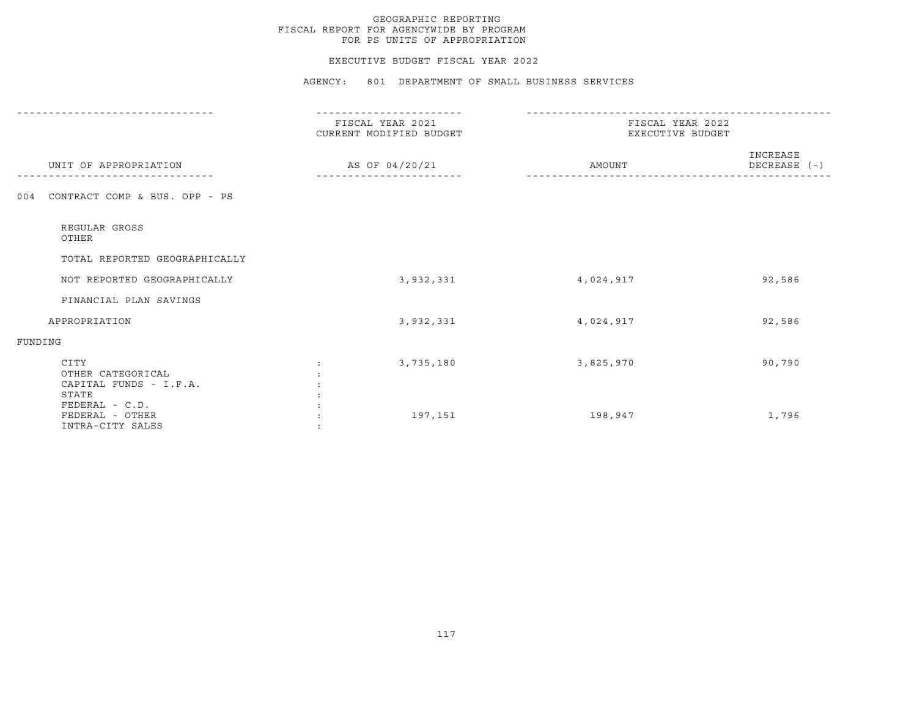GEOGRAPHIC REPORTING
FISCAL REPORT FOR AGENCYWIDE BY PROGRAM
FOR PS UNITS OF APPROPRIATION

EXECUTIVE BUDGET FISCAL YEAR 2022

AGENCY: 801 DEPARTMENT OF SMALL BUSINESS SERVICES

| UNIT OF APPROPRIATION | FISCAL YEAR 2021 CURRENT MODIFIED BUDGET AS OF 04/20/21 | FISCAL YEAR 2022 EXECUTIVE BUDGET AMOUNT | INCREASE DECREASE (-) |
|---|---|---|---|
| 004 CONTRACT COMP & BUS. OPP - PS | | | |
| REGULAR GROSS | | | |
| OTHER | | | |
| TOTAL REPORTED GEOGRAPHICALLY | | | |
| NOT REPORTED GEOGRAPHICALLY | 3,932,331 | 4,024,917 | 92,586 |
| FINANCIAL PLAN SAVINGS | | | |
| APPROPRIATION | 3,932,331 | 4,024,917 | 92,586 |
| FUNDING | | | |
| CITY | 3,735,180 | 3,825,970 | 90,790 |
| OTHER CATEGORICAL | | | |
| CAPITAL FUNDS - I.F.A. | | | |
| STATE | | | |
| FEDERAL - C.D. | | | |
| FEDERAL - OTHER | 197,151 | 198,947 | 1,796 |
| INTRA-CITY SALES | | | |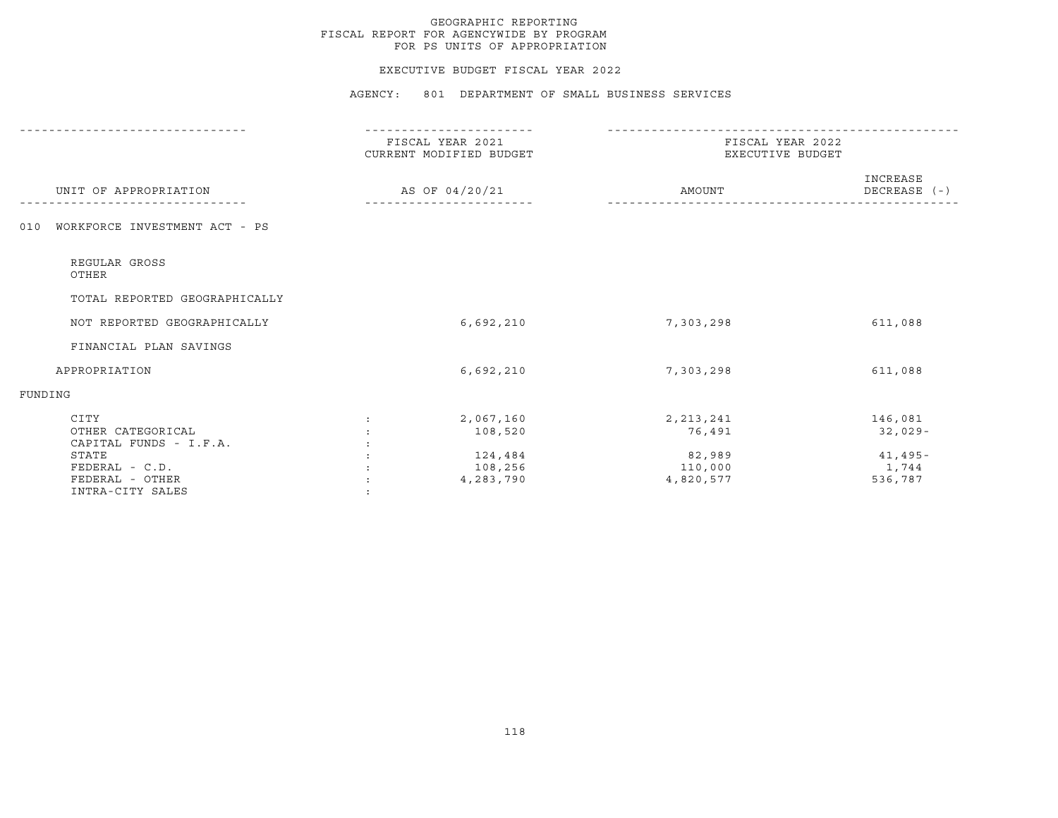GEOGRAPHIC REPORTING
FISCAL REPORT FOR AGENCYWIDE BY PROGRAM
FOR PS UNITS OF APPROPRIATION

EXECUTIVE BUDGET FISCAL YEAR 2022

AGENCY: 801 DEPARTMENT OF SMALL BUSINESS SERVICES

| UNIT OF APPROPRIATION | | FISCAL YEAR 2021 CURRENT MODIFIED BUDGET AS OF 04/20/21 | FISCAL YEAR 2022 EXECUTIVE BUDGET AMOUNT | INCREASE DECREASE (-) |
|---|---|---|---|---|
| 010 WORKFORCE INVESTMENT ACT - PS | | | | |
| REGULAR GROSS | | | | |
| OTHER | | | | |
| TOTAL REPORTED GEOGRAPHICALLY | | | | |
| NOT REPORTED GEOGRAPHICALLY | | 6,692,210 | 7,303,298 | 611,088 |
| FINANCIAL PLAN SAVINGS | | | | |
| APPROPRIATION | | 6,692,210 | 7,303,298 | 611,088 |
| FUNDING | | | | |
| CITY | : | 2,067,160 | 2,213,241 | 146,081 |
| OTHER CATEGORICAL | : | 108,520 | 76,491 | 32,029- |
| CAPITAL FUNDS - I.F.A. | : | | | |
| STATE | : | 124,484 | 82,989 | 41,495- |
| FEDERAL - C.D. | : | 108,256 | 110,000 | 1,744 |
| FEDERAL - OTHER | : | 4,283,790 | 4,820,577 | 536,787 |
| INTRA-CITY SALES | : | | | |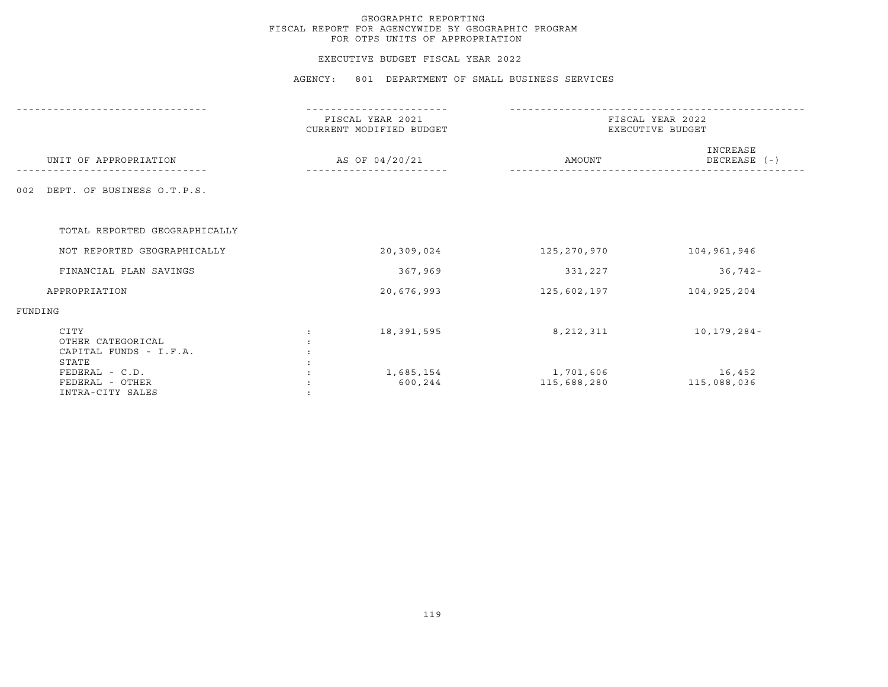# GEOGRAPHIC REPORTING
## FISCAL REPORT FOR AGENCYWIDE BY GEOGRAPHIC PROGRAM
## FOR OTPS UNITS OF APPROPRIATION

### EXECUTIVE BUDGET FISCAL YEAR 2022

### AGENCY: 801 DEPARTMENT OF SMALL BUSINESS SERVICES

| UNIT OF APPROPRIATION | | FISCAL YEAR 2021 CURRENT MODIFIED BUDGET AS OF 04/20/21 | FISCAL YEAR 2022 EXECUTIVE BUDGET AMOUNT | FISCAL YEAR 2022 EXECUTIVE BUDGET INCREASE DECREASE (-) |
|---|---|---|---|---|
| 002 DEPT. OF BUSINESS O.T.P.S. | | | | |
| TOTAL REPORTED GEOGRAPHICALLY | | | | |
| NOT REPORTED GEOGRAPHICALLY | | 20,309,024 | 125,270,970 | 104,961,946 |
| FINANCIAL PLAN SAVINGS | | 367,969 | 331,227 | 36,742- |
| APPROPRIATION | | 20,676,993 | 125,602,197 | 104,925,204 |
| FUNDING | | | | |
| CITY | : | 18,391,595 | 8,212,311 | 10,179,284- |
| OTHER CATEGORICAL | : | | | |
| CAPITAL FUNDS - I.F.A. | : | | | |
| STATE | : | | | |
| FEDERAL - C.D. | : | 1,685,154 | 1,701,606 | 16,452 |
| FEDERAL - OTHER | : | 600,244 | 115,688,280 | 115,088,036 |
| INTRA-CITY SALES | : | | | |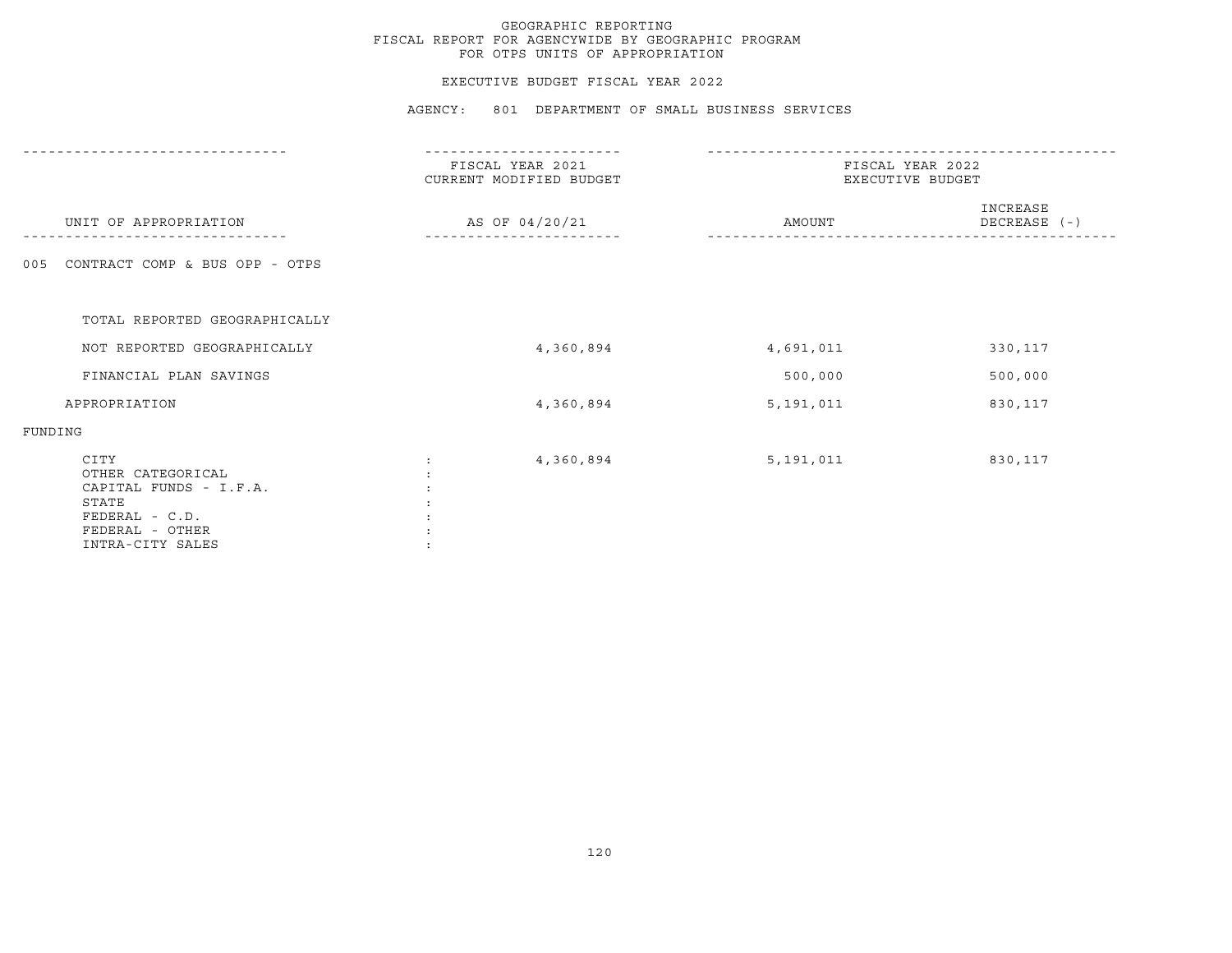# GEOGRAPHIC REPORTING
## FISCAL REPORT FOR AGENCYWIDE BY GEOGRAPHIC PROGRAM
## FOR OTPS UNITS OF APPROPRIATION

### EXECUTIVE BUDGET FISCAL YEAR 2022

### AGENCY: 801 DEPARTMENT OF SMALL BUSINESS SERVICES

| UNIT OF APPROPRIATION | FISCAL YEAR 2021 CURRENT MODIFIED BUDGET AS OF 04/20/21 | FISCAL YEAR 2022 EXECUTIVE BUDGET AMOUNT | INCREASE DECREASE (-) |
|---|---|---|---|
| 005 CONTRACT COMP & BUS OPP - OTPS | | | |
| TOTAL REPORTED GEOGRAPHICALLY | | | |
| NOT REPORTED GEOGRAPHICALLY | 4,360,894 | 4,691,011 | 330,117 |
| FINANCIAL PLAN SAVINGS | | 500,000 | 500,000 |
| APPROPRIATION | 4,360,894 | 5,191,011 | 830,117 |
| FUNDING | | | |
| CITY : | 4,360,894 | 5,191,011 | 830,117 |
| OTHER CATEGORICAL : | | | |
| CAPITAL FUNDS - I.F.A. : | | | |
| STATE : | | | |
| FEDERAL - C.D. : | | | |
| FEDERAL - OTHER : | | | |
| INTRA-CITY SALES : | | | |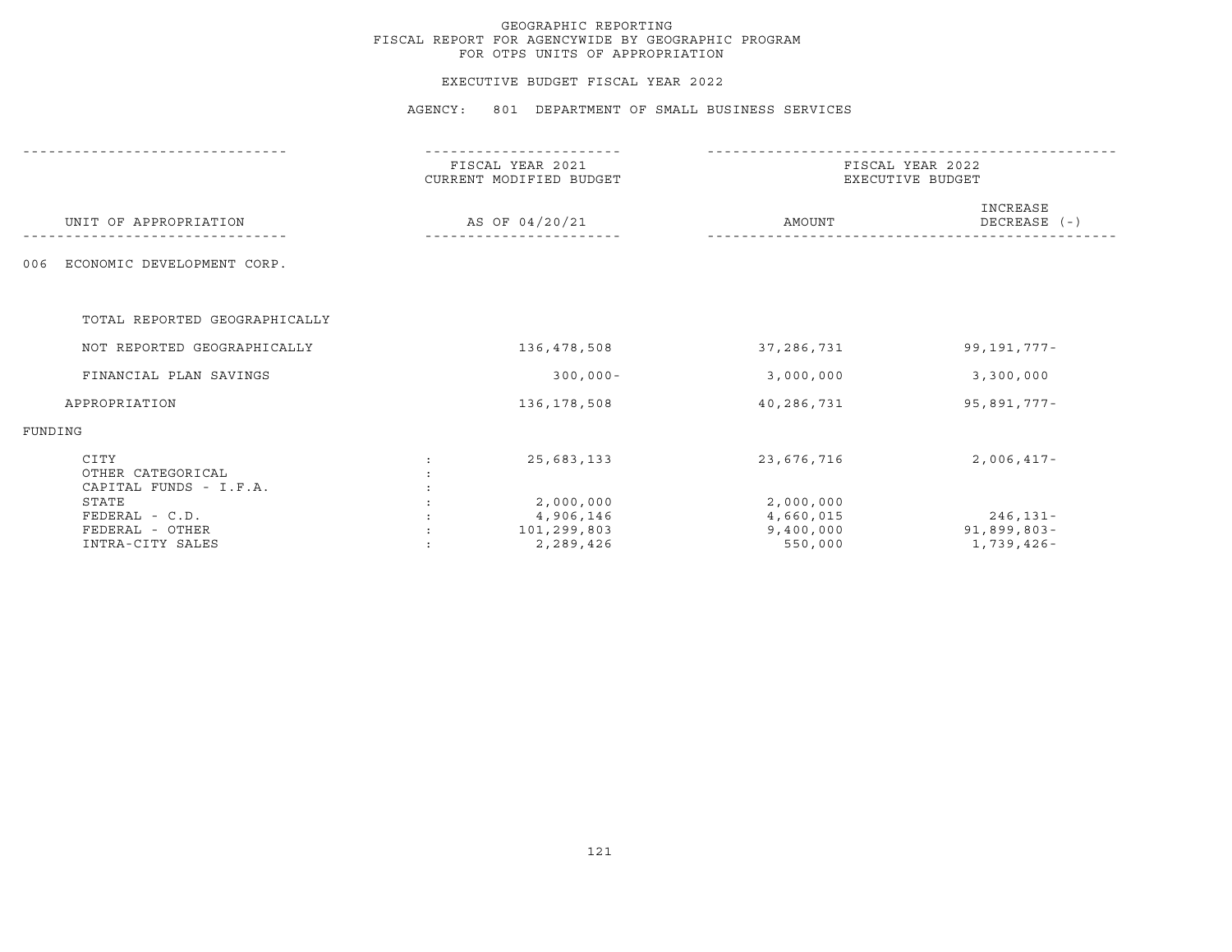GEOGRAPHIC REPORTING
FISCAL REPORT FOR AGENCYWIDE BY GEOGRAPHIC PROGRAM
FOR OTPS UNITS OF APPROPRIATION

EXECUTIVE BUDGET FISCAL YEAR 2022

AGENCY: 801 DEPARTMENT OF SMALL BUSINESS SERVICES

| UNIT OF APPROPRIATION | | FISCAL YEAR 2021 CURRENT MODIFIED BUDGET AS OF 04/20/21 | FISCAL YEAR 2022 EXECUTIVE BUDGET AMOUNT | INCREASE DECREASE (-) |
|---|---|---|---|---|
| 006 ECONOMIC DEVELOPMENT CORP. | | | | |
| TOTAL REPORTED GEOGRAPHICALLY | | | | |
| NOT REPORTED GEOGRAPHICALLY | | 136,478,508 | 37,286,731 | 99,191,777- |
| FINANCIAL PLAN SAVINGS | | 300,000- | 3,000,000 | 3,300,000 |
| APPROPRIATION | | 136,178,508 | 40,286,731 | 95,891,777- |
| FUNDING | | | | |
| CITY | : | 25,683,133 | 23,676,716 | 2,006,417- |
| OTHER CATEGORICAL | : | | | |
| CAPITAL FUNDS - I.F.A. | : | | | |
| STATE | : | 2,000,000 | 2,000,000 | |
| FEDERAL - C.D. | : | 4,906,146 | 4,660,015 | 246,131- |
| FEDERAL - OTHER | : | 101,299,803 | 9,400,000 | 91,899,803- |
| INTRA-CITY SALES | : | 2,289,426 | 550,000 | 1,739,426- |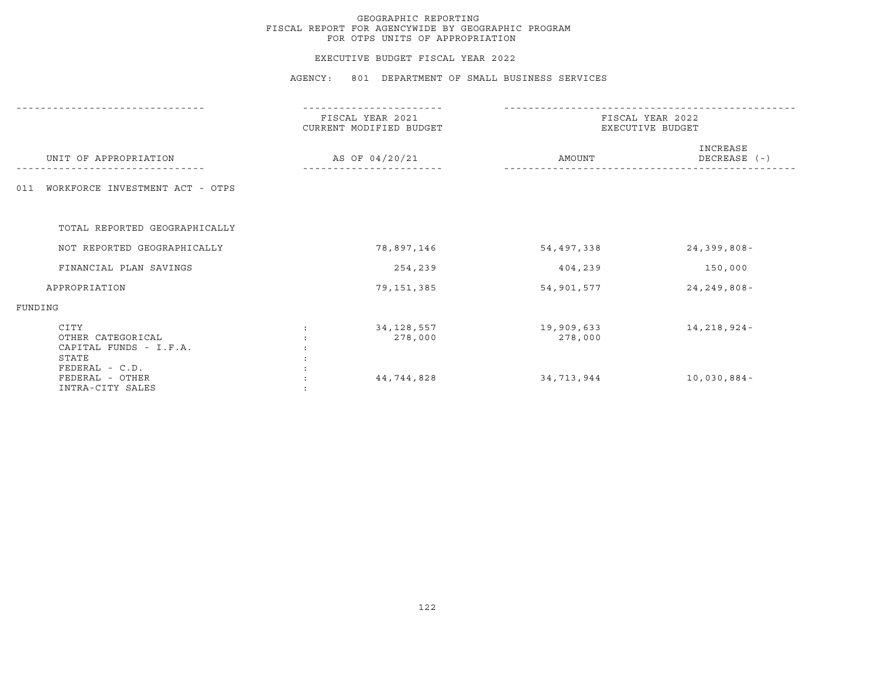GEOGRAPHIC REPORTING
FISCAL REPORT FOR AGENCYWIDE BY GEOGRAPHIC PROGRAM
FOR OTPS UNITS OF APPROPRIATION

EXECUTIVE BUDGET FISCAL YEAR 2022

AGENCY: 801 DEPARTMENT OF SMALL BUSINESS SERVICES

| UNIT OF APPROPRIATION | FISCAL YEAR 2021 CURRENT MODIFIED BUDGET AS OF 04/20/21 | FISCAL YEAR 2022 EXECUTIVE BUDGET AMOUNT | FISCAL YEAR 2022 EXECUTIVE BUDGET INCREASE DECREASE (-) |
|---|---|---|---|
| 011 WORKFORCE INVESTMENT ACT - OTPS | | | |
| TOTAL REPORTED GEOGRAPHICALLY | | | |
| NOT REPORTED GEOGRAPHICALLY | 78,897,146 | 54,497,338 | 24,399,808- |
| FINANCIAL PLAN SAVINGS | 254,239 | 404,239 | 150,000 |
| APPROPRIATION | 79,151,385 | 54,901,577 | 24,249,808- |
| FUNDING | | | |
| CITY | 34,128,557 | 19,909,633 | 14,218,924- |
| OTHER CATEGORICAL | 278,000 | 278,000 | |
| CAPITAL FUNDS - I.F.A. | | | |
| STATE | | | |
| FEDERAL - C.D. | | | |
| FEDERAL - OTHER | 44,744,828 | 34,713,944 | 10,030,884- |
| INTRA-CITY SALES | | | |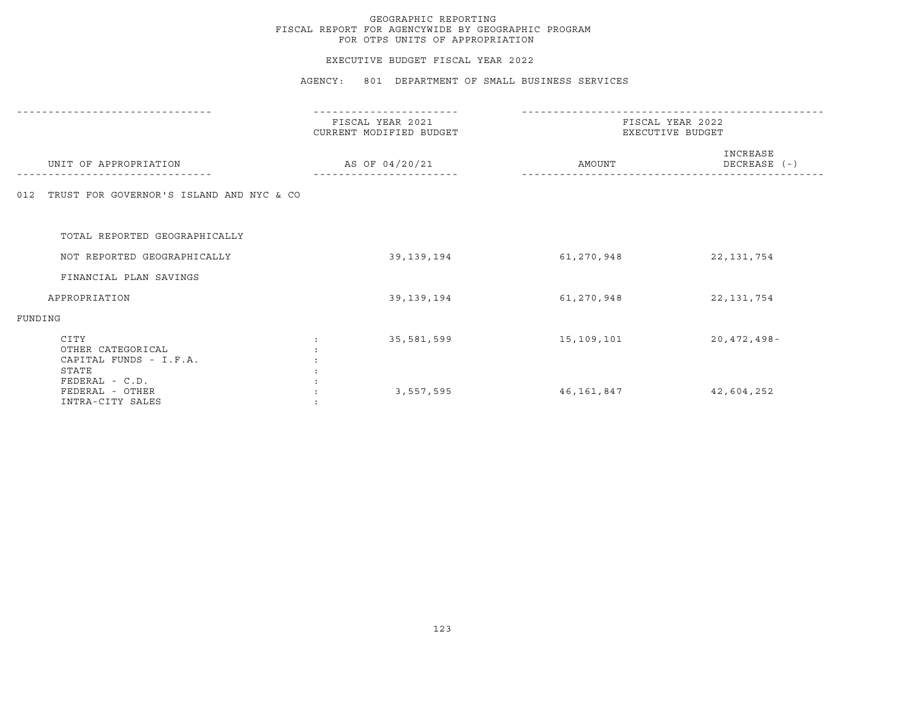# GEOGRAPHIC REPORTING
## FISCAL REPORT FOR AGENCYWIDE BY GEOGRAPHIC PROGRAM
## FOR OTPS UNITS OF APPROPRIATION

### EXECUTIVE BUDGET FISCAL YEAR 2022

### AGENCY: 801 DEPARTMENT OF SMALL BUSINESS SERVICES

| UNIT OF APPROPRIATION | FISCAL YEAR 2021 CURRENT MODIFIED BUDGET AS OF 04/20/21 | FISCAL YEAR 2022 EXECUTIVE BUDGET AMOUNT | INCREASE DECREASE (-) |
|---|---|---|---|
| 012 TRUST FOR GOVERNOR'S ISLAND AND NYC & CO | | | |
| TOTAL REPORTED GEOGRAPHICALLY | | | |
| NOT REPORTED GEOGRAPHICALLY | 39,139,194 | 61,270,948 | 22,131,754 |
| FINANCIAL PLAN SAVINGS | | | |
| APPROPRIATION | 39,139,194 | 61,270,948 | 22,131,754 |
| FUNDING | | | |
| CITY : | 35,581,599 | 15,109,101 | 20,472,498- |
| OTHER CATEGORICAL : | | | |
| CAPITAL FUNDS - I.F.A. : | | | |
| STATE : | | | |
| FEDERAL - C.D. : | | | |
| FEDERAL - OTHER : | 3,557,595 | 46,161,847 | 42,604,252 |
| INTRA-CITY SALES : | | | |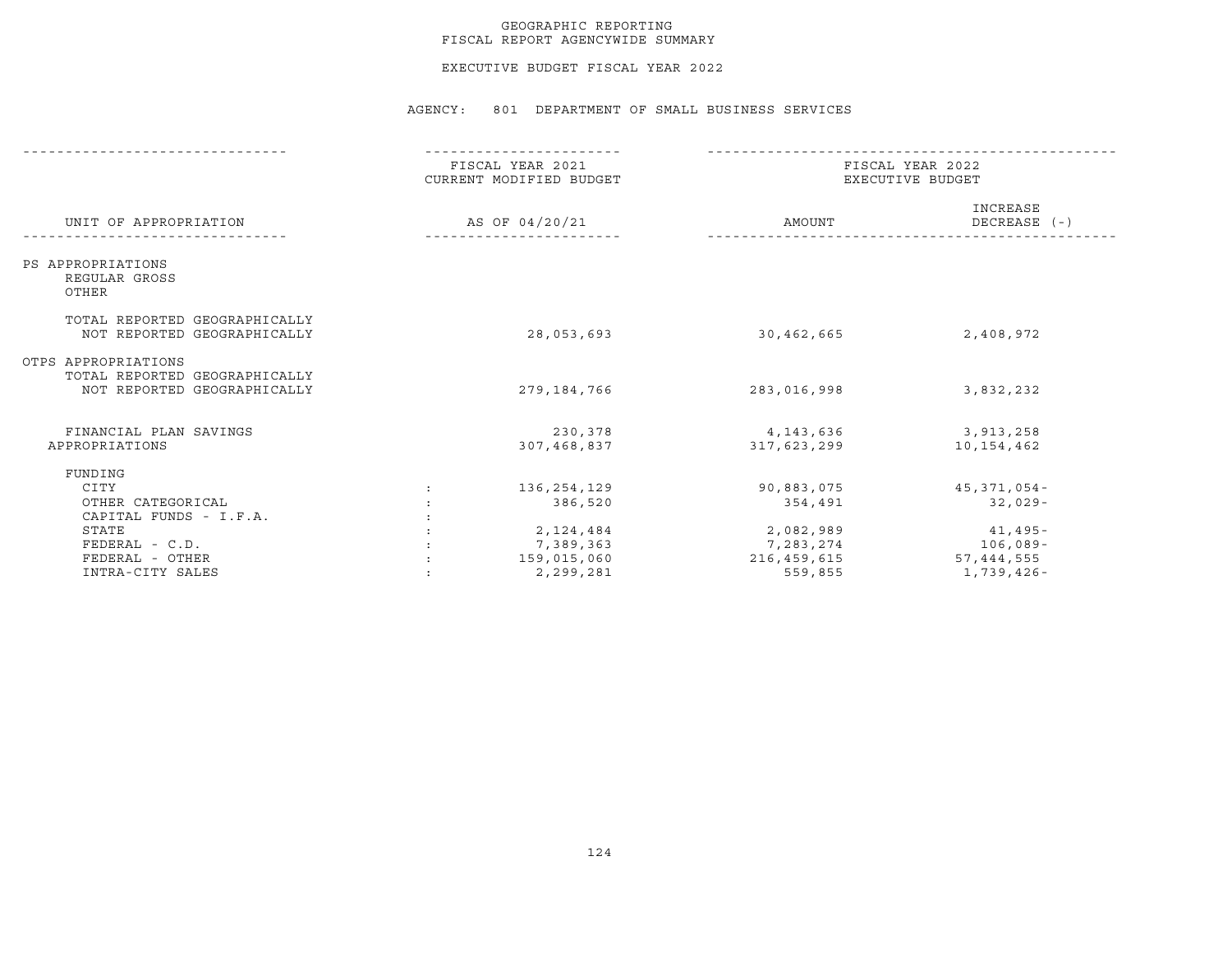# GEOGRAPHIC REPORTING
## FISCAL REPORT AGENCYWIDE SUMMARY

### EXECUTIVE BUDGET FISCAL YEAR 2022

### AGENCY: 801 DEPARTMENT OF SMALL BUSINESS SERVICES

| UNIT OF APPROPRIATION | FISCAL YEAR 2021 CURRENT MODIFIED BUDGET AS OF 04/20/21 | FISCAL YEAR 2022 EXECUTIVE BUDGET AMOUNT | FISCAL YEAR 2022 EXECUTIVE BUDGET INCREASE DECREASE (-) |
|---|---|---|---|
| PS APPROPRIATIONS | | | |
| REGULAR GROSS | | | |
| OTHER | | | |
| TOTAL REPORTED GEOGRAPHICALLY | | | |
| NOT REPORTED GEOGRAPHICALLY | 28,053,693 | 30,462,665 | 2,408,972 |
| OTPS APPROPRIATIONS | | | |
| TOTAL REPORTED GEOGRAPHICALLY | | | |
| NOT REPORTED GEOGRAPHICALLY | 279,184,766 | 283,016,998 | 3,832,232 |
| FINANCIAL PLAN SAVINGS | 230,378 | 4,143,636 | 3,913,258 |
| APPROPRIATIONS | 307,468,837 | 317,623,299 | 10,154,462 |
| FUNDING | | | |
| CITY | 136,254,129 | 90,883,075 | 45,371,054- |
| OTHER CATEGORICAL | 386,520 | 354,491 | 32,029- |
| CAPITAL FUNDS - I.F.A. | | | |
| STATE | 2,124,484 | 2,082,989 | 41,495- |
| FEDERAL - C.D. | 7,389,363 | 7,283,274 | 106,089- |
| FEDERAL - OTHER | 159,015,060 | 216,459,615 | 57,444,555 |
| INTRA-CITY SALES | 2,299,281 | 559,855 | 1,739,426- |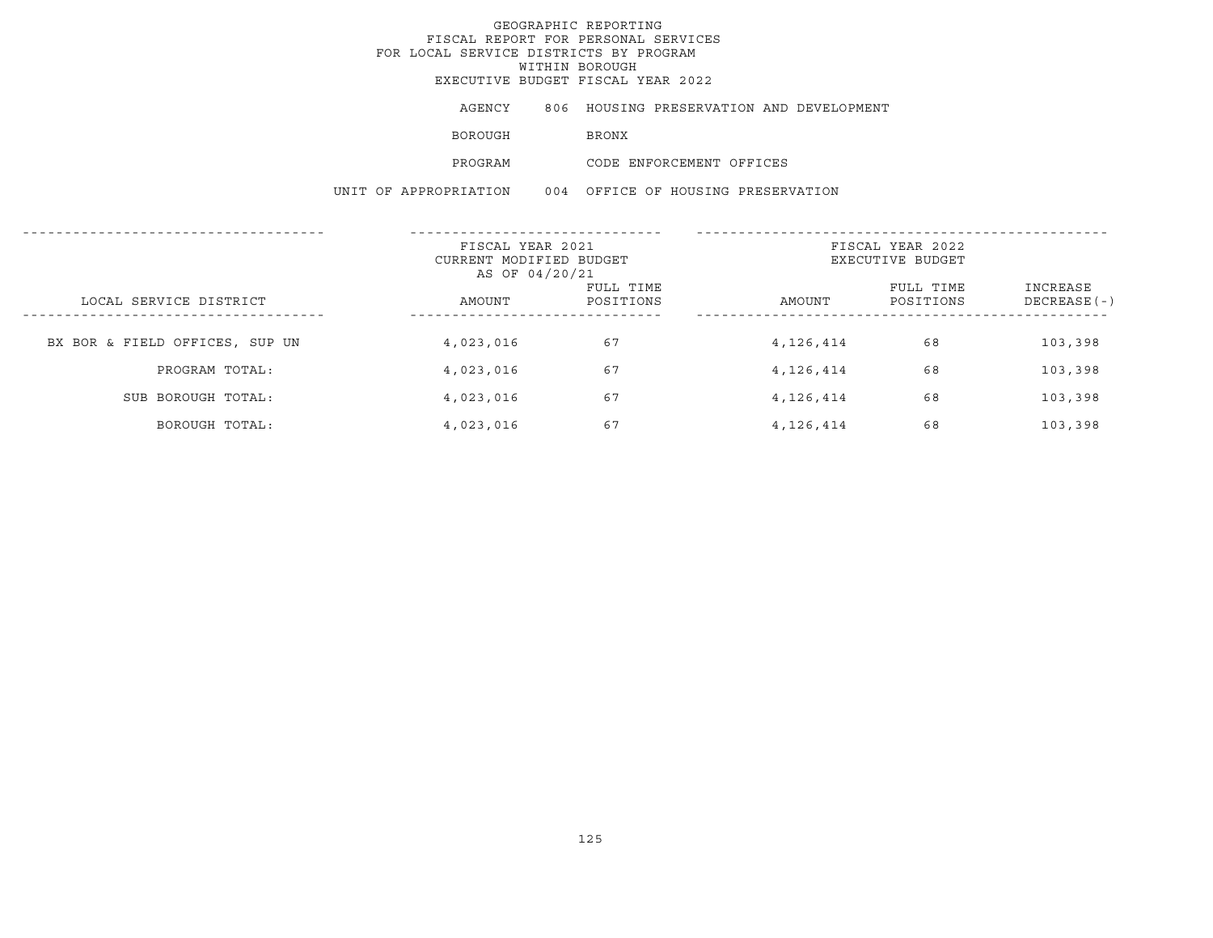GEOGRAPHIC REPORTING
FISCAL REPORT FOR PERSONAL SERVICES
FOR LOCAL SERVICE DISTRICTS BY PROGRAM
WITHIN BOROUGH
EXECUTIVE BUDGET FISCAL YEAR 2022

AGENCY 806 HOUSING PRESERVATION AND DEVELOPMENT

BOROUGH BRONX

PROGRAM CODE ENFORCEMENT OFFICES

UNIT OF APPROPRIATION 004 OFFICE OF HOUSING PRESERVATION

| | FISCAL YEAR 2021 CURRENT MODIFIED BUDGET AS OF 04/20/21 | | FISCAL YEAR 2022 EXECUTIVE BUDGET | | |
|---|---|---|---|---|---|
| LOCAL SERVICE DISTRICT | AMOUNT | FULL TIME POSITIONS | AMOUNT | FULL TIME POSITIONS | INCREASE DECREASE(-) |
| BX BOR & FIELD OFFICES, SUP UN | 4,023,016 | 67 | 4,126,414 | 68 | 103,398 |
| PROGRAM TOTAL: | 4,023,016 | 67 | 4,126,414 | 68 | 103,398 |
| SUB BOROUGH TOTAL: | 4,023,016 | 67 | 4,126,414 | 68 | 103,398 |
| BOROUGH TOTAL: | 4,023,016 | 67 | 4,126,414 | 68 | 103,398 |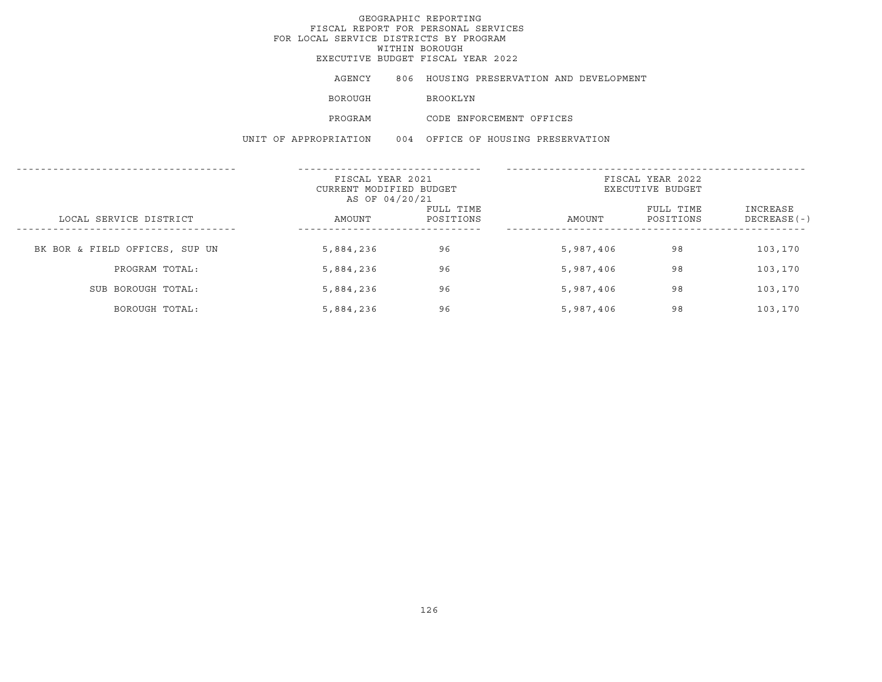GEOGRAPHIC REPORTING
FISCAL REPORT FOR PERSONAL SERVICES
FOR LOCAL SERVICE DISTRICTS BY PROGRAM
WITHIN BOROUGH
EXECUTIVE BUDGET FISCAL YEAR 2022

AGENCY 806 HOUSING PRESERVATION AND DEVELOPMENT

BOROUGH BROOKLYN

PROGRAM CODE ENFORCEMENT OFFICES

UNIT OF APPROPRIATION 004 OFFICE OF HOUSING PRESERVATION

| | FISCAL YEAR 2021 CURRENT MODIFIED BUDGET AS OF 04/20/21 | | FISCAL YEAR 2022 EXECUTIVE BUDGET | | |
|---|---|---|---|---|---|
| LOCAL SERVICE DISTRICT | AMOUNT | FULL TIME POSITIONS | AMOUNT | FULL TIME POSITIONS | INCREASE DECREASE(-) |
| BK BOR & FIELD OFFICES, SUP UN | 5,884,236 | 96 | 5,987,406 | 98 | 103,170 |
| PROGRAM TOTAL: | 5,884,236 | 96 | 5,987,406 | 98 | 103,170 |
| SUB BOROUGH TOTAL: | 5,884,236 | 96 | 5,987,406 | 98 | 103,170 |
| BOROUGH TOTAL: | 5,884,236 | 96 | 5,987,406 | 98 | 103,170 |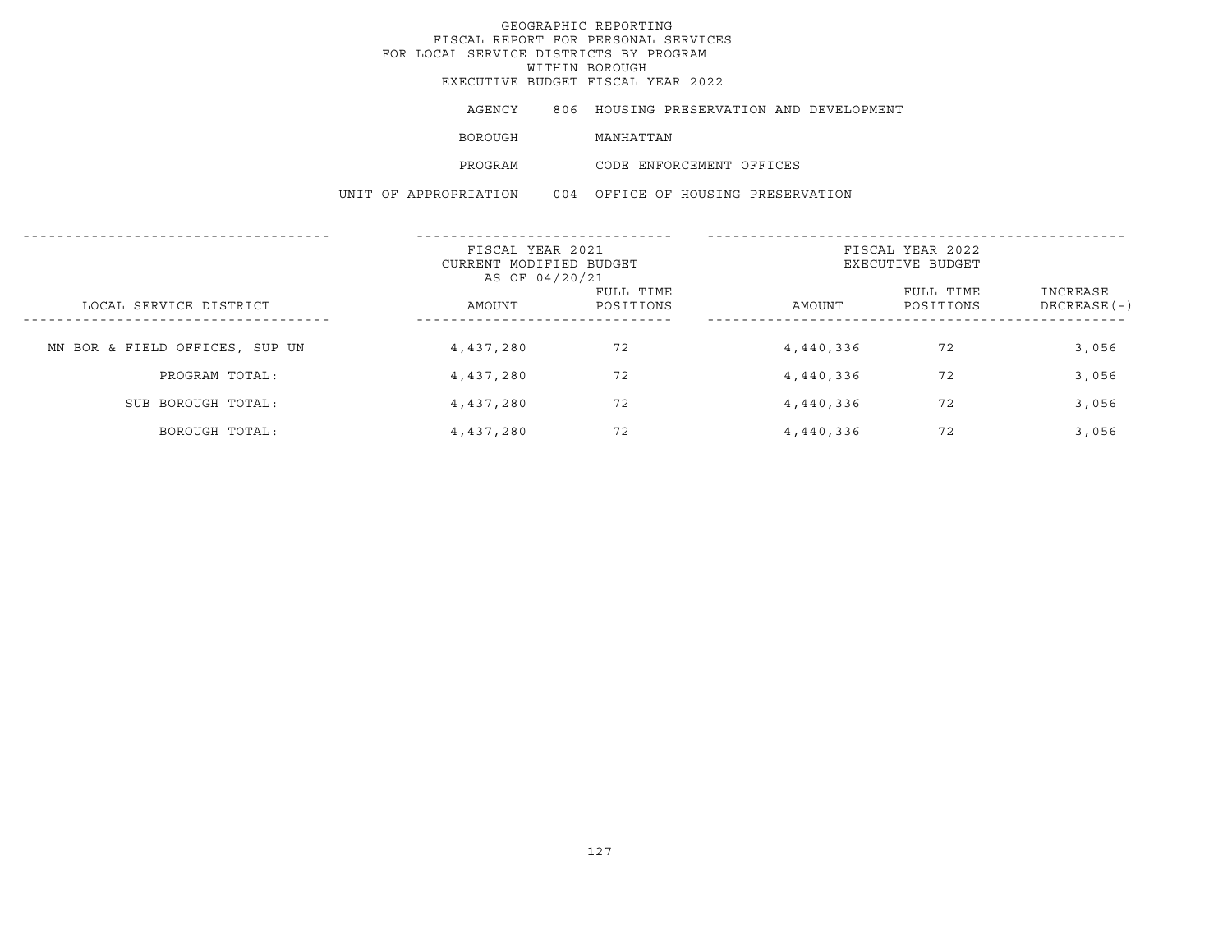GEOGRAPHIC REPORTING
FISCAL REPORT FOR PERSONAL SERVICES
FOR LOCAL SERVICE DISTRICTS BY PROGRAM
WITHIN BOROUGH
EXECUTIVE BUDGET FISCAL YEAR 2022

AGENCY 806 HOUSING PRESERVATION AND DEVELOPMENT

BOROUGH MANHATTAN

PROGRAM CODE ENFORCEMENT OFFICES

UNIT OF APPROPRIATION 004 OFFICE OF HOUSING PRESERVATION

| | FISCAL YEAR 2021 CURRENT MODIFIED BUDGET AS OF 04/20/21 | | FISCAL YEAR 2022 EXECUTIVE BUDGET | | |
|---|---|---|---|---|---|
| LOCAL SERVICE DISTRICT | AMOUNT | FULL TIME POSITIONS | AMOUNT | FULL TIME POSITIONS | INCREASE DECREASE(-) |
| MN BOR & FIELD OFFICES, SUP UN | 4,437,280 | 72 | 4,440,336 | 72 | 3,056 |
| PROGRAM TOTAL: | 4,437,280 | 72 | 4,440,336 | 72 | 3,056 |
| SUB BOROUGH TOTAL: | 4,437,280 | 72 | 4,440,336 | 72 | 3,056 |
| BOROUGH TOTAL: | 4,437,280 | 72 | 4,440,336 | 72 | 3,056 |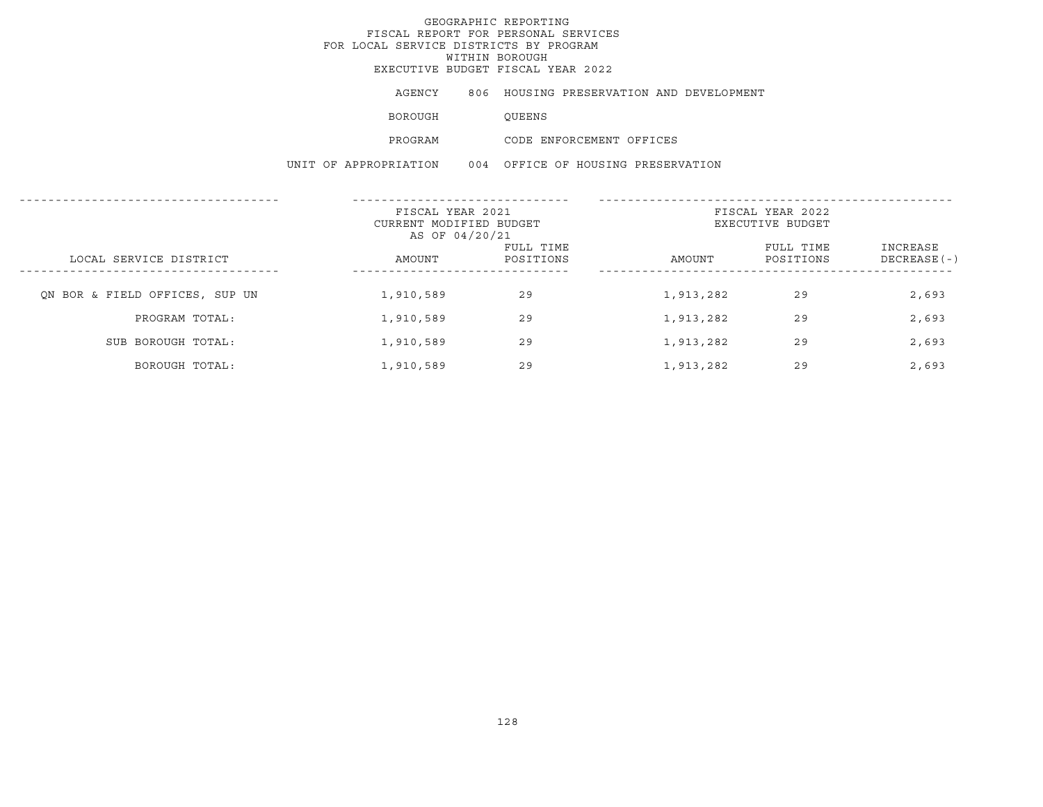# GEOGRAPHIC REPORTING
## FISCAL REPORT FOR PERSONAL SERVICES
## FOR LOCAL SERVICE DISTRICTS BY PROGRAM
## WITHIN BOROUGH
## EXECUTIVE BUDGET FISCAL YEAR 2022

AGENCY 806 HOUSING PRESERVATION AND DEVELOPMENT

BOROUGH QUEENS

PROGRAM CODE ENFORCEMENT OFFICES

UNIT OF APPROPRIATION 004 OFFICE OF HOUSING PRESERVATION

| LOCAL SERVICE DISTRICT | FISCAL YEAR 2021 CURRENT MODIFIED BUDGET AS OF 04/20/21 AMOUNT | FULL TIME POSITIONS | FISCAL YEAR 2022 EXECUTIVE BUDGET AMOUNT | FULL TIME POSITIONS | INCREASE DECREASE(-) |
|---|---|---|---|---|---|
| QN BOR & FIELD OFFICES, SUP UN | 1,910,589 | 29 | 1,913,282 | 29 | 2,693 |
| PROGRAM TOTAL: | 1,910,589 | 29 | 1,913,282 | 29 | 2,693 |
| SUB BOROUGH TOTAL: | 1,910,589 | 29 | 1,913,282 | 29 | 2,693 |
| BOROUGH TOTAL: | 1,910,589 | 29 | 1,913,282 | 29 | 2,693 |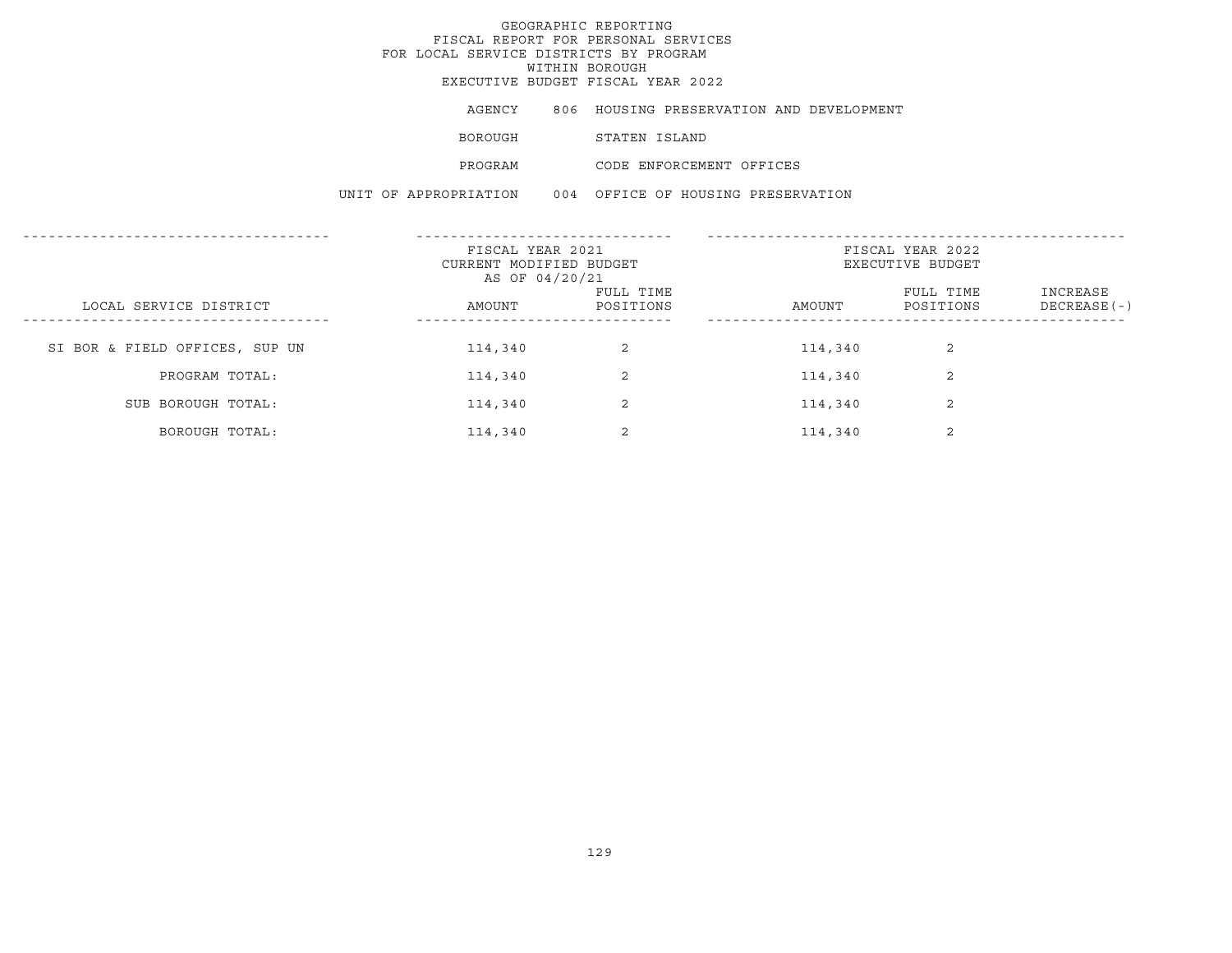# GEOGRAPHIC REPORTING
## FISCAL REPORT FOR PERSONAL SERVICES
## FOR LOCAL SERVICE DISTRICTS BY PROGRAM
## WITHIN BOROUGH
## EXECUTIVE BUDGET FISCAL YEAR 2022

AGENCY 806 HOUSING PRESERVATION AND DEVELOPMENT

BOROUGH STATEN ISLAND

PROGRAM CODE ENFORCEMENT OFFICES

UNIT OF APPROPRIATION 004 OFFICE OF HOUSING PRESERVATION

| LOCAL SERVICE DISTRICT | FISCAL YEAR 2021 CURRENT MODIFIED BUDGET AS OF 04/20/21 | | FISCAL YEAR 2022 EXECUTIVE BUDGET | | |
|---|---|---|---|---|---|
| | AMOUNT | FULL TIME POSITIONS | AMOUNT | FULL TIME POSITIONS | INCREASE DECREASE(-) |
| SI BOR & FIELD OFFICES, SUP UN | 114,340 | 2 | 114,340 | 2 | |
| PROGRAM TOTAL: | 114,340 | 2 | 114,340 | 2 | |
| SUB BOROUGH TOTAL: | 114,340 | 2 | 114,340 | 2 | |
| BOROUGH TOTAL: | 114,340 | 2 | 114,340 | 2 | |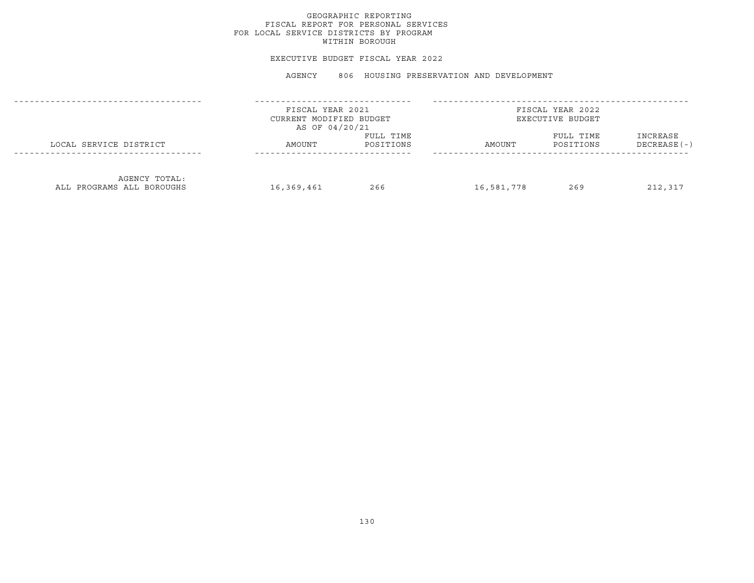# GEOGRAPHIC REPORTING
## FISCAL REPORT FOR PERSONAL SERVICES
## FOR LOCAL SERVICE DISTRICTS BY PROGRAM
## WITHIN BOROUGH

EXECUTIVE BUDGET FISCAL YEAR 2022

AGENCY 806 HOUSING PRESERVATION AND DEVELOPMENT

| | FISCAL YEAR 2021 CURRENT MODIFIED BUDGET AS OF 04/20/21 | | FISCAL YEAR 2022 EXECUTIVE BUDGET | | |
|---|---|---|---|---|---|
| LOCAL SERVICE DISTRICT | AMOUNT | FULL TIME POSITIONS | AMOUNT | FULL TIME POSITIONS | INCREASE DECREASE(-) |
| AGENCY TOTAL: ALL PROGRAMS ALL BOROUGHS | 16,369,461 | 266 | 16,581,778 | 269 | 212,317 |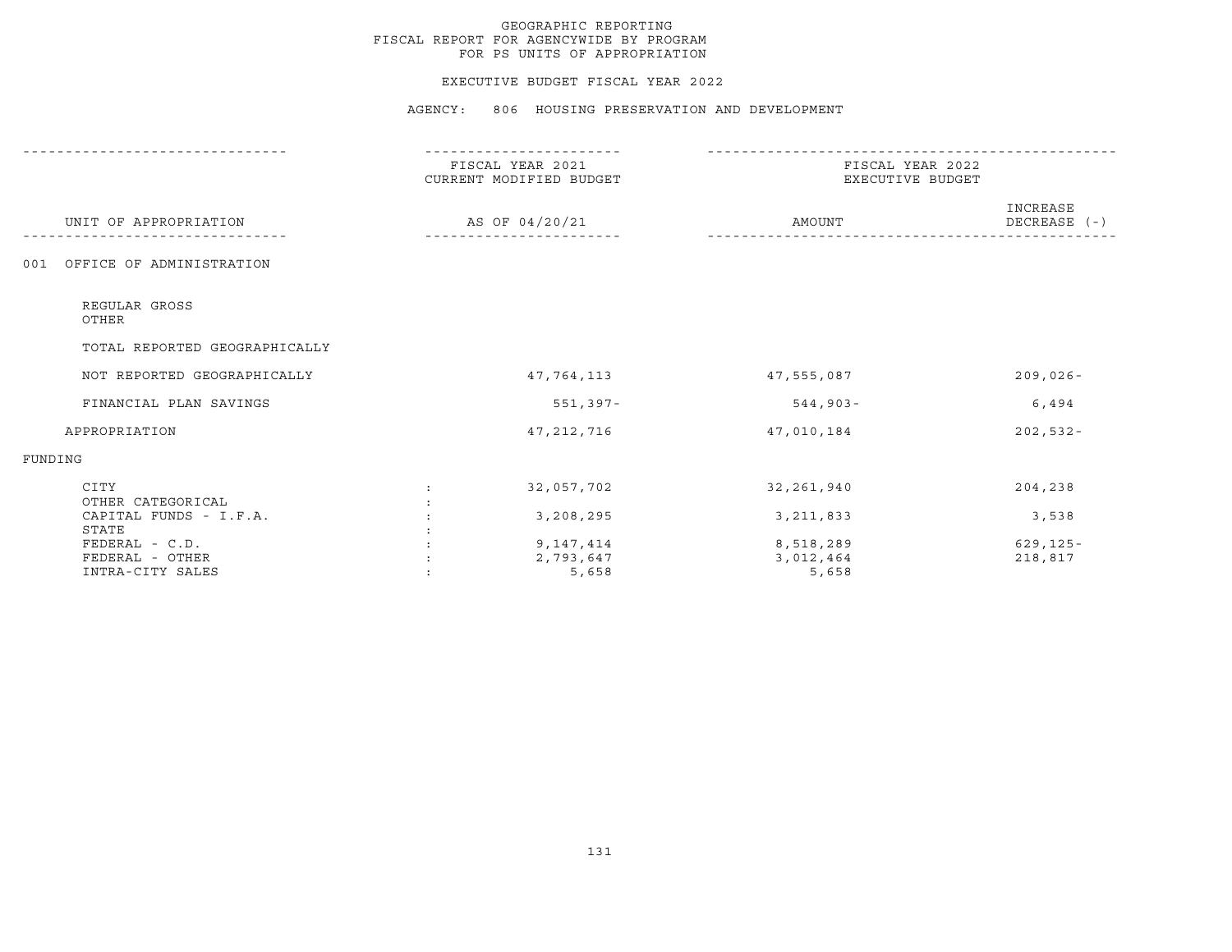# GEOGRAPHIC REPORTING
## FISCAL REPORT FOR AGENCYWIDE BY PROGRAM
## FOR PS UNITS OF APPROPRIATION

### EXECUTIVE BUDGET FISCAL YEAR 2022

### AGENCY: 806 HOUSING PRESERVATION AND DEVELOPMENT

| UNIT OF APPROPRIATION | | FISCAL YEAR 2021 CURRENT MODIFIED BUDGET AS OF 04/20/21 | FISCAL YEAR 2022 EXECUTIVE BUDGET AMOUNT | INCREASE DECREASE (-) |
|---|---|---|---|---|
| 001 OFFICE OF ADMINISTRATION | | | | |
| REGULAR GROSS | | | | |
| OTHER | | | | |
| TOTAL REPORTED GEOGRAPHICALLY | | | | |
| NOT REPORTED GEOGRAPHICALLY | | 47,764,113 | 47,555,087 | 209,026- |
| FINANCIAL PLAN SAVINGS | | 551,397- | 544,903- | 6,494 |
| APPROPRIATION | | 47,212,716 | 47,010,184 | 202,532- |
| FUNDING | | | | |
| CITY | : | 32,057,702 | 32,261,940 | 204,238 |
| OTHER CATEGORICAL | : | | | |
| CAPITAL FUNDS - I.F.A. | : | 3,208,295 | 3,211,833 | 3,538 |
| STATE | : | | | |
| FEDERAL - C.D. | : | 9,147,414 | 8,518,289 | 629,125- |
| FEDERAL - OTHER | : | 2,793,647 | 3,012,464 | 218,817 |
| INTRA-CITY SALES | : | 5,658 | 5,658 | |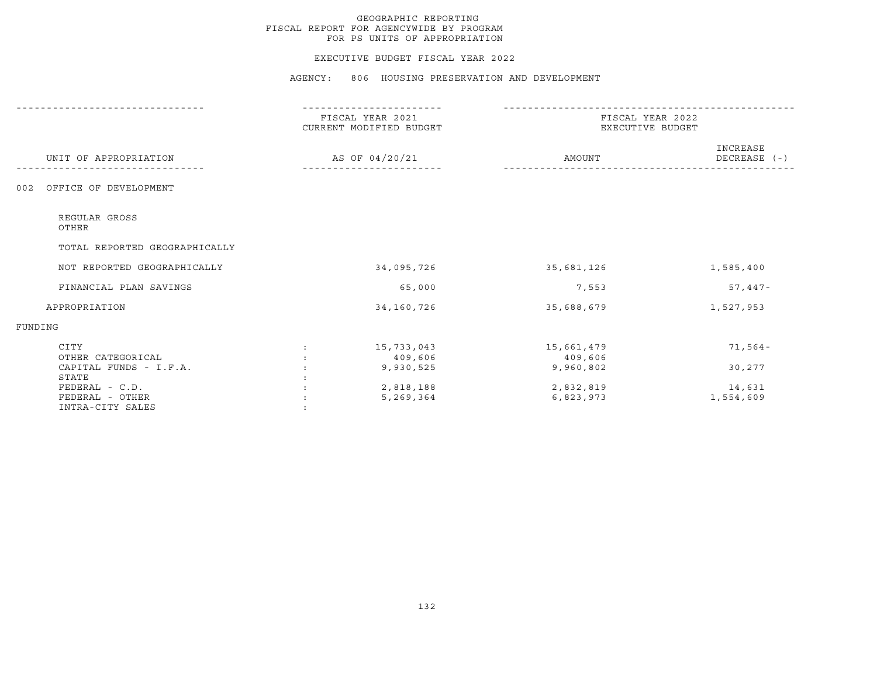# GEOGRAPHIC REPORTING
## FISCAL REPORT FOR AGENCYWIDE BY PROGRAM
## FOR PS UNITS OF APPROPRIATION

### EXECUTIVE BUDGET FISCAL YEAR 2022

### AGENCY: 806 HOUSING PRESERVATION AND DEVELOPMENT

| UNIT OF APPROPRIATION | FISCAL YEAR 2021 CURRENT MODIFIED BUDGET AS OF 04/20/21 | FISCAL YEAR 2022 EXECUTIVE BUDGET AMOUNT | INCREASE DECREASE (-) |
|---|---|---|---|
| 002 OFFICE OF DEVELOPMENT | | | |
| REGULAR GROSS | | | |
| OTHER | | | |
| TOTAL REPORTED GEOGRAPHICALLY | | | |
| NOT REPORTED GEOGRAPHICALLY | 34,095,726 | 35,681,126 | 1,585,400 |
| FINANCIAL PLAN SAVINGS | 65,000 | 7,553 | 57,447- |
| APPROPRIATION | 34,160,726 | 35,688,679 | 1,527,953 |
| FUNDING | | | |
| CITY | 15,733,043 | 15,661,479 | 71,564- |
| OTHER CATEGORICAL | 409,606 | 409,606 | |
| CAPITAL FUNDS - I.F.A. | 9,930,525 | 9,960,802 | 30,277 |
| STATE | | | |
| FEDERAL - C.D. | 2,818,188 | 2,832,819 | 14,631 |
| FEDERAL - OTHER | 5,269,364 | 6,823,973 | 1,554,609 |
| INTRA-CITY SALES | | | |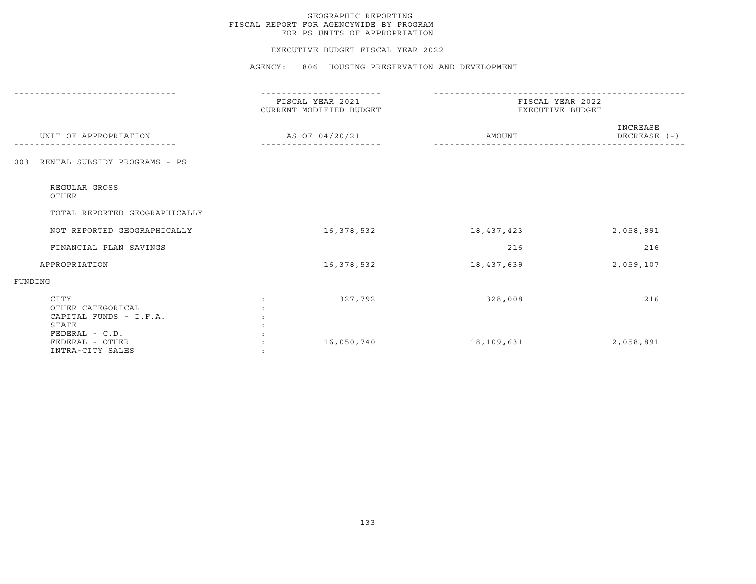GEOGRAPHIC REPORTING
FISCAL REPORT FOR AGENCYWIDE BY PROGRAM
FOR PS UNITS OF APPROPRIATION

EXECUTIVE BUDGET FISCAL YEAR 2022

AGENCY: 806 HOUSING PRESERVATION AND DEVELOPMENT

| UNIT OF APPROPRIATION | FISCAL YEAR 2021 CURRENT MODIFIED BUDGET AS OF 04/20/21 | FISCAL YEAR 2022 EXECUTIVE BUDGET AMOUNT | INCREASE DECREASE (-) |
|---|---|---|---|
| 003 RENTAL SUBSIDY PROGRAMS - PS | | | |
| REGULAR GROSS | | | |
| OTHER | | | |
| TOTAL REPORTED GEOGRAPHICALLY | | | |
| NOT REPORTED GEOGRAPHICALLY | 16,378,532 | 18,437,423 | 2,058,891 |
| FINANCIAL PLAN SAVINGS | | 216 | 216 |
| APPROPRIATION | 16,378,532 | 18,437,639 | 2,059,107 |
| FUNDING | | | |
| CITY | 327,792 | 328,008 | 216 |
| OTHER CATEGORICAL | | | |
| CAPITAL FUNDS - I.F.A. | | | |
| STATE | | | |
| FEDERAL - C.D. | | | |
| FEDERAL - OTHER | 16,050,740 | 18,109,631 | 2,058,891 |
| INTRA-CITY SALES | | | |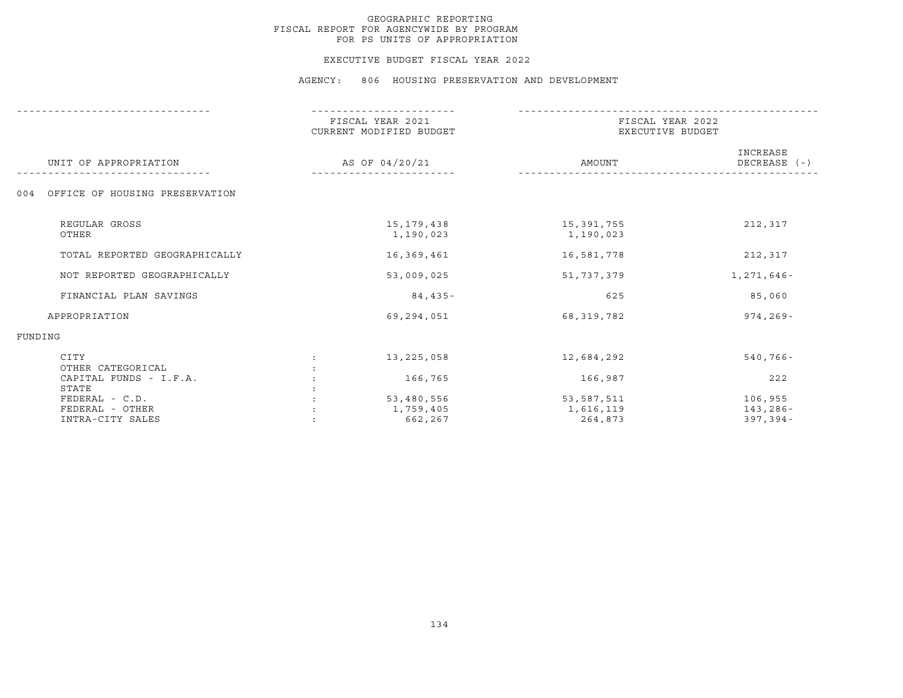# GEOGRAPHIC REPORTING
## FISCAL REPORT FOR AGENCYWIDE BY PROGRAM
## FOR PS UNITS OF APPROPRIATION

### EXECUTIVE BUDGET FISCAL YEAR 2022

### AGENCY: 806 HOUSING PRESERVATION AND DEVELOPMENT

| UNIT OF APPROPRIATION | | FISCAL YEAR 2021 CURRENT MODIFIED BUDGET AS OF 04/20/21 | FISCAL YEAR 2022 EXECUTIVE BUDGET AMOUNT | INCREASE DECREASE (-) |
|---|---|---|---|---|
| 004 OFFICE OF HOUSING PRESERVATION | | | | |
| REGULAR GROSS | | 15,179,438 | 15,391,755 | 212,317 |
| OTHER | | 1,190,023 | 1,190,023 | |
| TOTAL REPORTED GEOGRAPHICALLY | | 16,369,461 | 16,581,778 | 212,317 |
| NOT REPORTED GEOGRAPHICALLY | | 53,009,025 | 51,737,379 | 1,271,646- |
| FINANCIAL PLAN SAVINGS | | 84,435- | 625 | 85,060 |
| APPROPRIATION | | 69,294,051 | 68,319,782 | 974,269- |
| FUNDING | | | | |
| CITY | : | 13,225,058 | 12,684,292 | 540,766- |
| OTHER CATEGORICAL | : | | | |
| CAPITAL FUNDS - I.F.A. | : | 166,765 | 166,987 | 222 |
| STATE | : | | | |
| FEDERAL - C.D. | : | 53,480,556 | 53,587,511 | 106,955 |
| FEDERAL - OTHER | : | 1,759,405 | 1,616,119 | 143,286- |
| INTRA-CITY SALES | : | 662,267 | 264,873 | 397,394- |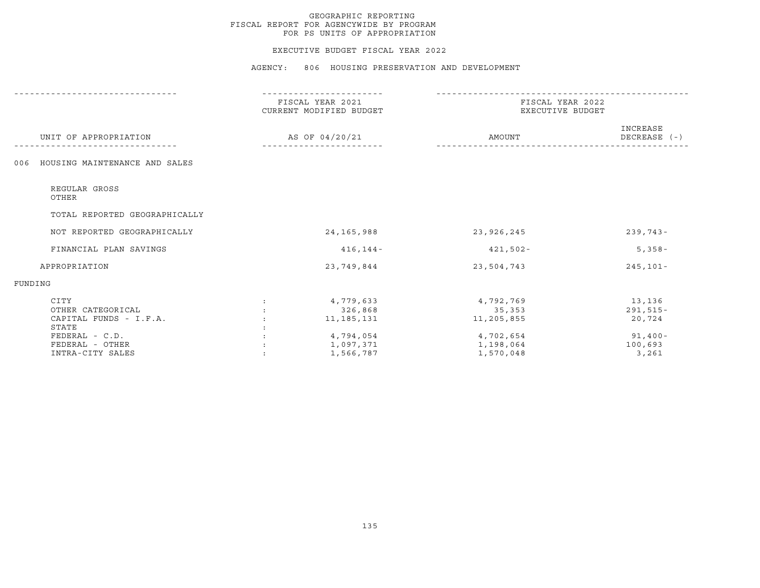GEOGRAPHIC REPORTING
FISCAL REPORT FOR AGENCYWIDE BY PROGRAM
FOR PS UNITS OF APPROPRIATION

EXECUTIVE BUDGET FISCAL YEAR 2022

AGENCY: 806 HOUSING PRESERVATION AND DEVELOPMENT

| UNIT OF APPROPRIATION | FISCAL YEAR 2021 CURRENT MODIFIED BUDGET AS OF 04/20/21 | FISCAL YEAR 2022 EXECUTIVE BUDGET AMOUNT | INCREASE DECREASE (-) |
|---|---|---|---|
| 006 HOUSING MAINTENANCE AND SALES | | | |
| REGULAR GROSS | | | |
| OTHER | | | |
| TOTAL REPORTED GEOGRAPHICALLY | | | |
| NOT REPORTED GEOGRAPHICALLY | 24,165,988 | 23,926,245 | 239,743- |
| FINANCIAL PLAN SAVINGS | 416,144- | 421,502- | 5,358- |
| APPROPRIATION | 23,749,844 | 23,504,743 | 245,101- |
| FUNDING | | | |
| CITY | 4,779,633 | 4,792,769 | 13,136 |
| OTHER CATEGORICAL | 326,868 | 35,353 | 291,515- |
| CAPITAL FUNDS - I.F.A. | 11,185,131 | 11,205,855 | 20,724 |
| STATE | | | |
| FEDERAL - C.D. | 4,794,054 | 4,702,654 | 91,400- |
| FEDERAL - OTHER | 1,097,371 | 1,198,064 | 100,693 |
| INTRA-CITY SALES | 1,566,787 | 1,570,048 | 3,261 |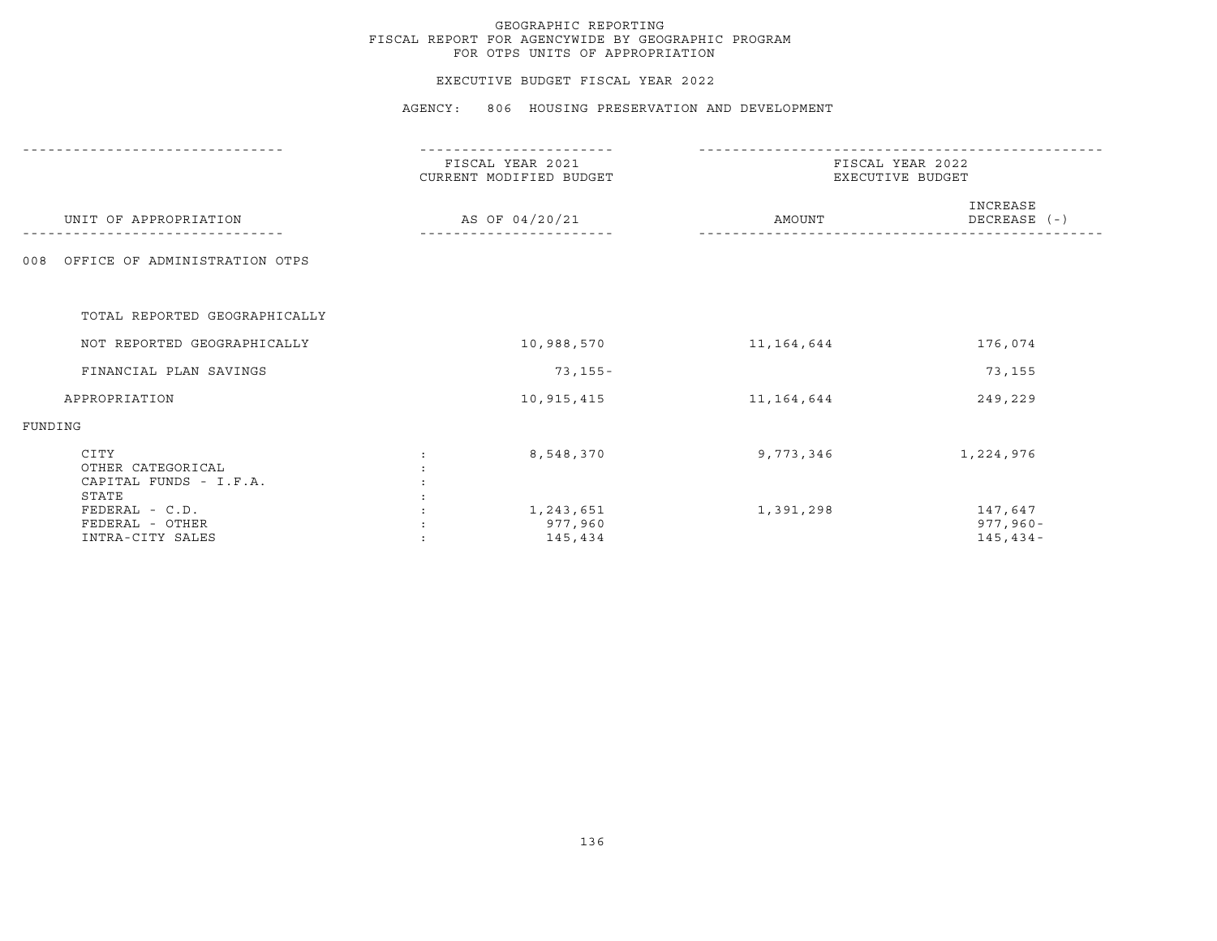GEOGRAPHIC REPORTING
FISCAL REPORT FOR AGENCYWIDE BY GEOGRAPHIC PROGRAM
FOR OTPS UNITS OF APPROPRIATION

EXECUTIVE BUDGET FISCAL YEAR 2022

AGENCY: 806 HOUSING PRESERVATION AND DEVELOPMENT

| UNIT OF APPROPRIATION | FISCAL YEAR 2021 CURRENT MODIFIED BUDGET AS OF 04/20/21 | FISCAL YEAR 2022 EXECUTIVE BUDGET AMOUNT | FISCAL YEAR 2022 EXECUTIVE BUDGET INCREASE DECREASE (-) |
|---|---|---|---|
| 008 OFFICE OF ADMINISTRATION OTPS | | | |
| TOTAL REPORTED GEOGRAPHICALLY | | | |
| NOT REPORTED GEOGRAPHICALLY | 10,988,570 | 11,164,644 | 176,074 |
| FINANCIAL PLAN SAVINGS | 73,155- | | 73,155 |
| APPROPRIATION | 10,915,415 | 11,164,644 | 249,229 |
| FUNDING | | | |
| CITY | 8,548,370 | 9,773,346 | 1,224,976 |
| OTHER CATEGORICAL | | | |
| CAPITAL FUNDS - I.F.A. | | | |
| STATE | | | |
| FEDERAL - C.D. | 1,243,651 | 1,391,298 | 147,647 |
| FEDERAL - OTHER | 977,960 | | 977,960- |
| INTRA-CITY SALES | 145,434 | | 145,434- |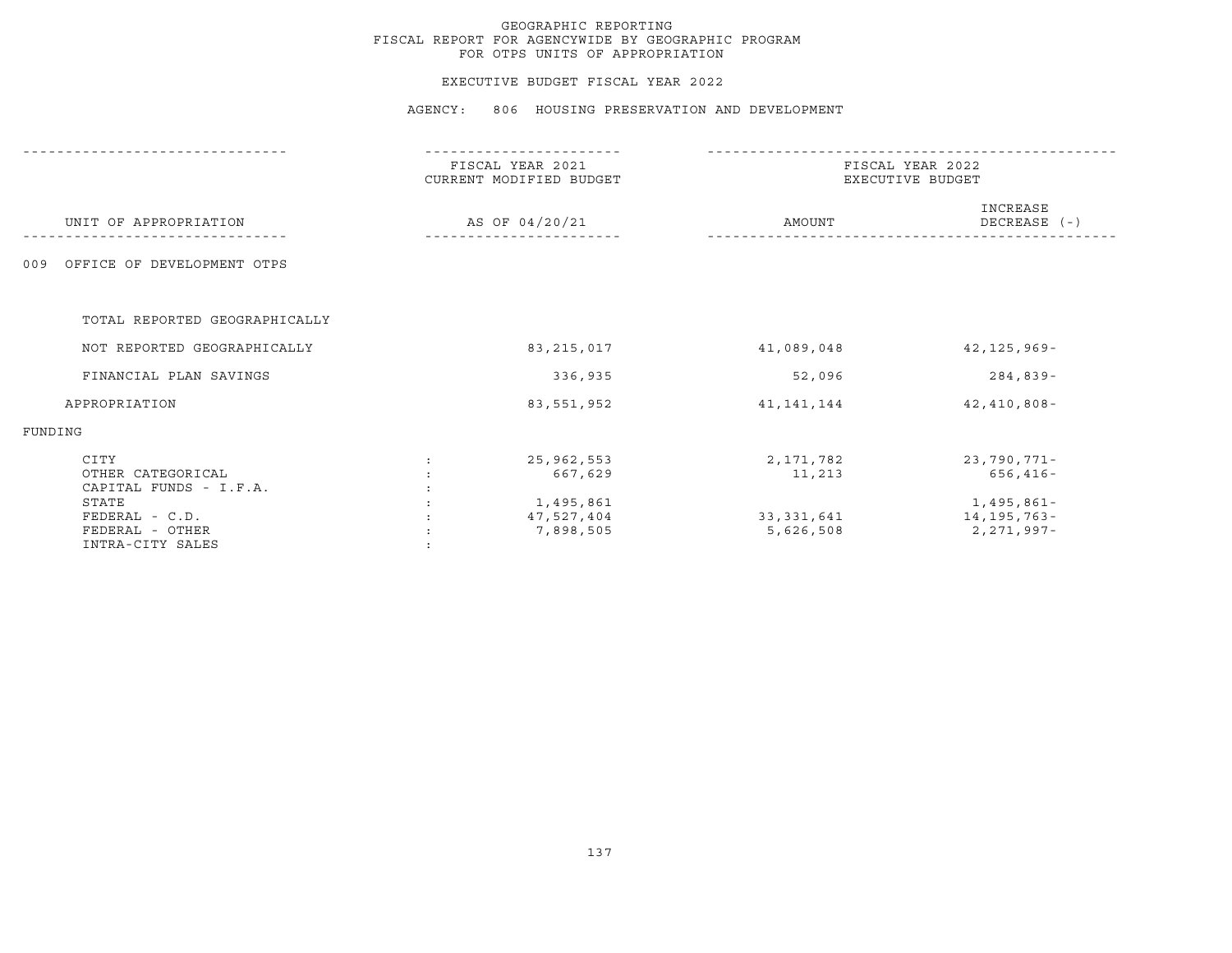# GEOGRAPHIC REPORTING
## FISCAL REPORT FOR AGENCYWIDE BY GEOGRAPHIC PROGRAM
## FOR OTPS UNITS OF APPROPRIATION

### EXECUTIVE BUDGET FISCAL YEAR 2022

### AGENCY: 806 HOUSING PRESERVATION AND DEVELOPMENT

| UNIT OF APPROPRIATION | | FISCAL YEAR 2021 CURRENT MODIFIED BUDGET AS OF 04/20/21 | FISCAL YEAR 2022 EXECUTIVE BUDGET AMOUNT | INCREASE DECREASE (-) |
|---|---|---|---|---|
| 009 OFFICE OF DEVELOPMENT OTPS | | | | |
| TOTAL REPORTED GEOGRAPHICALLY | | | | |
| NOT REPORTED GEOGRAPHICALLY | | 83,215,017 | 41,089,048 | 42,125,969- |
| FINANCIAL PLAN SAVINGS | | 336,935 | 52,096 | 284,839- |
| APPROPRIATION | | 83,551,952 | 41,141,144 | 42,410,808- |
| FUNDING | | | | |
| CITY | : | 25,962,553 | 2,171,782 | 23,790,771- |
| OTHER CATEGORICAL | : | 667,629 | 11,213 | 656,416- |
| CAPITAL FUNDS - I.F.A. | : | | | |
| STATE | : | 1,495,861 | | 1,495,861- |
| FEDERAL - C.D. | : | 47,527,404 | 33,331,641 | 14,195,763- |
| FEDERAL - OTHER | : | 7,898,505 | 5,626,508 | 2,271,997- |
| INTRA-CITY SALES | : | | | |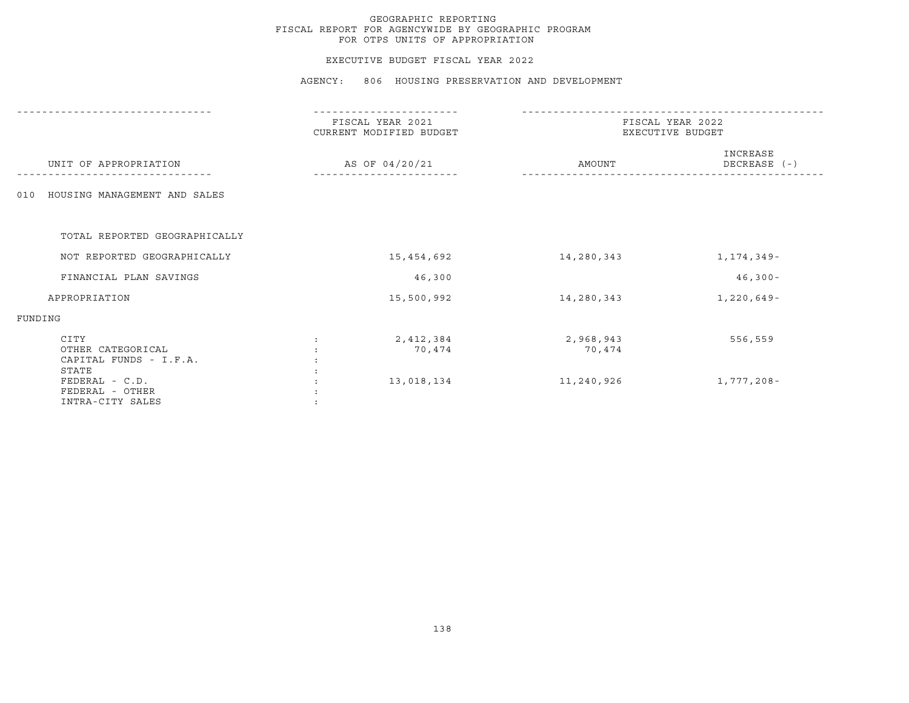GEOGRAPHIC REPORTING
FISCAL REPORT FOR AGENCYWIDE BY GEOGRAPHIC PROGRAM
FOR OTPS UNITS OF APPROPRIATION

EXECUTIVE BUDGET FISCAL YEAR 2022

AGENCY: 806 HOUSING PRESERVATION AND DEVELOPMENT

| UNIT OF APPROPRIATION | FISCAL YEAR 2021 CURRENT MODIFIED BUDGET AS OF 04/20/21 | FISCAL YEAR 2022 EXECUTIVE BUDGET AMOUNT | INCREASE DECREASE (-) |
|---|---|---|---|
| 010 HOUSING MANAGEMENT AND SALES | | | |
| TOTAL REPORTED GEOGRAPHICALLY | | | |
| NOT REPORTED GEOGRAPHICALLY | 15,454,692 | 14,280,343 | 1,174,349- |
| FINANCIAL PLAN SAVINGS | 46,300 | | 46,300- |
| APPROPRIATION | 15,500,992 | 14,280,343 | 1,220,649- |
| FUNDING | | | |
| CITY | 2,412,384 | 2,968,943 | 556,559 |
| OTHER CATEGORICAL | 70,474 | 70,474 | |
| CAPITAL FUNDS - I.F.A. | | | |
| STATE | | | |
| FEDERAL - C.D. | 13,018,134 | 11,240,926 | 1,777,208- |
| FEDERAL - OTHER | | | |
| INTRA-CITY SALES | | | |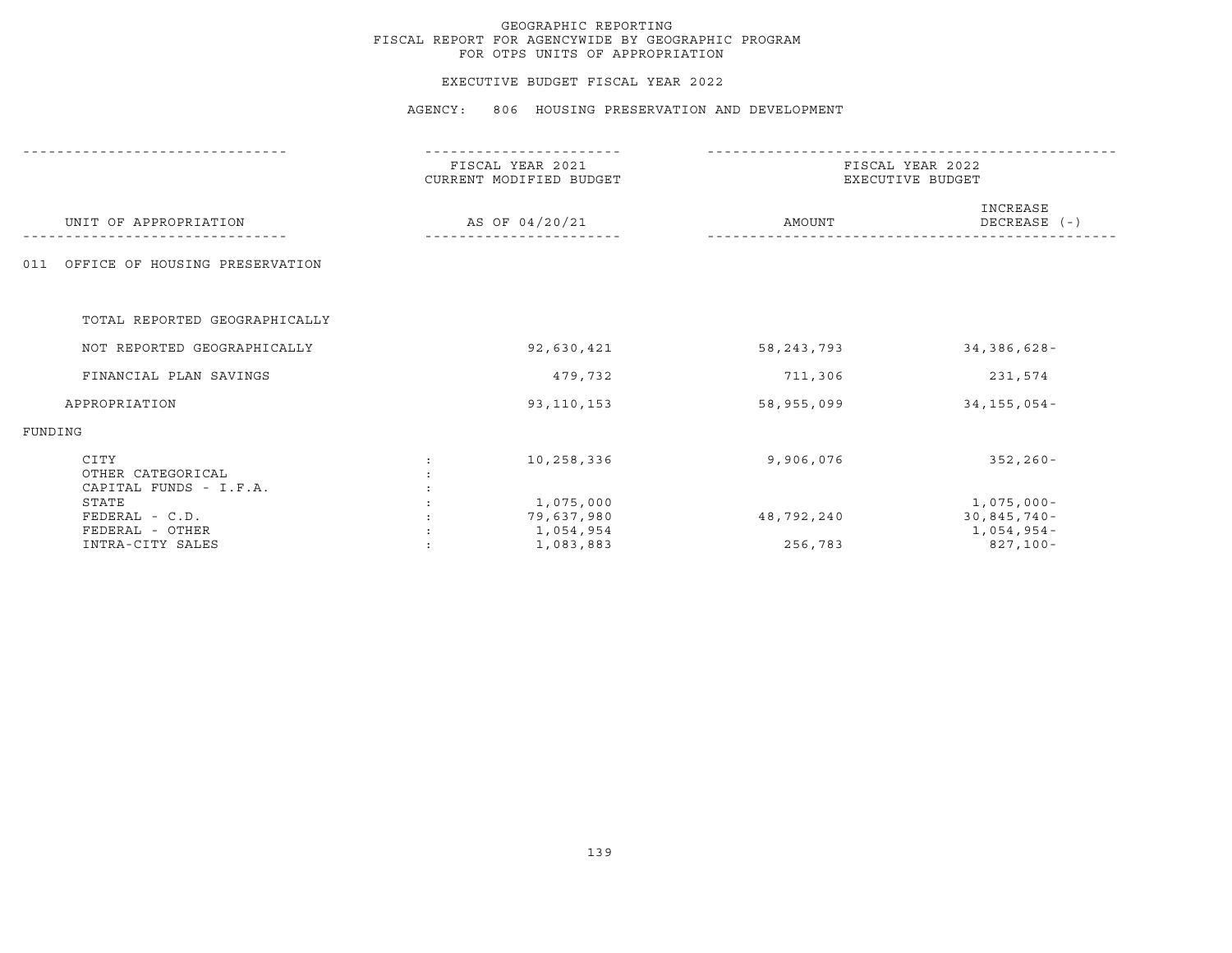GEOGRAPHIC REPORTING
FISCAL REPORT FOR AGENCYWIDE BY GEOGRAPHIC PROGRAM
FOR OTPS UNITS OF APPROPRIATION

EXECUTIVE BUDGET FISCAL YEAR 2022

AGENCY: 806 HOUSING PRESERVATION AND DEVELOPMENT

| UNIT OF APPROPRIATION | | FISCAL YEAR 2021 CURRENT MODIFIED BUDGET AS OF 04/20/21 | FISCAL YEAR 2022 EXECUTIVE BUDGET AMOUNT | FISCAL YEAR 2022 EXECUTIVE BUDGET INCREASE DECREASE (-) |
|---|---|---|---|---|
| 011 OFFICE OF HOUSING PRESERVATION | | | | |
| TOTAL REPORTED GEOGRAPHICALLY | | | | |
| NOT REPORTED GEOGRAPHICALLY | | 92,630,421 | 58,243,793 | 34,386,628- |
| FINANCIAL PLAN SAVINGS | | 479,732 | 711,306 | 231,574 |
| APPROPRIATION | | 93,110,153 | 58,955,099 | 34,155,054- |
| FUNDING | | | | |
| CITY | : | 10,258,336 | 9,906,076 | 352,260- |
| OTHER CATEGORICAL | : | | | |
| CAPITAL FUNDS - I.F.A. | : | | | |
| STATE | : | 1,075,000 | | 1,075,000- |
| FEDERAL - C.D. | : | 79,637,980 | 48,792,240 | 30,845,740- |
| FEDERAL - OTHER | : | 1,054,954 | | 1,054,954- |
| INTRA-CITY SALES | : | 1,083,883 | 256,783 | 827,100- |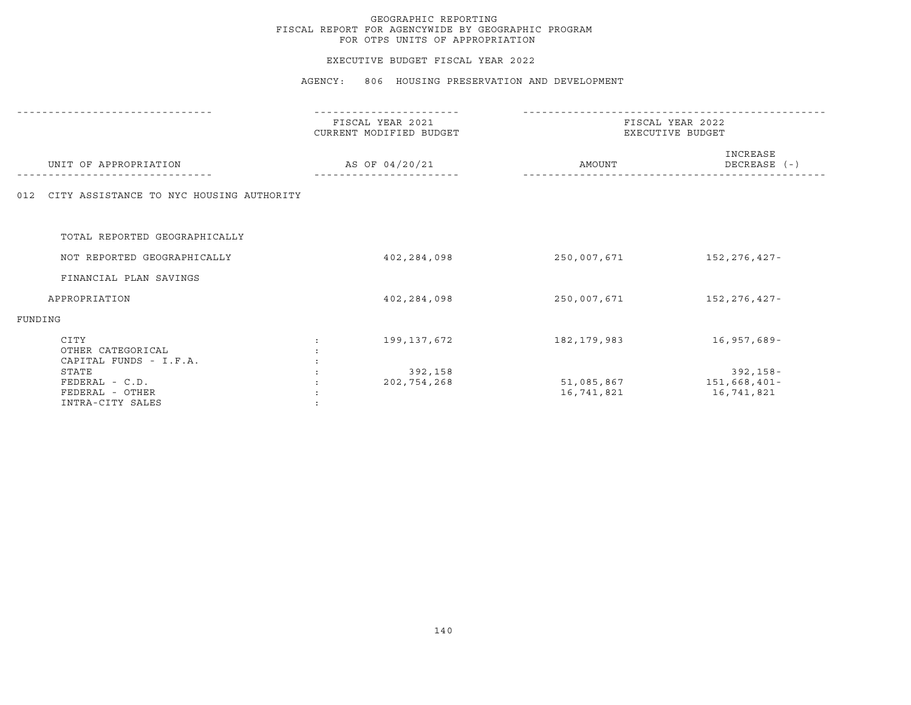GEOGRAPHIC REPORTING
FISCAL REPORT FOR AGENCYWIDE BY GEOGRAPHIC PROGRAM
FOR OTPS UNITS OF APPROPRIATION

EXECUTIVE BUDGET FISCAL YEAR 2022

AGENCY: 806 HOUSING PRESERVATION AND DEVELOPMENT

| UNIT OF APPROPRIATION | FISCAL YEAR 2021 CURRENT MODIFIED BUDGET AS OF 04/20/21 | FISCAL YEAR 2022 EXECUTIVE BUDGET AMOUNT | FISCAL YEAR 2022 EXECUTIVE BUDGET INCREASE DECREASE (-) |
|---|---|---|---|
| 012 CITY ASSISTANCE TO NYC HOUSING AUTHORITY | | | |
| TOTAL REPORTED GEOGRAPHICALLY | | | |
| NOT REPORTED GEOGRAPHICALLY | 402,284,098 | 250,007,671 | 152,276,427- |
| FINANCIAL PLAN SAVINGS | | | |
| APPROPRIATION | 402,284,098 | 250,007,671 | 152,276,427- |
| FUNDING | | | |
| CITY : | 199,137,672 | 182,179,983 | 16,957,689- |
| OTHER CATEGORICAL : | | | |
| CAPITAL FUNDS - I.F.A. : | | | |
| STATE : | 392,158 | | 392,158- |
| FEDERAL - C.D. : | 202,754,268 | 51,085,867 | 151,668,401- |
| FEDERAL - OTHER : | | 16,741,821 | 16,741,821 |
| INTRA-CITY SALES : | | | |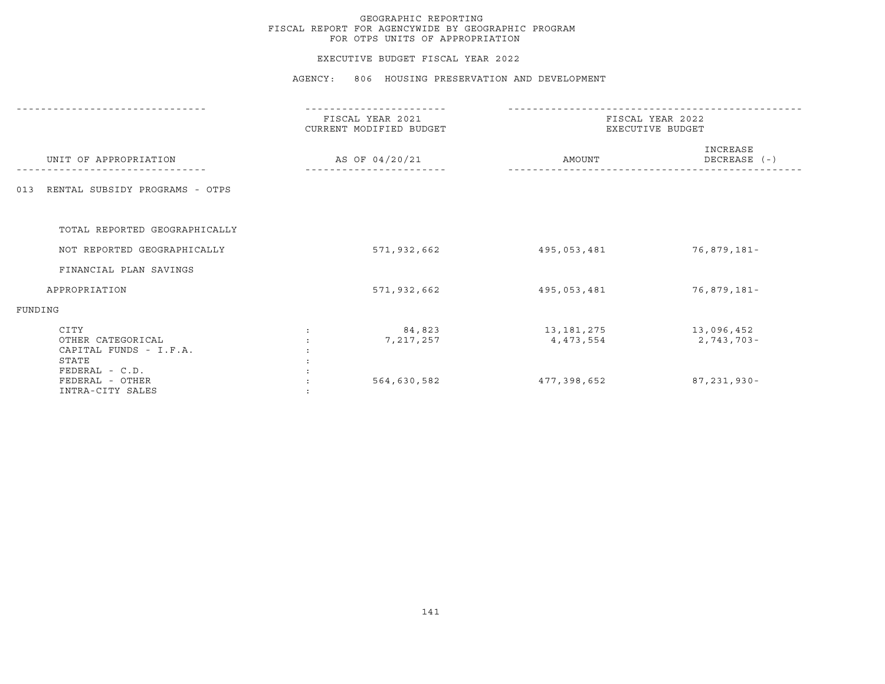# GEOGRAPHIC REPORTING
## FISCAL REPORT FOR AGENCYWIDE BY GEOGRAPHIC PROGRAM
## FOR OTPS UNITS OF APPROPRIATION

### EXECUTIVE BUDGET FISCAL YEAR 2022

### AGENCY: 806 HOUSING PRESERVATION AND DEVELOPMENT

| UNIT OF APPROPRIATION | FISCAL YEAR 2021 CURRENT MODIFIED BUDGET AS OF 04/20/21 | FISCAL YEAR 2022 EXECUTIVE BUDGET AMOUNT | INCREASE DECREASE (-) |
|---|---|---|---|
| 013 RENTAL SUBSIDY PROGRAMS - OTPS | | | |
| TOTAL REPORTED GEOGRAPHICALLY | | | |
| NOT REPORTED GEOGRAPHICALLY | 571,932,662 | 495,053,481 | 76,879,181- |
| FINANCIAL PLAN SAVINGS | | | |
| APPROPRIATION | 571,932,662 | 495,053,481 | 76,879,181- |
| FUNDING | | | |
| CITY | 84,823 | 13,181,275 | 13,096,452 |
| OTHER CATEGORICAL | 7,217,257 | 4,473,554 | 2,743,703- |
| CAPITAL FUNDS - I.F.A. | | | |
| STATE | | | |
| FEDERAL - C.D. | | | |
| FEDERAL - OTHER | 564,630,582 | 477,398,652 | 87,231,930- |
| INTRA-CITY SALES | | | |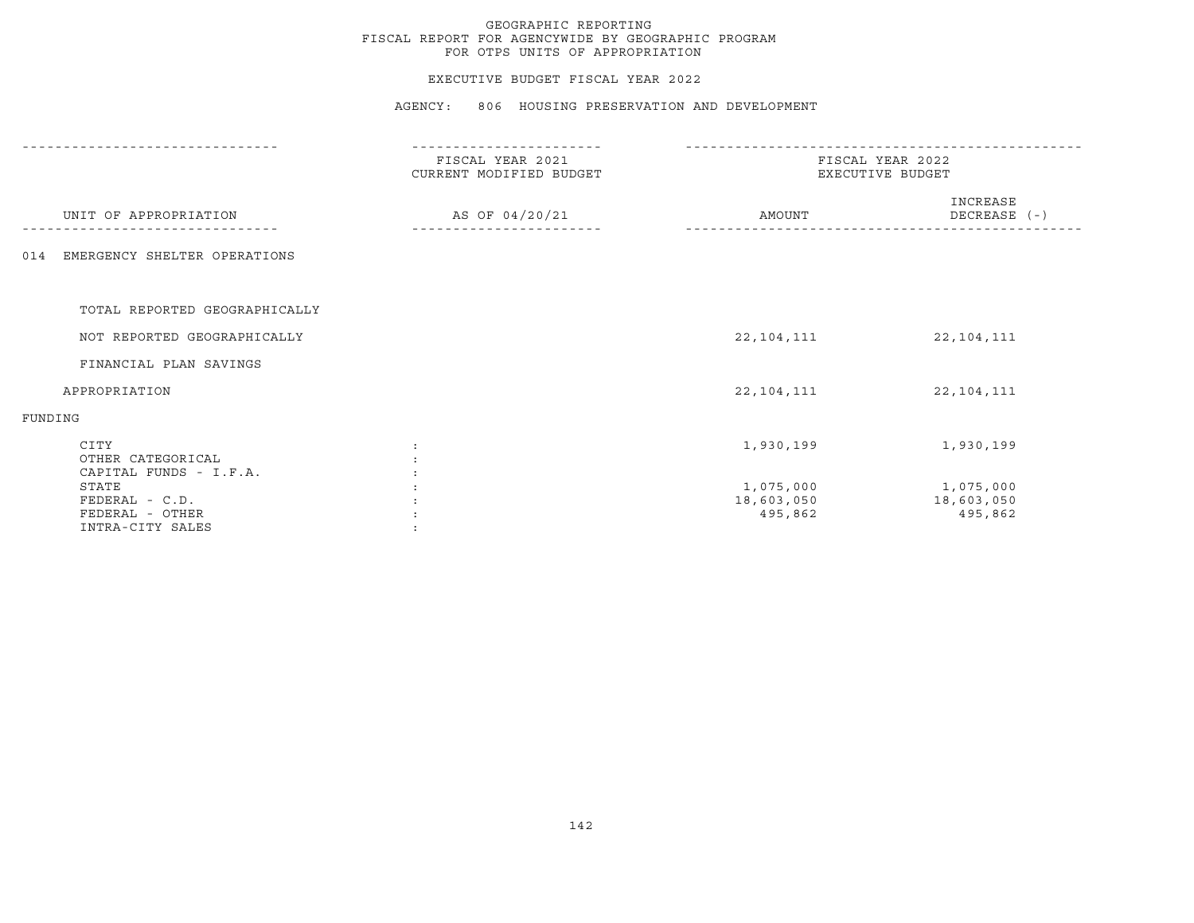# GEOGRAPHIC REPORTING
## FISCAL REPORT FOR AGENCYWIDE BY GEOGRAPHIC PROGRAM
## FOR OTPS UNITS OF APPROPRIATION

### EXECUTIVE BUDGET FISCAL YEAR 2022

### AGENCY: 806 HOUSING PRESERVATION AND DEVELOPMENT

| UNIT OF APPROPRIATION | FISCAL YEAR 2021 CURRENT MODIFIED BUDGET AS OF 04/20/21 | FISCAL YEAR 2022 EXECUTIVE BUDGET AMOUNT | FISCAL YEAR 2022 EXECUTIVE BUDGET INCREASE DECREASE (-) |
|---|---|---|---|
| 014 EMERGENCY SHELTER OPERATIONS | | | |
| TOTAL REPORTED GEOGRAPHICALLY | | | |
| NOT REPORTED GEOGRAPHICALLY | | 22,104,111 | 22,104,111 |
| FINANCIAL PLAN SAVINGS | | | |
| APPROPRIATION | | 22,104,111 | 22,104,111 |
| FUNDING | | | |
| CITY | : | 1,930,199 | 1,930,199 |
| OTHER CATEGORICAL | : | | |
| CAPITAL FUNDS - I.F.A. | : | | |
| STATE | : | 1,075,000 | 1,075,000 |
| FEDERAL - C.D. | : | 18,603,050 | 18,603,050 |
| FEDERAL - OTHER | : | 495,862 | 495,862 |
| INTRA-CITY SALES | : | | |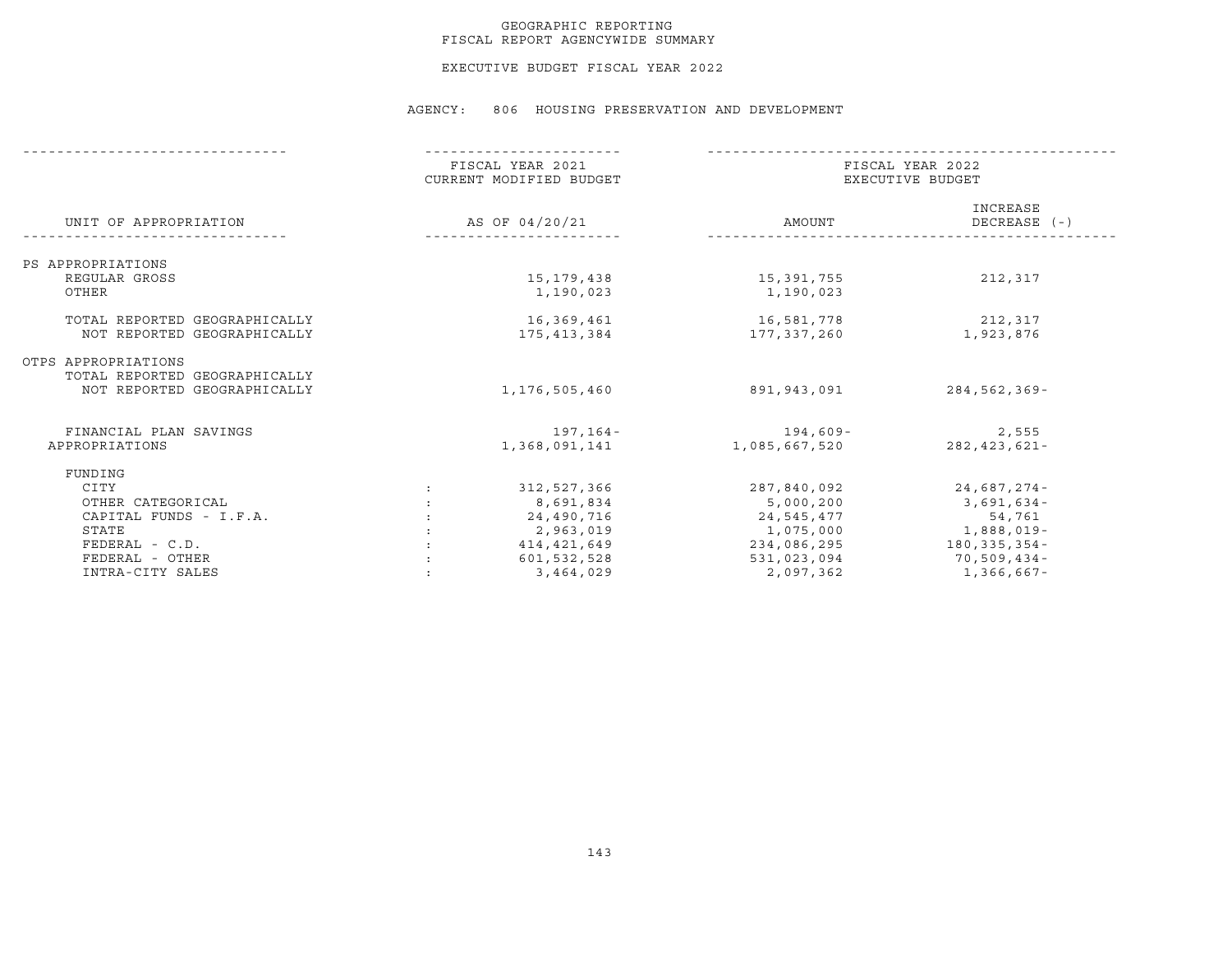GEOGRAPHIC REPORTING
FISCAL REPORT AGENCYWIDE SUMMARY

EXECUTIVE BUDGET FISCAL YEAR 2022

AGENCY: 806 HOUSING PRESERVATION AND DEVELOPMENT

| UNIT OF APPROPRIATION | FISCAL YEAR 2021 CURRENT MODIFIED BUDGET AS OF 04/20/21 | FISCAL YEAR 2022 EXECUTIVE BUDGET AMOUNT | INCREASE DECREASE (-) |
|---|---|---|---|
| PS APPROPRIATIONS | | | |
| REGULAR GROSS | 15,179,438 | 15,391,755 | 212,317 |
| OTHER | 1,190,023 | 1,190,023 | |
| TOTAL REPORTED GEOGRAPHICALLY | 16,369,461 | 16,581,778 | 212,317 |
| NOT REPORTED GEOGRAPHICALLY | 175,413,384 | 177,337,260 | 1,923,876 |
| OTPS APPROPRIATIONS | | | |
| TOTAL REPORTED GEOGRAPHICALLY | | | |
| NOT REPORTED GEOGRAPHICALLY | 1,176,505,460 | 891,943,091 | 284,562,369- |
| FINANCIAL PLAN SAVINGS | 197,164- | 194,609- | 2,555 |
| APPROPRIATIONS | 1,368,091,141 | 1,085,667,520 | 282,423,621- |
| FUNDING | | | |
| CITY | 312,527,366 | 287,840,092 | 24,687,274- |
| OTHER CATEGORICAL | 8,691,834 | 5,000,200 | 3,691,634- |
| CAPITAL FUNDS - I.F.A. | 24,490,716 | 24,545,477 | 54,761 |
| STATE | 2,963,019 | 1,075,000 | 1,888,019- |
| FEDERAL - C.D. | 414,421,649 | 234,086,295 | 180,335,354- |
| FEDERAL - OTHER | 601,532,528 | 531,023,094 | 70,509,434- |
| INTRA-CITY SALES | 3,464,029 | 2,097,362 | 1,366,667- |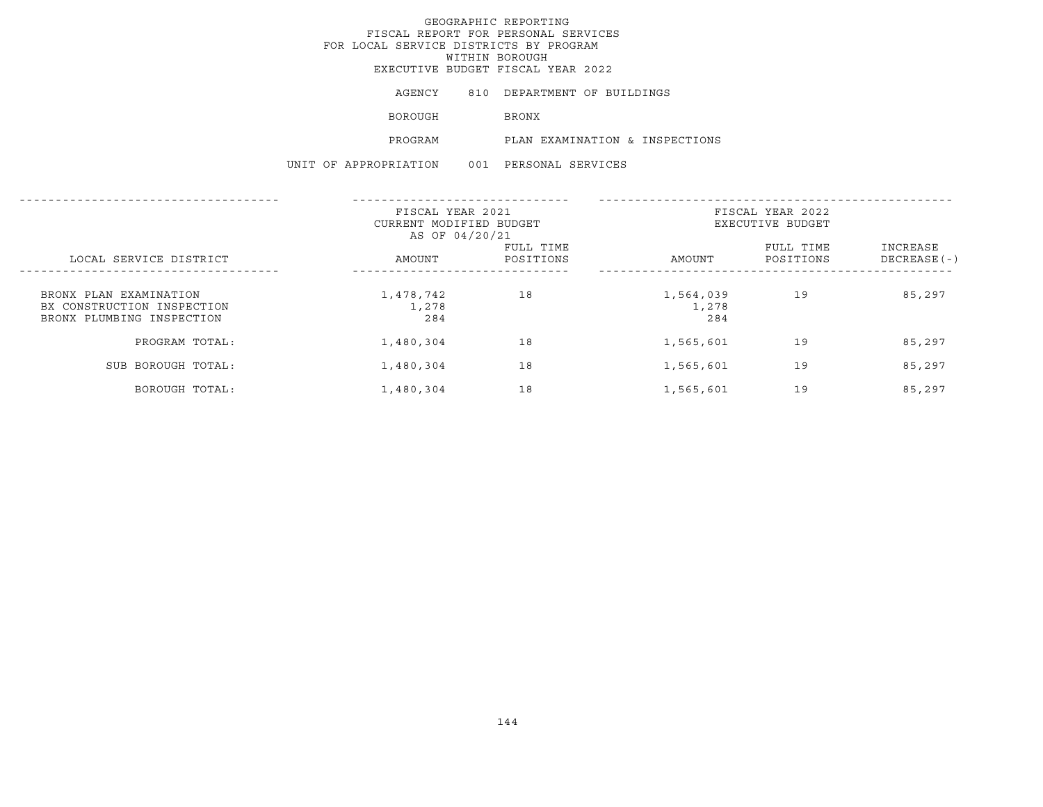# GEOGRAPHIC REPORTING
## FISCAL REPORT FOR PERSONAL SERVICES FOR LOCAL SERVICE DISTRICTS BY PROGRAM WITHIN BOROUGH
## EXECUTIVE BUDGET FISCAL YEAR 2022

AGENCY 810 DEPARTMENT OF BUILDINGS

BOROUGH BRONX

PROGRAM PLAN EXAMINATION & INSPECTIONS

UNIT OF APPROPRIATION 001 PERSONAL SERVICES

| LOCAL SERVICE DISTRICT | FISCAL YEAR 2021 CURRENT MODIFIED BUDGET AS OF 04/20/21 | | FISCAL YEAR 2022 EXECUTIVE BUDGET | | |
|---|---|---|---|---|---|
| | AMOUNT | FULL TIME POSITIONS | AMOUNT | FULL TIME POSITIONS | INCREASE DECREASE(-) |
| BRONX PLAN EXAMINATION | 1,478,742 | 18 | 1,564,039 | 19 | 85,297 |
| BX CONSTRUCTION INSPECTION | 1,278 | | 1,278 | | |
| BRONX PLUMBING INSPECTION | 284 | | 284 | | |
| PROGRAM TOTAL: | 1,480,304 | 18 | 1,565,601 | 19 | 85,297 |
| SUB BOROUGH TOTAL: | 1,480,304 | 18 | 1,565,601 | 19 | 85,297 |
| BOROUGH TOTAL: | 1,480,304 | 18 | 1,565,601 | 19 | 85,297 |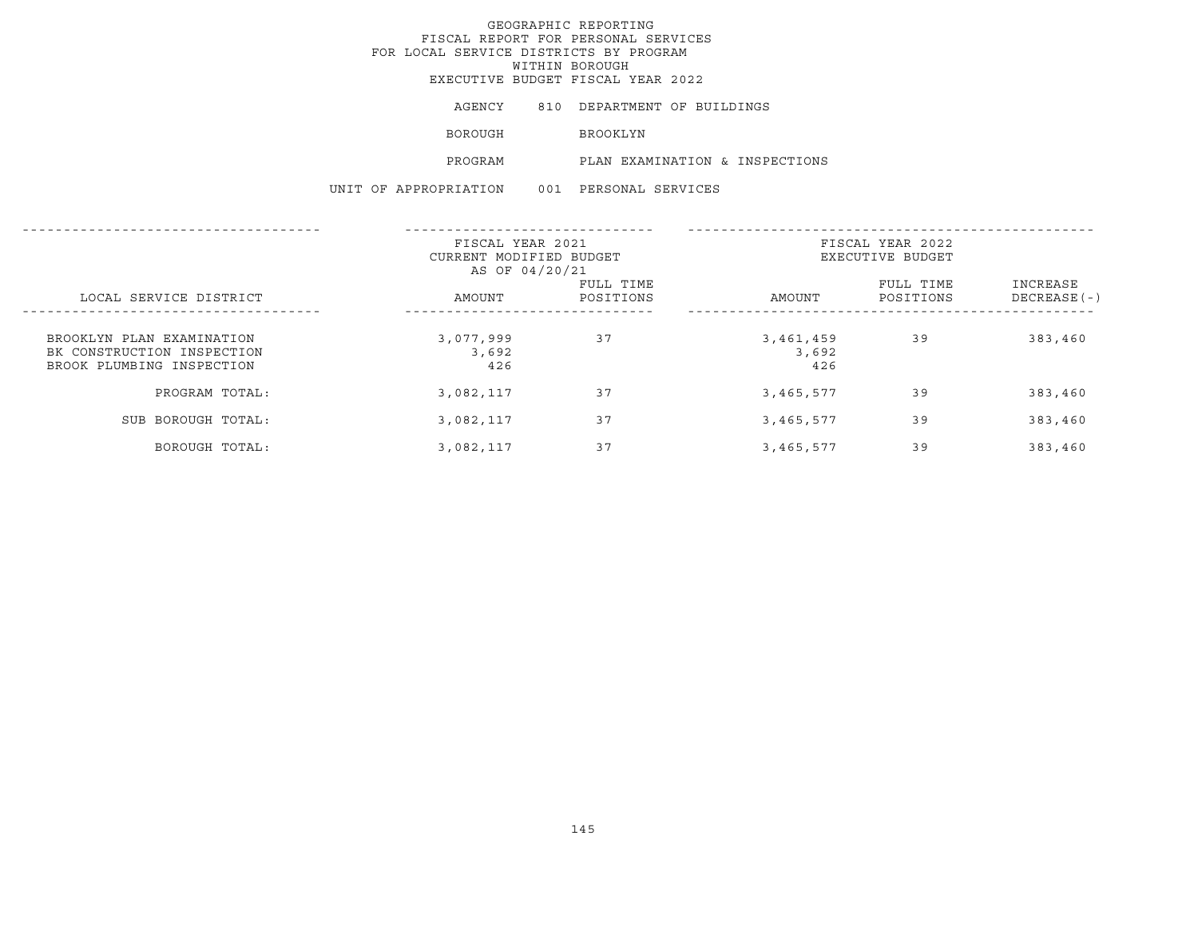# GEOGRAPHIC REPORTING
## FISCAL REPORT FOR PERSONAL SERVICES
## FOR LOCAL SERVICE DISTRICTS BY PROGRAM
## WITHIN BOROUGH
## EXECUTIVE BUDGET FISCAL YEAR 2022

AGENCY 810 DEPARTMENT OF BUILDINGS

BOROUGH BROOKLYN

PROGRAM PLAN EXAMINATION & INSPECTIONS

UNIT OF APPROPRIATION 001 PERSONAL SERVICES

| | FISCAL YEAR 2021 CURRENT MODIFIED BUDGET AS OF 04/20/21 | | FISCAL YEAR 2022 EXECUTIVE BUDGET | | |
|---|---|---|---|---|---|
| LOCAL SERVICE DISTRICT | AMOUNT | FULL TIME POSITIONS | AMOUNT | FULL TIME POSITIONS | INCREASE DECREASE(-) |
| BROOKLYN PLAN EXAMINATION | 3,077,999 | 37 | 3,461,459 | 39 | 383,460 |
| BK CONSTRUCTION INSPECTION | 3,692 | | 3,692 | | |
| BROOK PLUMBING INSPECTION | 426 | | 426 | | |
| PROGRAM TOTAL: | 3,082,117 | 37 | 3,465,577 | 39 | 383,460 |
| SUB BOROUGH TOTAL: | 3,082,117 | 37 | 3,465,577 | 39 | 383,460 |
| BOROUGH TOTAL: | 3,082,117 | 37 | 3,465,577 | 39 | 383,460 |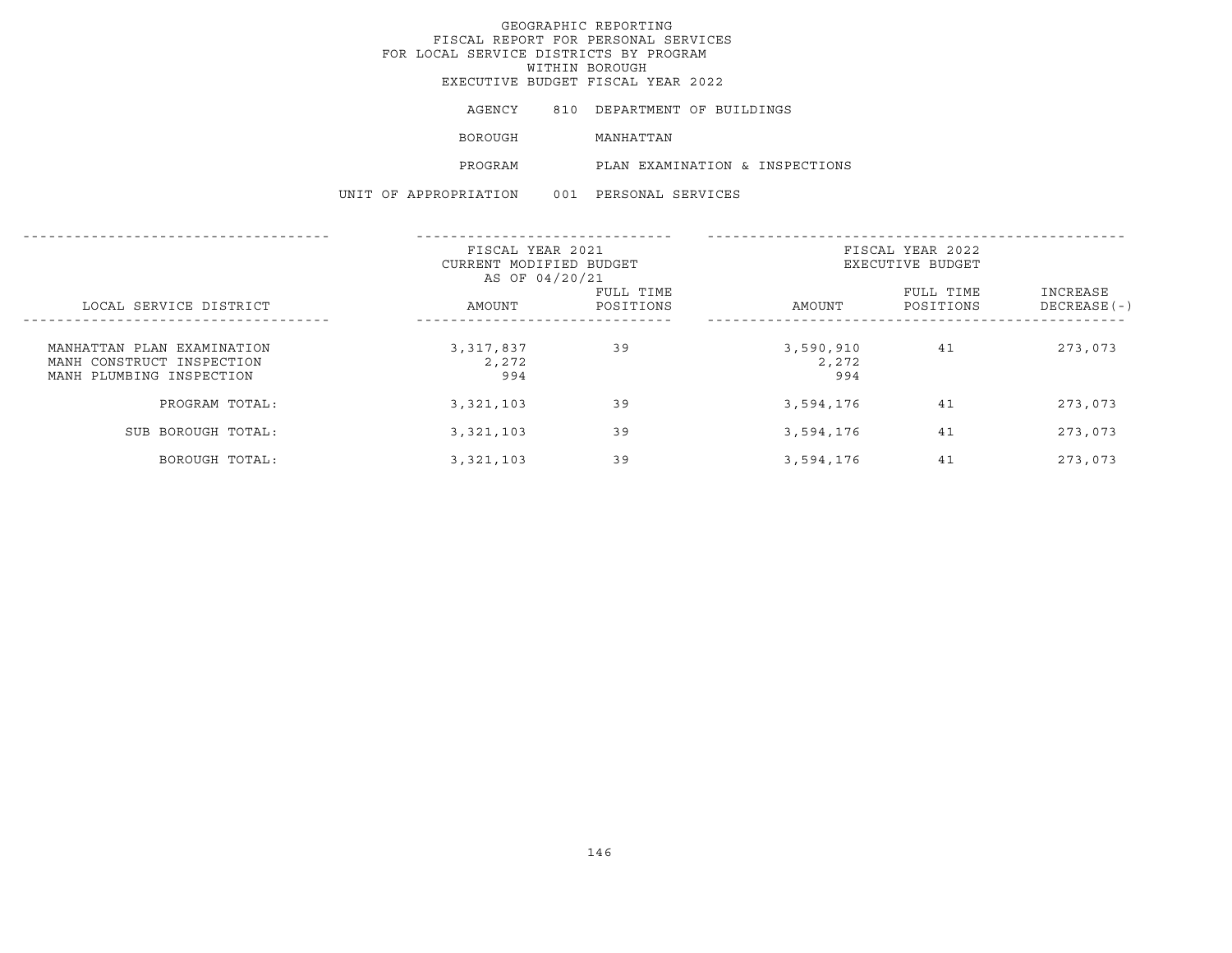# GEOGRAPHIC REPORTING
## FISCAL REPORT FOR PERSONAL SERVICES
## FOR LOCAL SERVICE DISTRICTS BY PROGRAM
## WITHIN BOROUGH
## EXECUTIVE BUDGET FISCAL YEAR 2022

AGENCY 810 DEPARTMENT OF BUILDINGS

BOROUGH MANHATTAN

PROGRAM PLAN EXAMINATION & INSPECTIONS

UNIT OF APPROPRIATION 001 PERSONAL SERVICES

| | FISCAL YEAR 2021 CURRENT MODIFIED BUDGET AS OF 04/20/21 | | FISCAL YEAR 2022 EXECUTIVE BUDGET | | |
|---|---|---|---|---|---|
| LOCAL SERVICE DISTRICT | AMOUNT | FULL TIME POSITIONS | AMOUNT | FULL TIME POSITIONS | INCREASE DECREASE(-) |
| MANHATTAN PLAN EXAMINATION | 3,317,837 | 39 | 3,590,910 | 41 | 273,073 |
| MANH CONSTRUCT INSPECTION | 2,272 | | 2,272 | | |
| MANH PLUMBING INSPECTION | 994 | | 994 | | |
| PROGRAM TOTAL: | 3,321,103 | 39 | 3,594,176 | 41 | 273,073 |
| SUB BOROUGH TOTAL: | 3,321,103 | 39 | 3,594,176 | 41 | 273,073 |
| BOROUGH TOTAL: | 3,321,103 | 39 | 3,594,176 | 41 | 273,073 |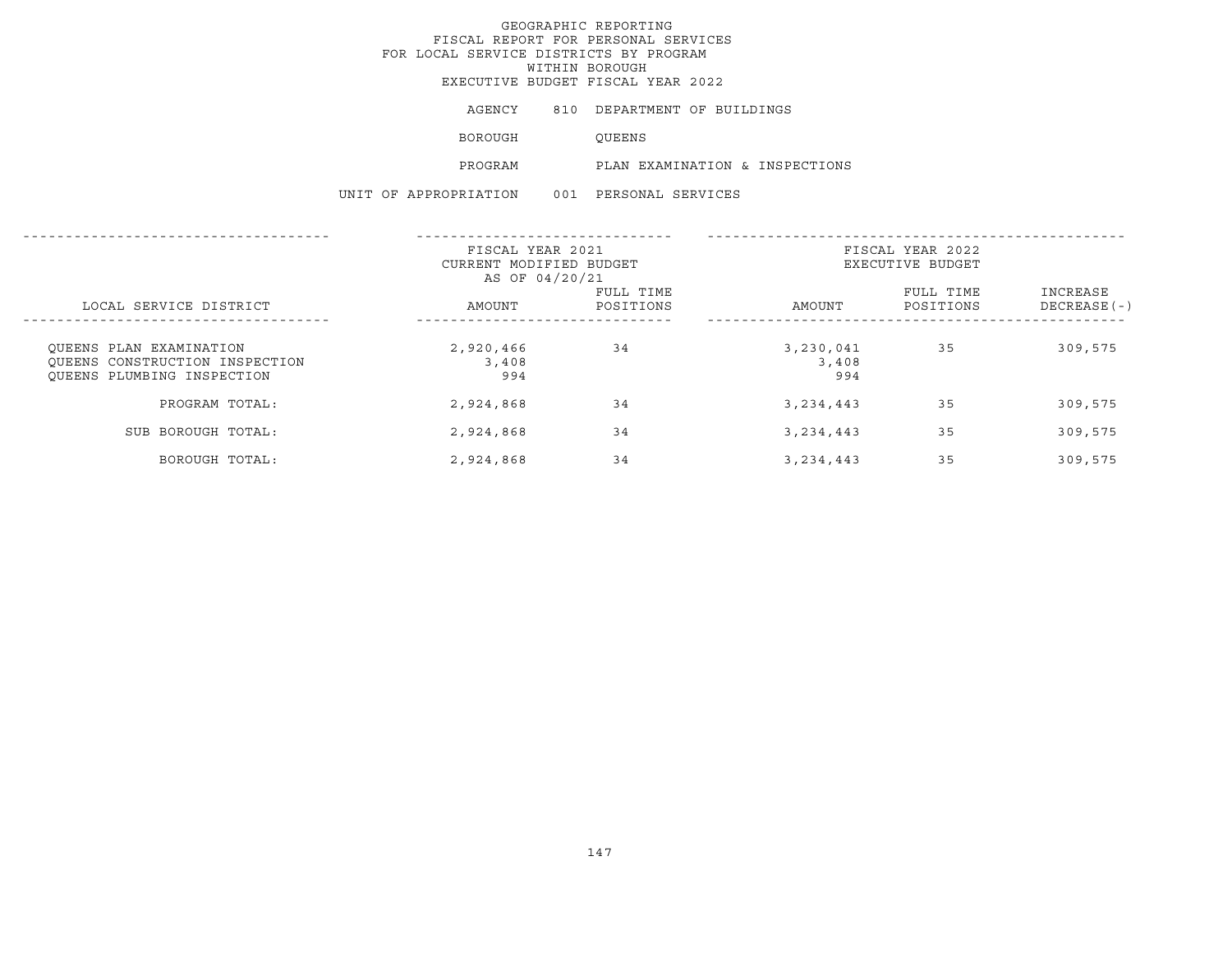GEOGRAPHIC REPORTING
FISCAL REPORT FOR PERSONAL SERVICES
FOR LOCAL SERVICE DISTRICTS BY PROGRAM
WITHIN BOROUGH
EXECUTIVE BUDGET FISCAL YEAR 2022

AGENCY 810 DEPARTMENT OF BUILDINGS

BOROUGH QUEENS

PROGRAM PLAN EXAMINATION & INSPECTIONS

UNIT OF APPROPRIATION 001 PERSONAL SERVICES

| LOCAL SERVICE DISTRICT | FISCAL YEAR 2021 CURRENT MODIFIED BUDGET AS OF 04/20/21 | | FISCAL YEAR 2022 EXECUTIVE BUDGET | | |
|---|---|---|---|---|---|
| | AMOUNT | FULL TIME POSITIONS | AMOUNT | FULL TIME POSITIONS | INCREASE DECREASE(-) |
| QUEENS PLAN EXAMINATION | 2,920,466 | 34 | 3,230,041 | 35 | 309,575 |
| QUEENS CONSTRUCTION INSPECTION | 3,408 | | 3,408 | | |
| QUEENS PLUMBING INSPECTION | 994 | | 994 | | |
| PROGRAM TOTAL: | 2,924,868 | 34 | 3,234,443 | 35 | 309,575 |
| SUB BOROUGH TOTAL: | 2,924,868 | 34 | 3,234,443 | 35 | 309,575 |
| BOROUGH TOTAL: | 2,924,868 | 34 | 3,234,443 | 35 | 309,575 |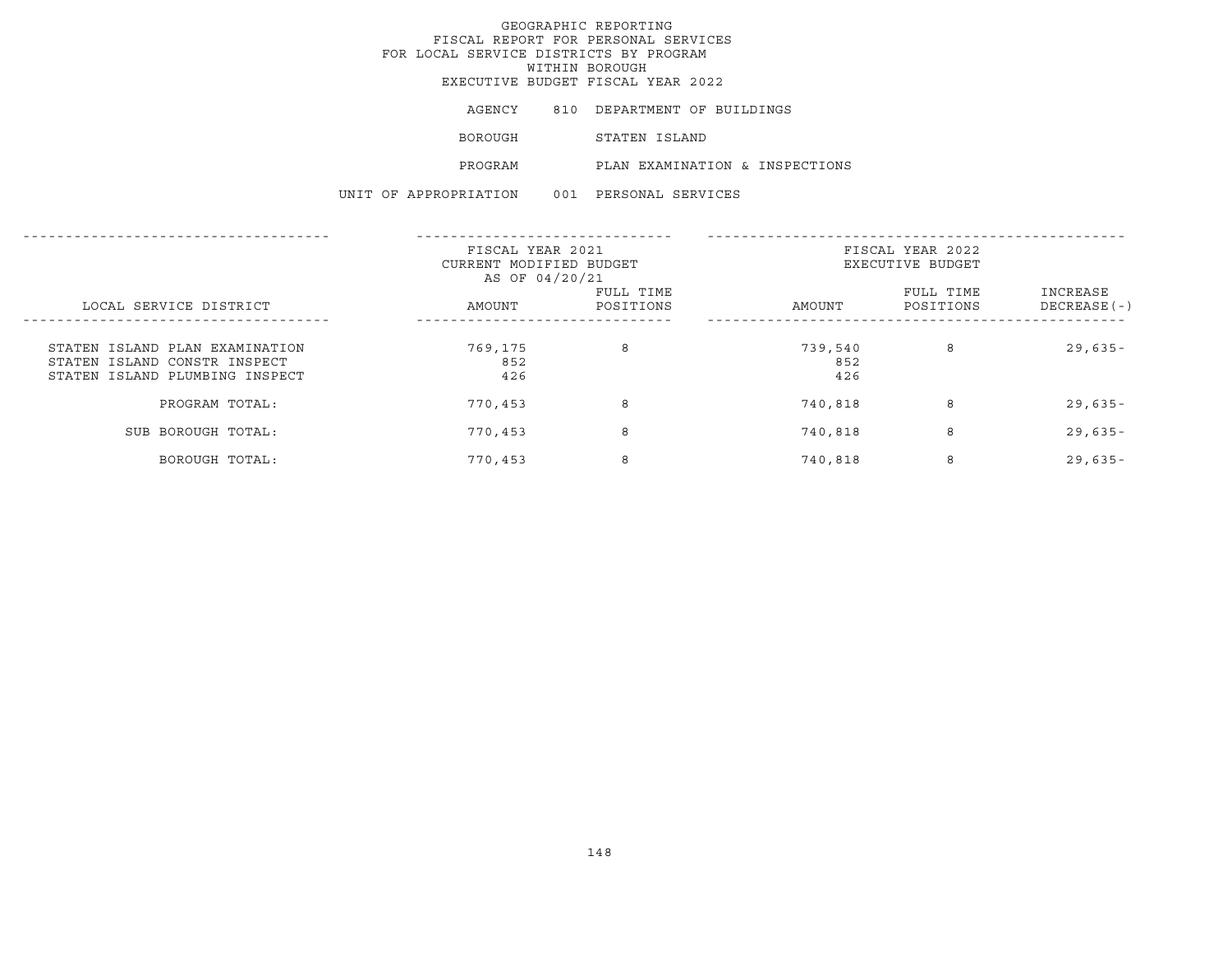# GEOGRAPHIC REPORTING
## FISCAL REPORT FOR PERSONAL SERVICES
## FOR LOCAL SERVICE DISTRICTS BY PROGRAM
## WITHIN BOROUGH
## EXECUTIVE BUDGET FISCAL YEAR 2022

AGENCY 810 DEPARTMENT OF BUILDINGS

BOROUGH STATEN ISLAND

PROGRAM PLAN EXAMINATION & INSPECTIONS

UNIT OF APPROPRIATION 001 PERSONAL SERVICES

| LOCAL SERVICE DISTRICT | FISCAL YEAR 2021 CURRENT MODIFIED BUDGET AS OF 04/20/21 AMOUNT | FULL TIME POSITIONS | FISCAL YEAR 2022 EXECUTIVE BUDGET AMOUNT | FULL TIME POSITIONS | INCREASE DECREASE(-) |
|---|---|---|---|---|---|
| STATEN ISLAND PLAN EXAMINATION | 769,175 | 8 | 739,540 | 8 | 29,635- |
| STATEN ISLAND CONSTR INSPECT | 852 | | 852 | | |
| STATEN ISLAND PLUMBING INSPECT | 426 | | 426 | | |
| PROGRAM TOTAL: | 770,453 | 8 | 740,818 | 8 | 29,635- |
| SUB BOROUGH TOTAL: | 770,453 | 8 | 740,818 | 8 | 29,635- |
| BOROUGH TOTAL: | 770,453 | 8 | 740,818 | 8 | 29,635- |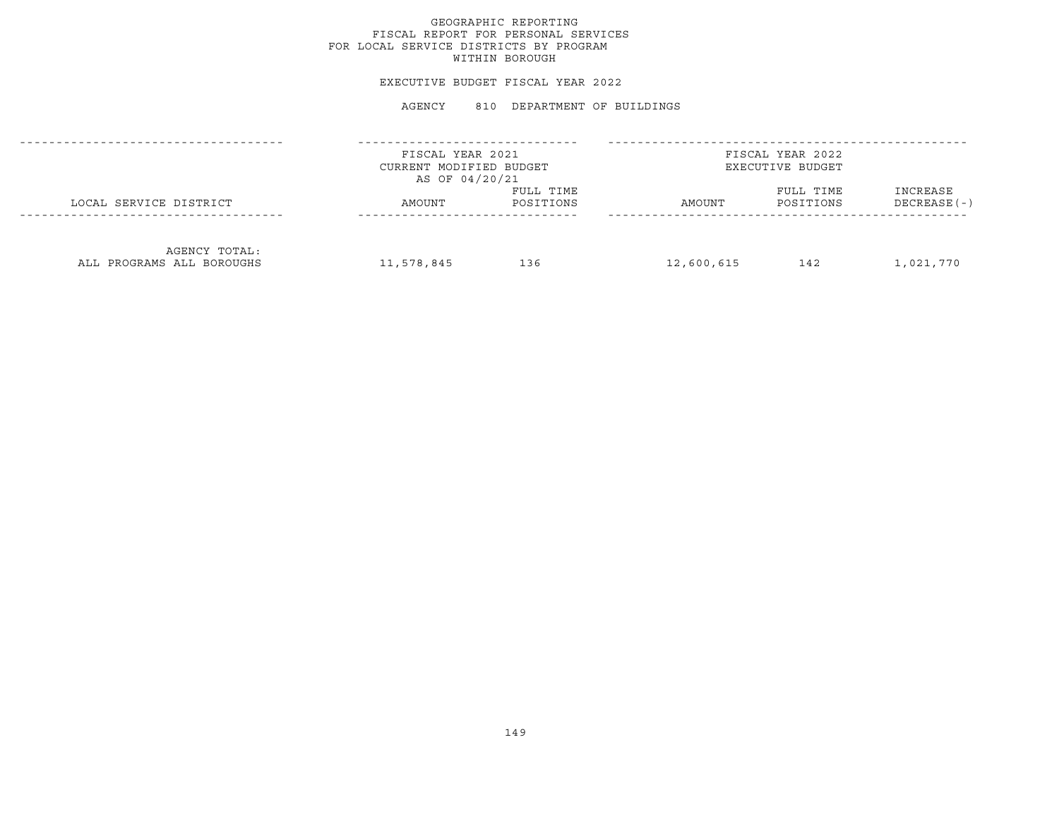GEOGRAPHIC REPORTING
FISCAL REPORT FOR PERSONAL SERVICES
FOR LOCAL SERVICE DISTRICTS BY PROGRAM
WITHIN BOROUGH

EXECUTIVE BUDGET FISCAL YEAR 2022

AGENCY 810 DEPARTMENT OF BUILDINGS

| | FISCAL YEAR 2021 CURRENT MODIFIED BUDGET AS OF 04/20/21 | | FISCAL YEAR 2022 EXECUTIVE BUDGET | | |
|---|---|---|---|---|---|
| LOCAL SERVICE DISTRICT | AMOUNT | FULL TIME POSITIONS | AMOUNT | FULL TIME POSITIONS | INCREASE DECREASE(-) |
| AGENCY TOTAL: ALL PROGRAMS ALL BOROUGHS | 11,578,845 | 136 | 12,600,615 | 142 | 1,021,770 |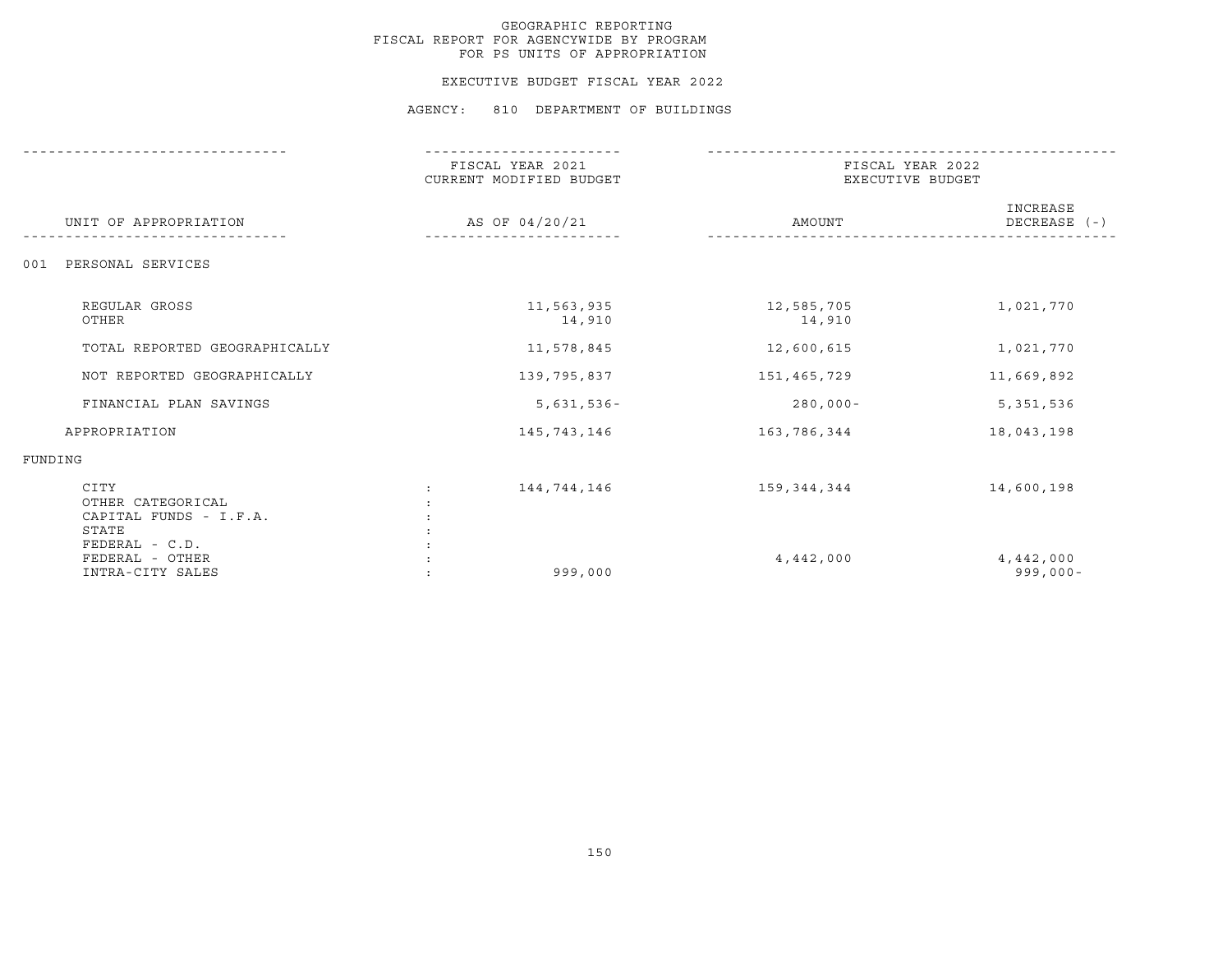# GEOGRAPHIC REPORTING
## FISCAL REPORT FOR AGENCYWIDE BY PROGRAM
## FOR PS UNITS OF APPROPRIATION

### EXECUTIVE BUDGET FISCAL YEAR 2022

### AGENCY: 810 DEPARTMENT OF BUILDINGS

| UNIT OF APPROPRIATION | FISCAL YEAR 2021 CURRENT MODIFIED BUDGET AS OF 04/20/21 | FISCAL YEAR 2022 EXECUTIVE BUDGET AMOUNT | INCREASE DECREASE (-) |
|---|---|---|---|
| 001 PERSONAL SERVICES | | | |
| REGULAR GROSS | 11,563,935 | 12,585,705 | 1,021,770 |
| OTHER | 14,910 | 14,910 | |
| TOTAL REPORTED GEOGRAPHICALLY | 11,578,845 | 12,600,615 | 1,021,770 |
| NOT REPORTED GEOGRAPHICALLY | 139,795,837 | 151,465,729 | 11,669,892 |
| FINANCIAL PLAN SAVINGS | 5,631,536- | 280,000- | 5,351,536 |
| APPROPRIATION | 145,743,146 | 163,786,344 | 18,043,198 |
| FUNDING | | | |
| CITY | 144,744,146 | 159,344,344 | 14,600,198 |
| OTHER CATEGORICAL | | | |
| CAPITAL FUNDS - I.F.A. | | | |
| STATE | | | |
| FEDERAL - C.D. | | | |
| FEDERAL - OTHER | | 4,442,000 | 4,442,000 |
| INTRA-CITY SALES | 999,000 | | 999,000- |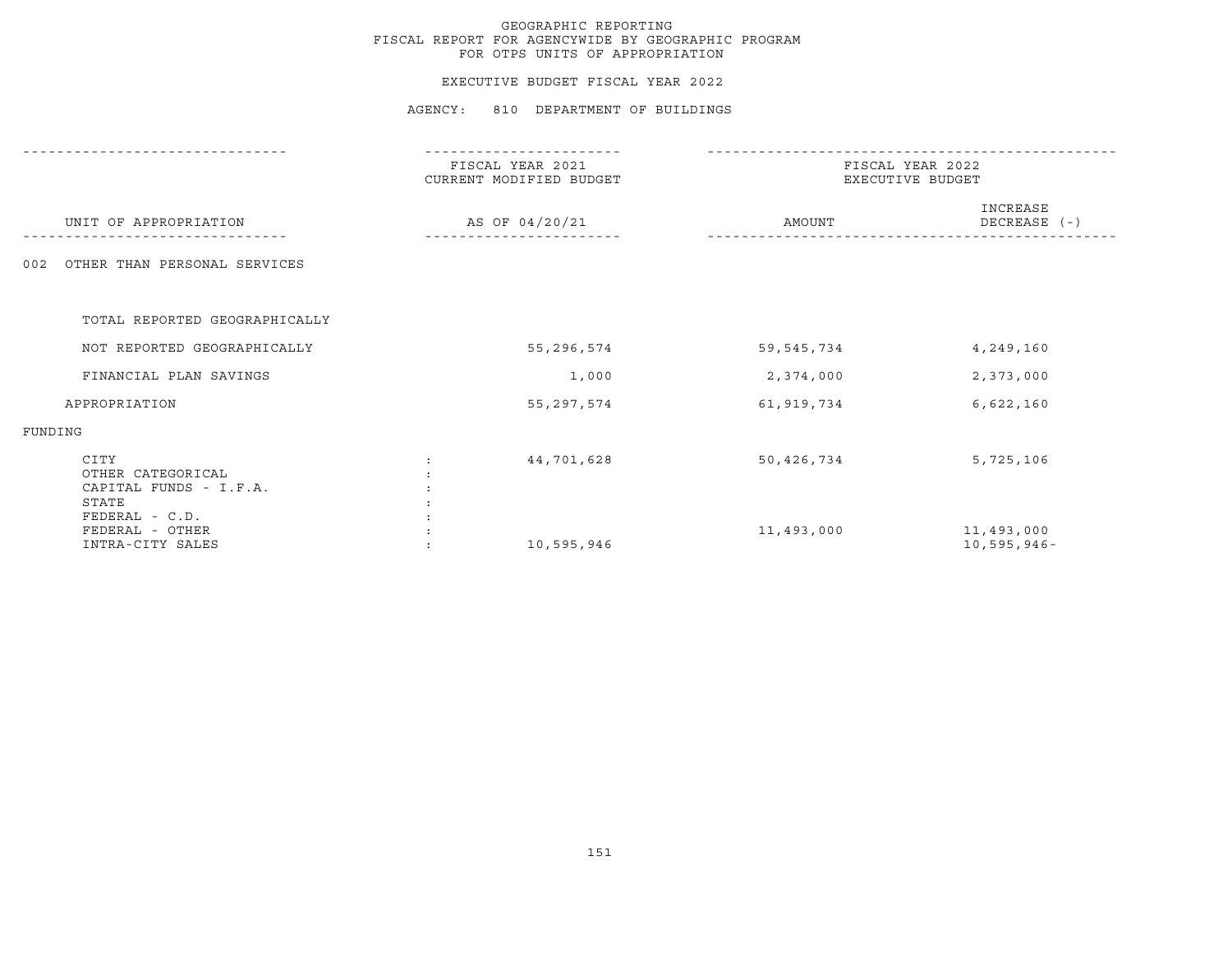GEOGRAPHIC REPORTING
FISCAL REPORT FOR AGENCYWIDE BY GEOGRAPHIC PROGRAM
FOR OTPS UNITS OF APPROPRIATION

EXECUTIVE BUDGET FISCAL YEAR 2022

AGENCY: 810 DEPARTMENT OF BUILDINGS

| UNIT OF APPROPRIATION | FISCAL YEAR 2021 CURRENT MODIFIED BUDGET AS OF 04/20/21 | FISCAL YEAR 2022 EXECUTIVE BUDGET AMOUNT | INCREASE DECREASE (-) |
|---|---|---|---|
| 002 OTHER THAN PERSONAL SERVICES | | | |
| TOTAL REPORTED GEOGRAPHICALLY | | | |
| NOT REPORTED GEOGRAPHICALLY | 55,296,574 | 59,545,734 | 4,249,160 |
| FINANCIAL PLAN SAVINGS | 1,000 | 2,374,000 | 2,373,000 |
| APPROPRIATION | 55,297,574 | 61,919,734 | 6,622,160 |
| FUNDING | | | |
| CITY | 44,701,628 | 50,426,734 | 5,725,106 |
| OTHER CATEGORICAL | | | |
| CAPITAL FUNDS - I.F.A. | | | |
| STATE | | | |
| FEDERAL - C.D. | | | |
| FEDERAL - OTHER | | 11,493,000 | 11,493,000 |
| INTRA-CITY SALES | 10,595,946 | | 10,595,946- |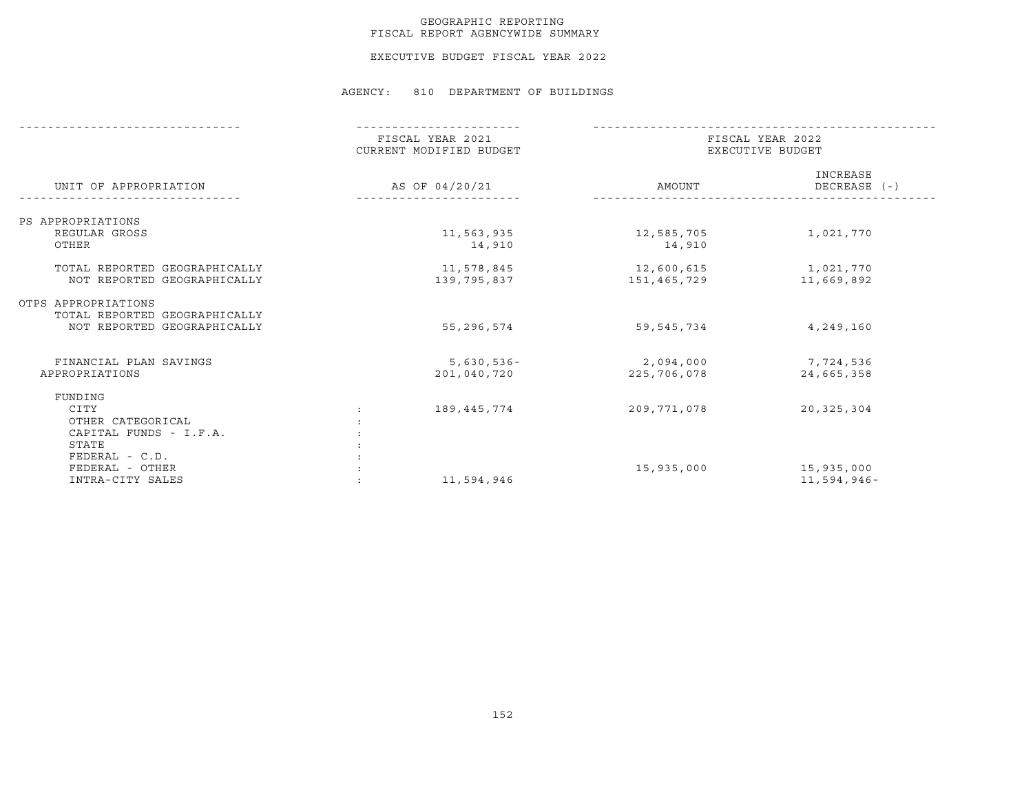# GEOGRAPHIC REPORTING
## FISCAL REPORT AGENCYWIDE SUMMARY

EXECUTIVE BUDGET FISCAL YEAR 2022

AGENCY: 810 DEPARTMENT OF BUILDINGS

| UNIT OF APPROPRIATION | | FISCAL YEAR 2021 CURRENT MODIFIED BUDGET AS OF 04/20/21 | FISCAL YEAR 2022 EXECUTIVE BUDGET AMOUNT | INCREASE DECREASE (-) |
|---|---|---|---|---|
| PS APPROPRIATIONS | | | | |
| REGULAR GROSS | | 11,563,935 | 12,585,705 | 1,021,770 |
| OTHER | | 14,910 | 14,910 | |
| TOTAL REPORTED GEOGRAPHICALLY | | 11,578,845 | 12,600,615 | 1,021,770 |
| NOT REPORTED GEOGRAPHICALLY | | 139,795,837 | 151,465,729 | 11,669,892 |
| OTPS APPROPRIATIONS | | | | |
| TOTAL REPORTED GEOGRAPHICALLY | | | | |
| NOT REPORTED GEOGRAPHICALLY | | 55,296,574 | 59,545,734 | 4,249,160 |
| FINANCIAL PLAN SAVINGS | | 5,630,536- | 2,094,000 | 7,724,536 |
| APPROPRIATIONS | | 201,040,720 | 225,706,078 | 24,665,358 |
| FUNDING | | | | |
| CITY | : | 189,445,774 | 209,771,078 | 20,325,304 |
| OTHER CATEGORICAL | : | | | |
| CAPITAL FUNDS - I.F.A. | : | | | |
| STATE | : | | | |
| FEDERAL - C.D. | : | | | |
| FEDERAL - OTHER | : | | 15,935,000 | 15,935,000 |
| INTRA-CITY SALES | : | 11,594,946 | | 11,594,946- |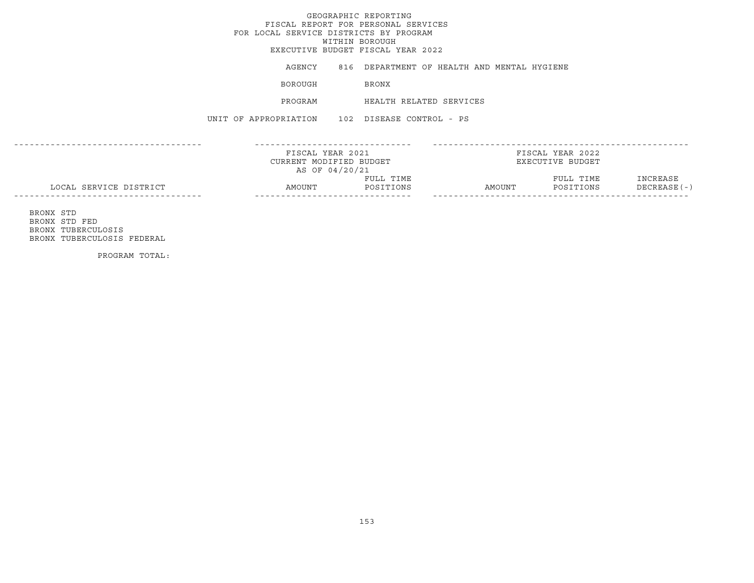GEOGRAPHIC REPORTING
FISCAL REPORT FOR PERSONAL SERVICES
FOR LOCAL SERVICE DISTRICTS BY PROGRAM
WITHIN BOROUGH
EXECUTIVE BUDGET FISCAL YEAR 2022

AGENCY 816 DEPARTMENT OF HEALTH AND MENTAL HYGIENE

BOROUGH BRONX

PROGRAM HEALTH RELATED SERVICES

UNIT OF APPROPRIATION 102 DISEASE CONTROL - PS

| LOCAL SERVICE DISTRICT | FISCAL YEAR 2021 CURRENT MODIFIED BUDGET AS OF 04/20/21 | | FISCAL YEAR 2022 EXECUTIVE BUDGET | | |
|---|---|---|---|---|---|
| | AMOUNT | FULL TIME POSITIONS | AMOUNT | FULL TIME POSITIONS | INCREASE DECREASE(-) |
| BRONX STD | | | | | |
| BRONX STD FED | | | | | |
| BRONX TUBERCULOSIS | | | | | |
| BRONX TUBERCULOSIS FEDERAL | | | | | |
| PROGRAM TOTAL: | | | | | |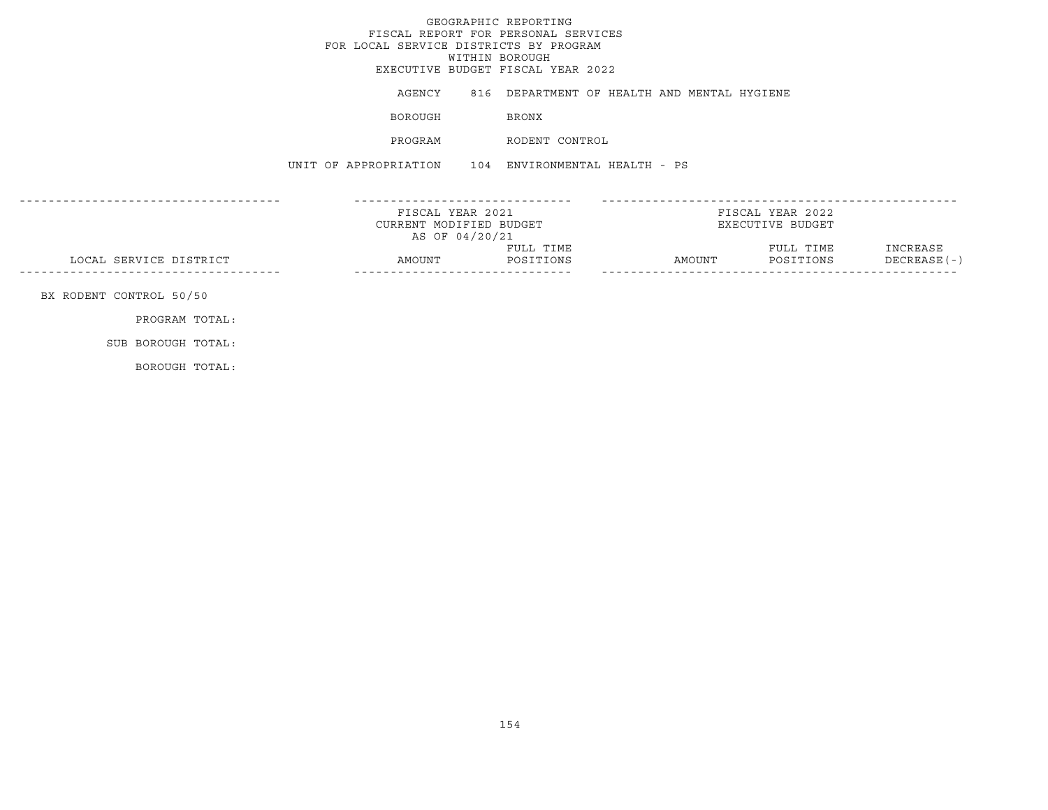GEOGRAPHIC REPORTING
FISCAL REPORT FOR PERSONAL SERVICES
FOR LOCAL SERVICE DISTRICTS BY PROGRAM
WITHIN BOROUGH
EXECUTIVE BUDGET FISCAL YEAR 2022

AGENCY 816 DEPARTMENT OF HEALTH AND MENTAL HYGIENE

BOROUGH BRONX

PROGRAM RODENT CONTROL

UNIT OF APPROPRIATION 104 ENVIRONMENTAL HEALTH - PS

| LOCAL SERVICE DISTRICT | FISCAL YEAR 2021 CURRENT MODIFIED BUDGET AS OF 04/20/21 | | FISCAL YEAR 2022 EXECUTIVE BUDGET | | |
|---|---|---|---|---|---|
| | AMOUNT | FULL TIME POSITIONS | AMOUNT | FULL TIME POSITIONS | INCREASE DECREASE(-) |
| BX RODENT CONTROL 50/50 | | | | | |
| PROGRAM TOTAL: | | | | | |
| SUB BOROUGH TOTAL: | | | | | |
| BOROUGH TOTAL: | | | | | |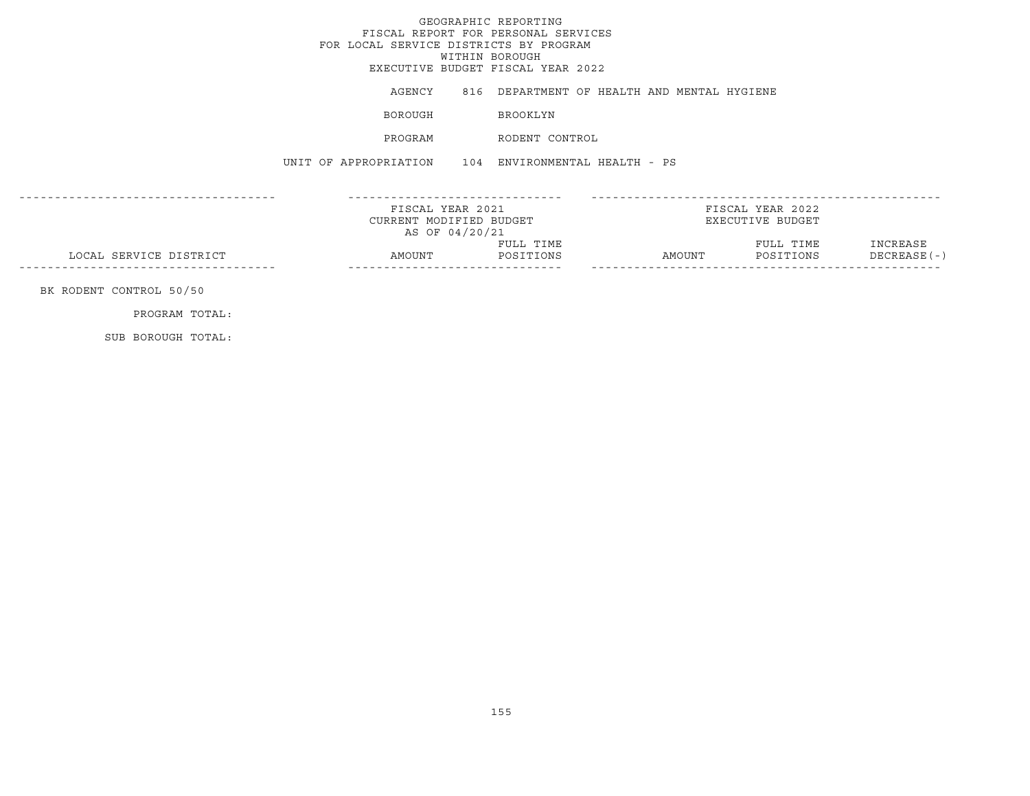# GEOGRAPHIC REPORTING
## FISCAL REPORT FOR PERSONAL SERVICES
## FOR LOCAL SERVICE DISTRICTS BY PROGRAM
## WITHIN BOROUGH
## EXECUTIVE BUDGET FISCAL YEAR 2022

AGENCY 816 DEPARTMENT OF HEALTH AND MENTAL HYGIENE

BOROUGH BROOKLYN

PROGRAM RODENT CONTROL

UNIT OF APPROPRIATION 104 ENVIRONMENTAL HEALTH - PS

| LOCAL SERVICE DISTRICT | FISCAL YEAR 2021 CURRENT MODIFIED BUDGET AS OF 04/20/21 AMOUNT | FULL TIME POSITIONS | FISCAL YEAR 2022 EXECUTIVE BUDGET AMOUNT | FULL TIME POSITIONS | INCREASE DECREASE(-) |
|---|---|---|---|---|---|
| BK RODENT CONTROL 50/50 | | | | | |
| PROGRAM TOTAL: | | | | | |
| SUB BOROUGH TOTAL: | | | | | |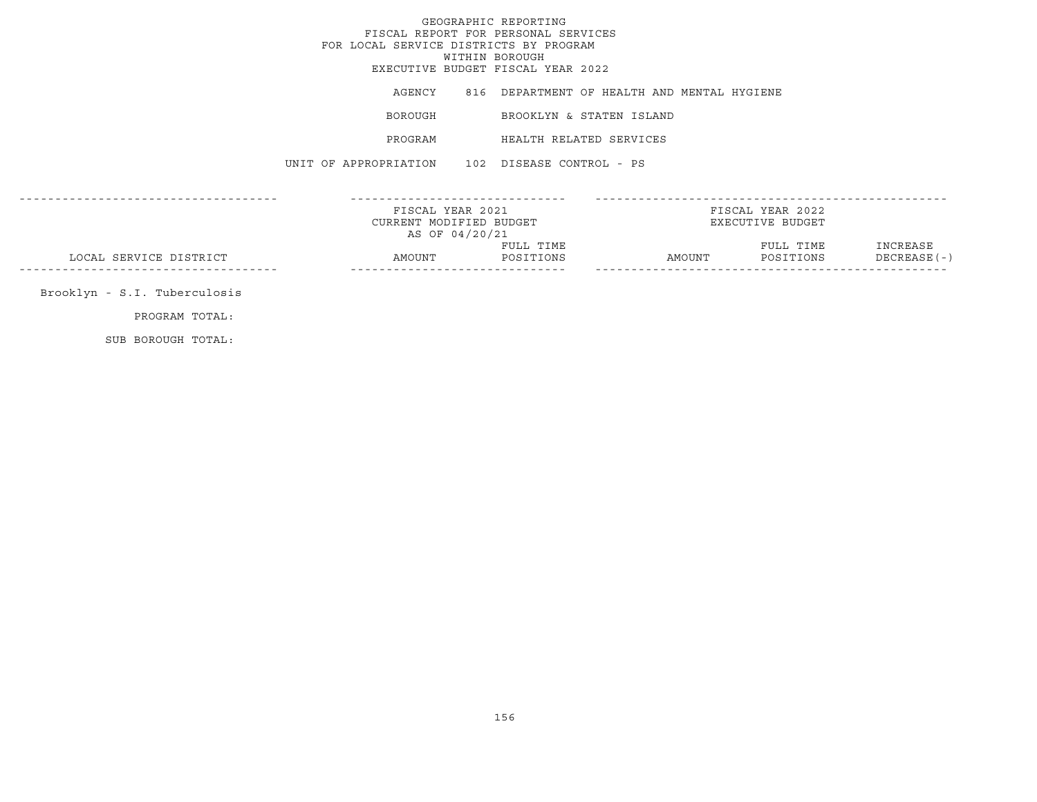# GEOGRAPHIC REPORTING
## FISCAL REPORT FOR PERSONAL SERVICES
## FOR LOCAL SERVICE DISTRICTS BY PROGRAM
## WITHIN BOROUGH
## EXECUTIVE BUDGET FISCAL YEAR 2022

AGENCY 816 DEPARTMENT OF HEALTH AND MENTAL HYGIENE

BOROUGH BROOKLYN & STATEN ISLAND

PROGRAM HEALTH RELATED SERVICES

UNIT OF APPROPRIATION 102 DISEASE CONTROL - PS

| LOCAL SERVICE DISTRICT | FISCAL YEAR 2021 CURRENT MODIFIED BUDGET AS OF 04/20/21 AMOUNT | FULL TIME POSITIONS | FISCAL YEAR 2022 EXECUTIVE BUDGET AMOUNT | FULL TIME POSITIONS | INCREASE DECREASE(-) |
|---|---|---|---|---|---|
| Brooklyn - S.I. Tuberculosis | | | | | |
| PROGRAM TOTAL: | | | | | |
| SUB BOROUGH TOTAL: | | | | | |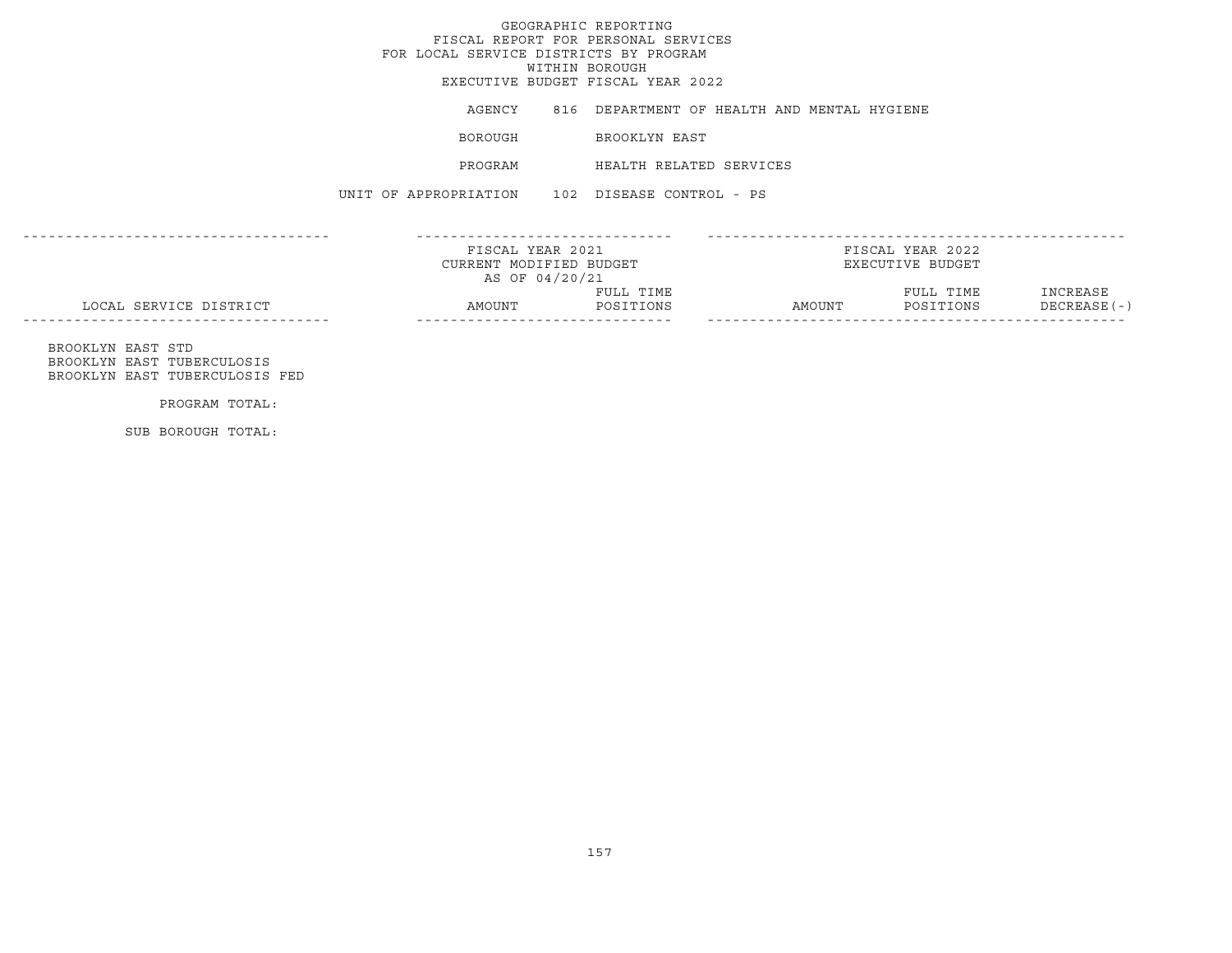GEOGRAPHIC REPORTING
FISCAL REPORT FOR PERSONAL SERVICES
FOR LOCAL SERVICE DISTRICTS BY PROGRAM
WITHIN BOROUGH
EXECUTIVE BUDGET FISCAL YEAR 2022

AGENCY 816 DEPARTMENT OF HEALTH AND MENTAL HYGIENE

BOROUGH BROOKLYN EAST

PROGRAM HEALTH RELATED SERVICES

UNIT OF APPROPRIATION 102 DISEASE CONTROL - PS

| LOCAL SERVICE DISTRICT | FISCAL YEAR 2021 CURRENT MODIFIED BUDGET AS OF 04/20/21 AMOUNT | FULL TIME POSITIONS | FISCAL YEAR 2022 EXECUTIVE BUDGET AMOUNT | FULL TIME POSITIONS | INCREASE DECREASE(-) |
|---|---|---|---|---|---|
| BROOKLYN EAST STD | | | | | |
| BROOKLYN EAST TUBERCULOSIS | | | | | |
| BROOKLYN EAST TUBERCULOSIS FED | | | | | |
| PROGRAM TOTAL: | | | | | |
| SUB BOROUGH TOTAL: | | | | | |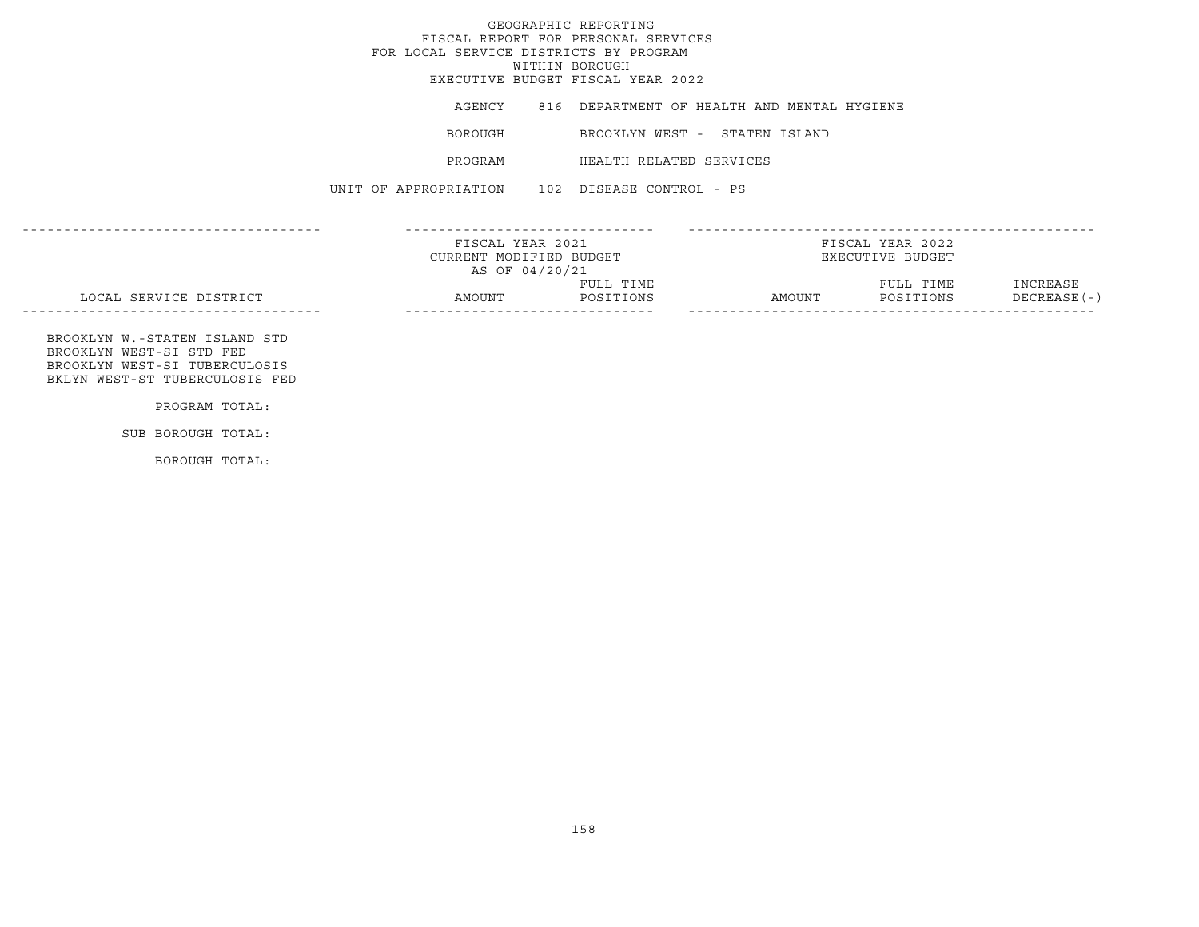GEOGRAPHIC REPORTING
FISCAL REPORT FOR PERSONAL SERVICES
FOR LOCAL SERVICE DISTRICTS BY PROGRAM
WITHIN BOROUGH
EXECUTIVE BUDGET FISCAL YEAR 2022

AGENCY 816 DEPARTMENT OF HEALTH AND MENTAL HYGIENE

BOROUGH BROOKLYN WEST - STATEN ISLAND

PROGRAM HEALTH RELATED SERVICES

UNIT OF APPROPRIATION 102 DISEASE CONTROL - PS

| | FISCAL YEAR 2021 CURRENT MODIFIED BUDGET AS OF 04/20/21 | | FISCAL YEAR 2022 EXECUTIVE BUDGET | | |
|---|---|---|---|---|---|
| LOCAL SERVICE DISTRICT | AMOUNT | FULL TIME POSITIONS | AMOUNT | FULL TIME POSITIONS | INCREASE DECREASE(-) |
| BROOKLYN W.-STATEN ISLAND STD | | | | | |
| BROOKLYN WEST-SI STD FED | | | | | |
| BROOKLYN WEST-SI TUBERCULOSIS | | | | | |
| BKLYN WEST-ST TUBERCULOSIS FED | | | | | |
| PROGRAM TOTAL: | | | | | |
| SUB BOROUGH TOTAL: | | | | | |
| BOROUGH TOTAL: | | | | | |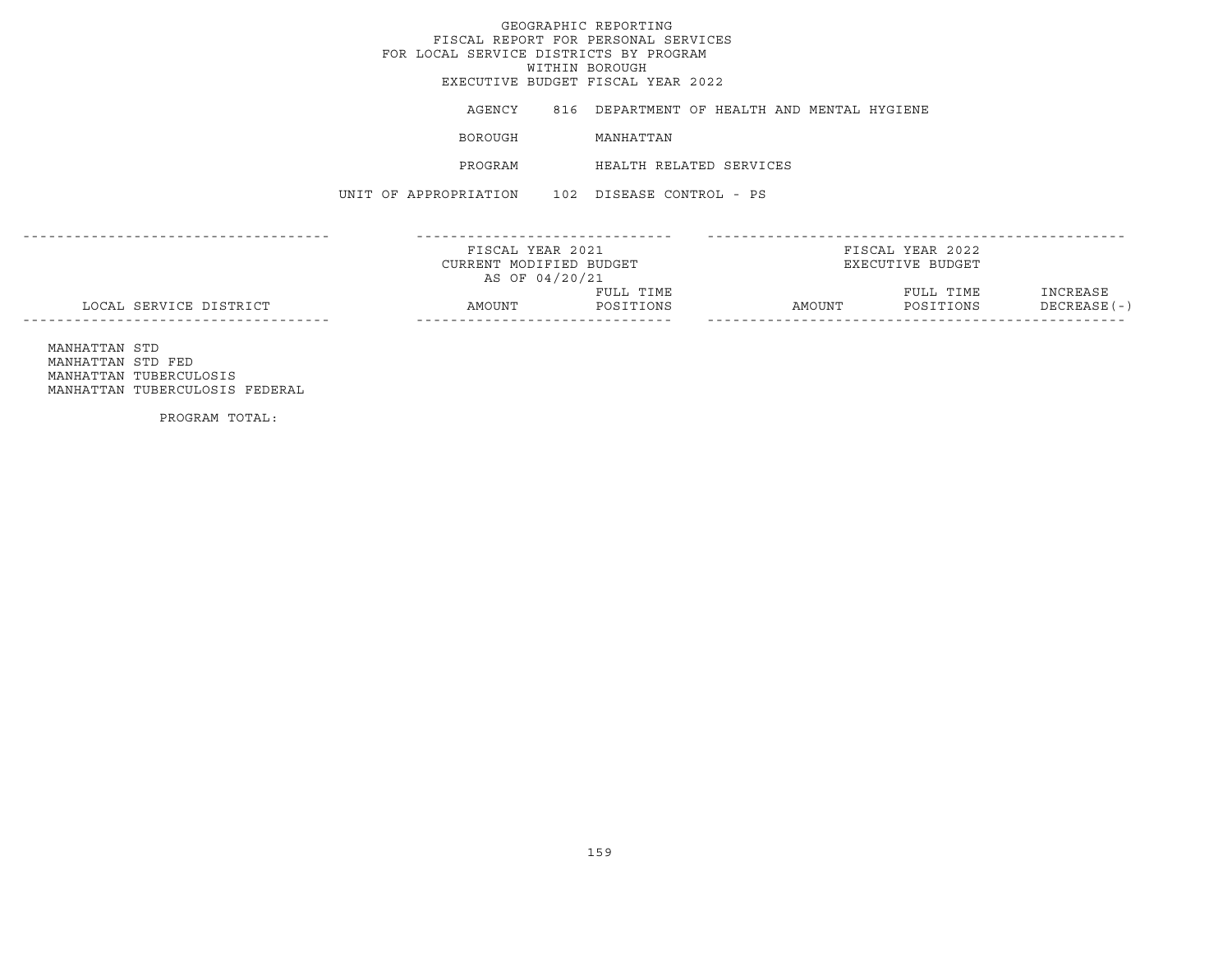GEOGRAPHIC REPORTING
FISCAL REPORT FOR PERSONAL SERVICES
FOR LOCAL SERVICE DISTRICTS BY PROGRAM
WITHIN BOROUGH
EXECUTIVE BUDGET FISCAL YEAR 2022

AGENCY 816 DEPARTMENT OF HEALTH AND MENTAL HYGIENE

BOROUGH MANHATTAN

PROGRAM HEALTH RELATED SERVICES

UNIT OF APPROPRIATION 102 DISEASE CONTROL - PS

| LOCAL SERVICE DISTRICT | FISCAL YEAR 2021 CURRENT MODIFIED BUDGET AS OF 04/20/21 AMOUNT | FULL TIME POSITIONS | FISCAL YEAR 2022 EXECUTIVE BUDGET AMOUNT | FULL TIME POSITIONS | INCREASE DECREASE(-) |
|---|---|---|---|---|---|
| MANHATTAN STD | | | | | |
| MANHATTAN STD FED | | | | | |
| MANHATTAN TUBERCULOSIS | | | | | |
| MANHATTAN TUBERCULOSIS FEDERAL | | | | | |
| PROGRAM TOTAL: | | | | | |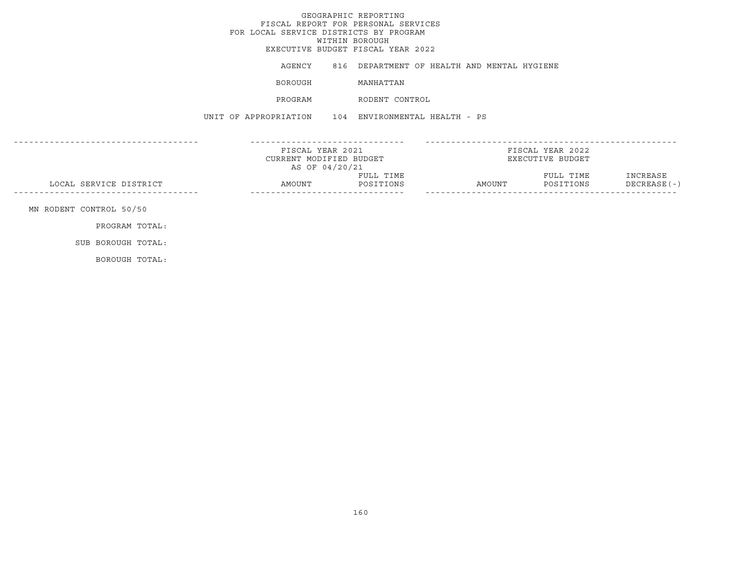GEOGRAPHIC REPORTING
FISCAL REPORT FOR PERSONAL SERVICES
FOR LOCAL SERVICE DISTRICTS BY PROGRAM
WITHIN BOROUGH
EXECUTIVE BUDGET FISCAL YEAR 2022

AGENCY 816 DEPARTMENT OF HEALTH AND MENTAL HYGIENE

BOROUGH MANHATTAN

PROGRAM RODENT CONTROL

UNIT OF APPROPRIATION 104 ENVIRONMENTAL HEALTH - PS

| LOCAL SERVICE DISTRICT | FISCAL YEAR 2021 CURRENT MODIFIED BUDGET AS OF 04/20/21 AMOUNT | FULL TIME POSITIONS | FISCAL YEAR 2022 EXECUTIVE BUDGET AMOUNT | FULL TIME POSITIONS | INCREASE DECREASE(-) |
|---|---|---|---|---|---|
| MN RODENT CONTROL 50/50 | | | | | |
| PROGRAM TOTAL: | | | | | |
| SUB BOROUGH TOTAL: | | | | | |
| BOROUGH TOTAL: | | | | | |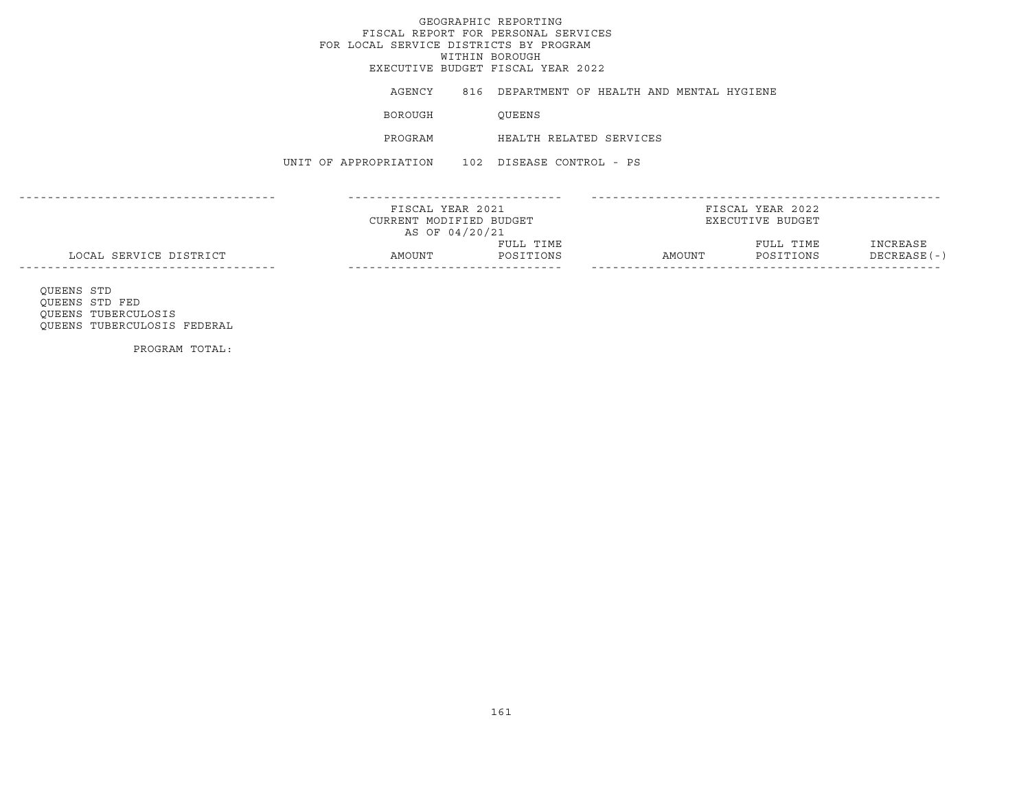GEOGRAPHIC REPORTING
FISCAL REPORT FOR PERSONAL SERVICES
FOR LOCAL SERVICE DISTRICTS BY PROGRAM
WITHIN BOROUGH
EXECUTIVE BUDGET FISCAL YEAR 2022

AGENCY 816 DEPARTMENT OF HEALTH AND MENTAL HYGIENE

BOROUGH QUEENS

PROGRAM HEALTH RELATED SERVICES

UNIT OF APPROPRIATION 102 DISEASE CONTROL - PS

| | FISCAL YEAR 2021 CURRENT MODIFIED BUDGET AS OF 04/20/21 | | FISCAL YEAR 2022 EXECUTIVE BUDGET | | |
|---|---|---|---|---|---|
| LOCAL SERVICE DISTRICT | AMOUNT | FULL TIME POSITIONS | AMOUNT | FULL TIME POSITIONS | INCREASE DECREASE(-) |
| QUEENS STD | | | | | |
| QUEENS STD FED | | | | | |
| QUEENS TUBERCULOSIS | | | | | |
| QUEENS TUBERCULOSIS FEDERAL | | | | | |
| PROGRAM TOTAL: | | | | | |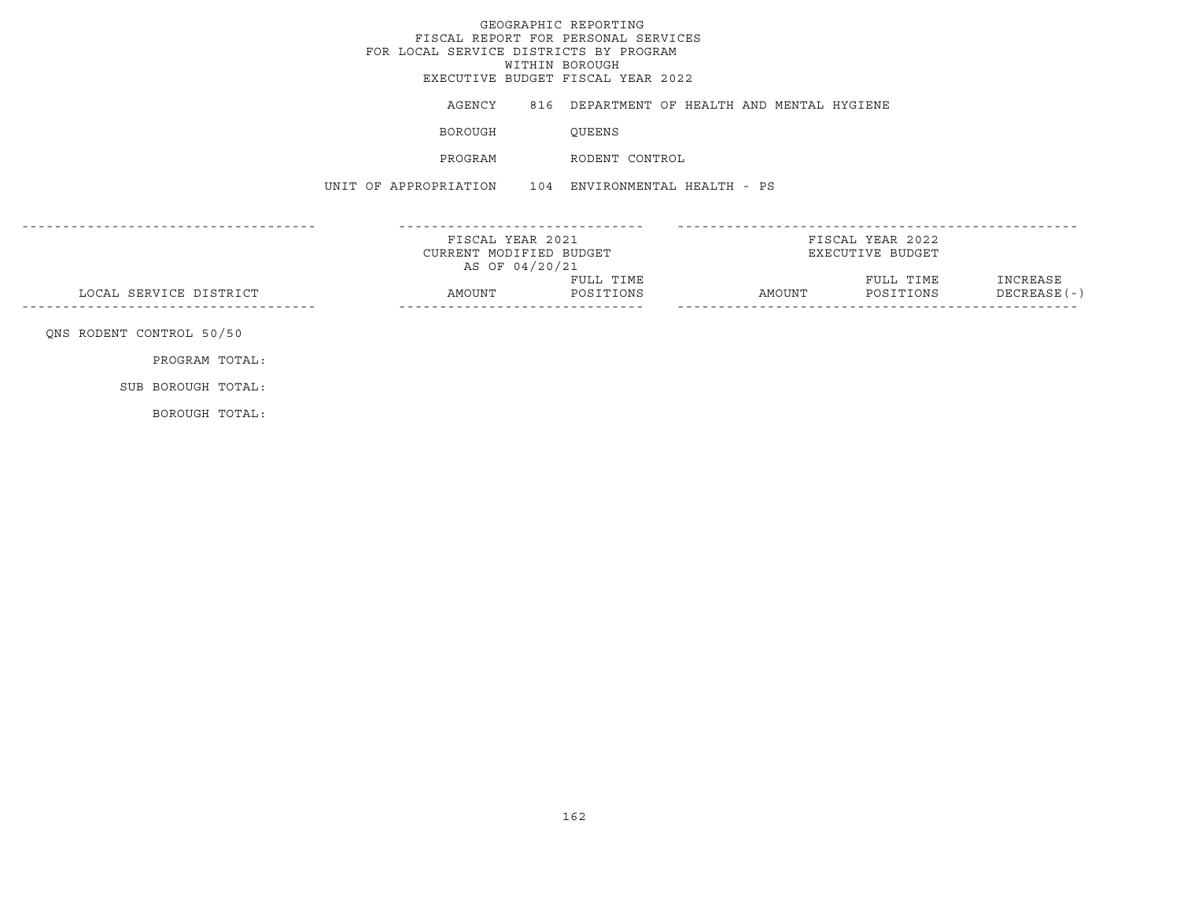# GEOGRAPHIC REPORTING
## FISCAL REPORT FOR PERSONAL SERVICES
## FOR LOCAL SERVICE DISTRICTS BY PROGRAM
## WITHIN BOROUGH
## EXECUTIVE BUDGET FISCAL YEAR 2022

AGENCY 816 DEPARTMENT OF HEALTH AND MENTAL HYGIENE

BOROUGH QUEENS

PROGRAM RODENT CONTROL

UNIT OF APPROPRIATION 104 ENVIRONMENTAL HEALTH - PS

| | FISCAL YEAR 2021 CURRENT MODIFIED BUDGET AS OF 04/20/21 | | FISCAL YEAR 2022 EXECUTIVE BUDGET | | |
|---|---|---|---|---|---|
| LOCAL SERVICE DISTRICT | AMOUNT | FULL TIME POSITIONS | AMOUNT | FULL TIME POSITIONS | INCREASE DECREASE(-) |
| QNS RODENT CONTROL 50/50 | | | | | |
| PROGRAM TOTAL: | | | | | |
| SUB BOROUGH TOTAL: | | | | | |
| BOROUGH TOTAL: | | | | | |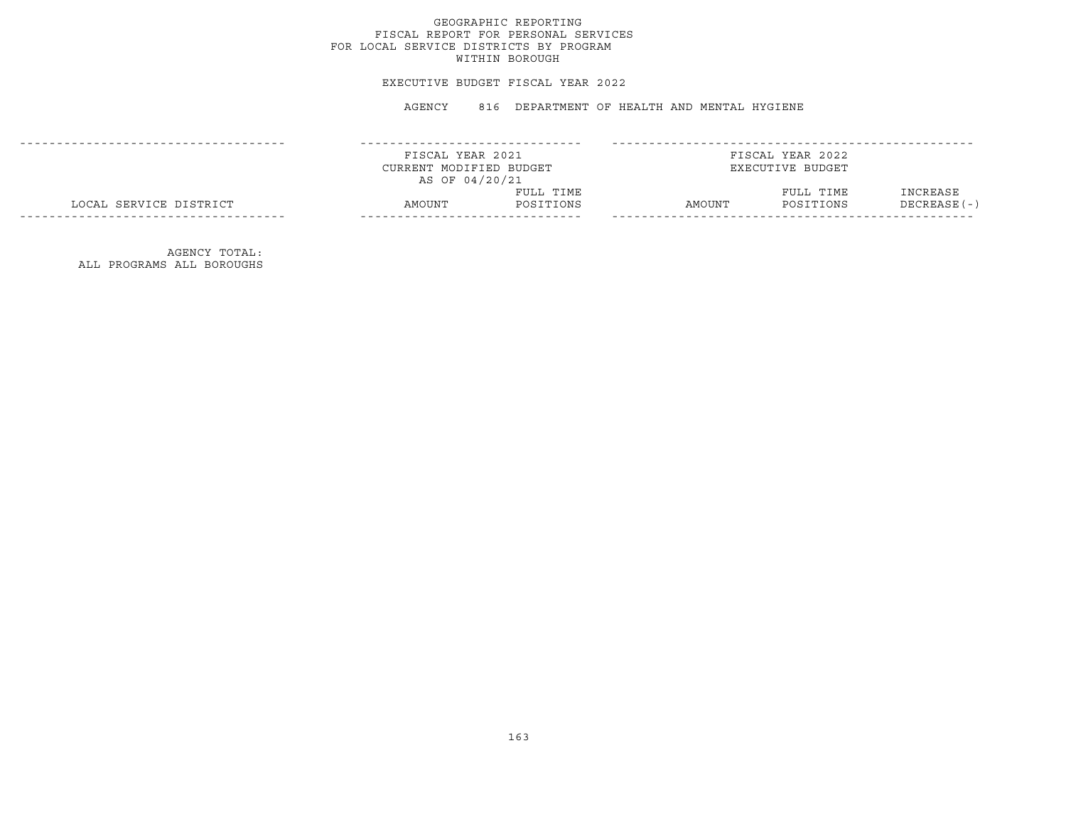# GEOGRAPHIC REPORTING
## FISCAL REPORT FOR PERSONAL SERVICES
## FOR LOCAL SERVICE DISTRICTS BY PROGRAM
## WITHIN BOROUGH

EXECUTIVE BUDGET FISCAL YEAR 2022

AGENCY 816 DEPARTMENT OF HEALTH AND MENTAL HYGIENE

| | FISCAL YEAR 2021 CURRENT MODIFIED BUDGET AS OF 04/20/21 | | FISCAL YEAR 2022 EXECUTIVE BUDGET | | |
|---|---|---|---|---|---|
| LOCAL SERVICE DISTRICT | AMOUNT | FULL TIME POSITIONS | AMOUNT | FULL TIME POSITIONS | INCREASE DECREASE(-) |
| AGENCY TOTAL: ALL PROGRAMS ALL BOROUGHS | | | | | |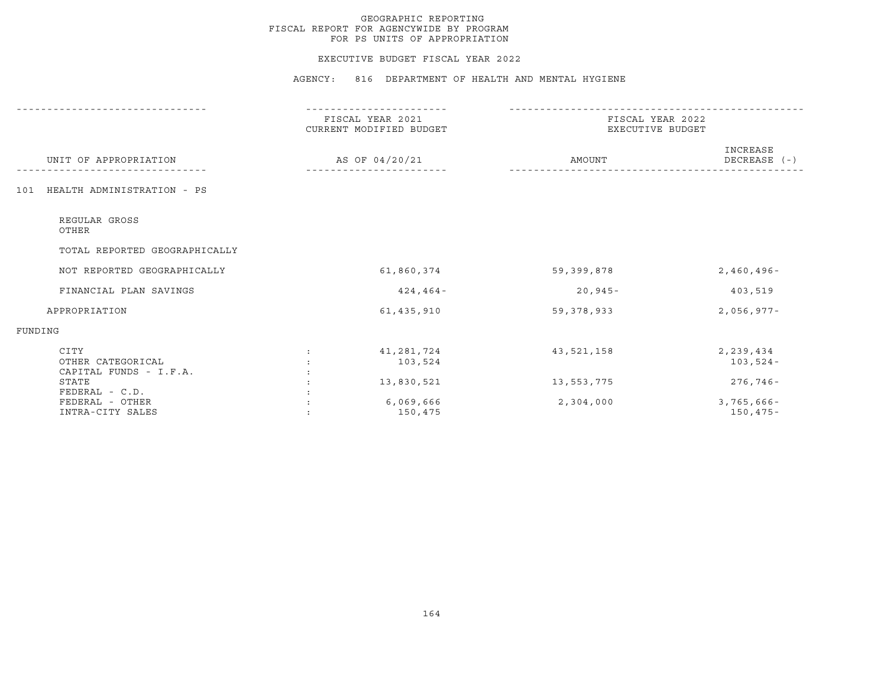GEOGRAPHIC REPORTING
FISCAL REPORT FOR AGENCYWIDE BY PROGRAM
FOR PS UNITS OF APPROPRIATION

EXECUTIVE BUDGET FISCAL YEAR 2022

AGENCY: 816 DEPARTMENT OF HEALTH AND MENTAL HYGIENE

| UNIT OF APPROPRIATION | | FISCAL YEAR 2021 CURRENT MODIFIED BUDGET AS OF 04/20/21 | FISCAL YEAR 2022 EXECUTIVE BUDGET AMOUNT | INCREASE DECREASE (-) |
|---|---|---|---|---|
| 101 HEALTH ADMINISTRATION - PS | | | | |
| REGULAR GROSS | | | | |
| OTHER | | | | |
| TOTAL REPORTED GEOGRAPHICALLY | | | | |
| NOT REPORTED GEOGRAPHICALLY | | 61,860,374 | 59,399,878 | 2,460,496- |
| FINANCIAL PLAN SAVINGS | | 424,464- | 20,945- | 403,519 |
| APPROPRIATION | | 61,435,910 | 59,378,933 | 2,056,977- |
| FUNDING | | | | |
| CITY | : | 41,281,724 | 43,521,158 | 2,239,434 |
| OTHER CATEGORICAL | : | 103,524 | | 103,524- |
| CAPITAL FUNDS - I.F.A. | : | | | |
| STATE | : | 13,830,521 | 13,553,775 | 276,746- |
| FEDERAL - C.D. | : | | | |
| FEDERAL - OTHER | : | 6,069,666 | 2,304,000 | 3,765,666- |
| INTRA-CITY SALES | : | 150,475 | | 150,475- |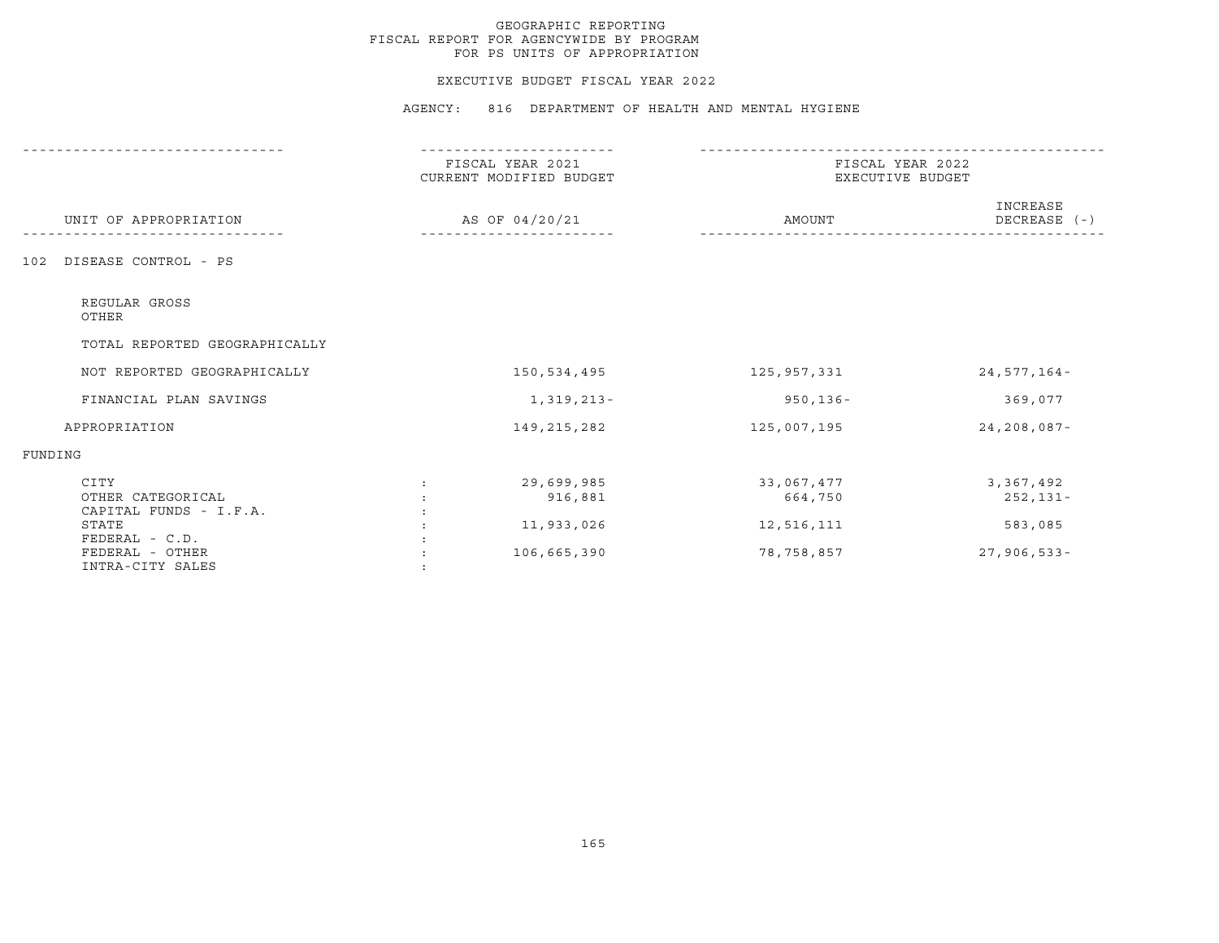# GEOGRAPHIC REPORTING
## FISCAL REPORT FOR AGENCYWIDE BY PROGRAM
## FOR PS UNITS OF APPROPRIATION

### EXECUTIVE BUDGET FISCAL YEAR 2022

### AGENCY: 816 DEPARTMENT OF HEALTH AND MENTAL HYGIENE

| UNIT OF APPROPRIATION | | FISCAL YEAR 2021 CURRENT MODIFIED BUDGET AS OF 04/20/21 | FISCAL YEAR 2022 EXECUTIVE BUDGET AMOUNT | INCREASE DECREASE (-) |
|---|---|---|---|---|
| 102 DISEASE CONTROL - PS | | | | |
| REGULAR GROSS | | | | |
| OTHER | | | | |
| TOTAL REPORTED GEOGRAPHICALLY | | | | |
| NOT REPORTED GEOGRAPHICALLY | | 150,534,495 | 125,957,331 | 24,577,164- |
| FINANCIAL PLAN SAVINGS | | 1,319,213- | 950,136- | 369,077 |
| APPROPRIATION | | 149,215,282 | 125,007,195 | 24,208,087- |
| FUNDING | | | | |
| CITY | : | 29,699,985 | 33,067,477 | 3,367,492 |
| OTHER CATEGORICAL | : | 916,881 | 664,750 | 252,131- |
| CAPITAL FUNDS - I.F.A. | : | | | |
| STATE | : | 11,933,026 | 12,516,111 | 583,085 |
| FEDERAL - C.D. | : | | | |
| FEDERAL - OTHER | : | 106,665,390 | 78,758,857 | 27,906,533- |
| INTRA-CITY SALES | : | | | |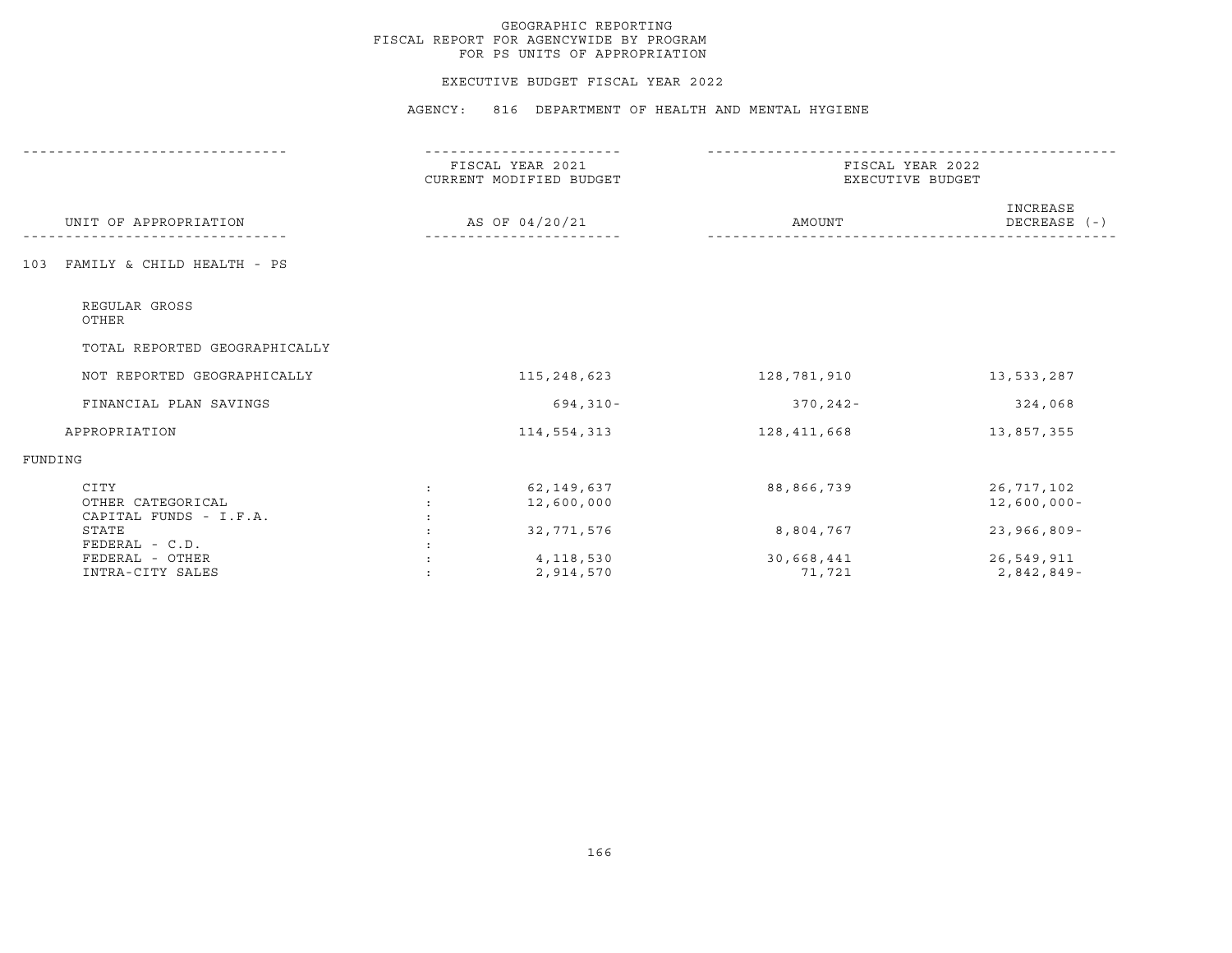GEOGRAPHIC REPORTING
FISCAL REPORT FOR AGENCYWIDE BY PROGRAM
FOR PS UNITS OF APPROPRIATION

EXECUTIVE BUDGET FISCAL YEAR 2022

AGENCY: 816 DEPARTMENT OF HEALTH AND MENTAL HYGIENE

| UNIT OF APPROPRIATION | | FISCAL YEAR 2021 CURRENT MODIFIED BUDGET AS OF 04/20/21 | FISCAL YEAR 2022 EXECUTIVE BUDGET AMOUNT | INCREASE DECREASE (-) |
|---|---|---|---|---|
| 103 FAMILY & CHILD HEALTH - PS | | | | |
| REGULAR GROSS | | | | |
| OTHER | | | | |
| TOTAL REPORTED GEOGRAPHICALLY | | | | |
| NOT REPORTED GEOGRAPHICALLY | | 115,248,623 | 128,781,910 | 13,533,287 |
| FINANCIAL PLAN SAVINGS | | 694,310- | 370,242- | 324,068 |
| APPROPRIATION | | 114,554,313 | 128,411,668 | 13,857,355 |
| FUNDING | | | | |
| CITY | : | 62,149,637 | 88,866,739 | 26,717,102 |
| OTHER CATEGORICAL | : | 12,600,000 | | 12,600,000- |
| CAPITAL FUNDS - I.F.A. | : | | | |
| STATE | : | 32,771,576 | 8,804,767 | 23,966,809- |
| FEDERAL - C.D. | : | | | |
| FEDERAL - OTHER | : | 4,118,530 | 30,668,441 | 26,549,911 |
| INTRA-CITY SALES | : | 2,914,570 | 71,721 | 2,842,849- |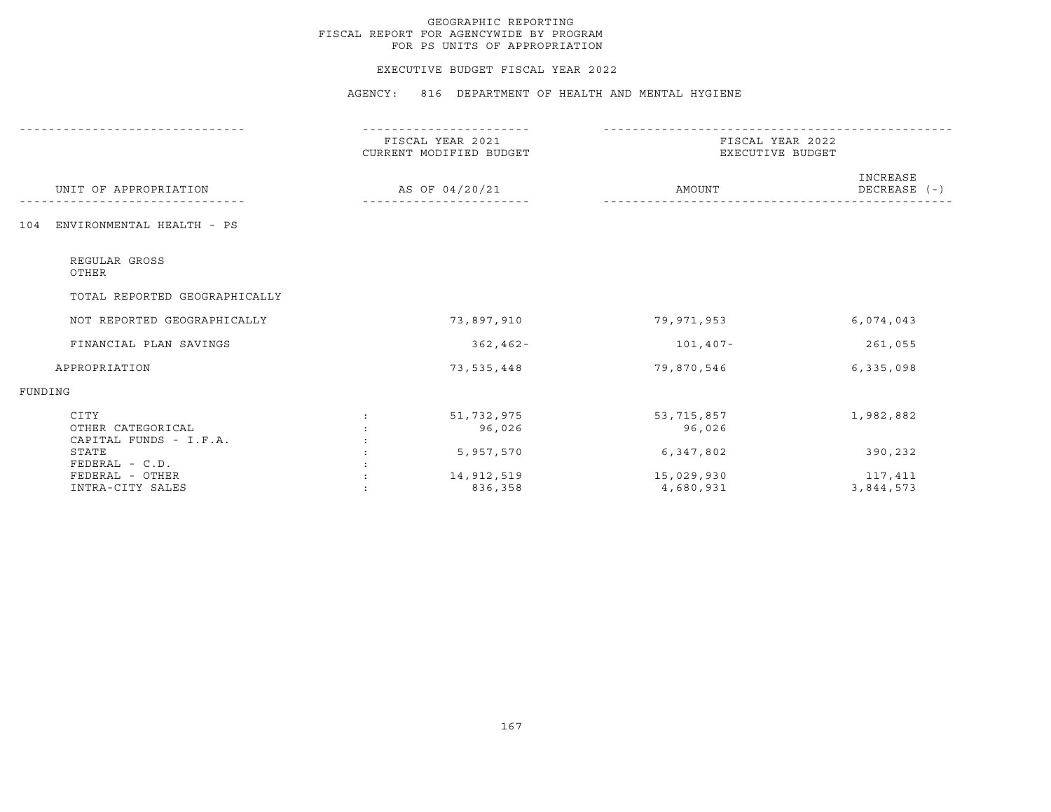# GEOGRAPHIC REPORTING
## FISCAL REPORT FOR AGENCYWIDE BY PROGRAM
## FOR PS UNITS OF APPROPRIATION

### EXECUTIVE BUDGET FISCAL YEAR 2022

### AGENCY: 816 DEPARTMENT OF HEALTH AND MENTAL HYGIENE

| UNIT OF APPROPRIATION | | FISCAL YEAR 2021 CURRENT MODIFIED BUDGET AS OF 04/20/21 | FISCAL YEAR 2022 EXECUTIVE BUDGET AMOUNT | INCREASE DECREASE (-) |
|---|---|---|---|---|
| 104 ENVIRONMENTAL HEALTH - PS | | | | |
| REGULAR GROSS | | | | |
| OTHER | | | | |
| TOTAL REPORTED GEOGRAPHICALLY | | | | |
| NOT REPORTED GEOGRAPHICALLY | | 73,897,910 | 79,971,953 | 6,074,043 |
| FINANCIAL PLAN SAVINGS | | 362,462- | 101,407- | 261,055 |
| APPROPRIATION | | 73,535,448 | 79,870,546 | 6,335,098 |
| FUNDING | | | | |
| CITY | : | 51,732,975 | 53,715,857 | 1,982,882 |
| OTHER CATEGORICAL | : | 96,026 | 96,026 | |
| CAPITAL FUNDS - I.F.A. | : | | | |
| STATE | : | 5,957,570 | 6,347,802 | 390,232 |
| FEDERAL - C.D. | : | | | |
| FEDERAL - OTHER | : | 14,912,519 | 15,029,930 | 117,411 |
| INTRA-CITY SALES | : | 836,358 | 4,680,931 | 3,844,573 |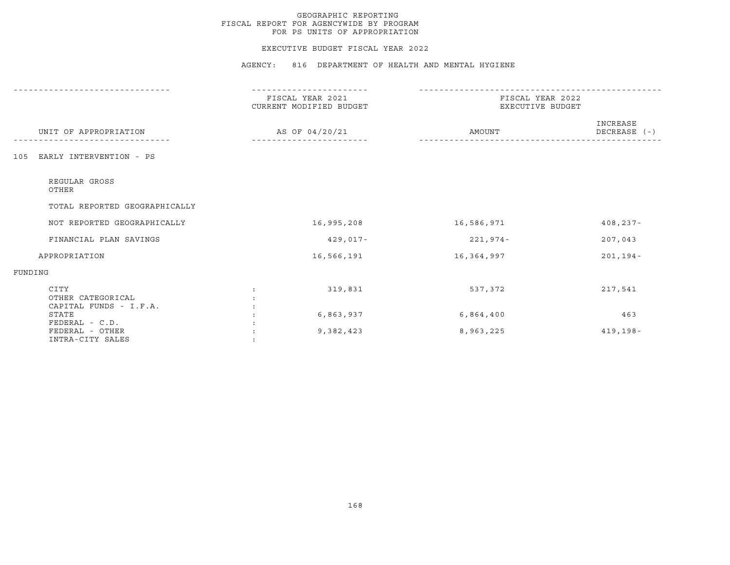GEOGRAPHIC REPORTING
FISCAL REPORT FOR AGENCYWIDE BY PROGRAM
FOR PS UNITS OF APPROPRIATION

EXECUTIVE BUDGET FISCAL YEAR 2022

AGENCY: 816 DEPARTMENT OF HEALTH AND MENTAL HYGIENE

| UNIT OF APPROPRIATION | | FISCAL YEAR 2021 CURRENT MODIFIED BUDGET AS OF 04/20/21 | FISCAL YEAR 2022 EXECUTIVE BUDGET AMOUNT | INCREASE DECREASE (-) |
|---|---|---|---|---|
| 105 EARLY INTERVENTION - PS | | | | |
| REGULAR GROSS | | | | |
| OTHER | | | | |
| TOTAL REPORTED GEOGRAPHICALLY | | | | |
| NOT REPORTED GEOGRAPHICALLY | | 16,995,208 | 16,586,971 | 408,237- |
| FINANCIAL PLAN SAVINGS | | 429,017- | 221,974- | 207,043 |
| APPROPRIATION | | 16,566,191 | 16,364,997 | 201,194- |
| FUNDING | | | | |
| CITY | : | 319,831 | 537,372 | 217,541 |
| OTHER CATEGORICAL | : | | | |
| CAPITAL FUNDS - I.F.A. | : | | | |
| STATE | : | 6,863,937 | 6,864,400 | 463 |
| FEDERAL - C.D. | : | | | |
| FEDERAL - OTHER | : | 9,382,423 | 8,963,225 | 419,198- |
| INTRA-CITY SALES | : | | | |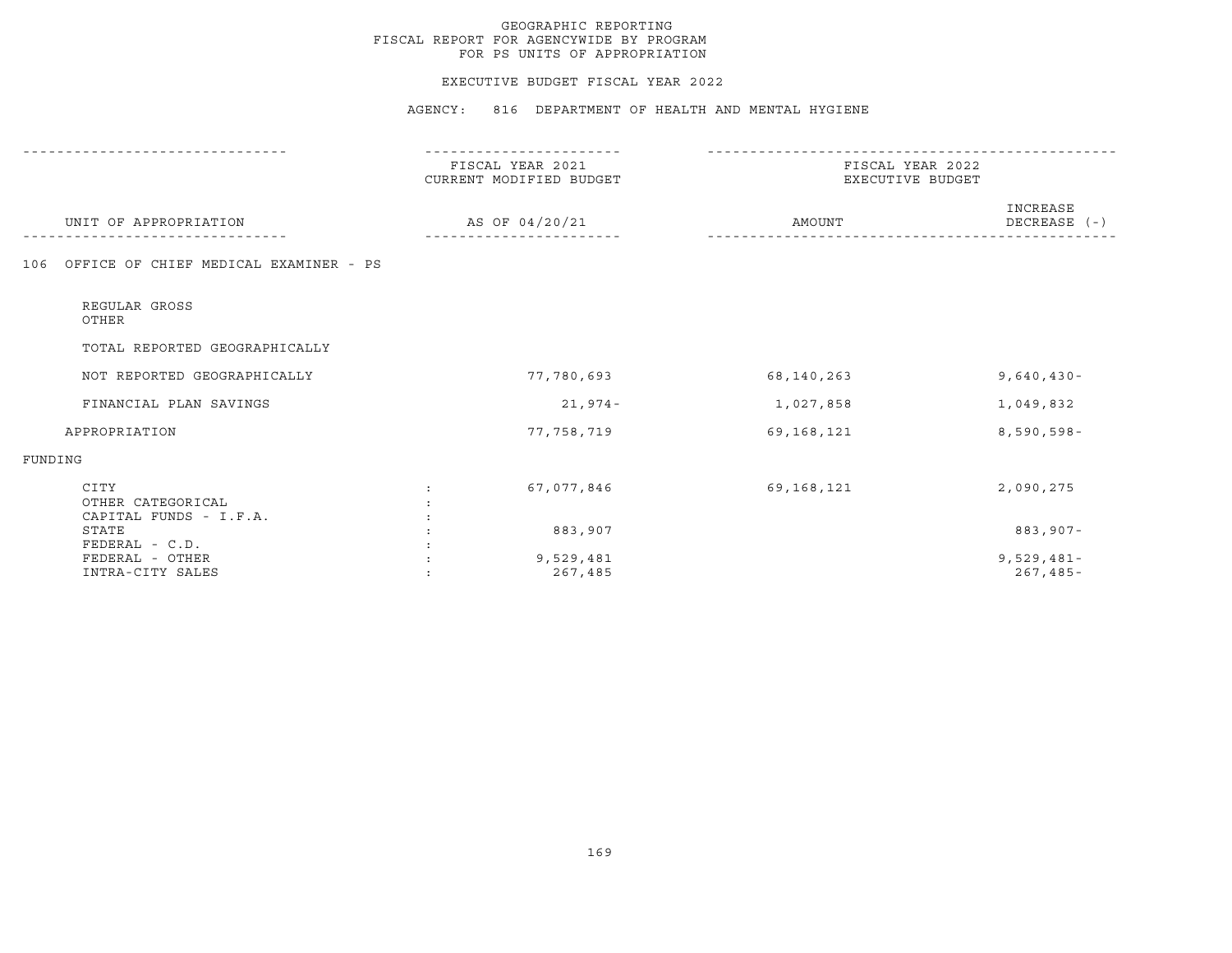GEOGRAPHIC REPORTING
FISCAL REPORT FOR AGENCYWIDE BY PROGRAM
FOR PS UNITS OF APPROPRIATION

EXECUTIVE BUDGET FISCAL YEAR 2022

AGENCY: 816 DEPARTMENT OF HEALTH AND MENTAL HYGIENE

| UNIT OF APPROPRIATION | | FISCAL YEAR 2021 CURRENT MODIFIED BUDGET AS OF 04/20/21 | FISCAL YEAR 2022 EXECUTIVE BUDGET AMOUNT | INCREASE DECREASE (-) |
|---|---|---|---|---|
| 106 OFFICE OF CHIEF MEDICAL EXAMINER - PS | | | | |
| REGULAR GROSS | | | | |
| OTHER | | | | |
| TOTAL REPORTED GEOGRAPHICALLY | | | | |
| NOT REPORTED GEOGRAPHICALLY | | 77,780,693 | 68,140,263 | 9,640,430- |
| FINANCIAL PLAN SAVINGS | | 21,974- | 1,027,858 | 1,049,832 |
| APPROPRIATION | | 77,758,719 | 69,168,121 | 8,590,598- |
| FUNDING | | | | |
| CITY | : | 67,077,846 | 69,168,121 | 2,090,275 |
| OTHER CATEGORICAL | : | | | |
| CAPITAL FUNDS - I.F.A. | : | | | |
| STATE | : | 883,907 | | 883,907- |
| FEDERAL - C.D. | : | | | |
| FEDERAL - OTHER | : | 9,529,481 | | 9,529,481- |
| INTRA-CITY SALES | : | 267,485 | | 267,485- |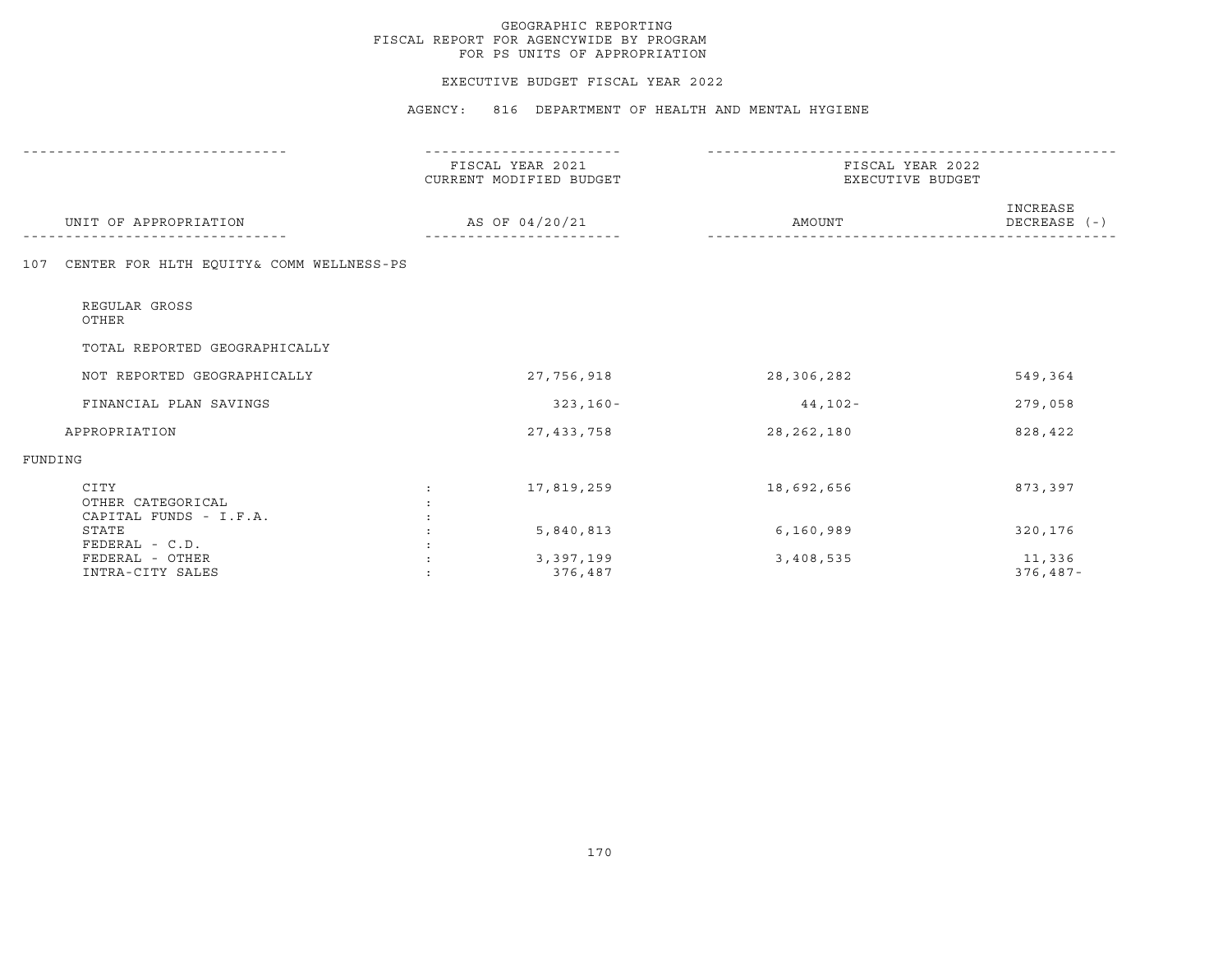# GEOGRAPHIC REPORTING
## FISCAL REPORT FOR AGENCYWIDE BY PROGRAM
## FOR PS UNITS OF APPROPRIATION

### EXECUTIVE BUDGET FISCAL YEAR 2022

### AGENCY: 816 DEPARTMENT OF HEALTH AND MENTAL HYGIENE

| UNIT OF APPROPRIATION | FISCAL YEAR 2021 CURRENT MODIFIED BUDGET AS OF 04/20/21 | FISCAL YEAR 2022 EXECUTIVE BUDGET AMOUNT | INCREASE DECREASE (-) |
|---|---|---|---|
| 107 CENTER FOR HLTH EQUITY& COMM WELLNESS-PS | | | |
| REGULAR GROSS | | | |
| OTHER | | | |
| TOTAL REPORTED GEOGRAPHICALLY | | | |
| NOT REPORTED GEOGRAPHICALLY | 27,756,918 | 28,306,282 | 549,364 |
| FINANCIAL PLAN SAVINGS | 323,160- | 44,102- | 279,058 |
| APPROPRIATION | 27,433,758 | 28,262,180 | 828,422 |
| FUNDING | | | |
| CITY | 17,819,259 | 18,692,656 | 873,397 |
| OTHER CATEGORICAL | | | |
| CAPITAL FUNDS - I.F.A. | | | |
| STATE | 5,840,813 | 6,160,989 | 320,176 |
| FEDERAL - C.D. | | | |
| FEDERAL - OTHER | 3,397,199 | 3,408,535 | 11,336 |
| INTRA-CITY SALES | 376,487 | | 376,487- |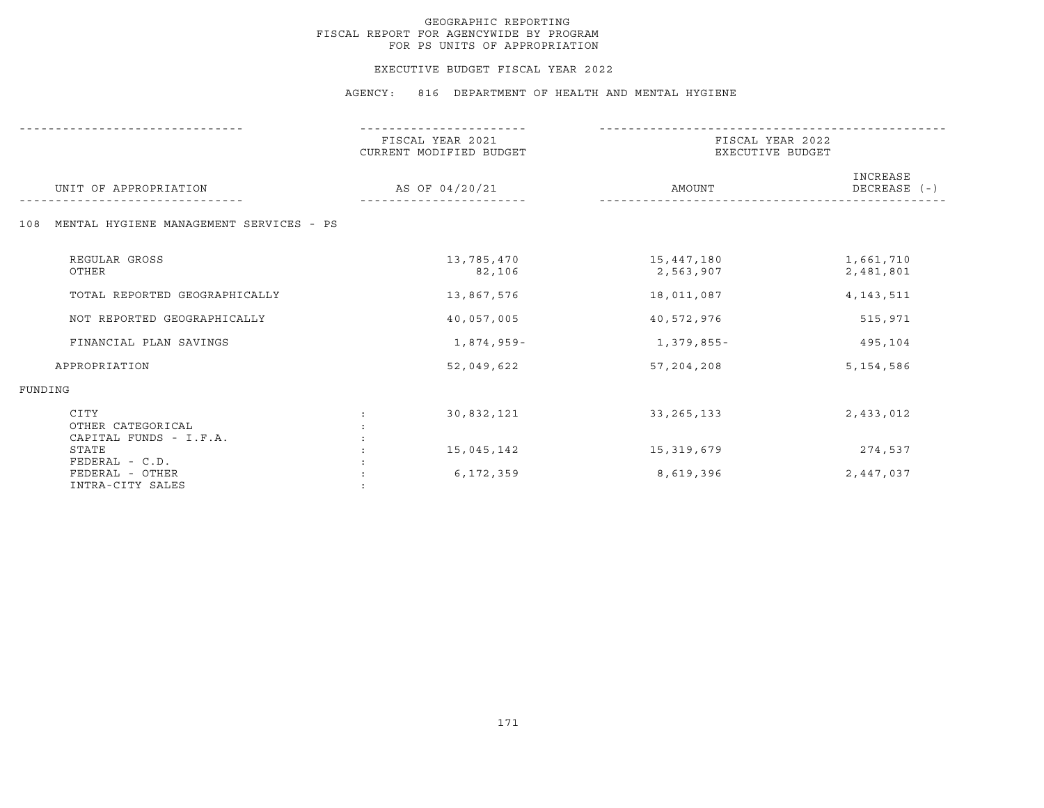GEOGRAPHIC REPORTING
FISCAL REPORT FOR AGENCYWIDE BY PROGRAM
FOR PS UNITS OF APPROPRIATION

EXECUTIVE BUDGET FISCAL YEAR 2022

AGENCY: 816 DEPARTMENT OF HEALTH AND MENTAL HYGIENE

| UNIT OF APPROPRIATION | | FISCAL YEAR 2021 CURRENT MODIFIED BUDGET AS OF 04/20/21 | FISCAL YEAR 2022 EXECUTIVE BUDGET AMOUNT | INCREASE DECREASE (-) |
|---|---|---|---|---|
| 108 MENTAL HYGIENE MANAGEMENT SERVICES - PS | | | | |
| REGULAR GROSS | | 13,785,470 | 15,447,180 | 1,661,710 |
| OTHER | | 82,106 | 2,563,907 | 2,481,801 |
| TOTAL REPORTED GEOGRAPHICALLY | | 13,867,576 | 18,011,087 | 4,143,511 |
| NOT REPORTED GEOGRAPHICALLY | | 40,057,005 | 40,572,976 | 515,971 |
| FINANCIAL PLAN SAVINGS | | 1,874,959- | 1,379,855- | 495,104 |
| APPROPRIATION | | 52,049,622 | 57,204,208 | 5,154,586 |
| FUNDING | | | | |
| CITY | : | 30,832,121 | 33,265,133 | 2,433,012 |
| OTHER CATEGORICAL | : | | | |
| CAPITAL FUNDS - I.F.A. | : | | | |
| STATE | : | 15,045,142 | 15,319,679 | 274,537 |
| FEDERAL - C.D. | : | | | |
| FEDERAL - OTHER | : | 6,172,359 | 8,619,396 | 2,447,037 |
| INTRA-CITY SALES | : | | | |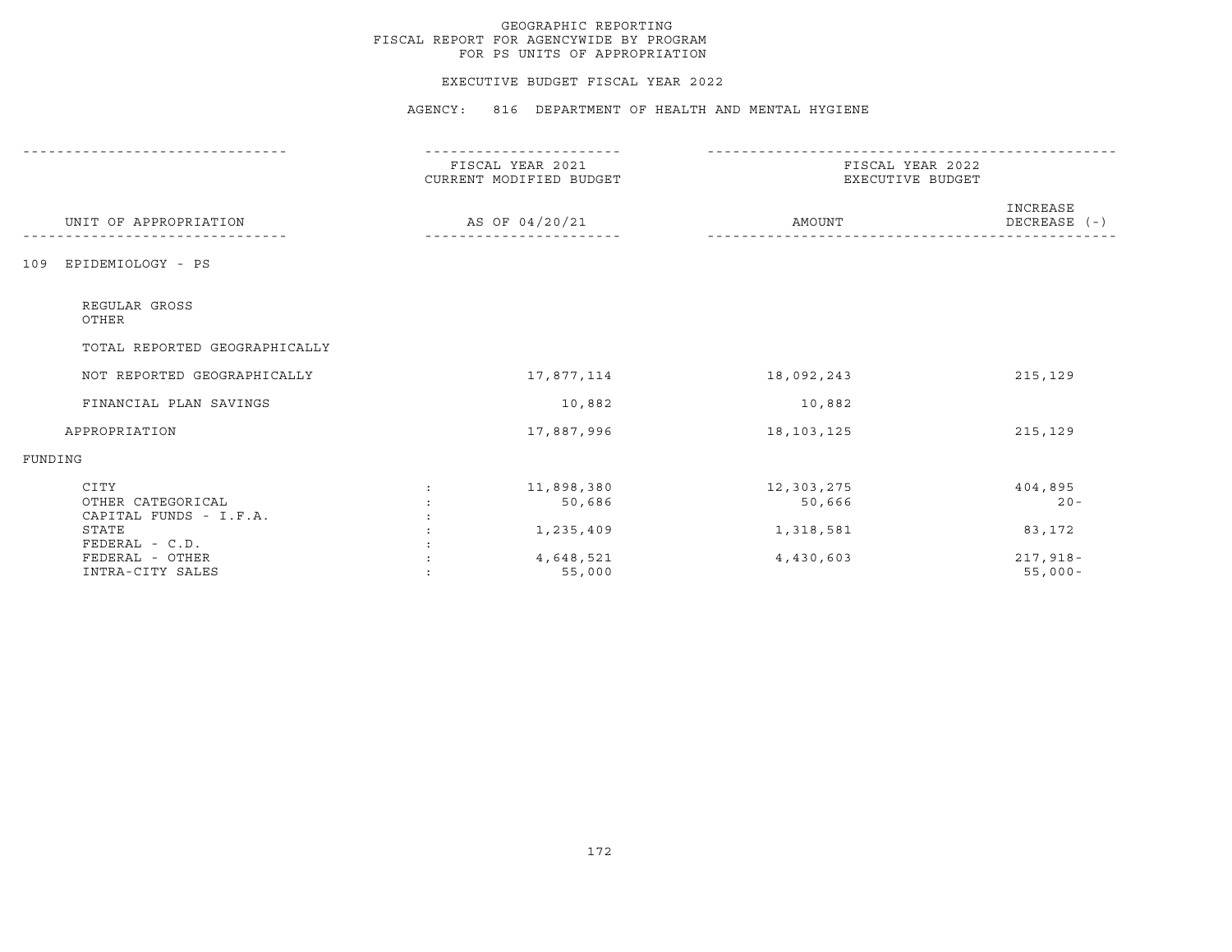GEOGRAPHIC REPORTING
FISCAL REPORT FOR AGENCYWIDE BY PROGRAM
FOR PS UNITS OF APPROPRIATION

EXECUTIVE BUDGET FISCAL YEAR 2022

AGENCY: 816 DEPARTMENT OF HEALTH AND MENTAL HYGIENE

| UNIT OF APPROPRIATION | | FISCAL YEAR 2021 CURRENT MODIFIED BUDGET AS OF 04/20/21 | FISCAL YEAR 2022 EXECUTIVE BUDGET AMOUNT | INCREASE DECREASE (-) |
|---|---|---|---|---|
| 109 EPIDEMIOLOGY - PS | | | | |
| REGULAR GROSS | | | | |
| OTHER | | | | |
| TOTAL REPORTED GEOGRAPHICALLY | | | | |
| NOT REPORTED GEOGRAPHICALLY | | 17,877,114 | 18,092,243 | 215,129 |
| FINANCIAL PLAN SAVINGS | | 10,882 | 10,882 | |
| APPROPRIATION | | 17,887,996 | 18,103,125 | 215,129 |
| FUNDING | | | | |
| CITY | : | 11,898,380 | 12,303,275 | 404,895 |
| OTHER CATEGORICAL | : | 50,686 | 50,666 | 20- |
| CAPITAL FUNDS - I.F.A. | : | | | |
| STATE | : | 1,235,409 | 1,318,581 | 83,172 |
| FEDERAL - C.D. | : | | | |
| FEDERAL - OTHER | : | 4,648,521 | 4,430,603 | 217,918- |
| INTRA-CITY SALES | : | 55,000 | | 55,000- |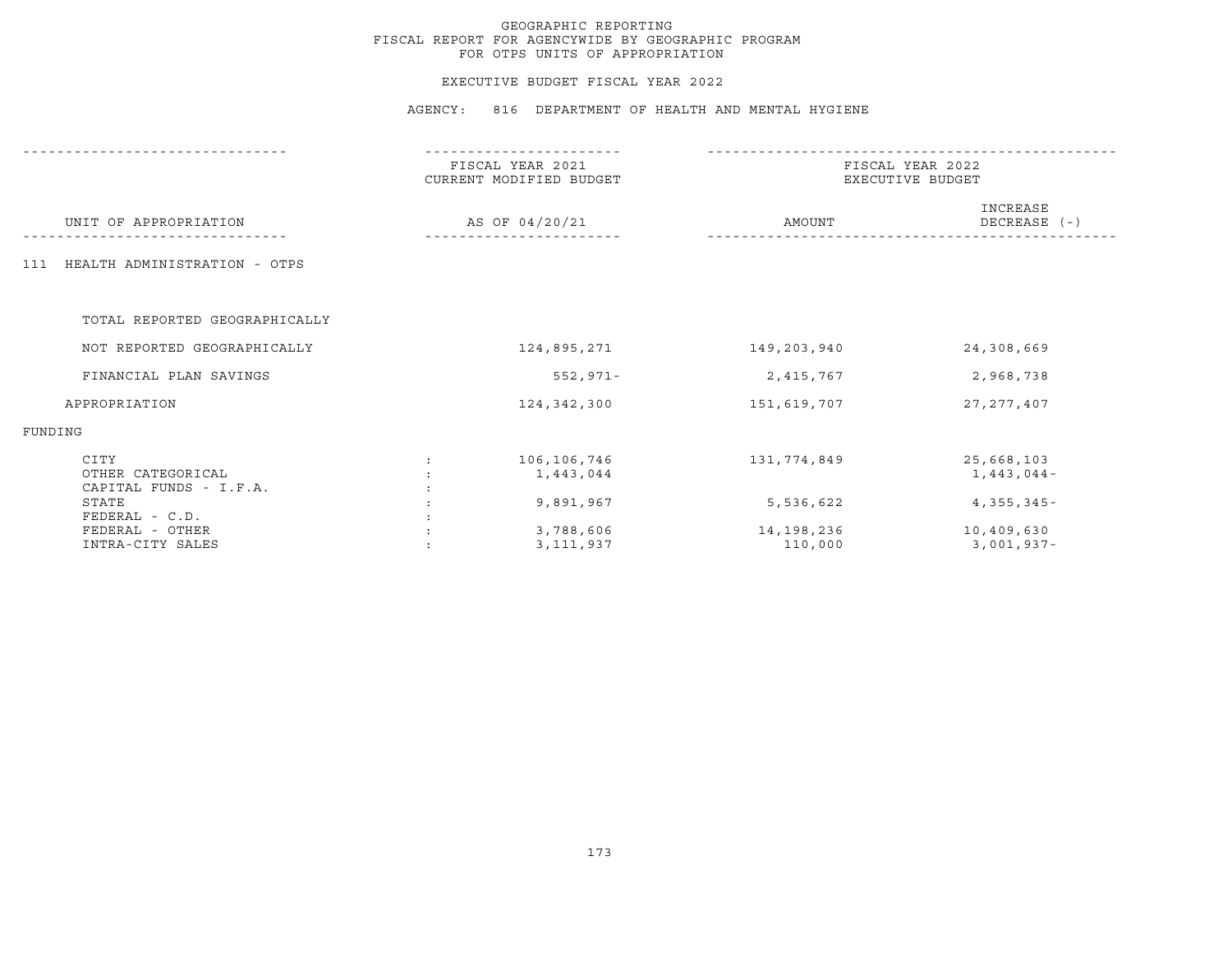# GEOGRAPHIC REPORTING
## FISCAL REPORT FOR AGENCYWIDE BY GEOGRAPHIC PROGRAM
## FOR OTPS UNITS OF APPROPRIATION

### EXECUTIVE BUDGET FISCAL YEAR 2022

### AGENCY: 816 DEPARTMENT OF HEALTH AND MENTAL HYGIENE

| UNIT OF APPROPRIATION | FISCAL YEAR 2021 CURRENT MODIFIED BUDGET AS OF 04/20/21 | FISCAL YEAR 2022 EXECUTIVE BUDGET AMOUNT | FISCAL YEAR 2022 EXECUTIVE BUDGET INCREASE DECREASE (-) |
|---|---|---|---|
| 111 HEALTH ADMINISTRATION - OTPS | | | |
| TOTAL REPORTED GEOGRAPHICALLY | | | |
| NOT REPORTED GEOGRAPHICALLY | 124,895,271 | 149,203,940 | 24,308,669 |
| FINANCIAL PLAN SAVINGS | 552,971- | 2,415,767 | 2,968,738 |
| APPROPRIATION | 124,342,300 | 151,619,707 | 27,277,407 |
| FUNDING | | | |
| CITY | 106,106,746 | 131,774,849 | 25,668,103 |
| OTHER CATEGORICAL | 1,443,044 | | 1,443,044- |
| CAPITAL FUNDS - I.F.A. | | | |
| STATE | 9,891,967 | 5,536,622 | 4,355,345- |
| FEDERAL - C.D. | | | |
| FEDERAL - OTHER | 3,788,606 | 14,198,236 | 10,409,630 |
| INTRA-CITY SALES | 3,111,937 | 110,000 | 3,001,937- |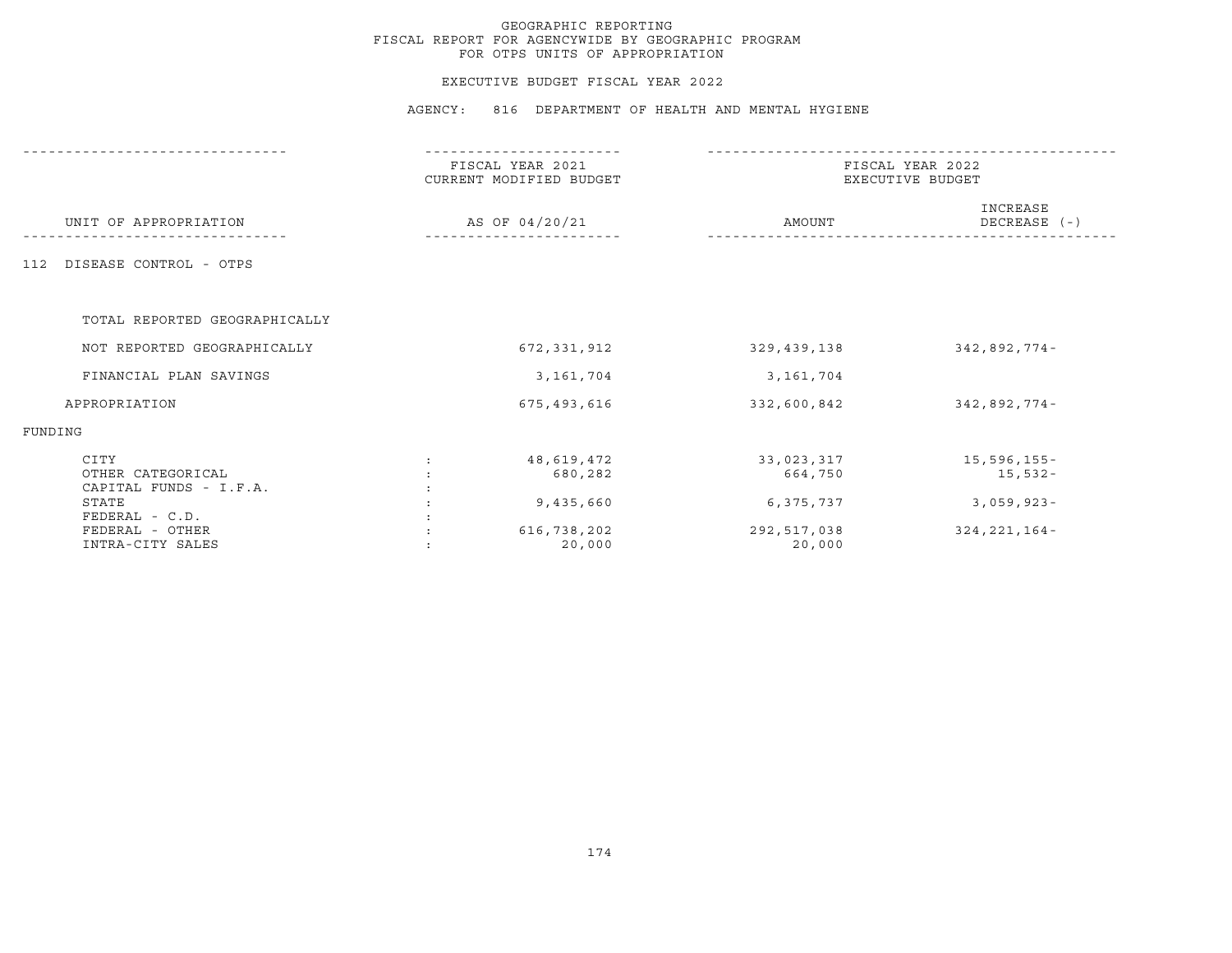GEOGRAPHIC REPORTING
FISCAL REPORT FOR AGENCYWIDE BY GEOGRAPHIC PROGRAM
FOR OTPS UNITS OF APPROPRIATION

EXECUTIVE BUDGET FISCAL YEAR 2022

AGENCY: 816 DEPARTMENT OF HEALTH AND MENTAL HYGIENE

| UNIT OF APPROPRIATION | | FISCAL YEAR 2021 CURRENT MODIFIED BUDGET AS OF 04/20/21 | FISCAL YEAR 2022 EXECUTIVE BUDGET AMOUNT | INCREASE DECREASE (-) |
|---|---|---|---|---|
| 112 DISEASE CONTROL - OTPS | | | | |
| TOTAL REPORTED GEOGRAPHICALLY | | | | |
| NOT REPORTED GEOGRAPHICALLY | | 672,331,912 | 329,439,138 | 342,892,774- |
| FINANCIAL PLAN SAVINGS | | 3,161,704 | 3,161,704 | |
| APPROPRIATION | | 675,493,616 | 332,600,842 | 342,892,774- |
| FUNDING | | | | |
| CITY | : | 48,619,472 | 33,023,317 | 15,596,155- |
| OTHER CATEGORICAL | : | 680,282 | 664,750 | 15,532- |
| CAPITAL FUNDS - I.F.A. | : | | | |
| STATE | : | 9,435,660 | 6,375,737 | 3,059,923- |
| FEDERAL - C.D. | : | | | |
| FEDERAL - OTHER | : | 616,738,202 | 292,517,038 | 324,221,164- |
| INTRA-CITY SALES | : | 20,000 | 20,000 | |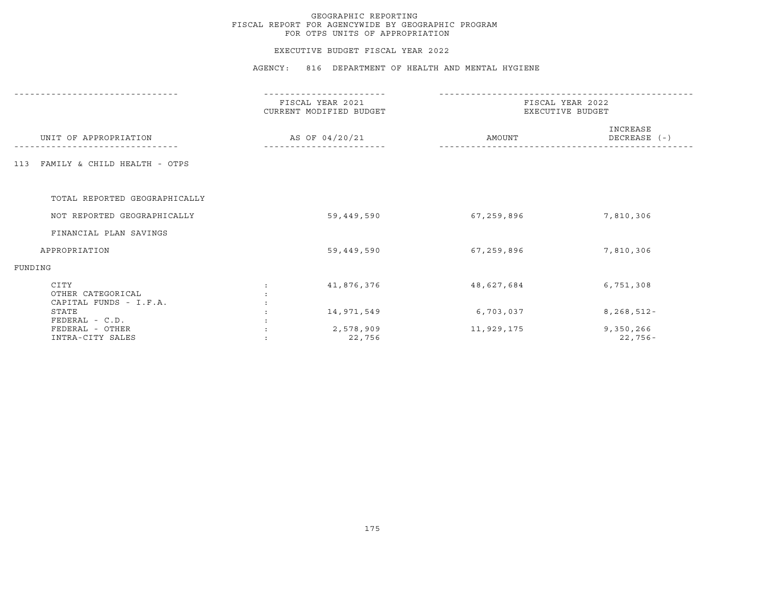# GEOGRAPHIC REPORTING
## FISCAL REPORT FOR AGENCYWIDE BY GEOGRAPHIC PROGRAM
## FOR OTPS UNITS OF APPROPRIATION

EXECUTIVE BUDGET FISCAL YEAR 2022

AGENCY: 816 DEPARTMENT OF HEALTH AND MENTAL HYGIENE

| UNIT OF APPROPRIATION | FISCAL YEAR 2021 CURRENT MODIFIED BUDGET AS OF 04/20/21 | FISCAL YEAR 2022 EXECUTIVE BUDGET AMOUNT | FISCAL YEAR 2022 EXECUTIVE BUDGET INCREASE DECREASE (-) |
|---|---|---|---|
| 113 FAMILY & CHILD HEALTH - OTPS | | | |
| TOTAL REPORTED GEOGRAPHICALLY | | | |
| NOT REPORTED GEOGRAPHICALLY | 59,449,590 | 67,259,896 | 7,810,306 |
| FINANCIAL PLAN SAVINGS | | | |
| APPROPRIATION | 59,449,590 | 67,259,896 | 7,810,306 |
| FUNDING | | | |
| CITY : | 41,876,376 | 48,627,684 | 6,751,308 |
| OTHER CATEGORICAL : | | | |
| CAPITAL FUNDS - I.F.A. : | | | |
| STATE : | 14,971,549 | 6,703,037 | 8,268,512- |
| FEDERAL - C.D. : | | | |
| FEDERAL - OTHER : | 2,578,909 | 11,929,175 | 9,350,266 |
| INTRA-CITY SALES : | 22,756 | | 22,756- |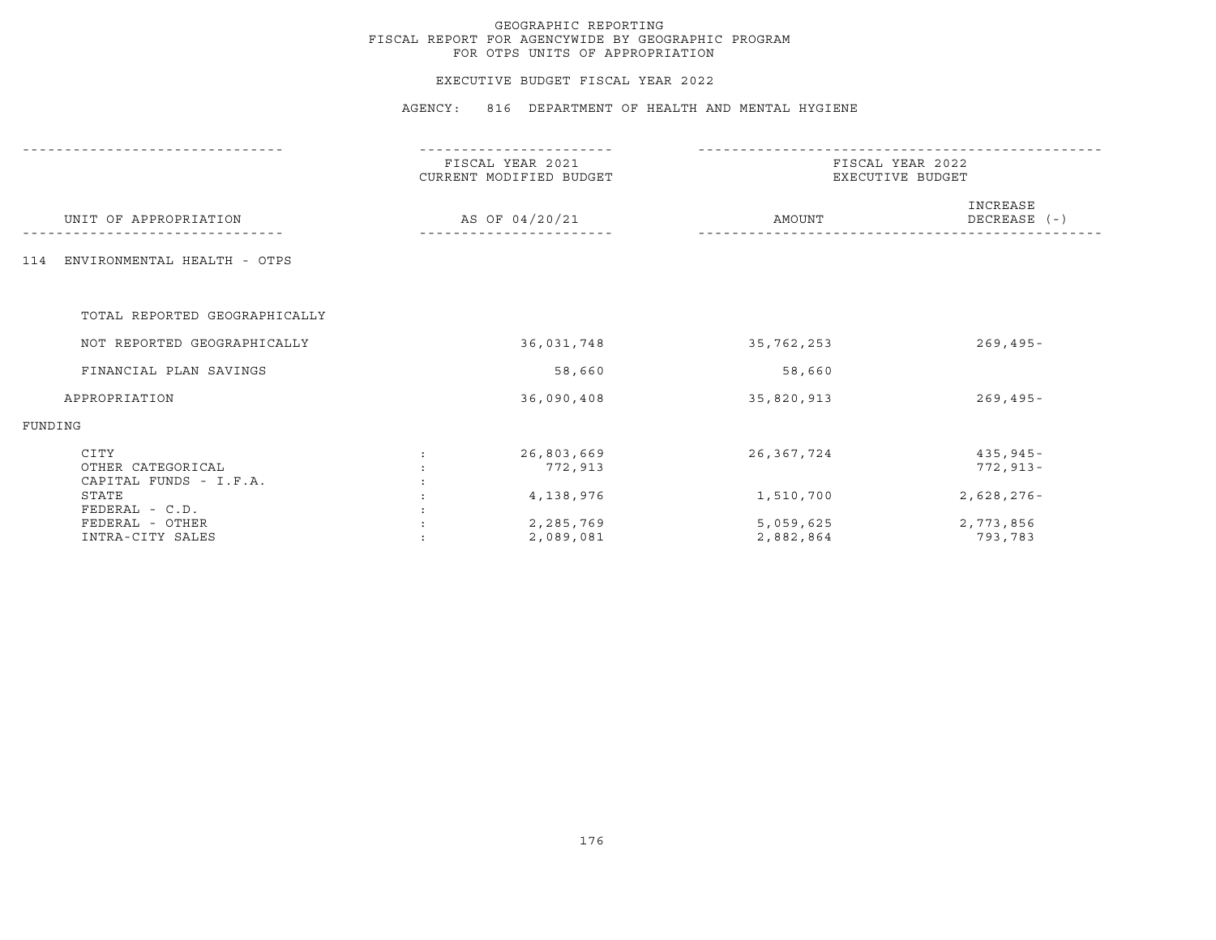GEOGRAPHIC REPORTING
FISCAL REPORT FOR AGENCYWIDE BY GEOGRAPHIC PROGRAM
FOR OTPS UNITS OF APPROPRIATION

EXECUTIVE BUDGET FISCAL YEAR 2022

AGENCY: 816 DEPARTMENT OF HEALTH AND MENTAL HYGIENE

| UNIT OF APPROPRIATION | FISCAL YEAR 2021 CURRENT MODIFIED BUDGET AS OF 04/20/21 | FISCAL YEAR 2022 EXECUTIVE BUDGET AMOUNT | FISCAL YEAR 2022 EXECUTIVE BUDGET INCREASE DECREASE (-) |
|---|---|---|---|
| 114 ENVIRONMENTAL HEALTH - OTPS | | | |
| TOTAL REPORTED GEOGRAPHICALLY | | | |
| NOT REPORTED GEOGRAPHICALLY | 36,031,748 | 35,762,253 | 269,495- |
| FINANCIAL PLAN SAVINGS | 58,660 | 58,660 | |
| APPROPRIATION | 36,090,408 | 35,820,913 | 269,495- |
| FUNDING | | | |
| CITY | 26,803,669 | 26,367,724 | 435,945- |
| OTHER CATEGORICAL | 772,913 | | 772,913- |
| CAPITAL FUNDS - I.F.A. | | | |
| STATE | 4,138,976 | 1,510,700 | 2,628,276- |
| FEDERAL - C.D. | | | |
| FEDERAL - OTHER | 2,285,769 | 5,059,625 | 2,773,856 |
| INTRA-CITY SALES | 2,089,081 | 2,882,864 | 793,783 |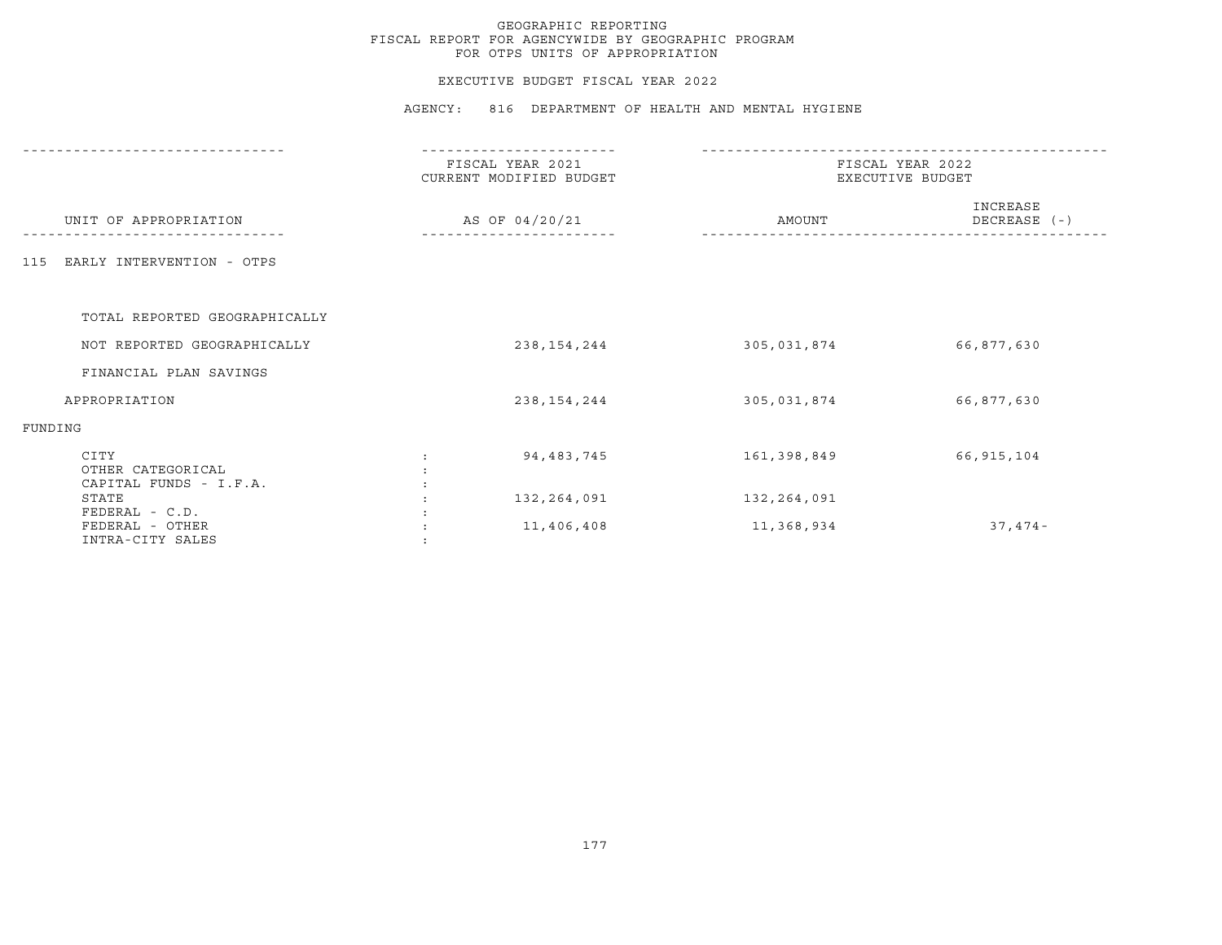GEOGRAPHIC REPORTING
FISCAL REPORT FOR AGENCYWIDE BY GEOGRAPHIC PROGRAM
FOR OTPS UNITS OF APPROPRIATION

EXECUTIVE BUDGET FISCAL YEAR 2022

AGENCY: 816 DEPARTMENT OF HEALTH AND MENTAL HYGIENE

| UNIT OF APPROPRIATION | FISCAL YEAR 2021 CURRENT MODIFIED BUDGET AS OF 04/20/21 | FISCAL YEAR 2022 EXECUTIVE BUDGET AMOUNT | INCREASE DECREASE (-) |
|---|---|---|---|
| 115 EARLY INTERVENTION - OTPS | | | |
| TOTAL REPORTED GEOGRAPHICALLY | | | |
| NOT REPORTED GEOGRAPHICALLY | 238,154,244 | 305,031,874 | 66,877,630 |
| FINANCIAL PLAN SAVINGS | | | |
| APPROPRIATION | 238,154,244 | 305,031,874 | 66,877,630 |
| FUNDING | | | |
| CITY | 94,483,745 | 161,398,849 | 66,915,104 |
| OTHER CATEGORICAL | | | |
| CAPITAL FUNDS - I.F.A. | | | |
| STATE | 132,264,091 | 132,264,091 | |
| FEDERAL - C.D. | | | |
| FEDERAL - OTHER | 11,406,408 | 11,368,934 | 37,474- |
| INTRA-CITY SALES | | | |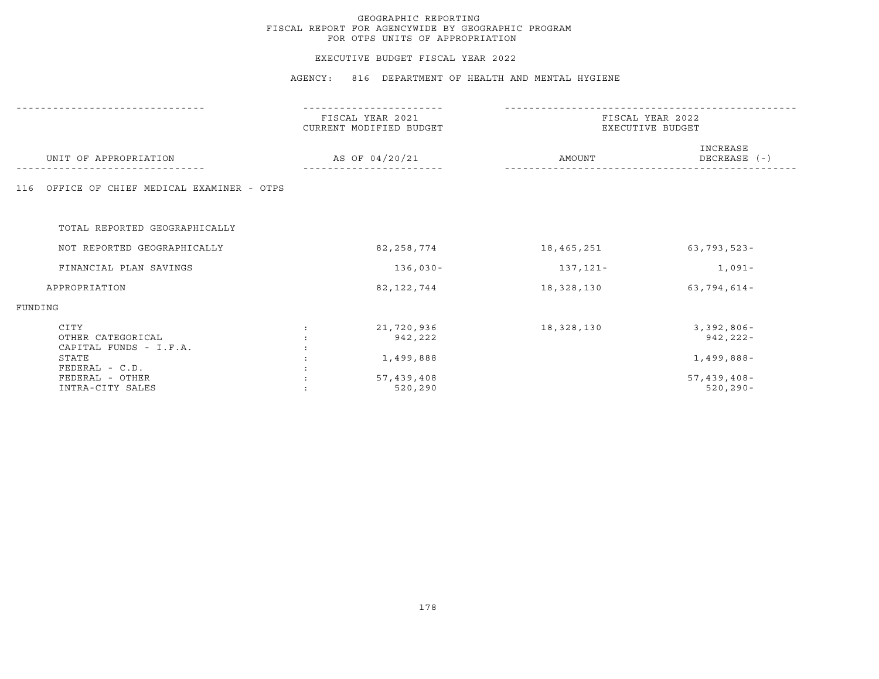# GEOGRAPHIC REPORTING
## FISCAL REPORT FOR AGENCYWIDE BY GEOGRAPHIC PROGRAM
## FOR OTPS UNITS OF APPROPRIATION

### EXECUTIVE BUDGET FISCAL YEAR 2022

### AGENCY: 816 DEPARTMENT OF HEALTH AND MENTAL HYGIENE

| UNIT OF APPROPRIATION | FISCAL YEAR 2021 CURRENT MODIFIED BUDGET AS OF 04/20/21 | FISCAL YEAR 2022 EXECUTIVE BUDGET AMOUNT | FISCAL YEAR 2022 EXECUTIVE BUDGET INCREASE DECREASE (-) |
|---|---|---|---|
| 116 OFFICE OF CHIEF MEDICAL EXAMINER - OTPS | | | |
| TOTAL REPORTED GEOGRAPHICALLY | | | |
| NOT REPORTED GEOGRAPHICALLY | 82,258,774 | 18,465,251 | 63,793,523- |
| FINANCIAL PLAN SAVINGS | 136,030- | 137,121- | 1,091- |
| APPROPRIATION | 82,122,744 | 18,328,130 | 63,794,614- |
| FUNDING | | | |
| CITY | 21,720,936 | 18,328,130 | 3,392,806- |
| OTHER CATEGORICAL | 942,222 | | 942,222- |
| CAPITAL FUNDS - I.F.A. | | | |
| STATE | 1,499,888 | | 1,499,888- |
| FEDERAL - C.D. | | | |
| FEDERAL - OTHER | 57,439,408 | | 57,439,408- |
| INTRA-CITY SALES | 520,290 | | 520,290- |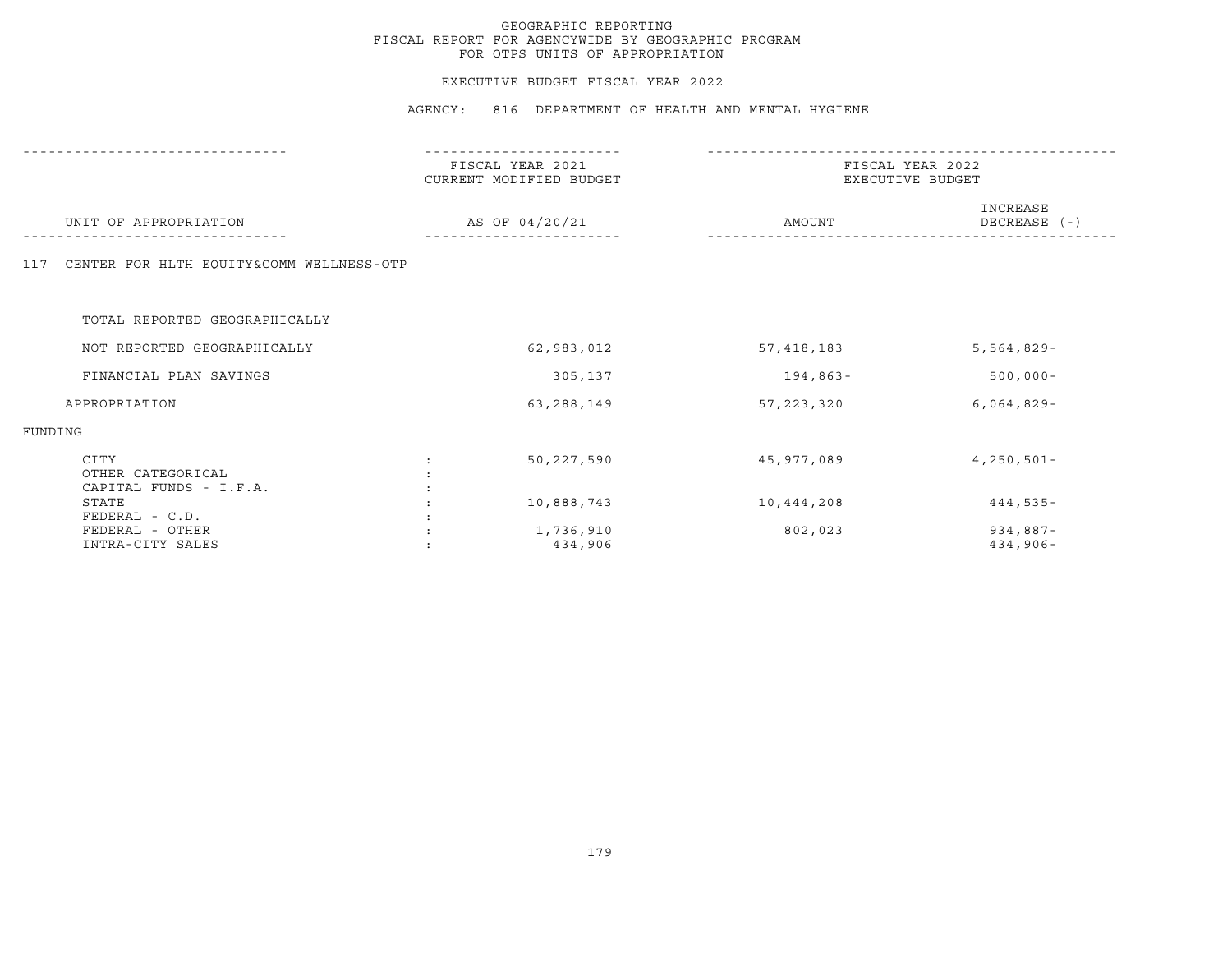GEOGRAPHIC REPORTING
FISCAL REPORT FOR AGENCYWIDE BY GEOGRAPHIC PROGRAM
FOR OTPS UNITS OF APPROPRIATION

EXECUTIVE BUDGET FISCAL YEAR 2022

AGENCY: 816 DEPARTMENT OF HEALTH AND MENTAL HYGIENE

| UNIT OF APPROPRIATION | FISCAL YEAR 2021 CURRENT MODIFIED BUDGET AS OF 04/20/21 | FISCAL YEAR 2022 EXECUTIVE BUDGET AMOUNT | INCREASE DECREASE (-) |
|---|---|---|---|
| 117 CENTER FOR HLTH EQUITY&COMM WELLNESS-OTP | | | |
| TOTAL REPORTED GEOGRAPHICALLY | | | |
| NOT REPORTED GEOGRAPHICALLY | 62,983,012 | 57,418,183 | 5,564,829- |
| FINANCIAL PLAN SAVINGS | 305,137 | 194,863- | 500,000- |
| APPROPRIATION | 63,288,149 | 57,223,320 | 6,064,829- |
| FUNDING | | | |
| CITY | 50,227,590 | 45,977,089 | 4,250,501- |
| OTHER CATEGORICAL | | | |
| CAPITAL FUNDS - I.F.A. | | | |
| STATE | 10,888,743 | 10,444,208 | 444,535- |
| FEDERAL - C.D. | | | |
| FEDERAL - OTHER | 1,736,910 | 802,023 | 934,887- |
| INTRA-CITY SALES | 434,906 | | 434,906- |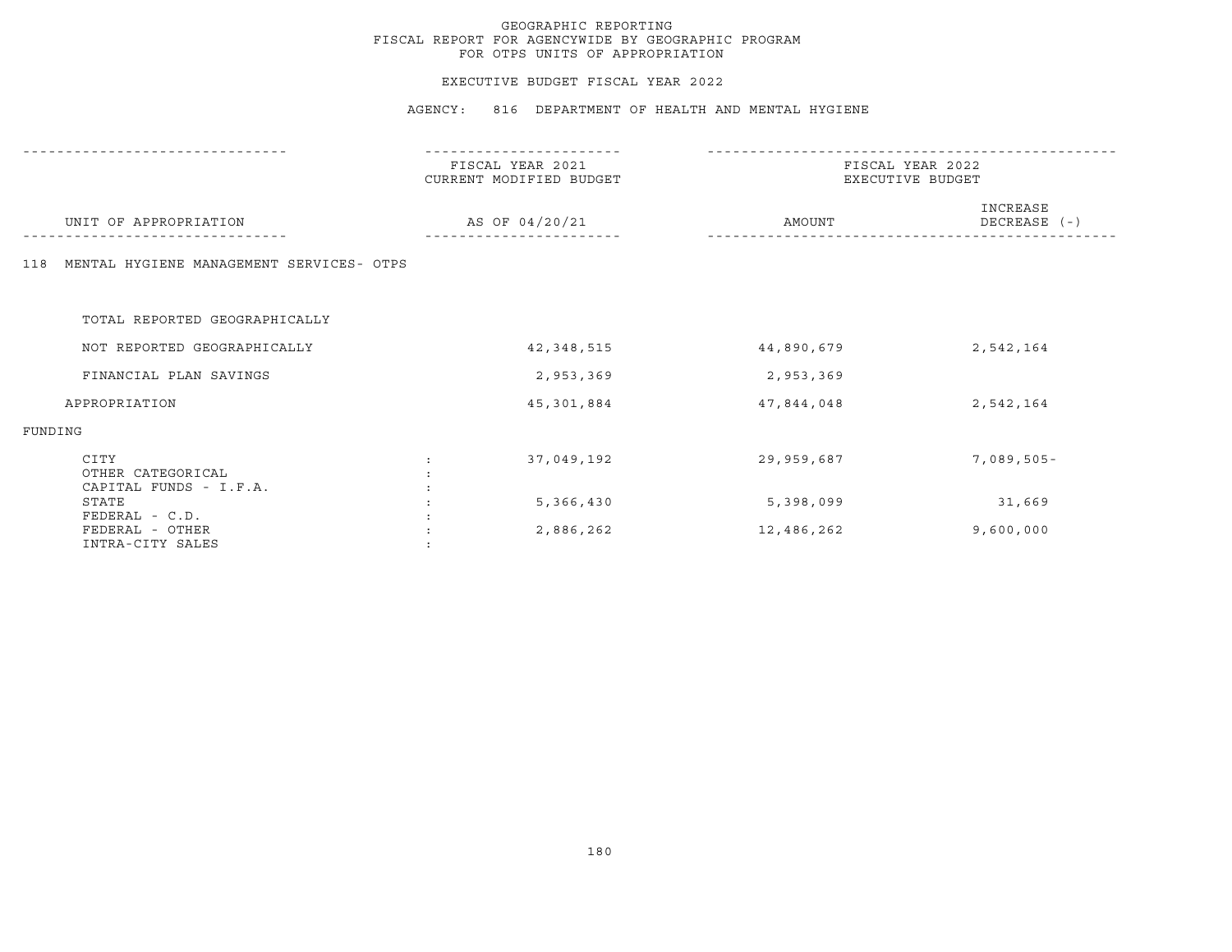GEOGRAPHIC REPORTING
FISCAL REPORT FOR AGENCYWIDE BY GEOGRAPHIC PROGRAM
FOR OTPS UNITS OF APPROPRIATION

EXECUTIVE BUDGET FISCAL YEAR 2022

AGENCY: 816 DEPARTMENT OF HEALTH AND MENTAL HYGIENE

| UNIT OF APPROPRIATION | FISCAL YEAR 2021 CURRENT MODIFIED BUDGET AS OF 04/20/21 | FISCAL YEAR 2022 EXECUTIVE BUDGET AMOUNT | INCREASE DECREASE (-) |
|---|---|---|---|
| 118 MENTAL HYGIENE MANAGEMENT SERVICES- OTPS | | | |
| TOTAL REPORTED GEOGRAPHICALLY | | | |
| NOT REPORTED GEOGRAPHICALLY | 42,348,515 | 44,890,679 | 2,542,164 |
| FINANCIAL PLAN SAVINGS | 2,953,369 | 2,953,369 | |
| APPROPRIATION | 45,301,884 | 47,844,048 | 2,542,164 |
| FUNDING | | | |
| CITY | 37,049,192 | 29,959,687 | 7,089,505- |
| OTHER CATEGORICAL | | | |
| CAPITAL FUNDS - I.F.A. | | | |
| STATE | 5,366,430 | 5,398,099 | 31,669 |
| FEDERAL - C.D. | | | |
| FEDERAL - OTHER | 2,886,262 | 12,486,262 | 9,600,000 |
| INTRA-CITY SALES | | | |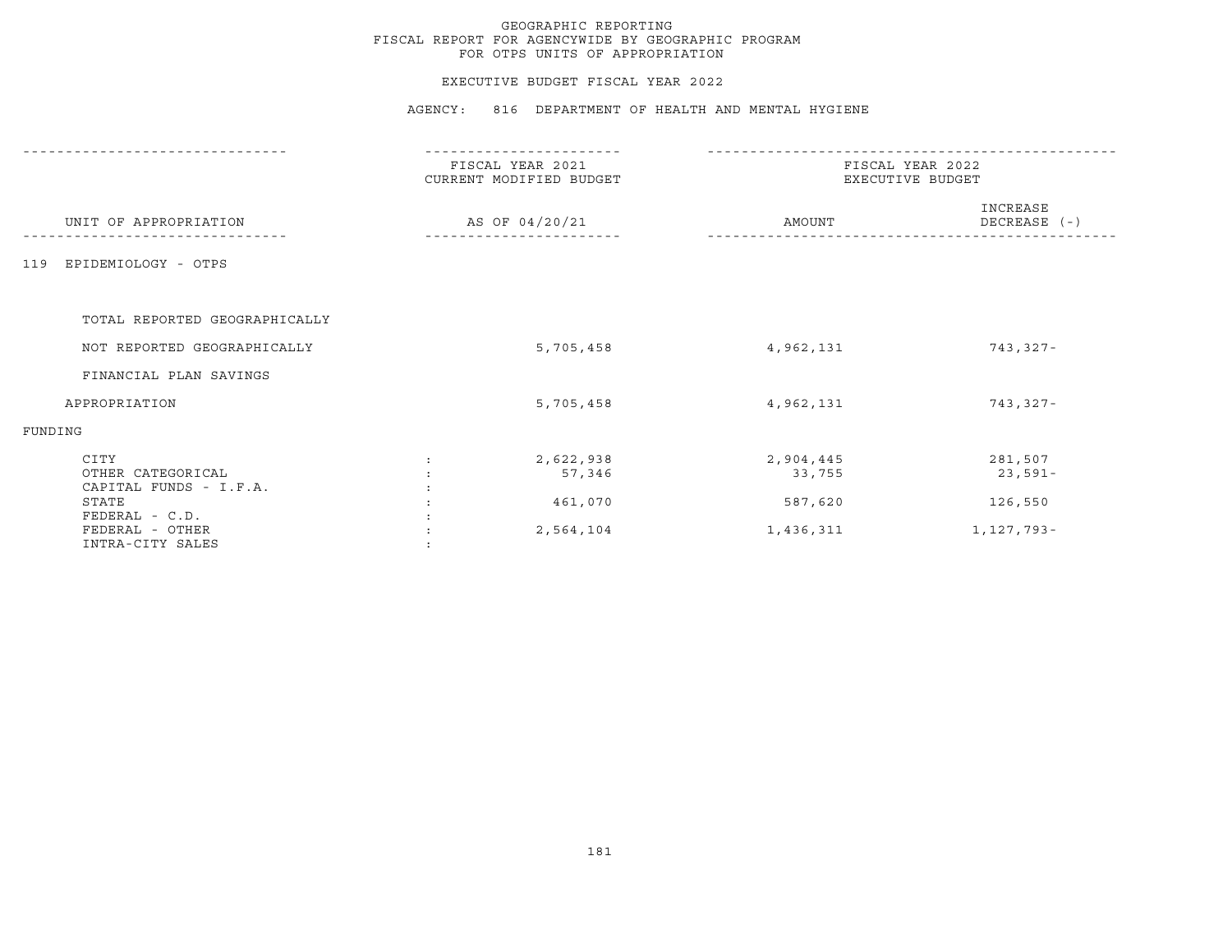GEOGRAPHIC REPORTING
FISCAL REPORT FOR AGENCYWIDE BY GEOGRAPHIC PROGRAM
FOR OTPS UNITS OF APPROPRIATION

EXECUTIVE BUDGET FISCAL YEAR 2022

AGENCY: 816 DEPARTMENT OF HEALTH AND MENTAL HYGIENE

| UNIT OF APPROPRIATION | | FISCAL YEAR 2021 CURRENT MODIFIED BUDGET AS OF 04/20/21 | FISCAL YEAR 2022 EXECUTIVE BUDGET AMOUNT | INCREASE DECREASE (-) |
|---|---|---|---|---|
| 119 EPIDEMIOLOGY - OTPS | | | | |
| TOTAL REPORTED GEOGRAPHICALLY | | | | |
| NOT REPORTED GEOGRAPHICALLY | | 5,705,458 | 4,962,131 | 743,327- |
| FINANCIAL PLAN SAVINGS | | | | |
| APPROPRIATION | | 5,705,458 | 4,962,131 | 743,327- |
| FUNDING | | | | |
| CITY | : | 2,622,938 | 2,904,445 | 281,507 |
| OTHER CATEGORICAL | : | 57,346 | 33,755 | 23,591- |
| CAPITAL FUNDS - I.F.A. | : | | | |
| STATE | : | 461,070 | 587,620 | 126,550 |
| FEDERAL - C.D. | : | | | |
| FEDERAL - OTHER | : | 2,564,104 | 1,436,311 | 1,127,793- |
| INTRA-CITY SALES | : | | | |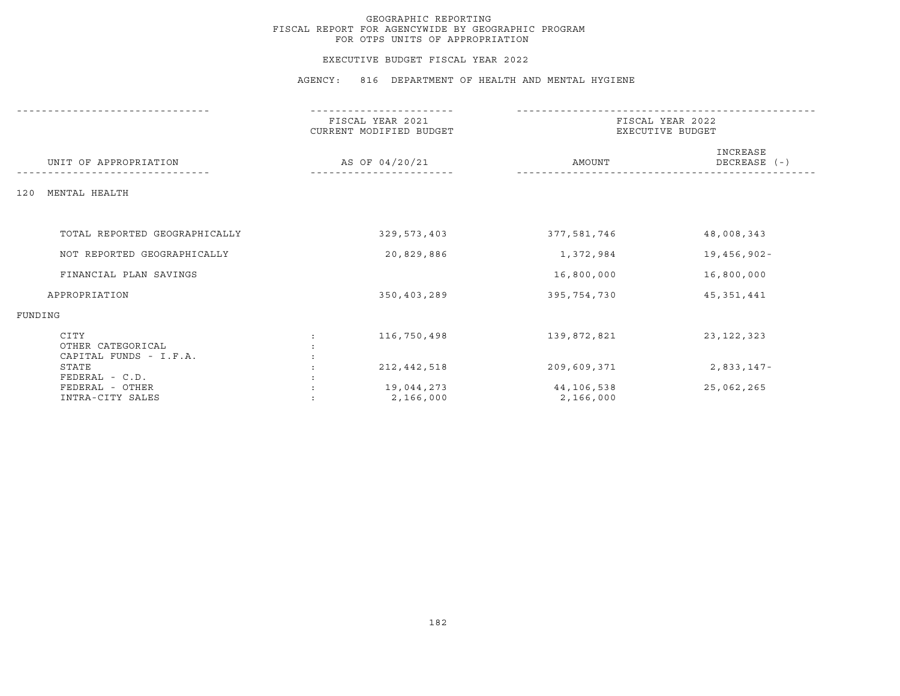GEOGRAPHIC REPORTING
FISCAL REPORT FOR AGENCYWIDE BY GEOGRAPHIC PROGRAM
FOR OTPS UNITS OF APPROPRIATION

EXECUTIVE BUDGET FISCAL YEAR 2022

AGENCY: 816 DEPARTMENT OF HEALTH AND MENTAL HYGIENE

| UNIT OF APPROPRIATION | | FISCAL YEAR 2021 CURRENT MODIFIED BUDGET AS OF 04/20/21 | FISCAL YEAR 2022 EXECUTIVE BUDGET AMOUNT | INCREASE DECREASE (-) |
|---|---|---|---|---|
| 120 MENTAL HEALTH | | | | |
| TOTAL REPORTED GEOGRAPHICALLY | | 329,573,403 | 377,581,746 | 48,008,343 |
| NOT REPORTED GEOGRAPHICALLY | | 20,829,886 | 1,372,984 | 19,456,902- |
| FINANCIAL PLAN SAVINGS | | | 16,800,000 | 16,800,000 |
| APPROPRIATION | | 350,403,289 | 395,754,730 | 45,351,441 |
| FUNDING | | | | |
| CITY | : | 116,750,498 | 139,872,821 | 23,122,323 |
| OTHER CATEGORICAL | : | | | |
| CAPITAL FUNDS - I.F.A. | : | | | |
| STATE | : | 212,442,518 | 209,609,371 | 2,833,147- |
| FEDERAL - C.D. | : | | | |
| FEDERAL - OTHER | : | 19,044,273 | 44,106,538 | 25,062,265 |
| INTRA-CITY SALES | : | 2,166,000 | 2,166,000 | |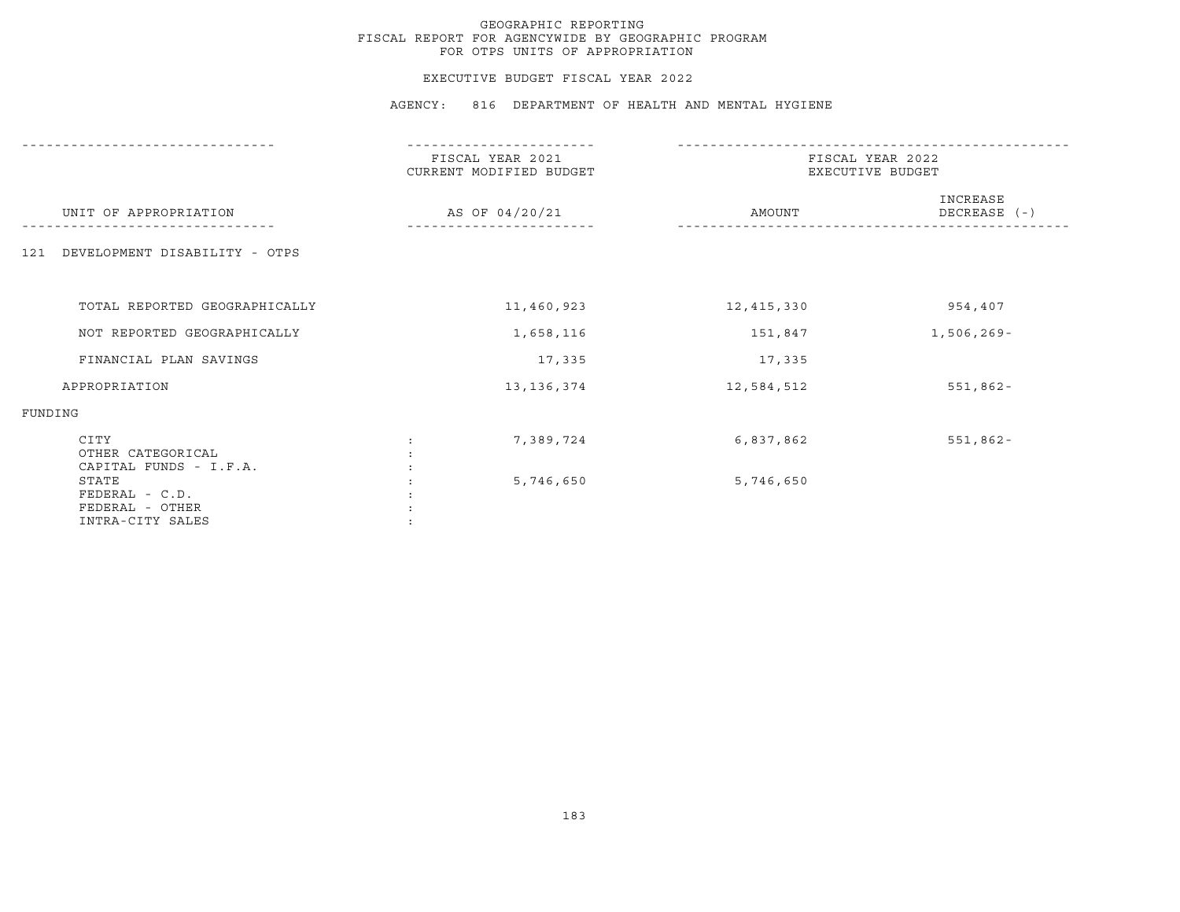GEOGRAPHIC REPORTING
FISCAL REPORT FOR AGENCYWIDE BY GEOGRAPHIC PROGRAM
FOR OTPS UNITS OF APPROPRIATION

EXECUTIVE BUDGET FISCAL YEAR 2022

AGENCY: 816 DEPARTMENT OF HEALTH AND MENTAL HYGIENE

| UNIT OF APPROPRIATION | FISCAL YEAR 2021 CURRENT MODIFIED BUDGET AS OF 04/20/21 | FISCAL YEAR 2022 EXECUTIVE BUDGET AMOUNT | INCREASE DECREASE (-) |
|---|---|---|---|
| 121 DEVELOPMENT DISABILITY - OTPS | | | |
| TOTAL REPORTED GEOGRAPHICALLY | 11,460,923 | 12,415,330 | 954,407 |
| NOT REPORTED GEOGRAPHICALLY | 1,658,116 | 151,847 | 1,506,269- |
| FINANCIAL PLAN SAVINGS | 17,335 | 17,335 | |
| APPROPRIATION | 13,136,374 | 12,584,512 | 551,862- |
| FUNDING | | | |
| CITY | 7,389,724 | 6,837,862 | 551,862- |
| OTHER CATEGORICAL | | | |
| CAPITAL FUNDS - I.F.A. | | | |
| STATE | 5,746,650 | 5,746,650 | |
| FEDERAL - C.D. | | | |
| FEDERAL - OTHER | | | |
| INTRA-CITY SALES | | | |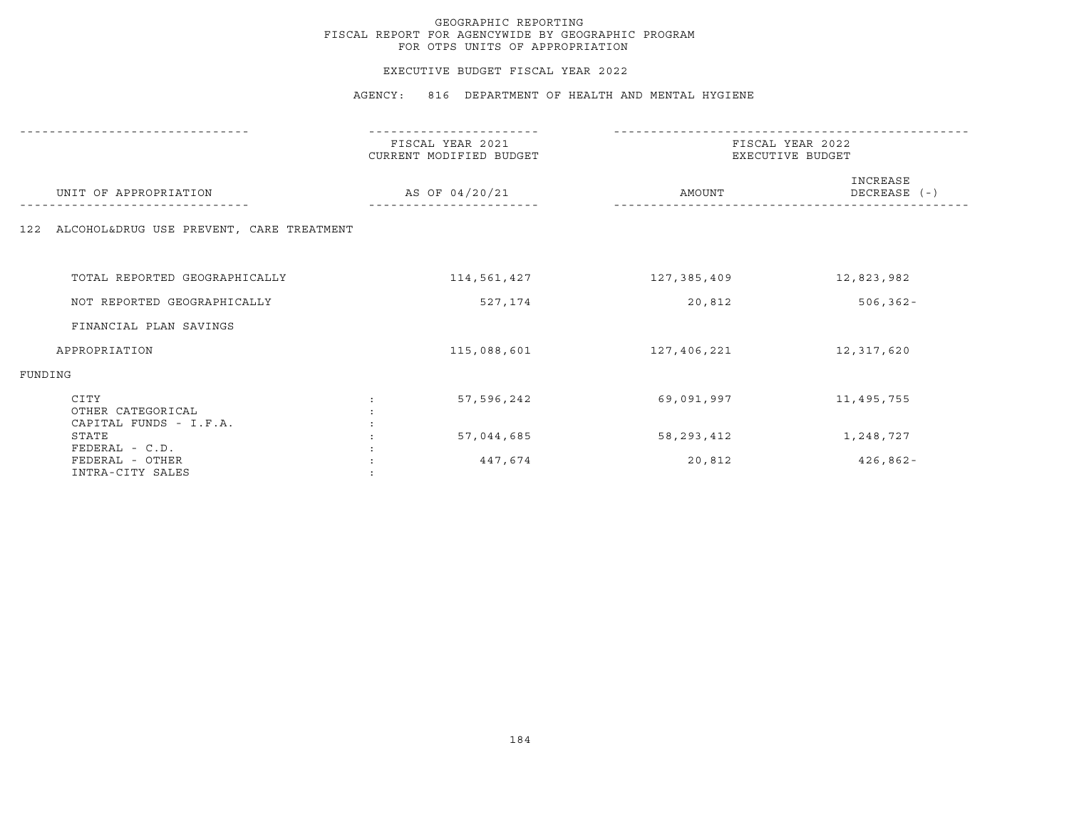# GEOGRAPHIC REPORTING
## FISCAL REPORT FOR AGENCYWIDE BY GEOGRAPHIC PROGRAM
## FOR OTPS UNITS OF APPROPRIATION

EXECUTIVE BUDGET FISCAL YEAR 2022

AGENCY: 816 DEPARTMENT OF HEALTH AND MENTAL HYGIENE

| UNIT OF APPROPRIATION | FISCAL YEAR 2021 CURRENT MODIFIED BUDGET AS OF 04/20/21 | FISCAL YEAR 2022 EXECUTIVE BUDGET AMOUNT | FISCAL YEAR 2022 EXECUTIVE BUDGET INCREASE DECREASE (-) |
|---|---|---|---|
| 122 ALCOHOL&DRUG USE PREVENT, CARE TREATMENT | | | |
| TOTAL REPORTED GEOGRAPHICALLY | 114,561,427 | 127,385,409 | 12,823,982 |
| NOT REPORTED GEOGRAPHICALLY | 527,174 | 20,812 | 506,362- |
| FINANCIAL PLAN SAVINGS | | | |
| APPROPRIATION | 115,088,601 | 127,406,221 | 12,317,620 |
| FUNDING | | | |
| CITY | 57,596,242 | 69,091,997 | 11,495,755 |
| OTHER CATEGORICAL | | | |
| CAPITAL FUNDS - I.F.A. | | | |
| STATE | 57,044,685 | 58,293,412 | 1,248,727 |
| FEDERAL - C.D. | | | |
| FEDERAL - OTHER | 447,674 | 20,812 | 426,862- |
| INTRA-CITY SALES | | | |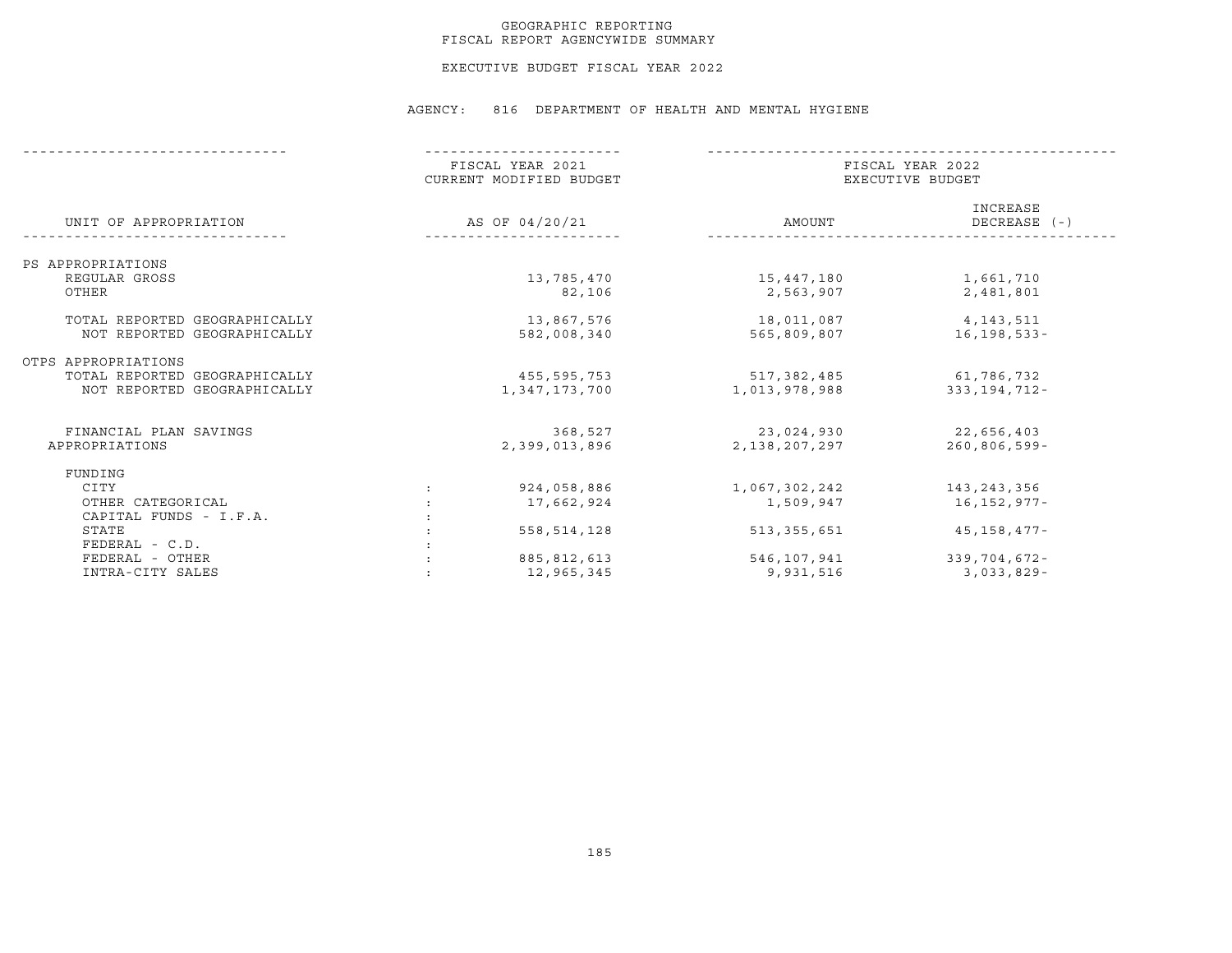GEOGRAPHIC REPORTING
FISCAL REPORT AGENCYWIDE SUMMARY

EXECUTIVE BUDGET FISCAL YEAR 2022

AGENCY: 816 DEPARTMENT OF HEALTH AND MENTAL HYGIENE

| UNIT OF APPROPRIATION | FISCAL YEAR 2021 CURRENT MODIFIED BUDGET AS OF 04/20/21 | FISCAL YEAR 2022 EXECUTIVE BUDGET AMOUNT | INCREASE DECREASE (-) |
|---|---|---|---|
| PS APPROPRIATIONS | | | |
| REGULAR GROSS | 13,785,470 | 15,447,180 | 1,661,710 |
| OTHER | 82,106 | 2,563,907 | 2,481,801 |
| TOTAL REPORTED GEOGRAPHICALLY | 13,867,576 | 18,011,087 | 4,143,511 |
| NOT REPORTED GEOGRAPHICALLY | 582,008,340 | 565,809,807 | 16,198,533- |
| OTPS APPROPRIATIONS | | | |
| TOTAL REPORTED GEOGRAPHICALLY | 455,595,753 | 517,382,485 | 61,786,732 |
| NOT REPORTED GEOGRAPHICALLY | 1,347,173,700 | 1,013,978,988 | 333,194,712- |
| FINANCIAL PLAN SAVINGS | 368,527 | 23,024,930 | 22,656,403 |
| APPROPRIATIONS | 2,399,013,896 | 2,138,207,297 | 260,806,599- |
| FUNDING | | | |
| CITY | 924,058,886 | 1,067,302,242 | 143,243,356 |
| OTHER CATEGORICAL | 17,662,924 | 1,509,947 | 16,152,977- |
| CAPITAL FUNDS - I.F.A. | | | |
| STATE | 558,514,128 | 513,355,651 | 45,158,477- |
| FEDERAL - C.D. | | | |
| FEDERAL - OTHER | 885,812,613 | 546,107,941 | 339,704,672- |
| INTRA-CITY SALES | 12,965,345 | 9,931,516 | 3,033,829- |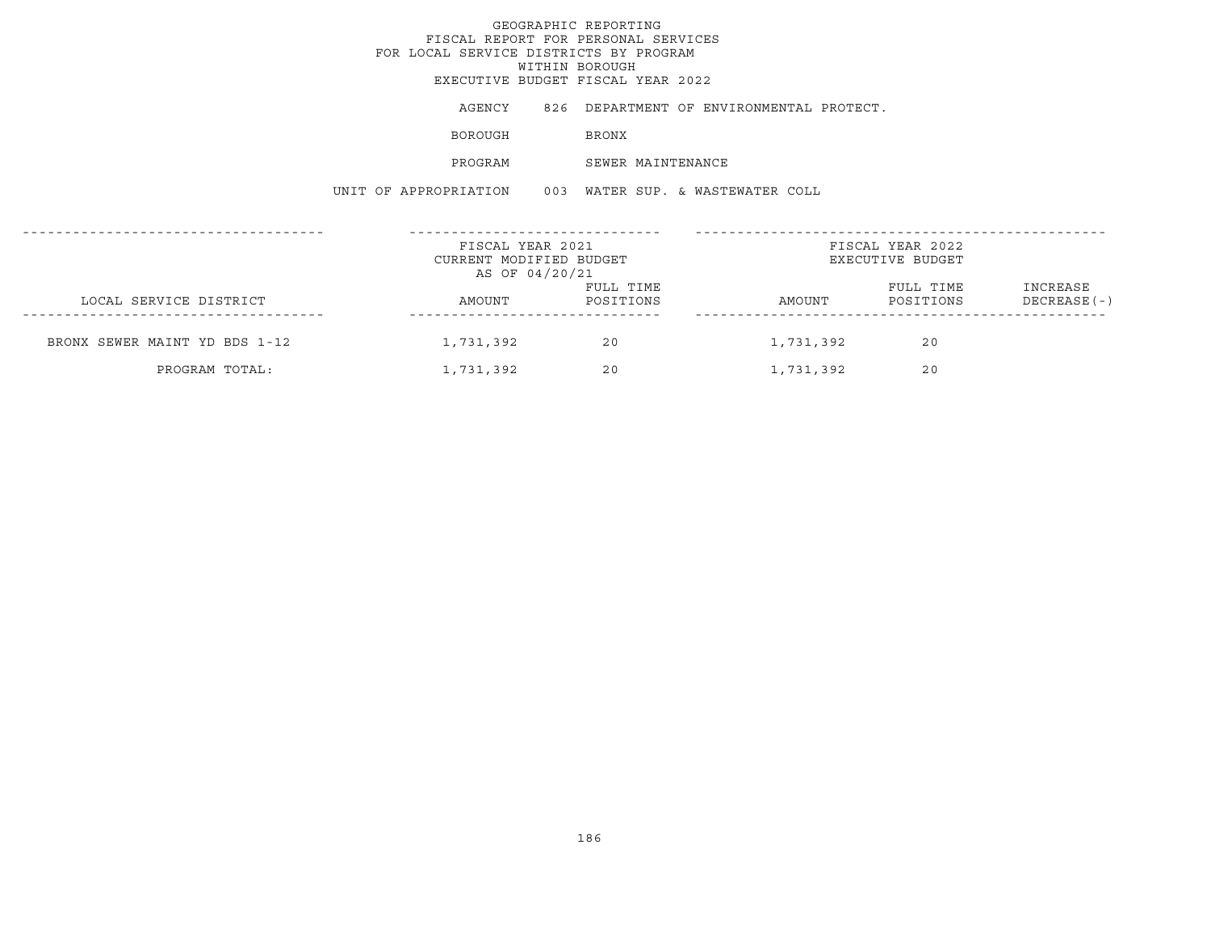# GEOGRAPHIC REPORTING
## FISCAL REPORT FOR PERSONAL SERVICES
## FOR LOCAL SERVICE DISTRICTS BY PROGRAM
## WITHIN BOROUGH
## EXECUTIVE BUDGET FISCAL YEAR 2022

AGENCY 826 DEPARTMENT OF ENVIRONMENTAL PROTECT.

BOROUGH BRONX

PROGRAM SEWER MAINTENANCE

UNIT OF APPROPRIATION 003 WATER SUP. & WASTEWATER COLL

| LOCAL SERVICE DISTRICT | FISCAL YEAR 2021 CURRENT MODIFIED BUDGET AS OF 04/20/21 AMOUNT | FULL TIME POSITIONS | FISCAL YEAR 2022 EXECUTIVE BUDGET AMOUNT | FULL TIME POSITIONS | INCREASE DECREASE(-) |
|---|---|---|---|---|---|
| BRONX SEWER MAINT YD BDS 1-12 | 1,731,392 | 20 | 1,731,392 | 20 | |
| PROGRAM TOTAL: | 1,731,392 | 20 | 1,731,392 | 20 | |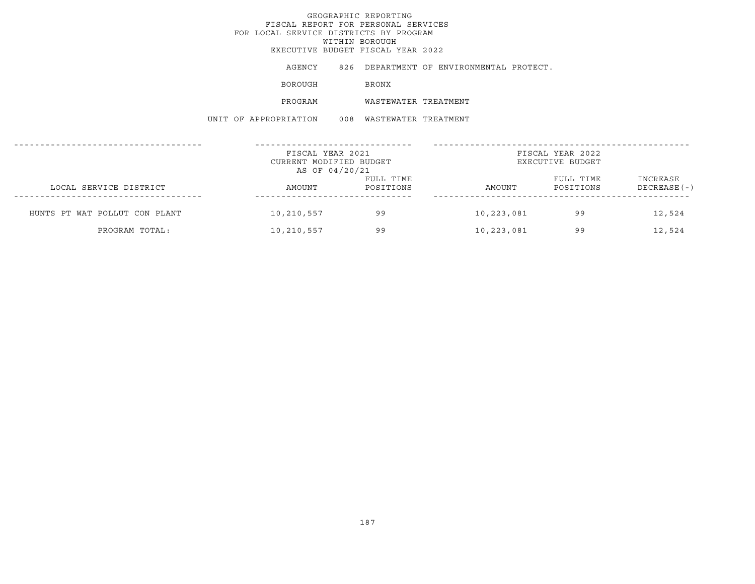GEOGRAPHIC REPORTING
FISCAL REPORT FOR PERSONAL SERVICES
FOR LOCAL SERVICE DISTRICTS BY PROGRAM
WITHIN BOROUGH
EXECUTIVE BUDGET FISCAL YEAR 2022

AGENCY 826 DEPARTMENT OF ENVIRONMENTAL PROTECT.

BOROUGH BRONX

PROGRAM WASTEWATER TREATMENT

UNIT OF APPROPRIATION 008 WASTEWATER TREATMENT

| LOCAL SERVICE DISTRICT | FISCAL YEAR 2021 CURRENT MODIFIED BUDGET AS OF 04/20/21 AMOUNT | FULL TIME POSITIONS | FISCAL YEAR 2022 EXECUTIVE BUDGET AMOUNT | FULL TIME POSITIONS | INCREASE DECREASE(-) |
|---|---|---|---|---|---|
| HUNTS PT WAT POLLUT CON PLANT | 10,210,557 | 99 | 10,223,081 | 99 | 12,524 |
| PROGRAM TOTAL: | 10,210,557 | 99 | 10,223,081 | 99 | 12,524 |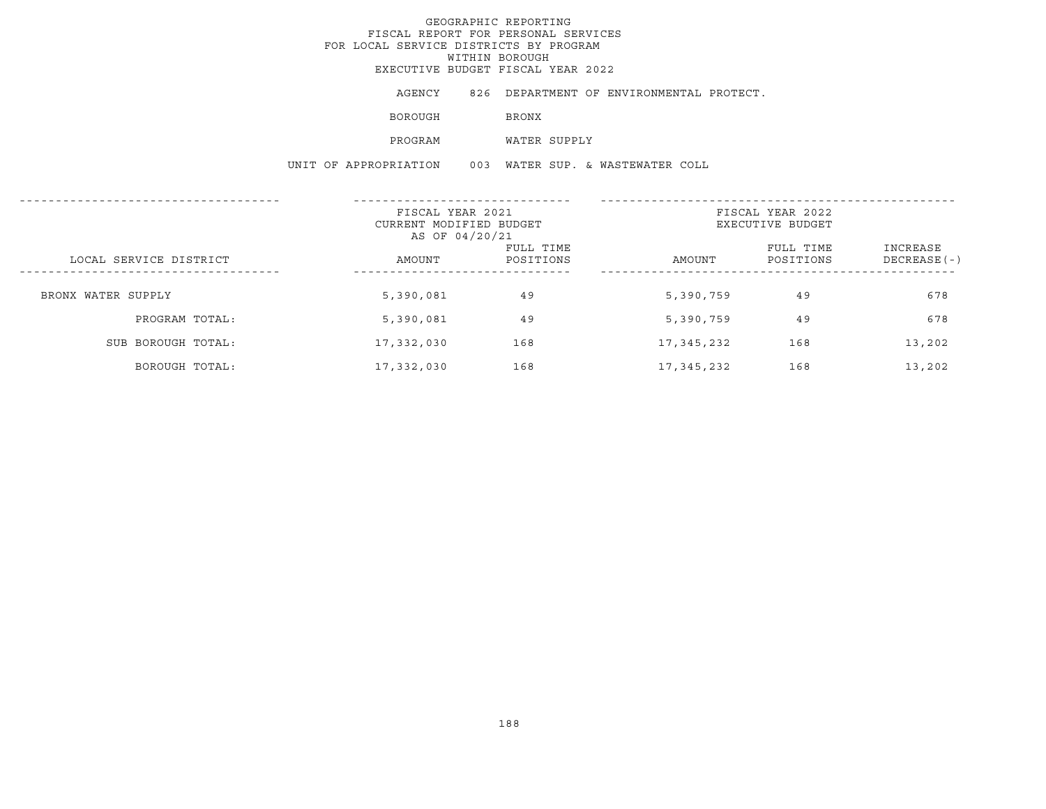GEOGRAPHIC REPORTING
FISCAL REPORT FOR PERSONAL SERVICES
FOR LOCAL SERVICE DISTRICTS BY PROGRAM
WITHIN BOROUGH
EXECUTIVE BUDGET FISCAL YEAR 2022

AGENCY 826 DEPARTMENT OF ENVIRONMENTAL PROTECT.

BOROUGH BRONX

PROGRAM WATER SUPPLY

UNIT OF APPROPRIATION 003 WATER SUP. & WASTEWATER COLL

| LOCAL SERVICE DISTRICT | FISCAL YEAR 2021 CURRENT MODIFIED BUDGET AS OF 04/20/21 AMOUNT | FULL TIME POSITIONS | FISCAL YEAR 2022 EXECUTIVE BUDGET AMOUNT | FULL TIME POSITIONS | INCREASE DECREASE(-) |
|---|---|---|---|---|---|
| BRONX WATER SUPPLY | 5,390,081 | 49 | 5,390,759 | 49 | 678 |
| PROGRAM TOTAL: | 5,390,081 | 49 | 5,390,759 | 49 | 678 |
| SUB BOROUGH TOTAL: | 17,332,030 | 168 | 17,345,232 | 168 | 13,202 |
| BOROUGH TOTAL: | 17,332,030 | 168 | 17,345,232 | 168 | 13,202 |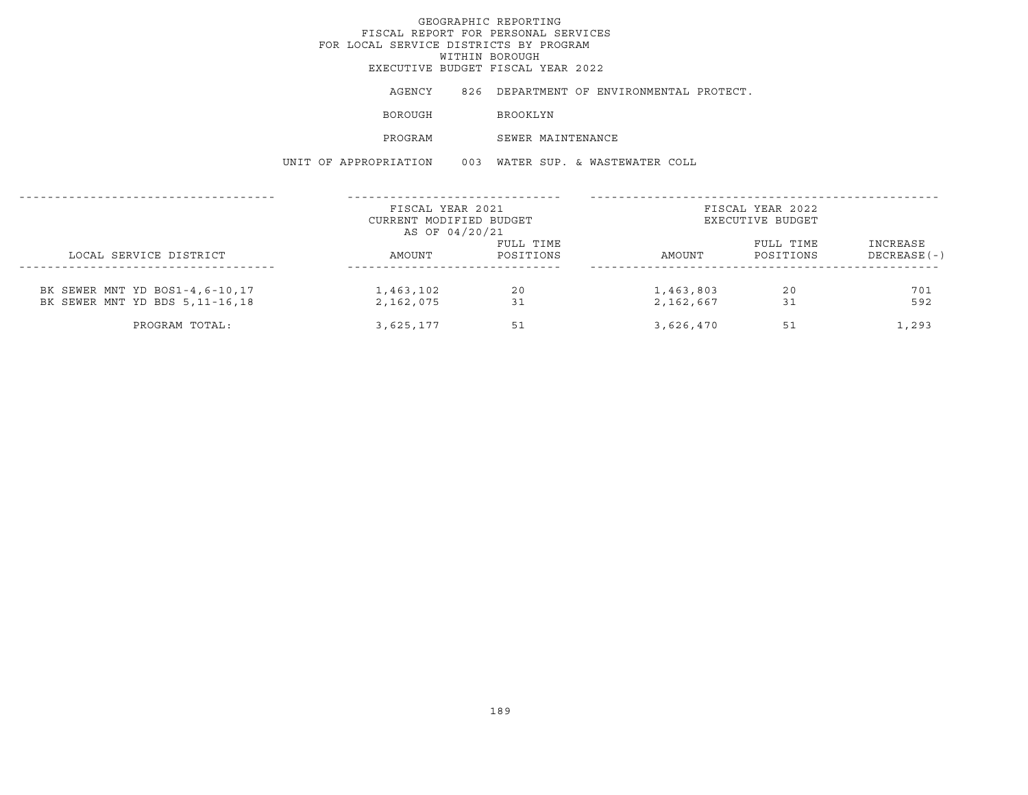# GEOGRAPHIC REPORTING
## FISCAL REPORT FOR PERSONAL SERVICES
## FOR LOCAL SERVICE DISTRICTS BY PROGRAM
## WITHIN BOROUGH
## EXECUTIVE BUDGET FISCAL YEAR 2022

AGENCY 826 DEPARTMENT OF ENVIRONMENTAL PROTECT.

BOROUGH BROOKLYN

PROGRAM SEWER MAINTENANCE

UNIT OF APPROPRIATION 003 WATER SUP. & WASTEWATER COLL

| LOCAL SERVICE DISTRICT | FISCAL YEAR 2021 CURRENT MODIFIED BUDGET AS OF 04/20/21 AMOUNT | FULL TIME POSITIONS | FISCAL YEAR 2022 EXECUTIVE BUDGET AMOUNT | FULL TIME POSITIONS | INCREASE DECREASE(-) |
|---|---|---|---|---|---|
| BK SEWER MNT YD BOS1-4,6-10,17 | 1,463,102 | 20 | 1,463,803 | 20 | 701 |
| BK SEWER MNT YD BDS 5,11-16,18 | 2,162,075 | 31 | 2,162,667 | 31 | 592 |
| PROGRAM TOTAL: | 3,625,177 | 51 | 3,626,470 | 51 | 1,293 |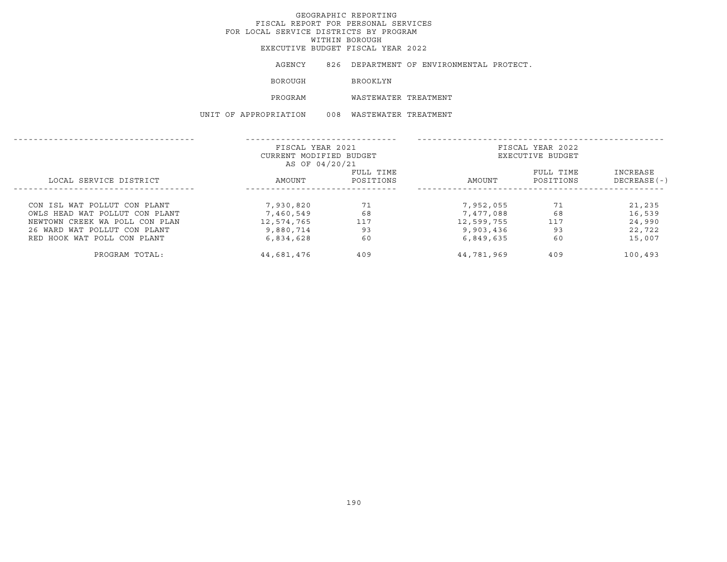# GEOGRAPHIC REPORTING
## FISCAL REPORT FOR PERSONAL SERVICES
## FOR LOCAL SERVICE DISTRICTS BY PROGRAM
## WITHIN BOROUGH
## EXECUTIVE BUDGET FISCAL YEAR 2022

AGENCY 826 DEPARTMENT OF ENVIRONMENTAL PROTECT.

BOROUGH BROOKLYN

PROGRAM WASTEWATER TREATMENT

UNIT OF APPROPRIATION 008 WASTEWATER TREATMENT

| LOCAL SERVICE DISTRICT | FISCAL YEAR 2021 CURRENT MODIFIED BUDGET AS OF 04/20/21 AMOUNT | FULL TIME POSITIONS | FISCAL YEAR 2022 EXECUTIVE BUDGET AMOUNT | FULL TIME POSITIONS | INCREASE DECREASE(-) |
|---|---|---|---|---|---|
| CON ISL WAT POLLUT CON PLANT | 7,930,820 | 71 | 7,952,055 | 71 | 21,235 |
| OWLS HEAD WAT POLLUT CON PLANT | 7,460,549 | 68 | 7,477,088 | 68 | 16,539 |
| NEWTOWN CREEK WA POLL CON PLAN | 12,574,765 | 117 | 12,599,755 | 117 | 24,990 |
| 26 WARD WAT POLLUT CON PLANT | 9,880,714 | 93 | 9,903,436 | 93 | 22,722 |
| RED HOOK WAT POLL CON PLANT | 6,834,628 | 60 | 6,849,635 | 60 | 15,007 |
| PROGRAM TOTAL: | 44,681,476 | 409 | 44,781,969 | 409 | 100,493 |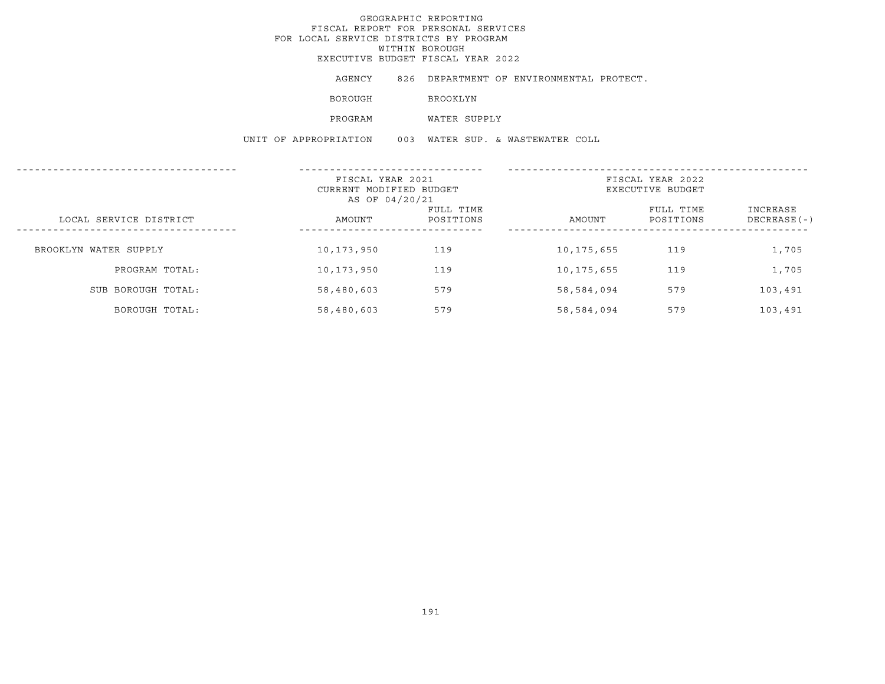# GEOGRAPHIC REPORTING
## FISCAL REPORT FOR PERSONAL SERVICES
## FOR LOCAL SERVICE DISTRICTS BY PROGRAM
## WITHIN BOROUGH
## EXECUTIVE BUDGET FISCAL YEAR 2022

AGENCY 826 DEPARTMENT OF ENVIRONMENTAL PROTECT.

BOROUGH BROOKLYN

PROGRAM WATER SUPPLY

UNIT OF APPROPRIATION 003 WATER SUP. & WASTEWATER COLL

| LOCAL SERVICE DISTRICT | FISCAL YEAR 2021 CURRENT MODIFIED BUDGET AS OF 04/20/21 AMOUNT | FULL TIME POSITIONS | FISCAL YEAR 2022 EXECUTIVE BUDGET AMOUNT | FULL TIME POSITIONS | INCREASE DECREASE(-) |
|---|---|---|---|---|---|
| BROOKLYN WATER SUPPLY | 10,173,950 | 119 | 10,175,655 | 119 | 1,705 |
| PROGRAM TOTAL: | 10,173,950 | 119 | 10,175,655 | 119 | 1,705 |
| SUB BOROUGH TOTAL: | 58,480,603 | 579 | 58,584,094 | 579 | 103,491 |
| BOROUGH TOTAL: | 58,480,603 | 579 | 58,584,094 | 579 | 103,491 |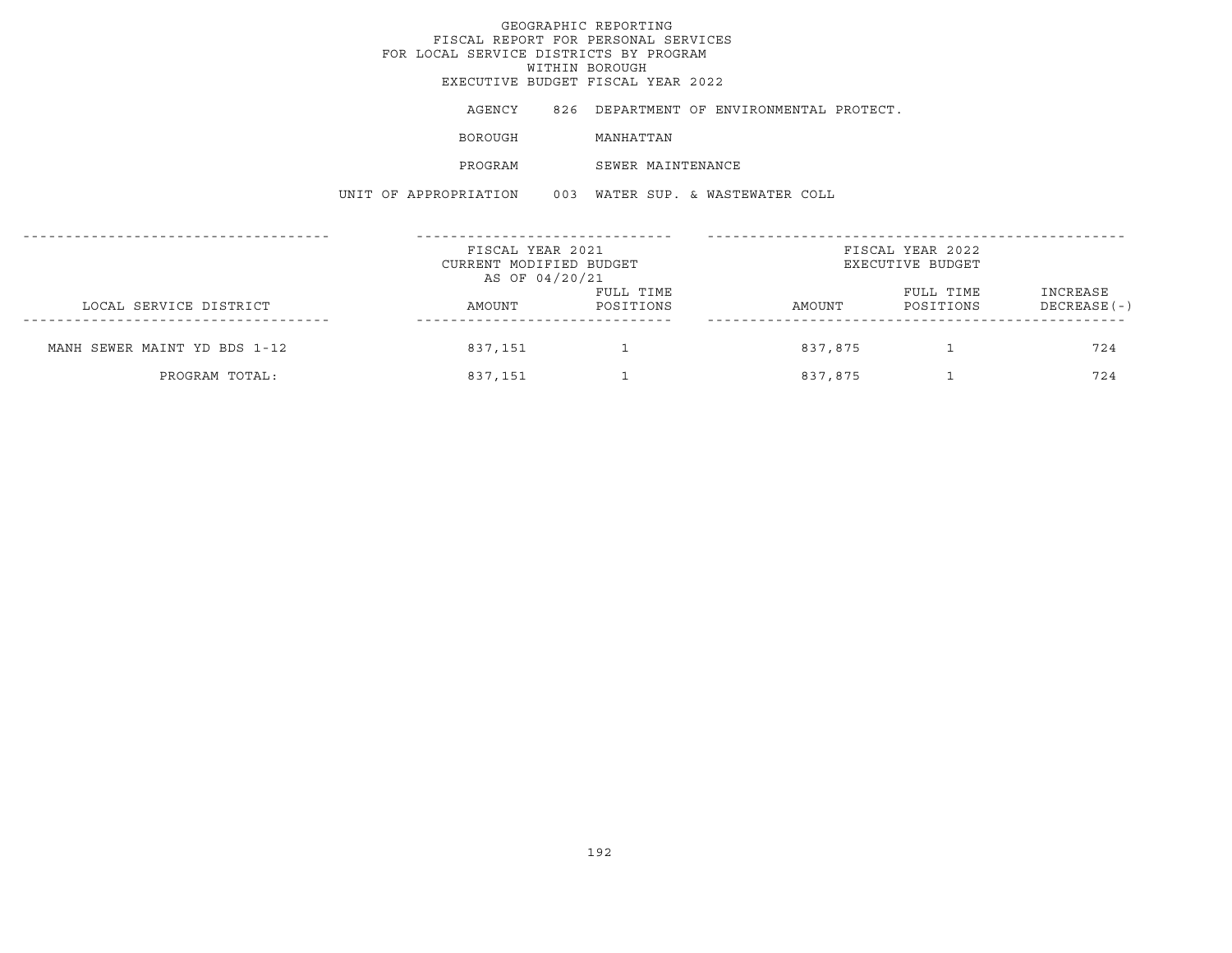GEOGRAPHIC REPORTING
FISCAL REPORT FOR PERSONAL SERVICES
FOR LOCAL SERVICE DISTRICTS BY PROGRAM
WITHIN BOROUGH
EXECUTIVE BUDGET FISCAL YEAR 2022

AGENCY 826 DEPARTMENT OF ENVIRONMENTAL PROTECT.

BOROUGH MANHATTAN

PROGRAM SEWER MAINTENANCE

UNIT OF APPROPRIATION 003 WATER SUP. & WASTEWATER COLL

| | FISCAL YEAR 2021 CURRENT MODIFIED BUDGET AS OF 04/20/21 | | FISCAL YEAR 2022 EXECUTIVE BUDGET | | |
|---|---|---|---|---|---|
| LOCAL SERVICE DISTRICT | AMOUNT | FULL TIME POSITIONS | AMOUNT | FULL TIME POSITIONS | INCREASE DECREASE(-) |
| MANH SEWER MAINT YD BDS 1-12 | 837,151 | 1 | 837,875 | 1 | 724 |
| PROGRAM TOTAL: | 837,151 | 1 | 837,875 | 1 | 724 |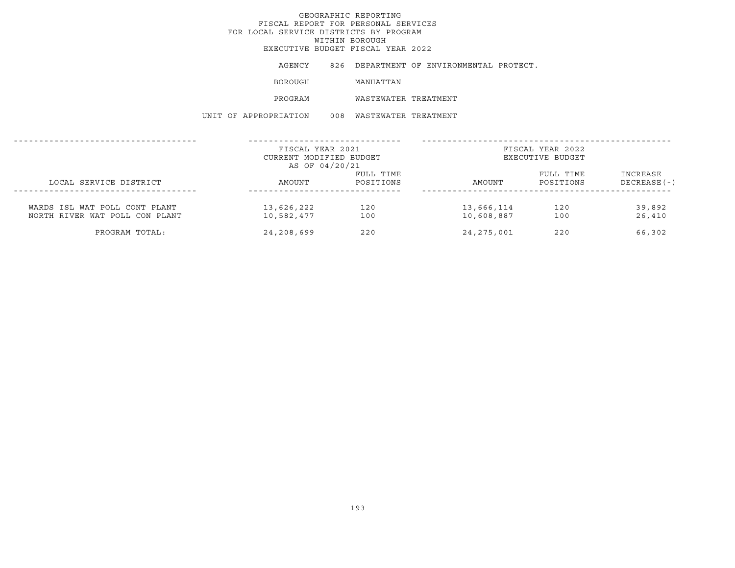# GEOGRAPHIC REPORTING
## FISCAL REPORT FOR PERSONAL SERVICES
## FOR LOCAL SERVICE DISTRICTS BY PROGRAM
## WITHIN BOROUGH
## EXECUTIVE BUDGET FISCAL YEAR 2022

AGENCY 826 DEPARTMENT OF ENVIRONMENTAL PROTECT.

BOROUGH MANHATTAN

PROGRAM WASTEWATER TREATMENT

UNIT OF APPROPRIATION 008 WASTEWATER TREATMENT

| | FISCAL YEAR 2021 CURRENT MODIFIED BUDGET AS OF 04/20/21 | | FISCAL YEAR 2022 EXECUTIVE BUDGET | | |
|---|---|---|---|---|---|
| LOCAL SERVICE DISTRICT | AMOUNT | FULL TIME POSITIONS | AMOUNT | FULL TIME POSITIONS | INCREASE DECREASE(-) |
| WARDS ISL WAT POLL CONT PLANT | 13,626,222 | 120 | 13,666,114 | 120 | 39,892 |
| NORTH RIVER WAT POLL CON PLANT | 10,582,477 | 100 | 10,608,887 | 100 | 26,410 |
| PROGRAM TOTAL: | 24,208,699 | 220 | 24,275,001 | 220 | 66,302 |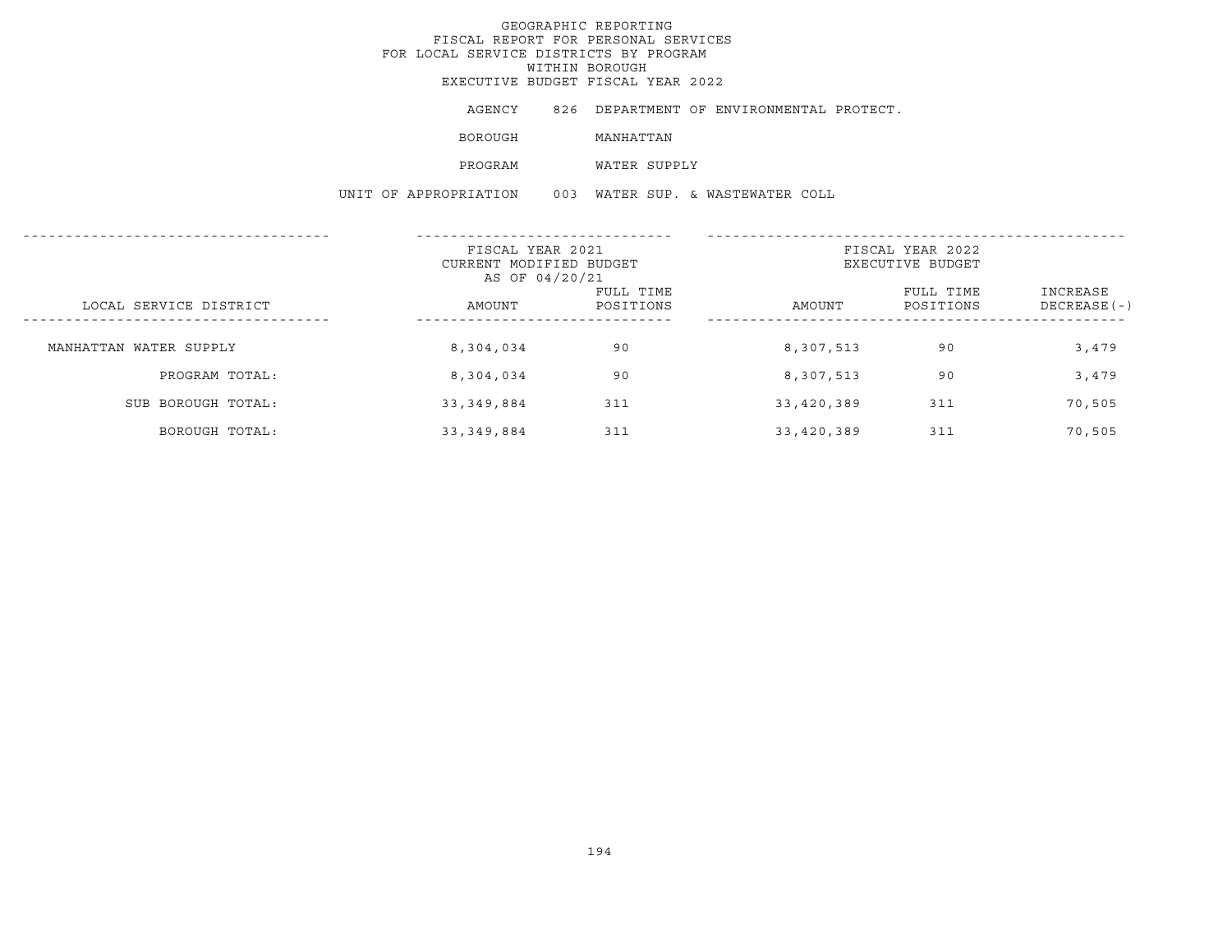GEOGRAPHIC REPORTING
FISCAL REPORT FOR PERSONAL SERVICES
FOR LOCAL SERVICE DISTRICTS BY PROGRAM
WITHIN BOROUGH
EXECUTIVE BUDGET FISCAL YEAR 2022

AGENCY 826 DEPARTMENT OF ENVIRONMENTAL PROTECT.

BOROUGH MANHATTAN

PROGRAM WATER SUPPLY

UNIT OF APPROPRIATION 003 WATER SUP. & WASTEWATER COLL

| LOCAL SERVICE DISTRICT | FISCAL YEAR 2021 CURRENT MODIFIED BUDGET AS OF 04/20/21 AMOUNT | FULL TIME POSITIONS | FISCAL YEAR 2022 EXECUTIVE BUDGET AMOUNT | FULL TIME POSITIONS | INCREASE DECREASE(-) |
|---|---|---|---|---|---|
| MANHATTAN WATER SUPPLY | 8,304,034 | 90 | 8,307,513 | 90 | 3,479 |
| PROGRAM TOTAL: | 8,304,034 | 90 | 8,307,513 | 90 | 3,479 |
| SUB BOROUGH TOTAL: | 33,349,884 | 311 | 33,420,389 | 311 | 70,505 |
| BOROUGH TOTAL: | 33,349,884 | 311 | 33,420,389 | 311 | 70,505 |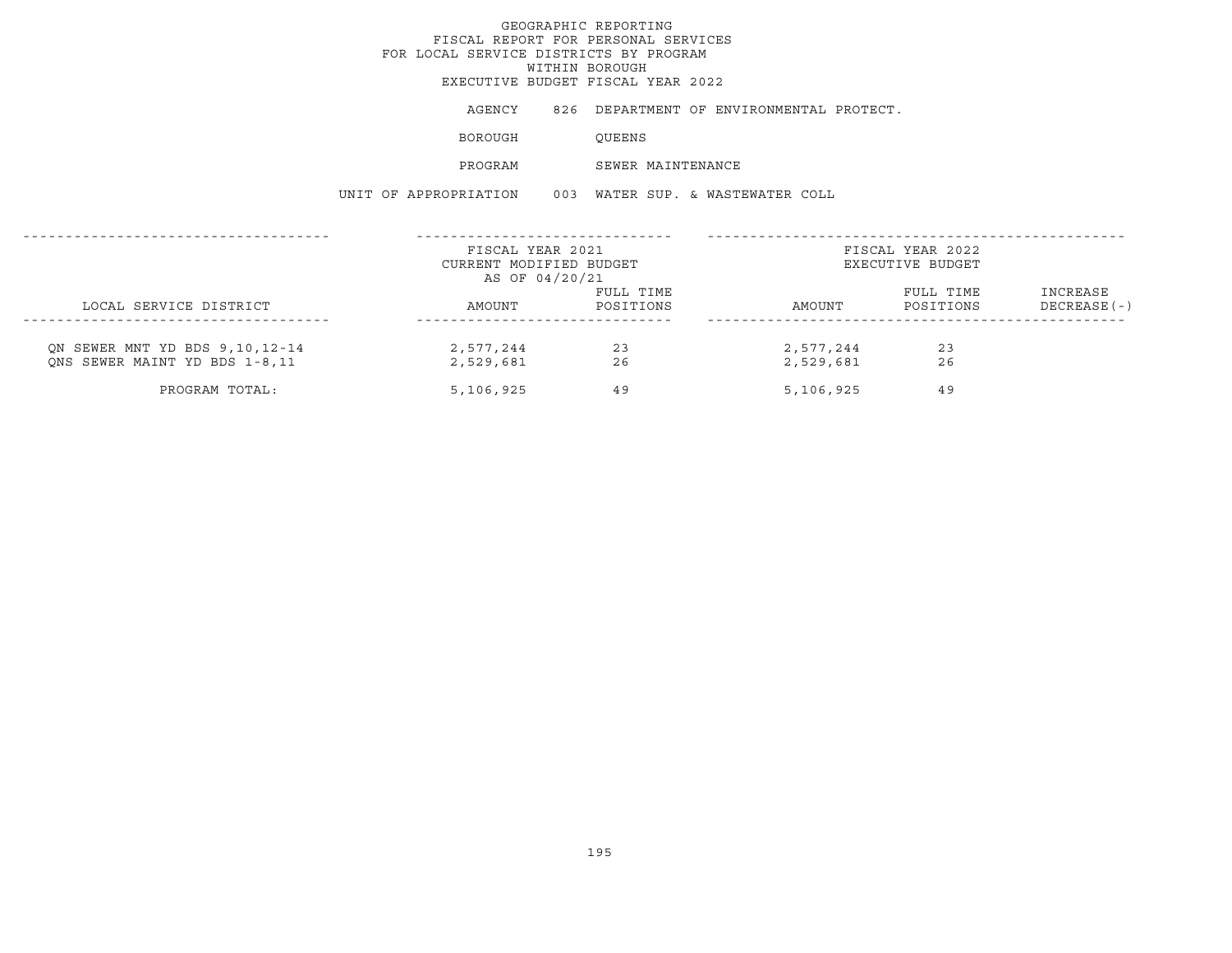# GEOGRAPHIC REPORTING
## FISCAL REPORT FOR PERSONAL SERVICES FOR LOCAL SERVICE DISTRICTS BY PROGRAM WITHIN BOROUGH
### EXECUTIVE BUDGET FISCAL YEAR 2022

AGENCY 826 DEPARTMENT OF ENVIRONMENTAL PROTECT.

BOROUGH QUEENS

PROGRAM SEWER MAINTENANCE

UNIT OF APPROPRIATION 003 WATER SUP. & WASTEWATER COLL

| LOCAL SERVICE DISTRICT | FISCAL YEAR 2021 CURRENT MODIFIED BUDGET AS OF 04/20/21 AMOUNT | FULL TIME POSITIONS | FISCAL YEAR 2022 EXECUTIVE BUDGET AMOUNT | FULL TIME POSITIONS | INCREASE DECREASE(-) |
|---|---|---|---|---|---|
| QN SEWER MNT YD BDS 9,10,12-14 | 2,577,244 | 23 | 2,577,244 | 23 | |
| QNS SEWER MAINT YD BDS 1-8,11 | 2,529,681 | 26 | 2,529,681 | 26 | |
| PROGRAM TOTAL: | 5,106,925 | 49 | 5,106,925 | 49 | |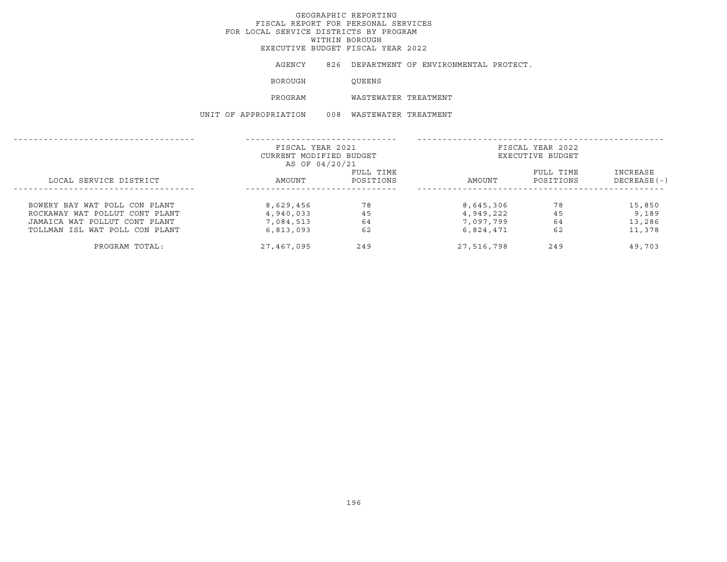# GEOGRAPHIC REPORTING
## FISCAL REPORT FOR PERSONAL SERVICES
## FOR LOCAL SERVICE DISTRICTS BY PROGRAM
## WITHIN BOROUGH
## EXECUTIVE BUDGET FISCAL YEAR 2022

AGENCY 826 DEPARTMENT OF ENVIRONMENTAL PROTECT.

BOROUGH QUEENS

PROGRAM WASTEWATER TREATMENT

UNIT OF APPROPRIATION 008 WASTEWATER TREATMENT

| LOCAL SERVICE DISTRICT | FISCAL YEAR 2021 CURRENT MODIFIED BUDGET AS OF 04/20/21 AMOUNT | FULL TIME POSITIONS | FISCAL YEAR 2022 EXECUTIVE BUDGET AMOUNT | FULL TIME POSITIONS | INCREASE DECREASE(-) |
|---|---|---|---|---|---|
| BOWERY BAY WAT POLL CON PLANT | 8,629,456 | 78 | 8,645,306 | 78 | 15,850 |
| ROCKAWAY WAT POLLUT CONT PLANT | 4,940,033 | 45 | 4,949,222 | 45 | 9,189 |
| JAMAICA WAT POLLUT CONT PLANT | 7,084,513 | 64 | 7,097,799 | 64 | 13,286 |
| TOLLMAN ISL WAT POLL CON PLANT | 6,813,093 | 62 | 6,824,471 | 62 | 11,378 |
| PROGRAM TOTAL: | 27,467,095 | 249 | 27,516,798 | 249 | 49,703 |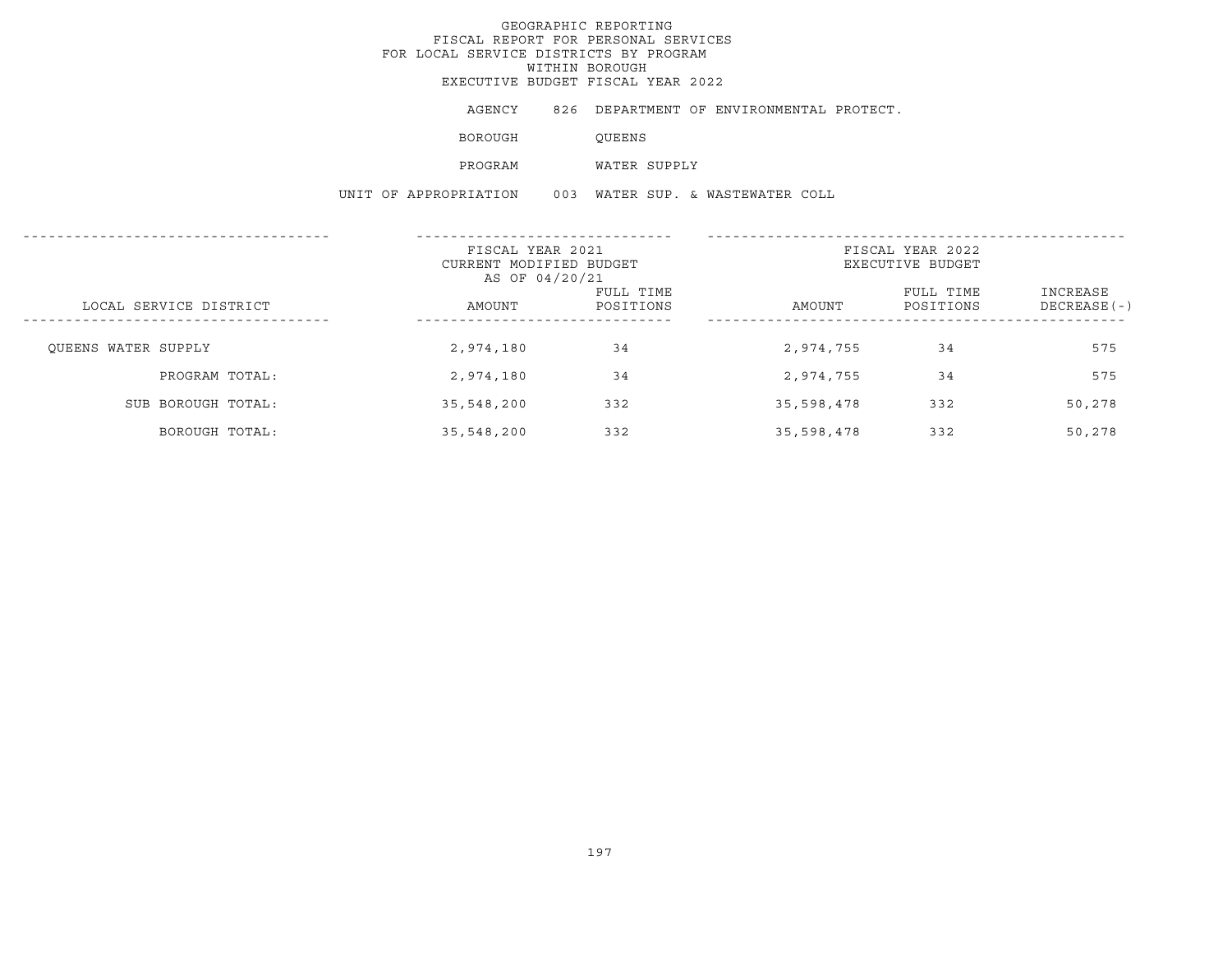GEOGRAPHIC REPORTING
FISCAL REPORT FOR PERSONAL SERVICES
FOR LOCAL SERVICE DISTRICTS BY PROGRAM
WITHIN BOROUGH
EXECUTIVE BUDGET FISCAL YEAR 2022

AGENCY 826 DEPARTMENT OF ENVIRONMENTAL PROTECT.

BOROUGH QUEENS

PROGRAM WATER SUPPLY

UNIT OF APPROPRIATION 003 WATER SUP. & WASTEWATER COLL

| LOCAL SERVICE DISTRICT | FISCAL YEAR 2021 CURRENT MODIFIED BUDGET AS OF 04/20/21 AMOUNT | FULL TIME POSITIONS | FISCAL YEAR 2022 EXECUTIVE BUDGET AMOUNT | FULL TIME POSITIONS | INCREASE DECREASE(-) |
|---|---|---|---|---|---|
| QUEENS WATER SUPPLY | 2,974,180 | 34 | 2,974,755 | 34 | 575 |
| PROGRAM TOTAL: | 2,974,180 | 34 | 2,974,755 | 34 | 575 |
| SUB BOROUGH TOTAL: | 35,548,200 | 332 | 35,598,478 | 332 | 50,278 |
| BOROUGH TOTAL: | 35,548,200 | 332 | 35,598,478 | 332 | 50,278 |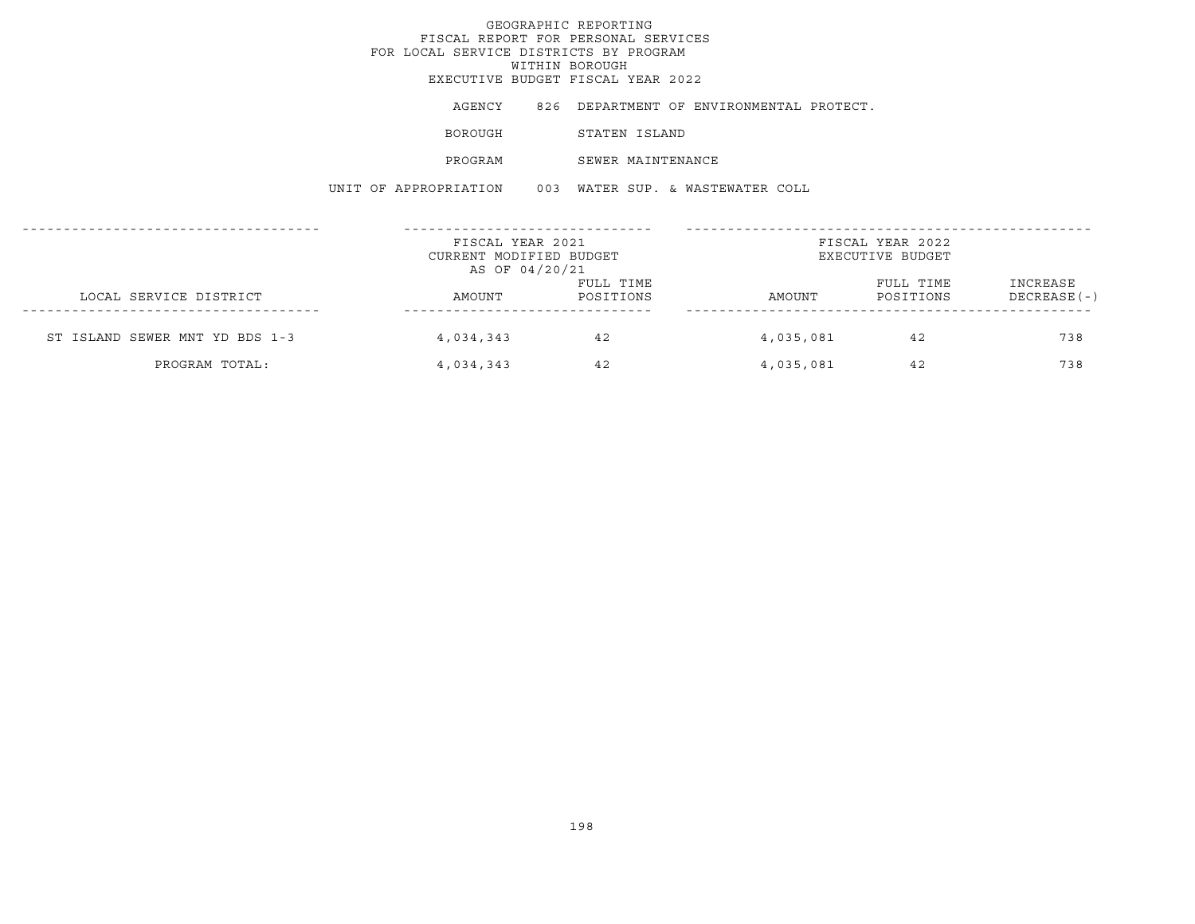GEOGRAPHIC REPORTING
FISCAL REPORT FOR PERSONAL SERVICES
FOR LOCAL SERVICE DISTRICTS BY PROGRAM
WITHIN BOROUGH
EXECUTIVE BUDGET FISCAL YEAR 2022

AGENCY 826 DEPARTMENT OF ENVIRONMENTAL PROTECT.

BOROUGH STATEN ISLAND

PROGRAM SEWER MAINTENANCE

UNIT OF APPROPRIATION 003 WATER SUP. & WASTEWATER COLL

| | FISCAL YEAR 2021 CURRENT MODIFIED BUDGET AS OF 04/20/21 | | FISCAL YEAR 2022 EXECUTIVE BUDGET | | |
|---|---|---|---|---|---|
| LOCAL SERVICE DISTRICT | AMOUNT | FULL TIME POSITIONS | AMOUNT | FULL TIME POSITIONS | INCREASE DECREASE(-) |
| ST ISLAND SEWER MNT YD BDS 1-3 | 4,034,343 | 42 | 4,035,081 | 42 | 738 |
| PROGRAM TOTAL: | 4,034,343 | 42 | 4,035,081 | 42 | 738 |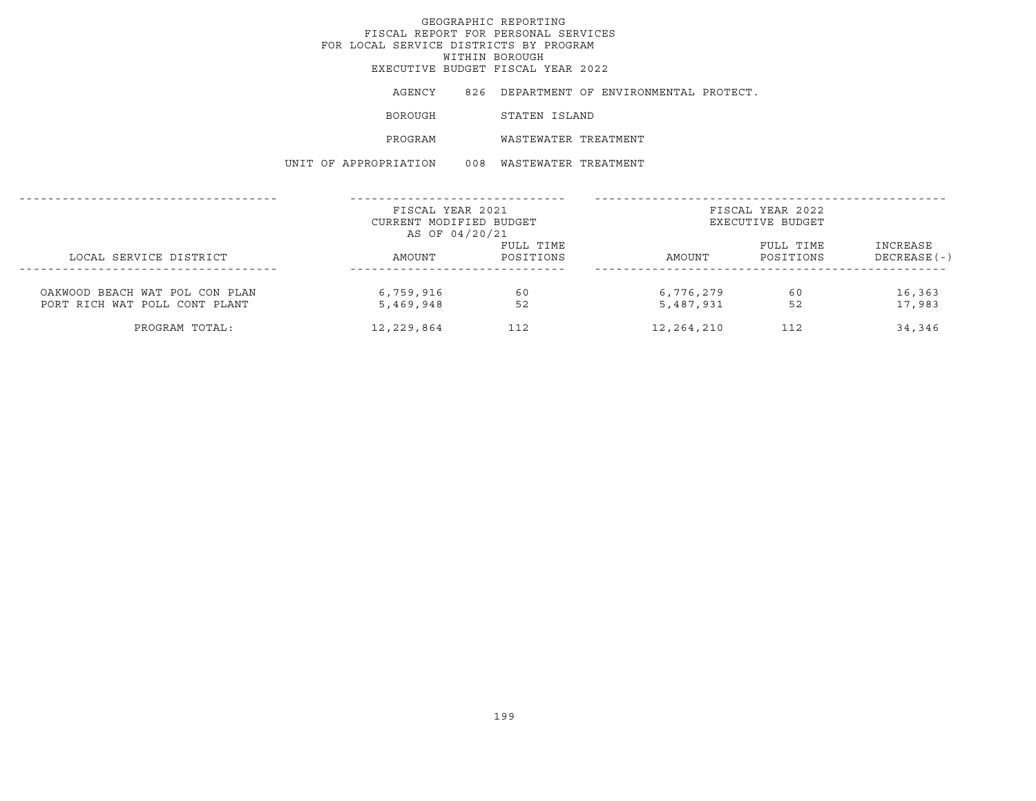# GEOGRAPHIC REPORTING
## FISCAL REPORT FOR PERSONAL SERVICES
## FOR LOCAL SERVICE DISTRICTS BY PROGRAM
## WITHIN BOROUGH
## EXECUTIVE BUDGET FISCAL YEAR 2022

AGENCY 826 DEPARTMENT OF ENVIRONMENTAL PROTECT.

BOROUGH STATEN ISLAND

PROGRAM WASTEWATER TREATMENT

UNIT OF APPROPRIATION 008 WASTEWATER TREATMENT

| LOCAL SERVICE DISTRICT | FISCAL YEAR 2021 CURRENT MODIFIED BUDGET AS OF 04/20/21 | | FISCAL YEAR 2022 EXECUTIVE BUDGET | | |
|---|---|---|---|---|---|
| | AMOUNT | FULL TIME POSITIONS | AMOUNT | FULL TIME POSITIONS | INCREASE DECREASE(-) |
| OAKWOOD BEACH WAT POL CON PLAN | 6,759,916 | 60 | 6,776,279 | 60 | 16,363 |
| PORT RICH WAT POLL CONT PLANT | 5,469,948 | 52 | 5,487,931 | 52 | 17,983 |
| PROGRAM TOTAL: | 12,229,864 | 112 | 12,264,210 | 112 | 34,346 |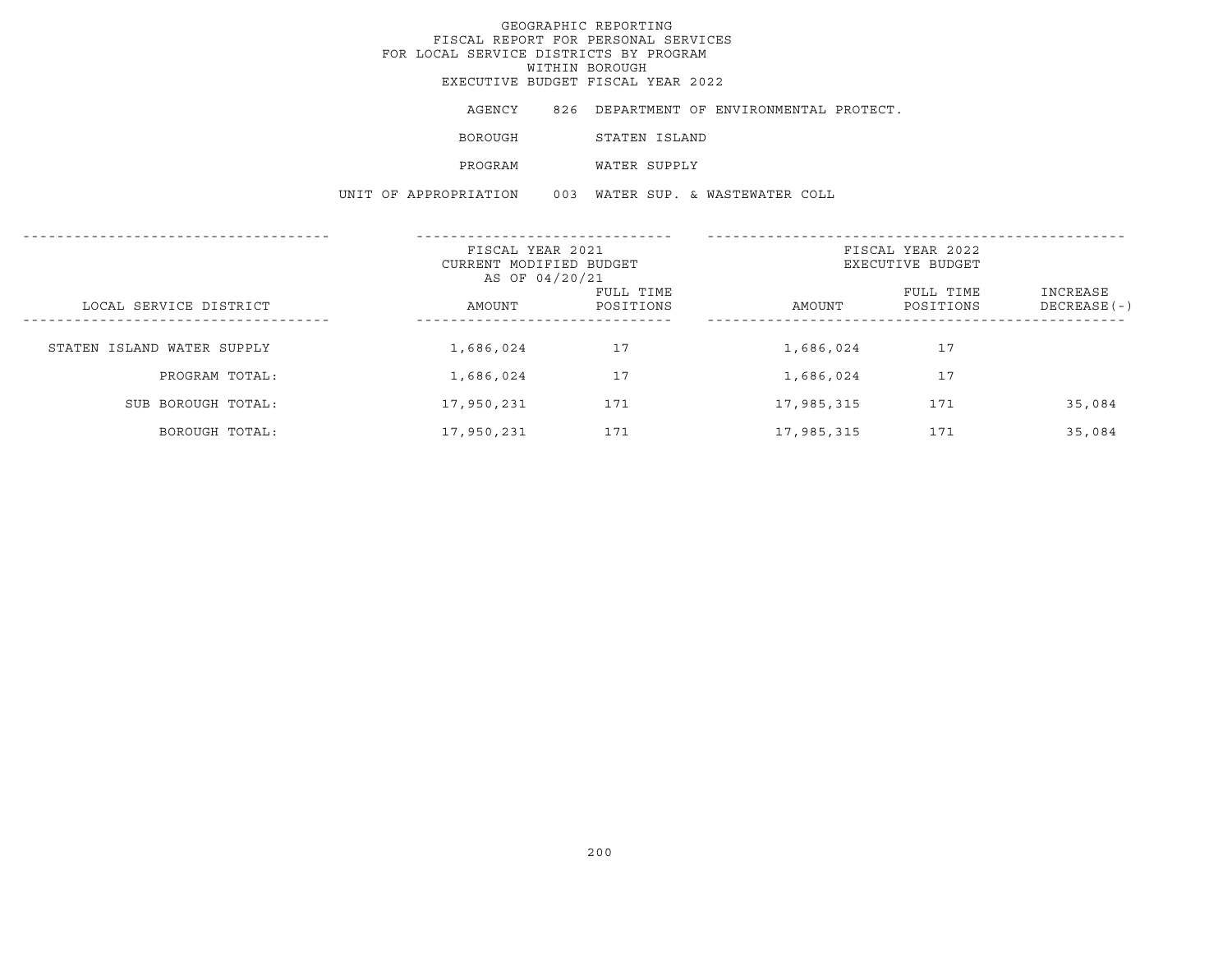GEOGRAPHIC REPORTING
FISCAL REPORT FOR PERSONAL SERVICES
FOR LOCAL SERVICE DISTRICTS BY PROGRAM
WITHIN BOROUGH
EXECUTIVE BUDGET FISCAL YEAR 2022

AGENCY 826 DEPARTMENT OF ENVIRONMENTAL PROTECT.

BOROUGH STATEN ISLAND

PROGRAM WATER SUPPLY

UNIT OF APPROPRIATION 003 WATER SUP. & WASTEWATER COLL

| | FISCAL YEAR 2021 CURRENT MODIFIED BUDGET AS OF 04/20/21 | | FISCAL YEAR 2022 EXECUTIVE BUDGET | | |
|---|---|---|---|---|---|
| LOCAL SERVICE DISTRICT | AMOUNT | FULL TIME POSITIONS | AMOUNT | FULL TIME POSITIONS | INCREASE DECREASE(-) |
| STATEN ISLAND WATER SUPPLY | 1,686,024 | 17 | 1,686,024 | 17 | |
| PROGRAM TOTAL: | 1,686,024 | 17 | 1,686,024 | 17 | |
| SUB BOROUGH TOTAL: | 17,950,231 | 171 | 17,985,315 | 171 | 35,084 |
| BOROUGH TOTAL: | 17,950,231 | 171 | 17,985,315 | 171 | 35,084 |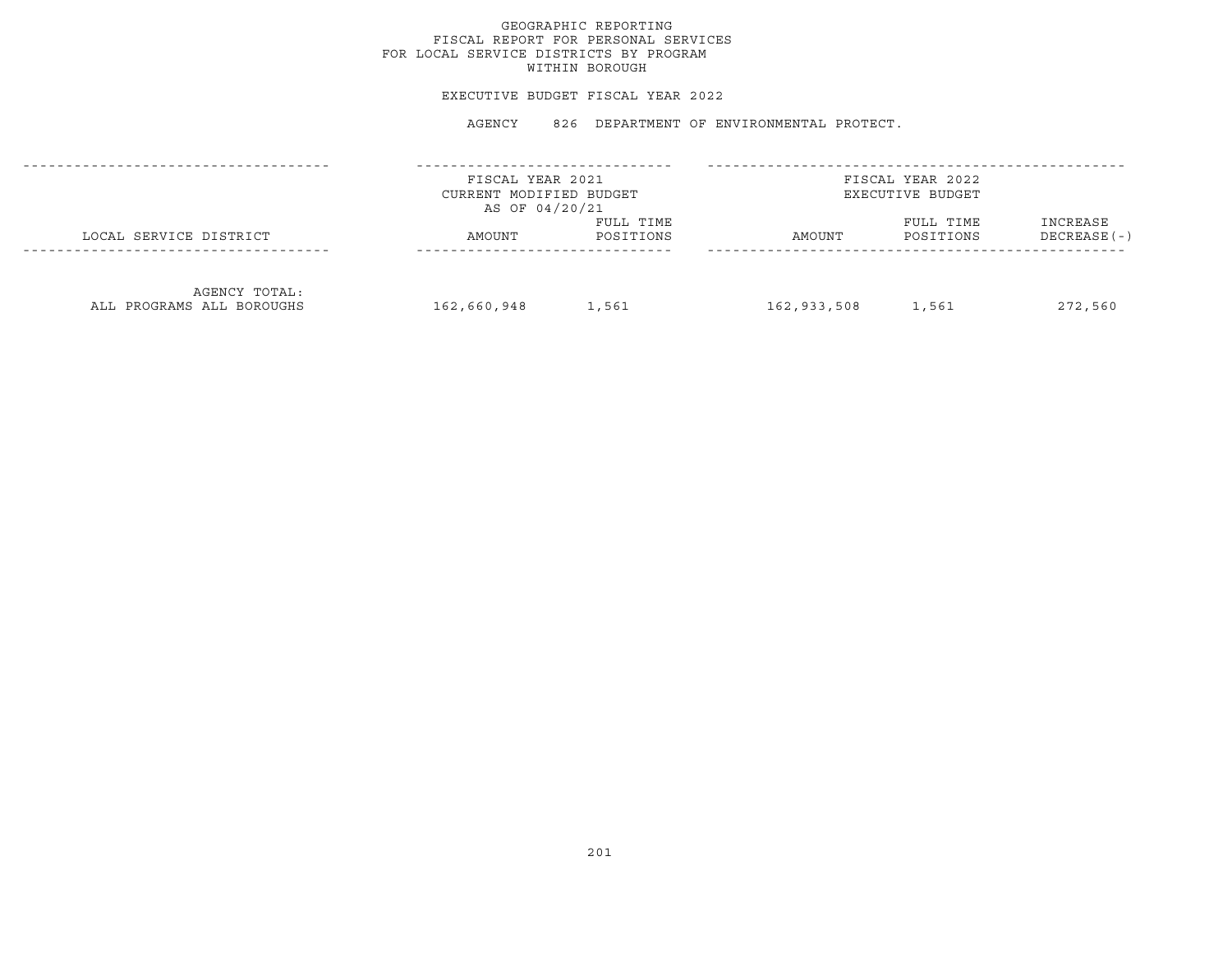# GEOGRAPHIC REPORTING
## FISCAL REPORT FOR PERSONAL SERVICES
## FOR LOCAL SERVICE DISTRICTS BY PROGRAM
## WITHIN BOROUGH

EXECUTIVE BUDGET FISCAL YEAR 2022

AGENCY 826 DEPARTMENT OF ENVIRONMENTAL PROTECT.

| | FISCAL YEAR 2021 CURRENT MODIFIED BUDGET AS OF 04/20/21 | | FISCAL YEAR 2022 EXECUTIVE BUDGET | | |
|---|---|---|---|---|---|
| LOCAL SERVICE DISTRICT | AMOUNT | FULL TIME POSITIONS | AMOUNT | FULL TIME POSITIONS | INCREASE DECREASE(-) |
| AGENCY TOTAL: ALL PROGRAMS ALL BOROUGHS | 162,660,948 | 1,561 | 162,933,508 | 1,561 | 272,560 |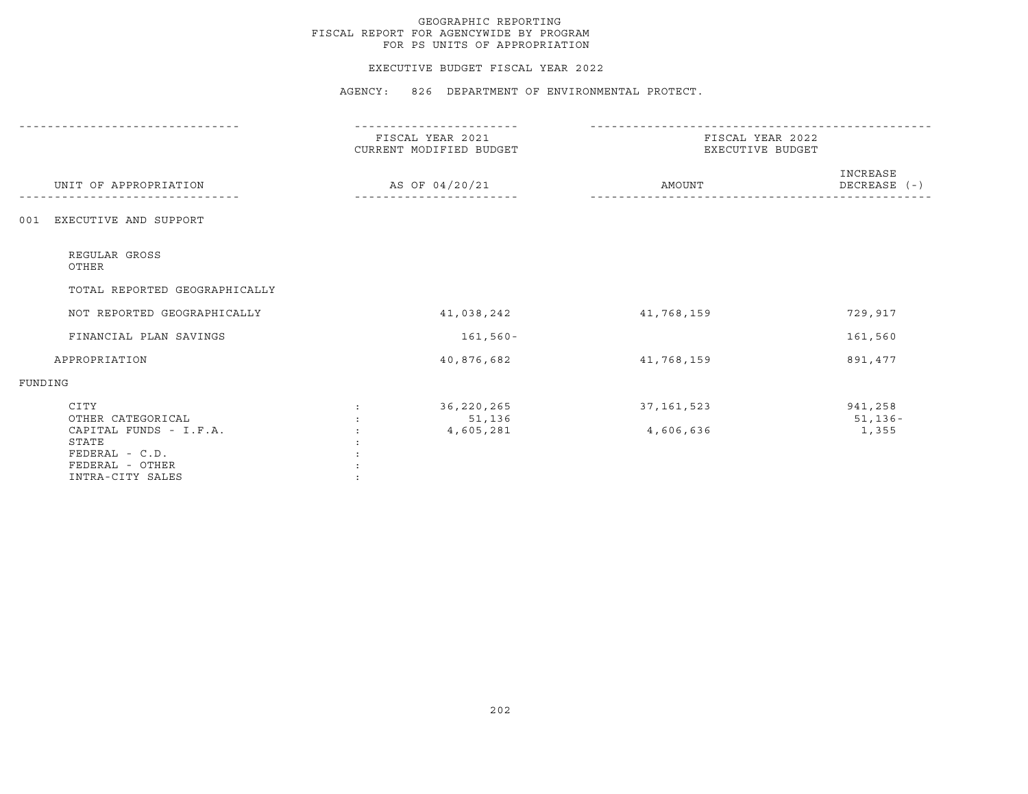GEOGRAPHIC REPORTING
FISCAL REPORT FOR AGENCYWIDE BY PROGRAM
FOR PS UNITS OF APPROPRIATION

EXECUTIVE BUDGET FISCAL YEAR 2022

AGENCY: 826 DEPARTMENT OF ENVIRONMENTAL PROTECT.

| UNIT OF APPROPRIATION | | FISCAL YEAR 2021 CURRENT MODIFIED BUDGET AS OF 04/20/21 | FISCAL YEAR 2022 EXECUTIVE BUDGET AMOUNT | INCREASE DECREASE (-) |
|---|---|---|---|---|
| 001 EXECUTIVE AND SUPPORT | | | | |
| REGULAR GROSS | | | | |
| OTHER | | | | |
| TOTAL REPORTED GEOGRAPHICALLY | | | | |
| NOT REPORTED GEOGRAPHICALLY | | 41,038,242 | 41,768,159 | 729,917 |
| FINANCIAL PLAN SAVINGS | | 161,560- | | 161,560 |
| APPROPRIATION | | 40,876,682 | 41,768,159 | 891,477 |
| FUNDING | | | | |
| CITY | : | 36,220,265 | 37,161,523 | 941,258 |
| OTHER CATEGORICAL | : | 51,136 | | 51,136- |
| CAPITAL FUNDS - I.F.A. | : | 4,605,281 | 4,606,636 | 1,355 |
| STATE | : | | | |
| FEDERAL - C.D. | : | | | |
| FEDERAL - OTHER | : | | | |
| INTRA-CITY SALES | : | | | |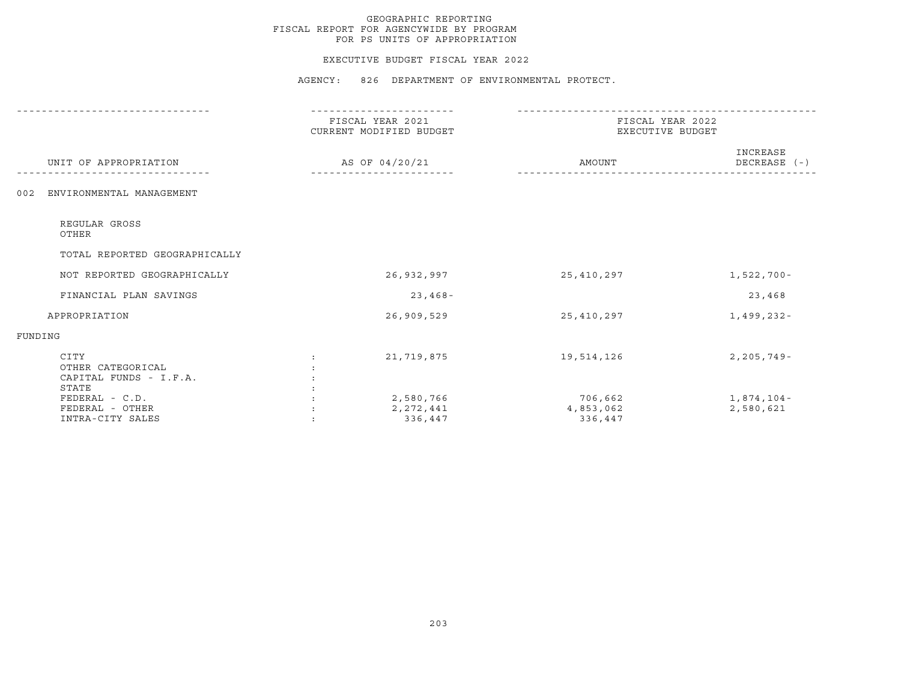GEOGRAPHIC REPORTING
FISCAL REPORT FOR AGENCYWIDE BY PROGRAM
FOR PS UNITS OF APPROPRIATION

EXECUTIVE BUDGET FISCAL YEAR 2022

AGENCY: 826 DEPARTMENT OF ENVIRONMENTAL PROTECT.

| UNIT OF APPROPRIATION | | FISCAL YEAR 2021 CURRENT MODIFIED BUDGET AS OF 04/20/21 | FISCAL YEAR 2022 EXECUTIVE BUDGET AMOUNT | INCREASE DECREASE (-) |
|---|---|---|---|---|
| 002 ENVIRONMENTAL MANAGEMENT | | | | |
| REGULAR GROSS | | | | |
| OTHER | | | | |
| TOTAL REPORTED GEOGRAPHICALLY | | | | |
| NOT REPORTED GEOGRAPHICALLY | | 26,932,997 | 25,410,297 | 1,522,700- |
| FINANCIAL PLAN SAVINGS | | 23,468- | | 23,468 |
| APPROPRIATION | | 26,909,529 | 25,410,297 | 1,499,232- |
| FUNDING | | | | |
| CITY | : | 21,719,875 | 19,514,126 | 2,205,749- |
| OTHER CATEGORICAL | : | | | |
| CAPITAL FUNDS - I.F.A. | : | | | |
| STATE | : | | | |
| FEDERAL - C.D. | : | 2,580,766 | 706,662 | 1,874,104- |
| FEDERAL - OTHER | : | 2,272,441 | 4,853,062 | 2,580,621 |
| INTRA-CITY SALES | : | 336,447 | 336,447 | |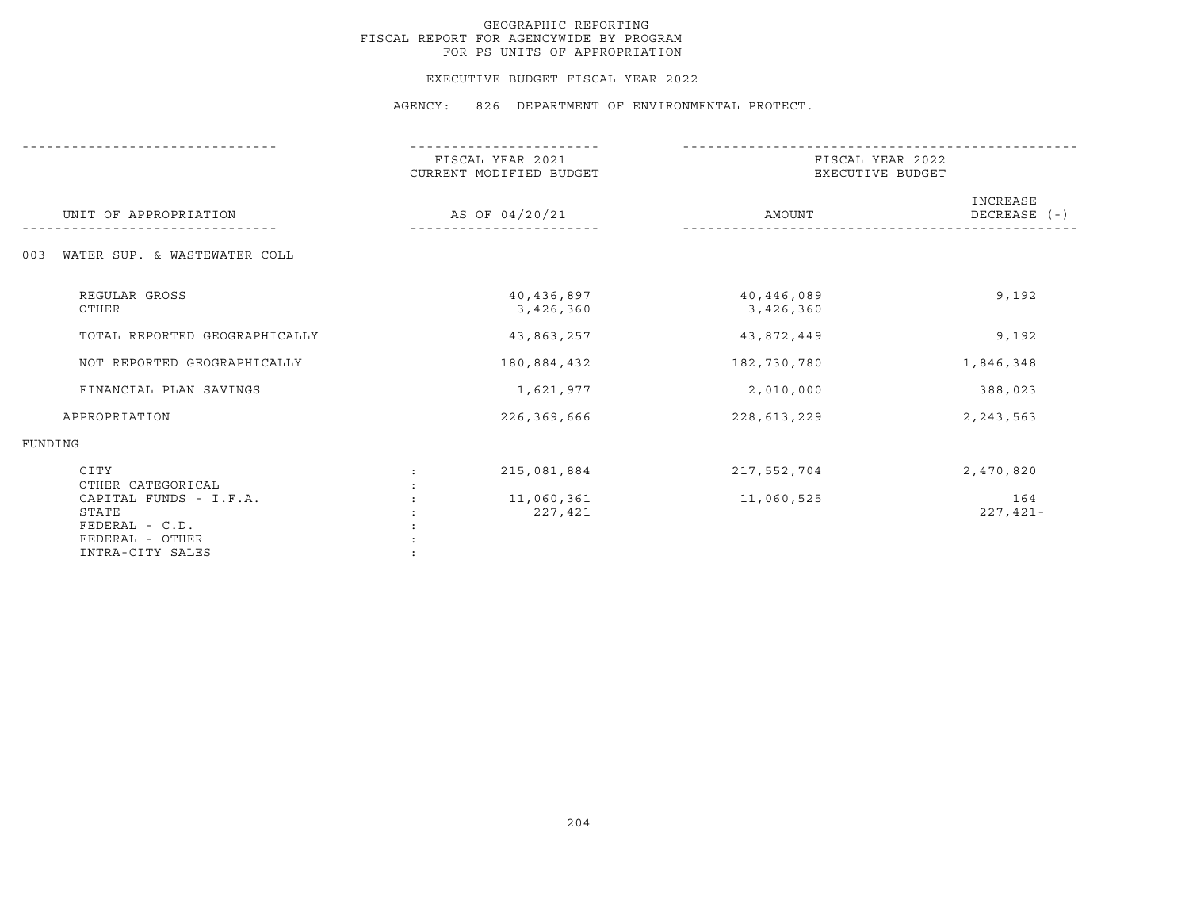# GEOGRAPHIC REPORTING
## FISCAL REPORT FOR AGENCYWIDE BY PROGRAM
## FOR PS UNITS OF APPROPRIATION

### EXECUTIVE BUDGET FISCAL YEAR 2022

### AGENCY: 826 DEPARTMENT OF ENVIRONMENTAL PROTECT.

| UNIT OF APPROPRIATION | FISCAL YEAR 2021 CURRENT MODIFIED BUDGET AS OF 04/20/21 | FISCAL YEAR 2022 EXECUTIVE BUDGET AMOUNT | INCREASE DECREASE (-) |
|---|---|---|---|
| 003 WATER SUP. & WASTEWATER COLL | | | |
| REGULAR GROSS | 40,436,897 | 40,446,089 | 9,192 |
| OTHER | 3,426,360 | 3,426,360 | |
| TOTAL REPORTED GEOGRAPHICALLY | 43,863,257 | 43,872,449 | 9,192 |
| NOT REPORTED GEOGRAPHICALLY | 180,884,432 | 182,730,780 | 1,846,348 |
| FINANCIAL PLAN SAVINGS | 1,621,977 | 2,010,000 | 388,023 |
| APPROPRIATION | 226,369,666 | 228,613,229 | 2,243,563 |
| FUNDING | | | |
| CITY | 215,081,884 | 217,552,704 | 2,470,820 |
| OTHER CATEGORICAL | | | |
| CAPITAL FUNDS - I.F.A. | 11,060,361 | 11,060,525 | 164 |
| STATE | 227,421 | | 227,421- |
| FEDERAL - C.D. | | | |
| FEDERAL - OTHER | | | |
| INTRA-CITY SALES | | | |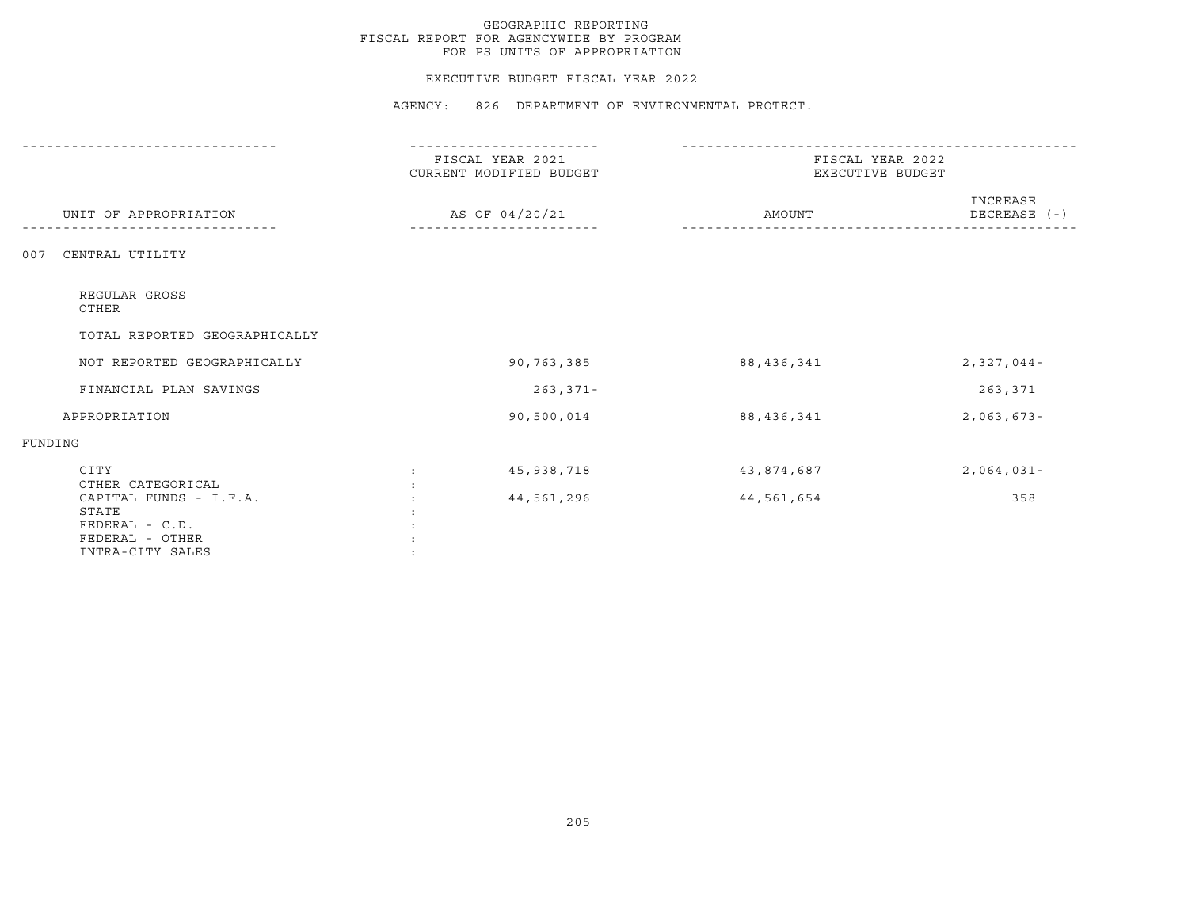GEOGRAPHIC REPORTING
FISCAL REPORT FOR AGENCYWIDE BY PROGRAM
FOR PS UNITS OF APPROPRIATION

EXECUTIVE BUDGET FISCAL YEAR 2022

AGENCY: 826 DEPARTMENT OF ENVIRONMENTAL PROTECT.

| UNIT OF APPROPRIATION | | FISCAL YEAR 2021 CURRENT MODIFIED BUDGET AS OF 04/20/21 | FISCAL YEAR 2022 EXECUTIVE BUDGET AMOUNT | INCREASE DECREASE (-) |
|---|---|---|---|---|
| 007 CENTRAL UTILITY | | | | |
| REGULAR GROSS | | | | |
| OTHER | | | | |
| TOTAL REPORTED GEOGRAPHICALLY | | | | |
| NOT REPORTED GEOGRAPHICALLY | | 90,763,385 | 88,436,341 | 2,327,044- |
| FINANCIAL PLAN SAVINGS | | 263,371- | | 263,371 |
| APPROPRIATION | | 90,500,014 | 88,436,341 | 2,063,673- |
| FUNDING | | | | |
| CITY | : | 45,938,718 | 43,874,687 | 2,064,031- |
| OTHER CATEGORICAL | : | | | |
| CAPITAL FUNDS - I.F.A. | : | 44,561,296 | 44,561,654 | 358 |
| STATE | : | | | |
| FEDERAL - C.D. | : | | | |
| FEDERAL - OTHER | : | | | |
| INTRA-CITY SALES | : | | | |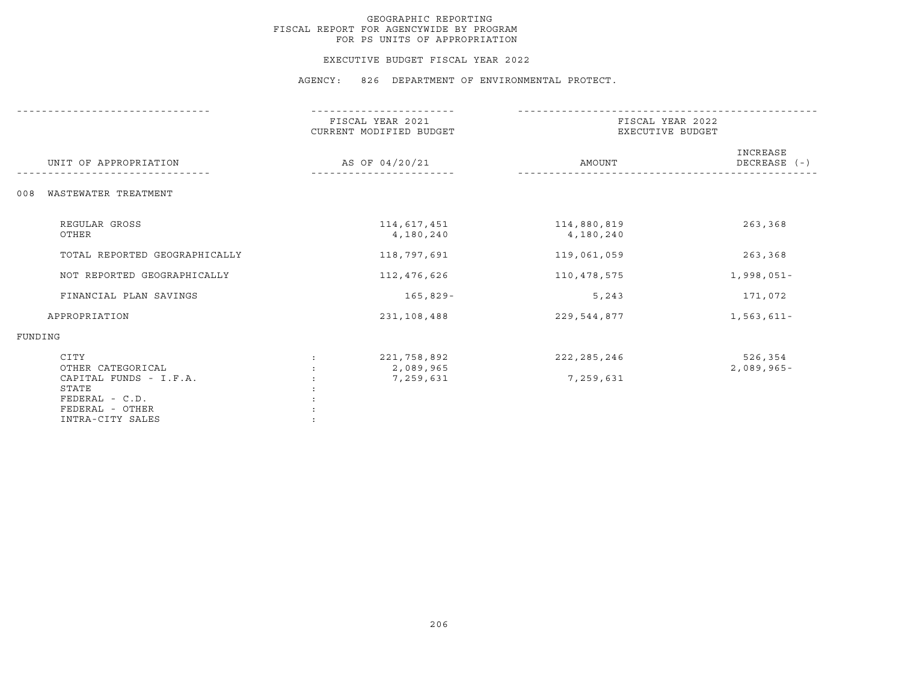GEOGRAPHIC REPORTING
FISCAL REPORT FOR AGENCYWIDE BY PROGRAM
FOR PS UNITS OF APPROPRIATION

EXECUTIVE BUDGET FISCAL YEAR 2022

AGENCY: 826 DEPARTMENT OF ENVIRONMENTAL PROTECT.

| UNIT OF APPROPRIATION | FISCAL YEAR 2021 CURRENT MODIFIED BUDGET AS OF 04/20/21 | FISCAL YEAR 2022 EXECUTIVE BUDGET AMOUNT | INCREASE DECREASE (-) |
|---|---|---|---|
| 008 WASTEWATER TREATMENT | | | |
| REGULAR GROSS | 114,617,451 | 114,880,819 | 263,368 |
| OTHER | 4,180,240 | 4,180,240 | |
| TOTAL REPORTED GEOGRAPHICALLY | 118,797,691 | 119,061,059 | 263,368 |
| NOT REPORTED GEOGRAPHICALLY | 112,476,626 | 110,478,575 | 1,998,051- |
| FINANCIAL PLAN SAVINGS | 165,829- | 5,243 | 171,072 |
| APPROPRIATION | 231,108,488 | 229,544,877 | 1,563,611- |
| FUNDING | | | |
| CITY : | 221,758,892 | 222,285,246 | 526,354 |
| OTHER CATEGORICAL : | 2,089,965 | | 2,089,965- |
| CAPITAL FUNDS - I.F.A. : | 7,259,631 | 7,259,631 | |
| STATE : | | | |
| FEDERAL - C.D. : | | | |
| FEDERAL - OTHER : | | | |
| INTRA-CITY SALES : | | | |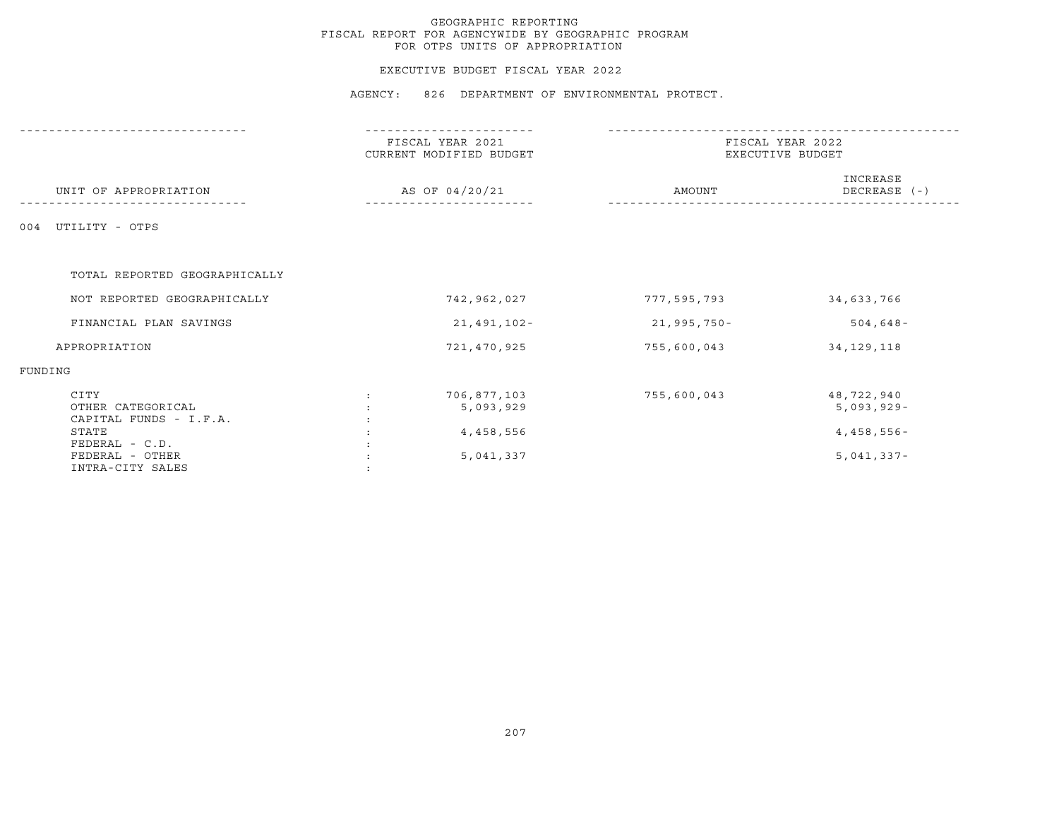GEOGRAPHIC REPORTING
FISCAL REPORT FOR AGENCYWIDE BY GEOGRAPHIC PROGRAM
FOR OTPS UNITS OF APPROPRIATION

EXECUTIVE BUDGET FISCAL YEAR 2022

AGENCY: 826 DEPARTMENT OF ENVIRONMENTAL PROTECT.

| UNIT OF APPROPRIATION | FISCAL YEAR 2021 CURRENT MODIFIED BUDGET AS OF 04/20/21 | FISCAL YEAR 2022 EXECUTIVE BUDGET AMOUNT | INCREASE DECREASE (-) |
|---|---|---|---|
| 004 UTILITY - OTPS | | | |
| TOTAL REPORTED GEOGRAPHICALLY | | | |
| NOT REPORTED GEOGRAPHICALLY | 742,962,027 | 777,595,793 | 34,633,766 |
| FINANCIAL PLAN SAVINGS | 21,491,102- | 21,995,750- | 504,648- |
| APPROPRIATION | 721,470,925 | 755,600,043 | 34,129,118 |
| FUNDING | | | |
| CITY | 706,877,103 | 755,600,043 | 48,722,940 |
| OTHER CATEGORICAL | 5,093,929 | | 5,093,929- |
| CAPITAL FUNDS - I.F.A. | | | |
| STATE | 4,458,556 | | 4,458,556- |
| FEDERAL - C.D. | | | |
| FEDERAL - OTHER | 5,041,337 | | 5,041,337- |
| INTRA-CITY SALES | | | |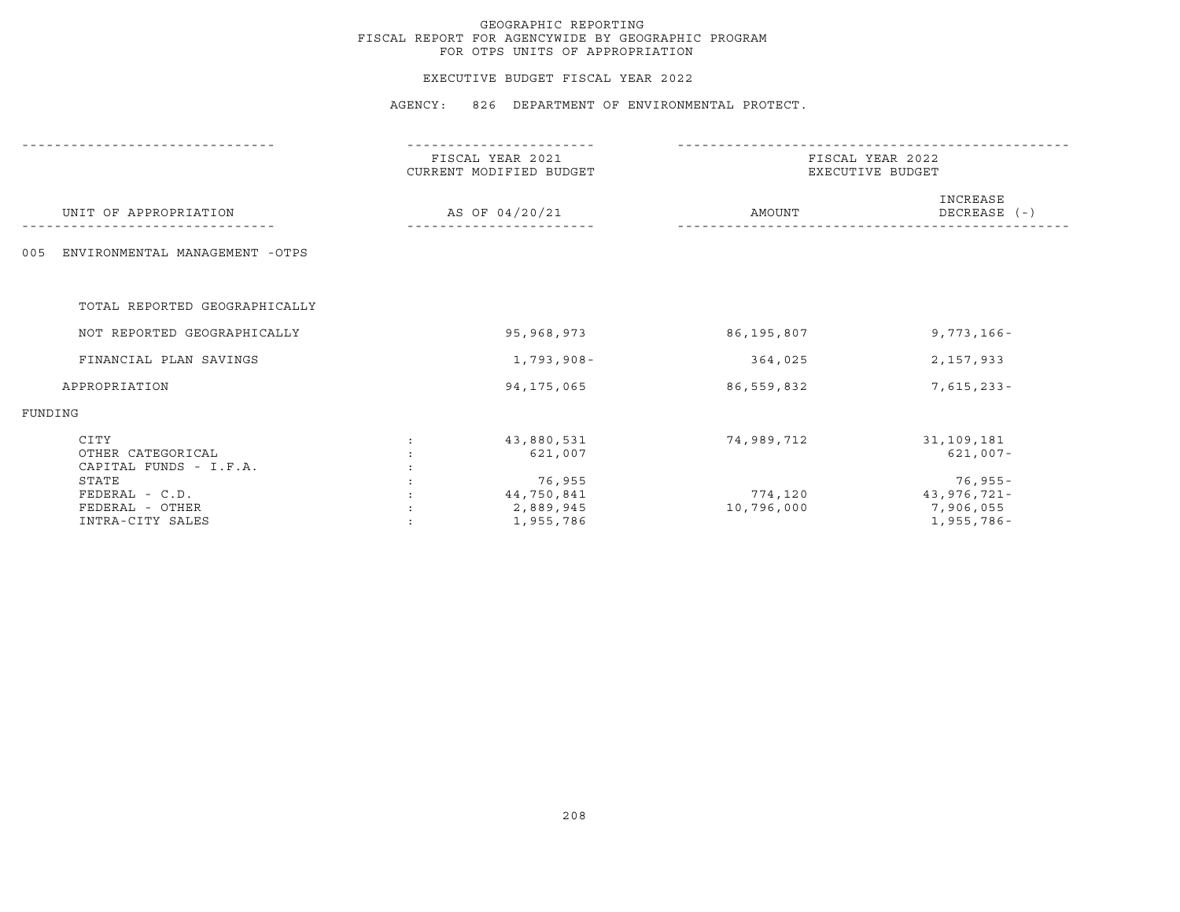# GEOGRAPHIC REPORTING
## FISCAL REPORT FOR AGENCYWIDE BY GEOGRAPHIC PROGRAM
## FOR OTPS UNITS OF APPROPRIATION

### EXECUTIVE BUDGET FISCAL YEAR 2022

### AGENCY: 826 DEPARTMENT OF ENVIRONMENTAL PROTECT.

| UNIT OF APPROPRIATION | | FISCAL YEAR 2021 CURRENT MODIFIED BUDGET AS OF 04/20/21 | FISCAL YEAR 2022 EXECUTIVE BUDGET AMOUNT | FISCAL YEAR 2022 EXECUTIVE BUDGET INCREASE DECREASE (-) |
|---|---|---|---|---|
| 005 ENVIRONMENTAL MANAGEMENT -OTPS | | | | |
| TOTAL REPORTED GEOGRAPHICALLY | | | | |
| NOT REPORTED GEOGRAPHICALLY | | 95,968,973 | 86,195,807 | 9,773,166- |
| FINANCIAL PLAN SAVINGS | | 1,793,908- | 364,025 | 2,157,933 |
| APPROPRIATION | | 94,175,065 | 86,559,832 | 7,615,233- |
| FUNDING | | | | |
| CITY | : | 43,880,531 | 74,989,712 | 31,109,181 |
| OTHER CATEGORICAL | : | 621,007 | | 621,007- |
| CAPITAL FUNDS - I.F.A. | : | | | |
| STATE | : | 76,955 | | 76,955- |
| FEDERAL - C.D. | : | 44,750,841 | 774,120 | 43,976,721- |
| FEDERAL - OTHER | : | 2,889,945 | 10,796,000 | 7,906,055 |
| INTRA-CITY SALES | : | 1,955,786 | | 1,955,786- |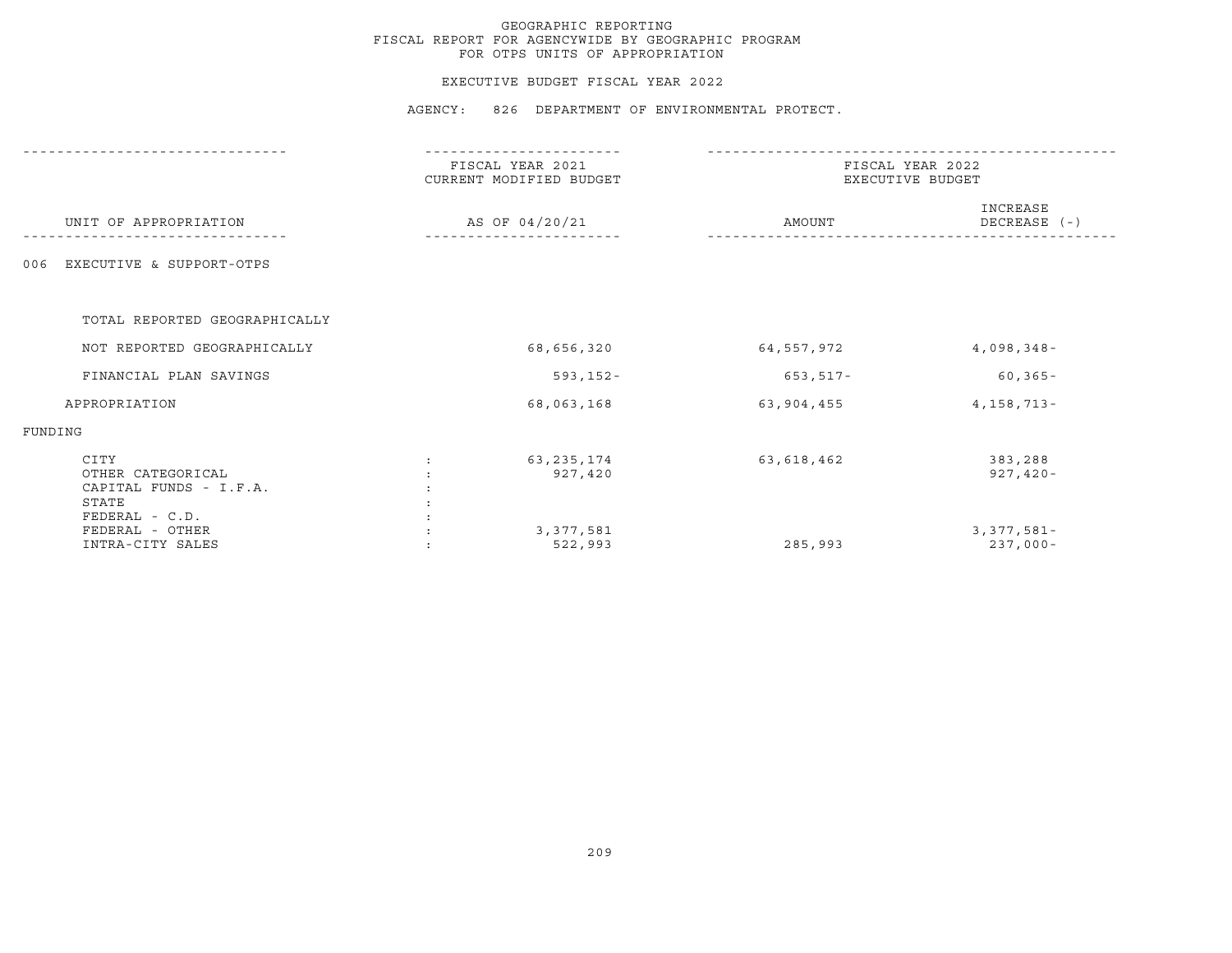GEOGRAPHIC REPORTING
FISCAL REPORT FOR AGENCYWIDE BY GEOGRAPHIC PROGRAM
FOR OTPS UNITS OF APPROPRIATION

EXECUTIVE BUDGET FISCAL YEAR 2022

AGENCY: 826 DEPARTMENT OF ENVIRONMENTAL PROTECT.

| UNIT OF APPROPRIATION | FISCAL YEAR 2021 CURRENT MODIFIED BUDGET AS OF 04/20/21 | FISCAL YEAR 2022 EXECUTIVE BUDGET AMOUNT | INCREASE DECREASE (-) |
|---|---|---|---|
| 006 EXECUTIVE & SUPPORT-OTPS | | | |
| TOTAL REPORTED GEOGRAPHICALLY | | | |
| NOT REPORTED GEOGRAPHICALLY | 68,656,320 | 64,557,972 | 4,098,348- |
| FINANCIAL PLAN SAVINGS | 593,152- | 653,517- | 60,365- |
| APPROPRIATION | 68,063,168 | 63,904,455 | 4,158,713- |
| FUNDING | | | |
| CITY | 63,235,174 | 63,618,462 | 383,288 |
| OTHER CATEGORICAL | 927,420 | | 927,420- |
| CAPITAL FUNDS - I.F.A. | | | |
| STATE | | | |
| FEDERAL - C.D. | | | |
| FEDERAL - OTHER | 3,377,581 | | 3,377,581- |
| INTRA-CITY SALES | 522,993 | 285,993 | 237,000- |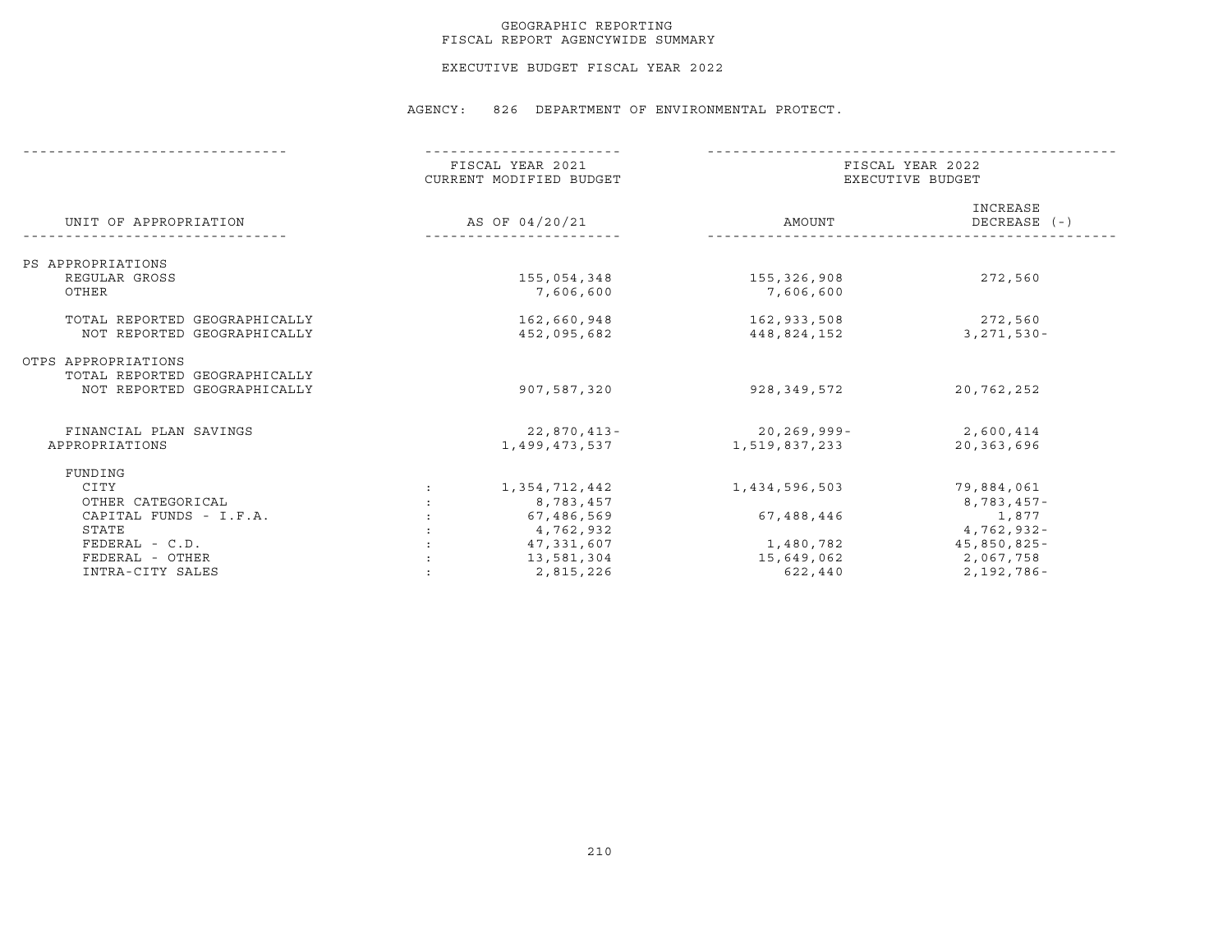GEOGRAPHIC REPORTING
FISCAL REPORT AGENCYWIDE SUMMARY

EXECUTIVE BUDGET FISCAL YEAR 2022

AGENCY: 826 DEPARTMENT OF ENVIRONMENTAL PROTECT.

| UNIT OF APPROPRIATION | FISCAL YEAR 2021 CURRENT MODIFIED BUDGET AS OF 04/20/21 | FISCAL YEAR 2022 EXECUTIVE BUDGET AMOUNT | INCREASE DECREASE (-) |
|---|---|---|---|
| PS APPROPRIATIONS | | | |
| REGULAR GROSS | 155,054,348 | 155,326,908 | 272,560 |
| OTHER | 7,606,600 | 7,606,600 | |
| TOTAL REPORTED GEOGRAPHICALLY | 162,660,948 | 162,933,508 | 272,560 |
| NOT REPORTED GEOGRAPHICALLY | 452,095,682 | 448,824,152 | 3,271,530- |
| OTPS APPROPRIATIONS | | | |
| TOTAL REPORTED GEOGRAPHICALLY | | | |
| NOT REPORTED GEOGRAPHICALLY | 907,587,320 | 928,349,572 | 20,762,252 |
| FINANCIAL PLAN SAVINGS | 22,870,413- | 20,269,999- | 2,600,414 |
| APPROPRIATIONS | 1,499,473,537 | 1,519,837,233 | 20,363,696 |
| FUNDING | | | |
| CITY | 1,354,712,442 | 1,434,596,503 | 79,884,061 |
| OTHER CATEGORICAL | 8,783,457 | | 8,783,457- |
| CAPITAL FUNDS - I.F.A. | 67,486,569 | 67,488,446 | 1,877 |
| STATE | 4,762,932 | | 4,762,932- |
| FEDERAL - C.D. | 47,331,607 | 1,480,782 | 45,850,825- |
| FEDERAL - OTHER | 13,581,304 | 15,649,062 | 2,067,758 |
| INTRA-CITY SALES | 2,815,226 | 622,440 | 2,192,786- |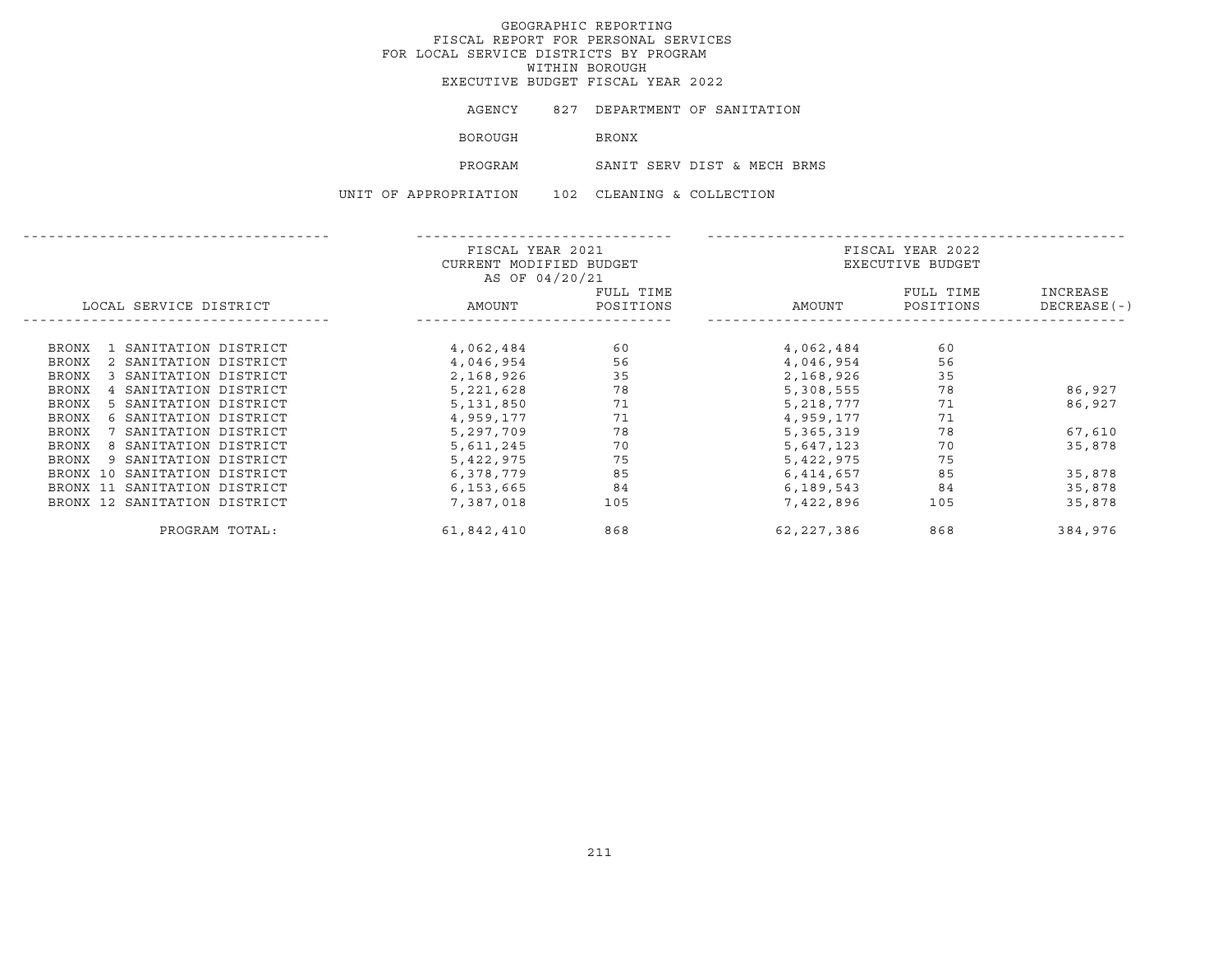GEOGRAPHIC REPORTING
FISCAL REPORT FOR PERSONAL SERVICES
FOR LOCAL SERVICE DISTRICTS BY PROGRAM
WITHIN BOROUGH
EXECUTIVE BUDGET FISCAL YEAR 2022

AGENCY 827 DEPARTMENT OF SANITATION

BOROUGH BRONX

PROGRAM SANIT SERV DIST & MECH BRMS

UNIT OF APPROPRIATION 102 CLEANING & COLLECTION

| LOCAL SERVICE DISTRICT | FISCAL YEAR 2021 CURRENT MODIFIED BUDGET AS OF 04/20/21 AMOUNT | FULL TIME POSITIONS | FISCAL YEAR 2022 EXECUTIVE BUDGET AMOUNT | FULL TIME POSITIONS | INCREASE DECREASE(-) |
|---|---|---|---|---|---|
| BRONX 1 SANITATION DISTRICT | 4,062,484 | 60 | 4,062,484 | 60 | |
| BRONX 2 SANITATION DISTRICT | 4,046,954 | 56 | 4,046,954 | 56 | |
| BRONX 3 SANITATION DISTRICT | 2,168,926 | 35 | 2,168,926 | 35 | |
| BRONX 4 SANITATION DISTRICT | 5,221,628 | 78 | 5,308,555 | 78 | 86,927 |
| BRONX 5 SANITATION DISTRICT | 5,131,850 | 71 | 5,218,777 | 71 | 86,927 |
| BRONX 6 SANITATION DISTRICT | 4,959,177 | 71 | 4,959,177 | 71 | |
| BRONX 7 SANITATION DISTRICT | 5,297,709 | 78 | 5,365,319 | 78 | 67,610 |
| BRONX 8 SANITATION DISTRICT | 5,611,245 | 70 | 5,647,123 | 70 | 35,878 |
| BRONX 9 SANITATION DISTRICT | 5,422,975 | 75 | 5,422,975 | 75 | |
| BRONX 10 SANITATION DISTRICT | 6,378,779 | 85 | 6,414,657 | 85 | 35,878 |
| BRONX 11 SANITATION DISTRICT | 6,153,665 | 84 | 6,189,543 | 84 | 35,878 |
| BRONX 12 SANITATION DISTRICT | 7,387,018 | 105 | 7,422,896 | 105 | 35,878 |
| PROGRAM TOTAL: | 61,842,410 | 868 | 62,227,386 | 868 | 384,976 |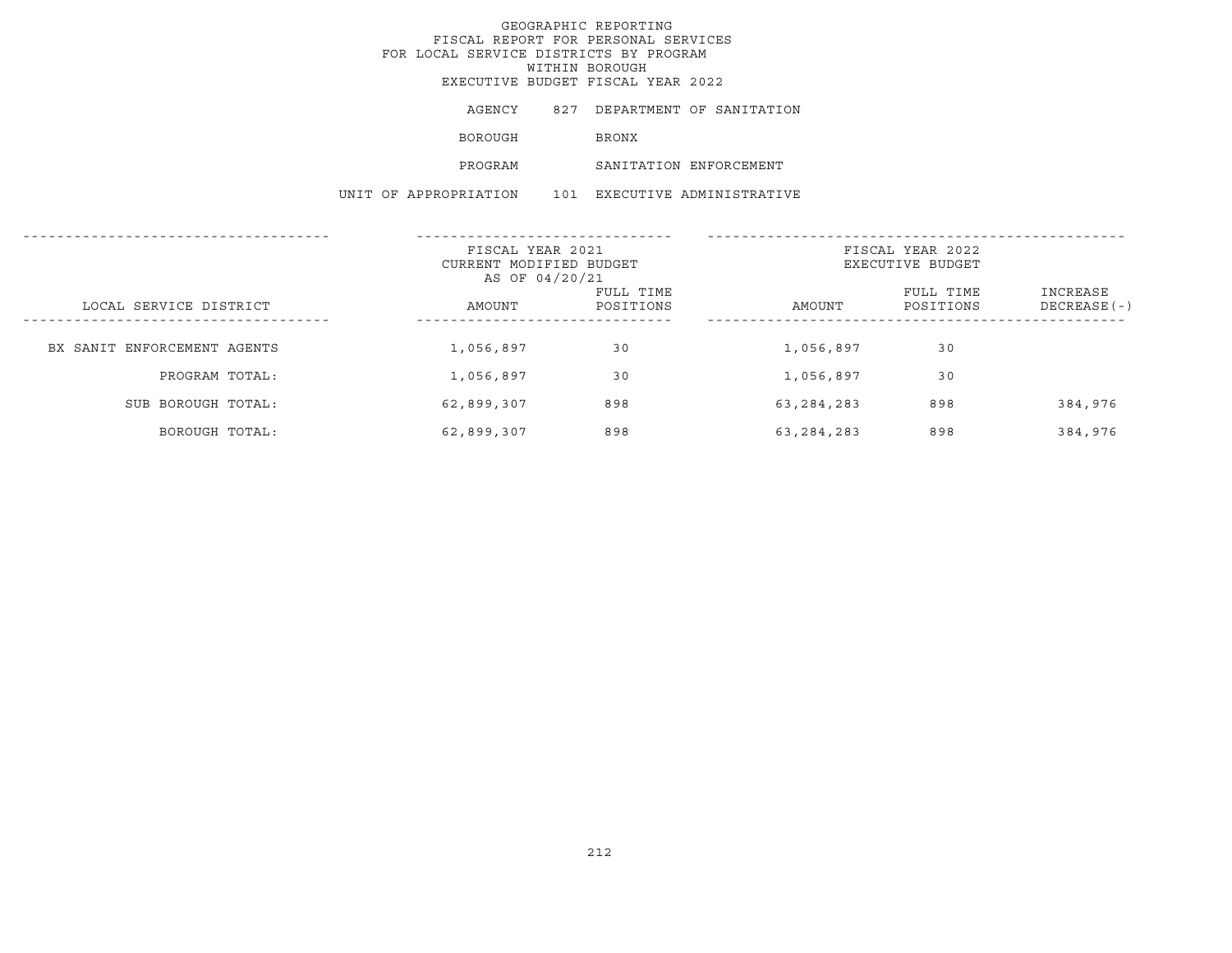# GEOGRAPHIC REPORTING
## FISCAL REPORT FOR PERSONAL SERVICES
## FOR LOCAL SERVICE DISTRICTS BY PROGRAM
## WITHIN BOROUGH
## EXECUTIVE BUDGET FISCAL YEAR 2022

AGENCY 827 DEPARTMENT OF SANITATION

BOROUGH BRONX

PROGRAM SANITATION ENFORCEMENT

UNIT OF APPROPRIATION 101 EXECUTIVE ADMINISTRATIVE

| LOCAL SERVICE DISTRICT | FISCAL YEAR 2021 CURRENT MODIFIED BUDGET AS OF 04/20/21 AMOUNT | FULL TIME POSITIONS | FISCAL YEAR 2022 EXECUTIVE BUDGET AMOUNT | FULL TIME POSITIONS | INCREASE DECREASE(-) |
|---|---|---|---|---|---|
| BX SANIT ENFORCEMENT AGENTS | 1,056,897 | 30 | 1,056,897 | 30 | |
| PROGRAM TOTAL: | 1,056,897 | 30 | 1,056,897 | 30 | |
| SUB BOROUGH TOTAL: | 62,899,307 | 898 | 63,284,283 | 898 | 384,976 |
| BOROUGH TOTAL: | 62,899,307 | 898 | 63,284,283 | 898 | 384,976 |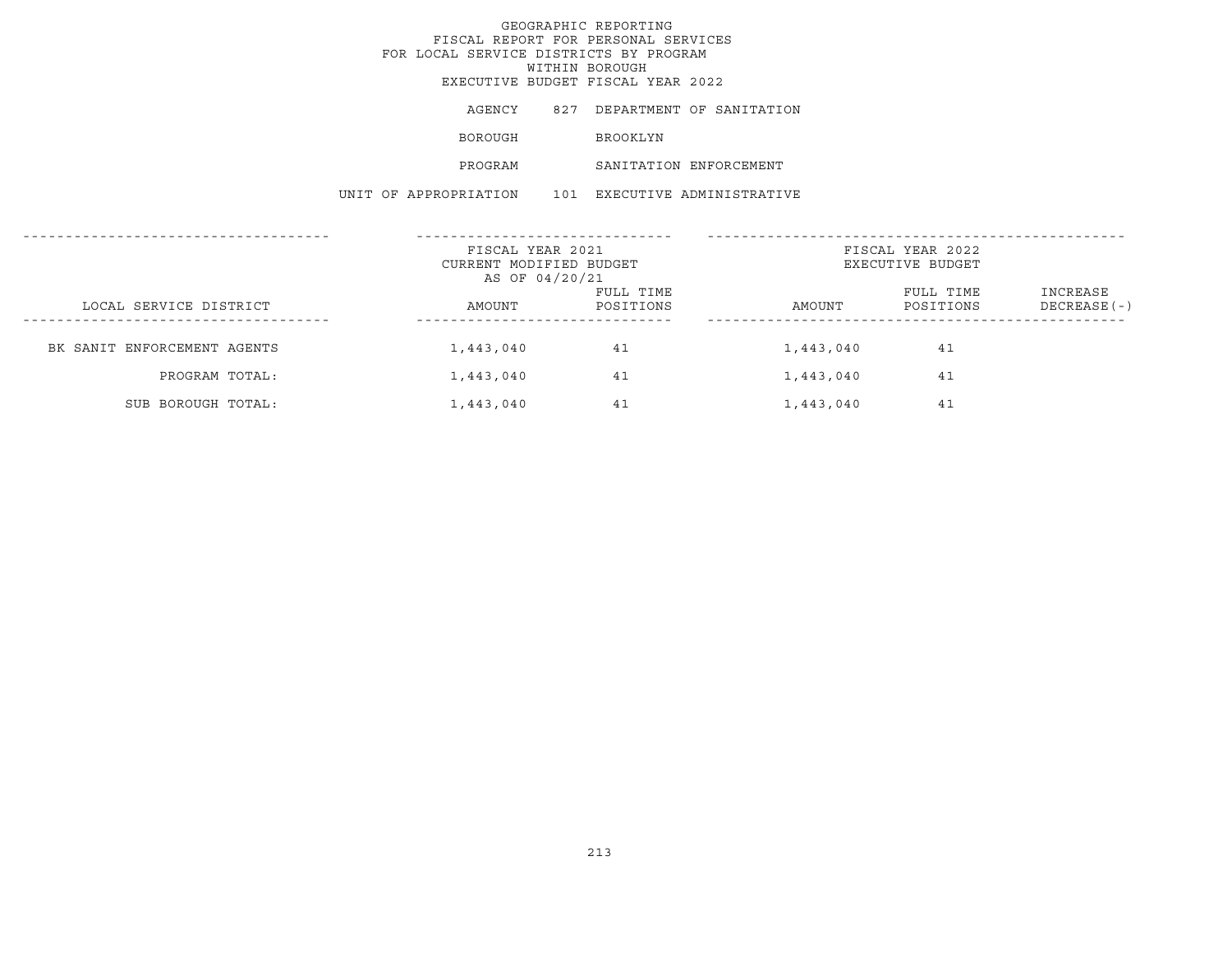GEOGRAPHIC REPORTING
FISCAL REPORT FOR PERSONAL SERVICES
FOR LOCAL SERVICE DISTRICTS BY PROGRAM
WITHIN BOROUGH
EXECUTIVE BUDGET FISCAL YEAR 2022

AGENCY 827 DEPARTMENT OF SANITATION

BOROUGH BROOKLYN

PROGRAM SANITATION ENFORCEMENT

UNIT OF APPROPRIATION 101 EXECUTIVE ADMINISTRATIVE

| | FISCAL YEAR 2021 CURRENT MODIFIED BUDGET AS OF 04/20/21 | | FISCAL YEAR 2022 EXECUTIVE BUDGET | | |
|---|---|---|---|---|---|
| LOCAL SERVICE DISTRICT | AMOUNT | FULL TIME POSITIONS | AMOUNT | FULL TIME POSITIONS | INCREASE DECREASE(-) |
| BK SANIT ENFORCEMENT AGENTS | 1,443,040 | 41 | 1,443,040 | 41 | |
| PROGRAM TOTAL: | 1,443,040 | 41 | 1,443,040 | 41 | |
| SUB BOROUGH TOTAL: | 1,443,040 | 41 | 1,443,040 | 41 | |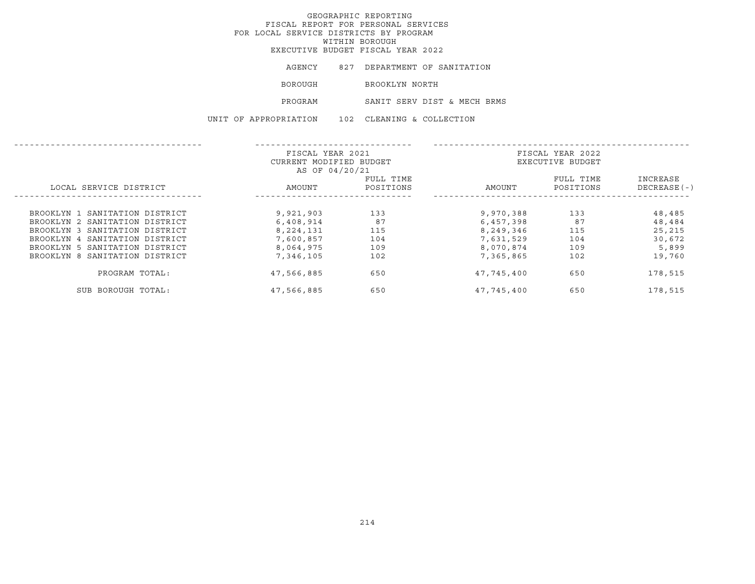# GEOGRAPHIC REPORTING
## FISCAL REPORT FOR PERSONAL SERVICES
## FOR LOCAL SERVICE DISTRICTS BY PROGRAM
## WITHIN BOROUGH
## EXECUTIVE BUDGET FISCAL YEAR 2022

AGENCY 827 DEPARTMENT OF SANITATION

BOROUGH BROOKLYN NORTH

PROGRAM SANIT SERV DIST & MECH BRMS

UNIT OF APPROPRIATION 102 CLEANING & COLLECTION

| LOCAL SERVICE DISTRICT | FISCAL YEAR 2021 CURRENT MODIFIED BUDGET AS OF 04/20/21 AMOUNT | FULL TIME POSITIONS | FISCAL YEAR 2022 EXECUTIVE BUDGET AMOUNT | FULL TIME POSITIONS | INCREASE DECREASE(-) |
|---|---|---|---|---|---|
| BROOKLYN 1 SANITATION DISTRICT | 9,921,903 | 133 | 9,970,388 | 133 | 48,485 |
| BROOKLYN 2 SANITATION DISTRICT | 6,408,914 | 87 | 6,457,398 | 87 | 48,484 |
| BROOKLYN 3 SANITATION DISTRICT | 8,224,131 | 115 | 8,249,346 | 115 | 25,215 |
| BROOKLYN 4 SANITATION DISTRICT | 7,600,857 | 104 | 7,631,529 | 104 | 30,672 |
| BROOKLYN 5 SANITATION DISTRICT | 8,064,975 | 109 | 8,070,874 | 109 | 5,899 |
| BROOKLYN 8 SANITATION DISTRICT | 7,346,105 | 102 | 7,365,865 | 102 | 19,760 |
| PROGRAM TOTAL: | 47,566,885 | 650 | 47,745,400 | 650 | 178,515 |
| SUB BOROUGH TOTAL: | 47,566,885 | 650 | 47,745,400 | 650 | 178,515 |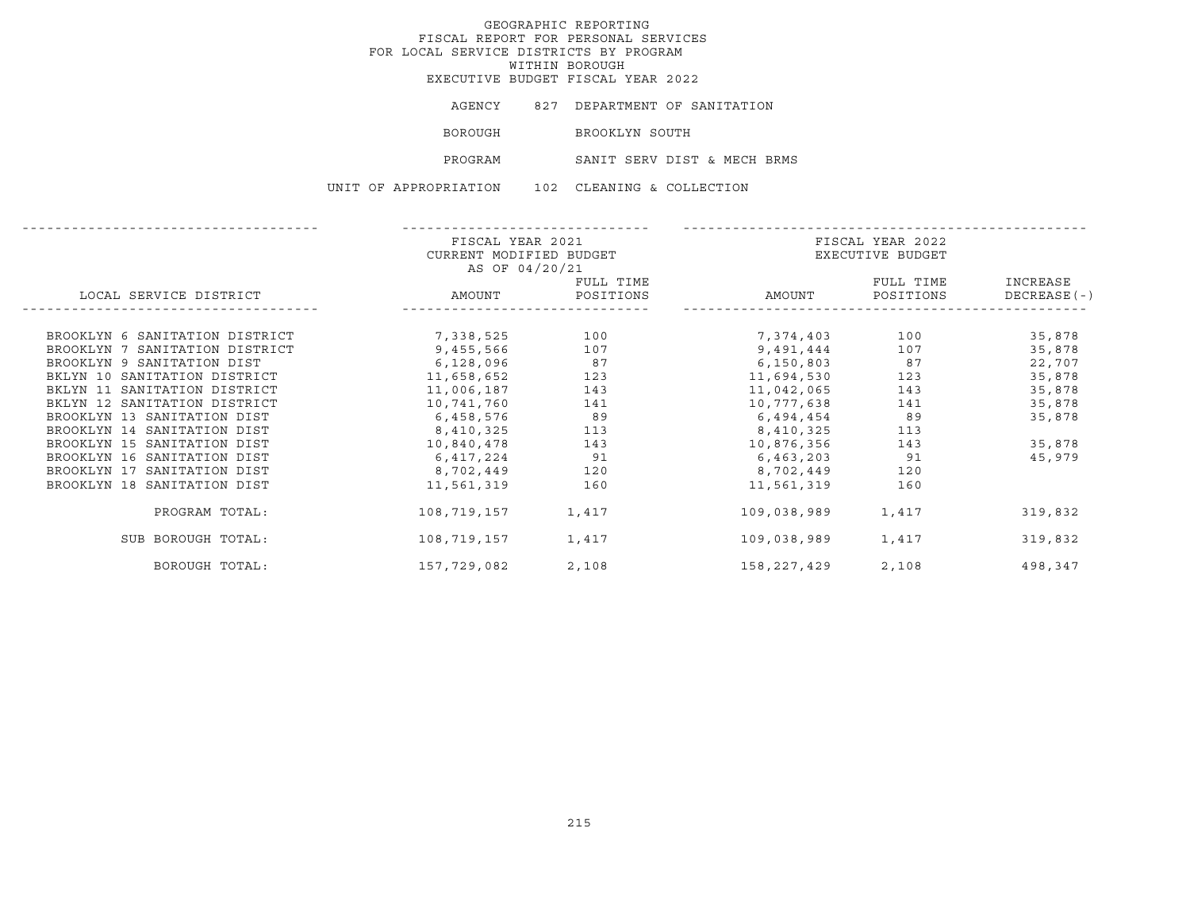GEOGRAPHIC REPORTING
FISCAL REPORT FOR PERSONAL SERVICES
FOR LOCAL SERVICE DISTRICTS BY PROGRAM
WITHIN BOROUGH
EXECUTIVE BUDGET FISCAL YEAR 2022

AGENCY 827 DEPARTMENT OF SANITATION

BOROUGH BROOKLYN SOUTH

PROGRAM SANIT SERV DIST & MECH BRMS

UNIT OF APPROPRIATION 102 CLEANING & COLLECTION

| LOCAL SERVICE DISTRICT | FISCAL YEAR 2021 CURRENT MODIFIED BUDGET AS OF 04/20/21 AMOUNT | FULL TIME POSITIONS | FISCAL YEAR 2022 EXECUTIVE BUDGET AMOUNT | FULL TIME POSITIONS | INCREASE DECREASE(-) |
|---|---|---|---|---|---|
| BROOKLYN 6 SANITATION DISTRICT | 7,338,525 | 100 | 7,374,403 | 100 | 35,878 |
| BROOKLYN 7 SANITATION DISTRICT | 9,455,566 | 107 | 9,491,444 | 107 | 35,878 |
| BROOKLYN 9 SANITATION DIST | 6,128,096 | 87 | 6,150,803 | 87 | 22,707 |
| BKLYN 10 SANITATION DISTRICT | 11,658,652 | 123 | 11,694,530 | 123 | 35,878 |
| BKLYN 11 SANITATION DISTRICT | 11,006,187 | 143 | 11,042,065 | 143 | 35,878 |
| BKLYN 12 SANITATION DISTRICT | 10,741,760 | 141 | 10,777,638 | 141 | 35,878 |
| BROOKLYN 13 SANITATION DIST | 6,458,576 | 89 | 6,494,454 | 89 | 35,878 |
| BROOKLYN 14 SANITATION DIST | 8,410,325 | 113 | 8,410,325 | 113 | |
| BROOKLYN 15 SANITATION DIST | 10,840,478 | 143 | 10,876,356 | 143 | 35,878 |
| BROOKLYN 16 SANITATION DIST | 6,417,224 | 91 | 6,463,203 | 91 | 45,979 |
| BROOKLYN 17 SANITATION DIST | 8,702,449 | 120 | 8,702,449 | 120 | |
| BROOKLYN 18 SANITATION DIST | 11,561,319 | 160 | 11,561,319 | 160 | |
| PROGRAM TOTAL: | 108,719,157 | 1,417 | 109,038,989 | 1,417 | 319,832 |
| SUB BOROUGH TOTAL: | 108,719,157 | 1,417 | 109,038,989 | 1,417 | 319,832 |
| BOROUGH TOTAL: | 157,729,082 | 2,108 | 158,227,429 | 2,108 | 498,347 |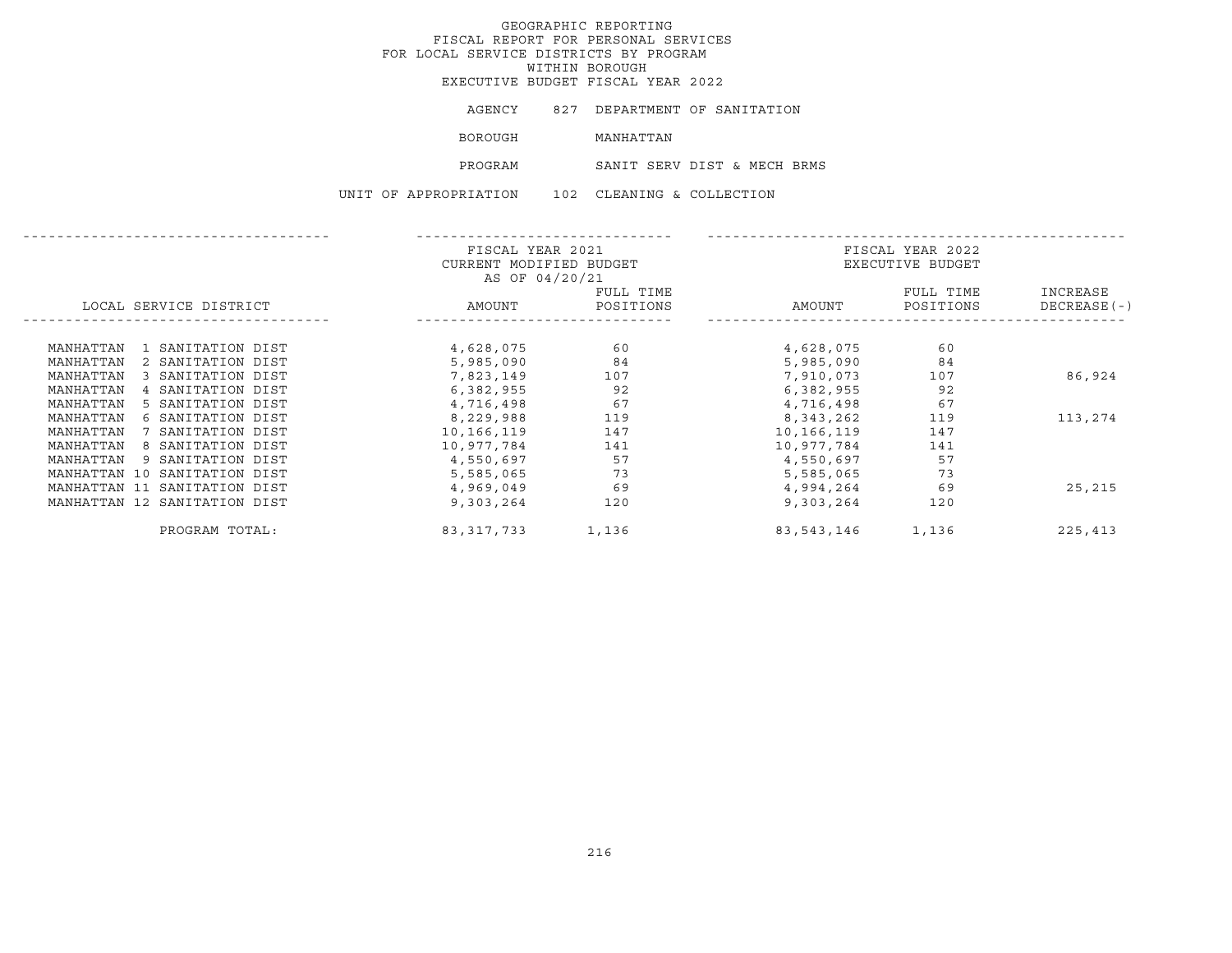GEOGRAPHIC REPORTING
FISCAL REPORT FOR PERSONAL SERVICES
FOR LOCAL SERVICE DISTRICTS BY PROGRAM
WITHIN BOROUGH
EXECUTIVE BUDGET FISCAL YEAR 2022

AGENCY 827 DEPARTMENT OF SANITATION

BOROUGH MANHATTAN

PROGRAM SANIT SERV DIST & MECH BRMS

UNIT OF APPROPRIATION 102 CLEANING & COLLECTION

| LOCAL SERVICE DISTRICT | FISCAL YEAR 2021 CURRENT MODIFIED BUDGET AS OF 04/20/21 AMOUNT | FULL TIME POSITIONS | FISCAL YEAR 2022 EXECUTIVE BUDGET AMOUNT | FULL TIME POSITIONS | INCREASE DECREASE(-) |
|---|---|---|---|---|---|
| MANHATTAN 1 SANITATION DIST | 4,628,075 | 60 | 4,628,075 | 60 | |
| MANHATTAN 2 SANITATION DIST | 5,985,090 | 84 | 5,985,090 | 84 | |
| MANHATTAN 3 SANITATION DIST | 7,823,149 | 107 | 7,910,073 | 107 | 86,924 |
| MANHATTAN 4 SANITATION DIST | 6,382,955 | 92 | 6,382,955 | 92 | |
| MANHATTAN 5 SANITATION DIST | 4,716,498 | 67 | 4,716,498 | 67 | |
| MANHATTAN 6 SANITATION DIST | 8,229,988 | 119 | 8,343,262 | 119 | 113,274 |
| MANHATTAN 7 SANITATION DIST | 10,166,119 | 147 | 10,166,119 | 147 | |
| MANHATTAN 8 SANITATION DIST | 10,977,784 | 141 | 10,977,784 | 141 | |
| MANHATTAN 9 SANITATION DIST | 4,550,697 | 57 | 4,550,697 | 57 | |
| MANHATTAN 10 SANITATION DIST | 5,585,065 | 73 | 5,585,065 | 73 | |
| MANHATTAN 11 SANITATION DIST | 4,969,049 | 69 | 4,994,264 | 69 | 25,215 |
| MANHATTAN 12 SANITATION DIST | 9,303,264 | 120 | 9,303,264 | 120 | |
| PROGRAM TOTAL: | 83,317,733 | 1,136 | 83,543,146 | 1,136 | 225,413 |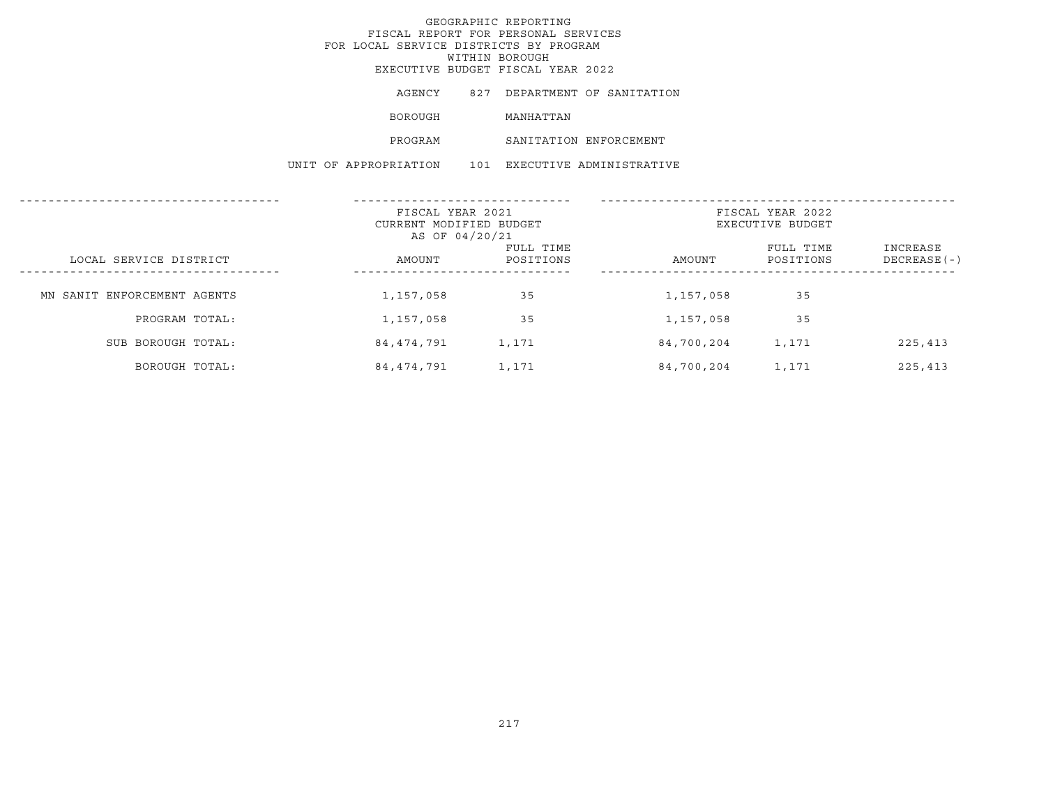# GEOGRAPHIC REPORTING
## FISCAL REPORT FOR PERSONAL SERVICES
## FOR LOCAL SERVICE DISTRICTS BY PROGRAM
## WITHIN BOROUGH
## EXECUTIVE BUDGET FISCAL YEAR 2022

AGENCY 827 DEPARTMENT OF SANITATION

BOROUGH MANHATTAN

PROGRAM SANITATION ENFORCEMENT

UNIT OF APPROPRIATION 101 EXECUTIVE ADMINISTRATIVE

| LOCAL SERVICE DISTRICT | FISCAL YEAR 2021 CURRENT MODIFIED BUDGET AS OF 04/20/21 AMOUNT | FULL TIME POSITIONS | FISCAL YEAR 2022 EXECUTIVE BUDGET AMOUNT | FULL TIME POSITIONS | INCREASE DECREASE(-) |
|---|---|---|---|---|---|
| MN SANIT ENFORCEMENT AGENTS | 1,157,058 | 35 | 1,157,058 | 35 | |
| PROGRAM TOTAL: | 1,157,058 | 35 | 1,157,058 | 35 | |
| SUB BOROUGH TOTAL: | 84,474,791 | 1,171 | 84,700,204 | 1,171 | 225,413 |
| BOROUGH TOTAL: | 84,474,791 | 1,171 | 84,700,204 | 1,171 | 225,413 |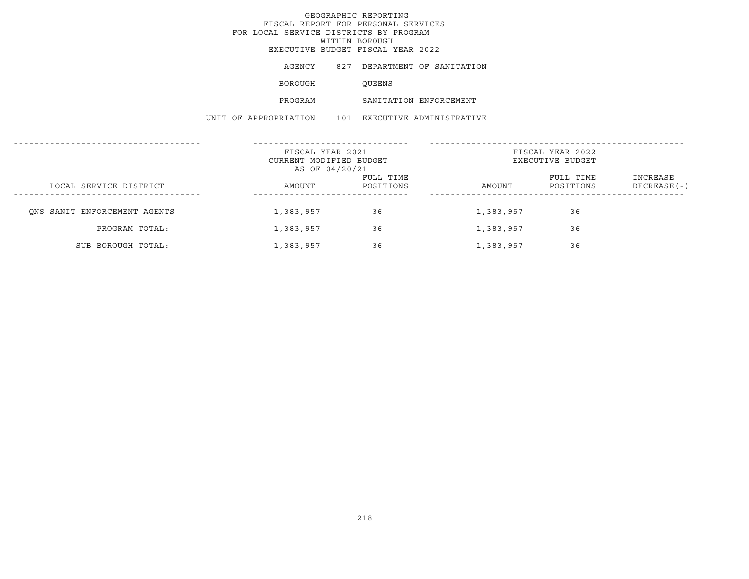GEOGRAPHIC REPORTING
FISCAL REPORT FOR PERSONAL SERVICES
FOR LOCAL SERVICE DISTRICTS BY PROGRAM
WITHIN BOROUGH
EXECUTIVE BUDGET FISCAL YEAR 2022

AGENCY 827 DEPARTMENT OF SANITATION

BOROUGH QUEENS

PROGRAM SANITATION ENFORCEMENT

UNIT OF APPROPRIATION 101 EXECUTIVE ADMINISTRATIVE

| LOCAL SERVICE DISTRICT | FISCAL YEAR 2021 CURRENT MODIFIED BUDGET AS OF 04/20/21 AMOUNT | FULL TIME POSITIONS | FISCAL YEAR 2022 EXECUTIVE BUDGET AMOUNT | FULL TIME POSITIONS | INCREASE DECREASE(-) |
|---|---|---|---|---|---|
| QNS SANIT ENFORCEMENT AGENTS | 1,383,957 | 36 | 1,383,957 | 36 | |
| PROGRAM TOTAL: | 1,383,957 | 36 | 1,383,957 | 36 | |
| SUB BOROUGH TOTAL: | 1,383,957 | 36 | 1,383,957 | 36 | |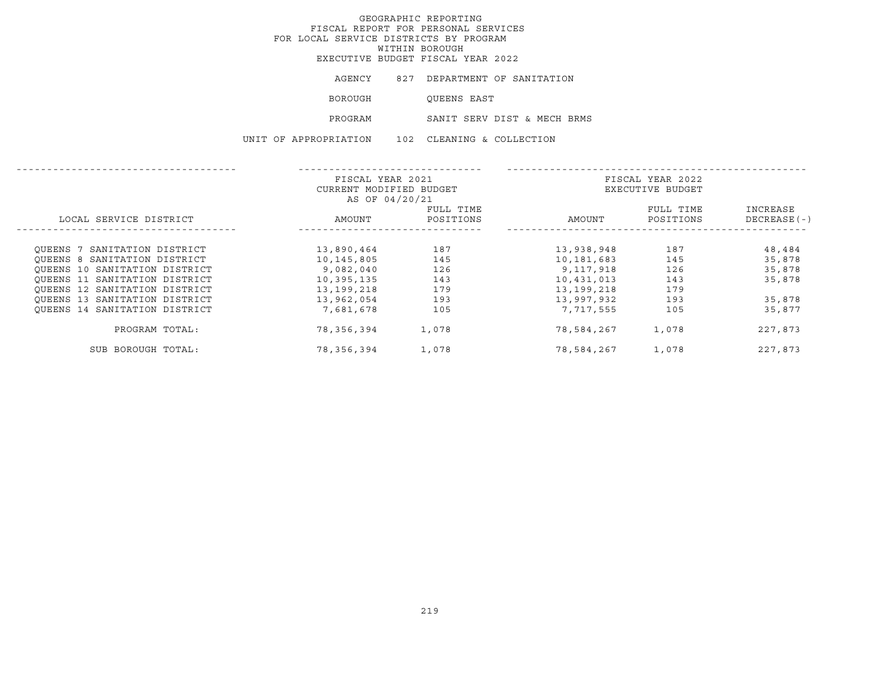# GEOGRAPHIC REPORTING
## FISCAL REPORT FOR PERSONAL SERVICES
## FOR LOCAL SERVICE DISTRICTS BY PROGRAM
## WITHIN BOROUGH
## EXECUTIVE BUDGET FISCAL YEAR 2022

AGENCY 827 DEPARTMENT OF SANITATION

BOROUGH QUEENS EAST

PROGRAM SANIT SERV DIST & MECH BRMS

UNIT OF APPROPRIATION 102 CLEANING & COLLECTION

| LOCAL SERVICE DISTRICT | FISCAL YEAR 2021 CURRENT MODIFIED BUDGET AS OF 04/20/21 | | FISCAL YEAR 2022 EXECUTIVE BUDGET | | |
|---|---|---|---|---|---|
| | AMOUNT | FULL TIME POSITIONS | AMOUNT | FULL TIME POSITIONS | INCREASE DECREASE(-) |
| QUEENS 7 SANITATION DISTRICT | 13,890,464 | 187 | 13,938,948 | 187 | 48,484 |
| QUEENS 8 SANITATION DISTRICT | 10,145,805 | 145 | 10,181,683 | 145 | 35,878 |
| QUEENS 10 SANITATION DISTRICT | 9,082,040 | 126 | 9,117,918 | 126 | 35,878 |
| QUEENS 11 SANITATION DISTRICT | 10,395,135 | 143 | 10,431,013 | 143 | 35,878 |
| QUEENS 12 SANITATION DISTRICT | 13,199,218 | 179 | 13,199,218 | 179 | |
| QUEENS 13 SANITATION DISTRICT | 13,962,054 | 193 | 13,997,932 | 193 | 35,878 |
| QUEENS 14 SANITATION DISTRICT | 7,681,678 | 105 | 7,717,555 | 105 | 35,877 |
| PROGRAM TOTAL: | 78,356,394 | 1,078 | 78,584,267 | 1,078 | 227,873 |
| SUB BOROUGH TOTAL: | 78,356,394 | 1,078 | 78,584,267 | 1,078 | 227,873 |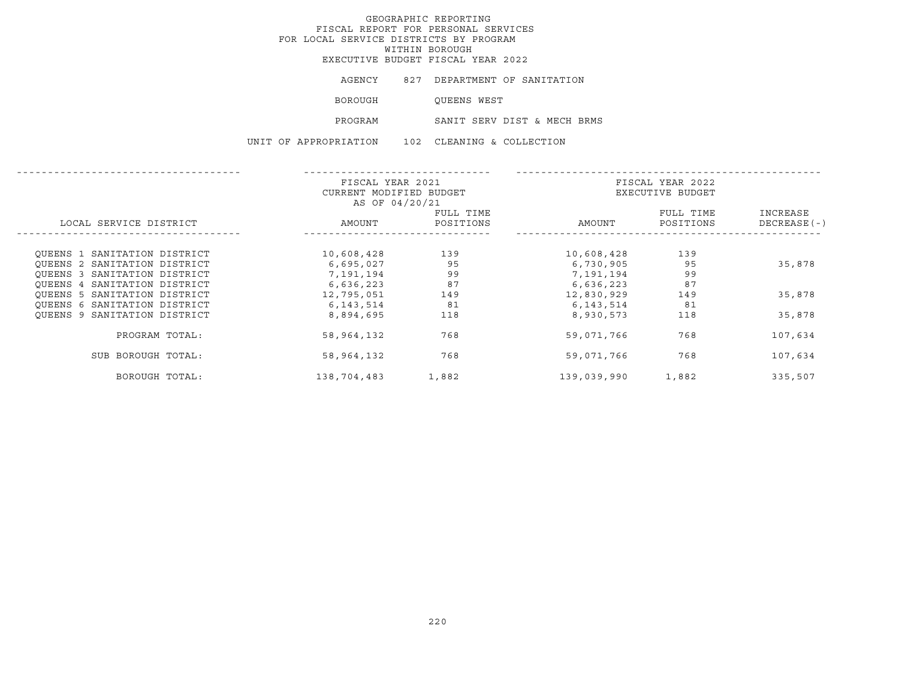GEOGRAPHIC REPORTING
FISCAL REPORT FOR PERSONAL SERVICES
FOR LOCAL SERVICE DISTRICTS BY PROGRAM
WITHIN BOROUGH
EXECUTIVE BUDGET FISCAL YEAR 2022

AGENCY 827 DEPARTMENT OF SANITATION

BOROUGH QUEENS WEST

PROGRAM SANIT SERV DIST & MECH BRMS

UNIT OF APPROPRIATION 102 CLEANING & COLLECTION

| LOCAL SERVICE DISTRICT | FISCAL YEAR 2021 CURRENT MODIFIED BUDGET AS OF 04/20/21 AMOUNT | FULL TIME POSITIONS | FISCAL YEAR 2022 EXECUTIVE BUDGET AMOUNT | FULL TIME POSITIONS | INCREASE DECREASE(-) |
|---|---|---|---|---|---|
| QUEENS 1 SANITATION DISTRICT | 10,608,428 | 139 | 10,608,428 | 139 | |
| QUEENS 2 SANITATION DISTRICT | 6,695,027 | 95 | 6,730,905 | 95 | 35,878 |
| QUEENS 3 SANITATION DISTRICT | 7,191,194 | 99 | 7,191,194 | 99 | |
| QUEENS 4 SANITATION DISTRICT | 6,636,223 | 87 | 6,636,223 | 87 | |
| QUEENS 5 SANITATION DISTRICT | 12,795,051 | 149 | 12,830,929 | 149 | 35,878 |
| QUEENS 6 SANITATION DISTRICT | 6,143,514 | 81 | 6,143,514 | 81 | |
| QUEENS 9 SANITATION DISTRICT | 8,894,695 | 118 | 8,930,573 | 118 | 35,878 |
| PROGRAM TOTAL: | 58,964,132 | 768 | 59,071,766 | 768 | 107,634 |
| SUB BOROUGH TOTAL: | 58,964,132 | 768 | 59,071,766 | 768 | 107,634 |
| BOROUGH TOTAL: | 138,704,483 | 1,882 | 139,039,990 | 1,882 | 335,507 |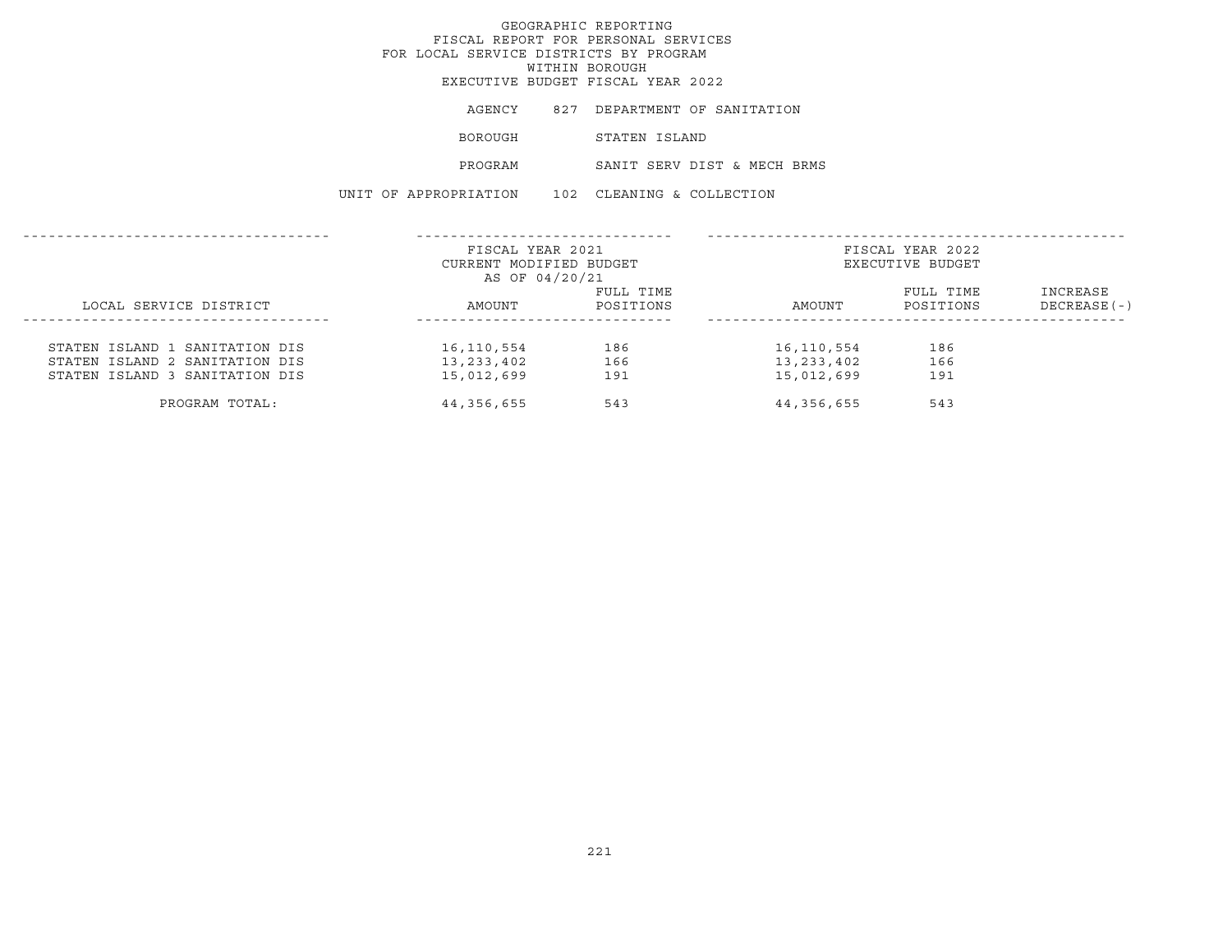# GEOGRAPHIC REPORTING
## FISCAL REPORT FOR PERSONAL SERVICES
## FOR LOCAL SERVICE DISTRICTS BY PROGRAM
## WITHIN BOROUGH
## EXECUTIVE BUDGET FISCAL YEAR 2022

AGENCY 827 DEPARTMENT OF SANITATION

BOROUGH STATEN ISLAND

PROGRAM SANIT SERV DIST & MECH BRMS

UNIT OF APPROPRIATION 102 CLEANING & COLLECTION

| LOCAL SERVICE DISTRICT | FISCAL YEAR 2021 CURRENT MODIFIED BUDGET AS OF 04/20/21 AMOUNT | FULL TIME POSITIONS | FISCAL YEAR 2022 EXECUTIVE BUDGET AMOUNT | FULL TIME POSITIONS | INCREASE DECREASE(-) |
|---|---|---|---|---|---|
| STATEN ISLAND 1 SANITATION DIS | 16,110,554 | 186 | 16,110,554 | 186 | |
| STATEN ISLAND 2 SANITATION DIS | 13,233,402 | 166 | 13,233,402 | 166 | |
| STATEN ISLAND 3 SANITATION DIS | 15,012,699 | 191 | 15,012,699 | 191 | |
| PROGRAM TOTAL: | 44,356,655 | 543 | 44,356,655 | 543 | |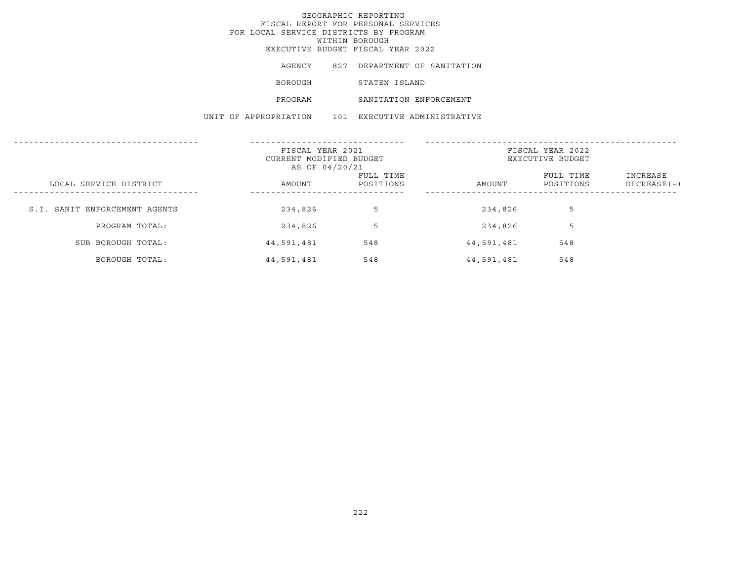# GEOGRAPHIC REPORTING
## FISCAL REPORT FOR PERSONAL SERVICES
## FOR LOCAL SERVICE DISTRICTS BY PROGRAM
## WITHIN BOROUGH
## EXECUTIVE BUDGET FISCAL YEAR 2022

AGENCY 827 DEPARTMENT OF SANITATION

BOROUGH STATEN ISLAND

PROGRAM SANITATION ENFORCEMENT

UNIT OF APPROPRIATION 101 EXECUTIVE ADMINISTRATIVE

| LOCAL SERVICE DISTRICT | FISCAL YEAR 2021 CURRENT MODIFIED BUDGET AS OF 04/20/21 | | FISCAL YEAR 2022 EXECUTIVE BUDGET | | |
|---|---|---|---|---|---|
| | AMOUNT | FULL TIME POSITIONS | AMOUNT | FULL TIME POSITIONS | INCREASE DECREASE(-) |
| S.I. SANIT ENFORCEMENT AGENTS | 234,826 | 5 | 234,826 | 5 | |
| PROGRAM TOTAL: | 234,826 | 5 | 234,826 | 5 | |
| SUB BOROUGH TOTAL: | 44,591,481 | 548 | 44,591,481 | 548 | |
| BOROUGH TOTAL: | 44,591,481 | 548 | 44,591,481 | 548 | |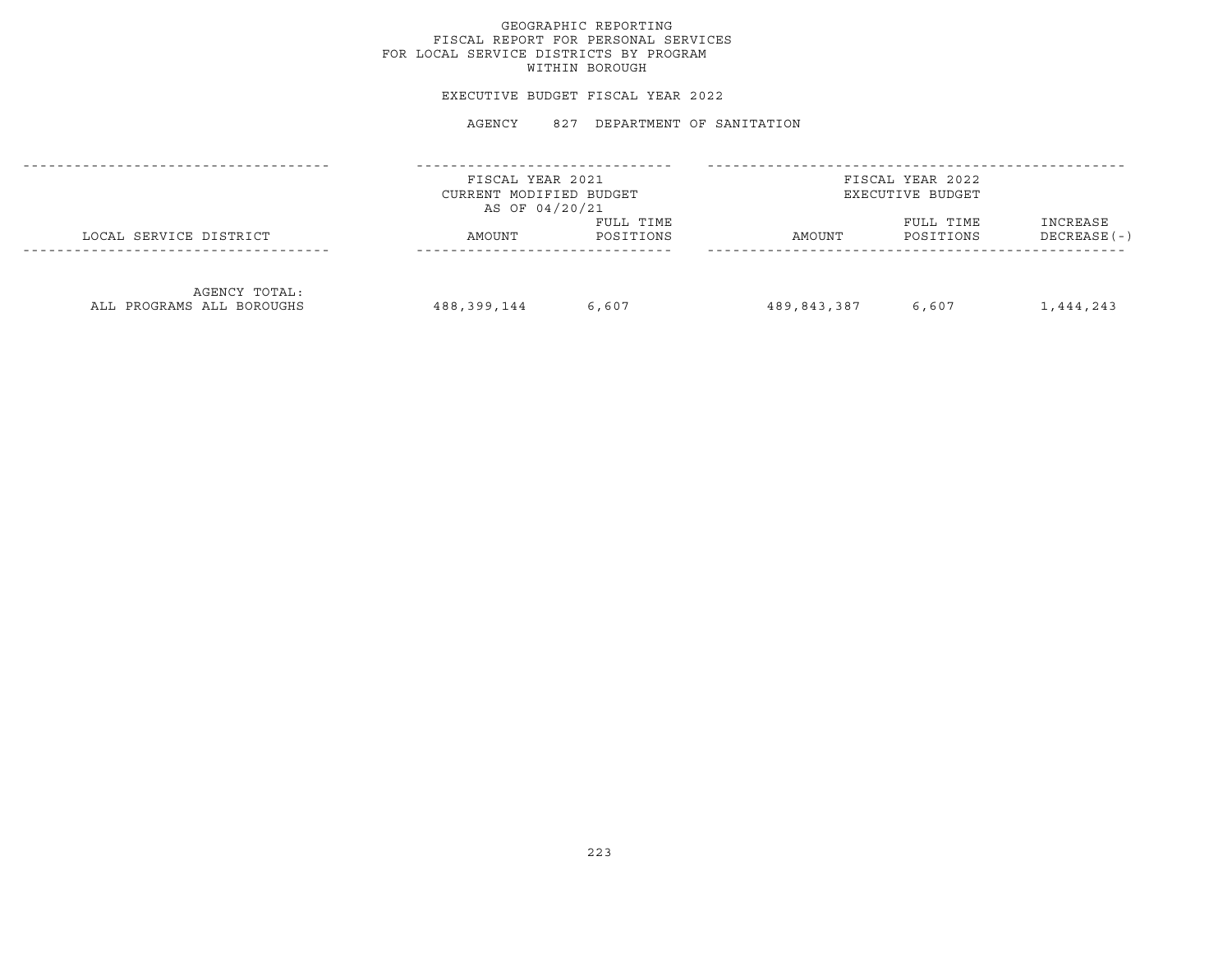GEOGRAPHIC REPORTING
FISCAL REPORT FOR PERSONAL SERVICES
FOR LOCAL SERVICE DISTRICTS BY PROGRAM
WITHIN BOROUGH

EXECUTIVE BUDGET FISCAL YEAR 2022

AGENCY 827 DEPARTMENT OF SANITATION

| LOCAL SERVICE DISTRICT | FISCAL YEAR 2021 CURRENT MODIFIED BUDGET AS OF 04/20/21 AMOUNT | FULL TIME POSITIONS | FISCAL YEAR 2022 EXECUTIVE BUDGET AMOUNT | FULL TIME POSITIONS | INCREASE DECREASE(-) |
|---|---|---|---|---|---|
| AGENCY TOTAL: ALL PROGRAMS ALL BOROUGHS | 488,399,144 | 6,607 | 489,843,387 | 6,607 | 1,444,243 |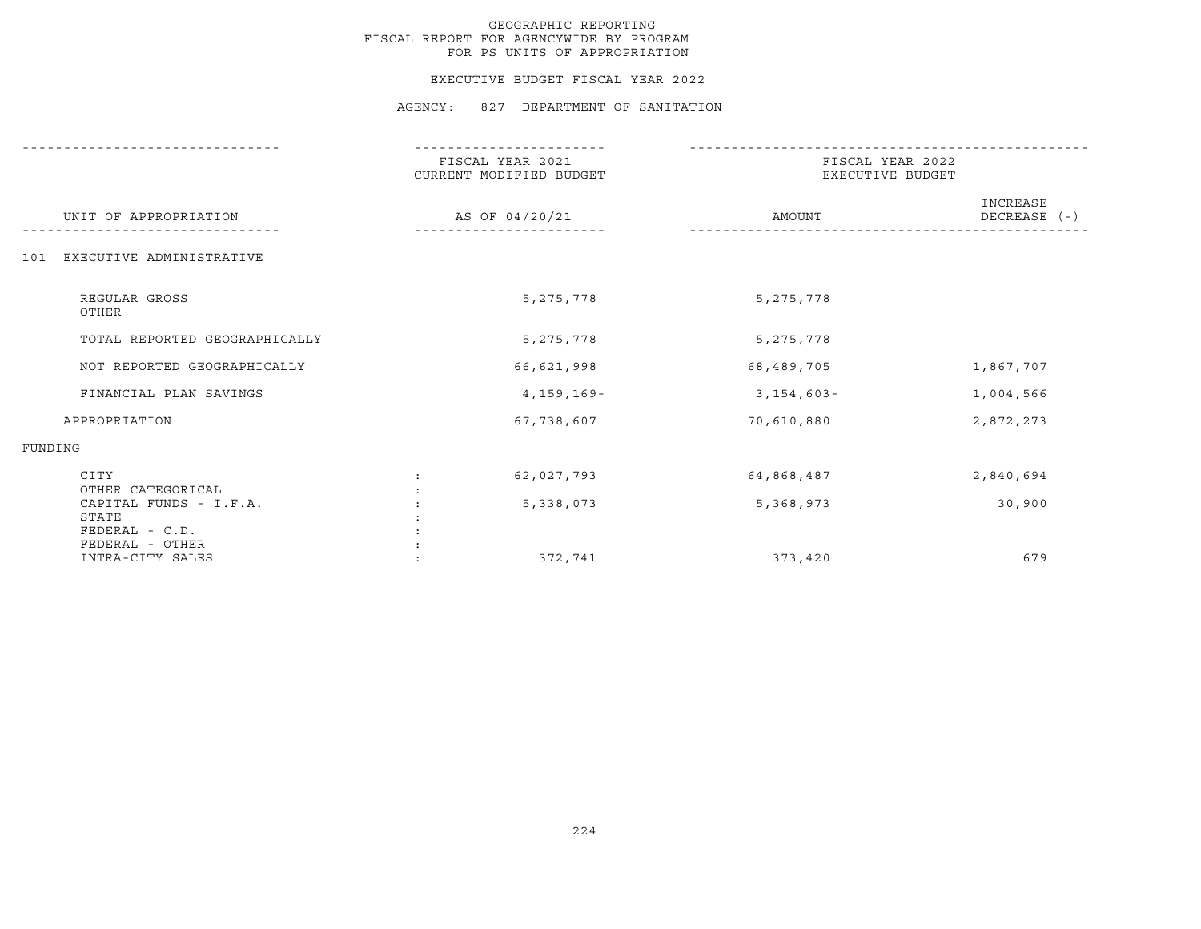GEOGRAPHIC REPORTING
FISCAL REPORT FOR AGENCYWIDE BY PROGRAM
FOR PS UNITS OF APPROPRIATION

EXECUTIVE BUDGET FISCAL YEAR 2022

AGENCY: 827 DEPARTMENT OF SANITATION

| UNIT OF APPROPRIATION | FISCAL YEAR 2021 CURRENT MODIFIED BUDGET AS OF 04/20/21 | FISCAL YEAR 2022 EXECUTIVE BUDGET AMOUNT | INCREASE DECREASE (-) |
|---|---|---|---|
| 101 EXECUTIVE ADMINISTRATIVE | | | |
| REGULAR GROSS | 5,275,778 | 5,275,778 | |
| OTHER | | | |
| TOTAL REPORTED GEOGRAPHICALLY | 5,275,778 | 5,275,778 | |
| NOT REPORTED GEOGRAPHICALLY | 66,621,998 | 68,489,705 | 1,867,707 |
| FINANCIAL PLAN SAVINGS | 4,159,169- | 3,154,603- | 1,004,566 |
| APPROPRIATION | 67,738,607 | 70,610,880 | 2,872,273 |
| FUNDING | | | |
| CITY : | 62,027,793 | 64,868,487 | 2,840,694 |
| OTHER CATEGORICAL : | | | |
| CAPITAL FUNDS - I.F.A. : | 5,338,073 | 5,368,973 | 30,900 |
| STATE : | | | |
| FEDERAL - C.D. : | | | |
| FEDERAL - OTHER : | | | |
| INTRA-CITY SALES : | 372,741 | 373,420 | 679 |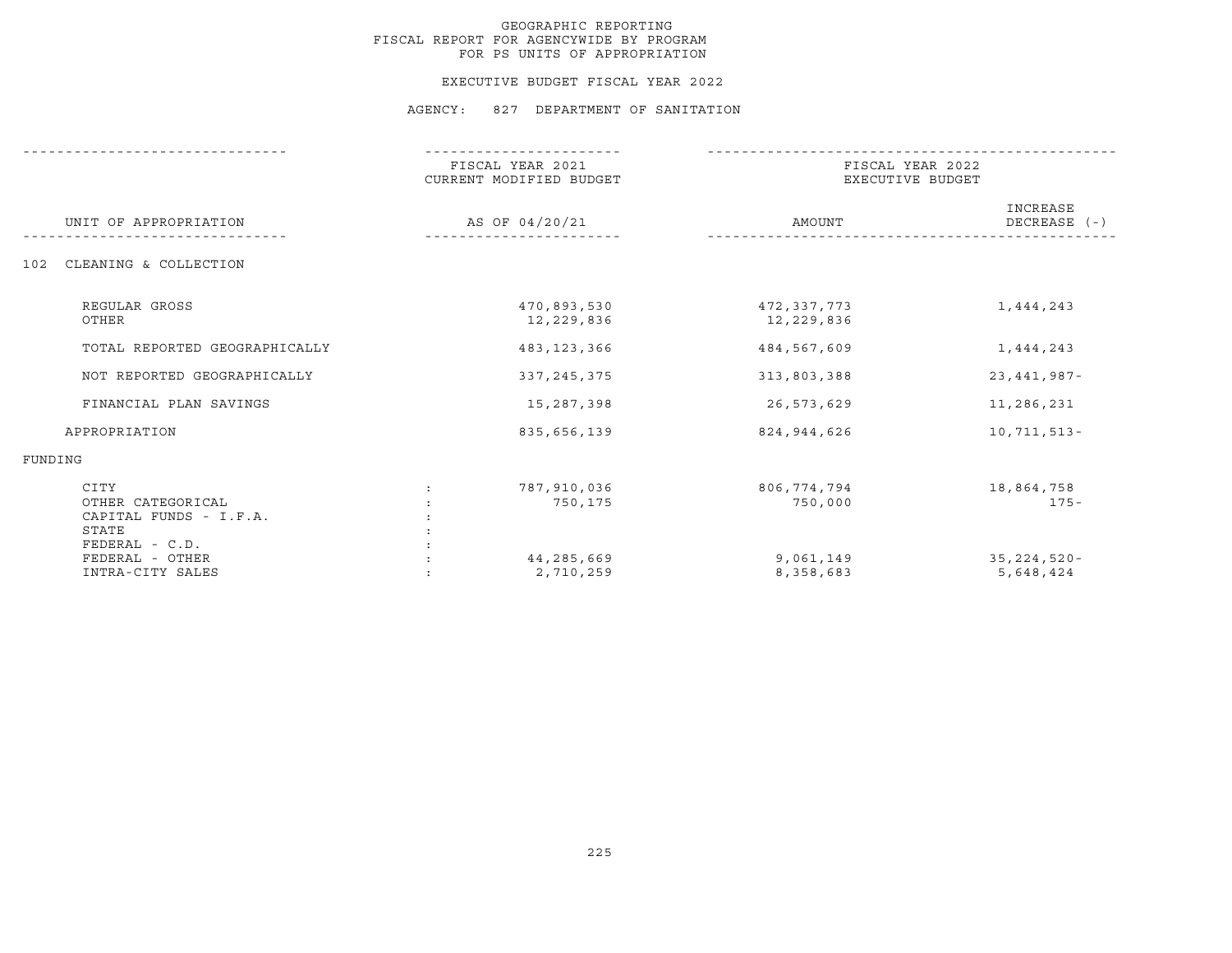# GEOGRAPHIC REPORTING
## FISCAL REPORT FOR AGENCYWIDE BY PROGRAM
## FOR PS UNITS OF APPROPRIATION

### EXECUTIVE BUDGET FISCAL YEAR 2022

### AGENCY: 827 DEPARTMENT OF SANITATION

| UNIT OF APPROPRIATION | | FISCAL YEAR 2021 CURRENT MODIFIED BUDGET AS OF 04/20/21 | FISCAL YEAR 2022 EXECUTIVE BUDGET AMOUNT | INCREASE DECREASE (-) |
|---|---|---|---|---|
| 102 CLEANING & COLLECTION | | | | |
| REGULAR GROSS | | 470,893,530 | 472,337,773 | 1,444,243 |
| OTHER | | 12,229,836 | 12,229,836 | |
| TOTAL REPORTED GEOGRAPHICALLY | | 483,123,366 | 484,567,609 | 1,444,243 |
| NOT REPORTED GEOGRAPHICALLY | | 337,245,375 | 313,803,388 | 23,441,987- |
| FINANCIAL PLAN SAVINGS | | 15,287,398 | 26,573,629 | 11,286,231 |
| APPROPRIATION | | 835,656,139 | 824,944,626 | 10,711,513- |
| FUNDING | | | | |
| CITY | : | 787,910,036 | 806,774,794 | 18,864,758 |
| OTHER CATEGORICAL | : | 750,175 | 750,000 | 175- |
| CAPITAL FUNDS - I.F.A. | : | | | |
| STATE | : | | | |
| FEDERAL - C.D. | : | | | |
| FEDERAL - OTHER | : | 44,285,669 | 9,061,149 | 35,224,520- |
| INTRA-CITY SALES | : | 2,710,259 | 8,358,683 | 5,648,424 |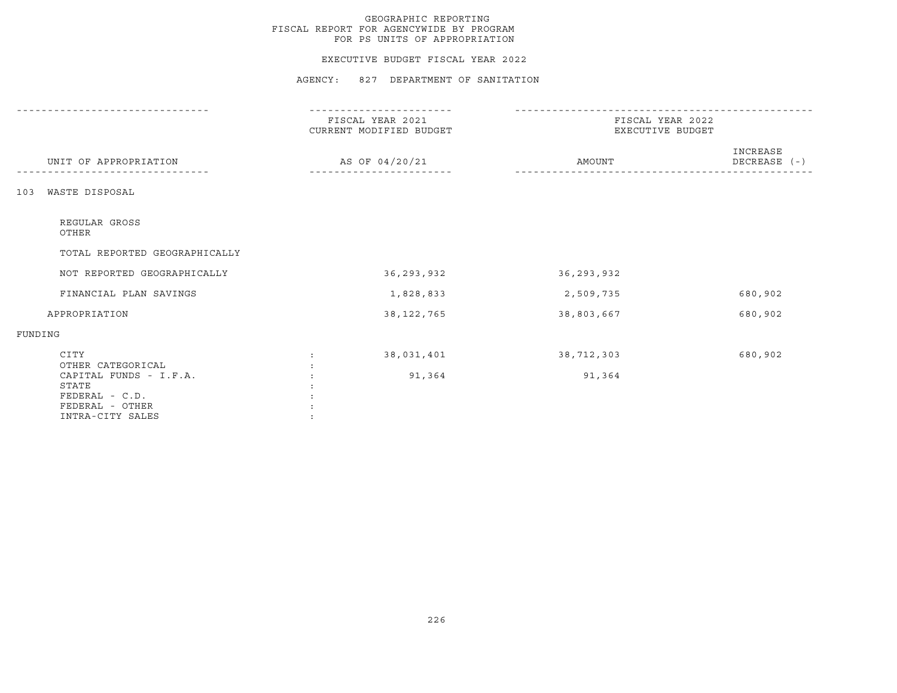GEOGRAPHIC REPORTING
FISCAL REPORT FOR AGENCYWIDE BY PROGRAM
FOR PS UNITS OF APPROPRIATION

EXECUTIVE BUDGET FISCAL YEAR 2022

AGENCY: 827 DEPARTMENT OF SANITATION

| UNIT OF APPROPRIATION | | FISCAL YEAR 2021 CURRENT MODIFIED BUDGET AS OF 04/20/21 | FISCAL YEAR 2022 EXECUTIVE BUDGET AMOUNT | INCREASE DECREASE (-) |
|---|---|---|---|---|
| 103 WASTE DISPOSAL | | | | |
| REGULAR GROSS | | | | |
| OTHER | | | | |
| TOTAL REPORTED GEOGRAPHICALLY | | | | |
| NOT REPORTED GEOGRAPHICALLY | | 36,293,932 | 36,293,932 | |
| FINANCIAL PLAN SAVINGS | | 1,828,833 | 2,509,735 | 680,902 |
| APPROPRIATION | | 38,122,765 | 38,803,667 | 680,902 |
| FUNDING | | | | |
| CITY | : | 38,031,401 | 38,712,303 | 680,902 |
| OTHER CATEGORICAL | : | | | |
| CAPITAL FUNDS - I.F.A. | : | 91,364 | 91,364 | |
| STATE | : | | | |
| FEDERAL - C.D. | : | | | |
| FEDERAL - OTHER | : | | | |
| INTRA-CITY SALES | : | | | |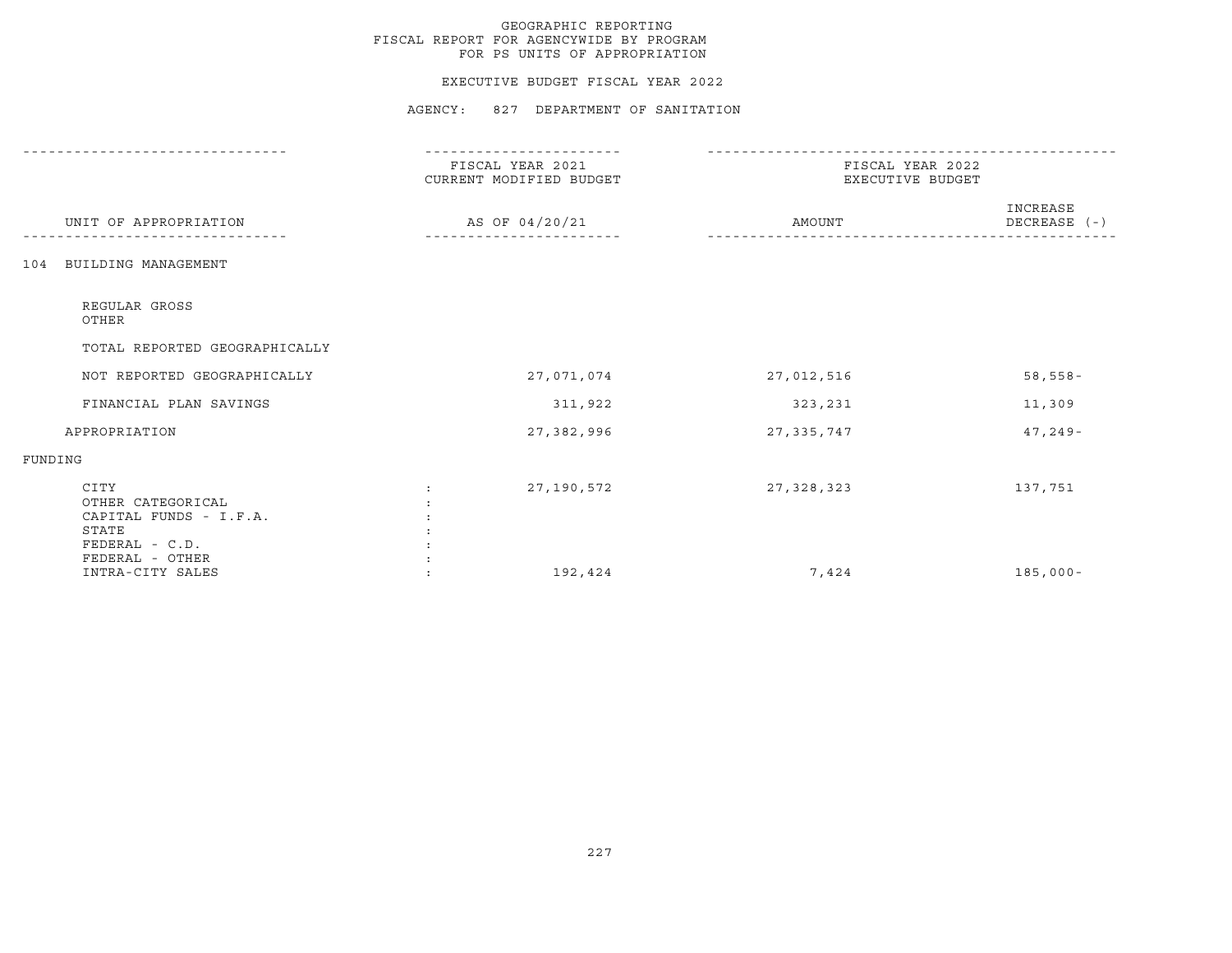# GEOGRAPHIC REPORTING
## FISCAL REPORT FOR AGENCYWIDE BY PROGRAM
## FOR PS UNITS OF APPROPRIATION

### EXECUTIVE BUDGET FISCAL YEAR 2022

### AGENCY: 827 DEPARTMENT OF SANITATION

| UNIT OF APPROPRIATION | FISCAL YEAR 2021 CURRENT MODIFIED BUDGET AS OF 04/20/21 | FISCAL YEAR 2022 EXECUTIVE BUDGET AMOUNT | INCREASE DECREASE (-) |
|---|---|---|---|
| 104 BUILDING MANAGEMENT | | | |
| REGULAR GROSS | | | |
| OTHER | | | |
| TOTAL REPORTED GEOGRAPHICALLY | | | |
| NOT REPORTED GEOGRAPHICALLY | 27,071,074 | 27,012,516 | 58,558- |
| FINANCIAL PLAN SAVINGS | 311,922 | 323,231 | 11,309 |
| APPROPRIATION | 27,382,996 | 27,335,747 | 47,249- |
| FUNDING | | | |
| CITY : | 27,190,572 | 27,328,323 | 137,751 |
| OTHER CATEGORICAL : | | | |
| CAPITAL FUNDS - I.F.A. : | | | |
| STATE : | | | |
| FEDERAL - C.D. : | | | |
| FEDERAL - OTHER : | | | |
| INTRA-CITY SALES : | 192,424 | 7,424 | 185,000- |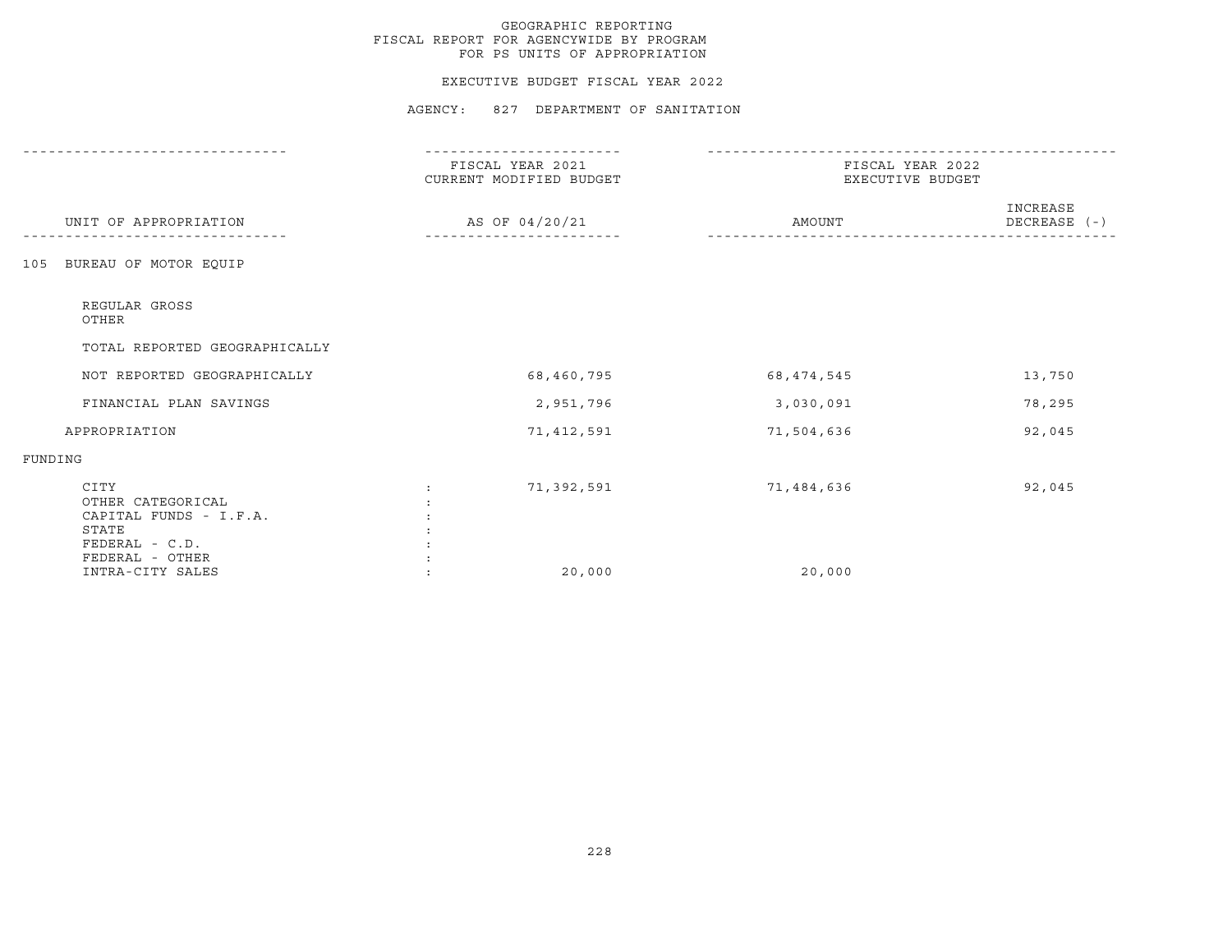GEOGRAPHIC REPORTING
FISCAL REPORT FOR AGENCYWIDE BY PROGRAM
FOR PS UNITS OF APPROPRIATION

EXECUTIVE BUDGET FISCAL YEAR 2022

AGENCY: 827 DEPARTMENT OF SANITATION

| UNIT OF APPROPRIATION | | FISCAL YEAR 2021 CURRENT MODIFIED BUDGET AS OF 04/20/21 | FISCAL YEAR 2022 EXECUTIVE BUDGET AMOUNT | INCREASE DECREASE (-) |
|---|---|---|---|---|
| 105 BUREAU OF MOTOR EQUIP | | | | |
| REGULAR GROSS | | | | |
| OTHER | | | | |
| TOTAL REPORTED GEOGRAPHICALLY | | | | |
| NOT REPORTED GEOGRAPHICALLY | | 68,460,795 | 68,474,545 | 13,750 |
| FINANCIAL PLAN SAVINGS | | 2,951,796 | 3,030,091 | 78,295 |
| APPROPRIATION | | 71,412,591 | 71,504,636 | 92,045 |
| FUNDING | | | | |
| CITY | : | 71,392,591 | 71,484,636 | 92,045 |
| OTHER CATEGORICAL | : | | | |
| CAPITAL FUNDS - I.F.A. | : | | | |
| STATE | : | | | |
| FEDERAL - C.D. | : | | | |
| FEDERAL - OTHER | : | | | |
| INTRA-CITY SALES | : | 20,000 | 20,000 | |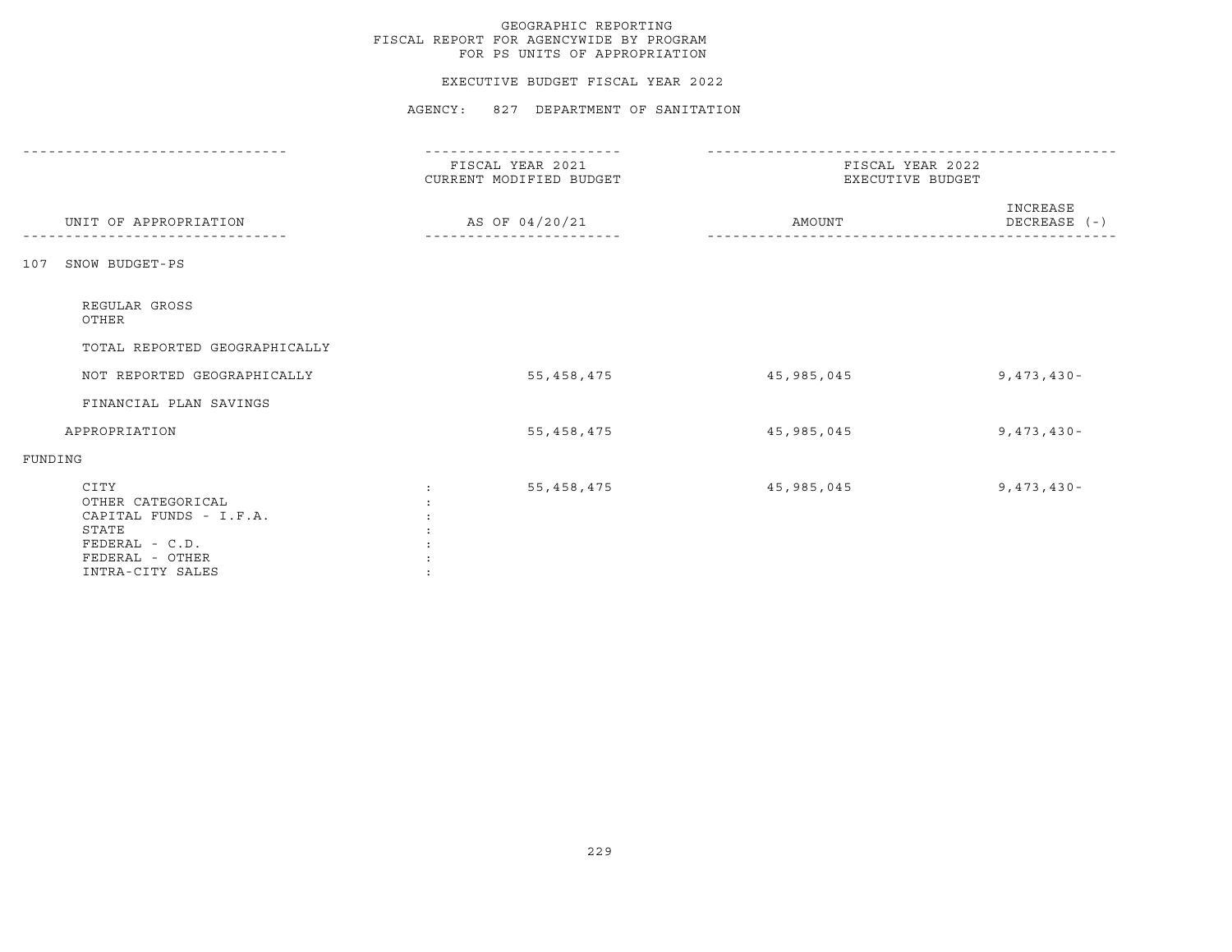GEOGRAPHIC REPORTING
FISCAL REPORT FOR AGENCYWIDE BY PROGRAM
FOR PS UNITS OF APPROPRIATION

EXECUTIVE BUDGET FISCAL YEAR 2022

AGENCY: 827 DEPARTMENT OF SANITATION

| UNIT OF APPROPRIATION | FISCAL YEAR 2021 CURRENT MODIFIED BUDGET AS OF 04/20/21 | FISCAL YEAR 2022 EXECUTIVE BUDGET AMOUNT | INCREASE DECREASE (-) |
|---|---|---|---|
| 107 SNOW BUDGET-PS | | | |
| REGULAR GROSS | | | |
| OTHER | | | |
| TOTAL REPORTED GEOGRAPHICALLY | | | |
| NOT REPORTED GEOGRAPHICALLY | 55,458,475 | 45,985,045 | 9,473,430- |
| FINANCIAL PLAN SAVINGS | | | |
| APPROPRIATION | 55,458,475 | 45,985,045 | 9,473,430- |
| FUNDING | | | |
| CITY : | 55,458,475 | 45,985,045 | 9,473,430- |
| OTHER CATEGORICAL : | | | |
| CAPITAL FUNDS - I.F.A. : | | | |
| STATE : | | | |
| FEDERAL - C.D. : | | | |
| FEDERAL - OTHER : | | | |
| INTRA-CITY SALES : | | | |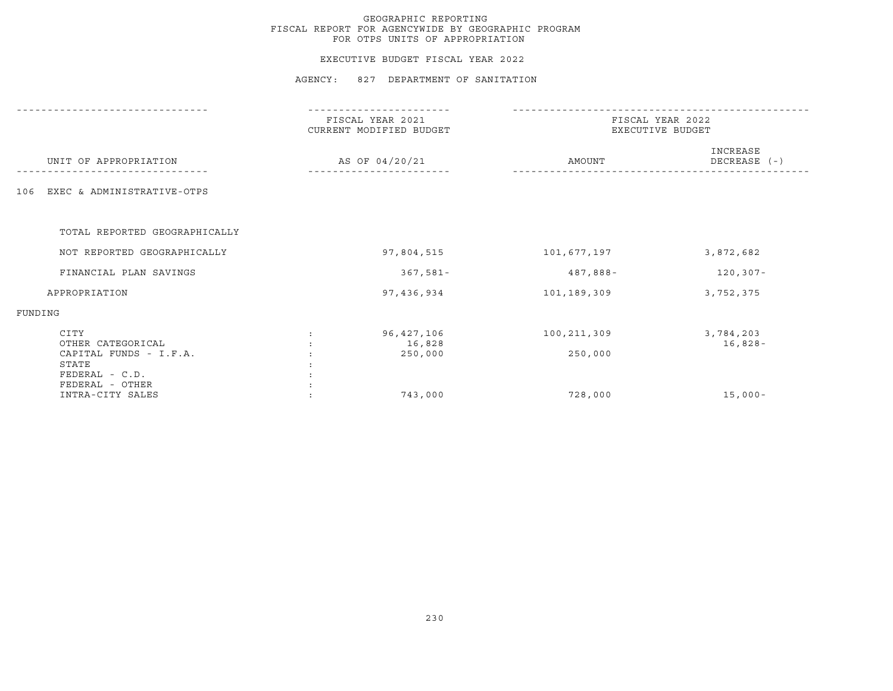# GEOGRAPHIC REPORTING
## FISCAL REPORT FOR AGENCYWIDE BY GEOGRAPHIC PROGRAM
## FOR OTPS UNITS OF APPROPRIATION

### EXECUTIVE BUDGET FISCAL YEAR 2022

### AGENCY: 827 DEPARTMENT OF SANITATION

| UNIT OF APPROPRIATION | FISCAL YEAR 2021 CURRENT MODIFIED BUDGET AS OF 04/20/21 | FISCAL YEAR 2022 EXECUTIVE BUDGET AMOUNT | INCREASE DECREASE (-) |
|---|---|---|---|
| 106 EXEC & ADMINISTRATIVE-OTPS | | | |
| TOTAL REPORTED GEOGRAPHICALLY | | | |
| NOT REPORTED GEOGRAPHICALLY | 97,804,515 | 101,677,197 | 3,872,682 |
| FINANCIAL PLAN SAVINGS | 367,581- | 487,888- | 120,307- |
| APPROPRIATION | 97,436,934 | 101,189,309 | 3,752,375 |
| FUNDING | | | |
| CITY | 96,427,106 | 100,211,309 | 3,784,203 |
| OTHER CATEGORICAL | 16,828 | | 16,828- |
| CAPITAL FUNDS - I.F.A. | 250,000 | 250,000 | |
| STATE | | | |
| FEDERAL - C.D. | | | |
| FEDERAL - OTHER | | | |
| INTRA-CITY SALES | 743,000 | 728,000 | 15,000- |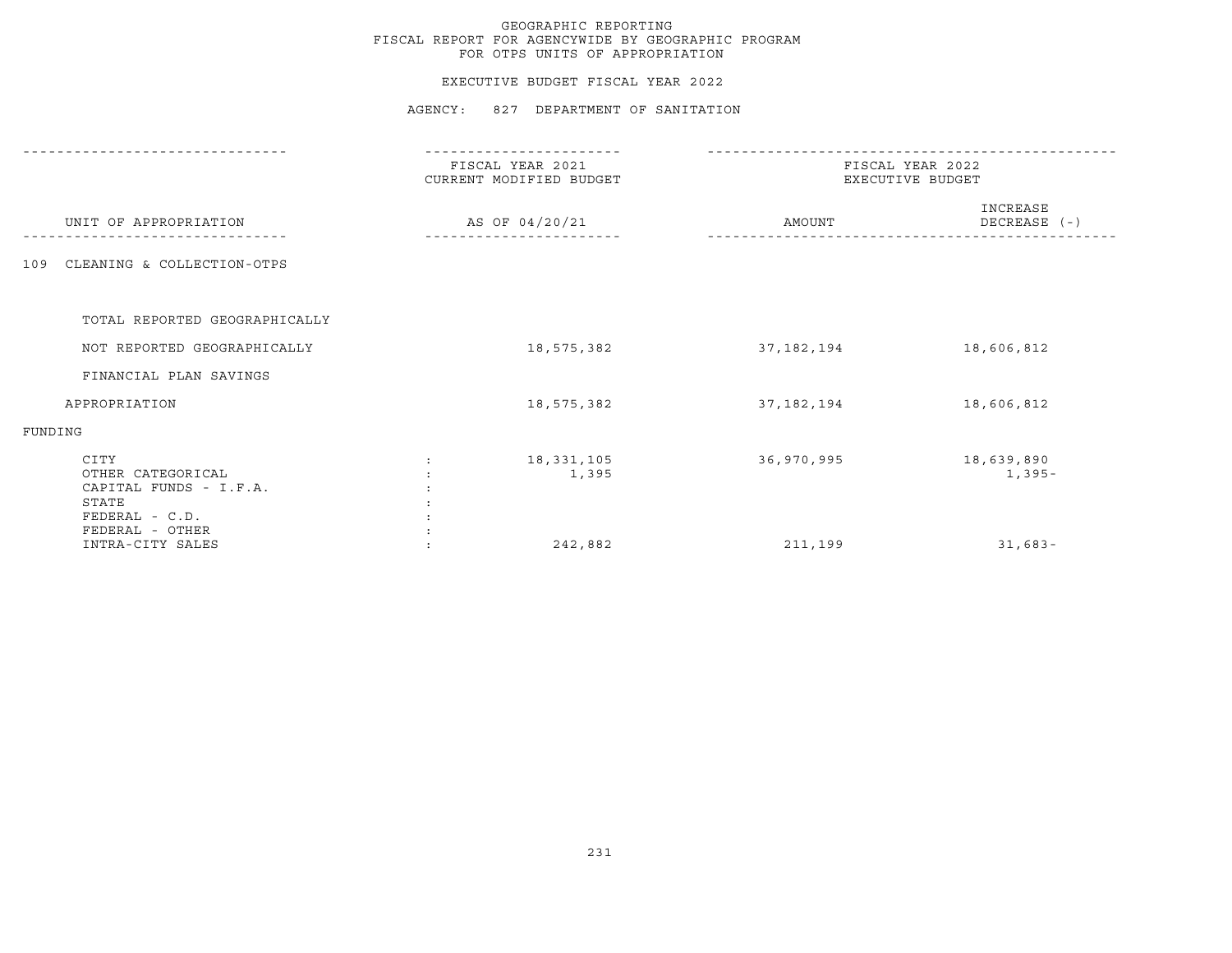GEOGRAPHIC REPORTING
FISCAL REPORT FOR AGENCYWIDE BY GEOGRAPHIC PROGRAM
FOR OTPS UNITS OF APPROPRIATION

EXECUTIVE BUDGET FISCAL YEAR 2022

AGENCY: 827 DEPARTMENT OF SANITATION

| UNIT OF APPROPRIATION | FISCAL YEAR 2021 CURRENT MODIFIED BUDGET AS OF 04/20/21 | FISCAL YEAR 2022 EXECUTIVE BUDGET AMOUNT | INCREASE DECREASE (-) |
|---|---|---|---|
| 109 CLEANING & COLLECTION-OTPS | | | |
| TOTAL REPORTED GEOGRAPHICALLY | | | |
| NOT REPORTED GEOGRAPHICALLY | 18,575,382 | 37,182,194 | 18,606,812 |
| FINANCIAL PLAN SAVINGS | | | |
| APPROPRIATION | 18,575,382 | 37,182,194 | 18,606,812 |
| FUNDING | | | |
| CITY | 18,331,105 | 36,970,995 | 18,639,890 |
| OTHER CATEGORICAL | 1,395 | | 1,395- |
| CAPITAL FUNDS - I.F.A. | | | |
| STATE | | | |
| FEDERAL - C.D. | | | |
| FEDERAL - OTHER | | | |
| INTRA-CITY SALES | 242,882 | 211,199 | 31,683- |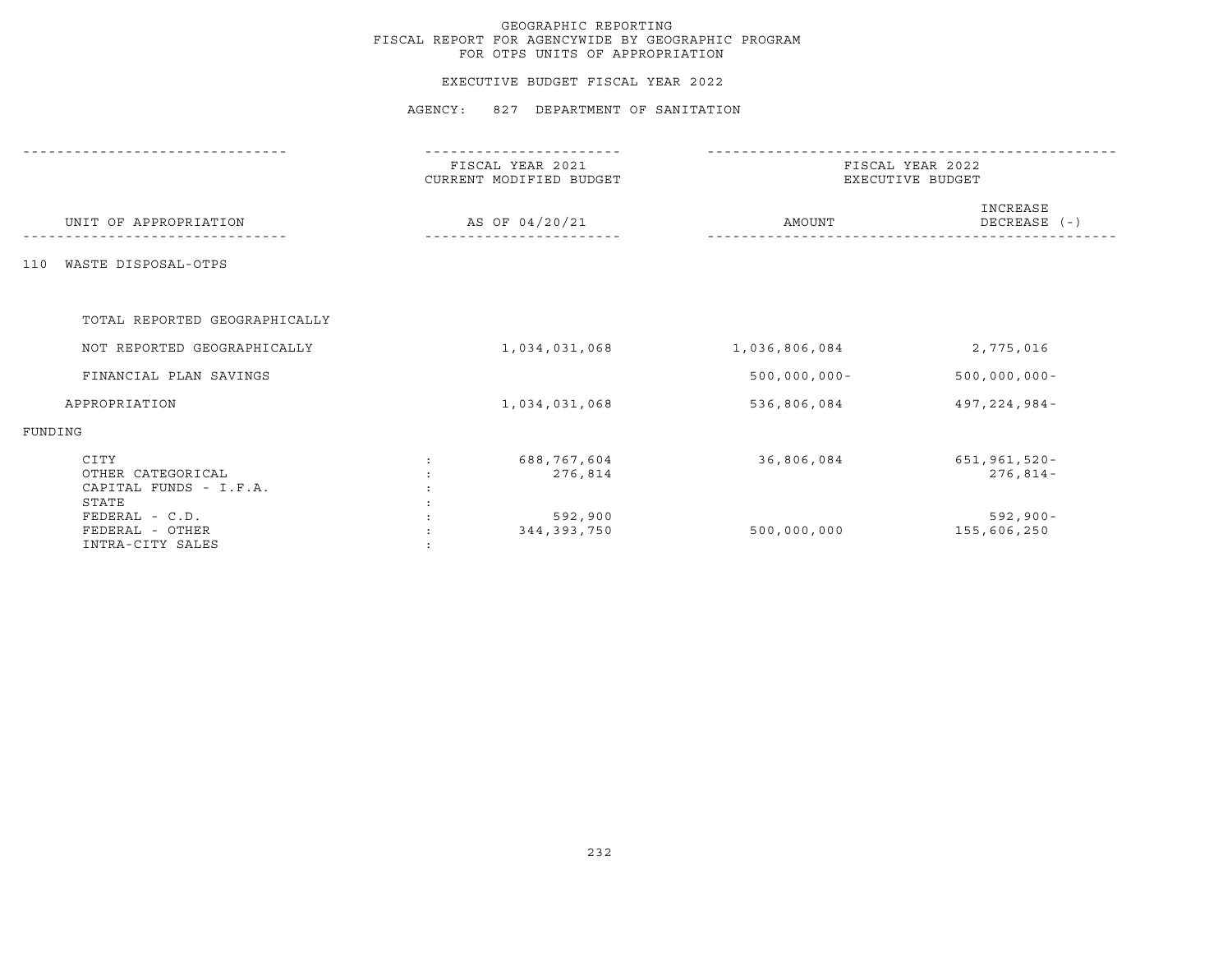# GEOGRAPHIC REPORTING
## FISCAL REPORT FOR AGENCYWIDE BY GEOGRAPHIC PROGRAM
## FOR OTPS UNITS OF APPROPRIATION

### EXECUTIVE BUDGET FISCAL YEAR 2022

### AGENCY: 827 DEPARTMENT OF SANITATION

| UNIT OF APPROPRIATION | FISCAL YEAR 2021 CURRENT MODIFIED BUDGET AS OF 04/20/21 | FISCAL YEAR 2022 EXECUTIVE BUDGET AMOUNT | FISCAL YEAR 2022 EXECUTIVE BUDGET INCREASE DECREASE (-) |
|---|---|---|---|
| 110 WASTE DISPOSAL-OTPS | | | |
| TOTAL REPORTED GEOGRAPHICALLY | | | |
| NOT REPORTED GEOGRAPHICALLY | 1,034,031,068 | 1,036,806,084 | 2,775,016 |
| FINANCIAL PLAN SAVINGS | | 500,000,000- | 500,000,000- |
| APPROPRIATION | 1,034,031,068 | 536,806,084 | 497,224,984- |
| FUNDING | | | |
| CITY | 688,767,604 | 36,806,084 | 651,961,520- |
| OTHER CATEGORICAL | 276,814 | | 276,814- |
| CAPITAL FUNDS - I.F.A. | | | |
| STATE | | | |
| FEDERAL - C.D. | 592,900 | | 592,900- |
| FEDERAL - OTHER | 344,393,750 | 500,000,000 | 155,606,250 |
| INTRA-CITY SALES | | | |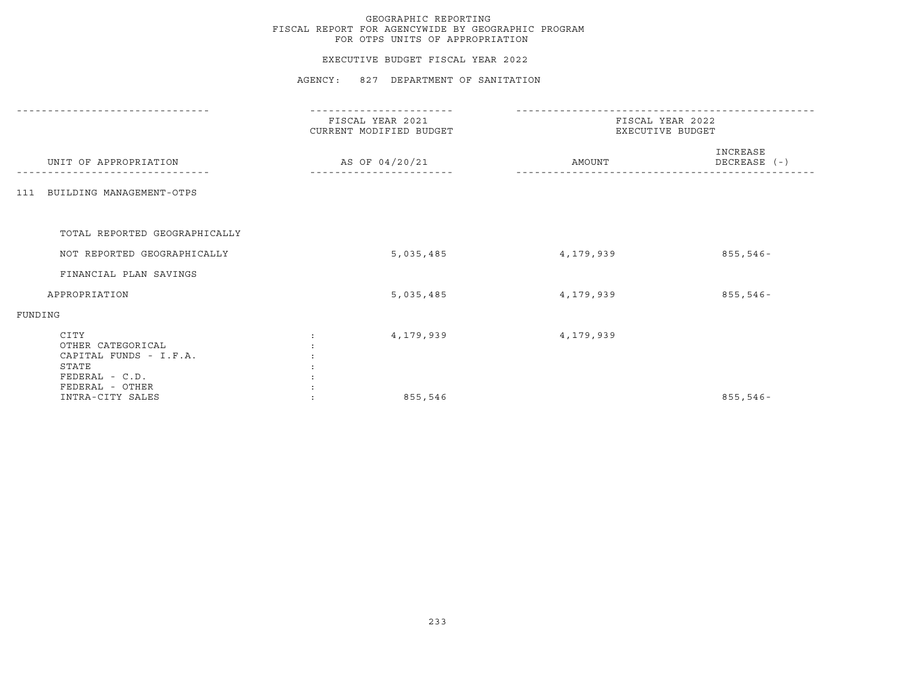GEOGRAPHIC REPORTING
FISCAL REPORT FOR AGENCYWIDE BY GEOGRAPHIC PROGRAM
FOR OTPS UNITS OF APPROPRIATION

EXECUTIVE BUDGET FISCAL YEAR 2022

AGENCY: 827 DEPARTMENT OF SANITATION

| UNIT OF APPROPRIATION | FISCAL YEAR 2021 CURRENT MODIFIED BUDGET AS OF 04/20/21 | FISCAL YEAR 2022 EXECUTIVE BUDGET AMOUNT | INCREASE DECREASE (-) |
|---|---|---|---|
| 111 BUILDING MANAGEMENT-OTPS | | | |
| TOTAL REPORTED GEOGRAPHICALLY | | | |
| NOT REPORTED GEOGRAPHICALLY | 5,035,485 | 4,179,939 | 855,546- |
| FINANCIAL PLAN SAVINGS | | | |
| APPROPRIATION | 5,035,485 | 4,179,939 | 855,546- |
| FUNDING | | | |
| CITY | 4,179,939 | 4,179,939 | |
| OTHER CATEGORICAL | | | |
| CAPITAL FUNDS - I.F.A. | | | |
| STATE | | | |
| FEDERAL - C.D. | | | |
| FEDERAL - OTHER | | | |
| INTRA-CITY SALES | 855,546 | | 855,546- |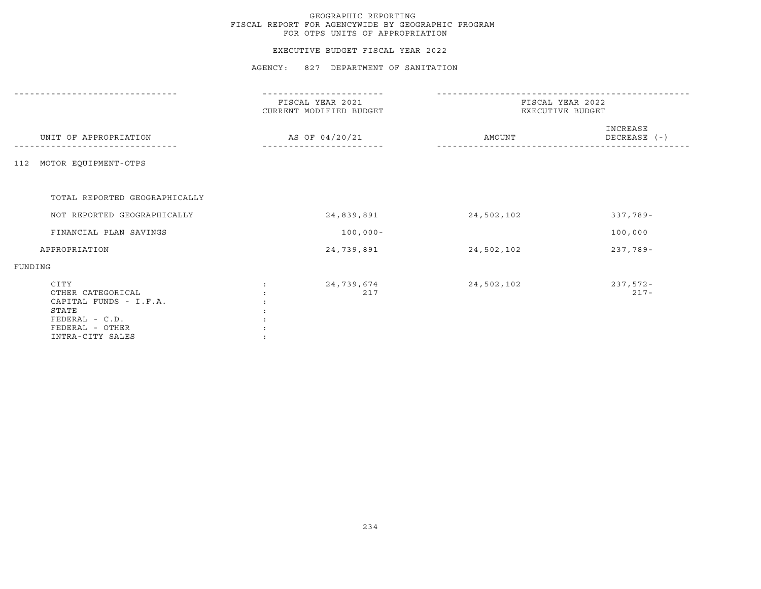GEOGRAPHIC REPORTING
FISCAL REPORT FOR AGENCYWIDE BY GEOGRAPHIC PROGRAM
FOR OTPS UNITS OF APPROPRIATION

EXECUTIVE BUDGET FISCAL YEAR 2022

AGENCY: 827 DEPARTMENT OF SANITATION

| UNIT OF APPROPRIATION | FISCAL YEAR 2021 CURRENT MODIFIED BUDGET AS OF 04/20/21 | FISCAL YEAR 2022 EXECUTIVE BUDGET AMOUNT | INCREASE DECREASE (-) |
|---|---|---|---|
| 112 MOTOR EQUIPMENT-OTPS | | | |
| TOTAL REPORTED GEOGRAPHICALLY | | | |
| NOT REPORTED GEOGRAPHICALLY | 24,839,891 | 24,502,102 | 337,789- |
| FINANCIAL PLAN SAVINGS | 100,000- | | 100,000 |
| APPROPRIATION | 24,739,891 | 24,502,102 | 237,789- |
| FUNDING | | | |
| CITY | 24,739,674 | 24,502,102 | 237,572- |
| OTHER CATEGORICAL | 217 | | 217- |
| CAPITAL FUNDS - I.F.A. | | | |
| STATE | | | |
| FEDERAL - C.D. | | | |
| FEDERAL - OTHER | | | |
| INTRA-CITY SALES | | | |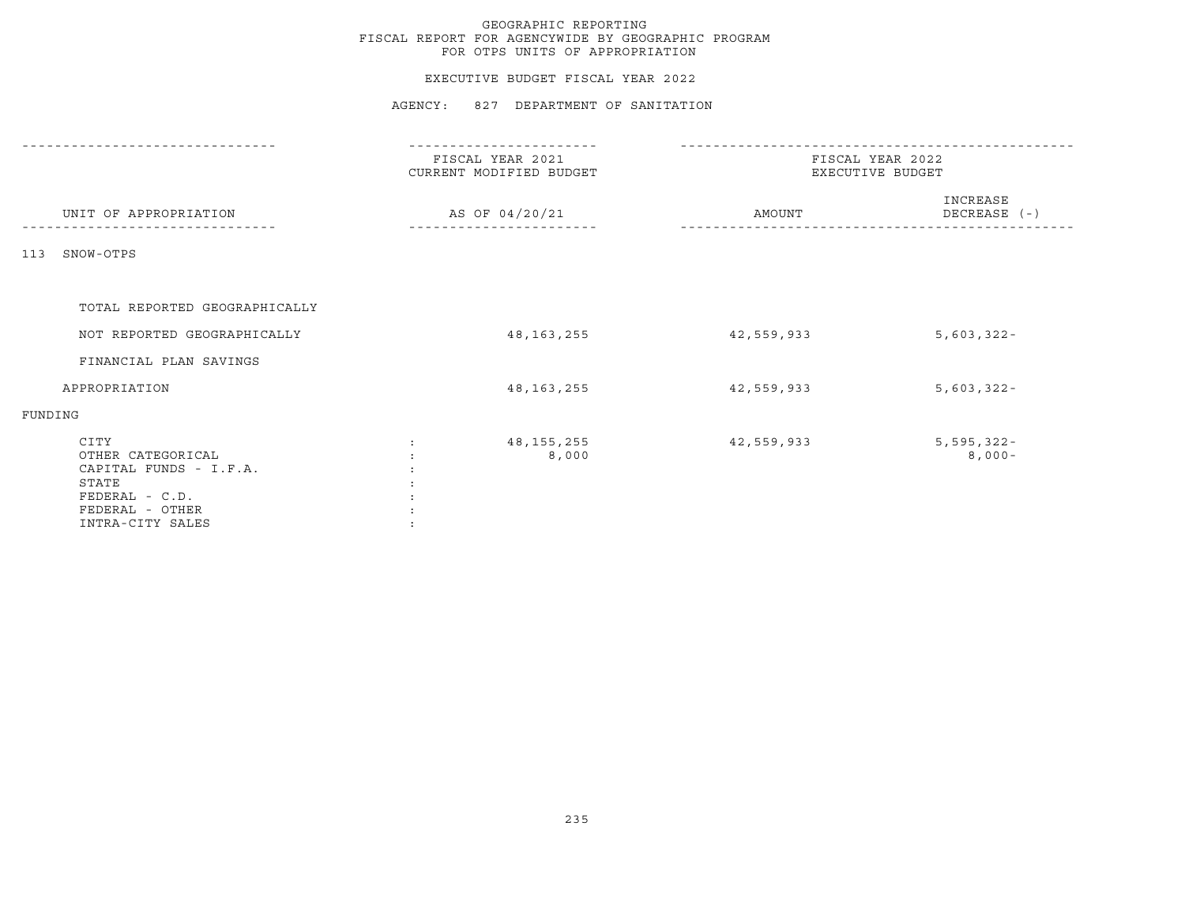GEOGRAPHIC REPORTING
FISCAL REPORT FOR AGENCYWIDE BY GEOGRAPHIC PROGRAM
FOR OTPS UNITS OF APPROPRIATION

EXECUTIVE BUDGET FISCAL YEAR 2022

AGENCY: 827 DEPARTMENT OF SANITATION

| UNIT OF APPROPRIATION | FISCAL YEAR 2021 CURRENT MODIFIED BUDGET AS OF 04/20/21 | FISCAL YEAR 2022 EXECUTIVE BUDGET AMOUNT | INCREASE DECREASE (-) |
|---|---|---|---|
| 113 SNOW-OTPS | | | |
| TOTAL REPORTED GEOGRAPHICALLY | | | |
| NOT REPORTED GEOGRAPHICALLY | 48,163,255 | 42,559,933 | 5,603,322- |
| FINANCIAL PLAN SAVINGS | | | |
| APPROPRIATION | 48,163,255 | 42,559,933 | 5,603,322- |
| FUNDING | | | |
| CITY | 48,155,255 | 42,559,933 | 5,595,322- |
| OTHER CATEGORICAL | 8,000 | | 8,000- |
| CAPITAL FUNDS - I.F.A. | | | |
| STATE | | | |
| FEDERAL - C.D. | | | |
| FEDERAL - OTHER | | | |
| INTRA-CITY SALES | | | |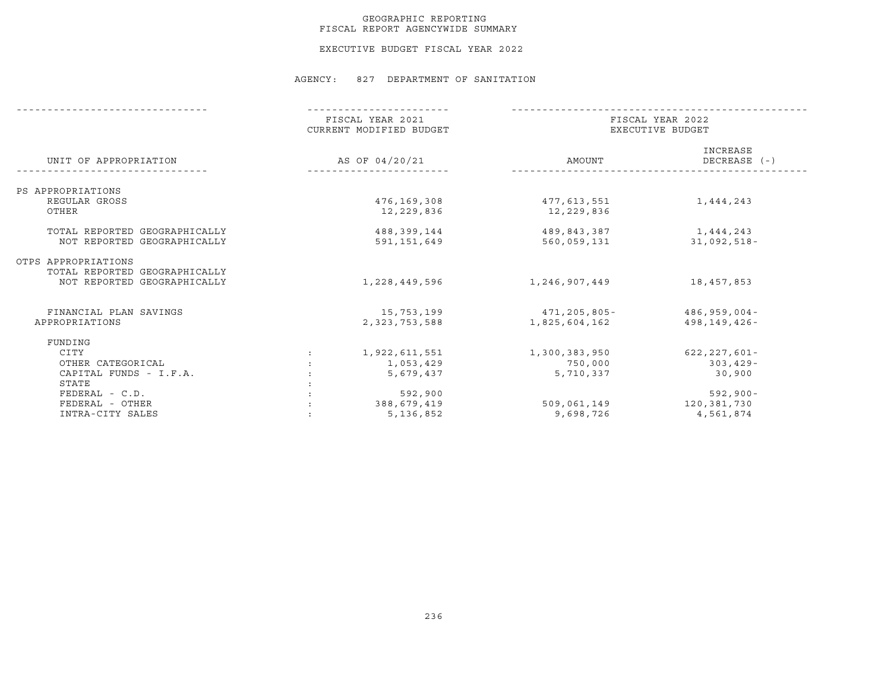# GEOGRAPHIC REPORTING
## FISCAL REPORT AGENCYWIDE SUMMARY

### EXECUTIVE BUDGET FISCAL YEAR 2022

AGENCY: 827 DEPARTMENT OF SANITATION

| UNIT OF APPROPRIATION | | FISCAL YEAR 2021 CURRENT MODIFIED BUDGET AS OF 04/20/21 | FISCAL YEAR 2022 EXECUTIVE BUDGET AMOUNT | INCREASE DECREASE (-) |
|---|---|---|---|---|
| PS APPROPRIATIONS | | | | |
| REGULAR GROSS | | 476,169,308 | 477,613,551 | 1,444,243 |
| OTHER | | 12,229,836 | 12,229,836 | |
| TOTAL REPORTED GEOGRAPHICALLY | | 488,399,144 | 489,843,387 | 1,444,243 |
| NOT REPORTED GEOGRAPHICALLY | | 591,151,649 | 560,059,131 | 31,092,518- |
| OTPS APPROPRIATIONS | | | | |
| TOTAL REPORTED GEOGRAPHICALLY | | | | |
| NOT REPORTED GEOGRAPHICALLY | | 1,228,449,596 | 1,246,907,449 | 18,457,853 |
| FINANCIAL PLAN SAVINGS | | 15,753,199 | 471,205,805- | 486,959,004- |
| APPROPRIATIONS | | 2,323,753,588 | 1,825,604,162 | 498,149,426- |
| FUNDING | | | | |
| CITY | : | 1,922,611,551 | 1,300,383,950 | 622,227,601- |
| OTHER CATEGORICAL | : | 1,053,429 | 750,000 | 303,429- |
| CAPITAL FUNDS - I.F.A. | : | 5,679,437 | 5,710,337 | 30,900 |
| STATE | : | | | |
| FEDERAL - C.D. | : | 592,900 | | 592,900- |
| FEDERAL - OTHER | : | 388,679,419 | 509,061,149 | 120,381,730 |
| INTRA-CITY SALES | : | 5,136,852 | 9,698,726 | 4,561,874 |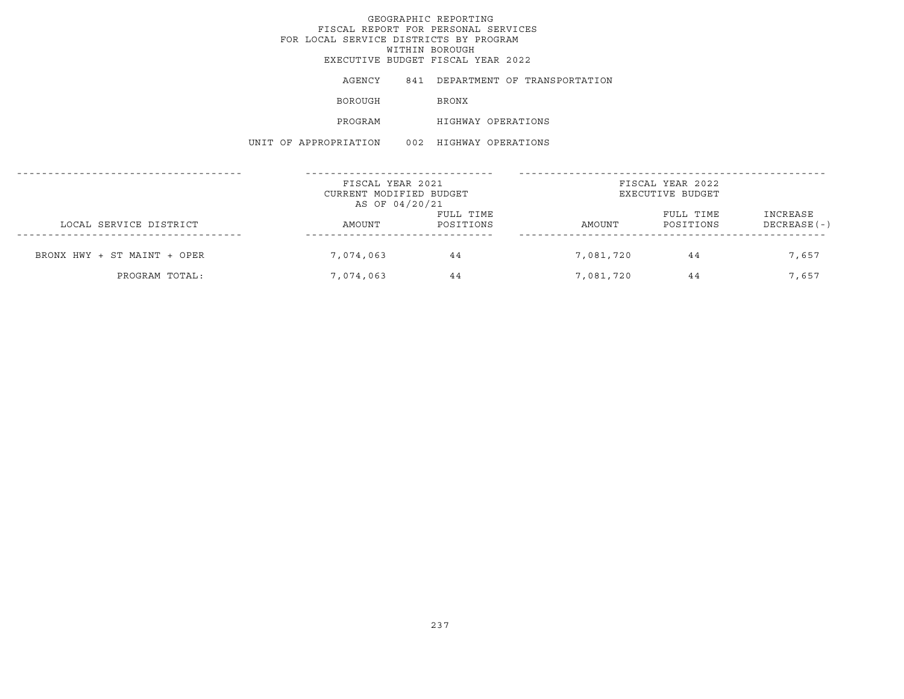# GEOGRAPHIC REPORTING
## FISCAL REPORT FOR PERSONAL SERVICES
## FOR LOCAL SERVICE DISTRICTS BY PROGRAM
## WITHIN BOROUGH
## EXECUTIVE BUDGET FISCAL YEAR 2022

AGENCY 841 DEPARTMENT OF TRANSPORTATION

BOROUGH BRONX

PROGRAM HIGHWAY OPERATIONS

UNIT OF APPROPRIATION 002 HIGHWAY OPERATIONS

| LOCAL SERVICE DISTRICT | FISCAL YEAR 2021 CURRENT MODIFIED BUDGET AS OF 04/20/21 AMOUNT | FULL TIME POSITIONS | FISCAL YEAR 2022 EXECUTIVE BUDGET AMOUNT | FULL TIME POSITIONS | INCREASE DECREASE(-) |
|---|---|---|---|---|---|
| BRONX HWY + ST MAINT + OPER | 7,074,063 | 44 | 7,081,720 | 44 | 7,657 |
| PROGRAM TOTAL: | 7,074,063 | 44 | 7,081,720 | 44 | 7,657 |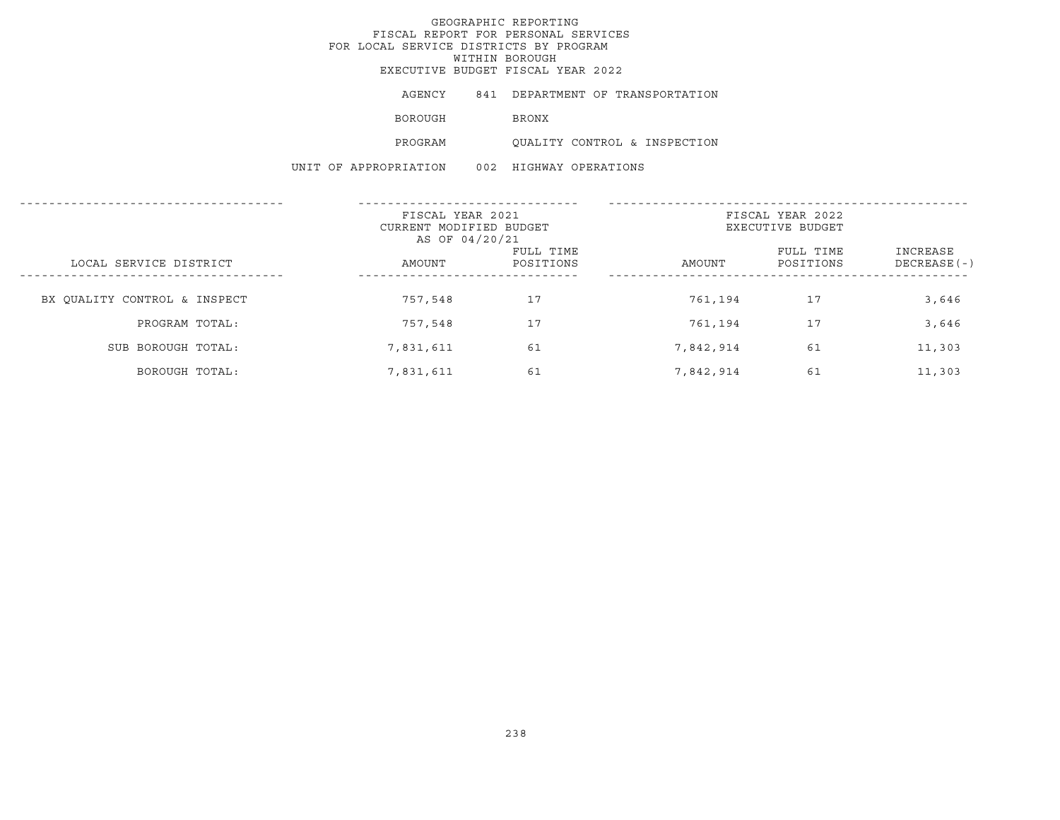# GEOGRAPHIC REPORTING
## FISCAL REPORT FOR PERSONAL SERVICES
## FOR LOCAL SERVICE DISTRICTS BY PROGRAM
## WITHIN BOROUGH
## EXECUTIVE BUDGET FISCAL YEAR 2022

AGENCY 841 DEPARTMENT OF TRANSPORTATION

BOROUGH BRONX

PROGRAM QUALITY CONTROL & INSPECTION

UNIT OF APPROPRIATION 002 HIGHWAY OPERATIONS

| LOCAL SERVICE DISTRICT | FISCAL YEAR 2021 CURRENT MODIFIED BUDGET AS OF 04/20/21 AMOUNT | FULL TIME POSITIONS | FISCAL YEAR 2022 EXECUTIVE BUDGET AMOUNT | FULL TIME POSITIONS | INCREASE DECREASE(-) |
|---|---|---|---|---|---|
| BX QUALITY CONTROL & INSPECT | 757,548 | 17 | 761,194 | 17 | 3,646 |
| PROGRAM TOTAL: | 757,548 | 17 | 761,194 | 17 | 3,646 |
| SUB BOROUGH TOTAL: | 7,831,611 | 61 | 7,842,914 | 61 | 11,303 |
| BOROUGH TOTAL: | 7,831,611 | 61 | 7,842,914 | 61 | 11,303 |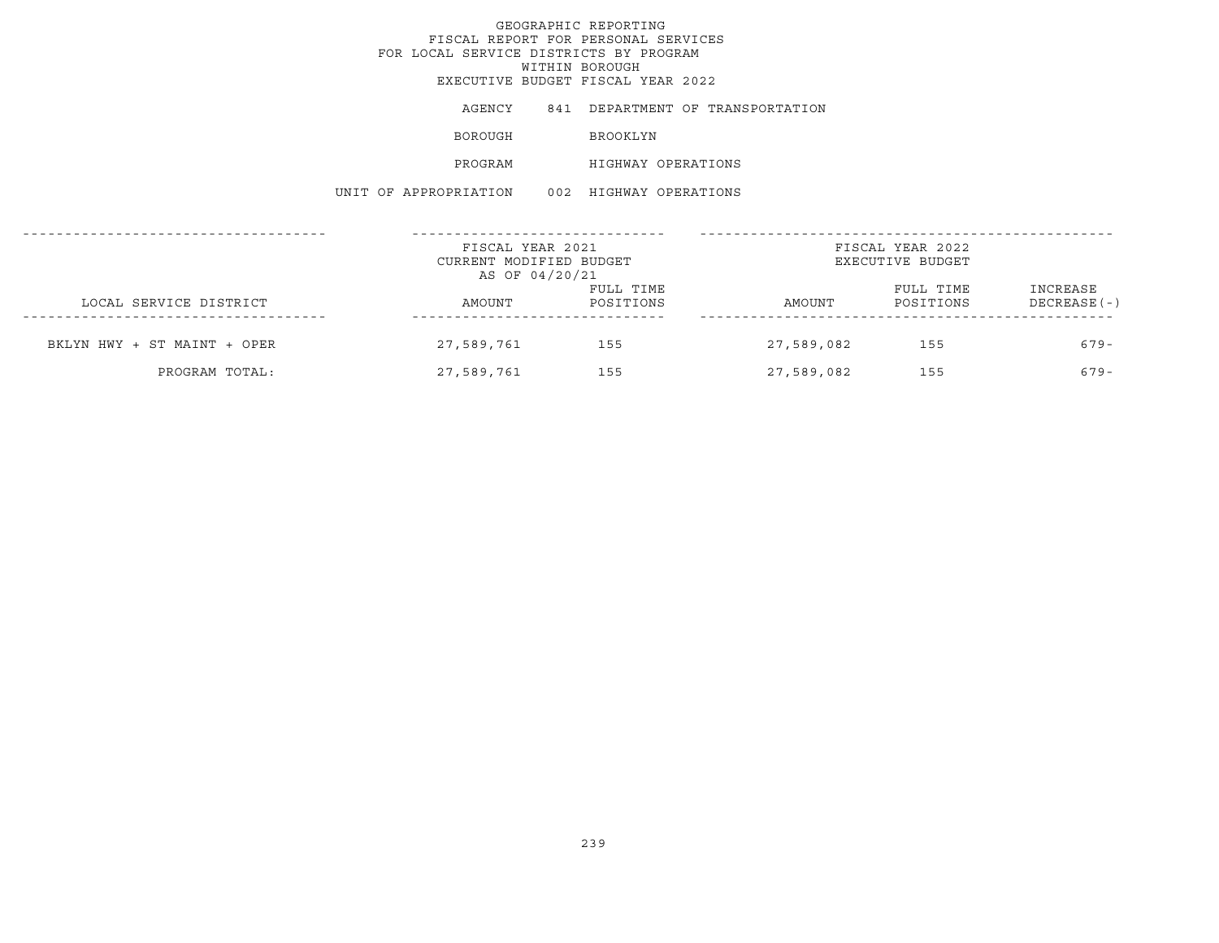# GEOGRAPHIC REPORTING
## FISCAL REPORT FOR PERSONAL SERVICES
## FOR LOCAL SERVICE DISTRICTS BY PROGRAM
## WITHIN BOROUGH
## EXECUTIVE BUDGET FISCAL YEAR 2022

AGENCY 841 DEPARTMENT OF TRANSPORTATION

BOROUGH BROOKLYN

PROGRAM HIGHWAY OPERATIONS

UNIT OF APPROPRIATION 002 HIGHWAY OPERATIONS

| LOCAL SERVICE DISTRICT | FISCAL YEAR 2021 CURRENT MODIFIED BUDGET AS OF 04/20/21 AMOUNT | FULL TIME POSITIONS | FISCAL YEAR 2022 EXECUTIVE BUDGET AMOUNT | FULL TIME POSITIONS | INCREASE DECREASE(-) |
|---|---|---|---|---|---|
| BKLYN HWY + ST MAINT + OPER | 27,589,761 | 155 | 27,589,082 | 155 | 679- |
| PROGRAM TOTAL: | 27,589,761 | 155 | 27,589,082 | 155 | 679- |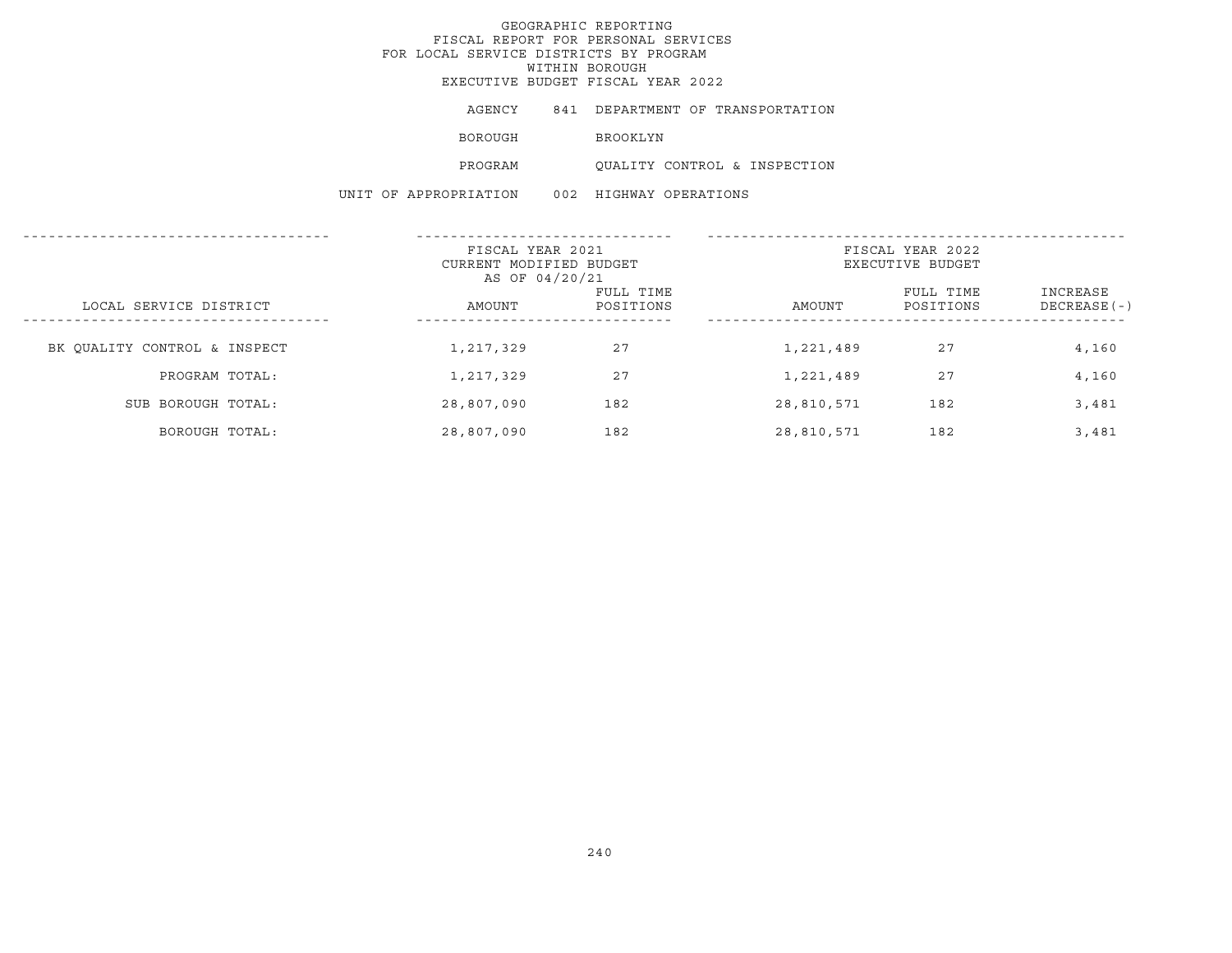GEOGRAPHIC REPORTING
FISCAL REPORT FOR PERSONAL SERVICES
FOR LOCAL SERVICE DISTRICTS BY PROGRAM
WITHIN BOROUGH
EXECUTIVE BUDGET FISCAL YEAR 2022

AGENCY 841 DEPARTMENT OF TRANSPORTATION

BOROUGH BROOKLYN

PROGRAM QUALITY CONTROL & INSPECTION

UNIT OF APPROPRIATION 002 HIGHWAY OPERATIONS

| LOCAL SERVICE DISTRICT | FISCAL YEAR 2021 CURRENT MODIFIED BUDGET AS OF 04/20/21 AMOUNT | FULL TIME POSITIONS | FISCAL YEAR 2022 EXECUTIVE BUDGET AMOUNT | FULL TIME POSITIONS | INCREASE DECREASE(-) |
|---|---|---|---|---|---|
| BK QUALITY CONTROL & INSPECT | 1,217,329 | 27 | 1,221,489 | 27 | 4,160 |
| PROGRAM TOTAL: | 1,217,329 | 27 | 1,221,489 | 27 | 4,160 |
| SUB BOROUGH TOTAL: | 28,807,090 | 182 | 28,810,571 | 182 | 3,481 |
| BOROUGH TOTAL: | 28,807,090 | 182 | 28,810,571 | 182 | 3,481 |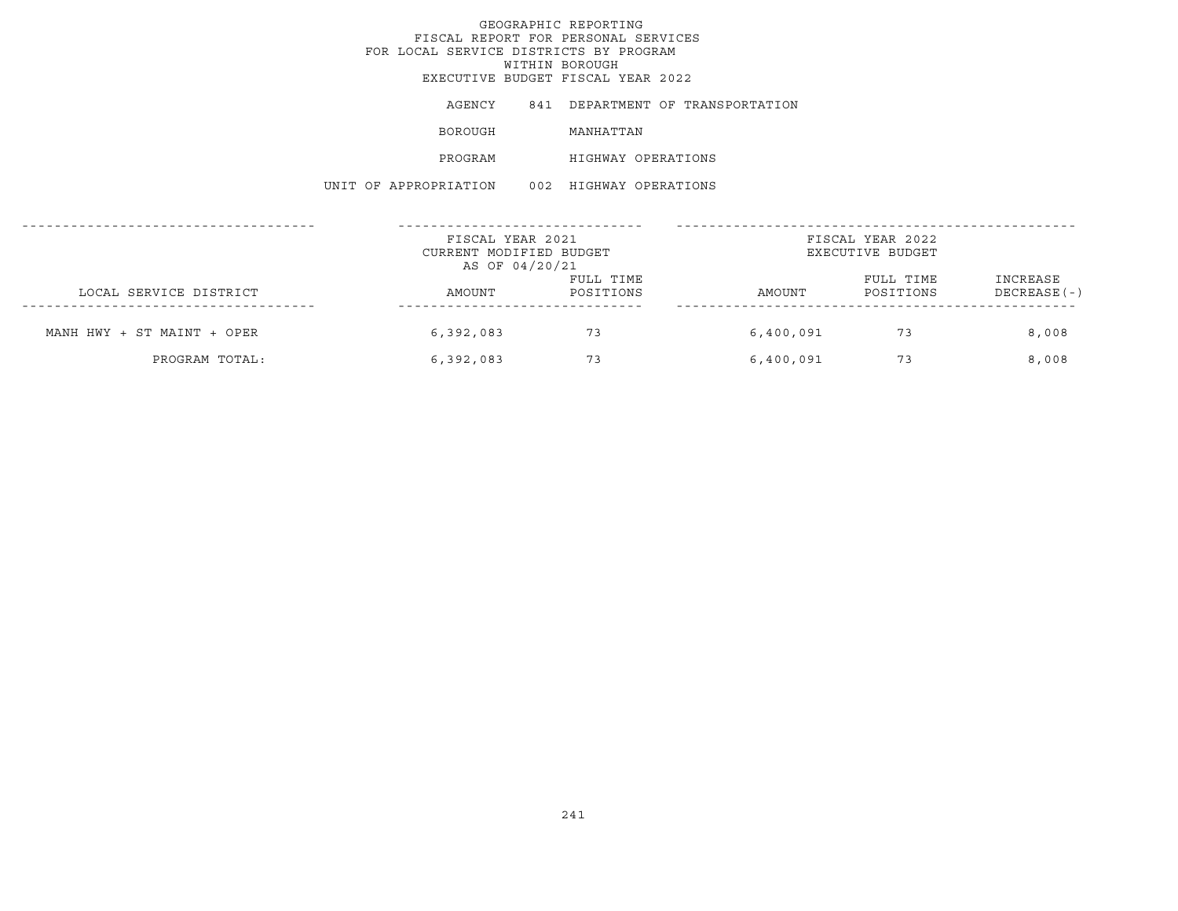GEOGRAPHIC REPORTING
FISCAL REPORT FOR PERSONAL SERVICES
FOR LOCAL SERVICE DISTRICTS BY PROGRAM
WITHIN BOROUGH
EXECUTIVE BUDGET FISCAL YEAR 2022

AGENCY 841 DEPARTMENT OF TRANSPORTATION

BOROUGH MANHATTAN

PROGRAM HIGHWAY OPERATIONS

UNIT OF APPROPRIATION 002 HIGHWAY OPERATIONS

| | FISCAL YEAR 2021 CURRENT MODIFIED BUDGET AS OF 04/20/21 | | FISCAL YEAR 2022 EXECUTIVE BUDGET | | |
|---|---|---|---|---|---|
| LOCAL SERVICE DISTRICT | AMOUNT | FULL TIME POSITIONS | AMOUNT | FULL TIME POSITIONS | INCREASE DECREASE(-) |
| MANH HWY + ST MAINT + OPER | 6,392,083 | 73 | 6,400,091 | 73 | 8,008 |
| PROGRAM TOTAL: | 6,392,083 | 73 | 6,400,091 | 73 | 8,008 |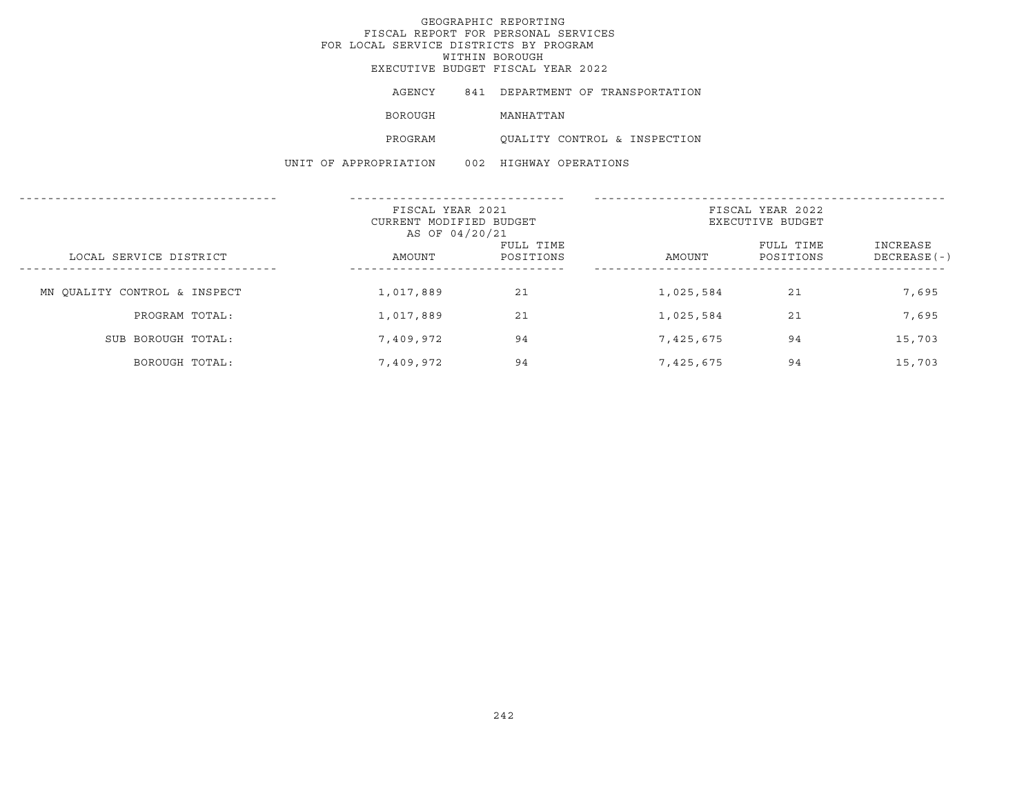# GEOGRAPHIC REPORTING
## FISCAL REPORT FOR PERSONAL SERVICES
## FOR LOCAL SERVICE DISTRICTS BY PROGRAM
## WITHIN BOROUGH
## EXECUTIVE BUDGET FISCAL YEAR 2022

AGENCY 841 DEPARTMENT OF TRANSPORTATION

BOROUGH MANHATTAN

PROGRAM QUALITY CONTROL & INSPECTION

UNIT OF APPROPRIATION 002 HIGHWAY OPERATIONS

| LOCAL SERVICE DISTRICT | FISCAL YEAR 2021 CURRENT MODIFIED BUDGET AS OF 04/20/21 AMOUNT | FULL TIME POSITIONS | FISCAL YEAR 2022 EXECUTIVE BUDGET AMOUNT | FULL TIME POSITIONS | INCREASE DECREASE(-) |
|---|---|---|---|---|---|
| MN QUALITY CONTROL & INSPECT | 1,017,889 | 21 | 1,025,584 | 21 | 7,695 |
| PROGRAM TOTAL: | 1,017,889 | 21 | 1,025,584 | 21 | 7,695 |
| SUB BOROUGH TOTAL: | 7,409,972 | 94 | 7,425,675 | 94 | 15,703 |
| BOROUGH TOTAL: | 7,409,972 | 94 | 7,425,675 | 94 | 15,703 |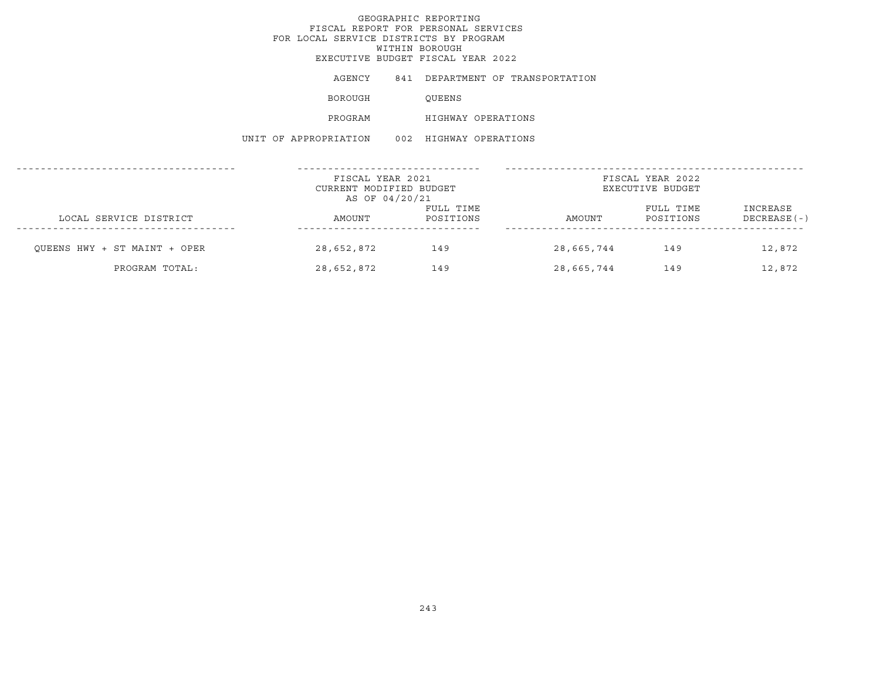GEOGRAPHIC REPORTING
FISCAL REPORT FOR PERSONAL SERVICES
FOR LOCAL SERVICE DISTRICTS BY PROGRAM
WITHIN BOROUGH
EXECUTIVE BUDGET FISCAL YEAR 2022

AGENCY 841 DEPARTMENT OF TRANSPORTATION

BOROUGH QUEENS

PROGRAM HIGHWAY OPERATIONS

UNIT OF APPROPRIATION 002 HIGHWAY OPERATIONS

| | FISCAL YEAR 2021 CURRENT MODIFIED BUDGET AS OF 04/20/21 | | FISCAL YEAR 2022 EXECUTIVE BUDGET | | |
|---|---|---|---|---|---|
| LOCAL SERVICE DISTRICT | AMOUNT | FULL TIME POSITIONS | AMOUNT | FULL TIME POSITIONS | INCREASE DECREASE(-) |
| QUEENS HWY + ST MAINT + OPER | 28,652,872 | 149 | 28,665,744 | 149 | 12,872 |
| PROGRAM TOTAL: | 28,652,872 | 149 | 28,665,744 | 149 | 12,872 |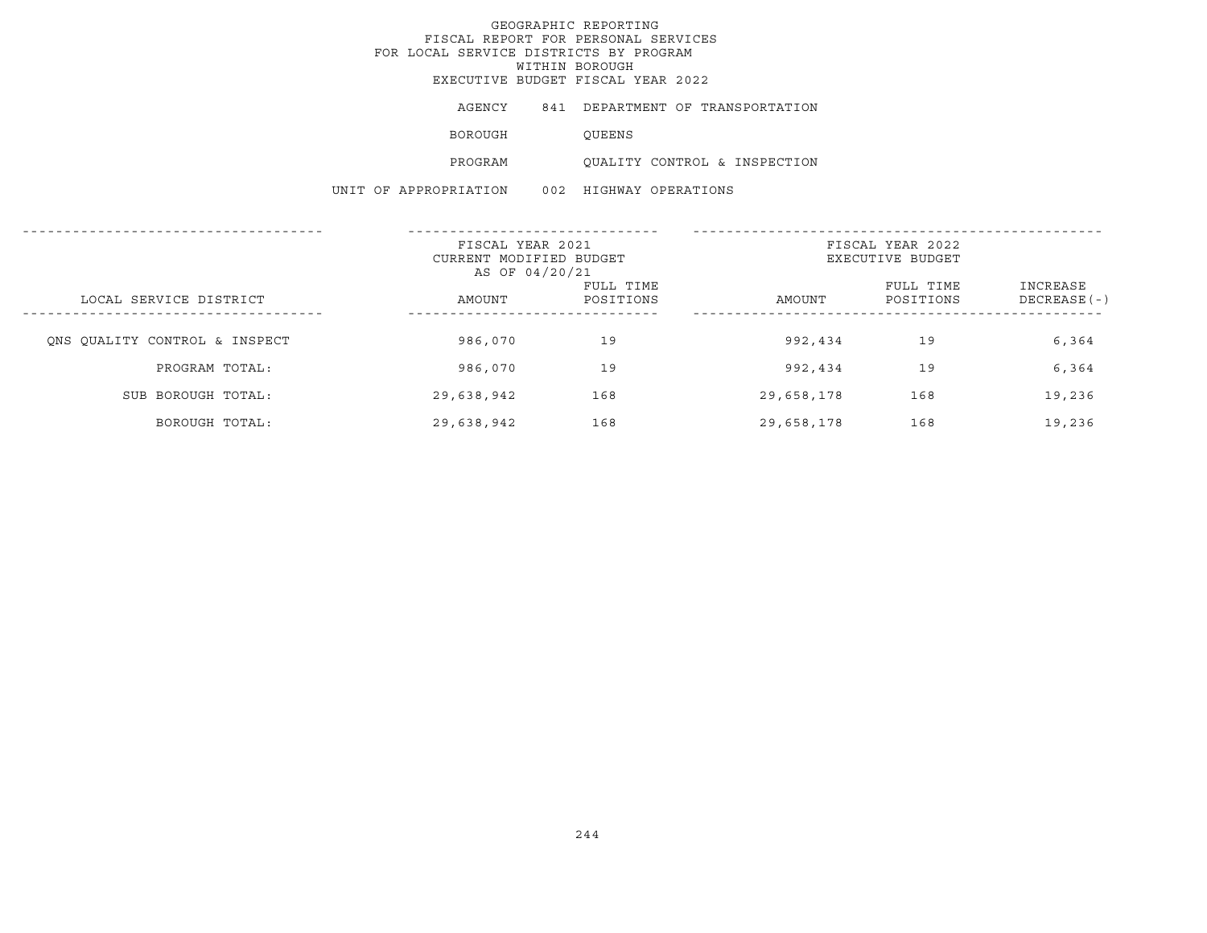GEOGRAPHIC REPORTING
FISCAL REPORT FOR PERSONAL SERVICES
FOR LOCAL SERVICE DISTRICTS BY PROGRAM
WITHIN BOROUGH
EXECUTIVE BUDGET FISCAL YEAR 2022

AGENCY 841 DEPARTMENT OF TRANSPORTATION

BOROUGH QUEENS

PROGRAM QUALITY CONTROL & INSPECTION

UNIT OF APPROPRIATION 002 HIGHWAY OPERATIONS

| LOCAL SERVICE DISTRICT | FISCAL YEAR 2021 CURRENT MODIFIED BUDGET AS OF 04/20/21 | | FISCAL YEAR 2022 EXECUTIVE BUDGET | | |
|---|---|---|---|---|---|
| | AMOUNT | FULL TIME POSITIONS | AMOUNT | FULL TIME POSITIONS | INCREASE DECREASE(-) |
| QNS QUALITY CONTROL & INSPECT | 986,070 | 19 | 992,434 | 19 | 6,364 |
| PROGRAM TOTAL: | 986,070 | 19 | 992,434 | 19 | 6,364 |
| SUB BOROUGH TOTAL: | 29,638,942 | 168 | 29,658,178 | 168 | 19,236 |
| BOROUGH TOTAL: | 29,638,942 | 168 | 29,658,178 | 168 | 19,236 |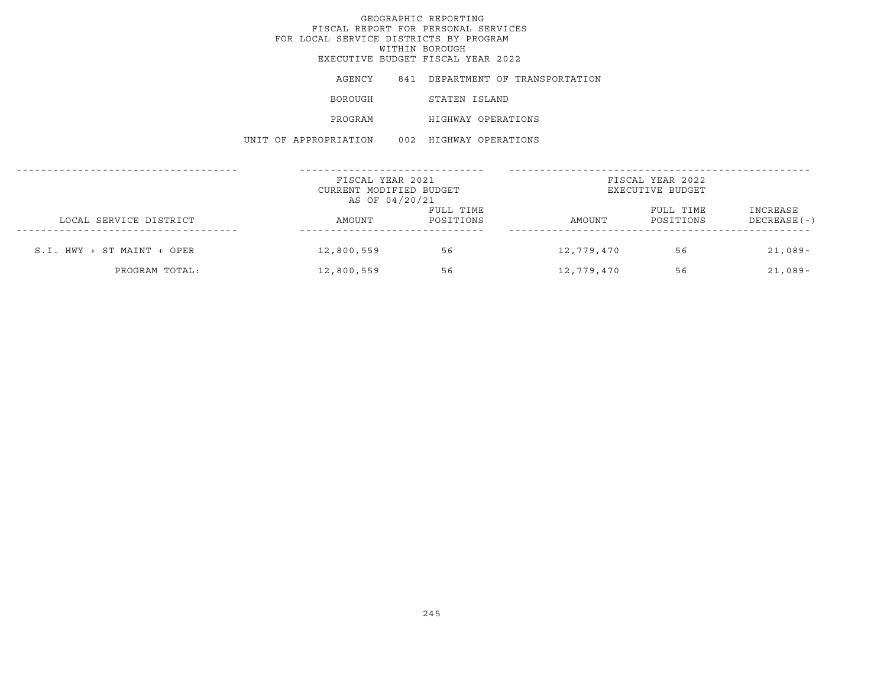GEOGRAPHIC REPORTING
FISCAL REPORT FOR PERSONAL SERVICES
FOR LOCAL SERVICE DISTRICTS BY PROGRAM
WITHIN BOROUGH
EXECUTIVE BUDGET FISCAL YEAR 2022

AGENCY 841 DEPARTMENT OF TRANSPORTATION

BOROUGH STATEN ISLAND

PROGRAM HIGHWAY OPERATIONS

UNIT OF APPROPRIATION 002 HIGHWAY OPERATIONS

| LOCAL SERVICE DISTRICT | FISCAL YEAR 2021 CURRENT MODIFIED BUDGET AS OF 04/20/21 AMOUNT | FULL TIME POSITIONS | FISCAL YEAR 2022 EXECUTIVE BUDGET AMOUNT | FULL TIME POSITIONS | INCREASE DECREASE(-) |
|---|---|---|---|---|---|
| S.I. HWY + ST MAINT + OPER | 12,800,559 | 56 | 12,779,470 | 56 | 21,089- |
| PROGRAM TOTAL: | 12,800,559 | 56 | 12,779,470 | 56 | 21,089- |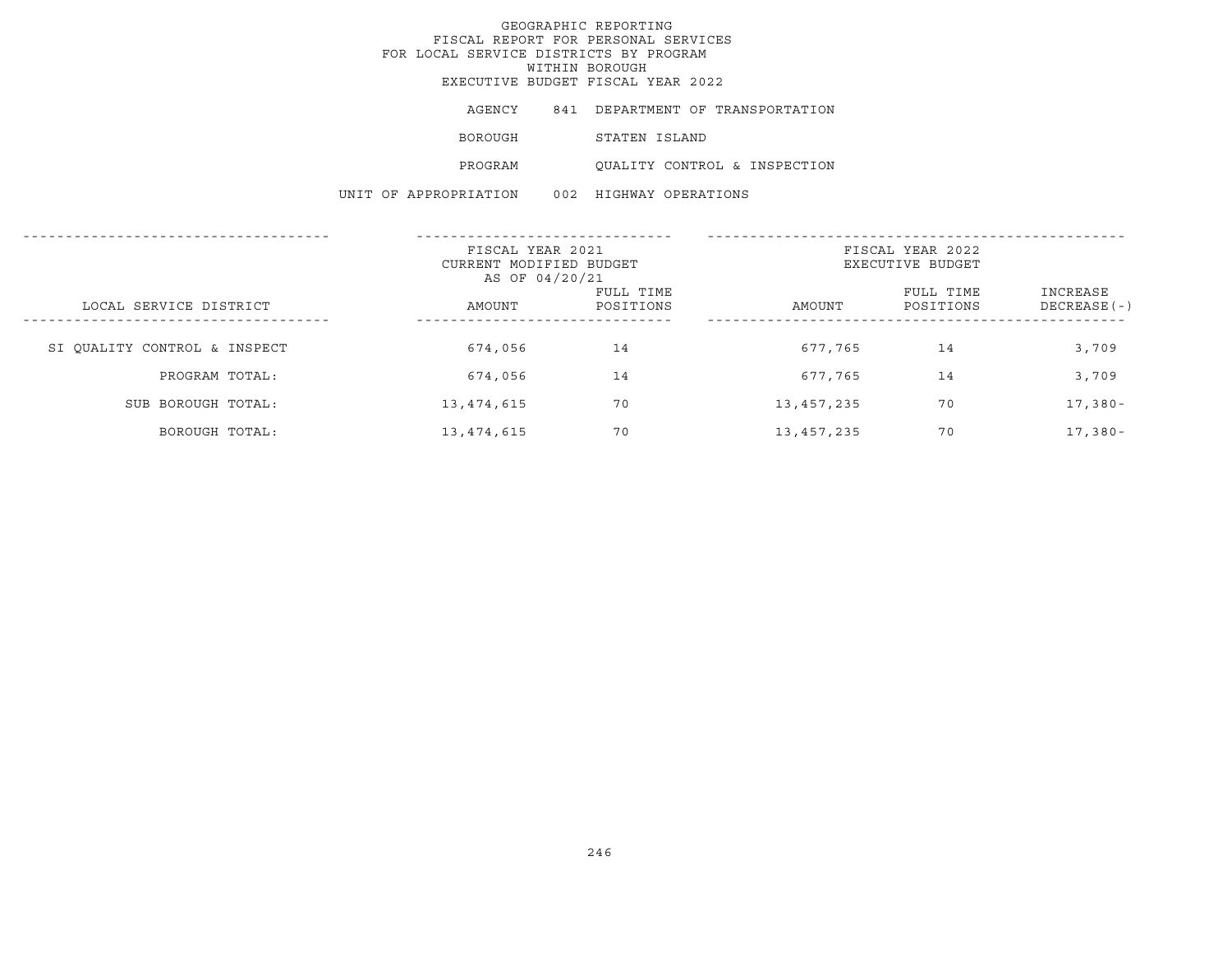GEOGRAPHIC REPORTING
FISCAL REPORT FOR PERSONAL SERVICES
FOR LOCAL SERVICE DISTRICTS BY PROGRAM
WITHIN BOROUGH
EXECUTIVE BUDGET FISCAL YEAR 2022

AGENCY 841 DEPARTMENT OF TRANSPORTATION

BOROUGH STATEN ISLAND

PROGRAM QUALITY CONTROL & INSPECTION

UNIT OF APPROPRIATION 002 HIGHWAY OPERATIONS

| | FISCAL YEAR 2021 CURRENT MODIFIED BUDGET AS OF 04/20/21 | | FISCAL YEAR 2022 EXECUTIVE BUDGET | | |
|---|---|---|---|---|---|
| LOCAL SERVICE DISTRICT | AMOUNT | FULL TIME POSITIONS | AMOUNT | FULL TIME POSITIONS | INCREASE DECREASE(-) |
| SI QUALITY CONTROL & INSPECT | 674,056 | 14 | 677,765 | 14 | 3,709 |
| PROGRAM TOTAL: | 674,056 | 14 | 677,765 | 14 | 3,709 |
| SUB BOROUGH TOTAL: | 13,474,615 | 70 | 13,457,235 | 70 | 17,380- |
| BOROUGH TOTAL: | 13,474,615 | 70 | 13,457,235 | 70 | 17,380- |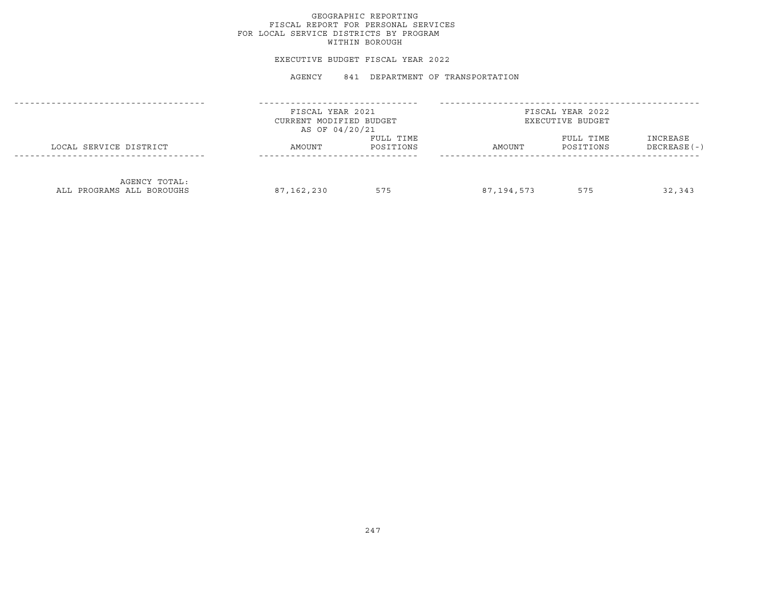# GEOGRAPHIC REPORTING
## FISCAL REPORT FOR PERSONAL SERVICES
## FOR LOCAL SERVICE DISTRICTS BY PROGRAM
## WITHIN BOROUGH

EXECUTIVE BUDGET FISCAL YEAR 2022

AGENCY 841 DEPARTMENT OF TRANSPORTATION

| LOCAL SERVICE DISTRICT | FISCAL YEAR 2021 CURRENT MODIFIED BUDGET AS OF 04/20/21 | | FISCAL YEAR 2022 EXECUTIVE BUDGET | | |
|---|---|---|---|---|---|
| | AMOUNT | FULL TIME POSITIONS | AMOUNT | FULL TIME POSITIONS | INCREASE DECREASE(-) |
| AGENCY TOTAL: ALL PROGRAMS ALL BOROUGHS | 87,162,230 | 575 | 87,194,573 | 575 | 32,343 |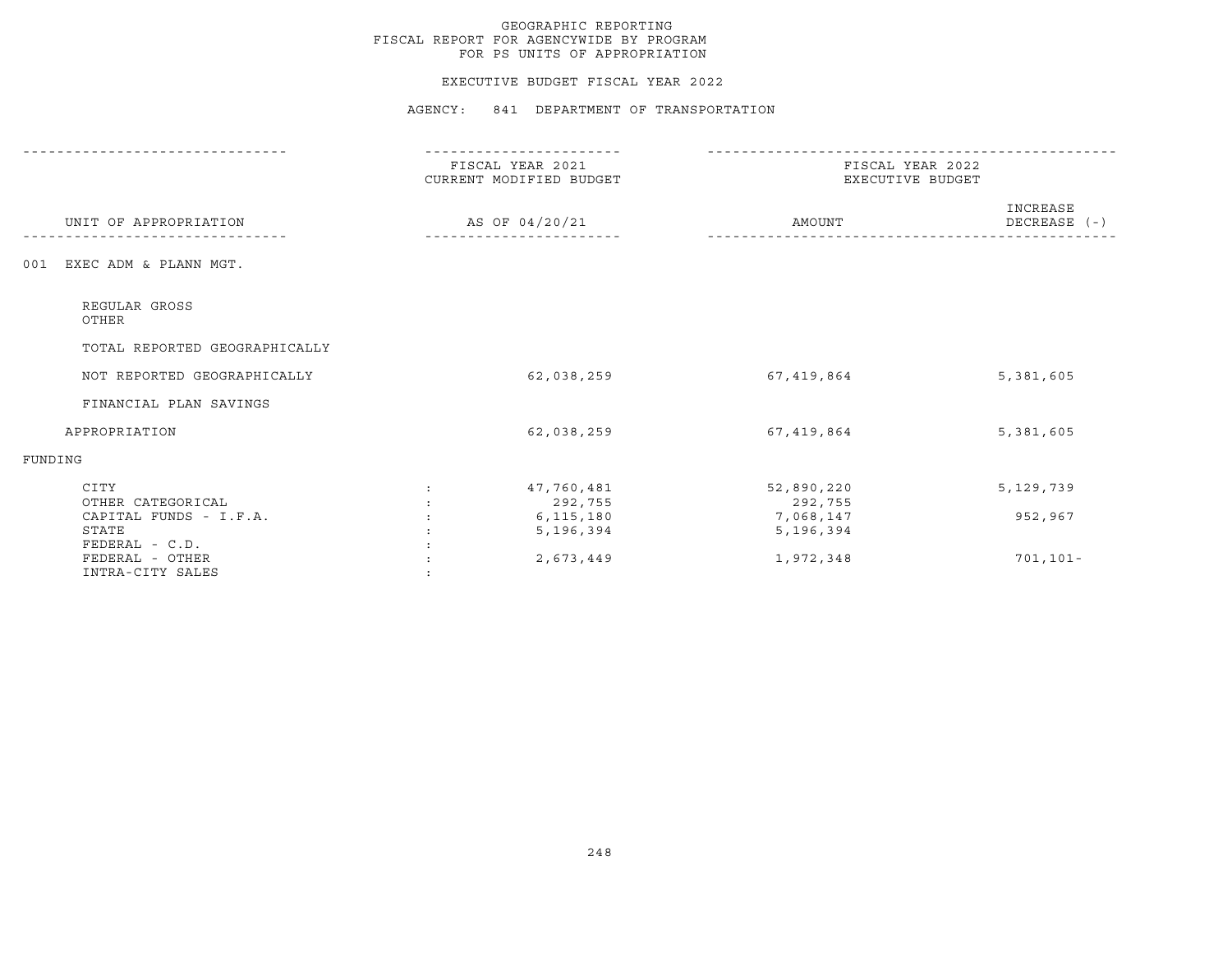GEOGRAPHIC REPORTING
FISCAL REPORT FOR AGENCYWIDE BY PROGRAM
FOR PS UNITS OF APPROPRIATION

EXECUTIVE BUDGET FISCAL YEAR 2022

AGENCY: 841 DEPARTMENT OF TRANSPORTATION

| UNIT OF APPROPRIATION | | FISCAL YEAR 2021 CURRENT MODIFIED BUDGET AS OF 04/20/21 | FISCAL YEAR 2022 EXECUTIVE BUDGET AMOUNT | INCREASE DECREASE (-) |
|---|---|---|---|---|
| 001 EXEC ADM & PLANN MGT. | | | | |
| REGULAR GROSS | | | | |
| OTHER | | | | |
| TOTAL REPORTED GEOGRAPHICALLY | | | | |
| NOT REPORTED GEOGRAPHICALLY | | 62,038,259 | 67,419,864 | 5,381,605 |
| FINANCIAL PLAN SAVINGS | | | | |
| APPROPRIATION | | 62,038,259 | 67,419,864 | 5,381,605 |
| FUNDING | | | | |
| CITY | : | 47,760,481 | 52,890,220 | 5,129,739 |
| OTHER CATEGORICAL | : | 292,755 | 292,755 | |
| CAPITAL FUNDS - I.F.A. | : | 6,115,180 | 7,068,147 | 952,967 |
| STATE | : | 5,196,394 | 5,196,394 | |
| FEDERAL - C.D. | : | | | |
| FEDERAL - OTHER | : | 2,673,449 | 1,972,348 | 701,101- |
| INTRA-CITY SALES | : | | | |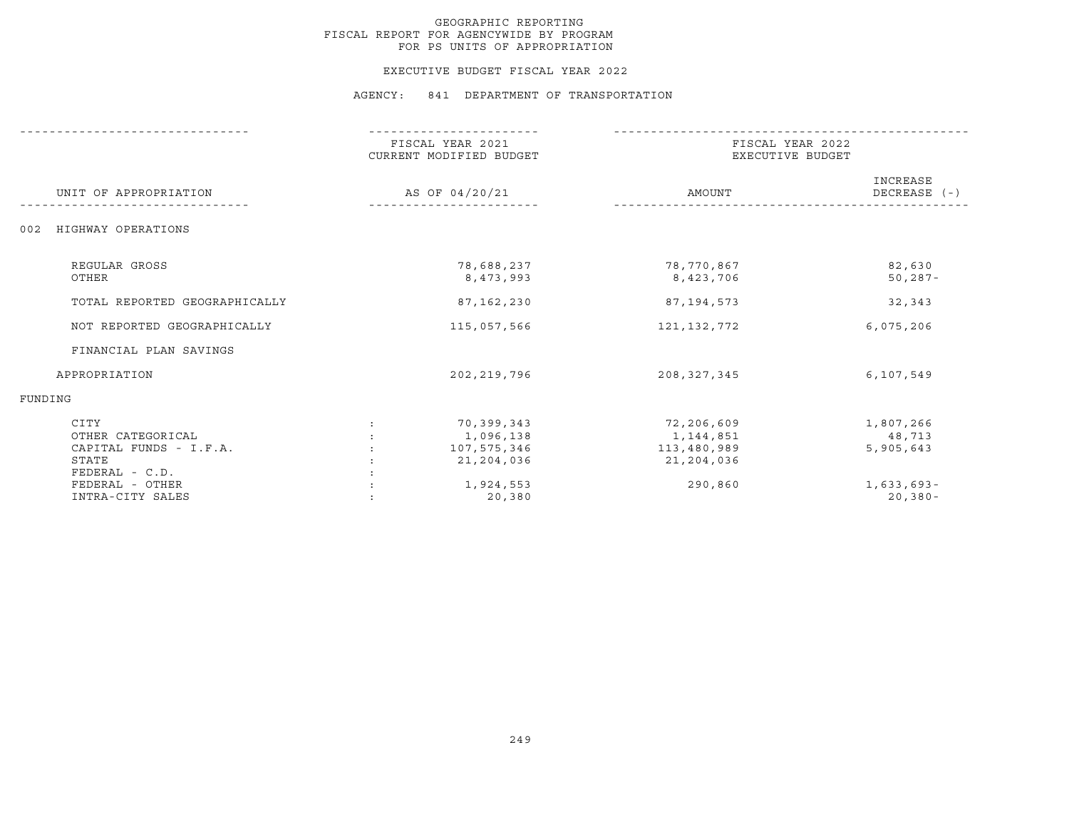GEOGRAPHIC REPORTING
FISCAL REPORT FOR AGENCYWIDE BY PROGRAM
FOR PS UNITS OF APPROPRIATION

EXECUTIVE BUDGET FISCAL YEAR 2022

AGENCY: 841 DEPARTMENT OF TRANSPORTATION

| UNIT OF APPROPRIATION | | FISCAL YEAR 2021 CURRENT MODIFIED BUDGET AS OF 04/20/21 | FISCAL YEAR 2022 EXECUTIVE BUDGET AMOUNT | INCREASE DECREASE (-) |
|---|---|---|---|---|
| 002 HIGHWAY OPERATIONS | | | | |
| REGULAR GROSS | | 78,688,237 | 78,770,867 | 82,630 |
| OTHER | | 8,473,993 | 8,423,706 | 50,287- |
| TOTAL REPORTED GEOGRAPHICALLY | | 87,162,230 | 87,194,573 | 32,343 |
| NOT REPORTED GEOGRAPHICALLY | | 115,057,566 | 121,132,772 | 6,075,206 |
| FINANCIAL PLAN SAVINGS | | | | |
| APPROPRIATION | | 202,219,796 | 208,327,345 | 6,107,549 |
| FUNDING | | | | |
| CITY | : | 70,399,343 | 72,206,609 | 1,807,266 |
| OTHER CATEGORICAL | : | 1,096,138 | 1,144,851 | 48,713 |
| CAPITAL FUNDS - I.F.A. | : | 107,575,346 | 113,480,989 | 5,905,643 |
| STATE | : | 21,204,036 | 21,204,036 | |
| FEDERAL - C.D. | : | | | |
| FEDERAL - OTHER | : | 1,924,553 | 290,860 | 1,633,693- |
| INTRA-CITY SALES | : | 20,380 | | 20,380- |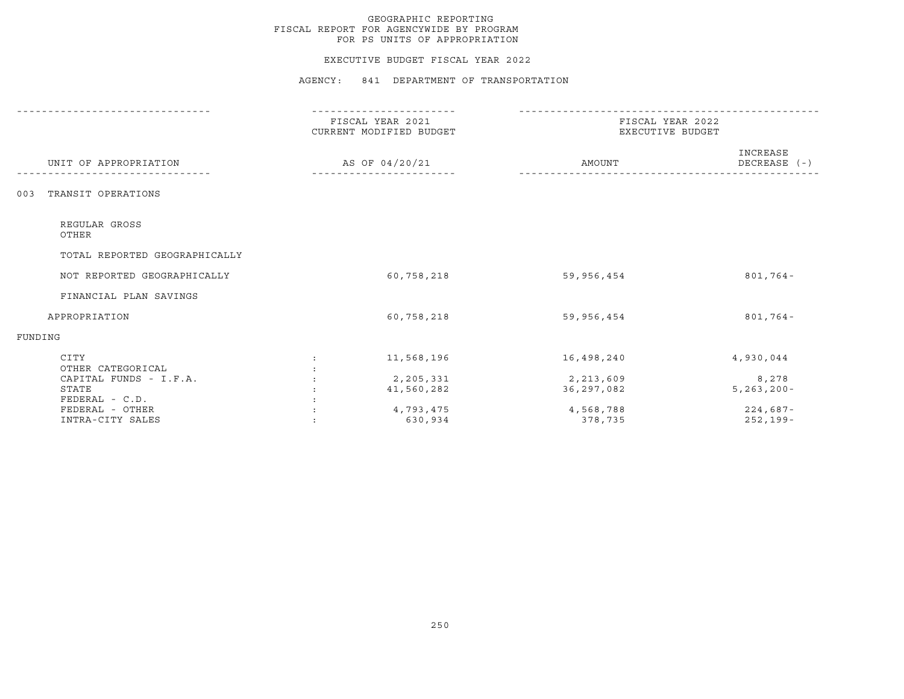GEOGRAPHIC REPORTING
FISCAL REPORT FOR AGENCYWIDE BY PROGRAM
FOR PS UNITS OF APPROPRIATION

EXECUTIVE BUDGET FISCAL YEAR 2022

AGENCY: 841 DEPARTMENT OF TRANSPORTATION

| UNIT OF APPROPRIATION | | FISCAL YEAR 2021 CURRENT MODIFIED BUDGET AS OF 04/20/21 | FISCAL YEAR 2022 EXECUTIVE BUDGET AMOUNT | INCREASE DECREASE (-) |
|---|---|---|---|---|
| 003 TRANSIT OPERATIONS | | | | |
| REGULAR GROSS | | | | |
| OTHER | | | | |
| TOTAL REPORTED GEOGRAPHICALLY | | | | |
| NOT REPORTED GEOGRAPHICALLY | | 60,758,218 | 59,956,454 | 801,764- |
| FINANCIAL PLAN SAVINGS | | | | |
| APPROPRIATION | | 60,758,218 | 59,956,454 | 801,764- |
| FUNDING | | | | |
| CITY | : | 11,568,196 | 16,498,240 | 4,930,044 |
| OTHER CATEGORICAL | : | | | |
| CAPITAL FUNDS - I.F.A. | : | 2,205,331 | 2,213,609 | 8,278 |
| STATE | : | 41,560,282 | 36,297,082 | 5,263,200- |
| FEDERAL - C.D. | : | | | |
| FEDERAL - OTHER | : | 4,793,475 | 4,568,788 | 224,687- |
| INTRA-CITY SALES | : | 630,934 | 378,735 | 252,199- |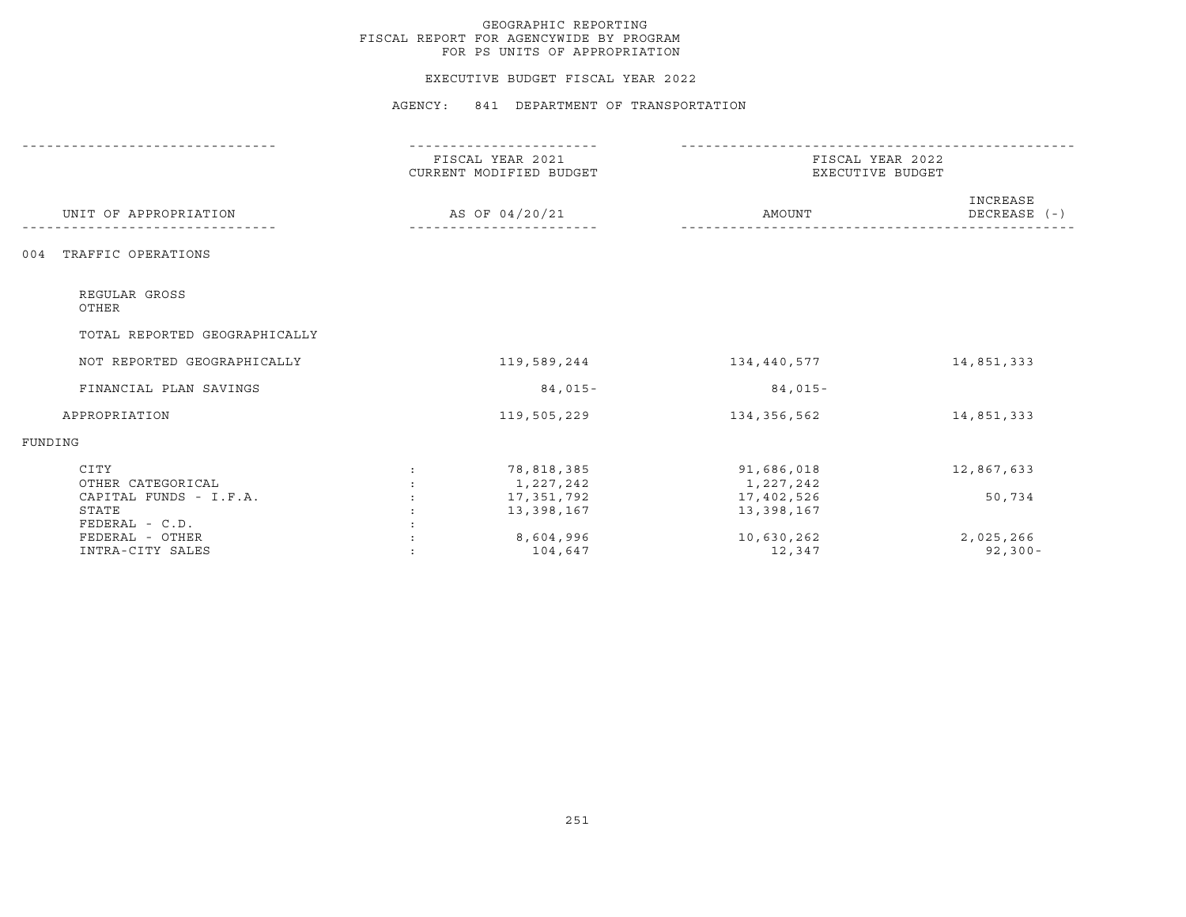GEOGRAPHIC REPORTING
FISCAL REPORT FOR AGENCYWIDE BY PROGRAM
FOR PS UNITS OF APPROPRIATION

EXECUTIVE BUDGET FISCAL YEAR 2022

AGENCY: 841 DEPARTMENT OF TRANSPORTATION

| UNIT OF APPROPRIATION | | FISCAL YEAR 2021 CURRENT MODIFIED BUDGET AS OF 04/20/21 | FISCAL YEAR 2022 EXECUTIVE BUDGET AMOUNT | INCREASE DECREASE (-) |
|---|---|---|---|---|
| 004 TRAFFIC OPERATIONS | | | | |
| REGULAR GROSS | | | | |
| OTHER | | | | |
| TOTAL REPORTED GEOGRAPHICALLY | | | | |
| NOT REPORTED GEOGRAPHICALLY | | 119,589,244 | 134,440,577 | 14,851,333 |
| FINANCIAL PLAN SAVINGS | | 84,015- | 84,015- | |
| APPROPRIATION | | 119,505,229 | 134,356,562 | 14,851,333 |
| FUNDING | | | | |
| CITY | : | 78,818,385 | 91,686,018 | 12,867,633 |
| OTHER CATEGORICAL | : | 1,227,242 | 1,227,242 | |
| CAPITAL FUNDS - I.F.A. | : | 17,351,792 | 17,402,526 | 50,734 |
| STATE | : | 13,398,167 | 13,398,167 | |
| FEDERAL - C.D. | : | | | |
| FEDERAL - OTHER | : | 8,604,996 | 10,630,262 | 2,025,266 |
| INTRA-CITY SALES | : | 104,647 | 12,347 | 92,300- |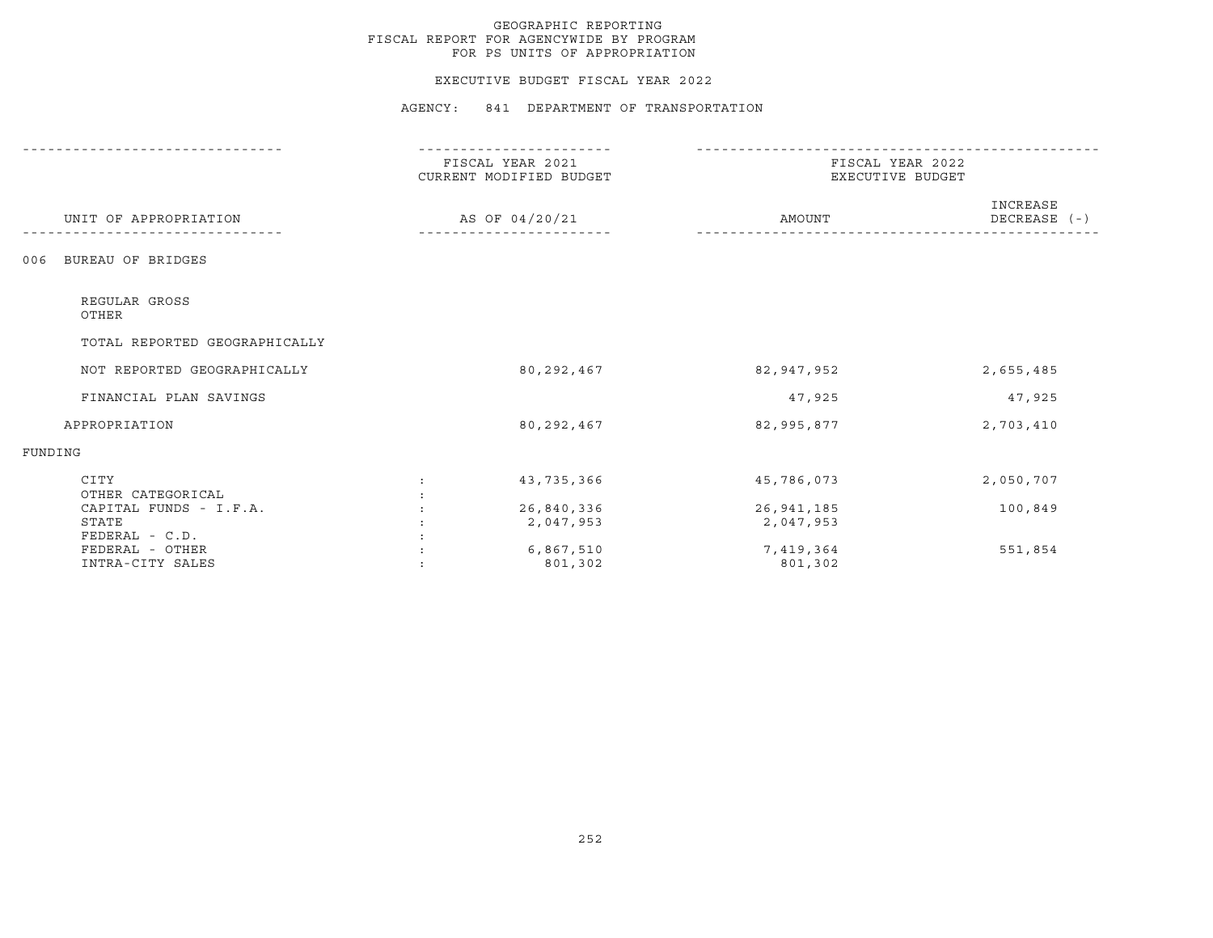GEOGRAPHIC REPORTING
FISCAL REPORT FOR AGENCYWIDE BY PROGRAM
FOR PS UNITS OF APPROPRIATION

EXECUTIVE BUDGET FISCAL YEAR 2022

AGENCY: 841 DEPARTMENT OF TRANSPORTATION

| UNIT OF APPROPRIATION | FISCAL YEAR 2021 CURRENT MODIFIED BUDGET AS OF 04/20/21 | FISCAL YEAR 2022 EXECUTIVE BUDGET AMOUNT | INCREASE DECREASE (-) |
|---|---|---|---|
| 006 BUREAU OF BRIDGES | | | |
| REGULAR GROSS | | | |
| OTHER | | | |
| TOTAL REPORTED GEOGRAPHICALLY | | | |
| NOT REPORTED GEOGRAPHICALLY | 80,292,467 | 82,947,952 | 2,655,485 |
| FINANCIAL PLAN SAVINGS | | 47,925 | 47,925 |
| APPROPRIATION | 80,292,467 | 82,995,877 | 2,703,410 |
| FUNDING | | | |
| CITY | 43,735,366 | 45,786,073 | 2,050,707 |
| OTHER CATEGORICAL | | | |
| CAPITAL FUNDS - I.F.A. | 26,840,336 | 26,941,185 | 100,849 |
| STATE | 2,047,953 | 2,047,953 | |
| FEDERAL - C.D. | | | |
| FEDERAL - OTHER | 6,867,510 | 7,419,364 | 551,854 |
| INTRA-CITY SALES | 801,302 | 801,302 | |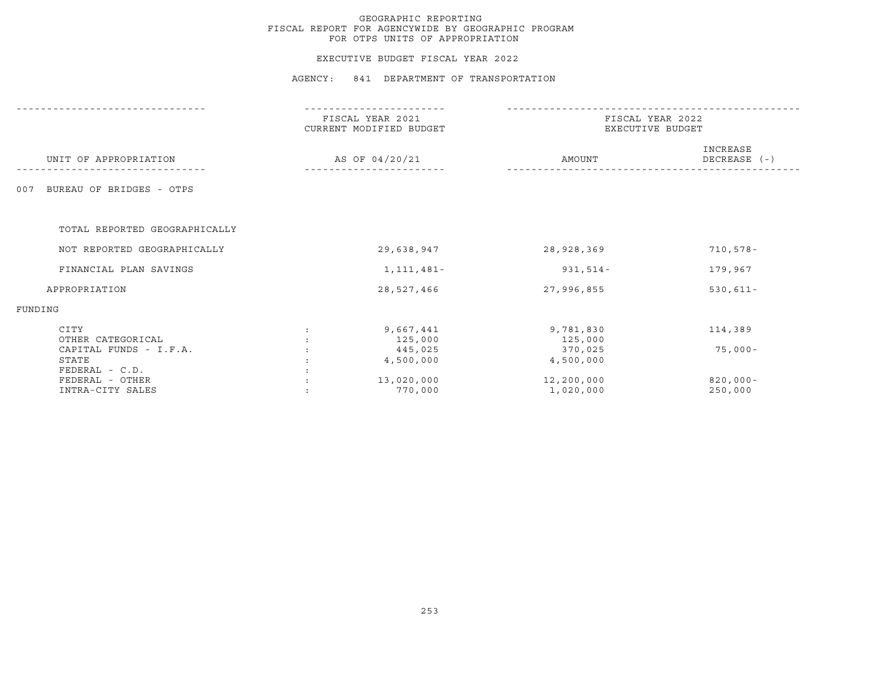GEOGRAPHIC REPORTING
FISCAL REPORT FOR AGENCYWIDE BY GEOGRAPHIC PROGRAM
FOR OTPS UNITS OF APPROPRIATION

EXECUTIVE BUDGET FISCAL YEAR 2022

AGENCY: 841 DEPARTMENT OF TRANSPORTATION

| UNIT OF APPROPRIATION | | FISCAL YEAR 2021 CURRENT MODIFIED BUDGET AS OF 04/20/21 | FISCAL YEAR 2022 EXECUTIVE BUDGET AMOUNT | INCREASE DECREASE (-) |
|---|---|---|---|---|
| 007 BUREAU OF BRIDGES - OTPS | | | | |
| TOTAL REPORTED GEOGRAPHICALLY | | | | |
| NOT REPORTED GEOGRAPHICALLY | | 29,638,947 | 28,928,369 | 710,578- |
| FINANCIAL PLAN SAVINGS | | 1,111,481- | 931,514- | 179,967 |
| APPROPRIATION | | 28,527,466 | 27,996,855 | 530,611- |
| FUNDING | | | | |
| CITY | : | 9,667,441 | 9,781,830 | 114,389 |
| OTHER CATEGORICAL | : | 125,000 | 125,000 | |
| CAPITAL FUNDS - I.F.A. | : | 445,025 | 370,025 | 75,000- |
| STATE | : | 4,500,000 | 4,500,000 | |
| FEDERAL - C.D. | : | | | |
| FEDERAL - OTHER | : | 13,020,000 | 12,200,000 | 820,000- |
| INTRA-CITY SALES | : | 770,000 | 1,020,000 | 250,000 |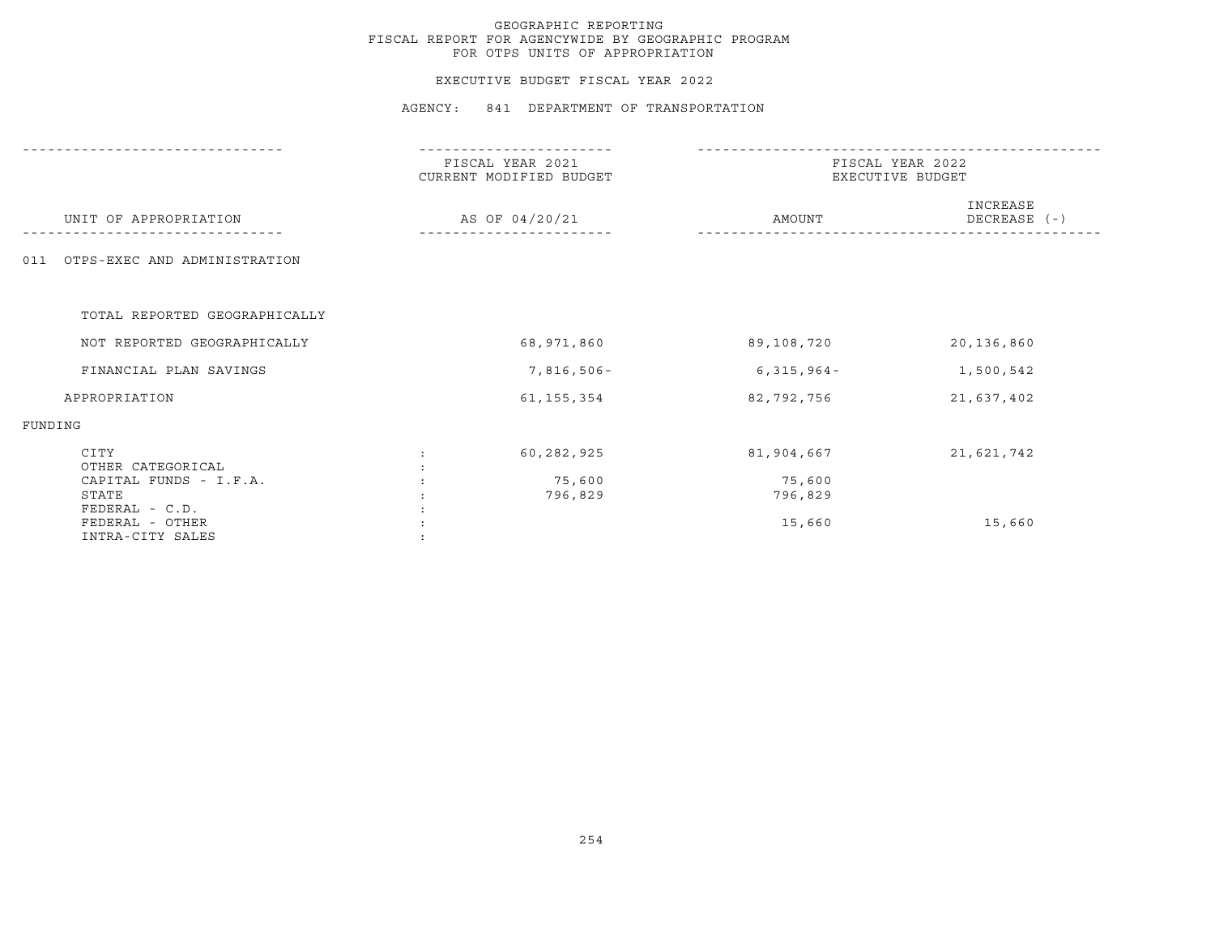GEOGRAPHIC REPORTING
FISCAL REPORT FOR AGENCYWIDE BY GEOGRAPHIC PROGRAM
FOR OTPS UNITS OF APPROPRIATION

EXECUTIVE BUDGET FISCAL YEAR 2022

AGENCY: 841 DEPARTMENT OF TRANSPORTATION

| UNIT OF APPROPRIATION | FISCAL YEAR 2021 CURRENT MODIFIED BUDGET AS OF 04/20/21 | FISCAL YEAR 2022 EXECUTIVE BUDGET AMOUNT | INCREASE DECREASE (-) |
|---|---|---|---|
| 011 OTPS-EXEC AND ADMINISTRATION | | | |
| TOTAL REPORTED GEOGRAPHICALLY | | | |
| NOT REPORTED GEOGRAPHICALLY | 68,971,860 | 89,108,720 | 20,136,860 |
| FINANCIAL PLAN SAVINGS | 7,816,506- | 6,315,964- | 1,500,542 |
| APPROPRIATION | 61,155,354 | 82,792,756 | 21,637,402 |
| FUNDING | | | |
| CITY | 60,282,925 | 81,904,667 | 21,621,742 |
| OTHER CATEGORICAL | | | |
| CAPITAL FUNDS - I.F.A. | 75,600 | 75,600 | |
| STATE | 796,829 | 796,829 | |
| FEDERAL - C.D. | | | |
| FEDERAL - OTHER | | 15,660 | 15,660 |
| INTRA-CITY SALES | | | |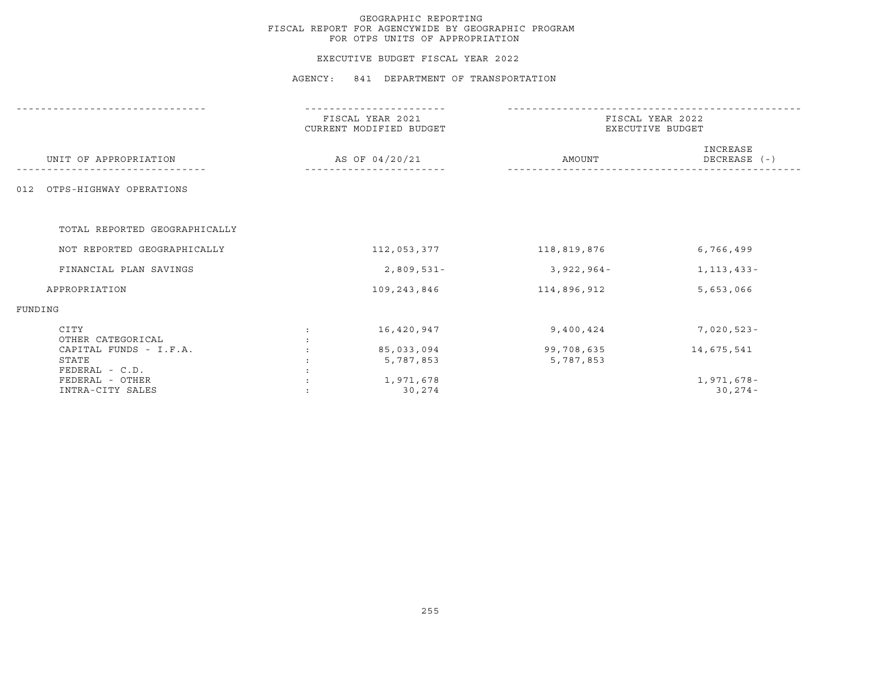# GEOGRAPHIC REPORTING
## FISCAL REPORT FOR AGENCYWIDE BY GEOGRAPHIC PROGRAM
## FOR OTPS UNITS OF APPROPRIATION

### EXECUTIVE BUDGET FISCAL YEAR 2022

### AGENCY: 841 DEPARTMENT OF TRANSPORTATION

| UNIT OF APPROPRIATION | FISCAL YEAR 2021 CURRENT MODIFIED BUDGET AS OF 04/20/21 | FISCAL YEAR 2022 EXECUTIVE BUDGET AMOUNT | INCREASE DECREASE (-) |
|---|---|---|---|
| 012 OTPS-HIGHWAY OPERATIONS | | | |
| TOTAL REPORTED GEOGRAPHICALLY | | | |
| NOT REPORTED GEOGRAPHICALLY | 112,053,377 | 118,819,876 | 6,766,499 |
| FINANCIAL PLAN SAVINGS | 2,809,531- | 3,922,964- | 1,113,433- |
| APPROPRIATION | 109,243,846 | 114,896,912 | 5,653,066 |
| FUNDING | | | |
| CITY : | 16,420,947 | 9,400,424 | 7,020,523- |
| OTHER CATEGORICAL : | | | |
| CAPITAL FUNDS - I.F.A. : | 85,033,094 | 99,708,635 | 14,675,541 |
| STATE : | 5,787,853 | 5,787,853 | |
| FEDERAL - C.D. : | | | |
| FEDERAL - OTHER : | 1,971,678 | | 1,971,678- |
| INTRA-CITY SALES : | 30,274 | | 30,274- |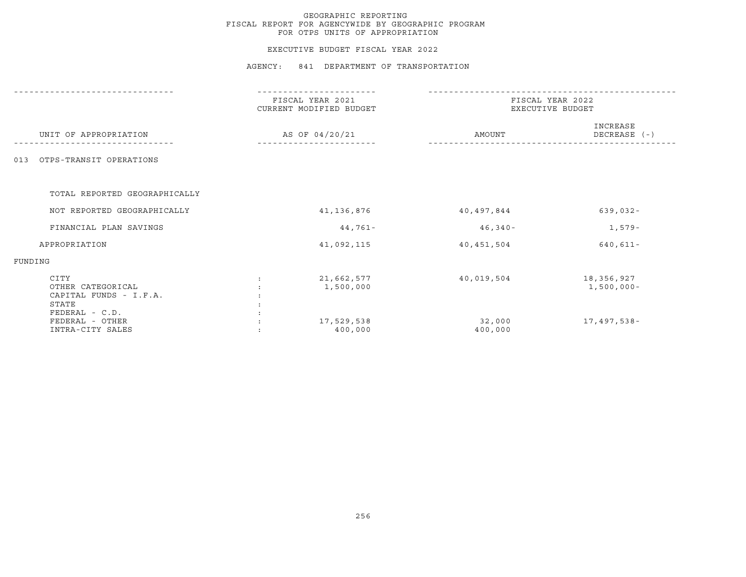GEOGRAPHIC REPORTING
FISCAL REPORT FOR AGENCYWIDE BY GEOGRAPHIC PROGRAM
FOR OTPS UNITS OF APPROPRIATION

EXECUTIVE BUDGET FISCAL YEAR 2022

AGENCY: 841 DEPARTMENT OF TRANSPORTATION

| UNIT OF APPROPRIATION | FISCAL YEAR 2021 CURRENT MODIFIED BUDGET AS OF 04/20/21 | FISCAL YEAR 2022 EXECUTIVE BUDGET AMOUNT | INCREASE DECREASE (-) |
|---|---|---|---|
| 013 OTPS-TRANSIT OPERATIONS | | | |
| TOTAL REPORTED GEOGRAPHICALLY | | | |
| NOT REPORTED GEOGRAPHICALLY | 41,136,876 | 40,497,844 | 639,032- |
| FINANCIAL PLAN SAVINGS | 44,761- | 46,340- | 1,579- |
| APPROPRIATION | 41,092,115 | 40,451,504 | 640,611- |
| FUNDING | | | |
| CITY | 21,662,577 | 40,019,504 | 18,356,927 |
| OTHER CATEGORICAL | 1,500,000 | | 1,500,000- |
| CAPITAL FUNDS - I.F.A. | | | |
| STATE | | | |
| FEDERAL - C.D. | | | |
| FEDERAL - OTHER | 17,529,538 | 32,000 | 17,497,538- |
| INTRA-CITY SALES | 400,000 | 400,000 | |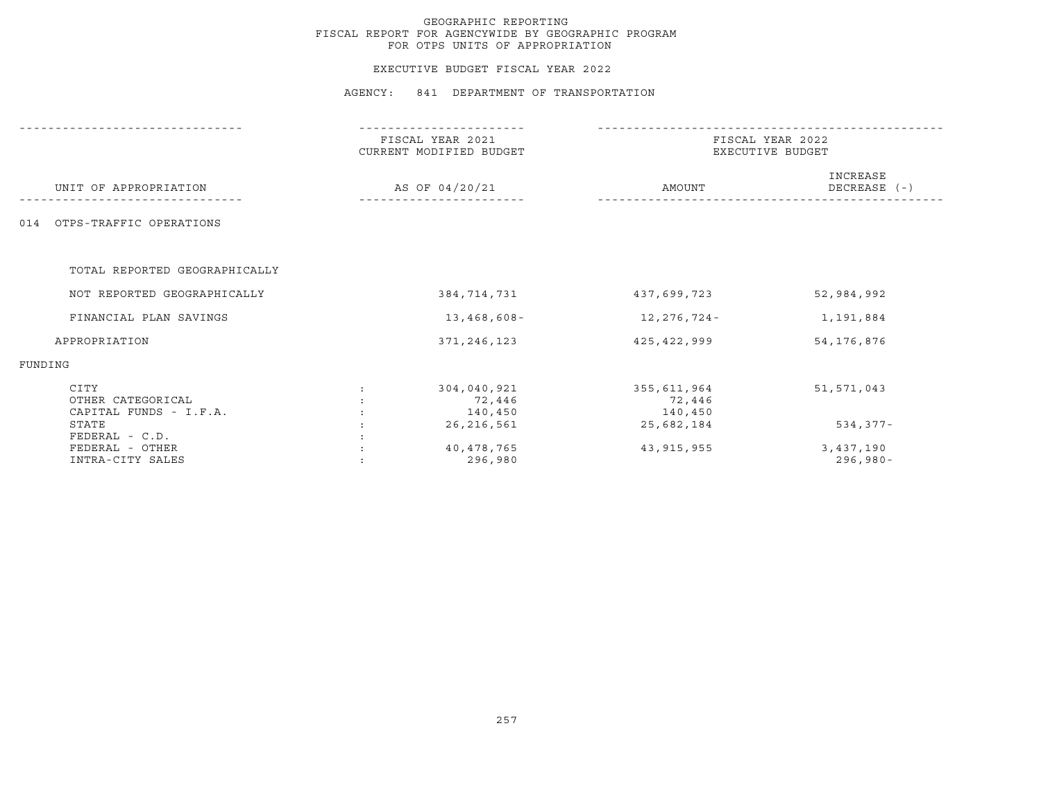GEOGRAPHIC REPORTING
FISCAL REPORT FOR AGENCYWIDE BY GEOGRAPHIC PROGRAM
FOR OTPS UNITS OF APPROPRIATION

EXECUTIVE BUDGET FISCAL YEAR 2022

AGENCY: 841 DEPARTMENT OF TRANSPORTATION

| UNIT OF APPROPRIATION | FISCAL YEAR 2021 CURRENT MODIFIED BUDGET AS OF 04/20/21 | FISCAL YEAR 2022 EXECUTIVE BUDGET AMOUNT | INCREASE DECREASE (-) |
|---|---|---|---|
| 014 OTPS-TRAFFIC OPERATIONS | | | |
| TOTAL REPORTED GEOGRAPHICALLY | | | |
| NOT REPORTED GEOGRAPHICALLY | 384,714,731 | 437,699,723 | 52,984,992 |
| FINANCIAL PLAN SAVINGS | 13,468,608- | 12,276,724- | 1,191,884 |
| APPROPRIATION | 371,246,123 | 425,422,999 | 54,176,876 |
| FUNDING | | | |
| CITY | 304,040,921 | 355,611,964 | 51,571,043 |
| OTHER CATEGORICAL | 72,446 | 72,446 | |
| CAPITAL FUNDS - I.F.A. | 140,450 | 140,450 | |
| STATE | 26,216,561 | 25,682,184 | 534,377- |
| FEDERAL - C.D. | | | |
| FEDERAL - OTHER | 40,478,765 | 43,915,955 | 3,437,190 |
| INTRA-CITY SALES | 296,980 | | 296,980- |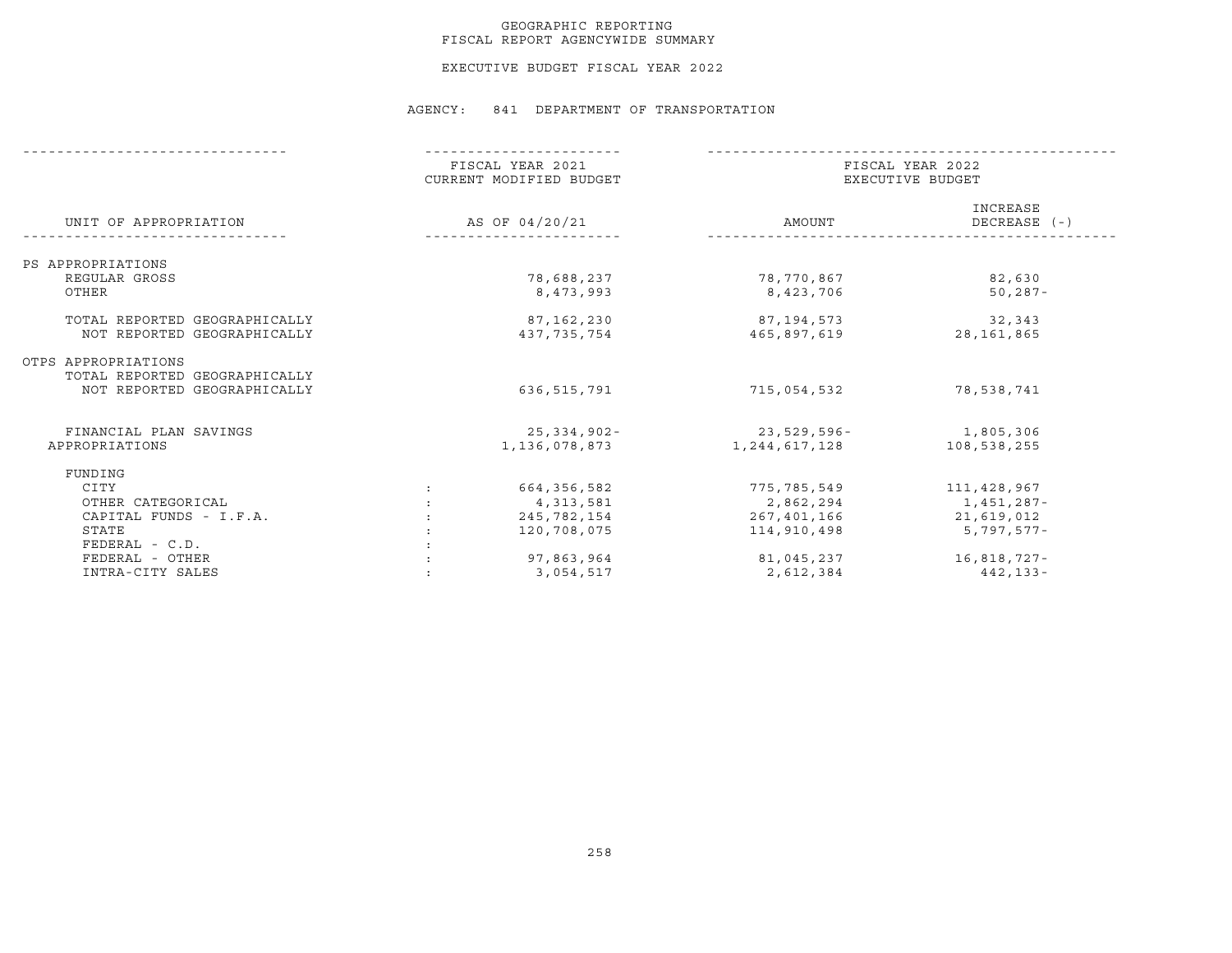# GEOGRAPHIC REPORTING
## FISCAL REPORT AGENCYWIDE SUMMARY

EXECUTIVE BUDGET FISCAL YEAR 2022

AGENCY: 841 DEPARTMENT OF TRANSPORTATION

| UNIT OF APPROPRIATION | FISCAL YEAR 2021 CURRENT MODIFIED BUDGET AS OF 04/20/21 | FISCAL YEAR 2022 EXECUTIVE BUDGET AMOUNT | FISCAL YEAR 2022 EXECUTIVE BUDGET INCREASE DECREASE (-) |
|---|---|---|---|
| PS APPROPRIATIONS | | | |
| REGULAR GROSS | 78,688,237 | 78,770,867 | 82,630 |
| OTHER | 8,473,993 | 8,423,706 | 50,287- |
| TOTAL REPORTED GEOGRAPHICALLY | 87,162,230 | 87,194,573 | 32,343 |
| NOT REPORTED GEOGRAPHICALLY | 437,735,754 | 465,897,619 | 28,161,865 |
| OTPS APPROPRIATIONS | | | |
| TOTAL REPORTED GEOGRAPHICALLY | | | |
| NOT REPORTED GEOGRAPHICALLY | 636,515,791 | 715,054,532 | 78,538,741 |
| FINANCIAL PLAN SAVINGS | 25,334,902- | 23,529,596- | 1,805,306 |
| APPROPRIATIONS | 1,136,078,873 | 1,244,617,128 | 108,538,255 |
| FUNDING | | | |
| CITY : | 664,356,582 | 775,785,549 | 111,428,967 |
| OTHER CATEGORICAL : | 4,313,581 | 2,862,294 | 1,451,287- |
| CAPITAL FUNDS - I.F.A. : | 245,782,154 | 267,401,166 | 21,619,012 |
| STATE : | 120,708,075 | 114,910,498 | 5,797,577- |
| FEDERAL - C.D. : | | | |
| FEDERAL - OTHER : | 97,863,964 | 81,045,237 | 16,818,727- |
| INTRA-CITY SALES : | 3,054,517 | 2,612,384 | 442,133- |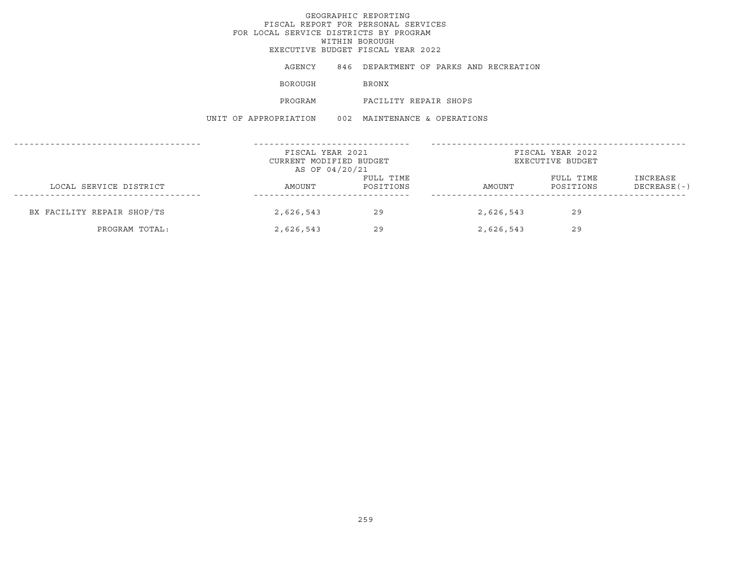GEOGRAPHIC REPORTING
FISCAL REPORT FOR PERSONAL SERVICES
FOR LOCAL SERVICE DISTRICTS BY PROGRAM
WITHIN BOROUGH
EXECUTIVE BUDGET FISCAL YEAR 2022

AGENCY 846 DEPARTMENT OF PARKS AND RECREATION

BOROUGH BRONX

PROGRAM FACILITY REPAIR SHOPS

UNIT OF APPROPRIATION 002 MAINTENANCE & OPERATIONS

| LOCAL SERVICE DISTRICT | FISCAL YEAR 2021 CURRENT MODIFIED BUDGET AS OF 04/20/21 | | FISCAL YEAR 2022 EXECUTIVE BUDGET | | |
|---|---|---|---|---|---|
| | AMOUNT | FULL TIME POSITIONS | AMOUNT | FULL TIME POSITIONS | INCREASE DECREASE(-) |
| BX FACILITY REPAIR SHOP/TS | 2,626,543 | 29 | 2,626,543 | 29 | |
| PROGRAM TOTAL: | 2,626,543 | 29 | 2,626,543 | 29 | |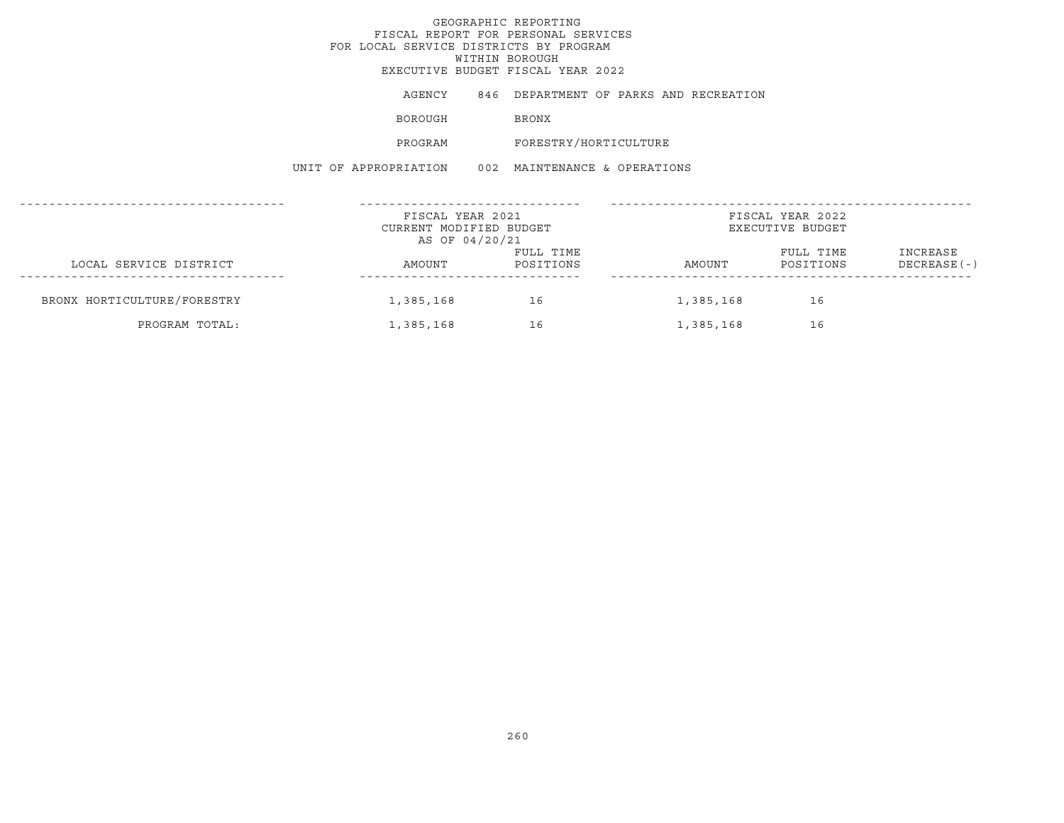GEOGRAPHIC REPORTING
FISCAL REPORT FOR PERSONAL SERVICES
FOR LOCAL SERVICE DISTRICTS BY PROGRAM
WITHIN BOROUGH
EXECUTIVE BUDGET FISCAL YEAR 2022

AGENCY 846 DEPARTMENT OF PARKS AND RECREATION

BOROUGH BRONX

PROGRAM FORESTRY/HORTICULTURE

UNIT OF APPROPRIATION 002 MAINTENANCE & OPERATIONS

| LOCAL SERVICE DISTRICT | FISCAL YEAR 2021 CURRENT MODIFIED BUDGET AS OF 04/20/21 AMOUNT | FULL TIME POSITIONS | FISCAL YEAR 2022 EXECUTIVE BUDGET AMOUNT | FULL TIME POSITIONS | INCREASE DECREASE(-) |
|---|---|---|---|---|---|
| BRONX HORTICULTURE/FORESTRY | 1,385,168 | 16 | 1,385,168 | 16 | |
| PROGRAM TOTAL: | 1,385,168 | 16 | 1,385,168 | 16 | |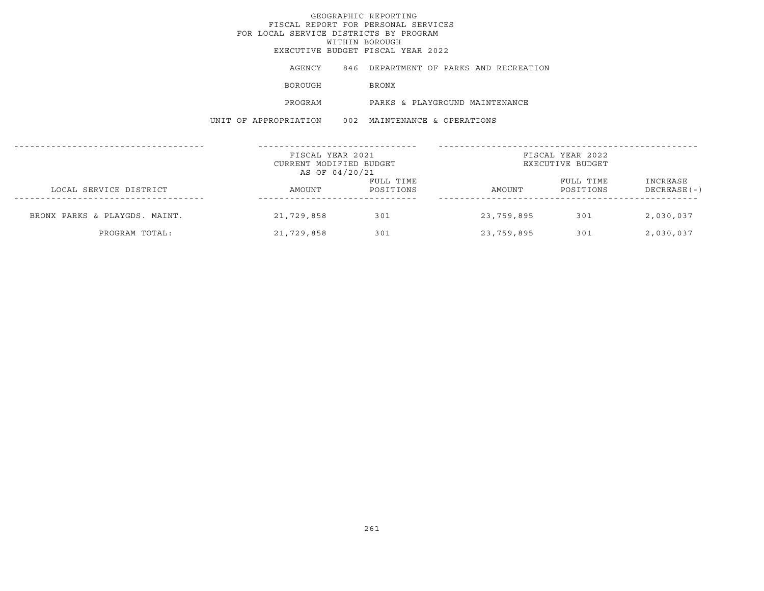# GEOGRAPHIC REPORTING
## FISCAL REPORT FOR PERSONAL SERVICES
## FOR LOCAL SERVICE DISTRICTS BY PROGRAM
## WITHIN BOROUGH
## EXECUTIVE BUDGET FISCAL YEAR 2022

AGENCY 846 DEPARTMENT OF PARKS AND RECREATION

BOROUGH BRONX

PROGRAM PARKS & PLAYGROUND MAINTENANCE

UNIT OF APPROPRIATION 002 MAINTENANCE & OPERATIONS

| | FISCAL YEAR 2021 CURRENT MODIFIED BUDGET AS OF 04/20/21 | | FISCAL YEAR 2022 EXECUTIVE BUDGET | | |
|---|---|---|---|---|---|
| LOCAL SERVICE DISTRICT | AMOUNT | FULL TIME POSITIONS | AMOUNT | FULL TIME POSITIONS | INCREASE DECREASE(-) |
| BRONX PARKS & PLAYGDS. MAINT. | 21,729,858 | 301 | 23,759,895 | 301 | 2,030,037 |
| PROGRAM TOTAL: | 21,729,858 | 301 | 23,759,895 | 301 | 2,030,037 |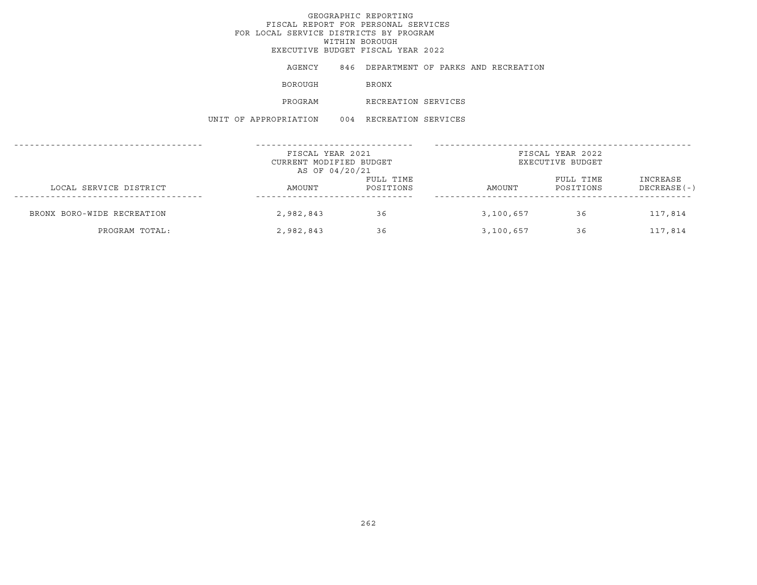GEOGRAPHIC REPORTING
FISCAL REPORT FOR PERSONAL SERVICES
FOR LOCAL SERVICE DISTRICTS BY PROGRAM
WITHIN BOROUGH
EXECUTIVE BUDGET FISCAL YEAR 2022

AGENCY 846 DEPARTMENT OF PARKS AND RECREATION

BOROUGH BRONX

PROGRAM RECREATION SERVICES

UNIT OF APPROPRIATION 004 RECREATION SERVICES

| | FISCAL YEAR 2021 CURRENT MODIFIED BUDGET AS OF 04/20/21 | | FISCAL YEAR 2022 EXECUTIVE BUDGET | | |
|---|---|---|---|---|---|
| LOCAL SERVICE DISTRICT | AMOUNT | FULL TIME POSITIONS | AMOUNT | FULL TIME POSITIONS | INCREASE DECREASE(-) |
| BRONX BORO-WIDE RECREATION | 2,982,843 | 36 | 3,100,657 | 36 | 117,814 |
| PROGRAM TOTAL: | 2,982,843 | 36 | 3,100,657 | 36 | 117,814 |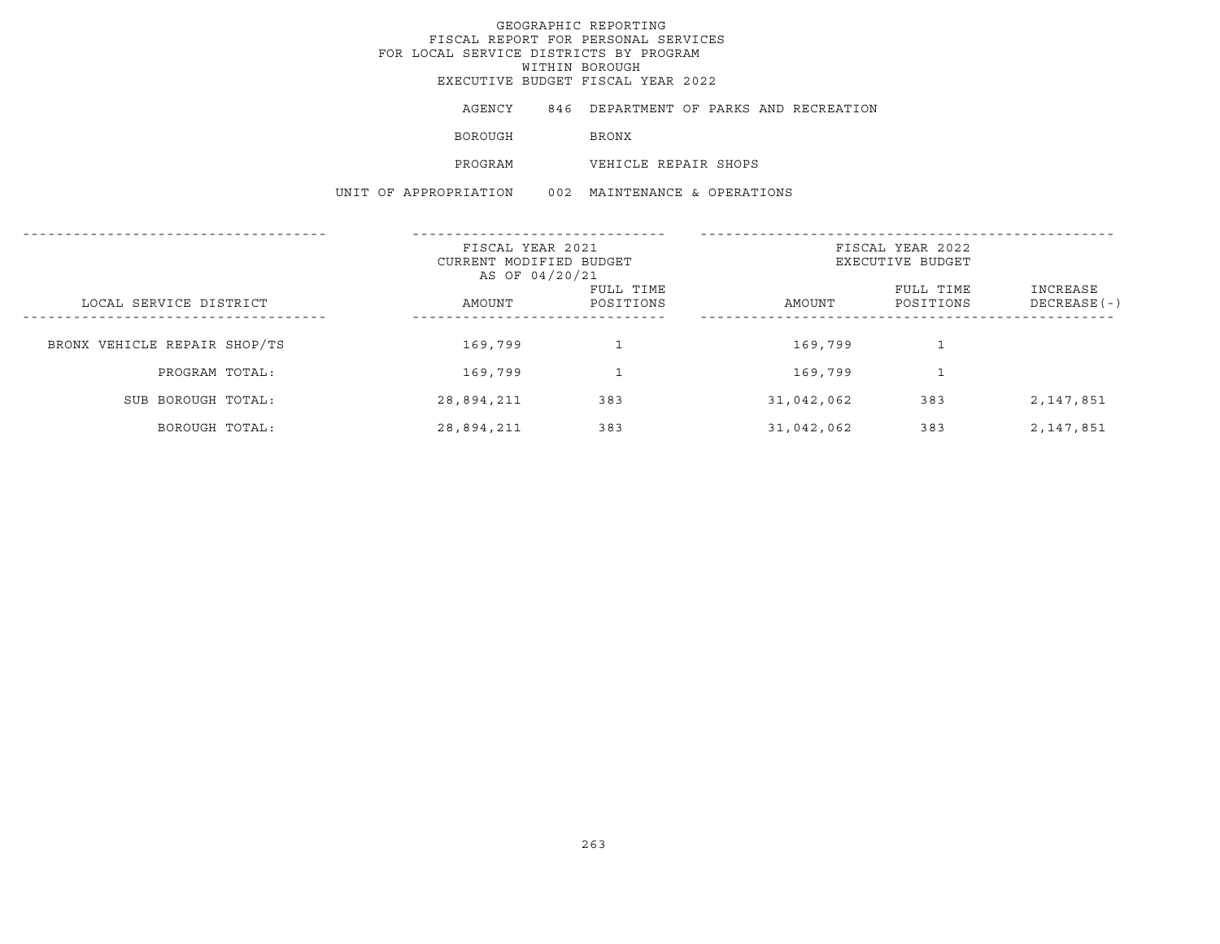# GEOGRAPHIC REPORTING
## FISCAL REPORT FOR PERSONAL SERVICES
## FOR LOCAL SERVICE DISTRICTS BY PROGRAM
## WITHIN BOROUGH
## EXECUTIVE BUDGET FISCAL YEAR 2022

AGENCY 846 DEPARTMENT OF PARKS AND RECREATION

BOROUGH BRONX

PROGRAM VEHICLE REPAIR SHOPS

UNIT OF APPROPRIATION 002 MAINTENANCE & OPERATIONS

| LOCAL SERVICE DISTRICT | FISCAL YEAR 2021 CURRENT MODIFIED BUDGET AS OF 04/20/21 AMOUNT | FULL TIME POSITIONS | FISCAL YEAR 2022 EXECUTIVE BUDGET AMOUNT | FULL TIME POSITIONS | INCREASE DECREASE(-) |
|---|---|---|---|---|---|
| BRONX VEHICLE REPAIR SHOP/TS | 169,799 | 1 | 169,799 | 1 | |
| PROGRAM TOTAL: | 169,799 | 1 | 169,799 | 1 | |
| SUB BOROUGH TOTAL: | 28,894,211 | 383 | 31,042,062 | 383 | 2,147,851 |
| BOROUGH TOTAL: | 28,894,211 | 383 | 31,042,062 | 383 | 2,147,851 |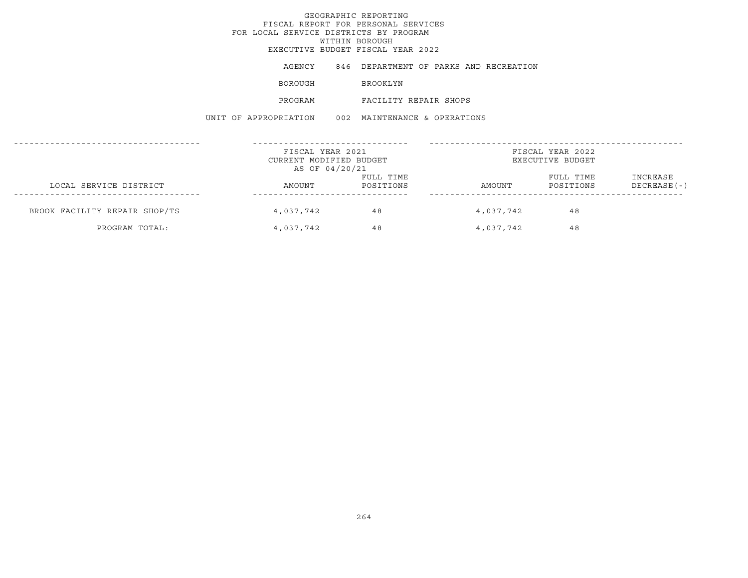# GEOGRAPHIC REPORTING
## FISCAL REPORT FOR PERSONAL SERVICES
## FOR LOCAL SERVICE DISTRICTS BY PROGRAM
## WITHIN BOROUGH
## EXECUTIVE BUDGET FISCAL YEAR 2022

AGENCY 846 DEPARTMENT OF PARKS AND RECREATION

BOROUGH BROOKLYN

PROGRAM FACILITY REPAIR SHOPS

UNIT OF APPROPRIATION 002 MAINTENANCE & OPERATIONS

| LOCAL SERVICE DISTRICT | FISCAL YEAR 2021 CURRENT MODIFIED BUDGET AS OF 04/20/21 AMOUNT | FULL TIME POSITIONS | FISCAL YEAR 2022 EXECUTIVE BUDGET AMOUNT | FULL TIME POSITIONS | INCREASE DECREASE(-) |
|---|---|---|---|---|---|
| BROOK FACILITY REPAIR SHOP/TS | 4,037,742 | 48 | 4,037,742 | 48 | |
| PROGRAM TOTAL: | 4,037,742 | 48 | 4,037,742 | 48 | |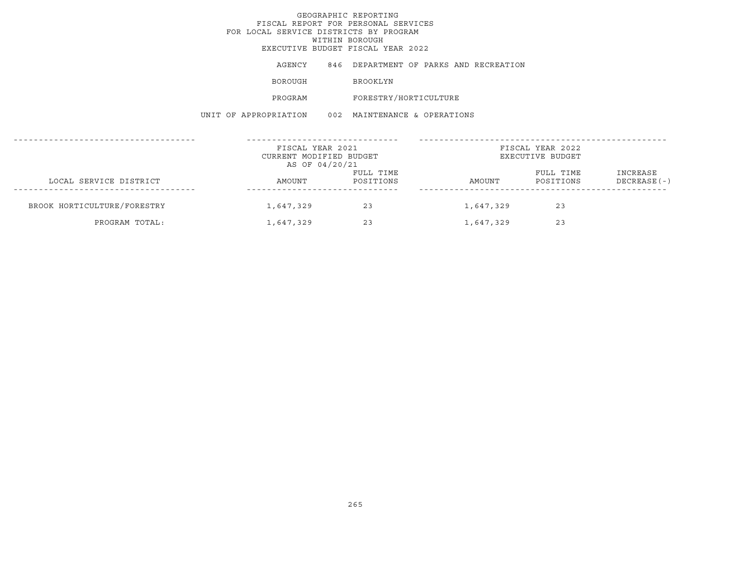# GEOGRAPHIC REPORTING
## FISCAL REPORT FOR PERSONAL SERVICES
## FOR LOCAL SERVICE DISTRICTS BY PROGRAM
## WITHIN BOROUGH
## EXECUTIVE BUDGET FISCAL YEAR 2022

AGENCY 846 DEPARTMENT OF PARKS AND RECREATION

BOROUGH BROOKLYN

PROGRAM FORESTRY/HORTICULTURE

UNIT OF APPROPRIATION 002 MAINTENANCE & OPERATIONS

| | FISCAL YEAR 2021 CURRENT MODIFIED BUDGET AS OF 04/20/21 | | FISCAL YEAR 2022 EXECUTIVE BUDGET | | |
|---|---|---|---|---|---|
| LOCAL SERVICE DISTRICT | AMOUNT | FULL TIME POSITIONS | AMOUNT | FULL TIME POSITIONS | INCREASE DECREASE(-) |
| BROOK HORTICULTURE/FORESTRY | 1,647,329 | 23 | 1,647,329 | 23 | |
| PROGRAM TOTAL: | 1,647,329 | 23 | 1,647,329 | 23 | |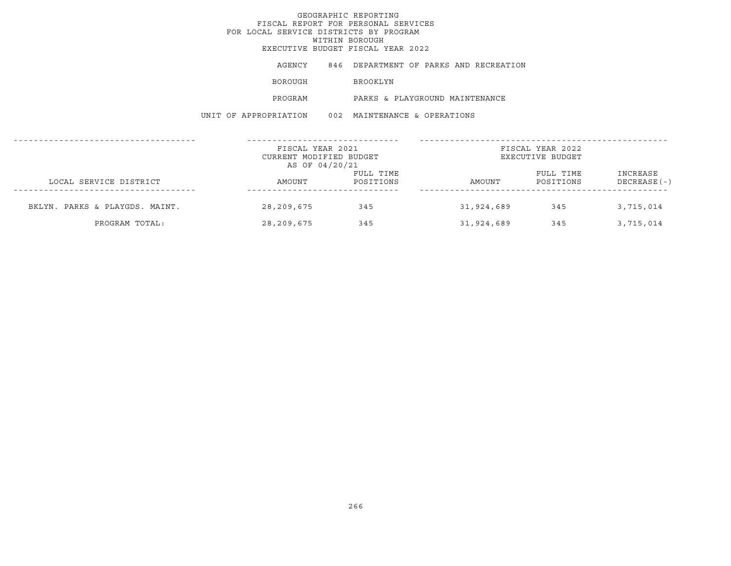# GEOGRAPHIC REPORTING
## FISCAL REPORT FOR PERSONAL SERVICES
## FOR LOCAL SERVICE DISTRICTS BY PROGRAM
## WITHIN BOROUGH
## EXECUTIVE BUDGET FISCAL YEAR 2022

AGENCY 846 DEPARTMENT OF PARKS AND RECREATION

BOROUGH BROOKLYN

PROGRAM PARKS & PLAYGROUND MAINTENANCE

UNIT OF APPROPRIATION 002 MAINTENANCE & OPERATIONS

| | FISCAL YEAR 2021 CURRENT MODIFIED BUDGET AS OF 04/20/21 | | FISCAL YEAR 2022 EXECUTIVE BUDGET | | |
|---|---|---|---|---|---|
| LOCAL SERVICE DISTRICT | AMOUNT | FULL TIME POSITIONS | AMOUNT | FULL TIME POSITIONS | INCREASE DECREASE(-) |
| BKLYN. PARKS & PLAYGDS. MAINT. | 28,209,675 | 345 | 31,924,689 | 345 | 3,715,014 |
| PROGRAM TOTAL: | 28,209,675 | 345 | 31,924,689 | 345 | 3,715,014 |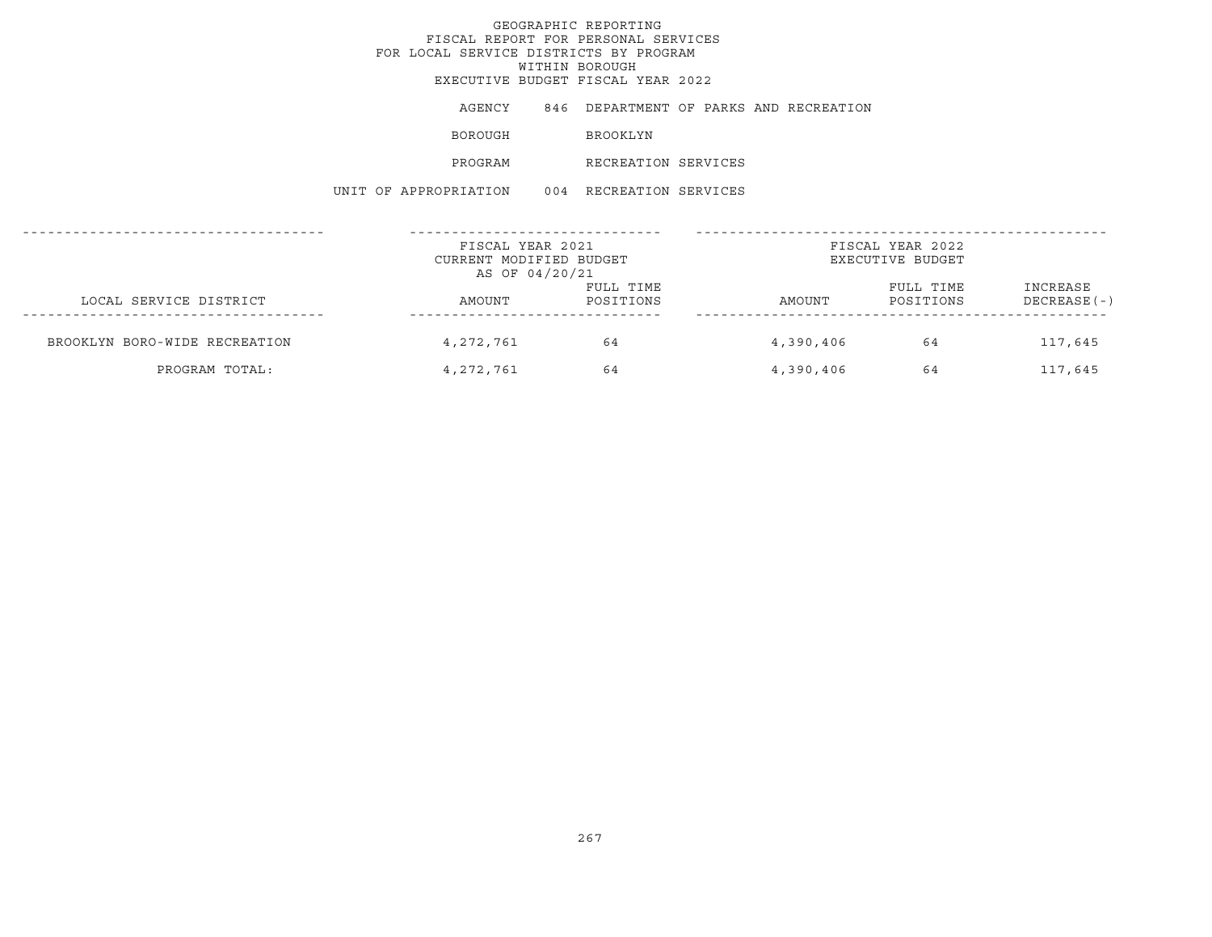# GEOGRAPHIC REPORTING
## FISCAL REPORT FOR PERSONAL SERVICES
## FOR LOCAL SERVICE DISTRICTS BY PROGRAM
## WITHIN BOROUGH
## EXECUTIVE BUDGET FISCAL YEAR 2022

AGENCY 846 DEPARTMENT OF PARKS AND RECREATION

BOROUGH BROOKLYN

PROGRAM RECREATION SERVICES

UNIT OF APPROPRIATION 004 RECREATION SERVICES

| LOCAL SERVICE DISTRICT | FISCAL YEAR 2021 CURRENT MODIFIED BUDGET AS OF 04/20/21 | | FISCAL YEAR 2022 EXECUTIVE BUDGET | | |
|---|---|---|---|---|---|
| | AMOUNT | FULL TIME POSITIONS | AMOUNT | FULL TIME POSITIONS | INCREASE DECREASE(-) |
| BROOKLYN BORO-WIDE RECREATION | 4,272,761 | 64 | 4,390,406 | 64 | 117,645 |
| PROGRAM TOTAL: | 4,272,761 | 64 | 4,390,406 | 64 | 117,645 |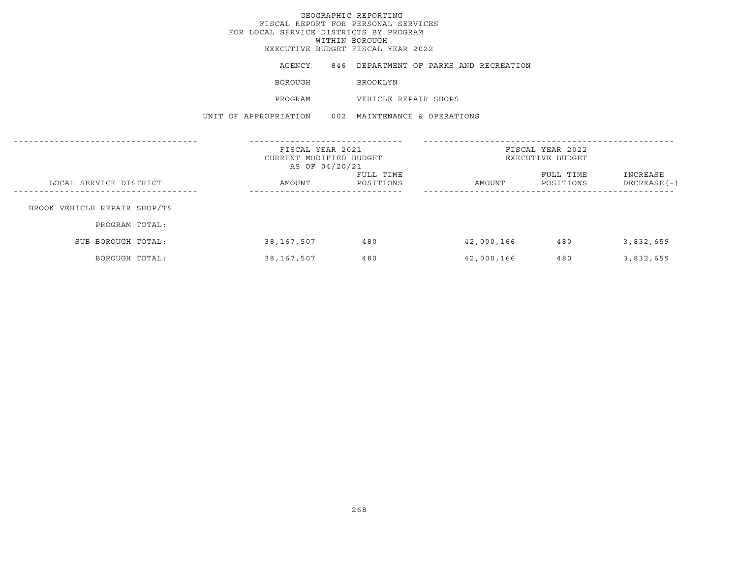GEOGRAPHIC REPORTING
FISCAL REPORT FOR PERSONAL SERVICES
FOR LOCAL SERVICE DISTRICTS BY PROGRAM
WITHIN BOROUGH
EXECUTIVE BUDGET FISCAL YEAR 2022

AGENCY 846 DEPARTMENT OF PARKS AND RECREATION

BOROUGH BROOKLYN

PROGRAM VEHICLE REPAIR SHOPS

UNIT OF APPROPRIATION 002 MAINTENANCE & OPERATIONS

| LOCAL SERVICE DISTRICT | FISCAL YEAR 2021 CURRENT MODIFIED BUDGET AS OF 04/20/21 AMOUNT | FULL TIME POSITIONS | FISCAL YEAR 2022 EXECUTIVE BUDGET AMOUNT | FULL TIME POSITIONS | INCREASE DECREASE(-) |
|---|---|---|---|---|---|
| BROOK VEHICLE REPAIR SHOP/TS | | | | | |
| PROGRAM TOTAL: | | | | | |
| SUB BOROUGH TOTAL: | 38,167,507 | 480 | 42,000,166 | 480 | 3,832,659 |
| BOROUGH TOTAL: | 38,167,507 | 480 | 42,000,166 | 480 | 3,832,659 |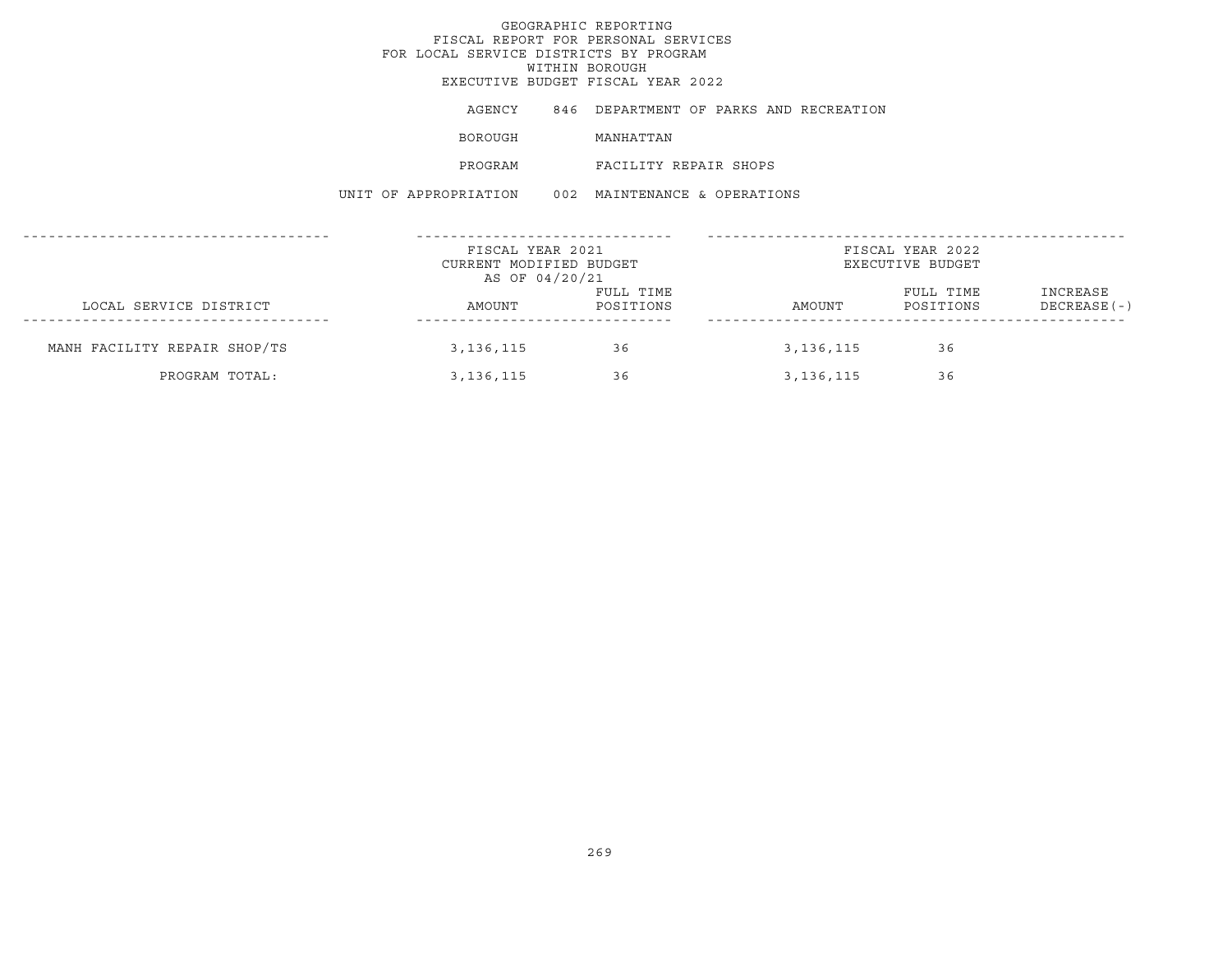# GEOGRAPHIC REPORTING
## FISCAL REPORT FOR PERSONAL SERVICES
## FOR LOCAL SERVICE DISTRICTS BY PROGRAM
## WITHIN BOROUGH
## EXECUTIVE BUDGET FISCAL YEAR 2022

AGENCY 846 DEPARTMENT OF PARKS AND RECREATION

BOROUGH MANHATTAN

PROGRAM FACILITY REPAIR SHOPS

UNIT OF APPROPRIATION 002 MAINTENANCE & OPERATIONS

| LOCAL SERVICE DISTRICT | FISCAL YEAR 2021 CURRENT MODIFIED BUDGET AS OF 04/20/21 | | FISCAL YEAR 2022 EXECUTIVE BUDGET | | |
|---|---|---|---|---|---|
| | AMOUNT | FULL TIME POSITIONS | AMOUNT | FULL TIME POSITIONS | INCREASE DECREASE(-) |
| MANH FACILITY REPAIR SHOP/TS | 3,136,115 | 36 | 3,136,115 | 36 | |
| PROGRAM TOTAL: | 3,136,115 | 36 | 3,136,115 | 36 | |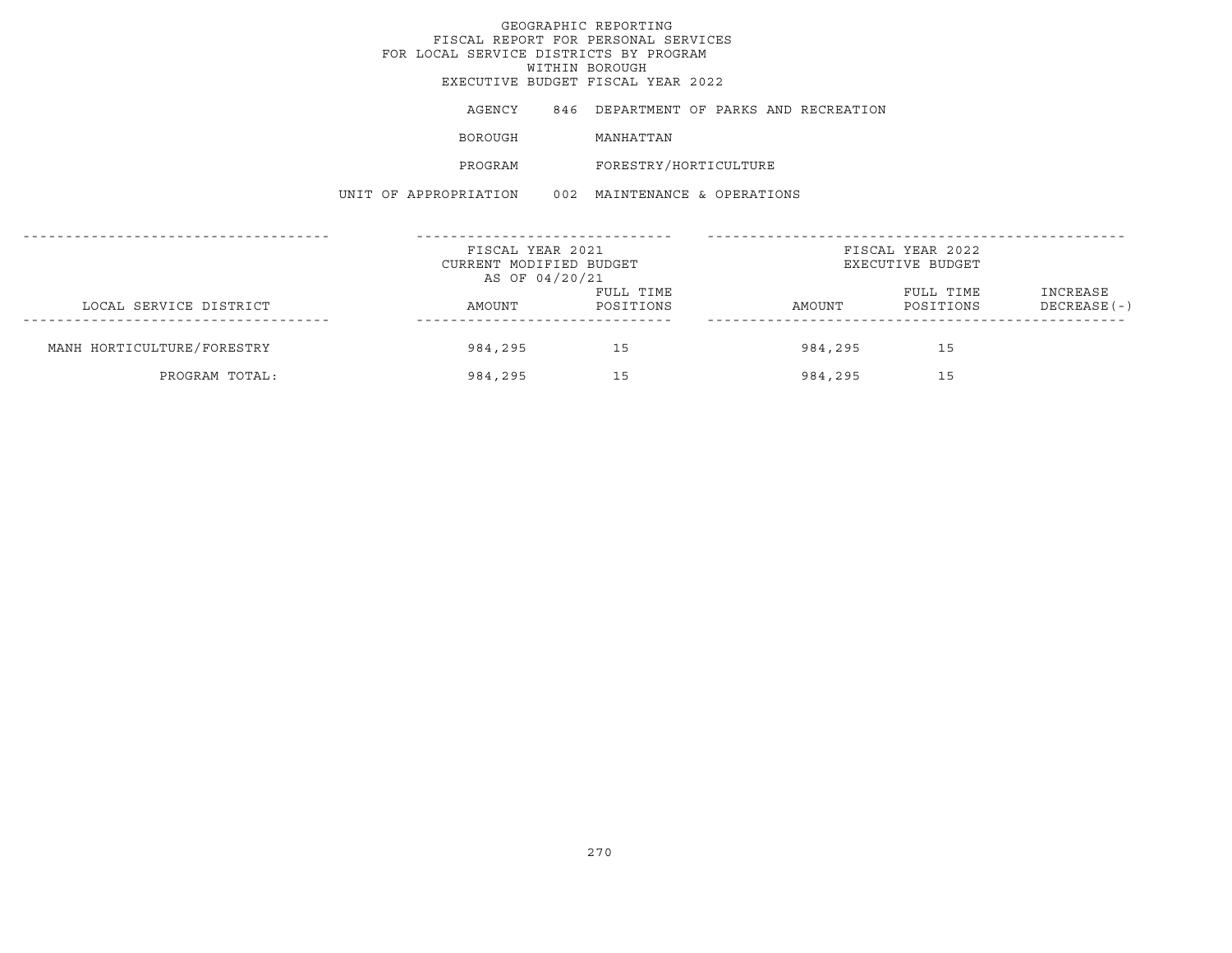GEOGRAPHIC REPORTING
FISCAL REPORT FOR PERSONAL SERVICES
FOR LOCAL SERVICE DISTRICTS BY PROGRAM
WITHIN BOROUGH
EXECUTIVE BUDGET FISCAL YEAR 2022

AGENCY 846 DEPARTMENT OF PARKS AND RECREATION

BOROUGH MANHATTAN

PROGRAM FORESTRY/HORTICULTURE

UNIT OF APPROPRIATION 002 MAINTENANCE & OPERATIONS

| | FISCAL YEAR 2021 CURRENT MODIFIED BUDGET AS OF 04/20/21 | | FISCAL YEAR 2022 EXECUTIVE BUDGET | | |
|---|---|---|---|---|---|
| LOCAL SERVICE DISTRICT | AMOUNT | FULL TIME POSITIONS | AMOUNT | FULL TIME POSITIONS | INCREASE DECREASE(-) |
| MANH HORTICULTURE/FORESTRY | 984,295 | 15 | 984,295 | 15 | |
| PROGRAM TOTAL: | 984,295 | 15 | 984,295 | 15 | |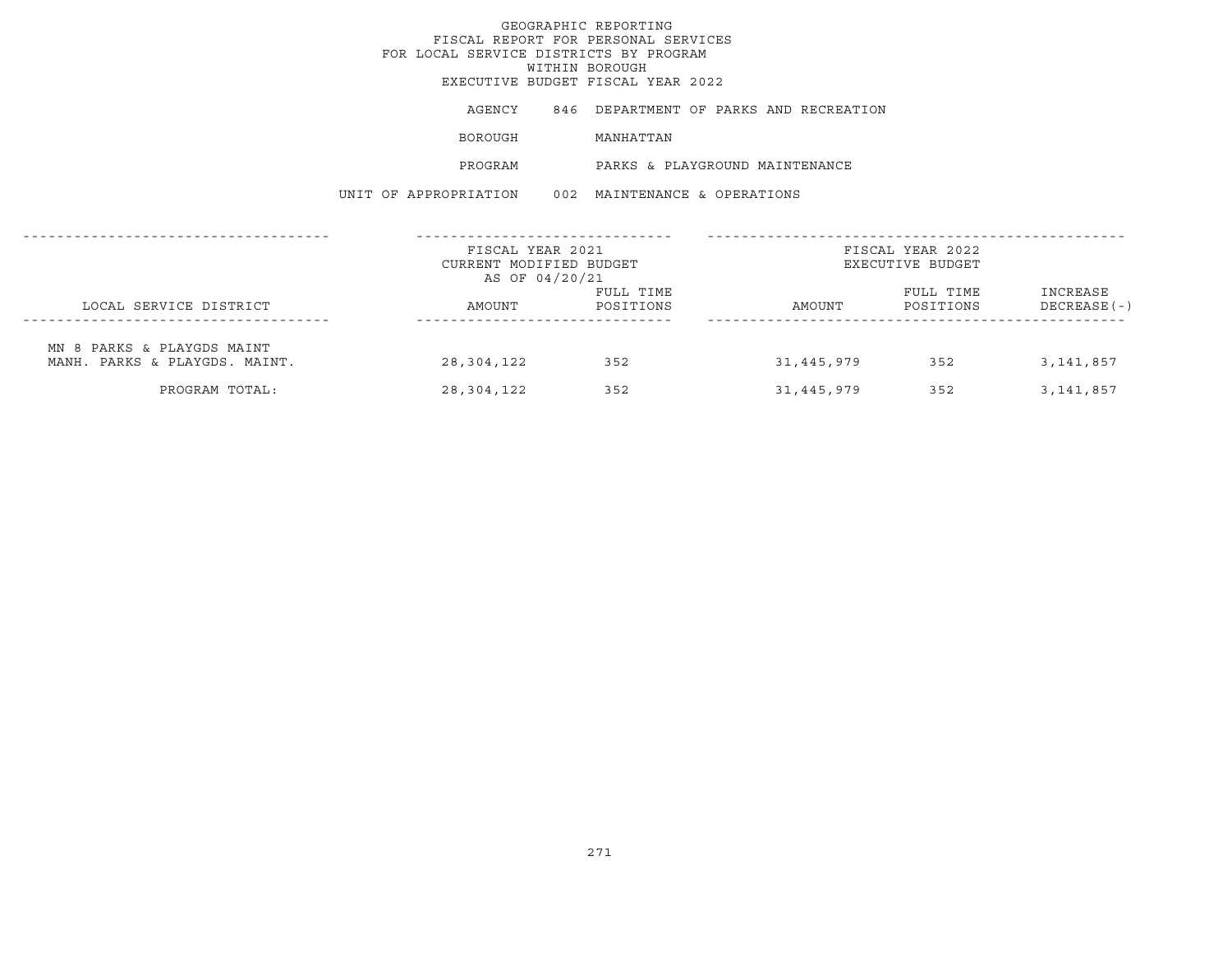GEOGRAPHIC REPORTING
FISCAL REPORT FOR PERSONAL SERVICES
FOR LOCAL SERVICE DISTRICTS BY PROGRAM
WITHIN BOROUGH
EXECUTIVE BUDGET FISCAL YEAR 2022

AGENCY 846 DEPARTMENT OF PARKS AND RECREATION

BOROUGH MANHATTAN

PROGRAM PARKS & PLAYGROUND MAINTENANCE

UNIT OF APPROPRIATION 002 MAINTENANCE & OPERATIONS

| LOCAL SERVICE DISTRICT | FISCAL YEAR 2021 CURRENT MODIFIED BUDGET AS OF 04/20/21 AMOUNT | FULL TIME POSITIONS | FISCAL YEAR 2022 EXECUTIVE BUDGET AMOUNT | FULL TIME POSITIONS | INCREASE DECREASE(-) |
|---|---|---|---|---|---|
| MN 8 PARKS & PLAYGDS MAINT | | | | | |
| MANH. PARKS & PLAYGDS. MAINT. | 28,304,122 | 352 | 31,445,979 | 352 | 3,141,857 |
| PROGRAM TOTAL: | 28,304,122 | 352 | 31,445,979 | 352 | 3,141,857 |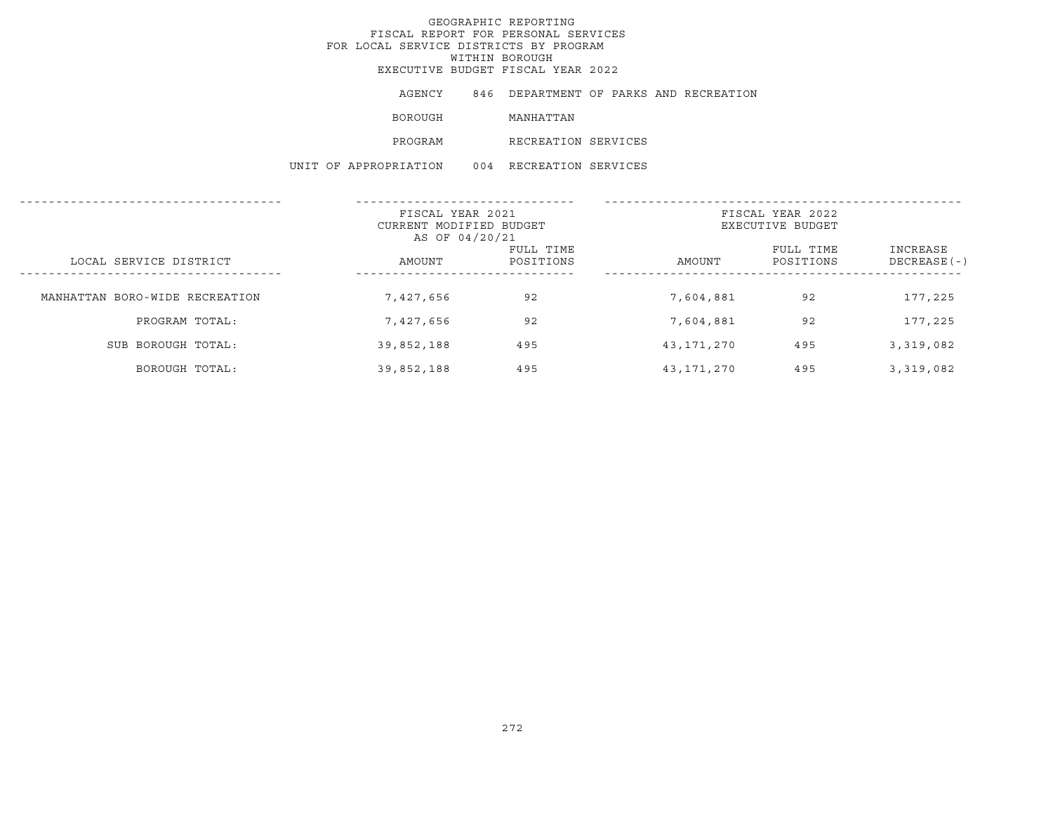# GEOGRAPHIC REPORTING
## FISCAL REPORT FOR PERSONAL SERVICES FOR LOCAL SERVICE DISTRICTS BY PROGRAM WITHIN BOROUGH
## EXECUTIVE BUDGET FISCAL YEAR 2022

AGENCY 846 DEPARTMENT OF PARKS AND RECREATION

BOROUGH MANHATTAN

PROGRAM RECREATION SERVICES

UNIT OF APPROPRIATION 004 RECREATION SERVICES

| LOCAL SERVICE DISTRICT | FISCAL YEAR 2021 CURRENT MODIFIED BUDGET AS OF 04/20/21 AMOUNT | FULL TIME POSITIONS | FISCAL YEAR 2022 EXECUTIVE BUDGET AMOUNT | FULL TIME POSITIONS | INCREASE DECREASE(-) |
|---|---|---|---|---|---|
| MANHATTAN BORO-WIDE RECREATION | 7,427,656 | 92 | 7,604,881 | 92 | 177,225 |
| PROGRAM TOTAL: | 7,427,656 | 92 | 7,604,881 | 92 | 177,225 |
| SUB BOROUGH TOTAL: | 39,852,188 | 495 | 43,171,270 | 495 | 3,319,082 |
| BOROUGH TOTAL: | 39,852,188 | 495 | 43,171,270 | 495 | 3,319,082 |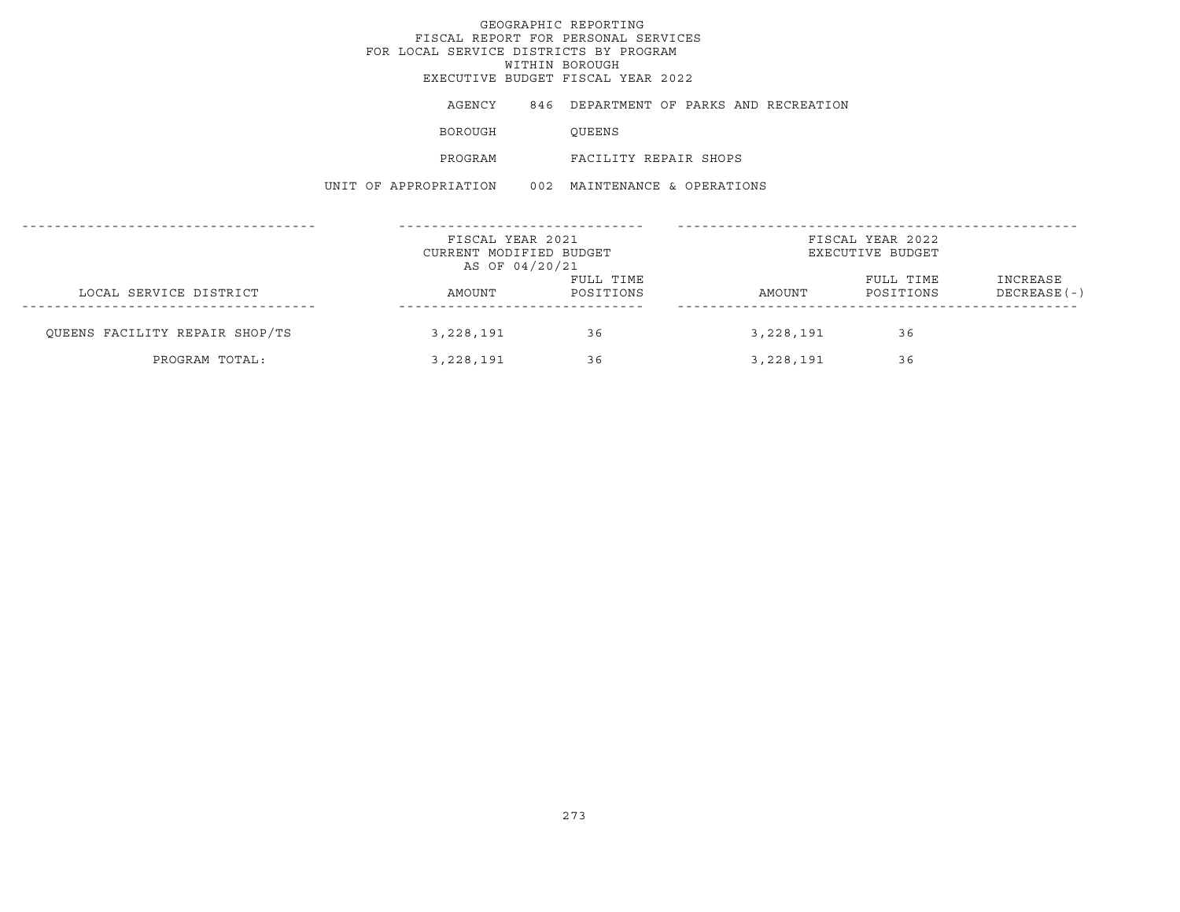# GEOGRAPHIC REPORTING
## FISCAL REPORT FOR PERSONAL SERVICES
## FOR LOCAL SERVICE DISTRICTS BY PROGRAM
## WITHIN BOROUGH
## EXECUTIVE BUDGET FISCAL YEAR 2022

AGENCY 846 DEPARTMENT OF PARKS AND RECREATION

BOROUGH QUEENS

PROGRAM FACILITY REPAIR SHOPS

UNIT OF APPROPRIATION 002 MAINTENANCE & OPERATIONS

| | FISCAL YEAR 2021 CURRENT MODIFIED BUDGET AS OF 04/20/21 | | FISCAL YEAR 2022 EXECUTIVE BUDGET | | |
|---|---|---|---|---|---|
| LOCAL SERVICE DISTRICT | AMOUNT | FULL TIME POSITIONS | AMOUNT | FULL TIME POSITIONS | INCREASE DECREASE(-) |
| QUEENS FACILITY REPAIR SHOP/TS | 3,228,191 | 36 | 3,228,191 | 36 | |
| PROGRAM TOTAL: | 3,228,191 | 36 | 3,228,191 | 36 | |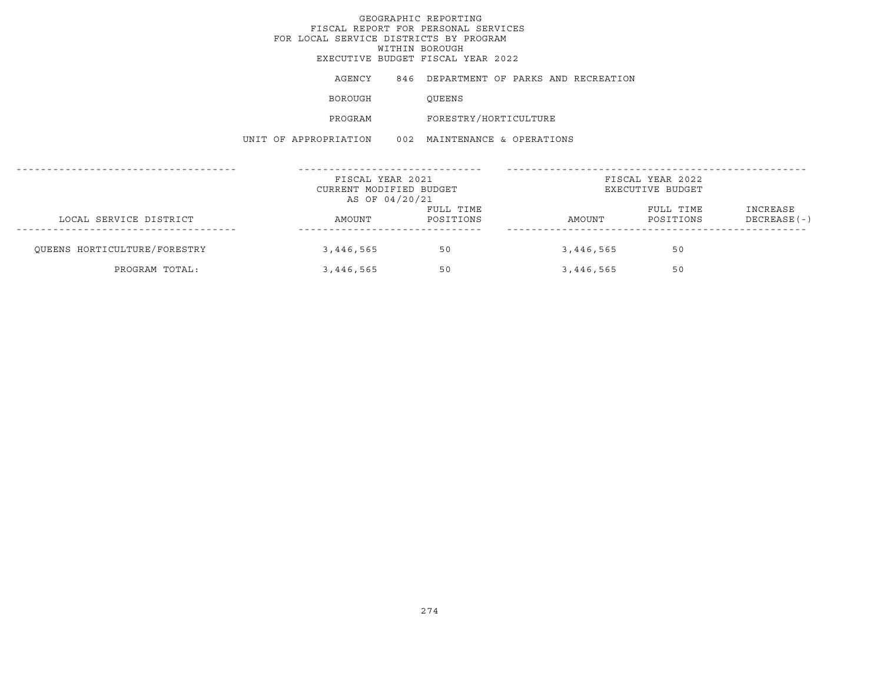# GEOGRAPHIC REPORTING
## FISCAL REPORT FOR PERSONAL SERVICES
## FOR LOCAL SERVICE DISTRICTS BY PROGRAM
## WITHIN BOROUGH
## EXECUTIVE BUDGET FISCAL YEAR 2022

AGENCY 846 DEPARTMENT OF PARKS AND RECREATION

BOROUGH QUEENS

PROGRAM FORESTRY/HORTICULTURE

UNIT OF APPROPRIATION 002 MAINTENANCE & OPERATIONS

| LOCAL SERVICE DISTRICT | FISCAL YEAR 2021 CURRENT MODIFIED BUDGET AS OF 04/20/21 AMOUNT | FULL TIME POSITIONS | FISCAL YEAR 2022 EXECUTIVE BUDGET AMOUNT | FULL TIME POSITIONS | INCREASE DECREASE(-) |
|---|---|---|---|---|---|
| QUEENS HORTICULTURE/FORESTRY | 3,446,565 | 50 | 3,446,565 | 50 | |
| PROGRAM TOTAL: | 3,446,565 | 50 | 3,446,565 | 50 | |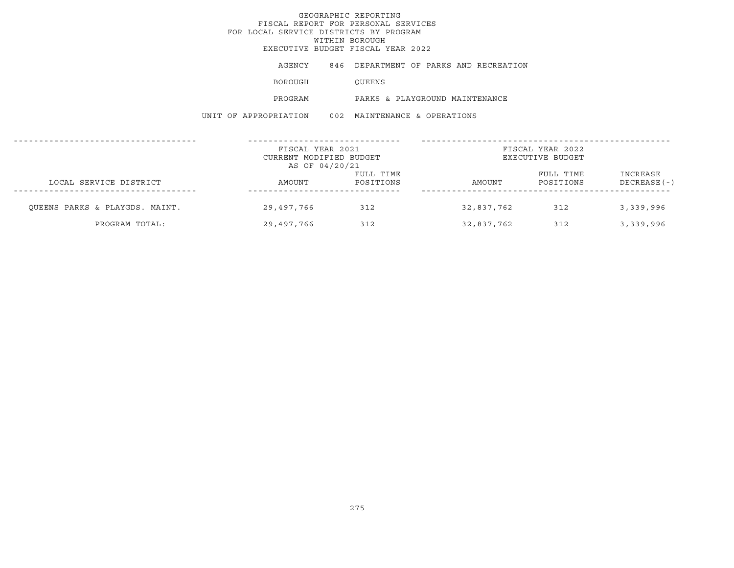# GEOGRAPHIC REPORTING
## FISCAL REPORT FOR PERSONAL SERVICES
## FOR LOCAL SERVICE DISTRICTS BY PROGRAM
## WITHIN BOROUGH
## EXECUTIVE BUDGET FISCAL YEAR 2022

AGENCY 846 DEPARTMENT OF PARKS AND RECREATION

BOROUGH QUEENS

PROGRAM PARKS & PLAYGROUND MAINTENANCE

UNIT OF APPROPRIATION 002 MAINTENANCE & OPERATIONS

| | FISCAL YEAR 2021 CURRENT MODIFIED BUDGET AS OF 04/20/21 | | FISCAL YEAR 2022 EXECUTIVE BUDGET | | |
|---|---|---|---|---|---|
| LOCAL SERVICE DISTRICT | AMOUNT | FULL TIME POSITIONS | AMOUNT | FULL TIME POSITIONS | INCREASE DECREASE(-) |
| QUEENS PARKS & PLAYGDS. MAINT. | 29,497,766 | 312 | 32,837,762 | 312 | 3,339,996 |
| PROGRAM TOTAL: | 29,497,766 | 312 | 32,837,762 | 312 | 3,339,996 |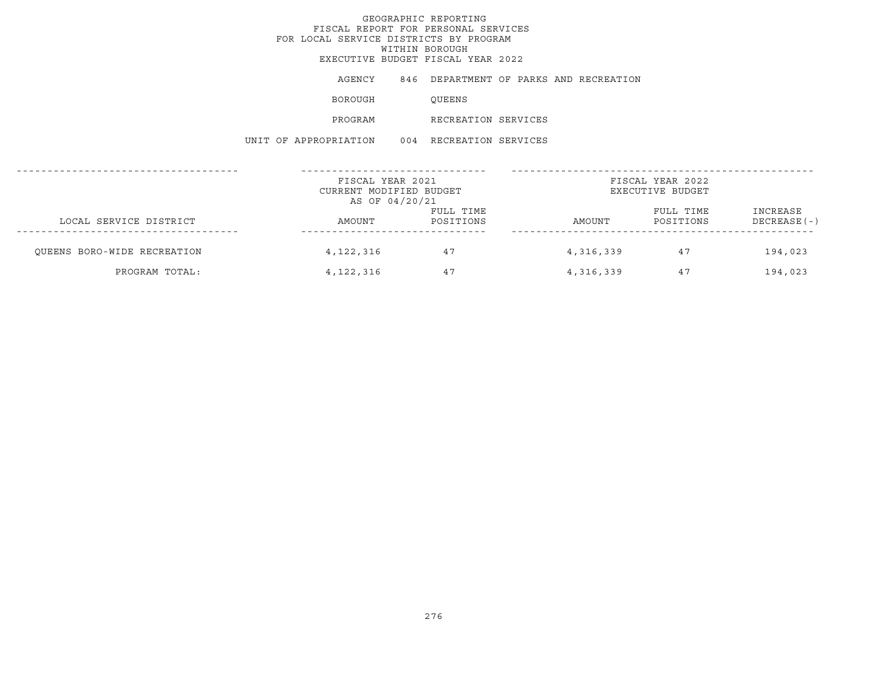# GEOGRAPHIC REPORTING
## FISCAL REPORT FOR PERSONAL SERVICES
## FOR LOCAL SERVICE DISTRICTS BY PROGRAM
## WITHIN BOROUGH
## EXECUTIVE BUDGET FISCAL YEAR 2022

AGENCY 846 DEPARTMENT OF PARKS AND RECREATION

BOROUGH QUEENS

PROGRAM RECREATION SERVICES

UNIT OF APPROPRIATION 004 RECREATION SERVICES

| | FISCAL YEAR 2021 CURRENT MODIFIED BUDGET AS OF 04/20/21 | | FISCAL YEAR 2022 EXECUTIVE BUDGET | | |
|---|---|---|---|---|---|
| LOCAL SERVICE DISTRICT | AMOUNT | FULL TIME POSITIONS | AMOUNT | FULL TIME POSITIONS | INCREASE DECREASE(-) |
| QUEENS BORO-WIDE RECREATION | 4,122,316 | 47 | 4,316,339 | 47 | 194,023 |
| PROGRAM TOTAL: | 4,122,316 | 47 | 4,316,339 | 47 | 194,023 |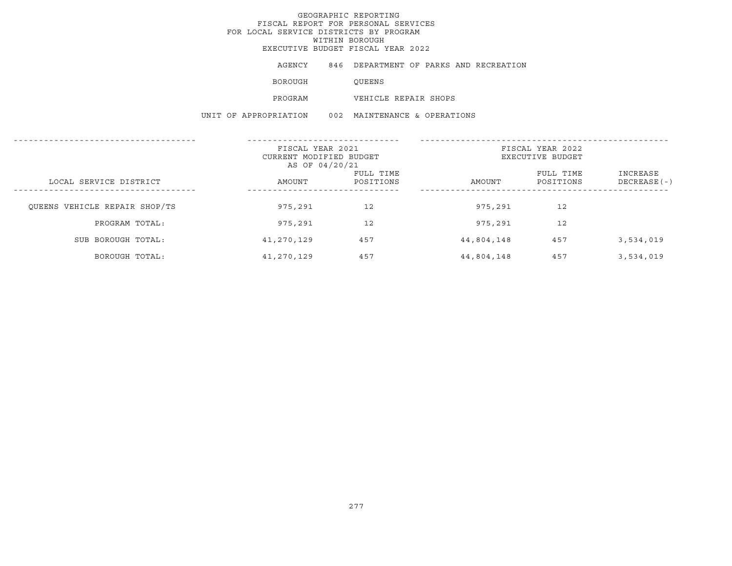GEOGRAPHIC REPORTING
FISCAL REPORT FOR PERSONAL SERVICES
FOR LOCAL SERVICE DISTRICTS BY PROGRAM
WITHIN BOROUGH
EXECUTIVE BUDGET FISCAL YEAR 2022

AGENCY 846 DEPARTMENT OF PARKS AND RECREATION

BOROUGH QUEENS

PROGRAM VEHICLE REPAIR SHOPS

UNIT OF APPROPRIATION 002 MAINTENANCE & OPERATIONS

| LOCAL SERVICE DISTRICT | FISCAL YEAR 2021 CURRENT MODIFIED BUDGET AS OF 04/20/21 AMOUNT | FULL TIME POSITIONS | FISCAL YEAR 2022 EXECUTIVE BUDGET AMOUNT | FULL TIME POSITIONS | INCREASE DECREASE(-) |
|---|---|---|---|---|---|
| QUEENS VEHICLE REPAIR SHOP/TS | 975,291 | 12 | 975,291 | 12 | |
| PROGRAM TOTAL: | 975,291 | 12 | 975,291 | 12 | |
| SUB BOROUGH TOTAL: | 41,270,129 | 457 | 44,804,148 | 457 | 3,534,019 |
| BOROUGH TOTAL: | 41,270,129 | 457 | 44,804,148 | 457 | 3,534,019 |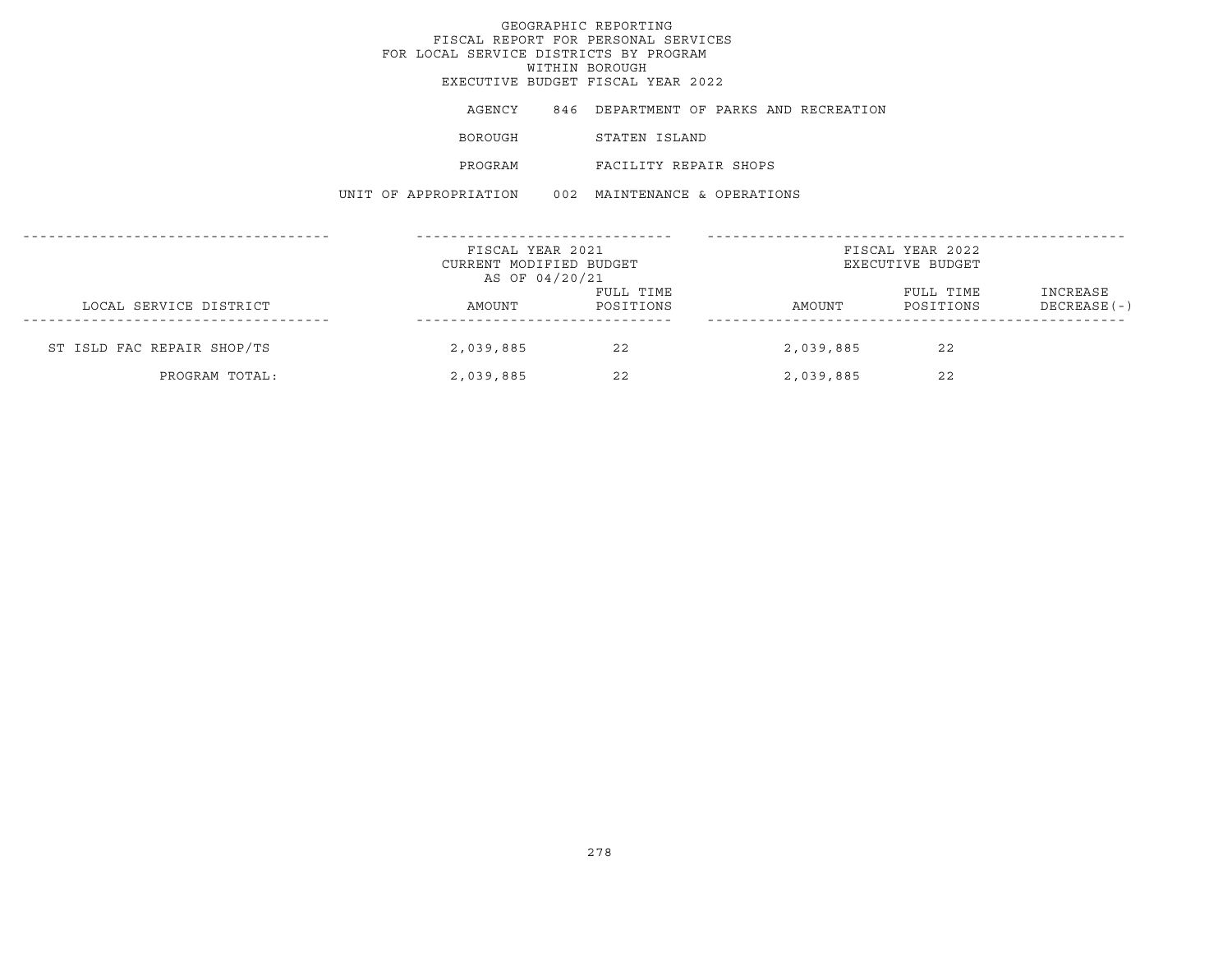# GEOGRAPHIC REPORTING
## FISCAL REPORT FOR PERSONAL SERVICES
## FOR LOCAL SERVICE DISTRICTS BY PROGRAM
## WITHIN BOROUGH
## EXECUTIVE BUDGET FISCAL YEAR 2022

AGENCY 846 DEPARTMENT OF PARKS AND RECREATION

BOROUGH STATEN ISLAND

PROGRAM FACILITY REPAIR SHOPS

UNIT OF APPROPRIATION 002 MAINTENANCE & OPERATIONS

| | FISCAL YEAR 2021 CURRENT MODIFIED BUDGET AS OF 04/20/21 | | FISCAL YEAR 2022 EXECUTIVE BUDGET | | |
|---|---|---|---|---|---|
| LOCAL SERVICE DISTRICT | AMOUNT | FULL TIME POSITIONS | AMOUNT | FULL TIME POSITIONS | INCREASE DECREASE(-) |
| ST ISLD FAC REPAIR SHOP/TS | 2,039,885 | 22 | 2,039,885 | 22 | |
| PROGRAM TOTAL: | 2,039,885 | 22 | 2,039,885 | 22 | |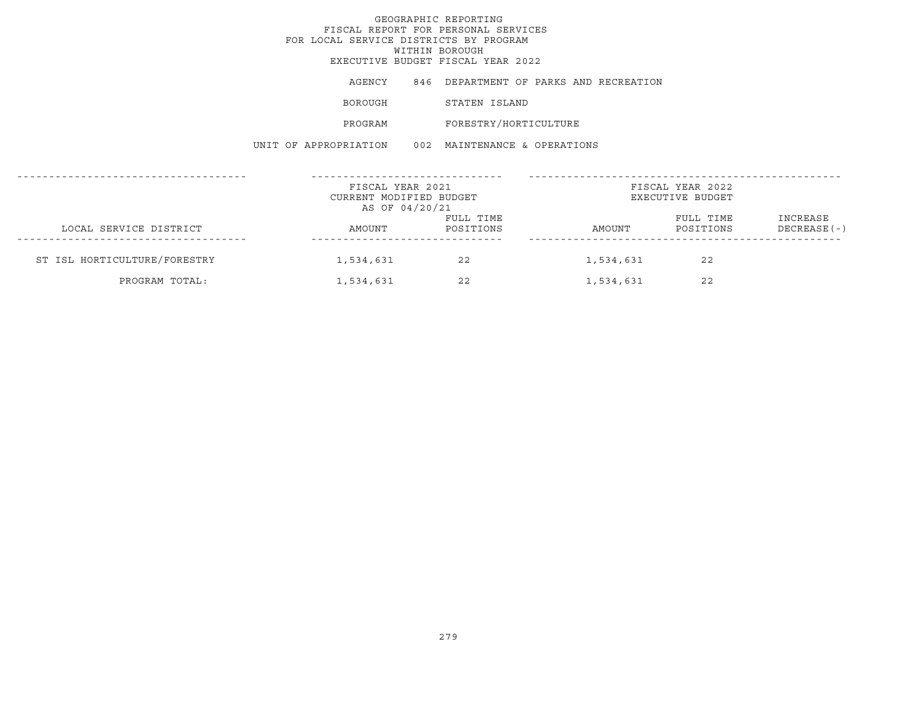# GEOGRAPHIC REPORTING
## FISCAL REPORT FOR PERSONAL SERVICES
## FOR LOCAL SERVICE DISTRICTS BY PROGRAM
## WITHIN BOROUGH
## EXECUTIVE BUDGET FISCAL YEAR 2022

AGENCY 846 DEPARTMENT OF PARKS AND RECREATION

BOROUGH STATEN ISLAND

PROGRAM FORESTRY/HORTICULTURE

UNIT OF APPROPRIATION 002 MAINTENANCE & OPERATIONS

| | FISCAL YEAR 2021 CURRENT MODIFIED BUDGET AS OF 04/20/21 | | FISCAL YEAR 2022 EXECUTIVE BUDGET | | |
|---|---|---|---|---|---|
| LOCAL SERVICE DISTRICT | AMOUNT | FULL TIME POSITIONS | AMOUNT | FULL TIME POSITIONS | INCREASE DECREASE(-) |
| ST ISL HORTICULTURE/FORESTRY | 1,534,631 | 22 | 1,534,631 | 22 | |
| PROGRAM TOTAL: | 1,534,631 | 22 | 1,534,631 | 22 | |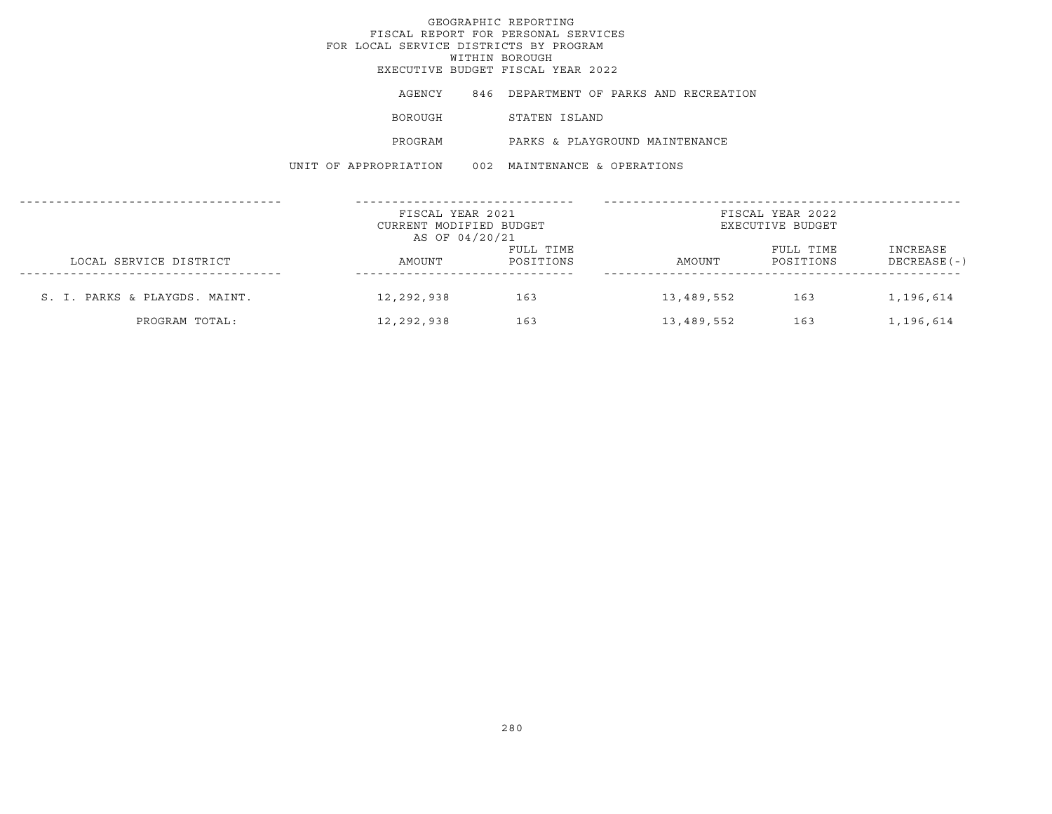GEOGRAPHIC REPORTING
FISCAL REPORT FOR PERSONAL SERVICES
FOR LOCAL SERVICE DISTRICTS BY PROGRAM
WITHIN BOROUGH
EXECUTIVE BUDGET FISCAL YEAR 2022

AGENCY 846 DEPARTMENT OF PARKS AND RECREATION

BOROUGH STATEN ISLAND

PROGRAM PARKS & PLAYGROUND MAINTENANCE

UNIT OF APPROPRIATION 002 MAINTENANCE & OPERATIONS

| | FISCAL YEAR 2021 CURRENT MODIFIED BUDGET AS OF 04/20/21 | | FISCAL YEAR 2022 EXECUTIVE BUDGET | | |
|---|---|---|---|---|---|
| LOCAL SERVICE DISTRICT | AMOUNT | FULL TIME POSITIONS | AMOUNT | FULL TIME POSITIONS | INCREASE DECREASE(-) |
| S. I. PARKS & PLAYGDS. MAINT. | 12,292,938 | 163 | 13,489,552 | 163 | 1,196,614 |
| PROGRAM TOTAL: | 12,292,938 | 163 | 13,489,552 | 163 | 1,196,614 |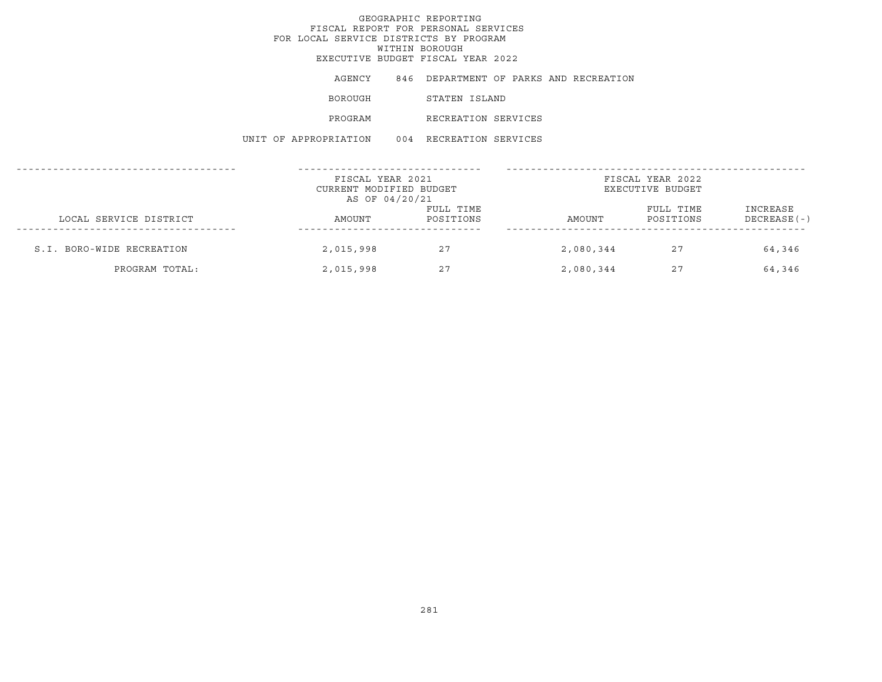# GEOGRAPHIC REPORTING
## FISCAL REPORT FOR PERSONAL SERVICES
## FOR LOCAL SERVICE DISTRICTS BY PROGRAM
## WITHIN BOROUGH
## EXECUTIVE BUDGET FISCAL YEAR 2022

AGENCY 846 DEPARTMENT OF PARKS AND RECREATION

BOROUGH STATEN ISLAND

PROGRAM RECREATION SERVICES

UNIT OF APPROPRIATION 004 RECREATION SERVICES

| LOCAL SERVICE DISTRICT | FISCAL YEAR 2021 CURRENT MODIFIED BUDGET AS OF 04/20/21 AMOUNT | FULL TIME POSITIONS | FISCAL YEAR 2022 EXECUTIVE BUDGET AMOUNT | FULL TIME POSITIONS | INCREASE DECREASE(-) |
|---|---|---|---|---|---|
| S.I. BORO-WIDE RECREATION | 2,015,998 | 27 | 2,080,344 | 27 | 64,346 |
| PROGRAM TOTAL: | 2,015,998 | 27 | 2,080,344 | 27 | 64,346 |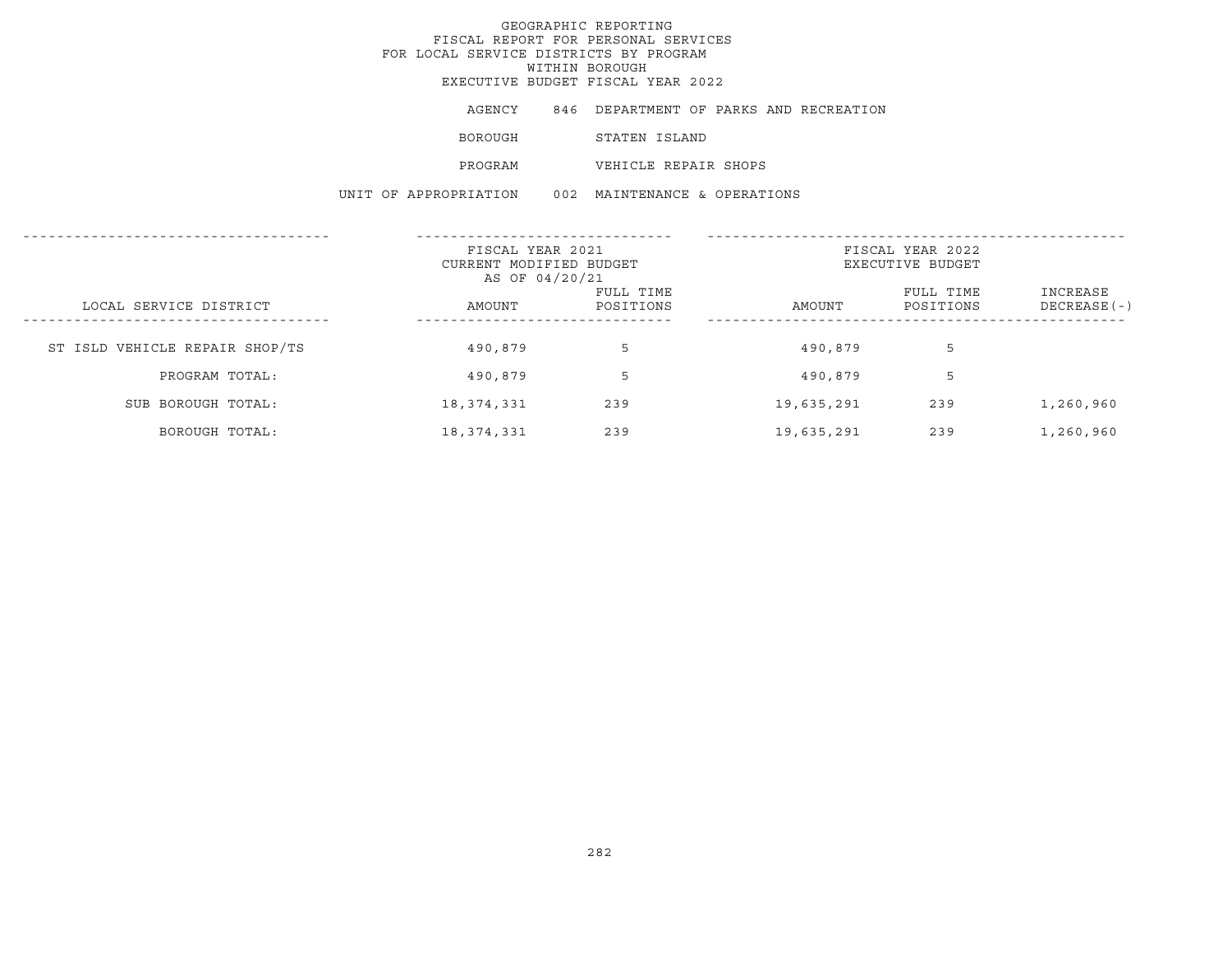# GEOGRAPHIC REPORTING
## FISCAL REPORT FOR PERSONAL SERVICES
## FOR LOCAL SERVICE DISTRICTS BY PROGRAM
## WITHIN BOROUGH
## EXECUTIVE BUDGET FISCAL YEAR 2022

AGENCY 846 DEPARTMENT OF PARKS AND RECREATION

BOROUGH STATEN ISLAND

PROGRAM VEHICLE REPAIR SHOPS

UNIT OF APPROPRIATION 002 MAINTENANCE & OPERATIONS

| LOCAL SERVICE DISTRICT | FISCAL YEAR 2021 CURRENT MODIFIED BUDGET AS OF 04/20/21 AMOUNT | FULL TIME POSITIONS | FISCAL YEAR 2022 EXECUTIVE BUDGET AMOUNT | FULL TIME POSITIONS | INCREASE DECREASE(-) |
|---|---|---|---|---|---|
| ST ISLD VEHICLE REPAIR SHOP/TS | 490,879 | 5 | 490,879 | 5 | |
| PROGRAM TOTAL: | 490,879 | 5 | 490,879 | 5 | |
| SUB BOROUGH TOTAL: | 18,374,331 | 239 | 19,635,291 | 239 | 1,260,960 |
| BOROUGH TOTAL: | 18,374,331 | 239 | 19,635,291 | 239 | 1,260,960 |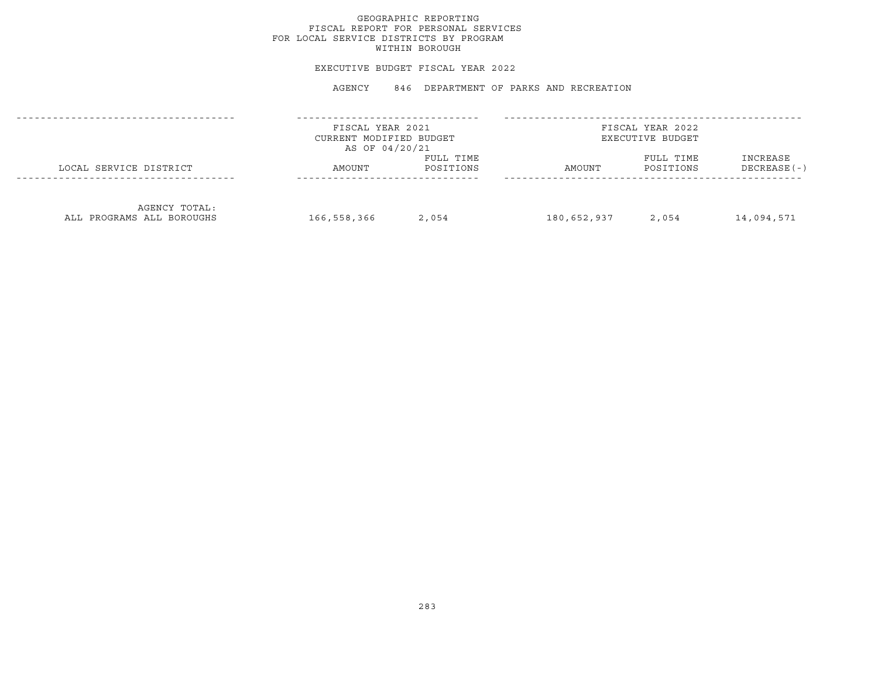# GEOGRAPHIC REPORTING
## FISCAL REPORT FOR PERSONAL SERVICES
## FOR LOCAL SERVICE DISTRICTS BY PROGRAM
## WITHIN BOROUGH

EXECUTIVE BUDGET FISCAL YEAR 2022

AGENCY 846 DEPARTMENT OF PARKS AND RECREATION

| LOCAL SERVICE DISTRICT | FISCAL YEAR 2021 CURRENT MODIFIED BUDGET AS OF 04/20/21 AMOUNT | FULL TIME POSITIONS | FISCAL YEAR 2022 EXECUTIVE BUDGET AMOUNT | FULL TIME POSITIONS | INCREASE DECREASE(-) |
|---|---|---|---|---|---|
| AGENCY TOTAL: ALL PROGRAMS ALL BOROUGHS | 166,558,366 | 2,054 | 180,652,937 | 2,054 | 14,094,571 |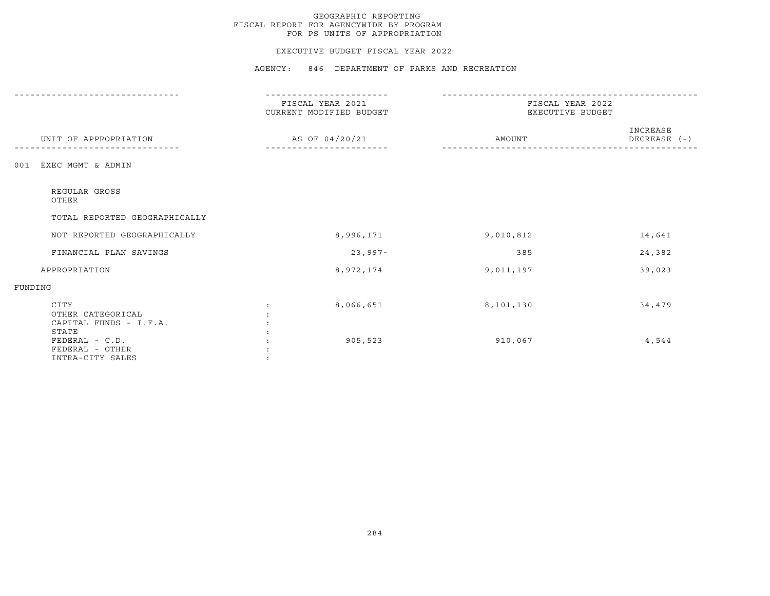GEOGRAPHIC REPORTING
FISCAL REPORT FOR AGENCYWIDE BY PROGRAM
FOR PS UNITS OF APPROPRIATION

EXECUTIVE BUDGET FISCAL YEAR 2022

AGENCY: 846 DEPARTMENT OF PARKS AND RECREATION

| UNIT OF APPROPRIATION | FISCAL YEAR 2021 CURRENT MODIFIED BUDGET AS OF 04/20/21 | FISCAL YEAR 2022 EXECUTIVE BUDGET AMOUNT | INCREASE DECREASE (-) |
|---|---|---|---|
| 001 EXEC MGMT & ADMIN | | | |
| REGULAR GROSS | | | |
| OTHER | | | |
| TOTAL REPORTED GEOGRAPHICALLY | | | |
| NOT REPORTED GEOGRAPHICALLY | 8,996,171 | 9,010,812 | 14,641 |
| FINANCIAL PLAN SAVINGS | 23,997- | 385 | 24,382 |
| APPROPRIATION | 8,972,174 | 9,011,197 | 39,023 |
| FUNDING | | | |
| CITY | 8,066,651 | 8,101,130 | 34,479 |
| OTHER CATEGORICAL | | | |
| CAPITAL FUNDS - I.F.A. | | | |
| STATE | | | |
| FEDERAL - C.D. | 905,523 | 910,067 | 4,544 |
| FEDERAL - OTHER | | | |
| INTRA-CITY SALES | | | |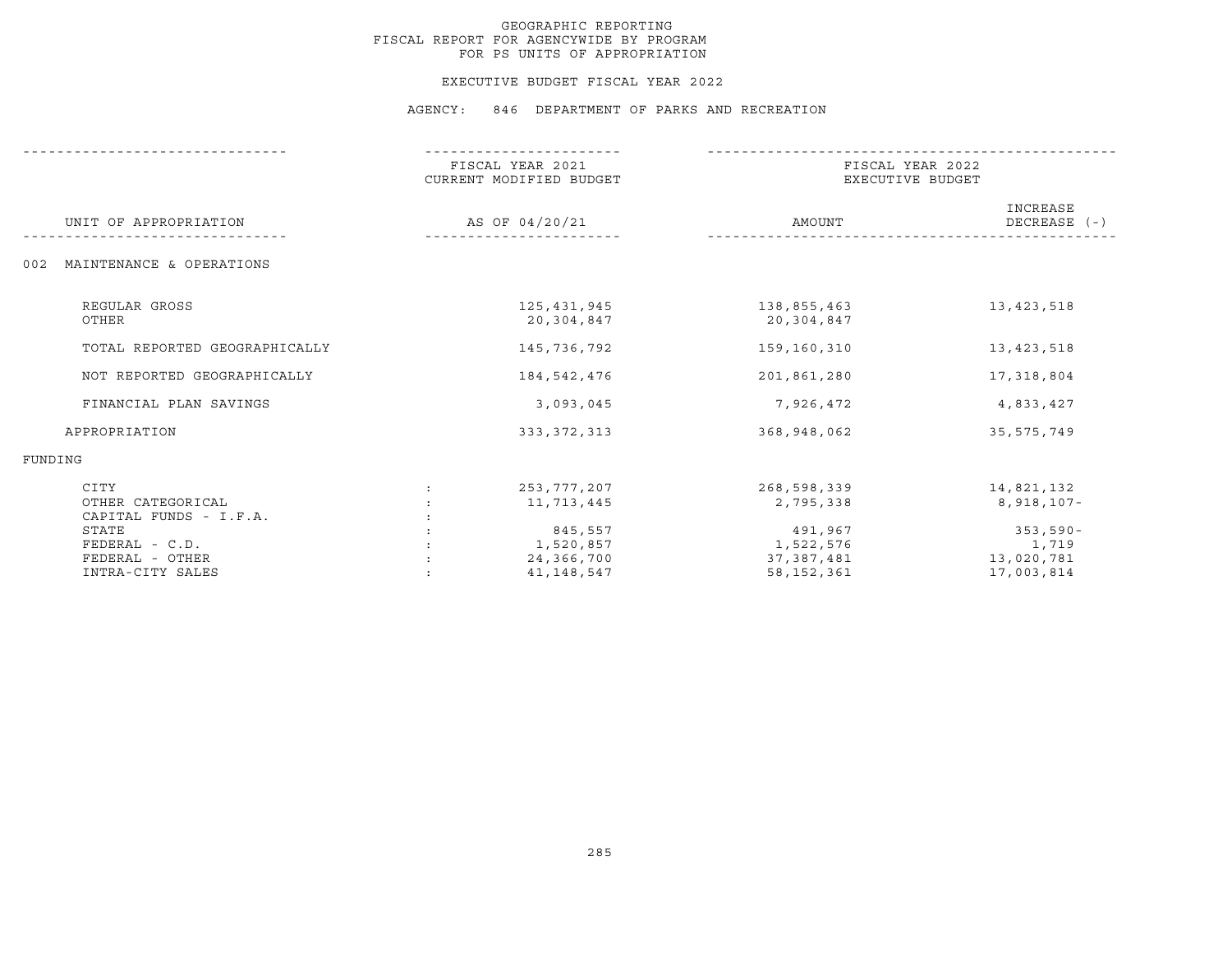# GEOGRAPHIC REPORTING
## FISCAL REPORT FOR AGENCYWIDE BY PROGRAM
## FOR PS UNITS OF APPROPRIATION

### EXECUTIVE BUDGET FISCAL YEAR 2022

### AGENCY: 846 DEPARTMENT OF PARKS AND RECREATION

| UNIT OF APPROPRIATION | | FISCAL YEAR 2021 CURRENT MODIFIED BUDGET AS OF 04/20/21 | FISCAL YEAR 2022 EXECUTIVE BUDGET AMOUNT | INCREASE DECREASE (-) |
|---|---|---|---|---|
| 002 MAINTENANCE & OPERATIONS | | | | |
| REGULAR GROSS | | 125,431,945 | 138,855,463 | 13,423,518 |
| OTHER | | 20,304,847 | 20,304,847 | |
| TOTAL REPORTED GEOGRAPHICALLY | | 145,736,792 | 159,160,310 | 13,423,518 |
| NOT REPORTED GEOGRAPHICALLY | | 184,542,476 | 201,861,280 | 17,318,804 |
| FINANCIAL PLAN SAVINGS | | 3,093,045 | 7,926,472 | 4,833,427 |
| APPROPRIATION | | 333,372,313 | 368,948,062 | 35,575,749 |
| FUNDING | | | | |
| CITY | : | 253,777,207 | 268,598,339 | 14,821,132 |
| OTHER CATEGORICAL | : | 11,713,445 | 2,795,338 | 8,918,107- |
| CAPITAL FUNDS - I.F.A. | : | | | |
| STATE | : | 845,557 | 491,967 | 353,590- |
| FEDERAL - C.D. | : | 1,520,857 | 1,522,576 | 1,719 |
| FEDERAL - OTHER | : | 24,366,700 | 37,387,481 | 13,020,781 |
| INTRA-CITY SALES | : | 41,148,547 | 58,152,361 | 17,003,814 |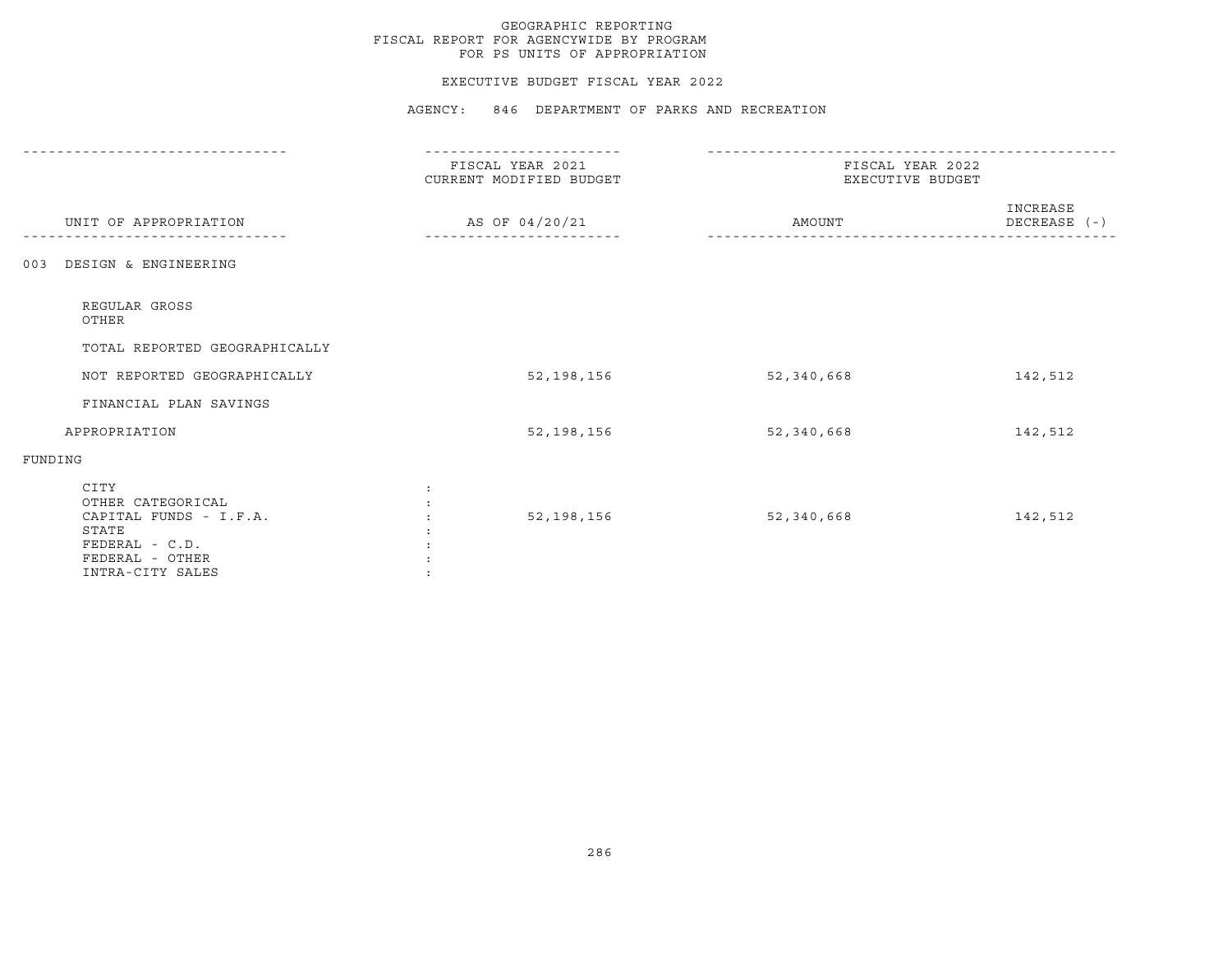GEOGRAPHIC REPORTING
FISCAL REPORT FOR AGENCYWIDE BY PROGRAM
FOR PS UNITS OF APPROPRIATION

EXECUTIVE BUDGET FISCAL YEAR 2022

AGENCY: 846 DEPARTMENT OF PARKS AND RECREATION

| UNIT OF APPROPRIATION | FISCAL YEAR 2021 CURRENT MODIFIED BUDGET AS OF 04/20/21 | FISCAL YEAR 2022 EXECUTIVE BUDGET AMOUNT | INCREASE DECREASE (-) |
|---|---|---|---|
| 003 DESIGN & ENGINEERING | | | |
| REGULAR GROSS | | | |
| OTHER | | | |
| TOTAL REPORTED GEOGRAPHICALLY | | | |
| NOT REPORTED GEOGRAPHICALLY | 52,198,156 | 52,340,668 | 142,512 |
| FINANCIAL PLAN SAVINGS | | | |
| APPROPRIATION | 52,198,156 | 52,340,668 | 142,512 |
| FUNDING | | | |
| CITY | | | |
| OTHER CATEGORICAL | | | |
| CAPITAL FUNDS - I.F.A. | 52,198,156 | 52,340,668 | 142,512 |
| STATE | | | |
| FEDERAL - C.D. | | | |
| FEDERAL - OTHER | | | |
| INTRA-CITY SALES | | | |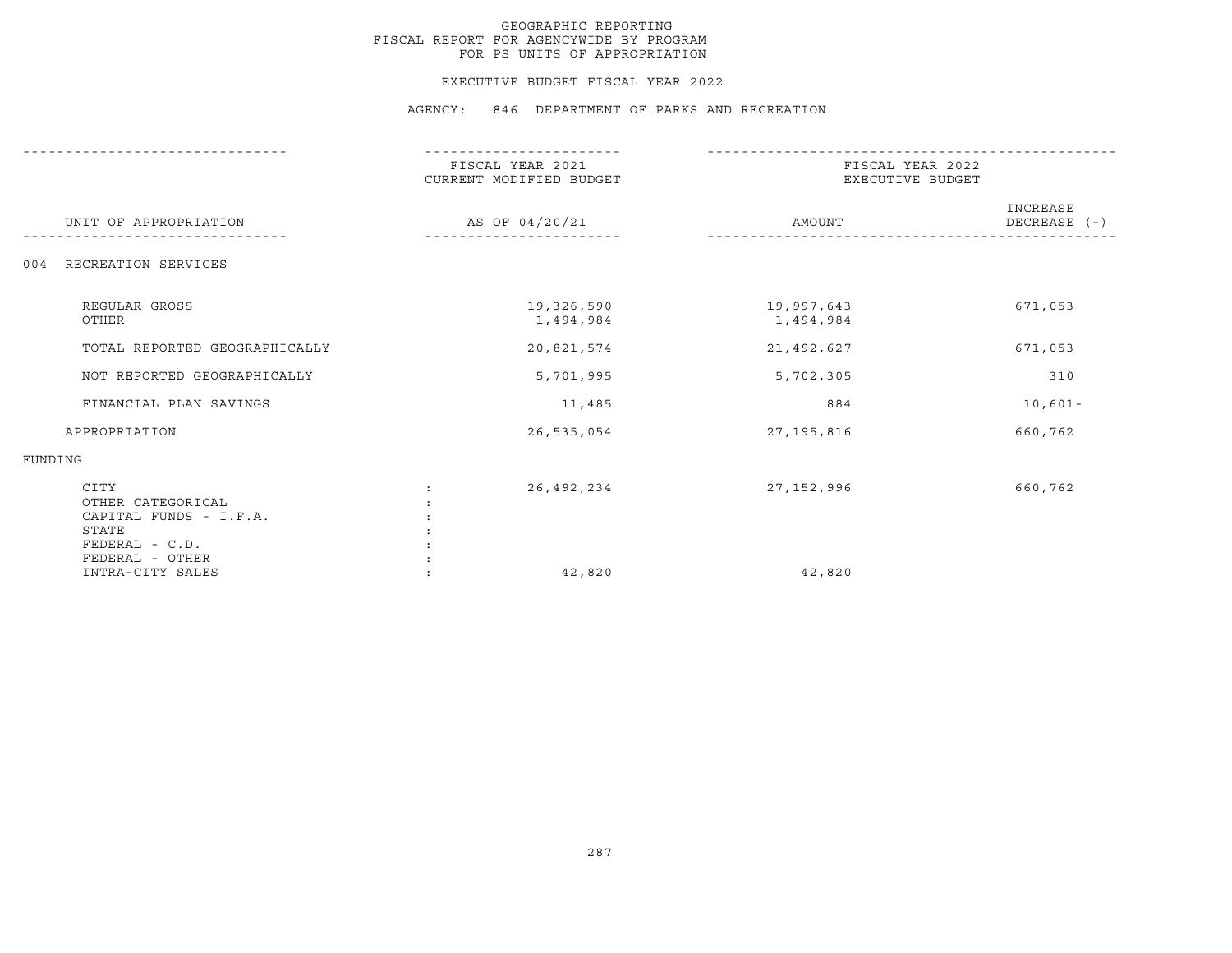# GEOGRAPHIC REPORTING
## FISCAL REPORT FOR AGENCYWIDE BY PROGRAM
## FOR PS UNITS OF APPROPRIATION

### EXECUTIVE BUDGET FISCAL YEAR 2022

### AGENCY: 846 DEPARTMENT OF PARKS AND RECREATION

| UNIT OF APPROPRIATION | FISCAL YEAR 2021 CURRENT MODIFIED BUDGET AS OF 04/20/21 | FISCAL YEAR 2022 EXECUTIVE BUDGET AMOUNT | INCREASE DECREASE (-) |
|---|---|---|---|
| 004 RECREATION SERVICES | | | |
| REGULAR GROSS | 19,326,590 | 19,997,643 | 671,053 |
| OTHER | 1,494,984 | 1,494,984 | |
| TOTAL REPORTED GEOGRAPHICALLY | 20,821,574 | 21,492,627 | 671,053 |
| NOT REPORTED GEOGRAPHICALLY | 5,701,995 | 5,702,305 | 310 |
| FINANCIAL PLAN SAVINGS | 11,485 | 884 | 10,601- |
| APPROPRIATION | 26,535,054 | 27,195,816 | 660,762 |
| FUNDING | | | |
| CITY | 26,492,234 | 27,152,996 | 660,762 |
| OTHER CATEGORICAL | | | |
| CAPITAL FUNDS - I.F.A. | | | |
| STATE | | | |
| FEDERAL - C.D. | | | |
| FEDERAL - OTHER | | | |
| INTRA-CITY SALES | 42,820 | 42,820 | |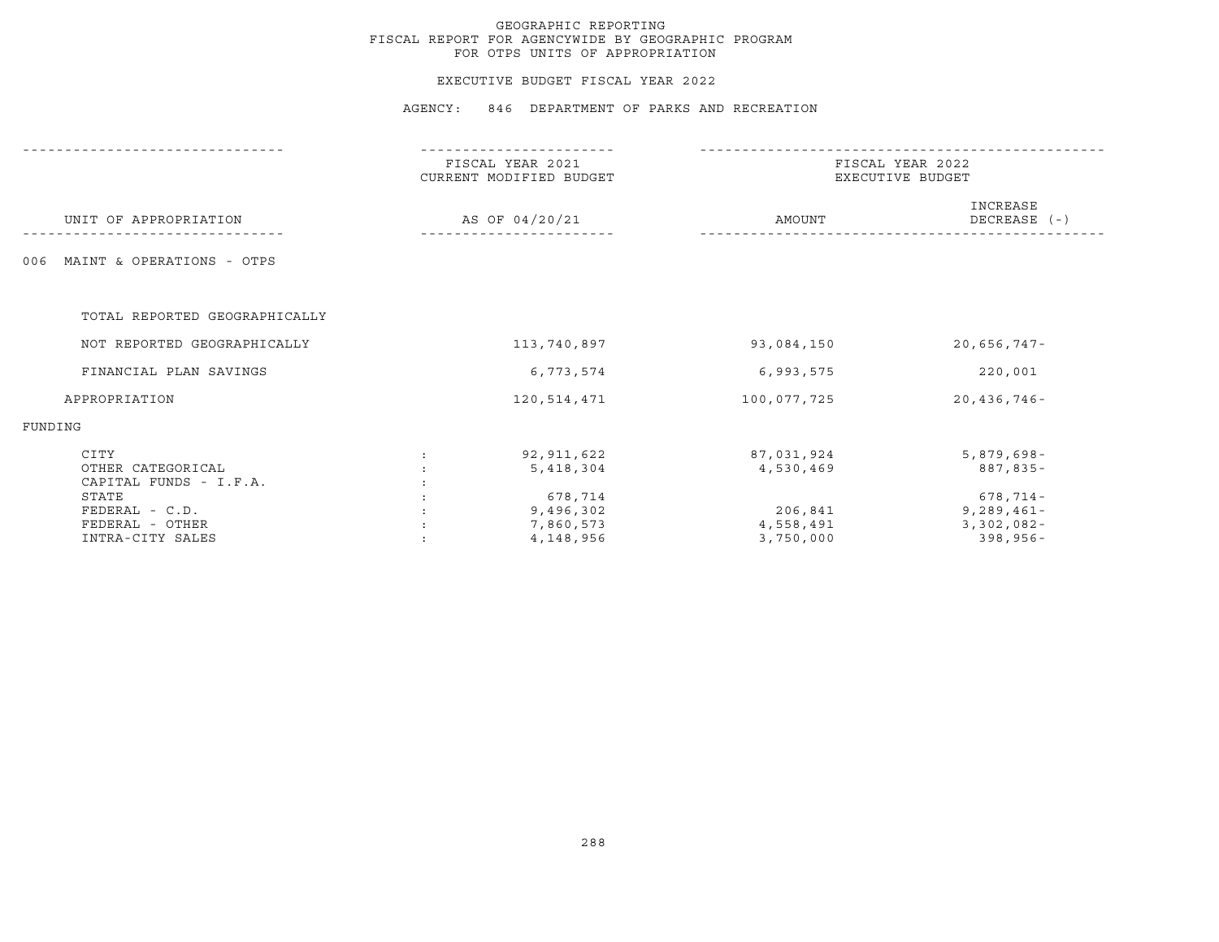GEOGRAPHIC REPORTING
FISCAL REPORT FOR AGENCYWIDE BY GEOGRAPHIC PROGRAM
FOR OTPS UNITS OF APPROPRIATION

EXECUTIVE BUDGET FISCAL YEAR 2022

AGENCY: 846 DEPARTMENT OF PARKS AND RECREATION

| UNIT OF APPROPRIATION | FISCAL YEAR 2021 CURRENT MODIFIED BUDGET AS OF 04/20/21 | FISCAL YEAR 2022 EXECUTIVE BUDGET AMOUNT | INCREASE DECREASE (-) |
|---|---|---|---|
| 006 MAINT & OPERATIONS - OTPS | | | |
| TOTAL REPORTED GEOGRAPHICALLY | | | |
| NOT REPORTED GEOGRAPHICALLY | 113,740,897 | 93,084,150 | 20,656,747- |
| FINANCIAL PLAN SAVINGS | 6,773,574 | 6,993,575 | 220,001 |
| APPROPRIATION | 120,514,471 | 100,077,725 | 20,436,746- |
| FUNDING | | | |
| CITY : | 92,911,622 | 87,031,924 | 5,879,698- |
| OTHER CATEGORICAL : | 5,418,304 | 4,530,469 | 887,835- |
| CAPITAL FUNDS - I.F.A. : | | | |
| STATE : | 678,714 | | 678,714- |
| FEDERAL - C.D. : | 9,496,302 | 206,841 | 9,289,461- |
| FEDERAL - OTHER : | 7,860,573 | 4,558,491 | 3,302,082- |
| INTRA-CITY SALES : | 4,148,956 | 3,750,000 | 398,956- |